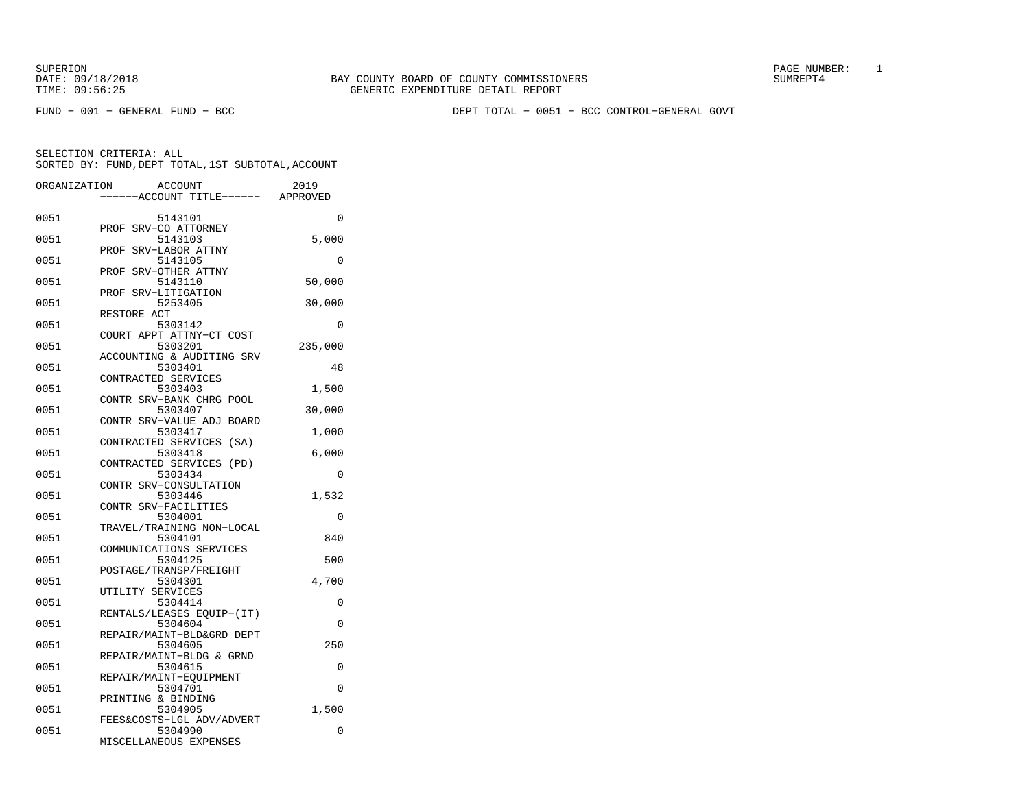SUPERION
DATE: 09/18/2018
TIME: 09:56:25

BAY COUNTY BOARD OF COUNTY COMMISSIONERS
GENERIC EXPENDITURE DETAIL REPORT

SUMREPT4

FUND − 001 − GENERAL FUND − BCC

DEPT TOTAL − 0051 − BCC CONTROL−GENERAL GOVT

SELECTION CRITERIA: ALL
SORTED BY: FUND,DEPT TOTAL,1ST SUBTOTAL,ACCOUNT

| ORGANIZATION | ACCOUNT / ------ACCOUNT TITLE------ | 2019 APPROVED |
|---|---|---|
| 0051 | 5143101 PROF SRV−CO ATTORNEY | 0 |
| 0051 | 5143103 PROF SRV−LABOR ATTNY | 5,000 |
| 0051 | 5143105 PROF SRV−OTHER ATTNY | 0 |
| 0051 | 5143110 PROF SRV−LITIGATION | 50,000 |
| 0051 | 5253405 RESTORE ACT | 30,000 |
| 0051 | 5303142 COURT APPT ATTNY−CT COST | 0 |
| 0051 | 5303201 ACCOUNTING & AUDITING SRV | 235,000 |
| 0051 | 5303401 CONTRACTED SERVICES | 48 |
| 0051 | 5303403 CONTR SRV−BANK CHRG POOL | 1,500 |
| 0051 | 5303407 CONTR SRV−VALUE ADJ BOARD | 30,000 |
| 0051 | 5303417 CONTRACTED SERVICES (SA) | 1,000 |
| 0051 | 5303418 CONTRACTED SERVICES (PD) | 6,000 |
| 0051 | 5303434 CONTR SRV−CONSULTATION | 0 |
| 0051 | 5303446 CONTR SRV−FACILITIES | 1,532 |
| 0051 | 5304001 TRAVEL/TRAINING NON−LOCAL | 0 |
| 0051 | 5304101 COMMUNICATIONS SERVICES | 840 |
| 0051 | 5304125 POSTAGE/TRANSP/FREIGHT | 500 |
| 0051 | 5304301 UTILITY SERVICES | 4,700 |
| 0051 | 5304414 RENTALS/LEASES EQUIP−(IT) | 0 |
| 0051 | 5304604 REPAIR/MAINT−BLD&GRD DEPT | 0 |
| 0051 | 5304605 REPAIR/MAINT−BLDG & GRND | 250 |
| 0051 | 5304615 REPAIR/MAINT−EQUIPMENT | 0 |
| 0051 | 5304701 PRINTING & BINDING | 0 |
| 0051 | 5304905 FEES&COSTS−LGL ADV/ADVERT | 1,500 |
| 0051 | 5304990 MISCELLANEOUS EXPENSES | 0 |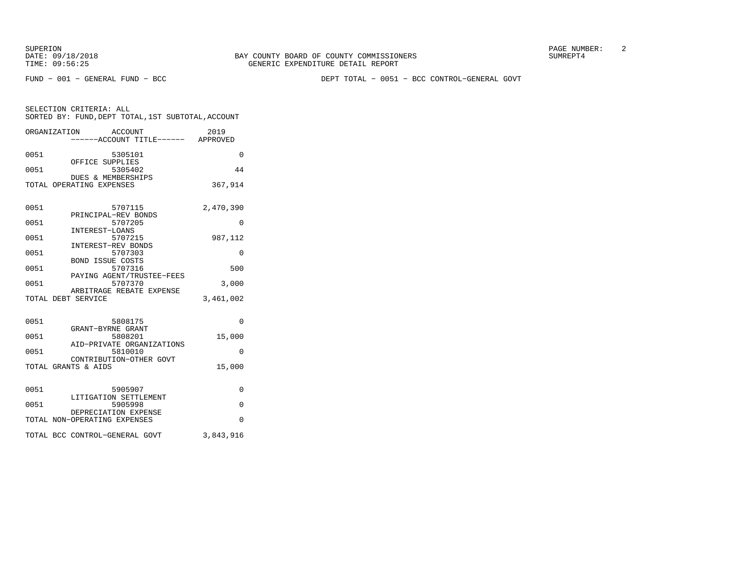BAY COUNTY BOARD OF COUNTY COMMISSIONERS
GENERIC EXPENDITURE DETAIL REPORT

SUPERION
DATE: 09/18/2018
TIME: 09:56:25

SUMREPT4

FUND − 001 − GENERAL FUND − BCC

DEPT TOTAL − 0051 − BCC CONTROL−GENERAL GOVT

SELECTION CRITERIA: ALL
SORTED BY: FUND,DEPT TOTAL,1ST SUBTOTAL,ACCOUNT

| ORGANIZATION | ACCOUNT ------ACCOUNT TITLE------ | 2019 APPROVED |
|---|---|---|
| 0051 | 5305101 OFFICE SUPPLIES | 0 |
| 0051 | 5305402 DUES & MEMBERSHIPS | 44 |
| TOTAL OPERATING EXPENSES | | 367,914 |
| 0051 | 5707115 PRINCIPAL−REV BONDS | 2,470,390 |
| 0051 | 5707205 INTEREST−LOANS | 0 |
| 0051 | 5707215 INTEREST−REV BONDS | 987,112 |
| 0051 | 5707303 BOND ISSUE COSTS | 0 |
| 0051 | 5707316 PAYING AGENT/TRUSTEE−FEES | 500 |
| 0051 | 5707370 ARBITRAGE REBATE EXPENSE | 3,000 |
| TOTAL DEBT SERVICE | | 3,461,002 |
| 0051 | 5808175 GRANT−BYRNE GRANT | 0 |
| 0051 | 5808201 AID−PRIVATE ORGANIZATIONS | 15,000 |
| 0051 | 5810010 CONTRIBUTION−OTHER GOVT | 0 |
| TOTAL GRANTS & AIDS | | 15,000 |
| 0051 | 5905907 LITIGATION SETTLEMENT | 0 |
| 0051 | 5905998 DEPRECIATION EXPENSE | 0 |
| TOTAL NON−OPERATING EXPENSES | | 0 |
| TOTAL BCC CONTROL−GENERAL GOVT | | 3,843,916 |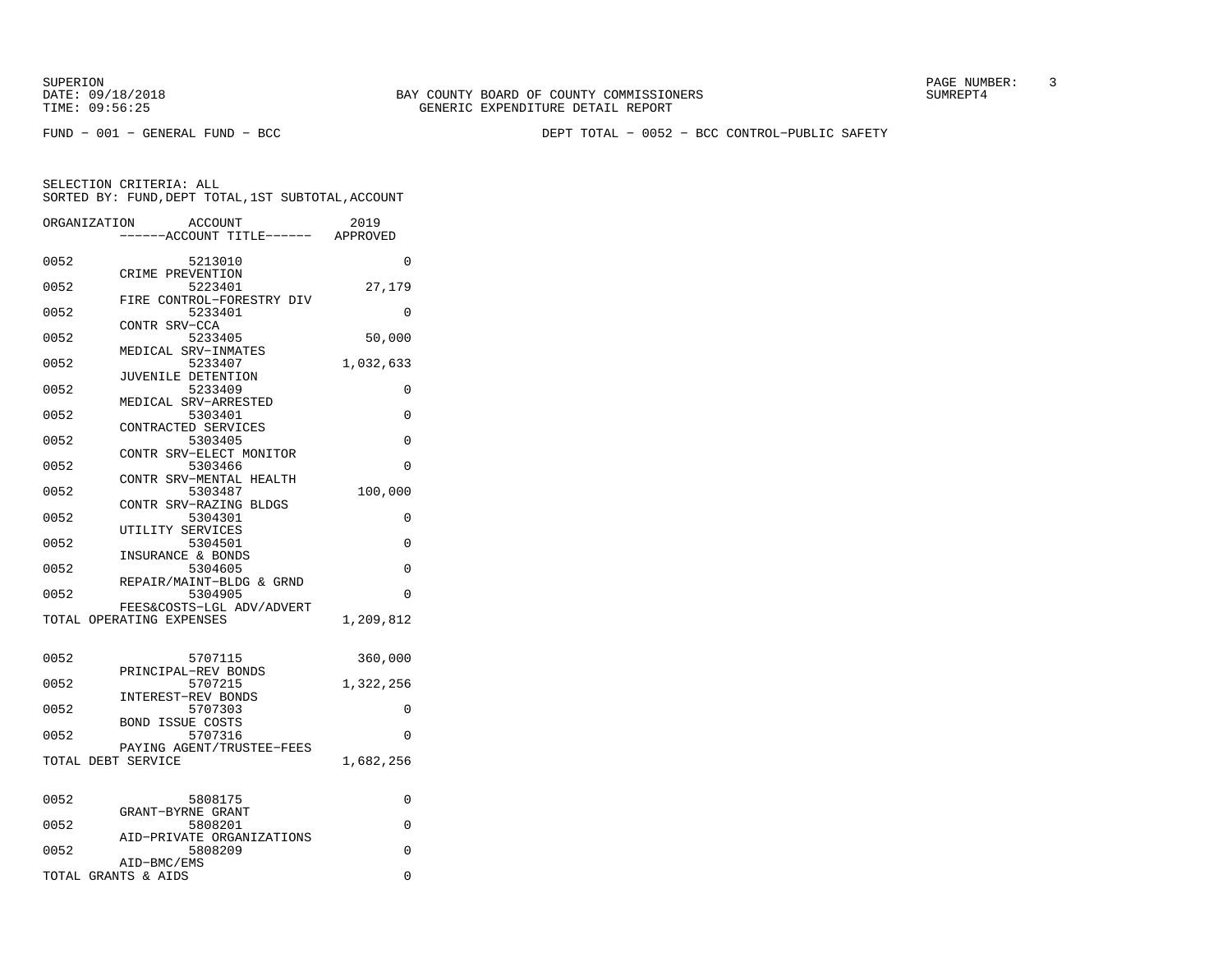SUPERION
DATE: 09/18/2018
TIME: 09:56:25

BAY COUNTY BOARD OF COUNTY COMMISSIONERS
GENERIC EXPENDITURE DETAIL REPORT

SUMREPT4

FUND - 001 - GENERAL FUND - BCC

DEPT TOTAL - 0052 - BCC CONTROL-PUBLIC SAFETY

SELECTION CRITERIA: ALL
SORTED BY: FUND,DEPT TOTAL,1ST SUBTOTAL,ACCOUNT

| ORGANIZATION | ACCOUNT ------ACCOUNT TITLE------ | 2019 APPROVED |
|---|---|---|
| 0052 | 5213010 CRIME PREVENTION | 0 |
| 0052 | 5223401 FIRE CONTROL-FORESTRY DIV | 27,179 |
| 0052 | 5233401 CONTR SRV-CCA | 0 |
| 0052 | 5233405 MEDICAL SRV-INMATES | 50,000 |
| 0052 | 5233407 JUVENILE DETENTION | 1,032,633 |
| 0052 | 5233409 MEDICAL SRV-ARRESTED | 0 |
| 0052 | 5303401 CONTRACTED SERVICES | 0 |
| 0052 | 5303405 CONTR SRV-ELECT MONITOR | 0 |
| 0052 | 5303466 CONTR SRV-MENTAL HEALTH | 0 |
| 0052 | 5303487 CONTR SRV-RAZING BLDGS | 100,000 |
| 0052 | 5304301 UTILITY SERVICES | 0 |
| 0052 | 5304501 INSURANCE & BONDS | 0 |
| 0052 | 5304605 REPAIR/MAINT-BLDG & GRND | 0 |
| 0052 | 5304905 FEES&COSTS-LGL ADV/ADVERT | 0 |
| TOTAL OPERATING EXPENSES | | 1,209,812 |
| 0052 | 5707115 PRINCIPAL-REV BONDS | 360,000 |
| 0052 | 5707215 INTEREST-REV BONDS | 1,322,256 |
| 0052 | 5707303 BOND ISSUE COSTS | 0 |
| 0052 | 5707316 PAYING AGENT/TRUSTEE-FEES | 0 |
| TOTAL DEBT SERVICE | | 1,682,256 |
| 0052 | 5808175 GRANT-BYRNE GRANT | 0 |
| 0052 | 5808201 AID-PRIVATE ORGANIZATIONS | 0 |
| 0052 | 5808209 AID-BMC/EMS | 0 |
| TOTAL GRANTS & AIDS | | 0 |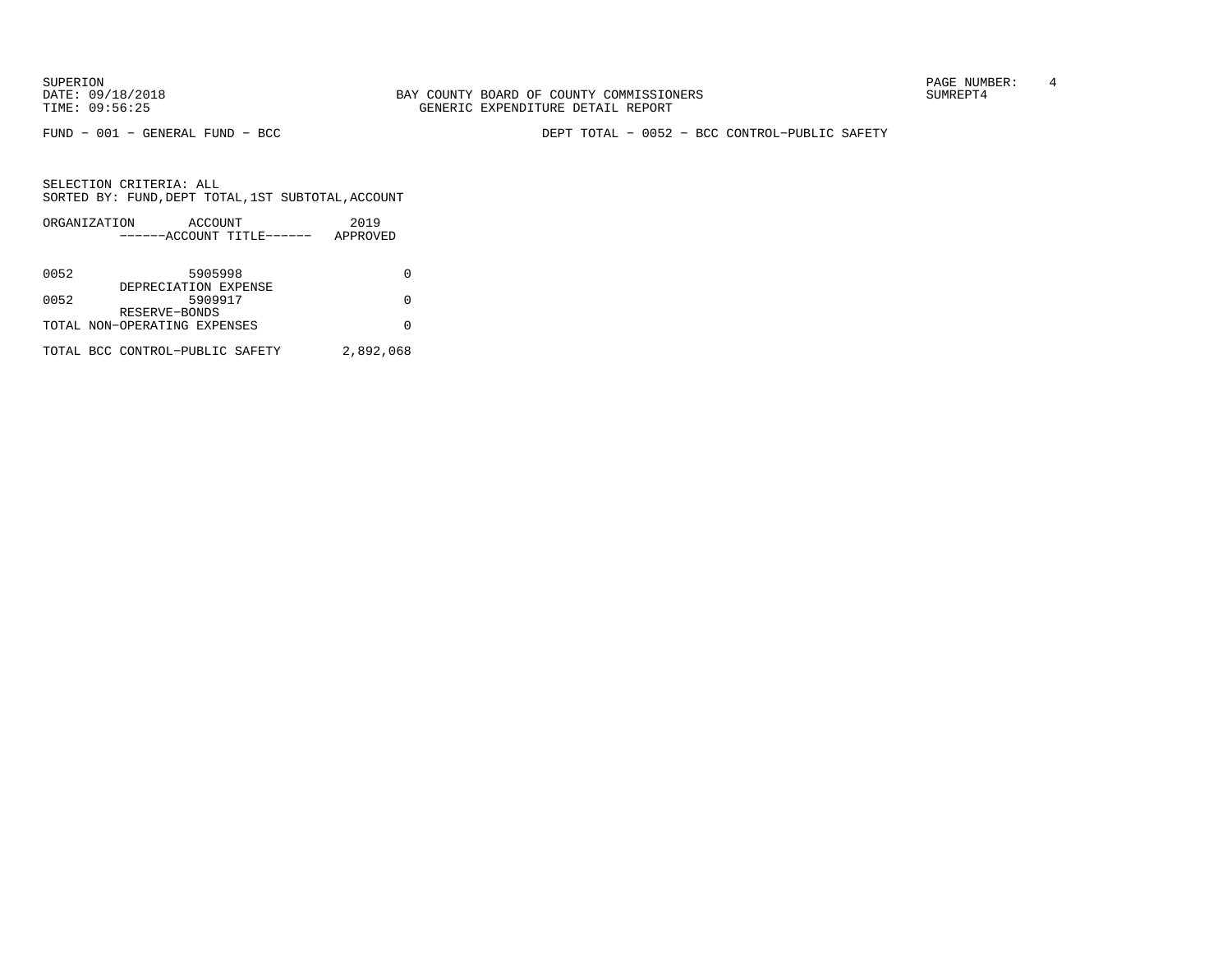BAY COUNTY BOARD OF COUNTY COMMISSIONERS
GENERIC EXPENDITURE DETAIL REPORT

SUPERION
DATE: 09/18/2018
TIME: 09:56:25

PAGE NUMBER: 4
SUMREPT4

FUND − 001 − GENERAL FUND − BCC

DEPT TOTAL − 0052 − BCC CONTROL−PUBLIC SAFETY

SELECTION CRITERIA: ALL
SORTED BY: FUND,DEPT TOTAL,1ST SUBTOTAL,ACCOUNT

| ORGANIZATION | ACCOUNT ------ACCOUNT TITLE------ | 2019 APPROVED |
|---|---|---|
| 0052 | 5905998 DEPRECIATION EXPENSE | 0 |
| 0052 | 5909917 RESERVE−BONDS | 0 |
| TOTAL NON−OPERATING EXPENSES | | 0 |
| TOTAL BCC CONTROL−PUBLIC SAFETY | | 2,892,068 |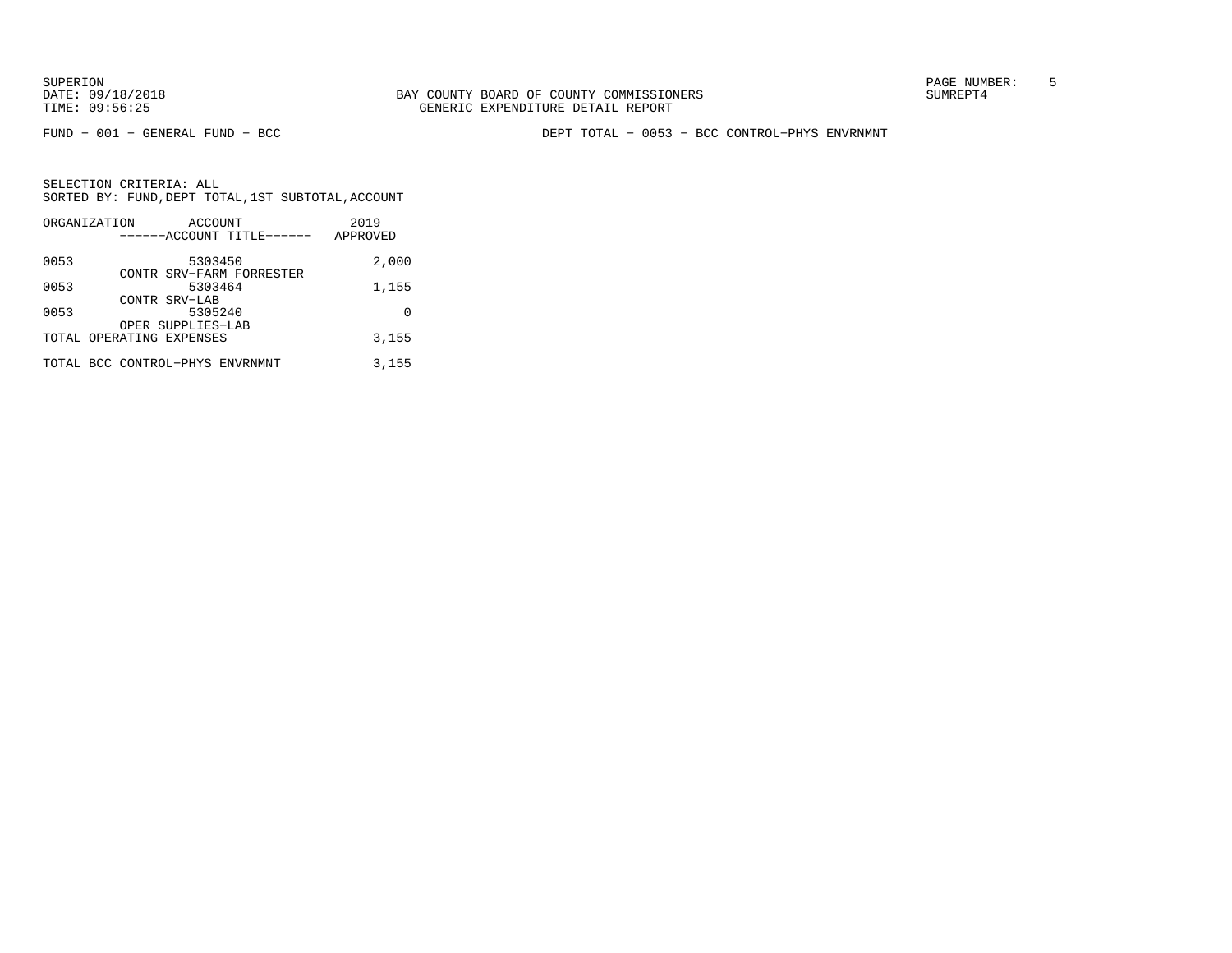SUPERION
DATE: 09/18/2018
TIME: 09:56:25

BAY COUNTY BOARD OF COUNTY COMMISSIONERS
GENERIC EXPENDITURE DETAIL REPORT

PAGE NUMBER: 5
SUMREPT4

FUND - 001 - GENERAL FUND - BCC

DEPT TOTAL - 0053 - BCC CONTROL-PHYS ENVRNMNT

SELECTION CRITERIA: ALL
SORTED BY: FUND,DEPT TOTAL,1ST SUBTOTAL,ACCOUNT

| ORGANIZATION | ACCOUNT<br>------ACCOUNT TITLE------ | 2019<br>APPROVED |
|---|---|---|
| 0053 | 5303450<br>CONTR SRV-FARM FORRESTER | 2,000 |
| 0053 | 5303464<br>CONTR SRV-LAB | 1,155 |
| 0053 | 5305240<br>OPER SUPPLIES-LAB | 0 |
| TOTAL OPERATING EXPENSES | | 3,155 |
| TOTAL BCC CONTROL-PHYS ENVRNMNT | | 3,155 |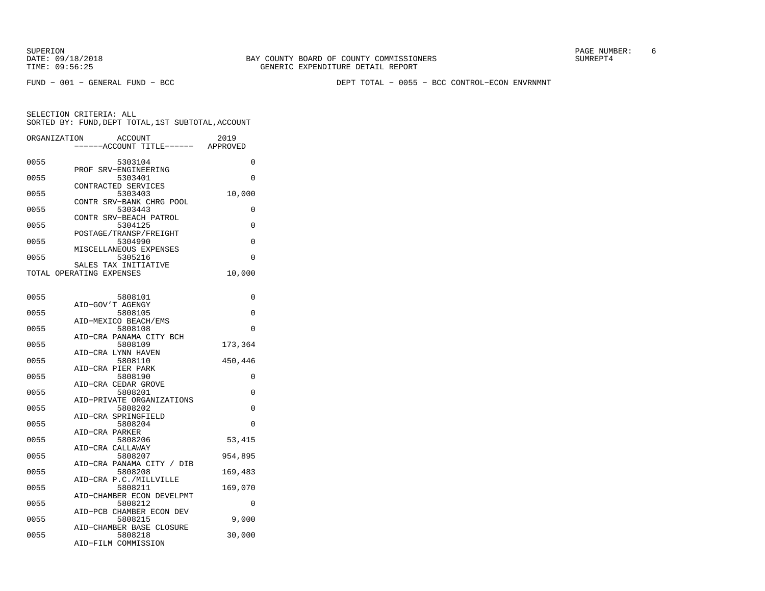SUPERION
DATE: 09/18/2018
TIME: 09:56:25

BAY COUNTY BOARD OF COUNTY COMMISSIONERS
GENERIC EXPENDITURE DETAIL REPORT

SUMREPT4

FUND − 001 − GENERAL FUND − BCC

DEPT TOTAL − 0055 − BCC CONTROL−ECON ENVRNMNT

SELECTION CRITERIA: ALL
SORTED BY: FUND,DEPT TOTAL,1ST SUBTOTAL,ACCOUNT

| ORGANIZATION | ACCOUNT ------ACCOUNT TITLE------ | 2019 APPROVED |
|---|---|---|
| 0055 | 5303104 PROF SRV−ENGINEERING | 0 |
| 0055 | 5303401 CONTRACTED SERVICES | 0 |
| 0055 | 5303403 CONTR SRV−BANK CHRG POOL | 10,000 |
| 0055 | 5303443 CONTR SRV−BEACH PATROL | 0 |
| 0055 | 5304125 POSTAGE/TRANSP/FREIGHT | 0 |
| 0055 | 5304990 MISCELLANEOUS EXPENSES | 0 |
| 0055 | 5305216 SALES TAX INITIATIVE | 0 |
| TOTAL OPERATING EXPENSES | | 10,000 |
| 0055 | 5808101 AID−GOV'T AGENGY | 0 |
| 0055 | 5808105 AID−MEXICO BEACH/EMS | 0 |
| 0055 | 5808108 AID−CRA PANAMA CITY BCH | 0 |
| 0055 | 5808109 AID−CRA LYNN HAVEN | 173,364 |
| 0055 | 5808110 AID−CRA PIER PARK | 450,446 |
| 0055 | 5808190 AID−CRA CEDAR GROVE | 0 |
| 0055 | 5808201 AID−PRIVATE ORGANIZATIONS | 0 |
| 0055 | 5808202 AID−CRA SPRINGFIELD | 0 |
| 0055 | 5808204 AID−CRA PARKER | 0 |
| 0055 | 5808206 AID−CRA CALLAWAY | 53,415 |
| 0055 | 5808207 AID−CRA PANAMA CITY / DIB | 954,895 |
| 0055 | 5808208 AID−CRA P.C./MILLVILLE | 169,483 |
| 0055 | 5808211 AID−CHAMBER ECON DEVELPMT | 169,070 |
| 0055 | 5808212 AID−PCB CHAMBER ECON DEV | 0 |
| 0055 | 5808215 AID−CHAMBER BASE CLOSURE | 9,000 |
| 0055 | 5808218 AID−FILM COMMISSION | 30,000 |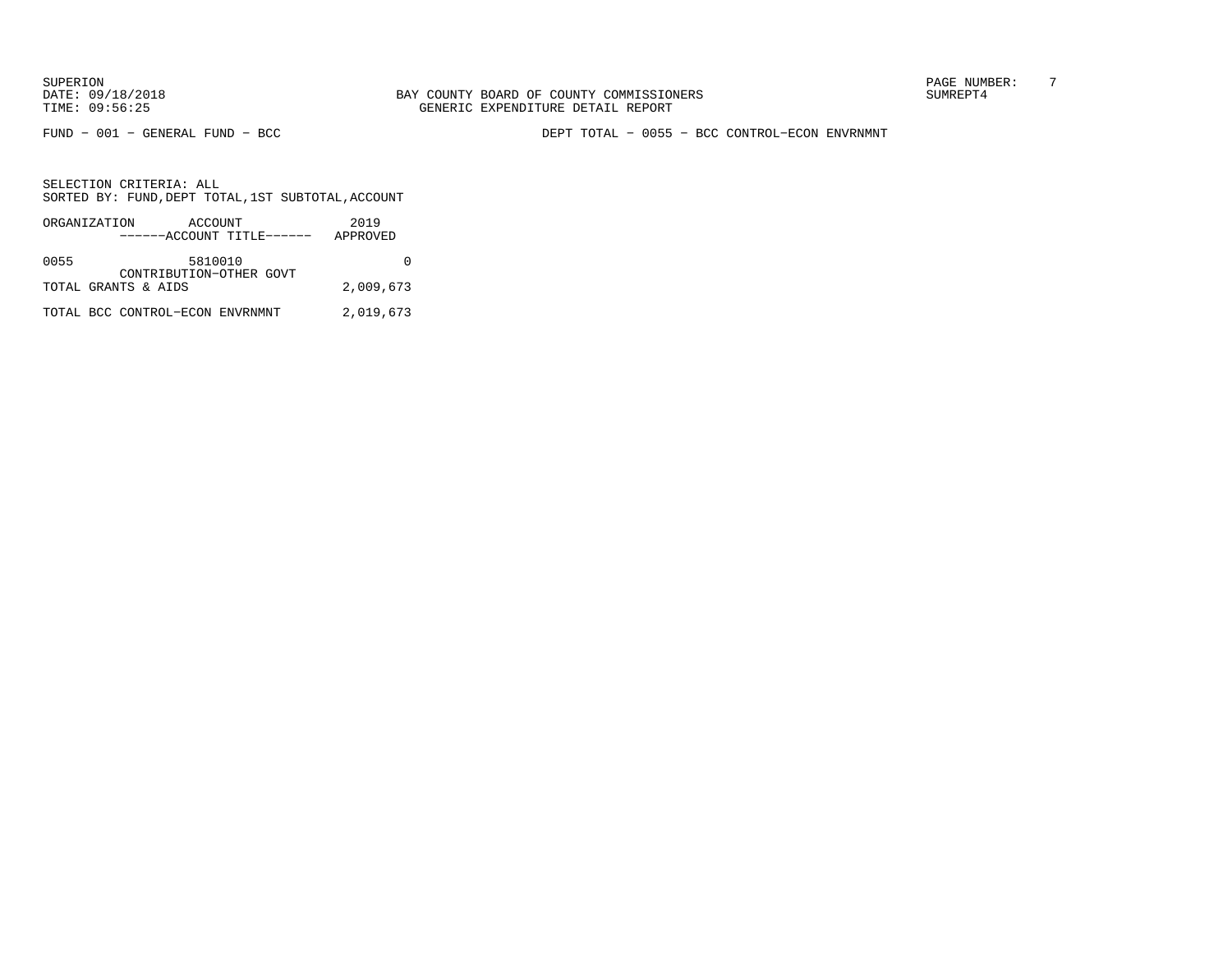SUPERION
DATE: 09/18/2018
TIME: 09:56:25

BAY COUNTY BOARD OF COUNTY COMMISSIONERS
GENERIC EXPENDITURE DETAIL REPORT

SUMREPT4

FUND − 001 − GENERAL FUND − BCC

DEPT TOTAL − 0055 − BCC CONTROL−ECON ENVRNMNT

SELECTION CRITERIA: ALL
SORTED BY: FUND,DEPT TOTAL,1ST SUBTOTAL,ACCOUNT

| ORGANIZATION | ACCOUNT<br>------ACCOUNT TITLE------ | 2019<br>APPROVED |
|---|---|---|
| 0055 | 5810010<br>CONTRIBUTION−OTHER GOVT | 0 |
| TOTAL GRANTS & AIDS | | 2,009,673 |
| TOTAL BCC CONTROL−ECON ENVRNMNT | | 2,019,673 |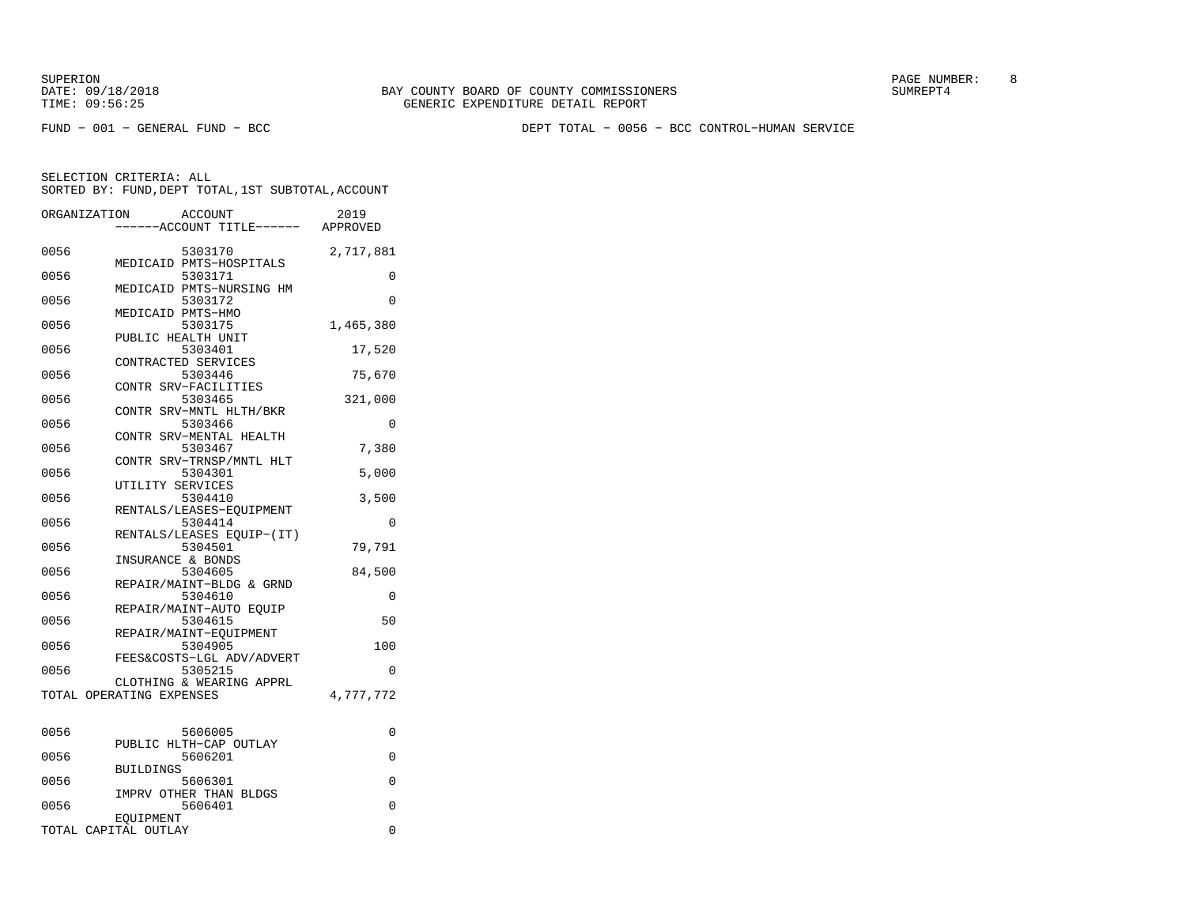SUPERION
DATE: 09/18/2018
TIME: 09:56:25

BAY COUNTY BOARD OF COUNTY COMMISSIONERS
GENERIC EXPENDITURE DETAIL REPORT

SUMREPT4

FUND − 001 − GENERAL FUND − BCC

DEPT TOTAL − 0056 − BCC CONTROL−HUMAN SERVICE

SELECTION CRITERIA: ALL
SORTED BY: FUND,DEPT TOTAL,1ST SUBTOTAL,ACCOUNT

| ORGANIZATION | ACCOUNT / ------ACCOUNT TITLE------ | 2019 APPROVED |
|---|---|---|
| 0056 | 5303170 MEDICAID PMTS−HOSPITALS | 2,717,881 |
| 0056 | 5303171 MEDICAID PMTS−NURSING HM | 0 |
| 0056 | 5303172 MEDICAID PMTS−HMO | 0 |
| 0056 | 5303175 PUBLIC HEALTH UNIT | 1,465,380 |
| 0056 | 5303401 CONTRACTED SERVICES | 17,520 |
| 0056 | 5303446 CONTR SRV−FACILITIES | 75,670 |
| 0056 | 5303465 CONTR SRV−MNTL HLTH/BKR | 321,000 |
| 0056 | 5303466 CONTR SRV−MENTAL HEALTH | 0 |
| 0056 | 5303467 CONTR SRV−TRNSP/MNTL HLT | 7,380 |
| 0056 | 5304301 UTILITY SERVICES | 5,000 |
| 0056 | 5304410 RENTALS/LEASES−EQUIPMENT | 3,500 |
| 0056 | 5304414 RENTALS/LEASES EQUIP−(IT) | 0 |
| 0056 | 5304501 INSURANCE & BONDS | 79,791 |
| 0056 | 5304605 REPAIR/MAINT−BLDG & GRND | 84,500 |
| 0056 | 5304610 REPAIR/MAINT−AUTO EQUIP | 0 |
| 0056 | 5304615 REPAIR/MAINT−EQUIPMENT | 50 |
| 0056 | 5304905 FEES&COSTS−LGL ADV/ADVERT | 100 |
| 0056 | 5305215 CLOTHING & WEARING APPRL | 0 |
| TOTAL OPERATING EXPENSES | | 4,777,772 |
| 0056 | 5606005 PUBLIC HLTH−CAP OUTLAY | 0 |
| 0056 | 5606201 BUILDINGS | 0 |
| 0056 | 5606301 IMPRV OTHER THAN BLDGS | 0 |
| 0056 | 5606401 EQUIPMENT | 0 |
| TOTAL CAPITAL OUTLAY | | 0 |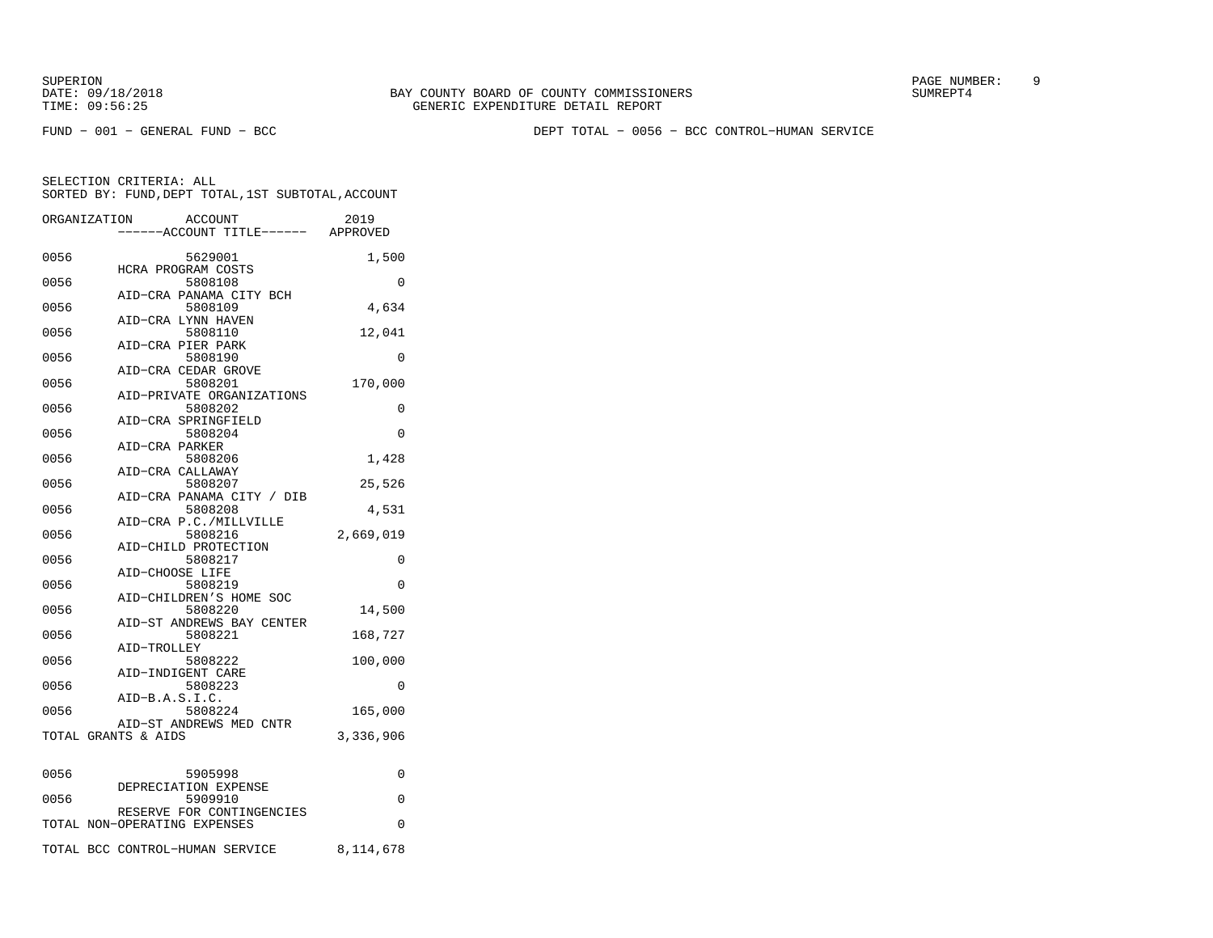SUPERION
DATE: 09/18/2018
TIME: 09:56:25

BAY COUNTY BOARD OF COUNTY COMMISSIONERS
GENERIC EXPENDITURE DETAIL REPORT

SUMREPT4

FUND − 001 − GENERAL FUND − BCC

DEPT TOTAL − 0056 − BCC CONTROL−HUMAN SERVICE

SELECTION CRITERIA: ALL
SORTED BY: FUND,DEPT TOTAL,1ST SUBTOTAL,ACCOUNT

| ORGANIZATION | ACCOUNT<br>------ACCOUNT TITLE------ | 2019<br>APPROVED |
|---|---|---|
| 0056 | 5629001<br>HCRA PROGRAM COSTS | 1,500 |
| 0056 | 5808108<br>AID−CRA PANAMA CITY BCH | 0 |
| 0056 | 5808109<br>AID−CRA LYNN HAVEN | 4,634 |
| 0056 | 5808110<br>AID−CRA PIER PARK | 12,041 |
| 0056 | 5808190<br>AID−CRA CEDAR GROVE | 0 |
| 0056 | 5808201<br>AID−PRIVATE ORGANIZATIONS | 170,000 |
| 0056 | 5808202<br>AID−CRA SPRINGFIELD | 0 |
| 0056 | 5808204<br>AID−CRA PARKER | 0 |
| 0056 | 5808206<br>AID−CRA CALLAWAY | 1,428 |
| 0056 | 5808207<br>AID−CRA PANAMA CITY / DIB | 25,526 |
| 0056 | 5808208<br>AID−CRA P.C./MILLVILLE | 4,531 |
| 0056 | 5808216<br>AID−CHILD PROTECTION | 2,669,019 |
| 0056 | 5808217<br>AID−CHOOSE LIFE | 0 |
| 0056 | 5808219<br>AID−CHILDREN'S HOME SOC | 0 |
| 0056 | 5808220<br>AID−ST ANDREWS BAY CENTER | 14,500 |
| 0056 | 5808221<br>AID−TROLLEY | 168,727 |
| 0056 | 5808222<br>AID−INDIGENT CARE | 100,000 |
| 0056 | 5808223<br>AID−B.A.S.I.C. | 0 |
| 0056 | 5808224<br>AID−ST ANDREWS MED CNTR | 165,000 |
| TOTAL GRANTS & AIDS | | 3,336,906 |
| 0056 | 5905998<br>DEPRECIATION EXPENSE | 0 |
| 0056 | 5909910<br>RESERVE FOR CONTINGENCIES | 0 |
| TOTAL NON−OPERATING EXPENSES | | 0 |
| TOTAL BCC CONTROL−HUMAN SERVICE | | 8,114,678 |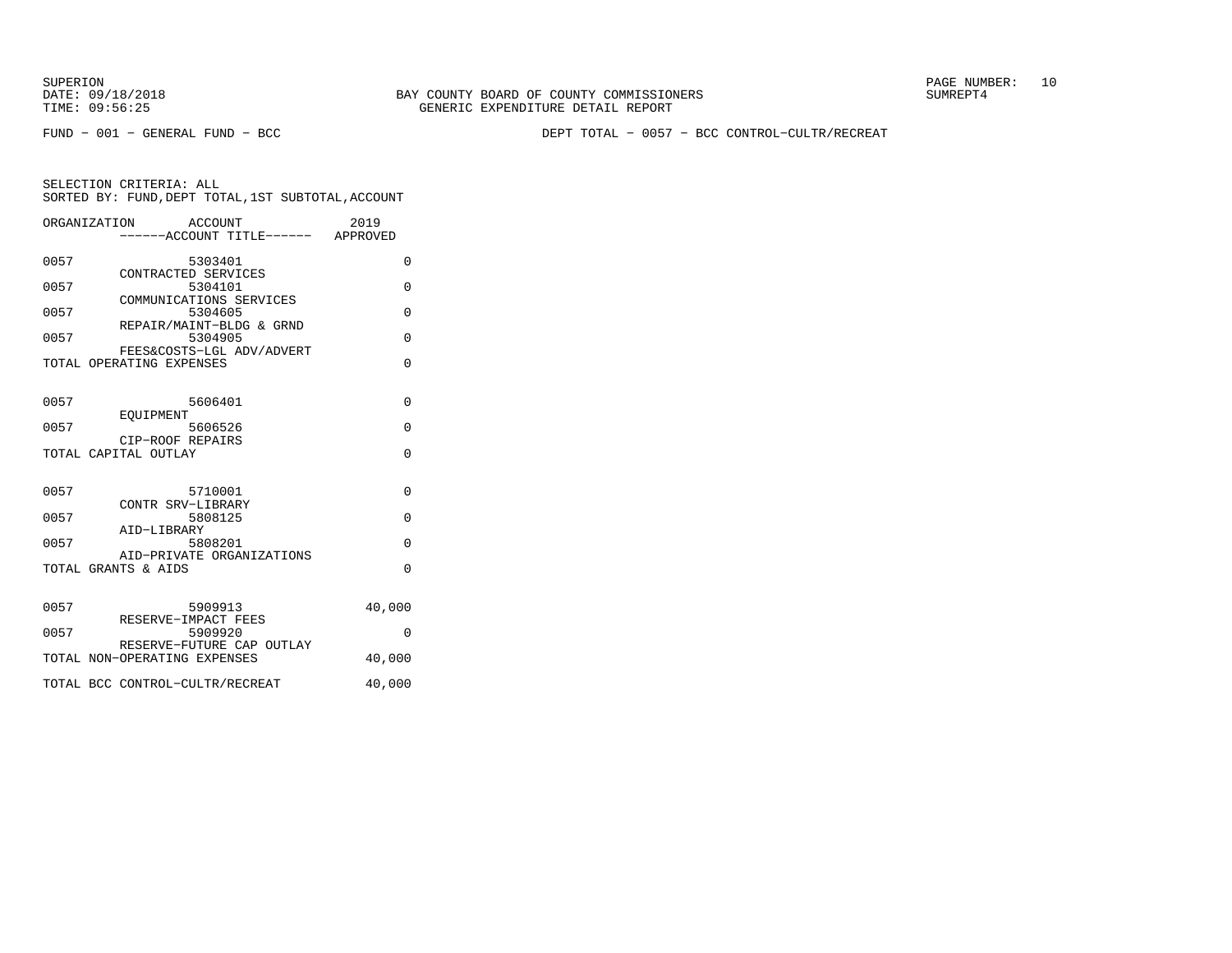FUND - 001 - GENERAL FUND - BCC

DEPT TOTAL - 0057 - BCC CONTROL-CULTR/RECREAT

SELECTION CRITERIA: ALL
SORTED BY: FUND,DEPT TOTAL,1ST SUBTOTAL,ACCOUNT

| ORGANIZATION | ACCOUNT / ------ACCOUNT TITLE------ | 2019 APPROVED |
|---|---|---|
| 0057 | 5303401 CONTRACTED SERVICES | 0 |
| 0057 | 5304101 COMMUNICATIONS SERVICES | 0 |
| 0057 | 5304605 REPAIR/MAINT-BLDG & GRND | 0 |
| 0057 | 5304905 FEES&COSTS-LGL ADV/ADVERT | 0 |
| TOTAL OPERATING EXPENSES | | 0 |
| 0057 | 5606401 EQUIPMENT | 0 |
| 0057 | 5606526 CIP-ROOF REPAIRS | 0 |
| TOTAL CAPITAL OUTLAY | | 0 |
| 0057 | 5710001 CONTR SRV-LIBRARY | 0 |
| 0057 | 5808125 AID-LIBRARY | 0 |
| 0057 | 5808201 AID-PRIVATE ORGANIZATIONS | 0 |
| TOTAL GRANTS & AIDS | | 0 |
| 0057 | 5909913 RESERVE-IMPACT FEES | 40,000 |
| 0057 | 5909920 RESERVE-FUTURE CAP OUTLAY | 0 |
| TOTAL NON-OPERATING EXPENSES | | 40,000 |
| TOTAL BCC CONTROL-CULTR/RECREAT | | 40,000 |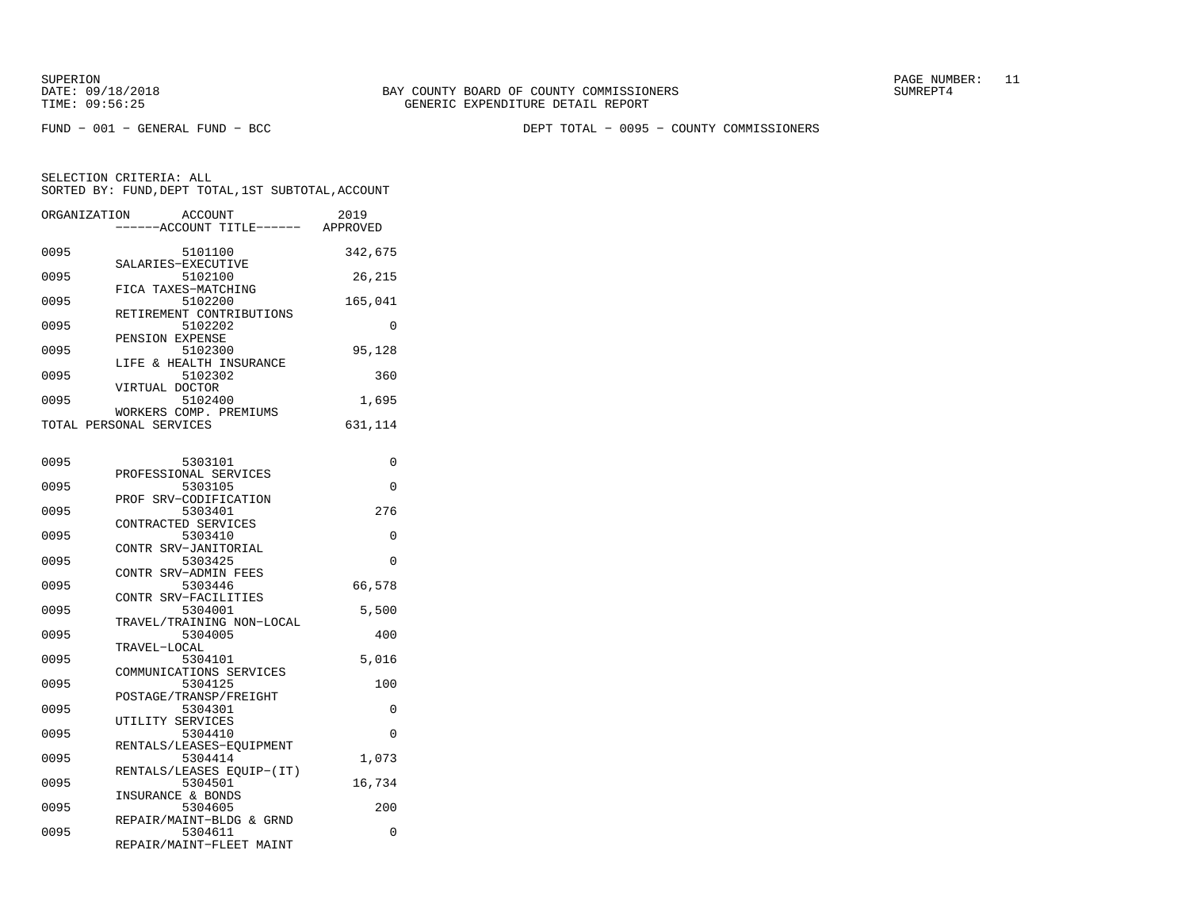BAY COUNTY BOARD OF COUNTY COMMISSIONERS
GENERIC EXPENDITURE DETAIL REPORT

SUPERION
DATE: 09/18/2018
TIME: 09:56:25

SUMREPT4

FUND - 001 - GENERAL FUND - BCC

DEPT TOTAL - 0095 - COUNTY COMMISSIONERS

SELECTION CRITERIA: ALL
SORTED BY: FUND,DEPT TOTAL,1ST SUBTOTAL,ACCOUNT

| ORGANIZATION | ACCOUNT / ------ACCOUNT TITLE------ | 2019 APPROVED |
|---|---|---|
| 0095 | 5101100 SALARIES-EXECUTIVE | 342,675 |
| 0095 | 5102100 FICA TAXES-MATCHING | 26,215 |
| 0095 | 5102200 RETIREMENT CONTRIBUTIONS | 165,041 |
| 0095 | 5102202 PENSION EXPENSE | 0 |
| 0095 | 5102300 LIFE & HEALTH INSURANCE | 95,128 |
| 0095 | 5102302 VIRTUAL DOCTOR | 360 |
| 0095 | 5102400 WORKERS COMP. PREMIUMS | 1,695 |
| TOTAL PERSONAL SERVICES | | 631,114 |
| 0095 | 5303101 PROFESSIONAL SERVICES | 0 |
| 0095 | 5303105 PROF SRV-CODIFICATION | 0 |
| 0095 | 5303401 CONTRACTED SERVICES | 276 |
| 0095 | 5303410 CONTR SRV-JANITORIAL | 0 |
| 0095 | 5303425 CONTR SRV-ADMIN FEES | 0 |
| 0095 | 5303446 CONTR SRV-FACILITIES | 66,578 |
| 0095 | 5304001 TRAVEL/TRAINING NON-LOCAL | 5,500 |
| 0095 | 5304005 TRAVEL-LOCAL | 400 |
| 0095 | 5304101 COMMUNICATIONS SERVICES | 5,016 |
| 0095 | 5304125 POSTAGE/TRANSP/FREIGHT | 100 |
| 0095 | 5304301 UTILITY SERVICES | 0 |
| 0095 | 5304410 RENTALS/LEASES-EQUIPMENT | 0 |
| 0095 | 5304414 RENTALS/LEASES EQUIP-(IT) | 1,073 |
| 0095 | 5304501 INSURANCE & BONDS | 16,734 |
| 0095 | 5304605 REPAIR/MAINT-BLDG & GRND | 200 |
| 0095 | 5304611 REPAIR/MAINT-FLEET MAINT | 0 |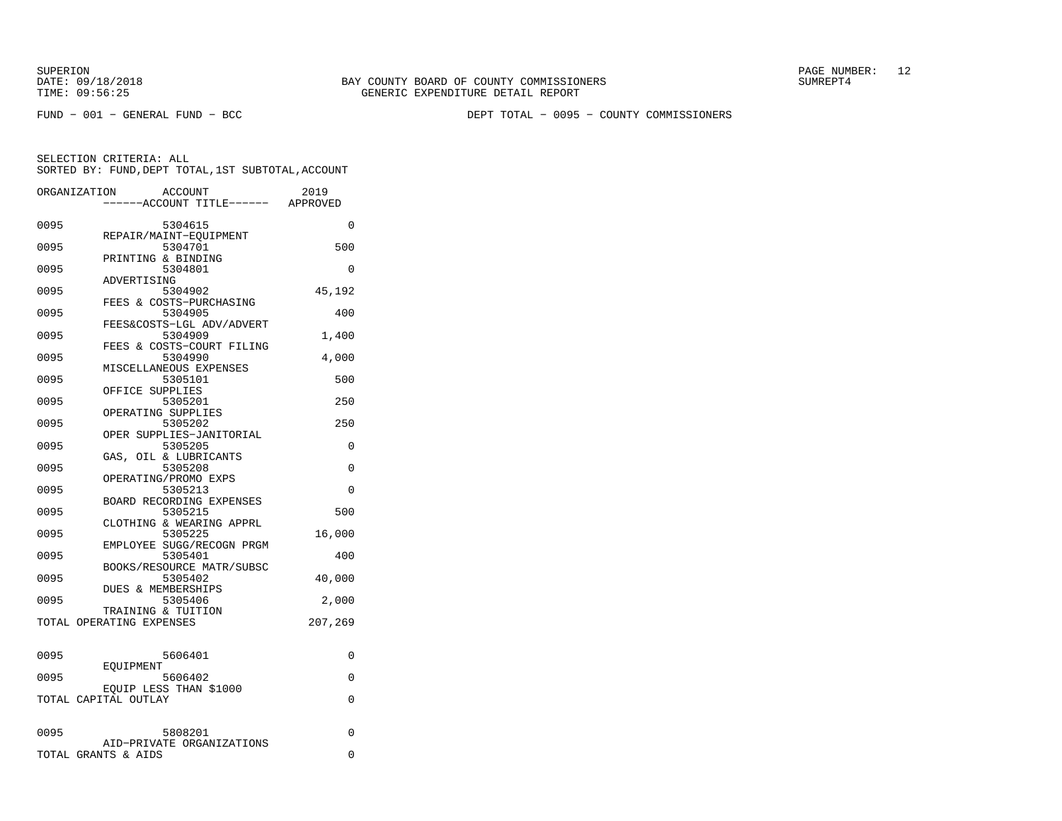SUPERION
DATE: 09/18/2018
TIME: 09:56:25

BAY COUNTY BOARD OF COUNTY COMMISSIONERS
GENERIC EXPENDITURE DETAIL REPORT

SUMREPT4

FUND - 001 - GENERAL FUND - BCC

DEPT TOTAL - 0095 - COUNTY COMMISSIONERS

SELECTION CRITERIA: ALL
SORTED BY: FUND,DEPT TOTAL,1ST SUBTOTAL,ACCOUNT

| ORGANIZATION | ACCOUNT / ------ACCOUNT TITLE------ | 2019 APPROVED |
|---|---|---|
| 0095 | 5304615 REPAIR/MAINT-EQUIPMENT | 0 |
| 0095 | 5304701 PRINTING & BINDING | 500 |
| 0095 | 5304801 ADVERTISING | 0 |
| 0095 | 5304902 FEES & COSTS-PURCHASING | 45,192 |
| 0095 | 5304905 FEES&COSTS-LGL ADV/ADVERT | 400 |
| 0095 | 5304909 FEES & COSTS-COURT FILING | 1,400 |
| 0095 | 5304990 MISCELLANEOUS EXPENSES | 4,000 |
| 0095 | 5305101 OFFICE SUPPLIES | 500 |
| 0095 | 5305201 OPERATING SUPPLIES | 250 |
| 0095 | 5305202 OPER SUPPLIES-JANITORIAL | 250 |
| 0095 | 5305205 GAS, OIL & LUBRICANTS | 0 |
| 0095 | 5305208 OPERATING/PROMO EXPS | 0 |
| 0095 | 5305213 BOARD RECORDING EXPENSES | 0 |
| 0095 | 5305215 CLOTHING & WEARING APPRL | 500 |
| 0095 | 5305225 EMPLOYEE SUGG/RECOGN PRGM | 16,000 |
| 0095 | 5305401 BOOKS/RESOURCE MATR/SUBSC | 400 |
| 0095 | 5305402 DUES & MEMBERSHIPS | 40,000 |
| 0095 | 5305406 TRAINING & TUITION | 2,000 |
| TOTAL OPERATING EXPENSES | | 207,269 |
| 0095 | 5606401 EQUIPMENT | 0 |
| 0095 | 5606402 EQUIP LESS THAN $1000 | 0 |
| TOTAL CAPITAL OUTLAY | | 0 |
| 0095 | 5808201 AID-PRIVATE ORGANIZATIONS | 0 |
| TOTAL GRANTS & AIDS | | 0 |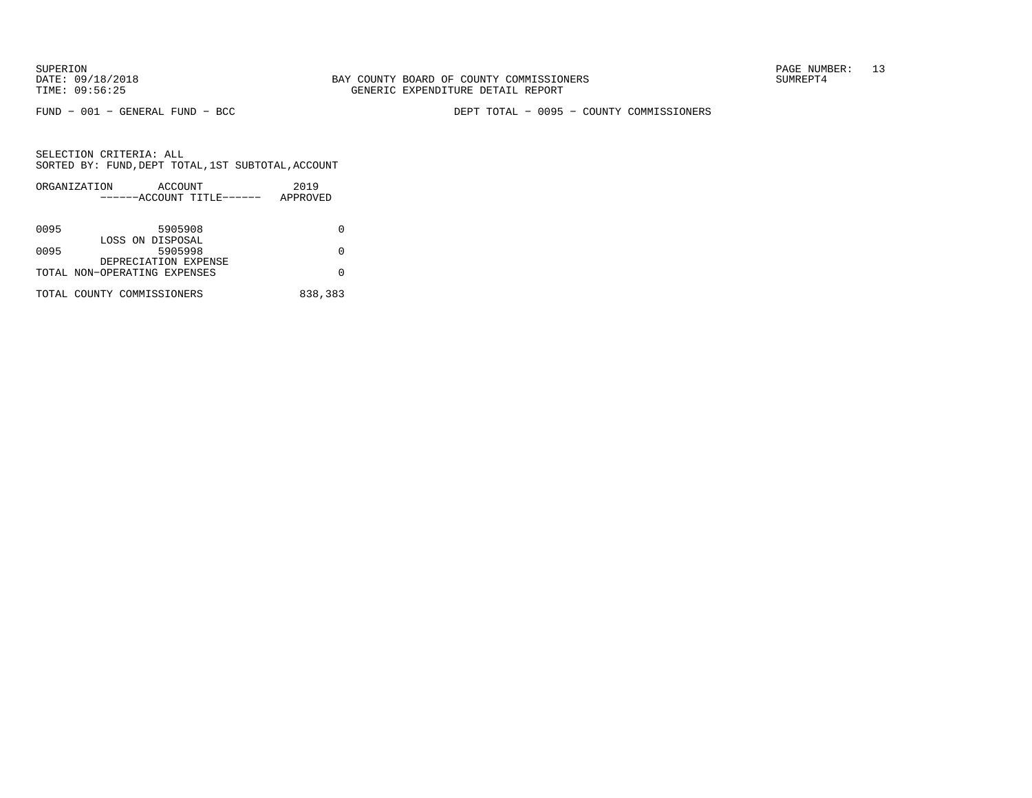FUND − 001 − GENERAL FUND − BCC

DEPT TOTAL − 0095 − COUNTY COMMISSIONERS

SELECTION CRITERIA: ALL
SORTED BY: FUND,DEPT TOTAL,1ST SUBTOTAL,ACCOUNT

| ORGANIZATION | ACCOUNT ------ACCOUNT TITLE------ | 2019 APPROVED |
|---|---|---|
| 0095 | 5905908 LOSS ON DISPOSAL | 0 |
| 0095 | 5905998 DEPRECIATION EXPENSE | 0 |
| TOTAL NON-OPERATING EXPENSES | | 0 |
| TOTAL COUNTY COMMISSIONERS | | 838,383 |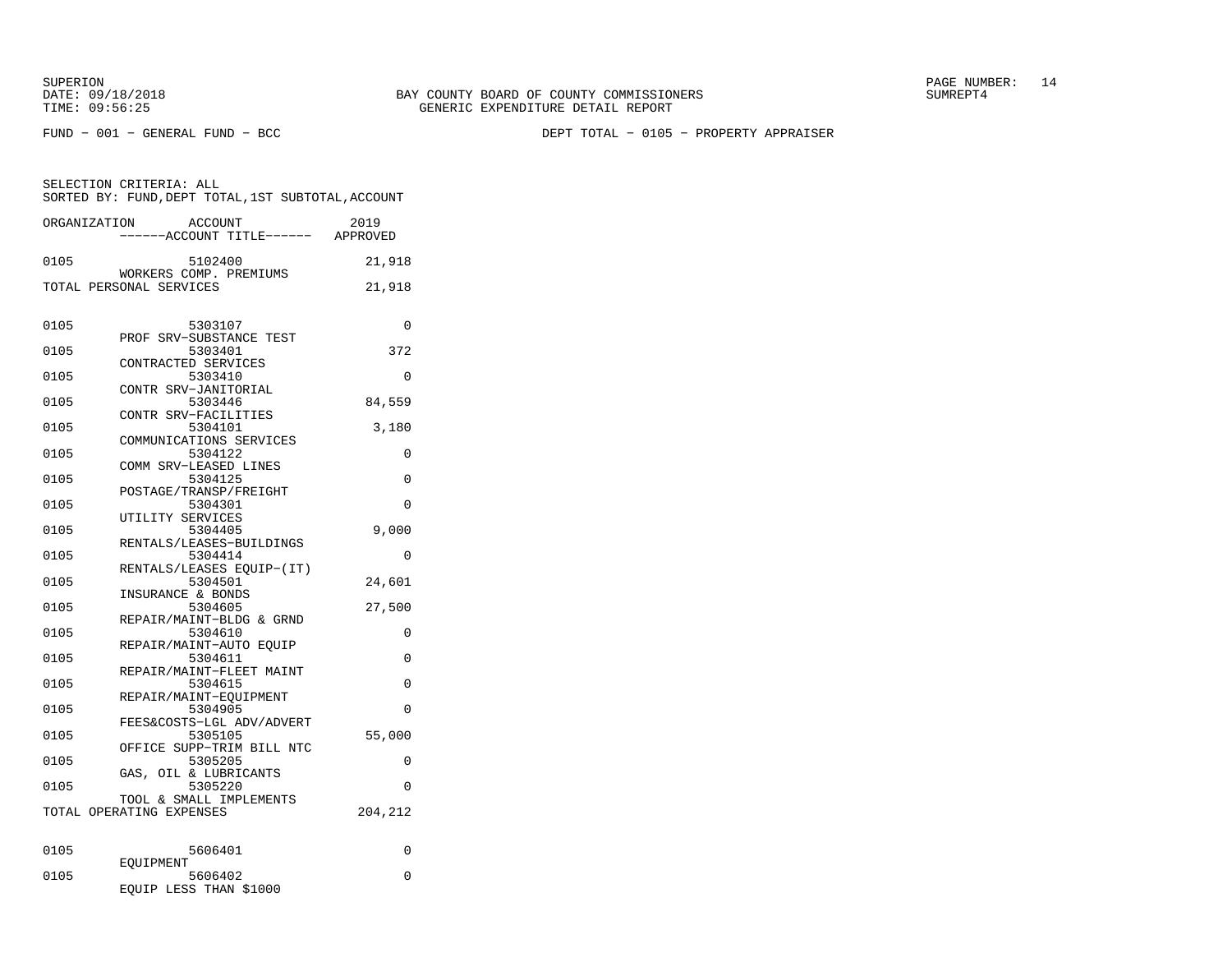SUPERION
DATE: 09/18/2018
TIME: 09:56:25

BAY COUNTY BOARD OF COUNTY COMMISSIONERS
GENERIC EXPENDITURE DETAIL REPORT

SUMREPT4

FUND − 001 − GENERAL FUND − BCC

DEPT TOTAL − 0105 − PROPERTY APPRAISER

SELECTION CRITERIA: ALL
SORTED BY: FUND,DEPT TOTAL,1ST SUBTOTAL,ACCOUNT

| ORGANIZATION | ACCOUNT / ------ACCOUNT TITLE------ | 2019 APPROVED |
|---|---|---|
| 0105 | 5102400 WORKERS COMP. PREMIUMS | 21,918 |
| TOTAL PERSONAL SERVICES | | 21,918 |
| 0105 | 5303107 PROF SRV−SUBSTANCE TEST | 0 |
| 0105 | 5303401 CONTRACTED SERVICES | 372 |
| 0105 | 5303410 CONTR SRV−JANITORIAL | 0 |
| 0105 | 5303446 CONTR SRV−FACILITIES | 84,559 |
| 0105 | 5304101 COMMUNICATIONS SERVICES | 3,180 |
| 0105 | 5304122 COMM SRV−LEASED LINES | 0 |
| 0105 | 5304125 POSTAGE/TRANSP/FREIGHT | 0 |
| 0105 | 5304301 UTILITY SERVICES | 0 |
| 0105 | 5304405 RENTALS/LEASES−BUILDINGS | 9,000 |
| 0105 | 5304414 RENTALS/LEASES EQUIP−(IT) | 0 |
| 0105 | 5304501 INSURANCE & BONDS | 24,601 |
| 0105 | 5304605 REPAIR/MAINT−BLDG & GRND | 27,500 |
| 0105 | 5304610 REPAIR/MAINT−AUTO EQUIP | 0 |
| 0105 | 5304611 REPAIR/MAINT−FLEET MAINT | 0 |
| 0105 | 5304615 REPAIR/MAINT−EQUIPMENT | 0 |
| 0105 | 5304905 FEES&COSTS−LGL ADV/ADVERT | 0 |
| 0105 | 5305105 OFFICE SUPP−TRIM BILL NTC | 55,000 |
| 0105 | 5305205 GAS, OIL & LUBRICANTS | 0 |
| 0105 | 5305220 TOOL & SMALL IMPLEMENTS | 0 |
| TOTAL OPERATING EXPENSES | | 204,212 |
| 0105 | 5606401 EQUIPMENT | 0 |
| 0105 | 5606402 EQUIP LESS THAN $1000 | 0 |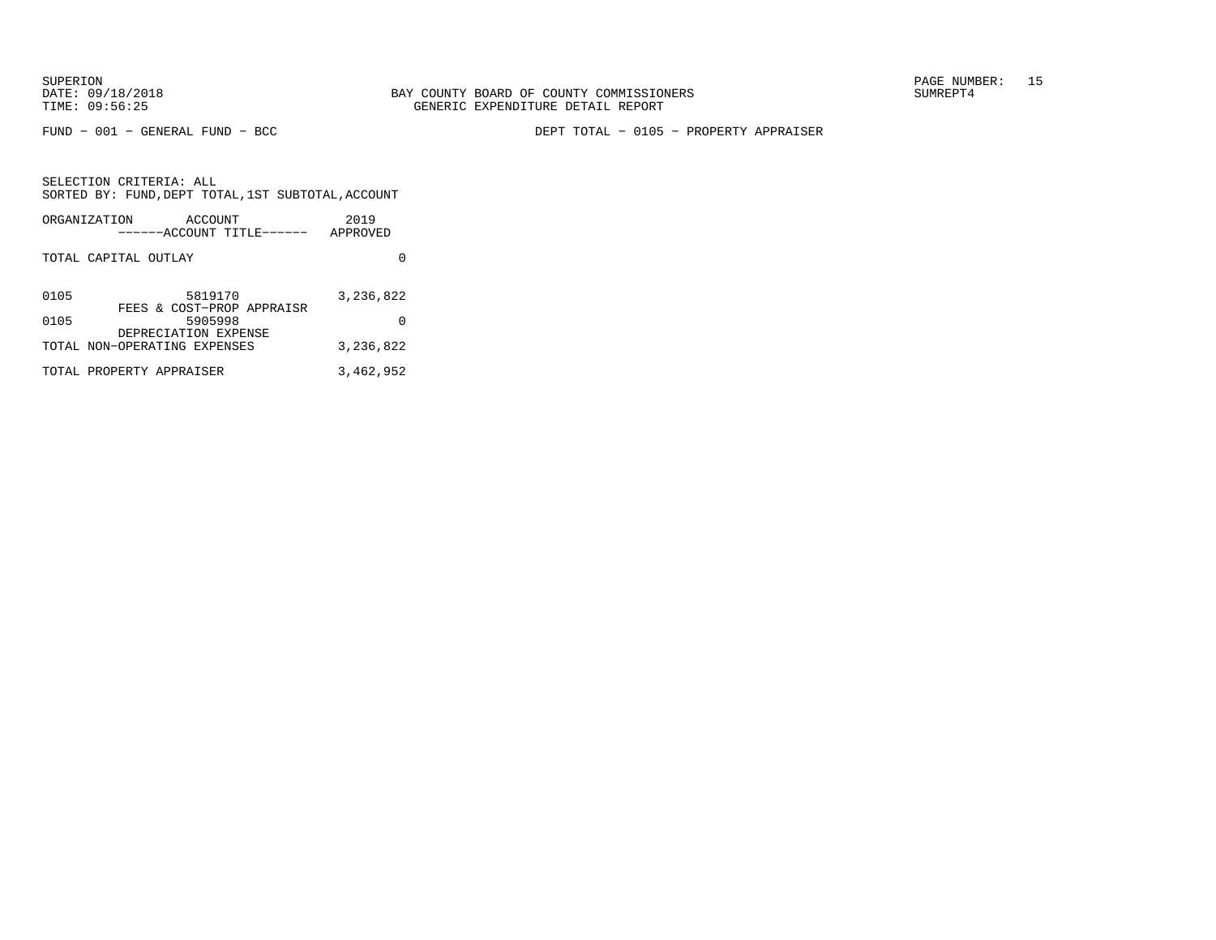FUND − 001 − GENERAL FUND − BCC

DEPT TOTAL − 0105 − PROPERTY APPRAISER

SELECTION CRITERIA: ALL
SORTED BY: FUND,DEPT TOTAL,1ST SUBTOTAL,ACCOUNT

| ORGANIZATION | ACCOUNT<br>------ACCOUNT TITLE------ | 2019<br>APPROVED |
|---|---|---|
| TOTAL CAPITAL OUTLAY | | 0 |
| 0105 | 5819170<br>FEES & COST−PROP APPRAISR | 3,236,822 |
| 0105 | 5905998<br>DEPRECIATION EXPENSE | 0 |
| TOTAL NON−OPERATING EXPENSES | | 3,236,822 |
| TOTAL PROPERTY APPRAISER | | 3,462,952 |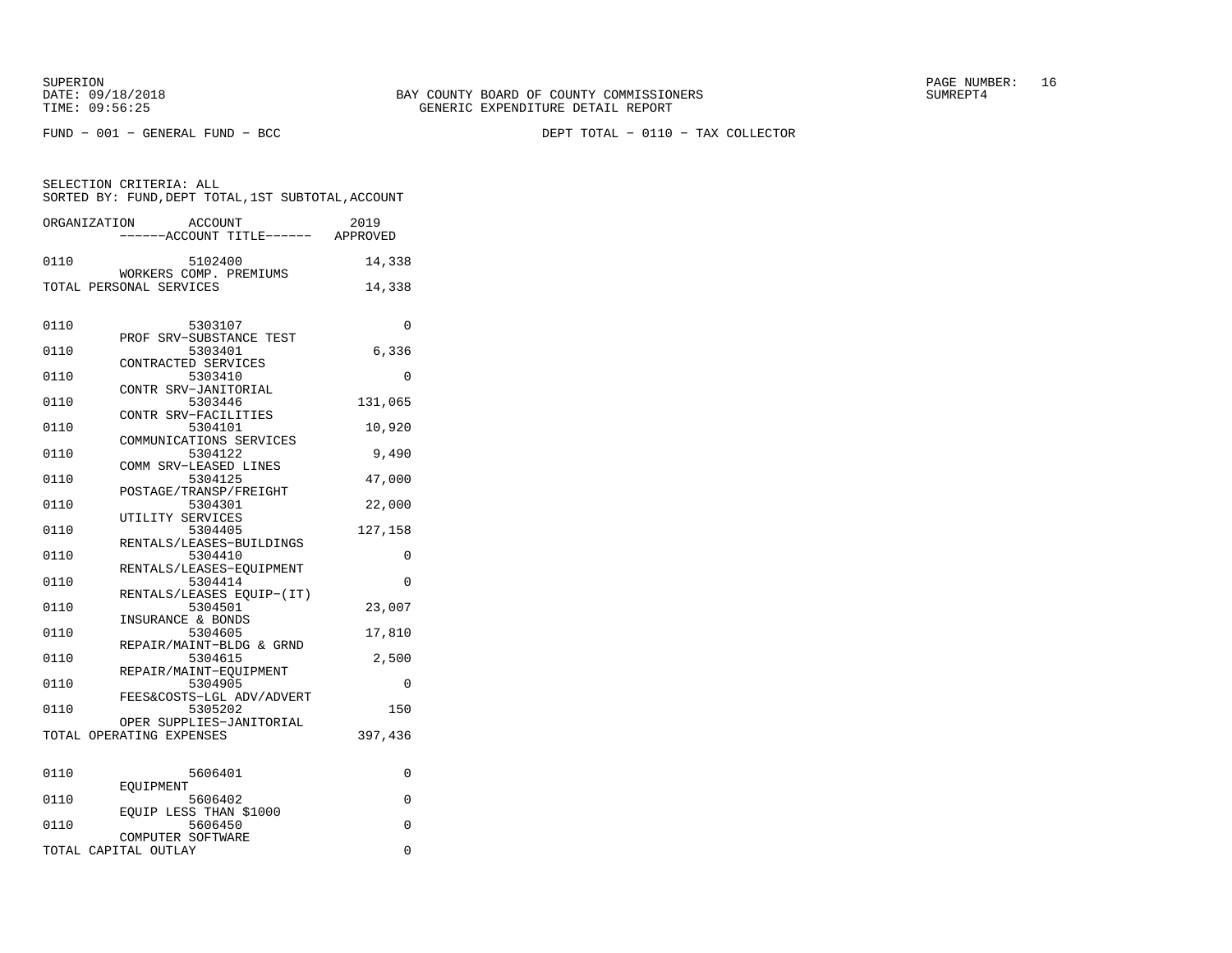FUND − 001 − GENERAL FUND − BCC

DEPT TOTAL − 0110 − TAX COLLECTOR

SELECTION CRITERIA: ALL
SORTED BY: FUND,DEPT TOTAL,1ST SUBTOTAL,ACCOUNT

| ORGANIZATION | ACCOUNT ------ACCOUNT TITLE------ | 2019 APPROVED |
|---|---|---|
| 0110 | 5102400 WORKERS COMP. PREMIUMS | 14,338 |
| TOTAL PERSONAL SERVICES | | 14,338 |
| 0110 | 5303107 PROF SRV−SUBSTANCE TEST | 0 |
| 0110 | 5303401 CONTRACTED SERVICES | 6,336 |
| 0110 | 5303410 CONTR SRV−JANITORIAL | 0 |
| 0110 | 5303446 CONTR SRV−FACILITIES | 131,065 |
| 0110 | 5304101 COMMUNICATIONS SERVICES | 10,920 |
| 0110 | 5304122 COMM SRV−LEASED LINES | 9,490 |
| 0110 | 5304125 POSTAGE/TRANSP/FREIGHT | 47,000 |
| 0110 | 5304301 UTILITY SERVICES | 22,000 |
| 0110 | 5304405 RENTALS/LEASES−BUILDINGS | 127,158 |
| 0110 | 5304410 RENTALS/LEASES−EQUIPMENT | 0 |
| 0110 | 5304414 RENTALS/LEASES EQUIP−(IT) | 0 |
| 0110 | 5304501 INSURANCE & BONDS | 23,007 |
| 0110 | 5304605 REPAIR/MAINT−BLDG & GRND | 17,810 |
| 0110 | 5304615 REPAIR/MAINT−EQUIPMENT | 2,500 |
| 0110 | 5304905 FEES&COSTS−LGL ADV/ADVERT | 0 |
| 0110 | 5305202 OPER SUPPLIES−JANITORIAL | 150 |
| TOTAL OPERATING EXPENSES | | 397,436 |
| 0110 | 5606401 EQUIPMENT | 0 |
| 0110 | 5606402 EQUIP LESS THAN $1000 | 0 |
| 0110 | 5606450 COMPUTER SOFTWARE | 0 |
| TOTAL CAPITAL OUTLAY | | 0 |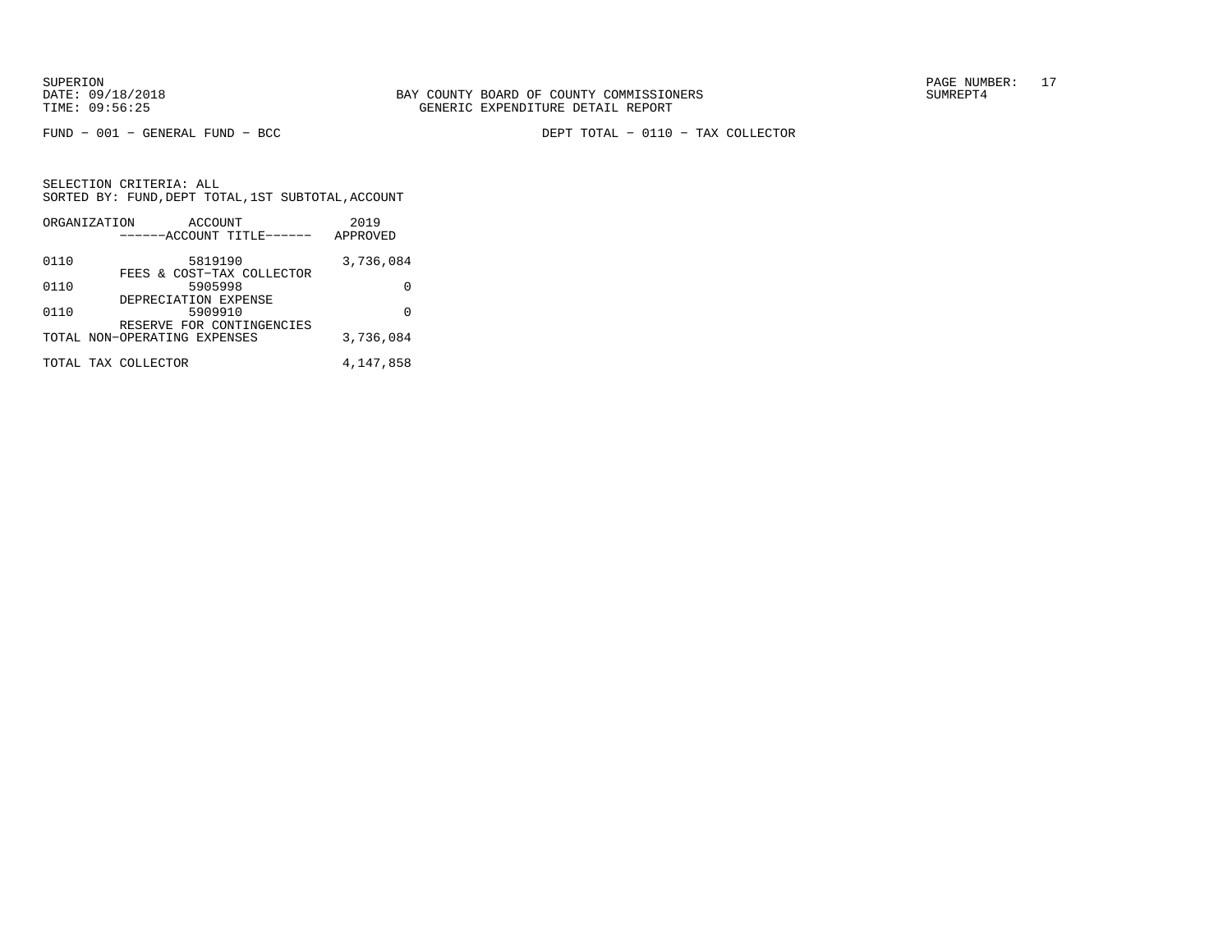SUPERION
DATE: 09/18/2018
TIME: 09:56:25

BAY COUNTY BOARD OF COUNTY COMMISSIONERS
GENERIC EXPENDITURE DETAIL REPORT

SUMREPT4

FUND − 001 − GENERAL FUND − BCC

DEPT TOTAL − 0110 − TAX COLLECTOR

SELECTION CRITERIA: ALL
SORTED BY: FUND,DEPT TOTAL,1ST SUBTOTAL,ACCOUNT

| ORGANIZATION | ACCOUNT ------ACCOUNT TITLE------ | 2019 APPROVED |
|---|---|---|
| 0110 | 5819190 FEES & COST−TAX COLLECTOR | 3,736,084 |
| 0110 | 5905998 DEPRECIATION EXPENSE | 0 |
| 0110 | 5909910 RESERVE FOR CONTINGENCIES | 0 |
| TOTAL NON−OPERATING EXPENSES | | 3,736,084 |
| TOTAL TAX COLLECTOR | | 4,147,858 |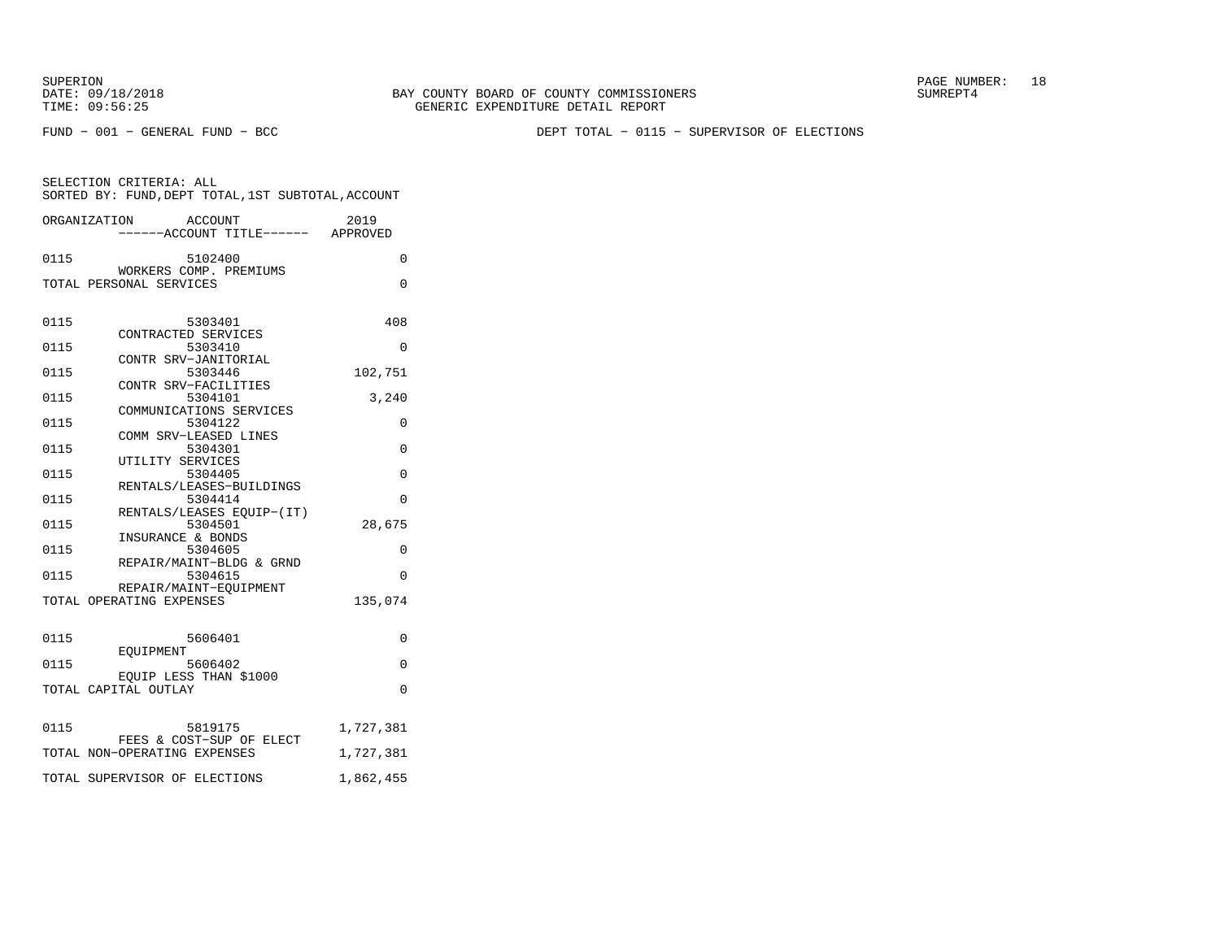BAY COUNTY BOARD OF COUNTY COMMISSIONERS
GENERIC EXPENDITURE DETAIL REPORT

FUND − 001 − GENERAL FUND − BCC

DEPT TOTAL − 0115 − SUPERVISOR OF ELECTIONS

SELECTION CRITERIA: ALL
SORTED BY: FUND,DEPT TOTAL,1ST SUBTOTAL,ACCOUNT

| ORGANIZATION | ACCOUNT / ------ACCOUNT TITLE------ | 2019 APPROVED |
|---|---|---|
| 0115 | 5102400 WORKERS COMP. PREMIUMS | 0 |
| TOTAL PERSONAL SERVICES | | 0 |
| 0115 | 5303401 CONTRACTED SERVICES | 408 |
| 0115 | 5303410 CONTR SRV−JANITORIAL | 0 |
| 0115 | 5303446 CONTR SRV−FACILITIES | 102,751 |
| 0115 | 5304101 COMMUNICATIONS SERVICES | 3,240 |
| 0115 | 5304122 COMM SRV−LEASED LINES | 0 |
| 0115 | 5304301 UTILITY SERVICES | 0 |
| 0115 | 5304405 RENTALS/LEASES−BUILDINGS | 0 |
| 0115 | 5304414 RENTALS/LEASES EQUIP−(IT) | 0 |
| 0115 | 5304501 INSURANCE & BONDS | 28,675 |
| 0115 | 5304605 REPAIR/MAINT−BLDG & GRND | 0 |
| 0115 | 5304615 REPAIR/MAINT−EQUIPMENT | 0 |
| TOTAL OPERATING EXPENSES | | 135,074 |
| 0115 | 5606401 EQUIPMENT | 0 |
| 0115 | 5606402 EQUIP LESS THAN $1000 | 0 |
| TOTAL CAPITAL OUTLAY | | 0 |
| 0115 | 5819175 FEES & COST−SUP OF ELECT | 1,727,381 |
| TOTAL NON−OPERATING EXPENSES | | 1,727,381 |
| TOTAL SUPERVISOR OF ELECTIONS | | 1,862,455 |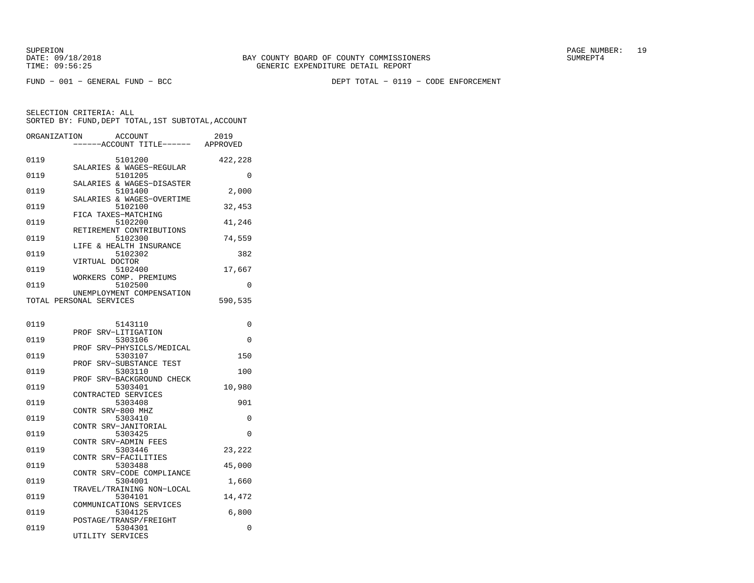SUPERION
DATE: 09/18/2018
TIME: 09:56:25

BAY COUNTY BOARD OF COUNTY COMMISSIONERS
GENERIC EXPENDITURE DETAIL REPORT

PAGE NUMBER: 19
SUMREPT4

FUND - 001 - GENERAL FUND - BCC

DEPT TOTAL - 0119 - CODE ENFORCEMENT

SELECTION CRITERIA: ALL
SORTED BY: FUND,DEPT TOTAL,1ST SUBTOTAL,ACCOUNT

| ORGANIZATION | ACCOUNT / ------ACCOUNT TITLE------ | 2019 APPROVED |
|---|---|---|
| 0119 | 5101200 SALARIES & WAGES-REGULAR | 422,228 |
| 0119 | 5101205 SALARIES & WAGES-DISASTER | 0 |
| 0119 | 5101400 SALARIES & WAGES-OVERTIME | 2,000 |
| 0119 | 5102100 FICA TAXES-MATCHING | 32,453 |
| 0119 | 5102200 RETIREMENT CONTRIBUTIONS | 41,246 |
| 0119 | 5102300 LIFE & HEALTH INSURANCE | 74,559 |
| 0119 | 5102302 VIRTUAL DOCTOR | 382 |
| 0119 | 5102400 WORKERS COMP. PREMIUMS | 17,667 |
| 0119 | 5102500 UNEMPLOYMENT COMPENSATION | 0 |
| TOTAL PERSONAL SERVICES | | 590,535 |
| 0119 | 5143110 PROF SRV-LITIGATION | 0 |
| 0119 | 5303106 PROF SRV-PHYSICLS/MEDICAL | 0 |
| 0119 | 5303107 PROF SRV-SUBSTANCE TEST | 150 |
| 0119 | 5303110 PROF SRV-BACKGROUND CHECK | 100 |
| 0119 | 5303401 CONTRACTED SERVICES | 10,980 |
| 0119 | 5303408 CONTR SRV-800 MHZ | 901 |
| 0119 | 5303410 CONTR SRV-JANITORIAL | 0 |
| 0119 | 5303425 CONTR SRV-ADMIN FEES | 0 |
| 0119 | 5303446 CONTR SRV-FACILITIES | 23,222 |
| 0119 | 5303488 CONTR SRV-CODE COMPLIANCE | 45,000 |
| 0119 | 5304001 TRAVEL/TRAINING NON-LOCAL | 1,660 |
| 0119 | 5304101 COMMUNICATIONS SERVICES | 14,472 |
| 0119 | 5304125 POSTAGE/TRANSP/FREIGHT | 6,800 |
| 0119 | 5304301 UTILITY SERVICES | 0 |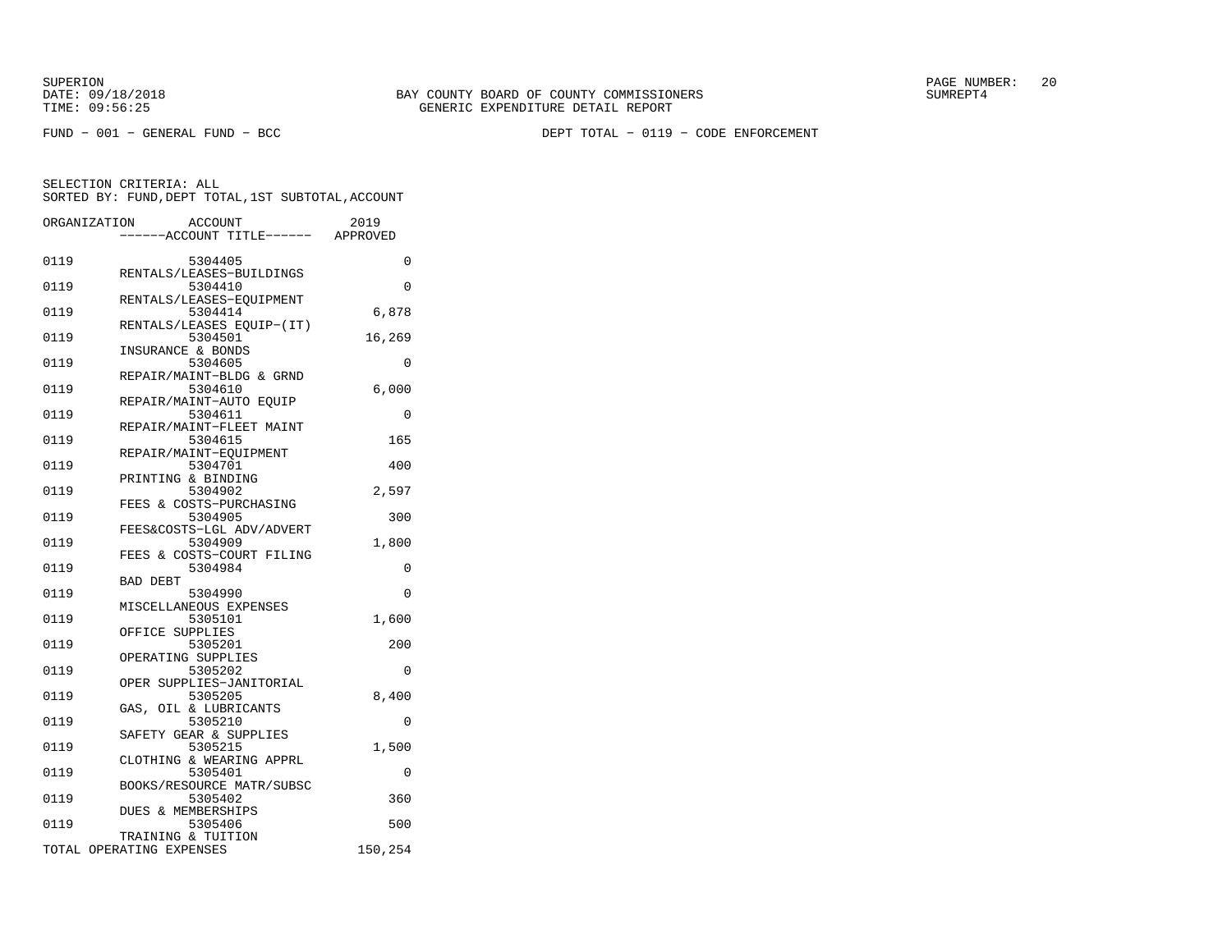BAY COUNTY BOARD OF COUNTY COMMISSIONERS
GENERIC EXPENDITURE DETAIL REPORT

FUND − 001 − GENERAL FUND − BCC

DEPT TOTAL − 0119 − CODE ENFORCEMENT

SELECTION CRITERIA: ALL
SORTED BY: FUND,DEPT TOTAL,1ST SUBTOTAL,ACCOUNT

| ORGANIZATION | ACCOUNT | ------ACCOUNT TITLE------ | 2019 APPROVED |
|---|---|---|---|
| 0119 | 5304405 | RENTALS/LEASES−BUILDINGS | 0 |
| 0119 | 5304410 | RENTALS/LEASES−EQUIPMENT | 0 |
| 0119 | 5304414 | RENTALS/LEASES EQUIP−(IT) | 6,878 |
| 0119 | 5304501 | INSURANCE & BONDS | 16,269 |
| 0119 | 5304605 | REPAIR/MAINT−BLDG & GRND | 0 |
| 0119 | 5304610 | REPAIR/MAINT−AUTO EQUIP | 6,000 |
| 0119 | 5304611 | REPAIR/MAINT−FLEET MAINT | 0 |
| 0119 | 5304615 | REPAIR/MAINT−EQUIPMENT | 165 |
| 0119 | 5304701 | PRINTING & BINDING | 400 |
| 0119 | 5304902 | FEES & COSTS−PURCHASING | 2,597 |
| 0119 | 5304905 | FEES&COSTS−LGL ADV/ADVERT | 300 |
| 0119 | 5304909 | FEES & COSTS−COURT FILING | 1,800 |
| 0119 | 5304984 | BAD DEBT | 0 |
| 0119 | 5304990 | MISCELLANEOUS EXPENSES | 0 |
| 0119 | 5305101 | OFFICE SUPPLIES | 1,600 |
| 0119 | 5305201 | OPERATING SUPPLIES | 200 |
| 0119 | 5305202 | OPER SUPPLIES−JANITORIAL | 0 |
| 0119 | 5305205 | GAS, OIL & LUBRICANTS | 8,400 |
| 0119 | 5305210 | SAFETY GEAR & SUPPLIES | 0 |
| 0119 | 5305215 | CLOTHING & WEARING APPRL | 1,500 |
| 0119 | 5305401 | BOOKS/RESOURCE MATR/SUBSC | 0 |
| 0119 | 5305402 | DUES & MEMBERSHIPS | 360 |
| 0119 | 5305406 | TRAINING & TUITION | 500 |
| TOTAL OPERATING EXPENSES | | | 150,254 |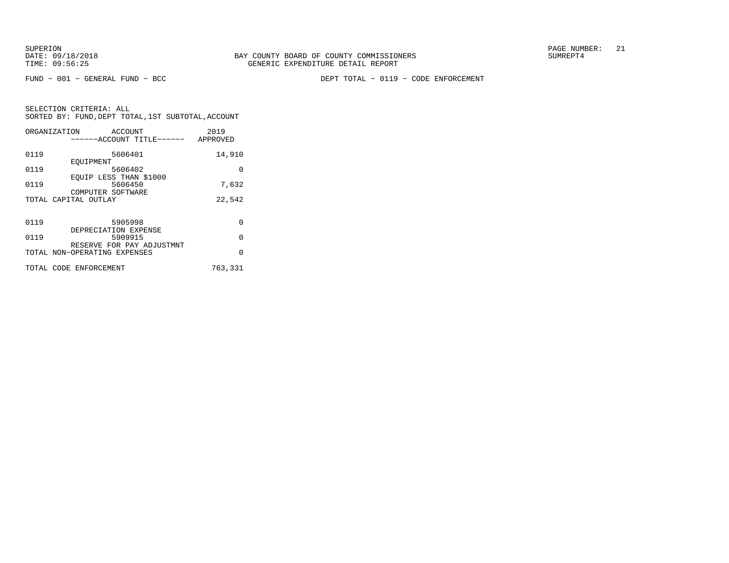SUPERION
DATE: 09/18/2018
TIME: 09:56:25

BAY COUNTY BOARD OF COUNTY COMMISSIONERS
GENERIC EXPENDITURE DETAIL REPORT

SUMREPT4

FUND − 001 − GENERAL FUND − BCC

DEPT TOTAL − 0119 − CODE ENFORCEMENT

SELECTION CRITERIA: ALL
SORTED BY: FUND,DEPT TOTAL,1ST SUBTOTAL,ACCOUNT

| ORGANIZATION | ACCOUNT / ACCOUNT TITLE | 2019 APPROVED |
|---|---|---|
| 0119 | 5606401 EQUIPMENT | 14,910 |
| 0119 | 5606402 EQUIP LESS THAN $1000 | 0 |
| 0119 | 5606450 COMPUTER SOFTWARE | 7,632 |
| TOTAL CAPITAL OUTLAY | | 22,542 |
| 0119 | 5905998 DEPRECIATION EXPENSE | 0 |
| 0119 | 5909915 RESERVE FOR PAY ADJUSTMNT | 0 |
| TOTAL NON−OPERATING EXPENSES | | 0 |
| TOTAL CODE ENFORCEMENT | | 763,331 |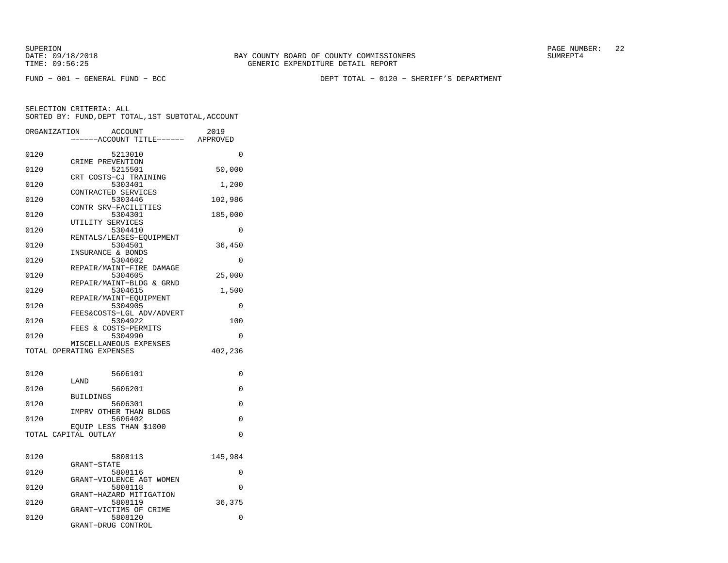BAY COUNTY BOARD OF COUNTY COMMISSIONERS
GENERIC EXPENDITURE DETAIL REPORT

SUPERION
DATE: 09/18/2018
TIME: 09:56:25

SUMREPT4

FUND − 001 − GENERAL FUND − BCC

DEPT TOTAL − 0120 − SHERIFF'S DEPARTMENT

SELECTION CRITERIA: ALL
SORTED BY: FUND,DEPT TOTAL,1ST SUBTOTAL,ACCOUNT

| ORGANIZATION | ACCOUNT / ------ACCOUNT TITLE------ | 2019 APPROVED |
|---|---|---|
| 0120 | 5213010 CRIME PREVENTION | 0 |
| 0120 | 5215501 CRT COSTS−CJ TRAINING | 50,000 |
| 0120 | 5303401 CONTRACTED SERVICES | 1,200 |
| 0120 | 5303446 CONTR SRV−FACILITIES | 102,986 |
| 0120 | 5304301 UTILITY SERVICES | 185,000 |
| 0120 | 5304410 RENTALS/LEASES−EQUIPMENT | 0 |
| 0120 | 5304501 INSURANCE & BONDS | 36,450 |
| 0120 | 5304602 REPAIR/MAINT−FIRE DAMAGE | 0 |
| 0120 | 5304605 REPAIR/MAINT−BLDG & GRND | 25,000 |
| 0120 | 5304615 REPAIR/MAINT−EQUIPMENT | 1,500 |
| 0120 | 5304905 FEES&COSTS−LGL ADV/ADVERT | 0 |
| 0120 | 5304922 FEES & COSTS−PERMITS | 100 |
| 0120 | 5304990 MISCELLANEOUS EXPENSES | 0 |
| TOTAL OPERATING EXPENSES | | 402,236 |
| 0120 | 5606101 LAND | 0 |
| 0120 | 5606201 BUILDINGS | 0 |
| 0120 | 5606301 IMPRV OTHER THAN BLDGS | 0 |
| 0120 | 5606402 EQUIP LESS THAN $1000 | 0 |
| TOTAL CAPITAL OUTLAY | | 0 |
| 0120 | 5808113 GRANT−STATE | 145,984 |
| 0120 | 5808116 GRANT−VIOLENCE AGT WOMEN | 0 |
| 0120 | 5808118 GRANT−HAZARD MITIGATION | 0 |
| 0120 | 5808119 GRANT−VICTIMS OF CRIME | 36,375 |
| 0120 | 5808120 GRANT−DRUG CONTROL | 0 |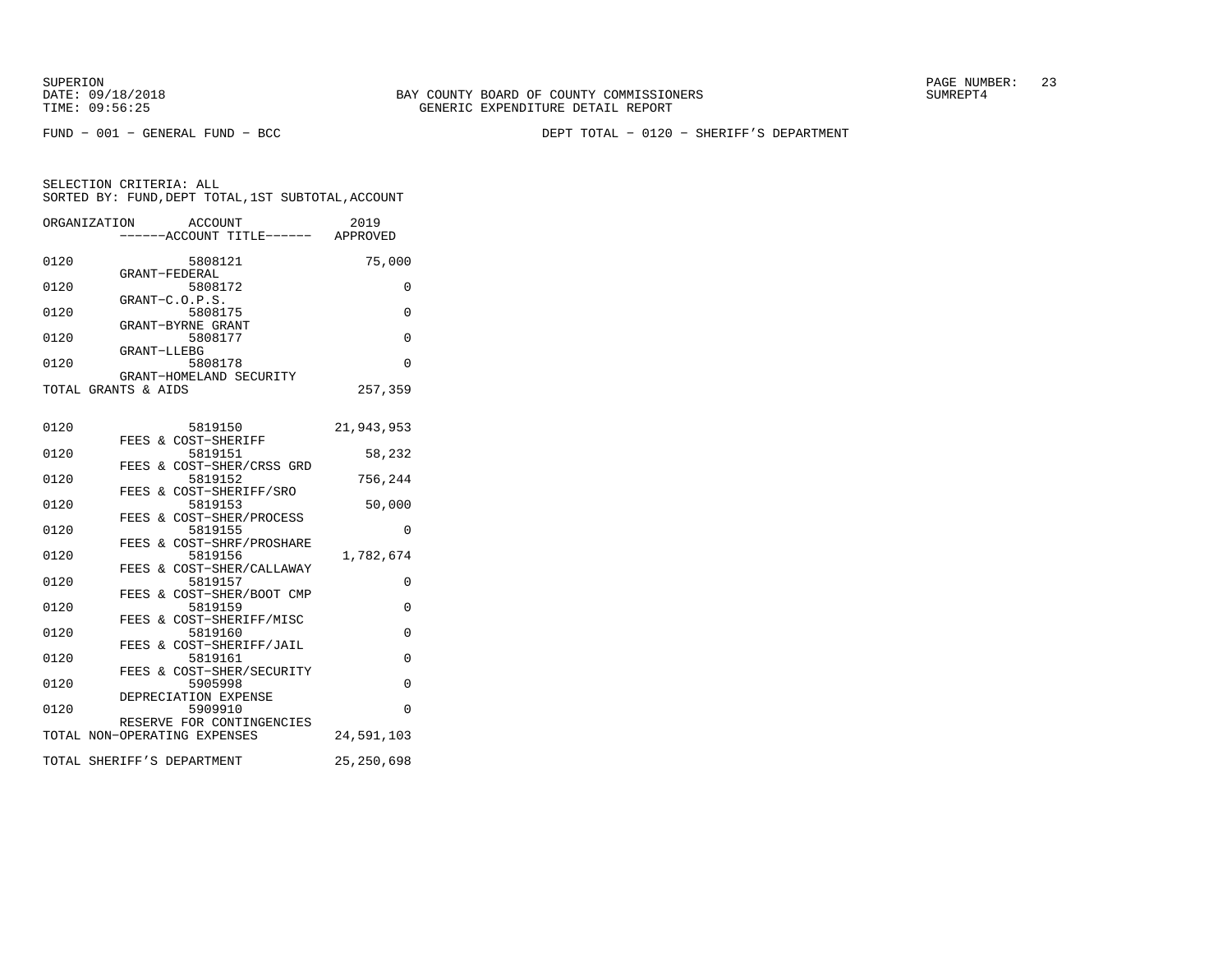BAY COUNTY BOARD OF COUNTY COMMISSIONERS
GENERIC EXPENDITURE DETAIL REPORT

SUPERION
DATE: 09/18/2018
TIME: 09:56:25

SUMREPT4

FUND − 001 − GENERAL FUND − BCC

DEPT TOTAL − 0120 − SHERIFF'S DEPARTMENT

SELECTION CRITERIA: ALL
SORTED BY: FUND,DEPT TOTAL,1ST SUBTOTAL,ACCOUNT

| ORGANIZATION | ACCOUNT ------ACCOUNT TITLE------ | 2019 APPROVED |
|---|---|---|
| 0120 | 5808121 GRANT−FEDERAL | 75,000 |
| 0120 | 5808172 GRANT−C.O.P.S. | 0 |
| 0120 | 5808175 GRANT−BYRNE GRANT | 0 |
| 0120 | 5808177 GRANT−LLEBG | 0 |
| 0120 | 5808178 GRANT−HOMELAND SECURITY | 0 |
| TOTAL GRANTS & AIDS | | 257,359 |
| 0120 | 5819150 FEES & COST−SHERIFF | 21,943,953 |
| 0120 | 5819151 FEES & COST−SHER/CRSS GRD | 58,232 |
| 0120 | 5819152 FEES & COST−SHERIFF/SRO | 756,244 |
| 0120 | 5819153 FEES & COST−SHER/PROCESS | 50,000 |
| 0120 | 5819155 FEES & COST−SHRF/PROSHARE | 0 |
| 0120 | 5819156 FEES & COST−SHER/CALLAWAY | 1,782,674 |
| 0120 | 5819157 FEES & COST−SHER/BOOT CMP | 0 |
| 0120 | 5819159 FEES & COST−SHERIFF/MISC | 0 |
| 0120 | 5819160 FEES & COST−SHERIFF/JAIL | 0 |
| 0120 | 5819161 FEES & COST−SHER/SECURITY | 0 |
| 0120 | 5905998 DEPRECIATION EXPENSE | 0 |
| 0120 | 5909910 RESERVE FOR CONTINGENCIES | 0 |
| TOTAL NON−OPERATING EXPENSES | | 24,591,103 |
| TOTAL SHERIFF'S DEPARTMENT | | 25,250,698 |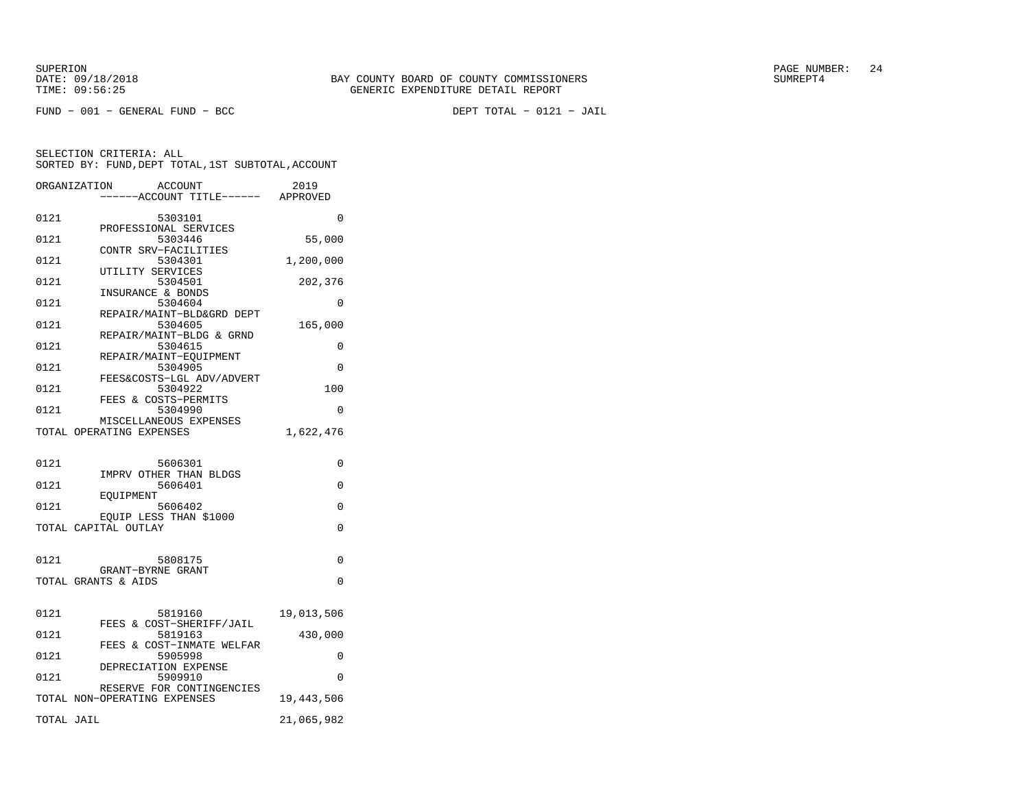SUPERION
DATE: 09/18/2018
TIME: 09:56:25

BAY COUNTY BOARD OF COUNTY COMMISSIONERS
GENERIC EXPENDITURE DETAIL REPORT

SUMREPT4

FUND − 001 − GENERAL FUND − BCC

DEPT TOTAL − 0121 − JAIL

SELECTION CRITERIA: ALL
SORTED BY: FUND,DEPT TOTAL,1ST SUBTOTAL,ACCOUNT

| ORGANIZATION | ACCOUNT / ------ACCOUNT TITLE------ | 2019 APPROVED |
|---|---|---|
| 0121 | 5303101 PROFESSIONAL SERVICES | 0 |
| 0121 | 5303446 CONTR SRV−FACILITIES | 55,000 |
| 0121 | 5304301 UTILITY SERVICES | 1,200,000 |
| 0121 | 5304501 INSURANCE & BONDS | 202,376 |
| 0121 | 5304604 REPAIR/MAINT−BLD&GRD DEPT | 0 |
| 0121 | 5304605 REPAIR/MAINT−BLDG & GRND | 165,000 |
| 0121 | 5304615 REPAIR/MAINT−EQUIPMENT | 0 |
| 0121 | 5304905 FEES&COSTS−LGL ADV/ADVERT | 0 |
| 0121 | 5304922 FEES & COSTS−PERMITS | 100 |
| 0121 | 5304990 MISCELLANEOUS EXPENSES | 0 |
| TOTAL OPERATING EXPENSES | | 1,622,476 |
| 0121 | 5606301 IMPRV OTHER THAN BLDGS | 0 |
| 0121 | 5606401 EQUIPMENT | 0 |
| 0121 | 5606402 EQUIP LESS THAN $1000 | 0 |
| TOTAL CAPITAL OUTLAY | | 0 |
| 0121 | 5808175 GRANT−BYRNE GRANT | 0 |
| TOTAL GRANTS & AIDS | | 0 |
| 0121 | 5819160 FEES & COST−SHERIFF/JAIL | 19,013,506 |
| 0121 | 5819163 FEES & COST−INMATE WELFAR | 430,000 |
| 0121 | 5905998 DEPRECIATION EXPENSE | 0 |
| 0121 | 5909910 RESERVE FOR CONTINGENCIES | 0 |
| TOTAL NON−OPERATING EXPENSES | | 19,443,506 |
| TOTAL JAIL | | 21,065,982 |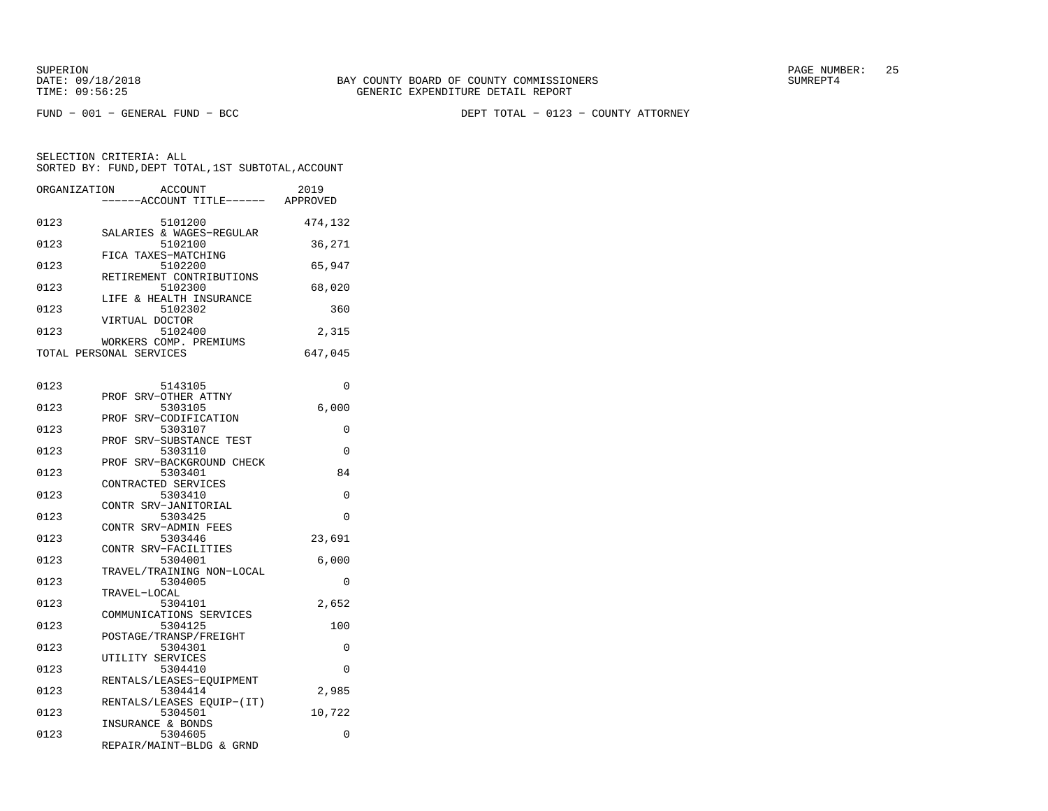SUPERION
DATE: 09/18/2018
TIME: 09:56:25

BAY COUNTY BOARD OF COUNTY COMMISSIONERS
GENERIC EXPENDITURE DETAIL REPORT

SUMREPT4

FUND − 001 − GENERAL FUND − BCC

DEPT TOTAL − 0123 − COUNTY ATTORNEY

SELECTION CRITERIA: ALL
SORTED BY: FUND,DEPT TOTAL,1ST SUBTOTAL,ACCOUNT

| ORGANIZATION | ACCOUNT<br>------ACCOUNT TITLE------ | 2019<br>APPROVED |
|---|---|---|
| 0123 | 5101200<br>SALARIES & WAGES−REGULAR | 474,132 |
| 0123 | 5102100<br>FICA TAXES−MATCHING | 36,271 |
| 0123 | 5102200<br>RETIREMENT CONTRIBUTIONS | 65,947 |
| 0123 | 5102300<br>LIFE & HEALTH INSURANCE | 68,020 |
| 0123 | 5102302<br>VIRTUAL DOCTOR | 360 |
| 0123 | 5102400<br>WORKERS COMP. PREMIUMS | 2,315 |
| TOTAL PERSONAL SERVICES | | 647,045 |
| | | |
| 0123 | 5143105<br>PROF SRV−OTHER ATTNY | 0 |
| 0123 | 5303105<br>PROF SRV−CODIFICATION | 6,000 |
| 0123 | 5303107<br>PROF SRV−SUBSTANCE TEST | 0 |
| 0123 | 5303110<br>PROF SRV−BACKGROUND CHECK | 0 |
| 0123 | 5303401<br>CONTRACTED SERVICES | 84 |
| 0123 | 5303410<br>CONTR SRV−JANITORIAL | 0 |
| 0123 | 5303425<br>CONTR SRV−ADMIN FEES | 0 |
| 0123 | 5303446<br>CONTR SRV−FACILITIES | 23,691 |
| 0123 | 5304001<br>TRAVEL/TRAINING NON−LOCAL | 6,000 |
| 0123 | 5304005<br>TRAVEL−LOCAL | 0 |
| 0123 | 5304101<br>COMMUNICATIONS SERVICES | 2,652 |
| 0123 | 5304125<br>POSTAGE/TRANSP/FREIGHT | 100 |
| 0123 | 5304301<br>UTILITY SERVICES | 0 |
| 0123 | 5304410<br>RENTALS/LEASES−EQUIPMENT | 0 |
| 0123 | 5304414<br>RENTALS/LEASES EQUIP−(IT) | 2,985 |
| 0123 | 5304501<br>INSURANCE & BONDS | 10,722 |
| 0123 | 5304605<br>REPAIR/MAINT−BLDG & GRND | 0 |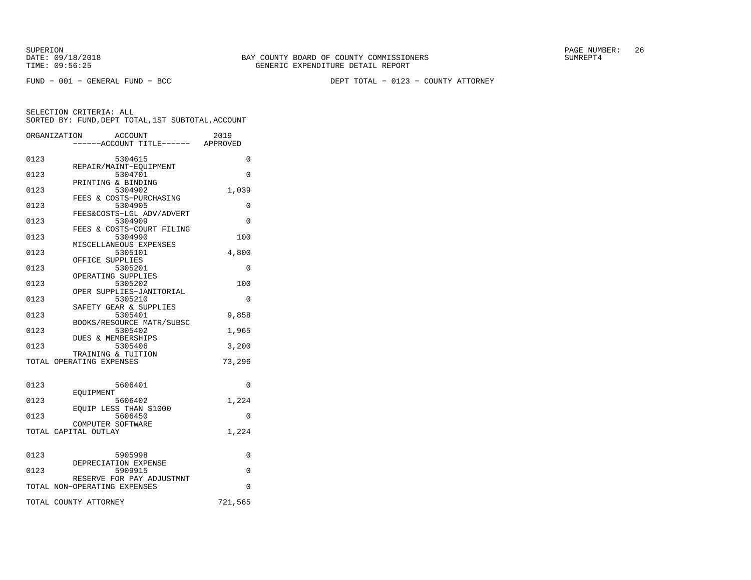SUPERION
DATE: 09/18/2018
TIME: 09:56:25

BAY COUNTY BOARD OF COUNTY COMMISSIONERS
GENERIC EXPENDITURE DETAIL REPORT

SUMREPT4

FUND − 001 − GENERAL FUND − BCC

DEPT TOTAL − 0123 − COUNTY ATTORNEY

SELECTION CRITERIA: ALL
SORTED BY: FUND,DEPT TOTAL,1ST SUBTOTAL,ACCOUNT

| ORGANIZATION | ACCOUNT / ------ACCOUNT TITLE------ | 2019 APPROVED |
|---|---|---|
| 0123 | 5304615 REPAIR/MAINT−EQUIPMENT | 0 |
| 0123 | 5304701 PRINTING & BINDING | 0 |
| 0123 | 5304902 FEES & COSTS−PURCHASING | 1,039 |
| 0123 | 5304905 FEES&COSTS−LGL ADV/ADVERT | 0 |
| 0123 | 5304909 FEES & COSTS−COURT FILING | 0 |
| 0123 | 5304990 MISCELLANEOUS EXPENSES | 100 |
| 0123 | 5305101 OFFICE SUPPLIES | 4,800 |
| 0123 | 5305201 OPERATING SUPPLIES | 0 |
| 0123 | 5305202 OPER SUPPLIES−JANITORIAL | 100 |
| 0123 | 5305210 SAFETY GEAR & SUPPLIES | 0 |
| 0123 | 5305401 BOOKS/RESOURCE MATR/SUBSC | 9,858 |
| 0123 | 5305402 DUES & MEMBERSHIPS | 1,965 |
| 0123 | 5305406 TRAINING & TUITION | 3,200 |
| TOTAL OPERATING EXPENSES | | 73,296 |
| 0123 | 5606401 EQUIPMENT | 0 |
| 0123 | 5606402 EQUIP LESS THAN $1000 | 1,224 |
| 0123 | 5606450 COMPUTER SOFTWARE | 0 |
| TOTAL CAPITAL OUTLAY | | 1,224 |
| 0123 | 5905998 DEPRECIATION EXPENSE | 0 |
| 0123 | 5909915 RESERVE FOR PAY ADJUSTMNT | 0 |
| TOTAL NON−OPERATING EXPENSES | | 0 |
| TOTAL COUNTY ATTORNEY | | 721,565 |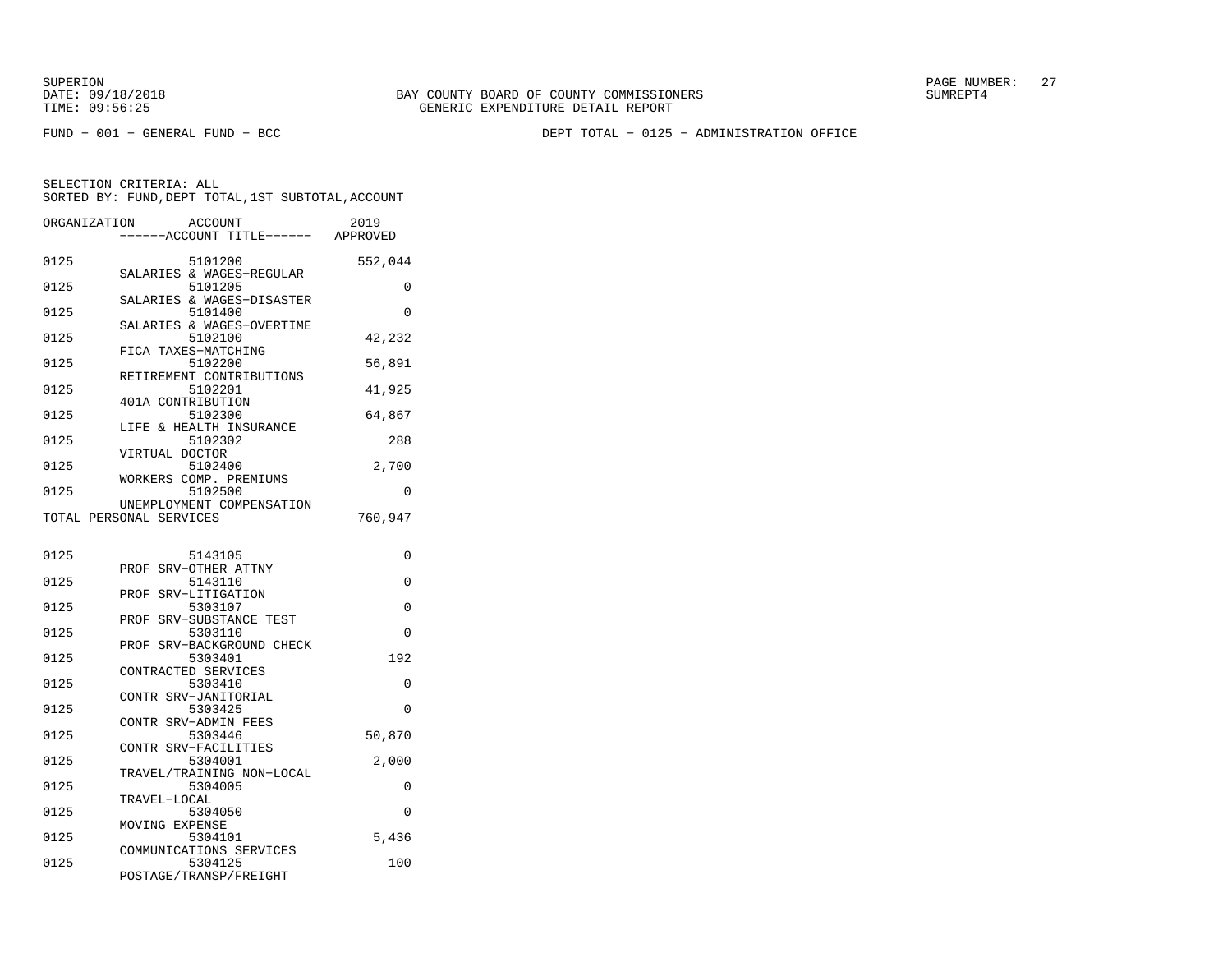BAY COUNTY BOARD OF COUNTY COMMISSIONERS
GENERIC EXPENDITURE DETAIL REPORT

SUPERION
DATE: 09/18/2018
TIME: 09:56:25

SUMREPT4

FUND − 001 − GENERAL FUND − BCC

DEPT TOTAL − 0125 − ADMINISTRATION OFFICE

SELECTION CRITERIA: ALL
SORTED BY: FUND,DEPT TOTAL,1ST SUBTOTAL,ACCOUNT

| ORGANIZATION | ACCOUNT ------ACCOUNT TITLE------ | 2019 APPROVED |
|---|---|---|
| 0125 | 5101200 SALARIES & WAGES−REGULAR | 552,044 |
| 0125 | 5101205 SALARIES & WAGES−DISASTER | 0 |
| 0125 | 5101400 SALARIES & WAGES−OVERTIME | 0 |
| 0125 | 5102100 FICA TAXES−MATCHING | 42,232 |
| 0125 | 5102200 RETIREMENT CONTRIBUTIONS | 56,891 |
| 0125 | 5102201 401A CONTRIBUTION | 41,925 |
| 0125 | 5102300 LIFE & HEALTH INSURANCE | 64,867 |
| 0125 | 5102302 VIRTUAL DOCTOR | 288 |
| 0125 | 5102400 WORKERS COMP. PREMIUMS | 2,700 |
| 0125 | 5102500 UNEMPLOYMENT COMPENSATION | 0 |
| TOTAL PERSONAL SERVICES | | 760,947 |
| 0125 | 5143105 PROF SRV−OTHER ATTNY | 0 |
| 0125 | 5143110 PROF SRV−LITIGATION | 0 |
| 0125 | 5303107 PROF SRV−SUBSTANCE TEST | 0 |
| 0125 | 5303110 PROF SRV−BACKGROUND CHECK | 0 |
| 0125 | 5303401 CONTRACTED SERVICES | 192 |
| 0125 | 5303410 CONTR SRV−JANITORIAL | 0 |
| 0125 | 5303425 CONTR SRV−ADMIN FEES | 0 |
| 0125 | 5303446 CONTR SRV−FACILITIES | 50,870 |
| 0125 | 5304001 TRAVEL/TRAINING NON−LOCAL | 2,000 |
| 0125 | 5304005 TRAVEL−LOCAL | 0 |
| 0125 | 5304050 MOVING EXPENSE | 0 |
| 0125 | 5304101 COMMUNICATIONS SERVICES | 5,436 |
| 0125 | 5304125 POSTAGE/TRANSP/FREIGHT | 100 |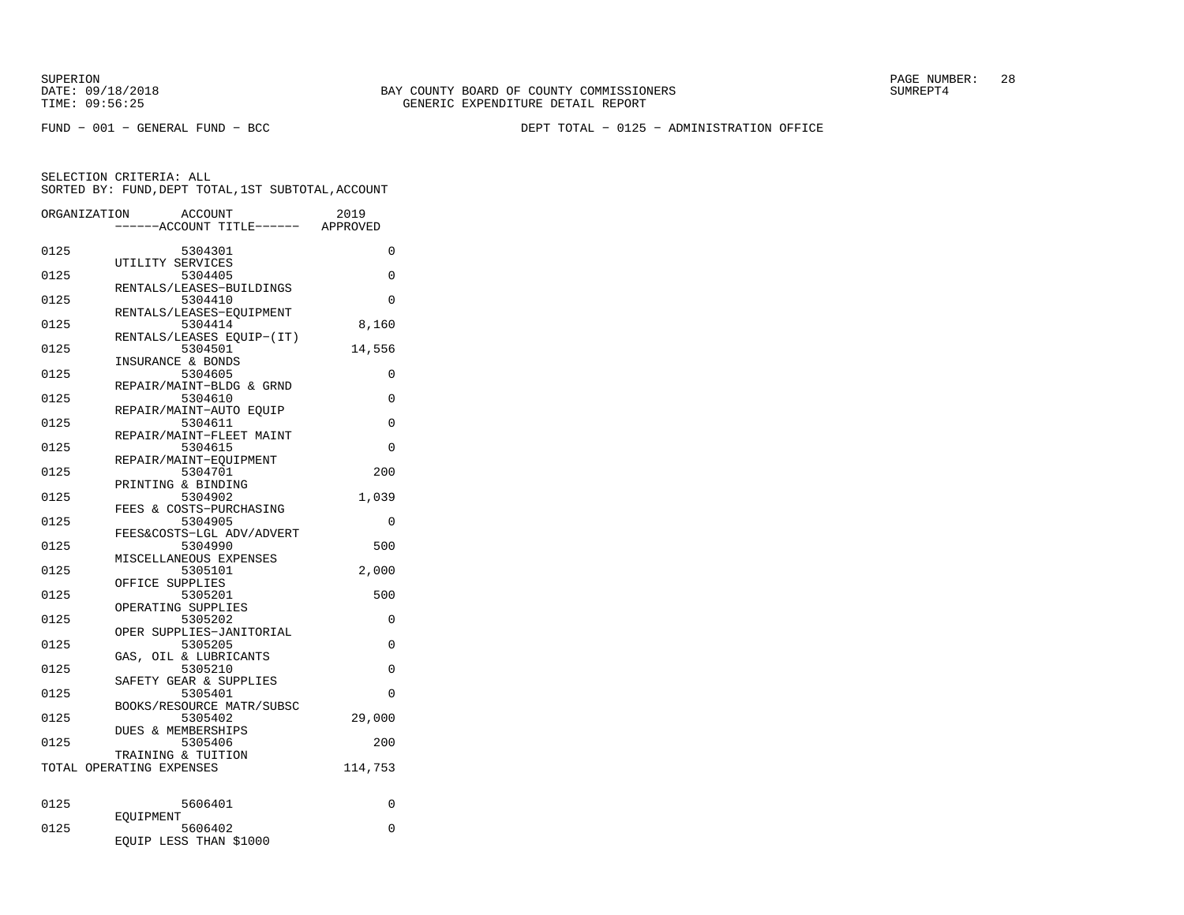SUPERION
DATE: 09/18/2018
TIME: 09:56:25

BAY COUNTY BOARD OF COUNTY COMMISSIONERS
GENERIC EXPENDITURE DETAIL REPORT

SUMREPT4

FUND − 001 − GENERAL FUND − BCC

DEPT TOTAL − 0125 − ADMINISTRATION OFFICE

SELECTION CRITERIA: ALL
SORTED BY: FUND,DEPT TOTAL,1ST SUBTOTAL,ACCOUNT

| ORGANIZATION | ACCOUNT / ------ACCOUNT TITLE------ | 2019 APPROVED |
|---|---|---|
| 0125 | 5304301 UTILITY SERVICES | 0 |
| 0125 | 5304405 RENTALS/LEASES−BUILDINGS | 0 |
| 0125 | 5304410 RENTALS/LEASES−EQUIPMENT | 0 |
| 0125 | 5304414 RENTALS/LEASES EQUIP−(IT) | 8,160 |
| 0125 | 5304501 INSURANCE & BONDS | 14,556 |
| 0125 | 5304605 REPAIR/MAINT−BLDG & GRND | 0 |
| 0125 | 5304610 REPAIR/MAINT−AUTO EQUIP | 0 |
| 0125 | 5304611 REPAIR/MAINT−FLEET MAINT | 0 |
| 0125 | 5304615 REPAIR/MAINT−EQUIPMENT | 0 |
| 0125 | 5304701 PRINTING & BINDING | 200 |
| 0125 | 5304902 FEES & COSTS−PURCHASING | 1,039 |
| 0125 | 5304905 FEES&COSTS−LGL ADV/ADVERT | 0 |
| 0125 | 5304990 MISCELLANEOUS EXPENSES | 500 |
| 0125 | 5305101 OFFICE SUPPLIES | 2,000 |
| 0125 | 5305201 OPERATING SUPPLIES | 500 |
| 0125 | 5305202 OPER SUPPLIES−JANITORIAL | 0 |
| 0125 | 5305205 GAS, OIL & LUBRICANTS | 0 |
| 0125 | 5305210 SAFETY GEAR & SUPPLIES | 0 |
| 0125 | 5305401 BOOKS/RESOURCE MATR/SUBSC | 0 |
| 0125 | 5305402 DUES & MEMBERSHIPS | 29,000 |
| 0125 | 5305406 TRAINING & TUITION | 200 |
| TOTAL OPERATING EXPENSES | | 114,753 |
| 0125 | 5606401 EQUIPMENT | 0 |
| 0125 | 5606402 EQUIP LESS THAN $1000 | 0 |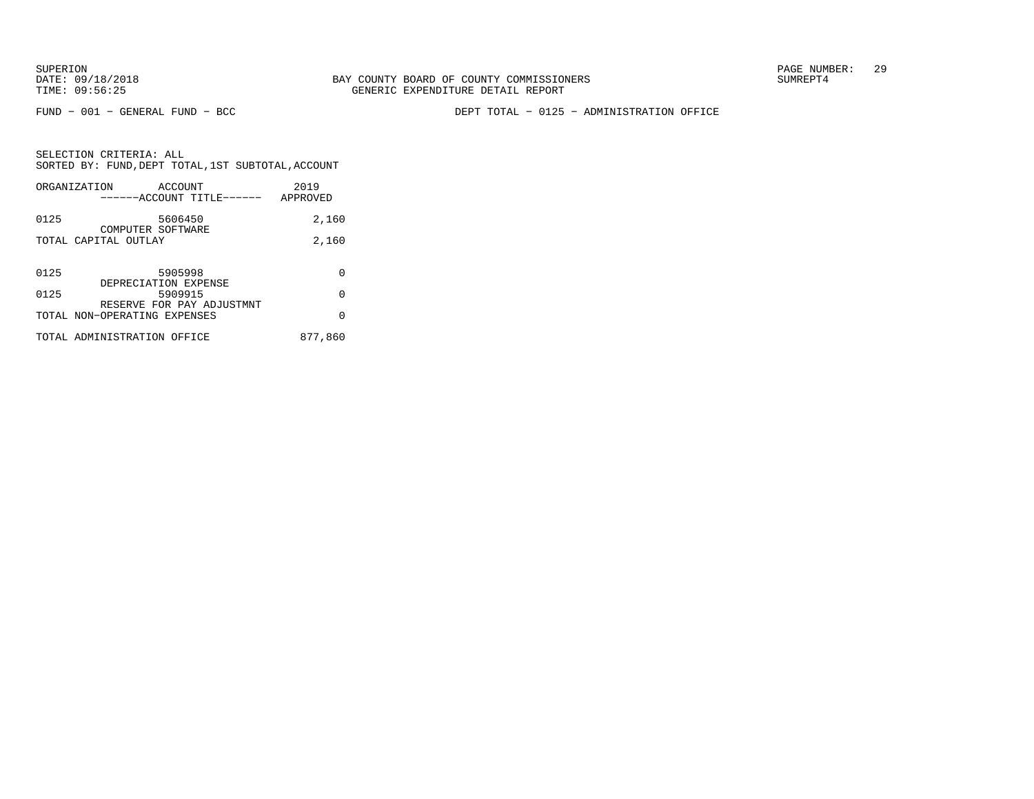SUPERION
DATE: 09/18/2018
TIME: 09:56:25

BAY COUNTY BOARD OF COUNTY COMMISSIONERS
GENERIC EXPENDITURE DETAIL REPORT

SUMREPT4

FUND − 001 − GENERAL FUND − BCC

DEPT TOTAL − 0125 − ADMINISTRATION OFFICE

SELECTION CRITERIA: ALL
SORTED BY: FUND,DEPT TOTAL,1ST SUBTOTAL,ACCOUNT

| ORGANIZATION | ACCOUNT ------ACCOUNT TITLE------ | 2019 APPROVED |
|---|---|---|
| 0125 | 5606450 COMPUTER SOFTWARE | 2,160 |
| TOTAL CAPITAL OUTLAY | | 2,160 |
| 0125 | 5905998 DEPRECIATION EXPENSE | 0 |
| 0125 | 5909915 RESERVE FOR PAY ADJUSTMNT | 0 |
| TOTAL NON−OPERATING EXPENSES | | 0 |
| TOTAL ADMINISTRATION OFFICE | | 877,860 |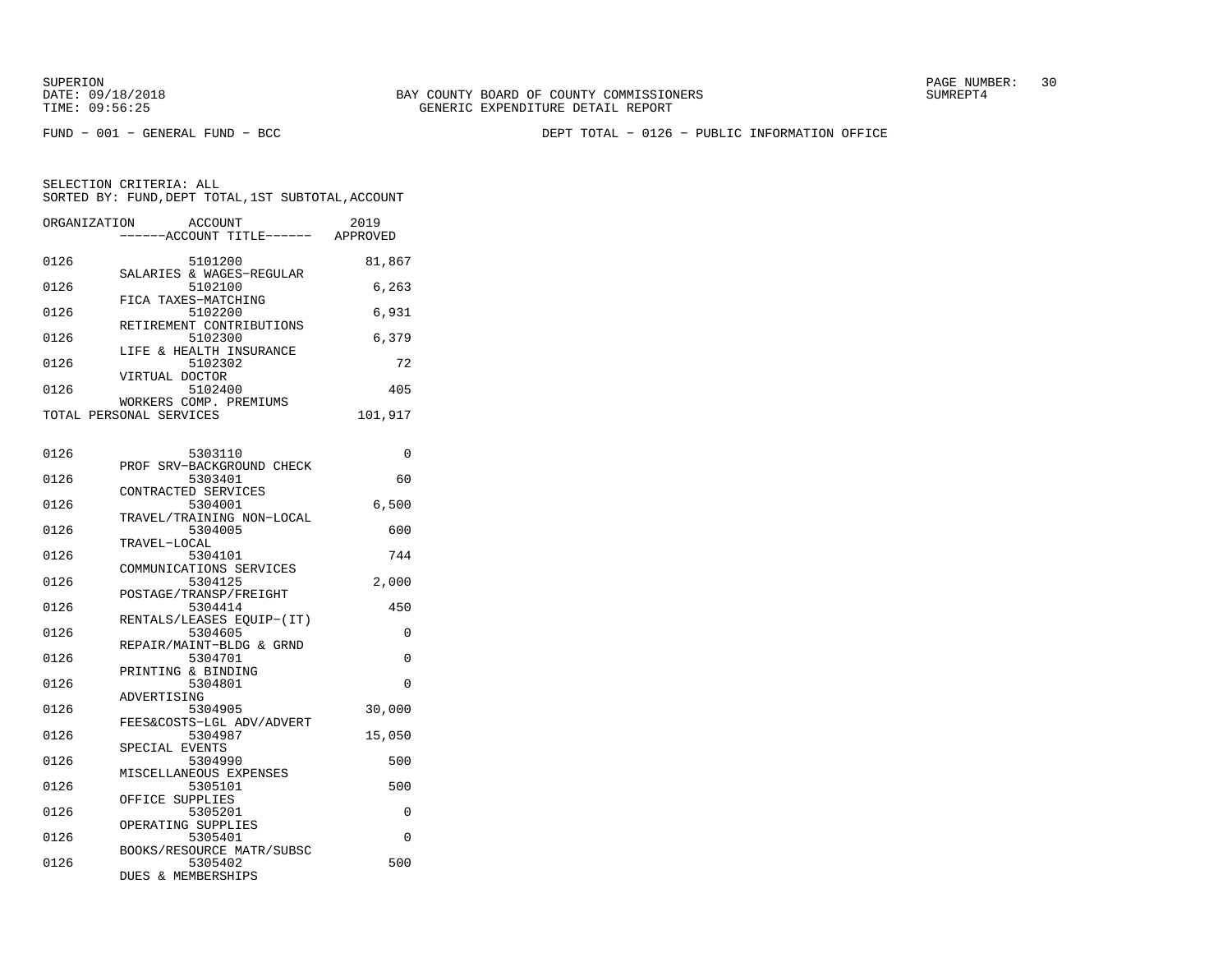SUPERION
DATE: 09/18/2018
TIME: 09:56:25

BAY COUNTY BOARD OF COUNTY COMMISSIONERS
GENERIC EXPENDITURE DETAIL REPORT

SUMREPT4

FUND - 001 - GENERAL FUND - BCC

DEPT TOTAL - 0126 - PUBLIC INFORMATION OFFICE

SELECTION CRITERIA: ALL
SORTED BY: FUND,DEPT TOTAL,1ST SUBTOTAL,ACCOUNT

| ORGANIZATION | ACCOUNT ------ACCOUNT TITLE------ | 2019 APPROVED |
|---|---|---|
| 0126 | 5101200 SALARIES & WAGES-REGULAR | 81,867 |
| 0126 | 5102100 FICA TAXES-MATCHING | 6,263 |
| 0126 | 5102200 RETIREMENT CONTRIBUTIONS | 6,931 |
| 0126 | 5102300 LIFE & HEALTH INSURANCE | 6,379 |
| 0126 | 5102302 VIRTUAL DOCTOR | 72 |
| 0126 | 5102400 WORKERS COMP. PREMIUMS | 405 |
| TOTAL PERSONAL SERVICES | | 101,917 |
| 0126 | 5303110 PROF SRV-BACKGROUND CHECK | 0 |
| 0126 | 5303401 CONTRACTED SERVICES | 60 |
| 0126 | 5304001 TRAVEL/TRAINING NON-LOCAL | 6,500 |
| 0126 | 5304005 TRAVEL-LOCAL | 600 |
| 0126 | 5304101 COMMUNICATIONS SERVICES | 744 |
| 0126 | 5304125 POSTAGE/TRANSP/FREIGHT | 2,000 |
| 0126 | 5304414 RENTALS/LEASES EQUIP-(IT) | 450 |
| 0126 | 5304605 REPAIR/MAINT-BLDG & GRND | 0 |
| 0126 | 5304701 PRINTING & BINDING | 0 |
| 0126 | 5304801 ADVERTISING | 0 |
| 0126 | 5304905 FEES&COSTS-LGL ADV/ADVERT | 30,000 |
| 0126 | 5304987 SPECIAL EVENTS | 15,050 |
| 0126 | 5304990 MISCELLANEOUS EXPENSES | 500 |
| 0126 | 5305101 OFFICE SUPPLIES | 500 |
| 0126 | 5305201 OPERATING SUPPLIES | 0 |
| 0126 | 5305401 BOOKS/RESOURCE MATR/SUBSC | 0 |
| 0126 | 5305402 DUES & MEMBERSHIPS | 500 |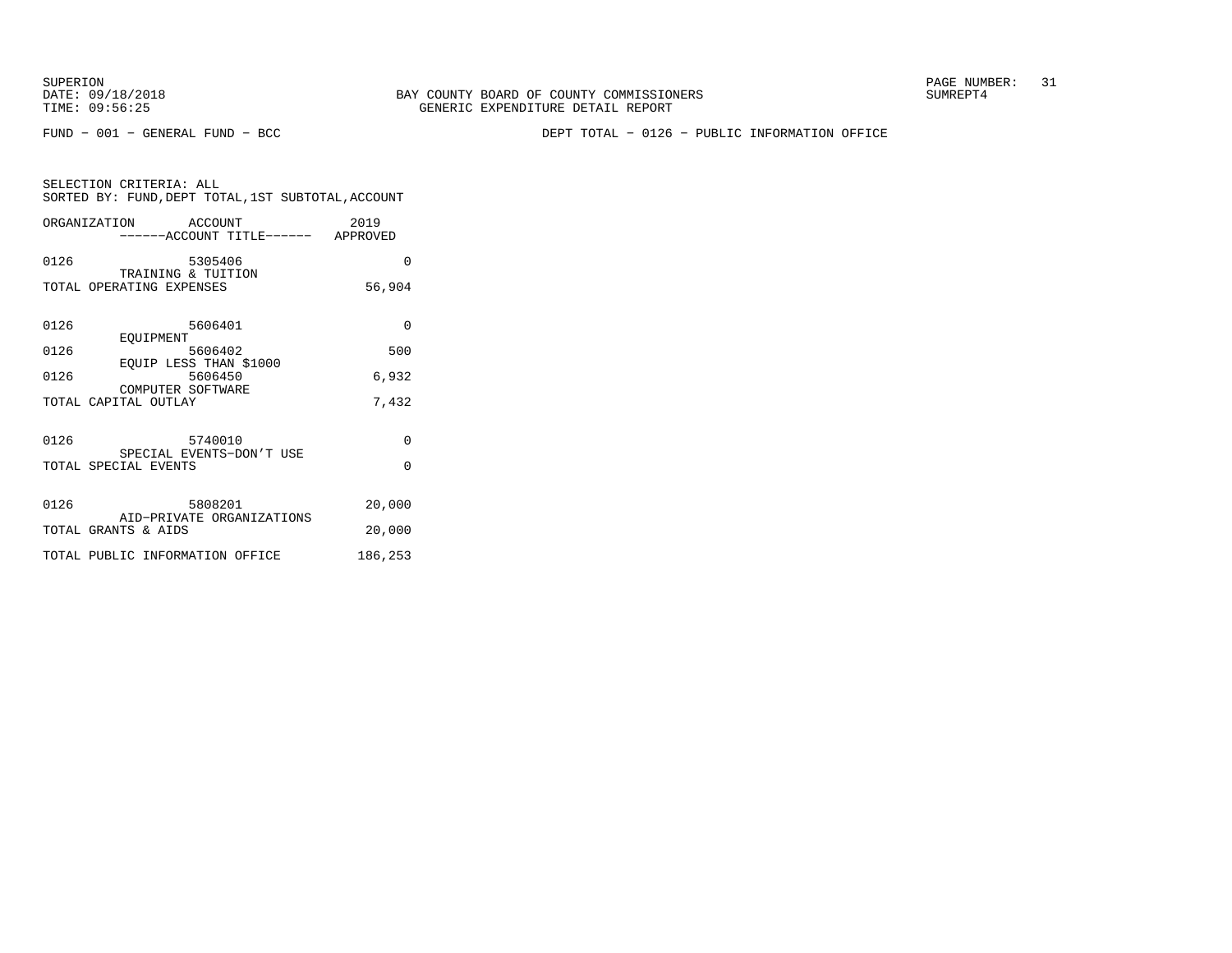BAY COUNTY BOARD OF COUNTY COMMISSIONERS
GENERIC EXPENDITURE DETAIL REPORT

FUND − 001 − GENERAL FUND − BCC

DEPT TOTAL − 0126 − PUBLIC INFORMATION OFFICE

SELECTION CRITERIA: ALL
SORTED BY: FUND,DEPT TOTAL,1ST SUBTOTAL,ACCOUNT

| ORGANIZATION | ACCOUNT / ------ACCOUNT TITLE------ | 2019 APPROVED |
|---|---|---|
| 0126 | 5305406 TRAINING & TUITION | 0 |
| TOTAL OPERATING EXPENSES | | 56,904 |
| 0126 | 5606401 EQUIPMENT | 0 |
| 0126 | 5606402 EQUIP LESS THAN $1000 | 500 |
| 0126 | 5606450 COMPUTER SOFTWARE | 6,932 |
| TOTAL CAPITAL OUTLAY | | 7,432 |
| 0126 | 5740010 SPECIAL EVENTS−DON'T USE | 0 |
| TOTAL SPECIAL EVENTS | | 0 |
| 0126 | 5808201 AID−PRIVATE ORGANIZATIONS | 20,000 |
| TOTAL GRANTS & AIDS | | 20,000 |
| TOTAL PUBLIC INFORMATION OFFICE | | 186,253 |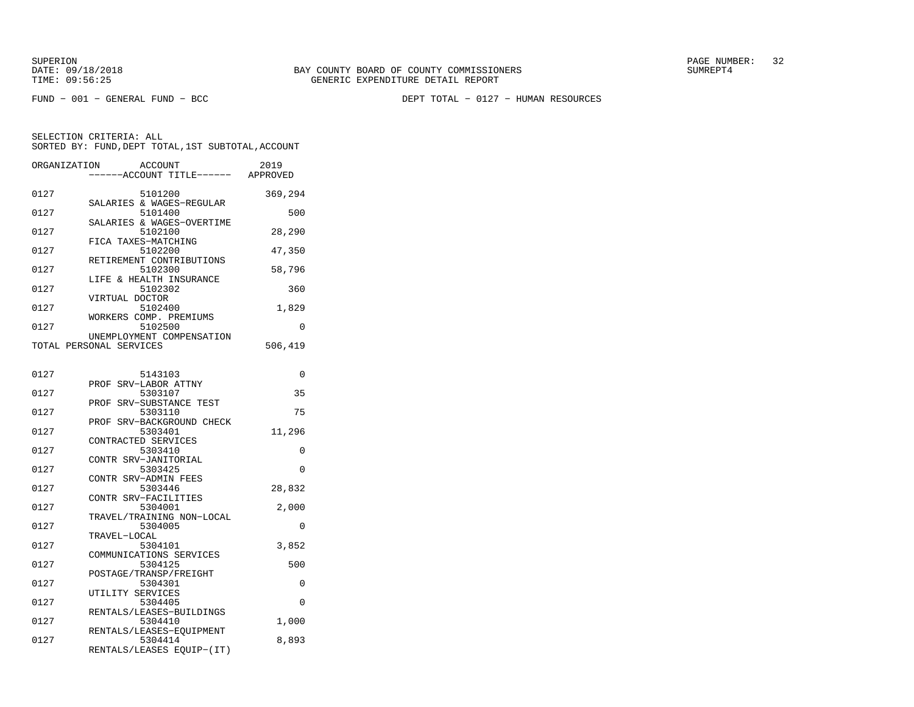SUPERION
DATE: 09/18/2018
TIME: 09:56:25

BAY COUNTY BOARD OF COUNTY COMMISSIONERS
GENERIC EXPENDITURE DETAIL REPORT

SUMREPT4

FUND - 001 - GENERAL FUND - BCC

DEPT TOTAL - 0127 - HUMAN RESOURCES

SELECTION CRITERIA: ALL
SORTED BY: FUND,DEPT TOTAL,1ST SUBTOTAL,ACCOUNT

| ORGANIZATION | ACCOUNT / ------ACCOUNT TITLE------ | 2019 APPROVED |
|---|---|---|
| 0127 | 5101200 SALARIES & WAGES-REGULAR | 369,294 |
| 0127 | 5101400 SALARIES & WAGES-OVERTIME | 500 |
| 0127 | 5102100 FICA TAXES-MATCHING | 28,290 |
| 0127 | 5102200 RETIREMENT CONTRIBUTIONS | 47,350 |
| 0127 | 5102300 LIFE & HEALTH INSURANCE | 58,796 |
| 0127 | 5102302 VIRTUAL DOCTOR | 360 |
| 0127 | 5102400 WORKERS COMP. PREMIUMS | 1,829 |
| 0127 | 5102500 UNEMPLOYMENT COMPENSATION | 0 |
| TOTAL PERSONAL SERVICES | | 506,419 |
| 0127 | 5143103 PROF SRV-LABOR ATTNY | 0 |
| 0127 | 5303107 PROF SRV-SUBSTANCE TEST | 35 |
| 0127 | 5303110 PROF SRV-BACKGROUND CHECK | 75 |
| 0127 | 5303401 CONTRACTED SERVICES | 11,296 |
| 0127 | 5303410 CONTR SRV-JANITORIAL | 0 |
| 0127 | 5303425 CONTR SRV-ADMIN FEES | 0 |
| 0127 | 5303446 CONTR SRV-FACILITIES | 28,832 |
| 0127 | 5304001 TRAVEL/TRAINING NON-LOCAL | 2,000 |
| 0127 | 5304005 TRAVEL-LOCAL | 0 |
| 0127 | 5304101 COMMUNICATIONS SERVICES | 3,852 |
| 0127 | 5304125 POSTAGE/TRANSP/FREIGHT | 500 |
| 0127 | 5304301 UTILITY SERVICES | 0 |
| 0127 | 5304405 RENTALS/LEASES-BUILDINGS | 0 |
| 0127 | 5304410 RENTALS/LEASES-EQUIPMENT | 1,000 |
| 0127 | 5304414 RENTALS/LEASES EQUIP-(IT) | 8,893 |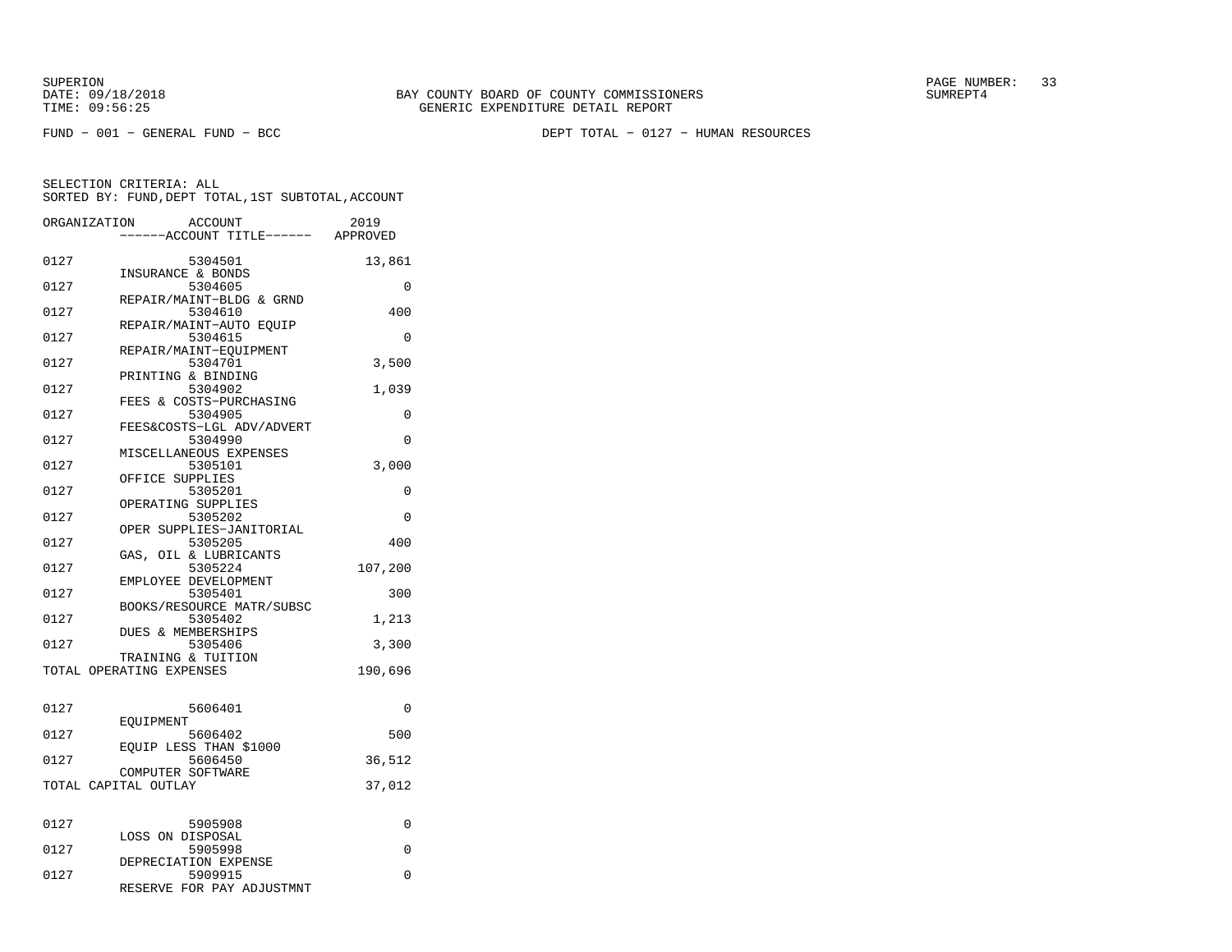BAY COUNTY BOARD OF COUNTY COMMISSIONERS
GENERIC EXPENDITURE DETAIL REPORT

SUPERION
DATE: 09/18/2018
TIME: 09:56:25

SUMREPT4

FUND - 001 - GENERAL FUND - BCC

DEPT TOTAL - 0127 - HUMAN RESOURCES

SELECTION CRITERIA: ALL
SORTED BY: FUND,DEPT TOTAL,1ST SUBTOTAL,ACCOUNT

| ORGANIZATION | ACCOUNT / ------ACCOUNT TITLE------ | 2019 APPROVED |
|---|---|---|
| 0127 | 5304501 INSURANCE & BONDS | 13,861 |
| 0127 | 5304605 REPAIR/MAINT-BLDG & GRND | 0 |
| 0127 | 5304610 REPAIR/MAINT-AUTO EQUIP | 400 |
| 0127 | 5304615 REPAIR/MAINT-EQUIPMENT | 0 |
| 0127 | 5304701 PRINTING & BINDING | 3,500 |
| 0127 | 5304902 FEES & COSTS-PURCHASING | 1,039 |
| 0127 | 5304905 FEES&COSTS-LGL ADV/ADVERT | 0 |
| 0127 | 5304990 MISCELLANEOUS EXPENSES | 0 |
| 0127 | 5305101 OFFICE SUPPLIES | 3,000 |
| 0127 | 5305201 OPERATING SUPPLIES | 0 |
| 0127 | 5305202 OPER SUPPLIES-JANITORIAL | 0 |
| 0127 | 5305205 GAS, OIL & LUBRICANTS | 400 |
| 0127 | 5305224 EMPLOYEE DEVELOPMENT | 107,200 |
| 0127 | 5305401 BOOKS/RESOURCE MATR/SUBSC | 300 |
| 0127 | 5305402 DUES & MEMBERSHIPS | 1,213 |
| 0127 | 5305406 TRAINING & TUITION | 3,300 |
| TOTAL OPERATING EXPENSES | | 190,696 |
| 0127 | 5606401 EQUIPMENT | 0 |
| 0127 | 5606402 EQUIP LESS THAN $1000 | 500 |
| 0127 | 5606450 COMPUTER SOFTWARE | 36,512 |
| TOTAL CAPITAL OUTLAY | | 37,012 |
| 0127 | 5905908 LOSS ON DISPOSAL | 0 |
| 0127 | 5905998 DEPRECIATION EXPENSE | 0 |
| 0127 | 5909915 RESERVE FOR PAY ADJUSTMNT | 0 |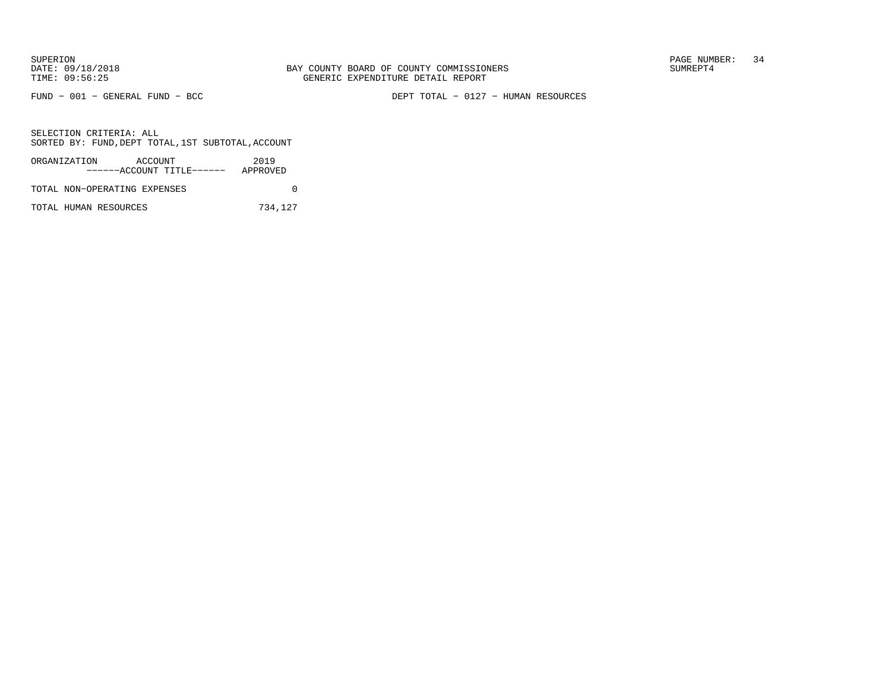BAY COUNTY BOARD OF COUNTY COMMISSIONERS
GENERIC EXPENDITURE DETAIL REPORT

SUPERION
DATE: 09/18/2018
TIME: 09:56:25

SUMREPT4

FUND − 001 − GENERAL FUND − BCC

DEPT TOTAL − 0127 − HUMAN RESOURCES

SELECTION CRITERIA: ALL
SORTED BY: FUND,DEPT TOTAL,1ST SUBTOTAL,ACCOUNT

| ORGANIZATION ACCOUNT ------ACCOUNT TITLE------ | 2019 APPROVED |
|---|---|
| TOTAL NON−OPERATING EXPENSES | 0 |
| TOTAL HUMAN RESOURCES | 734,127 |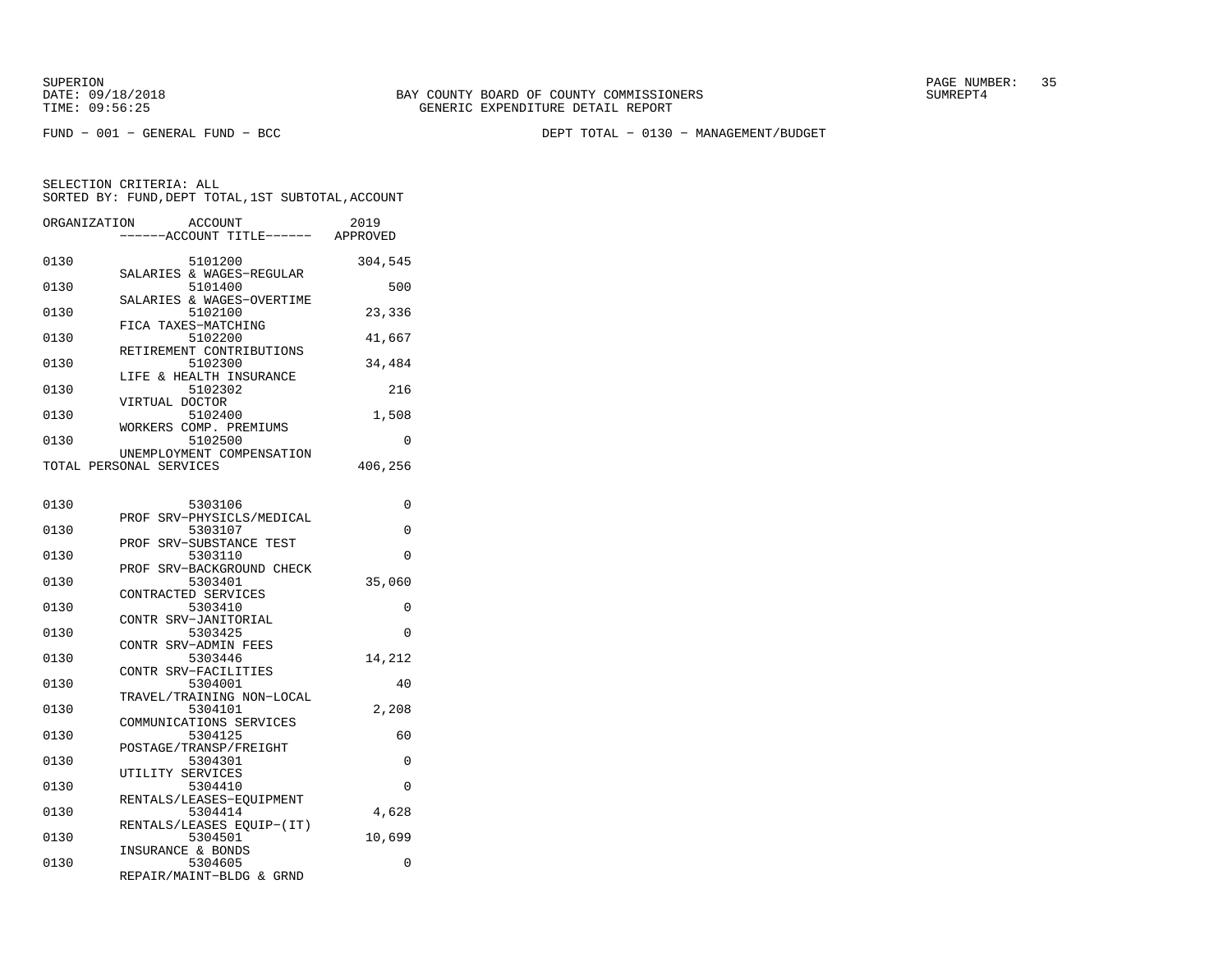SUPERION
DATE: 09/18/2018
TIME: 09:56:25

BAY COUNTY BOARD OF COUNTY COMMISSIONERS
GENERIC EXPENDITURE DETAIL REPORT

SUMREPT4

FUND - 001 - GENERAL FUND - BCC

DEPT TOTAL - 0130 - MANAGEMENT/BUDGET

SELECTION CRITERIA: ALL
SORTED BY: FUND,DEPT TOTAL,1ST SUBTOTAL,ACCOUNT

| ORGANIZATION | ACCOUNT / ------ACCOUNT TITLE------ | 2019 APPROVED |
|---|---|---|
| 0130 | 5101200 SALARIES & WAGES-REGULAR | 304,545 |
| 0130 | 5101400 SALARIES & WAGES-OVERTIME | 500 |
| 0130 | 5102100 FICA TAXES-MATCHING | 23,336 |
| 0130 | 5102200 RETIREMENT CONTRIBUTIONS | 41,667 |
| 0130 | 5102300 LIFE & HEALTH INSURANCE | 34,484 |
| 0130 | 5102302 VIRTUAL DOCTOR | 216 |
| 0130 | 5102400 WORKERS COMP. PREMIUMS | 1,508 |
| 0130 | 5102500 UNEMPLOYMENT COMPENSATION | 0 |
| TOTAL PERSONAL SERVICES | | 406,256 |
| 0130 | 5303106 PROF SRV-PHYSICLS/MEDICAL | 0 |
| 0130 | 5303107 PROF SRV-SUBSTANCE TEST | 0 |
| 0130 | 5303110 PROF SRV-BACKGROUND CHECK | 0 |
| 0130 | 5303401 CONTRACTED SERVICES | 35,060 |
| 0130 | 5303410 CONTR SRV-JANITORIAL | 0 |
| 0130 | 5303425 CONTR SRV-ADMIN FEES | 0 |
| 0130 | 5303446 CONTR SRV-FACILITIES | 14,212 |
| 0130 | 5304001 TRAVEL/TRAINING NON-LOCAL | 40 |
| 0130 | 5304101 COMMUNICATIONS SERVICES | 2,208 |
| 0130 | 5304125 POSTAGE/TRANSP/FREIGHT | 60 |
| 0130 | 5304301 UTILITY SERVICES | 0 |
| 0130 | 5304410 RENTALS/LEASES-EQUIPMENT | 0 |
| 0130 | 5304414 RENTALS/LEASES EQUIP-(IT) | 4,628 |
| 0130 | 5304501 INSURANCE & BONDS | 10,699 |
| 0130 | 5304605 REPAIR/MAINT-BLDG & GRND | 0 |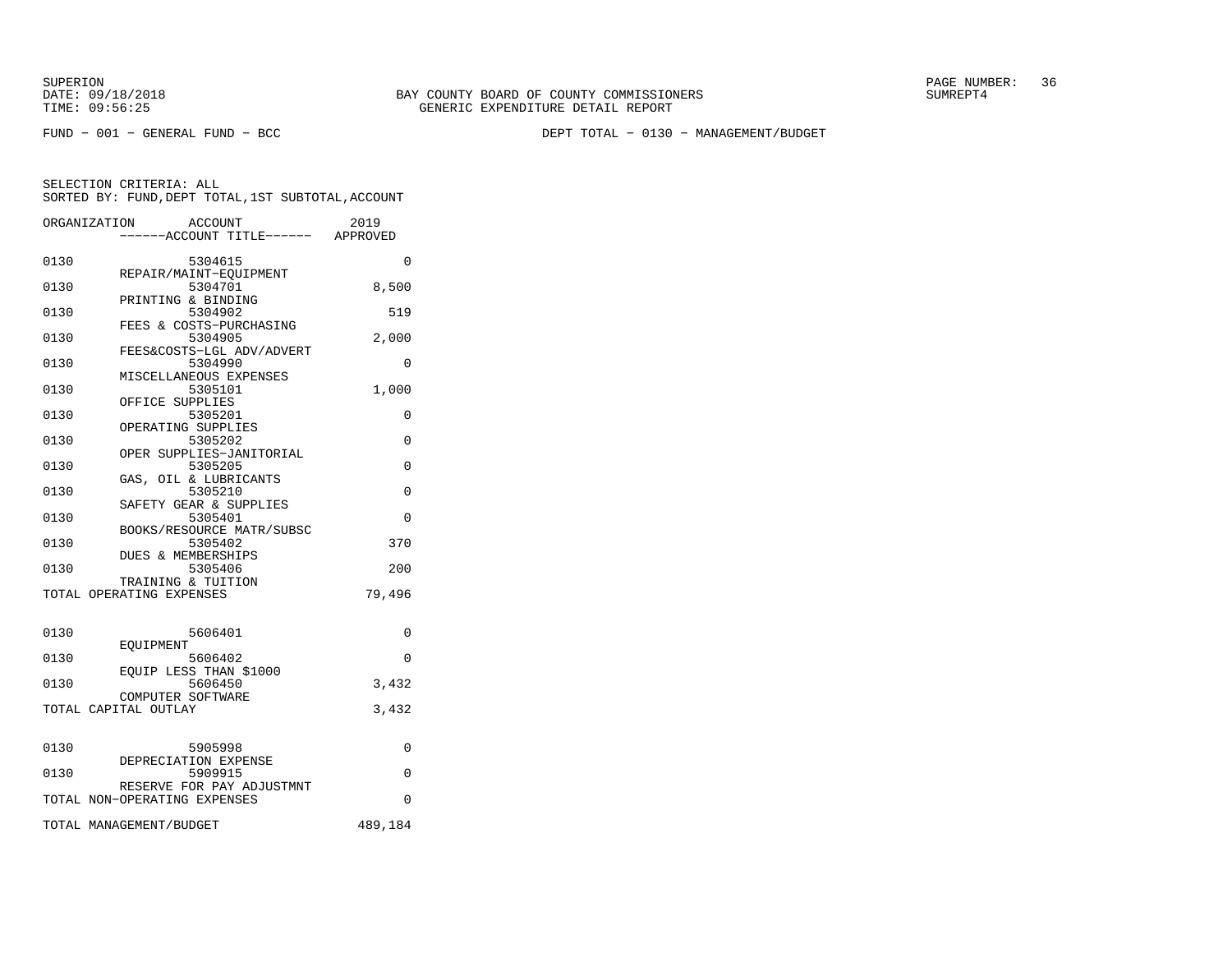BAY COUNTY BOARD OF COUNTY COMMISSIONERS
GENERIC EXPENDITURE DETAIL REPORT

SUPERION
DATE: 09/18/2018
TIME: 09:56:25

SUMREPT4

FUND − 001 − GENERAL FUND − BCC

DEPT TOTAL − 0130 − MANAGEMENT/BUDGET

SELECTION CRITERIA: ALL
SORTED BY: FUND,DEPT TOTAL,1ST SUBTOTAL,ACCOUNT

| ORGANIZATION | ACCOUNT / ------ACCOUNT TITLE------ | 2019 APPROVED |
|---|---|---|
| 0130 | 5304615 REPAIR/MAINT−EQUIPMENT | 0 |
| 0130 | 5304701 PRINTING & BINDING | 8,500 |
| 0130 | 5304902 FEES & COSTS−PURCHASING | 519 |
| 0130 | 5304905 FEES&COSTS−LGL ADV/ADVERT | 2,000 |
| 0130 | 5304990 MISCELLANEOUS EXPENSES | 0 |
| 0130 | 5305101 OFFICE SUPPLIES | 1,000 |
| 0130 | 5305201 OPERATING SUPPLIES | 0 |
| 0130 | 5305202 OPER SUPPLIES−JANITORIAL | 0 |
| 0130 | 5305205 GAS, OIL & LUBRICANTS | 0 |
| 0130 | 5305210 SAFETY GEAR & SUPPLIES | 0 |
| 0130 | 5305401 BOOKS/RESOURCE MATR/SUBSC | 0 |
| 0130 | 5305402 DUES & MEMBERSHIPS | 370 |
| 0130 | 5305406 TRAINING & TUITION | 200 |
| TOTAL OPERATING EXPENSES | | 79,496 |
| 0130 | 5606401 EQUIPMENT | 0 |
| 0130 | 5606402 EQUIP LESS THAN $1000 | 0 |
| 0130 | 5606450 COMPUTER SOFTWARE | 3,432 |
| TOTAL CAPITAL OUTLAY | | 3,432 |
| 0130 | 5905998 DEPRECIATION EXPENSE | 0 |
| 0130 | 5909915 RESERVE FOR PAY ADJUSTMNT | 0 |
| TOTAL NON−OPERATING EXPENSES | | 0 |
| TOTAL MANAGEMENT/BUDGET | | 489,184 |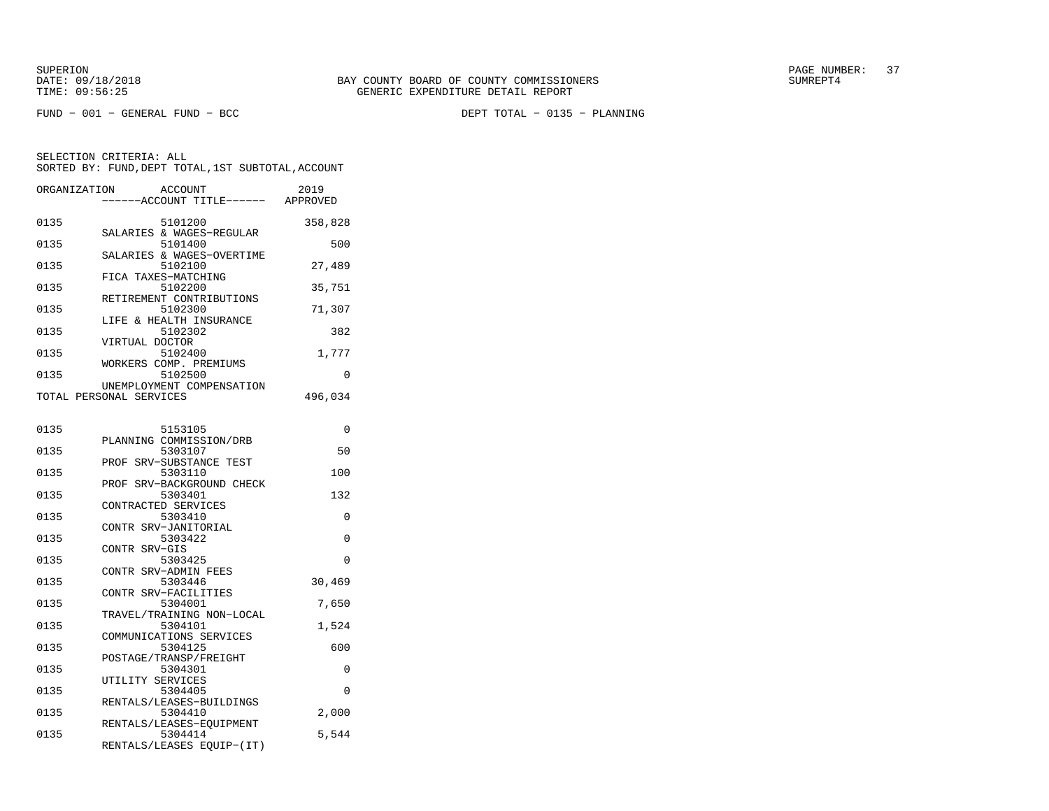BAY COUNTY BOARD OF COUNTY COMMISSIONERS
GENERIC EXPENDITURE DETAIL REPORT

SUPERION
DATE: 09/18/2018
TIME: 09:56:25

SUMREPT4

FUND − 001 − GENERAL FUND − BCC

DEPT TOTAL − 0135 − PLANNING

SELECTION CRITERIA: ALL
SORTED BY: FUND,DEPT TOTAL,1ST SUBTOTAL,ACCOUNT

| ORGANIZATION | ACCOUNT | ------ACCOUNT TITLE------ | 2019 APPROVED |
|---|---|---|---|
| 0135 | 5101200 | SALARIES & WAGES−REGULAR | 358,828 |
| 0135 | 5101400 | SALARIES & WAGES−OVERTIME | 500 |
| 0135 | 5102100 | FICA TAXES−MATCHING | 27,489 |
| 0135 | 5102200 | RETIREMENT CONTRIBUTIONS | 35,751 |
| 0135 | 5102300 | LIFE & HEALTH INSURANCE | 71,307 |
| 0135 | 5102302 | VIRTUAL DOCTOR | 382 |
| 0135 | 5102400 | WORKERS COMP. PREMIUMS | 1,777 |
| 0135 | 5102500 | UNEMPLOYMENT COMPENSATION | 0 |
| TOTAL PERSONAL SERVICES | | | 496,034 |
| 0135 | 5153105 | PLANNING COMMISSION/DRB | 0 |
| 0135 | 5303107 | PROF SRV−SUBSTANCE TEST | 50 |
| 0135 | 5303110 | PROF SRV−BACKGROUND CHECK | 100 |
| 0135 | 5303401 | CONTRACTED SERVICES | 132 |
| 0135 | 5303410 | CONTR SRV−JANITORIAL | 0 |
| 0135 | 5303422 | CONTR SRV−GIS | 0 |
| 0135 | 5303425 | CONTR SRV−ADMIN FEES | 0 |
| 0135 | 5303446 | CONTR SRV−FACILITIES | 30,469 |
| 0135 | 5304001 | TRAVEL/TRAINING NON−LOCAL | 7,650 |
| 0135 | 5304101 | COMMUNICATIONS SERVICES | 1,524 |
| 0135 | 5304125 | POSTAGE/TRANSP/FREIGHT | 600 |
| 0135 | 5304301 | UTILITY SERVICES | 0 |
| 0135 | 5304405 | RENTALS/LEASES−BUILDINGS | 0 |
| 0135 | 5304410 | RENTALS/LEASES−EQUIPMENT | 2,000 |
| 0135 | 5304414 | RENTALS/LEASES EQUIP−(IT) | 5,544 |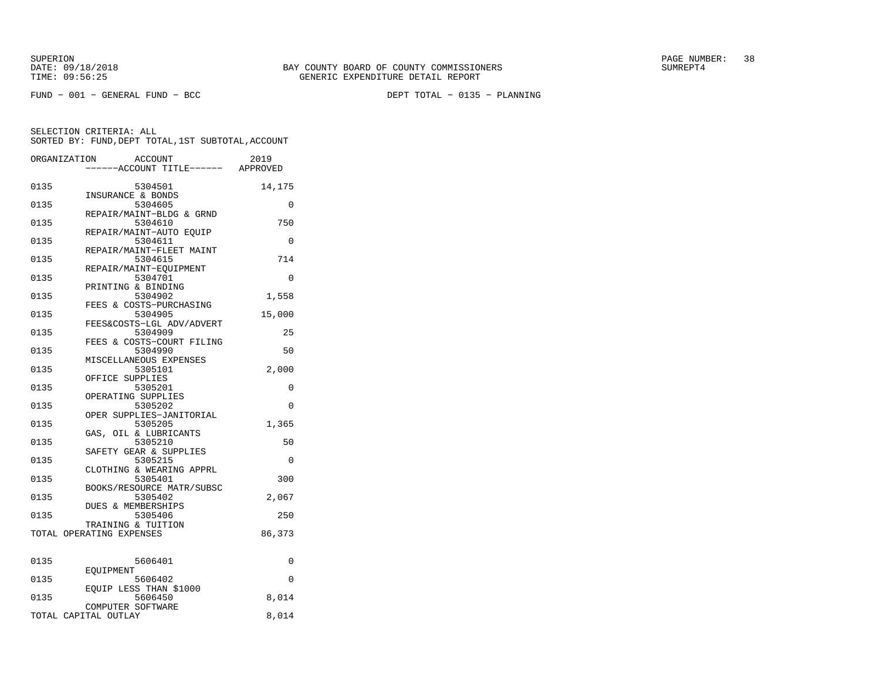SUPERION
DATE: 09/18/2018
TIME: 09:56:25

BAY COUNTY BOARD OF COUNTY COMMISSIONERS
GENERIC EXPENDITURE DETAIL REPORT

SUMREPT4

FUND − 001 − GENERAL FUND − BCC　　　　DEPT TOTAL − 0135 − PLANNING

SELECTION CRITERIA: ALL
SORTED BY: FUND,DEPT TOTAL,1ST SUBTOTAL,ACCOUNT

| ORGANIZATION | ACCOUNT / ------ACCOUNT TITLE------ | 2019 APPROVED |
|---|---|---|
| 0135 | 5304501 INSURANCE & BONDS | 14,175 |
| 0135 | 5304605 REPAIR/MAINT−BLDG & GRND | 0 |
| 0135 | 5304610 REPAIR/MAINT−AUTO EQUIP | 750 |
| 0135 | 5304611 REPAIR/MAINT−FLEET MAINT | 0 |
| 0135 | 5304615 REPAIR/MAINT−EQUIPMENT | 714 |
| 0135 | 5304701 PRINTING & BINDING | 0 |
| 0135 | 5304902 FEES & COSTS−PURCHASING | 1,558 |
| 0135 | 5304905 FEES&COSTS−LGL ADV/ADVERT | 15,000 |
| 0135 | 5304909 FEES & COSTS−COURT FILING | 25 |
| 0135 | 5304990 MISCELLANEOUS EXPENSES | 50 |
| 0135 | 5305101 OFFICE SUPPLIES | 2,000 |
| 0135 | 5305201 OPERATING SUPPLIES | 0 |
| 0135 | 5305202 OPER SUPPLIES−JANITORIAL | 0 |
| 0135 | 5305205 GAS, OIL & LUBRICANTS | 1,365 |
| 0135 | 5305210 SAFETY GEAR & SUPPLIES | 50 |
| 0135 | 5305215 CLOTHING & WEARING APPRL | 0 |
| 0135 | 5305401 BOOKS/RESOURCE MATR/SUBSC | 300 |
| 0135 | 5305402 DUES & MEMBERSHIPS | 2,067 |
| 0135 | 5305406 TRAINING & TUITION | 250 |
| TOTAL OPERATING EXPENSES | | 86,373 |
| 0135 | 5606401 EQUIPMENT | 0 |
| 0135 | 5606402 EQUIP LESS THAN $1000 | 0 |
| 0135 | 5606450 COMPUTER SOFTWARE | 8,014 |
| TOTAL CAPITAL OUTLAY | | 8,014 |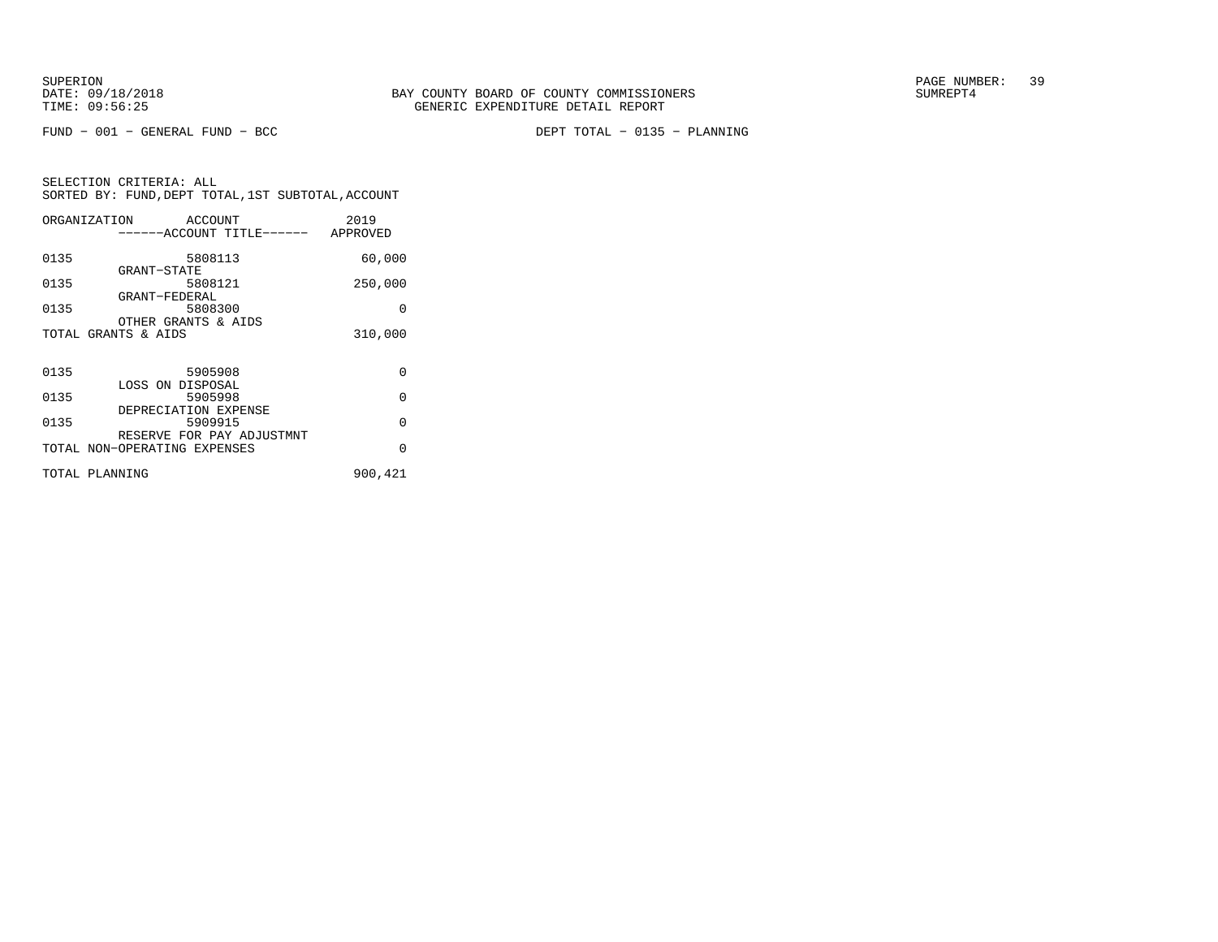BAY COUNTY BOARD OF COUNTY COMMISSIONERS
GENERIC EXPENDITURE DETAIL REPORT

SUPERION
DATE: 09/18/2018
TIME: 09:56:25

SUMREPT4

FUND − 001 − GENERAL FUND − BCC

DEPT TOTAL − 0135 − PLANNING

SELECTION CRITERIA: ALL
SORTED BY: FUND,DEPT TOTAL,1ST SUBTOTAL,ACCOUNT

| ORGANIZATION | ACCOUNT<br>------ACCOUNT TITLE------ | 2019<br>APPROVED |
|---|---|---|
| 0135 | 5808113<br>GRANT−STATE | 60,000 |
| 0135 | 5808121<br>GRANT−FEDERAL | 250,000 |
| 0135 | 5808300<br>OTHER GRANTS & AIDS | 0 |
| TOTAL GRANTS & AIDS | | 310,000 |
| 0135 | 5905908<br>LOSS ON DISPOSAL | 0 |
| 0135 | 5905998<br>DEPRECIATION EXPENSE | 0 |
| 0135 | 5909915<br>RESERVE FOR PAY ADJUSTMNT | 0 |
| TOTAL NON−OPERATING EXPENSES | | 0 |
| TOTAL PLANNING | | 900,421 |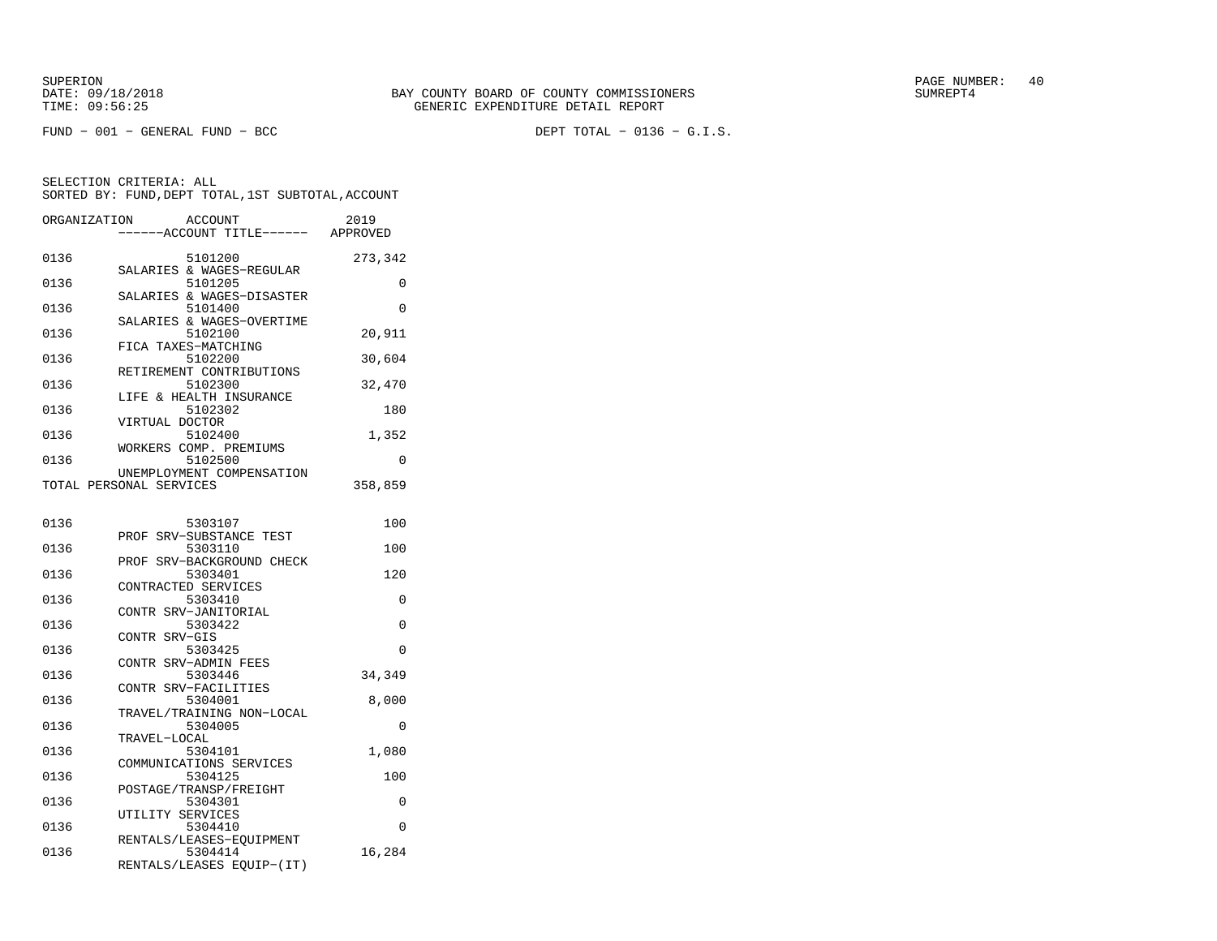SUPERION
DATE: 09/18/2018
TIME: 09:56:25

BAY COUNTY BOARD OF COUNTY COMMISSIONERS
GENERIC EXPENDITURE DETAIL REPORT

SUMREPT4

FUND − 001 − GENERAL FUND − BCC

DEPT TOTAL − 0136 − G.I.S.

SELECTION CRITERIA: ALL
SORTED BY: FUND,DEPT TOTAL,1ST SUBTOTAL,ACCOUNT

| ORGANIZATION | ACCOUNT / ------ACCOUNT TITLE------ | 2019 APPROVED |
|---|---|---|
| 0136 | 5101200 SALARIES & WAGES−REGULAR | 273,342 |
| 0136 | 5101205 SALARIES & WAGES−DISASTER | 0 |
| 0136 | 5101400 SALARIES & WAGES−OVERTIME | 0 |
| 0136 | 5102100 FICA TAXES−MATCHING | 20,911 |
| 0136 | 5102200 RETIREMENT CONTRIBUTIONS | 30,604 |
| 0136 | 5102300 LIFE & HEALTH INSURANCE | 32,470 |
| 0136 | 5102302 VIRTUAL DOCTOR | 180 |
| 0136 | 5102400 WORKERS COMP. PREMIUMS | 1,352 |
| 0136 | 5102500 UNEMPLOYMENT COMPENSATION | 0 |
| TOTAL PERSONAL SERVICES | | 358,859 |
| 0136 | 5303107 PROF SRV−SUBSTANCE TEST | 100 |
| 0136 | 5303110 PROF SRV−BACKGROUND CHECK | 100 |
| 0136 | 5303401 CONTRACTED SERVICES | 120 |
| 0136 | 5303410 CONTR SRV−JANITORIAL | 0 |
| 0136 | 5303422 CONTR SRV−GIS | 0 |
| 0136 | 5303425 CONTR SRV−ADMIN FEES | 0 |
| 0136 | 5303446 CONTR SRV−FACILITIES | 34,349 |
| 0136 | 5304001 TRAVEL/TRAINING NON−LOCAL | 8,000 |
| 0136 | 5304005 TRAVEL−LOCAL | 0 |
| 0136 | 5304101 COMMUNICATIONS SERVICES | 1,080 |
| 0136 | 5304125 POSTAGE/TRANSP/FREIGHT | 100 |
| 0136 | 5304301 UTILITY SERVICES | 0 |
| 0136 | 5304410 RENTALS/LEASES−EQUIPMENT | 0 |
| 0136 | 5304414 RENTALS/LEASES EQUIP−(IT) | 16,284 |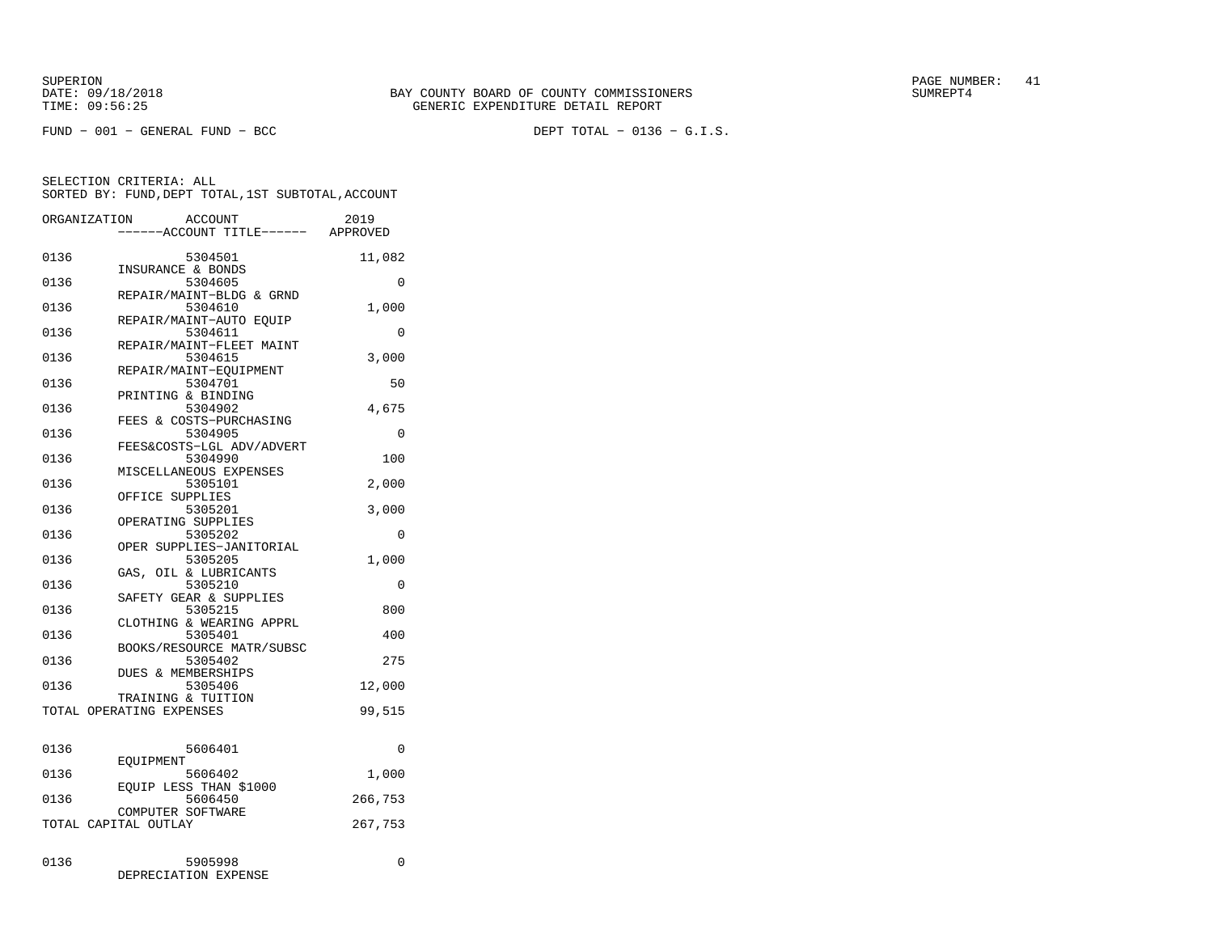BAY COUNTY BOARD OF COUNTY COMMISSIONERS
GENERIC EXPENDITURE DETAIL REPORT

FUND − 001 − GENERAL FUND − BCC

DEPT TOTAL − 0136 − G.I.S.

SELECTION CRITERIA: ALL
SORTED BY: FUND,DEPT TOTAL,1ST SUBTOTAL,ACCOUNT

| ORGANIZATION | ACCOUNT / ACCOUNT TITLE | 2019 APPROVED |
|---|---|---|
| 0136 | 5304501 INSURANCE & BONDS | 11,082 |
| 0136 | 5304605 REPAIR/MAINT−BLDG & GRND | 0 |
| 0136 | 5304610 REPAIR/MAINT−AUTO EQUIP | 1,000 |
| 0136 | 5304611 REPAIR/MAINT−FLEET MAINT | 0 |
| 0136 | 5304615 REPAIR/MAINT−EQUIPMENT | 3,000 |
| 0136 | 5304701 PRINTING & BINDING | 50 |
| 0136 | 5304902 FEES & COSTS−PURCHASING | 4,675 |
| 0136 | 5304905 FEES&COSTS−LGL ADV/ADVERT | 0 |
| 0136 | 5304990 MISCELLANEOUS EXPENSES | 100 |
| 0136 | 5305101 OFFICE SUPPLIES | 2,000 |
| 0136 | 5305201 OPERATING SUPPLIES | 3,000 |
| 0136 | 5305202 OPER SUPPLIES−JANITORIAL | 0 |
| 0136 | 5305205 GAS, OIL & LUBRICANTS | 1,000 |
| 0136 | 5305210 SAFETY GEAR & SUPPLIES | 0 |
| 0136 | 5305215 CLOTHING & WEARING APPRL | 800 |
| 0136 | 5305401 BOOKS/RESOURCE MATR/SUBSC | 400 |
| 0136 | 5305402 DUES & MEMBERSHIPS | 275 |
| 0136 | 5305406 TRAINING & TUITION | 12,000 |
| TOTAL OPERATING EXPENSES | | 99,515 |
| 0136 | 5606401 EQUIPMENT | 0 |
| 0136 | 5606402 EQUIP LESS THAN $1000 | 1,000 |
| 0136 | 5606450 COMPUTER SOFTWARE | 266,753 |
| TOTAL CAPITAL OUTLAY | | 267,753 |
| 0136 | 5905998 DEPRECIATION EXPENSE | 0 |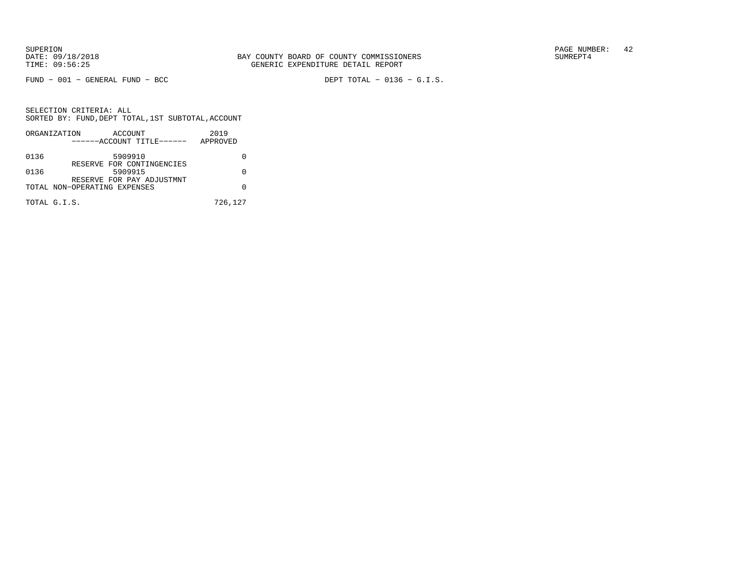SUPERION
DATE: 09/18/2018
TIME: 09:56:25

BAY COUNTY BOARD OF COUNTY COMMISSIONERS
GENERIC EXPENDITURE DETAIL REPORT

SUMREPT4

FUND − 001 − GENERAL FUND − BCC

DEPT TOTAL − 0136 − G.I.S.

SELECTION CRITERIA: ALL
SORTED BY: FUND,DEPT TOTAL,1ST SUBTOTAL,ACCOUNT

| ORGANIZATION | ACCOUNT<br>------ACCOUNT TITLE------ | 2019<br>APPROVED |
|---|---|---|
| 0136 | 5909910<br>RESERVE FOR CONTINGENCIES | 0 |
| 0136 | 5909915<br>RESERVE FOR PAY ADJUSTMNT | 0 |
| TOTAL NON−OPERATING EXPENSES | | 0 |
| TOTAL G.I.S. | | 726,127 |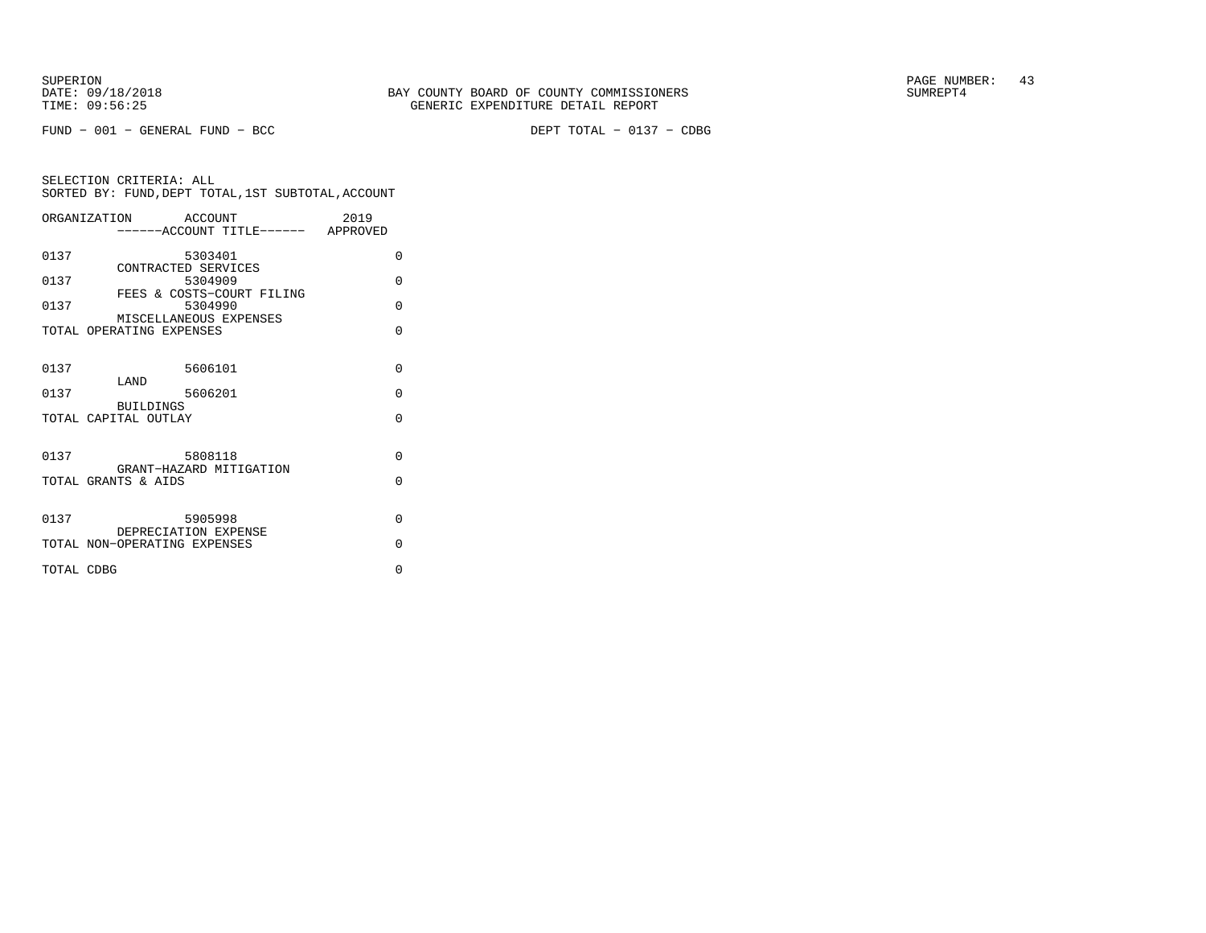BAY COUNTY BOARD OF COUNTY COMMISSIONERS
GENERIC EXPENDITURE DETAIL REPORT

SUPERION
DATE: 09/18/2018
TIME: 09:56:25

SUMREPT4

FUND − 001 − GENERAL FUND − BCC

DEPT TOTAL − 0137 − CDBG

SELECTION CRITERIA: ALL
SORTED BY: FUND,DEPT TOTAL,1ST SUBTOTAL,ACCOUNT

| ORGANIZATION | ACCOUNT ------ACCOUNT TITLE------ | 2019 APPROVED |
|---|---|---|
| 0137 | 5303401 CONTRACTED SERVICES | 0 |
| 0137 | 5304909 FEES & COSTS−COURT FILING | 0 |
| 0137 | 5304990 MISCELLANEOUS EXPENSES | 0 |
| TOTAL OPERATING EXPENSES | | 0 |
| 0137 | 5606101 LAND | 0 |
| 0137 | 5606201 BUILDINGS | 0 |
| TOTAL CAPITAL OUTLAY | | 0 |
| 0137 | 5808118 GRANT−HAZARD MITIGATION | 0 |
| TOTAL GRANTS & AIDS | | 0 |
| 0137 | 5905998 DEPRECIATION EXPENSE | 0 |
| TOTAL NON−OPERATING EXPENSES | | 0 |
| TOTAL CDBG | | 0 |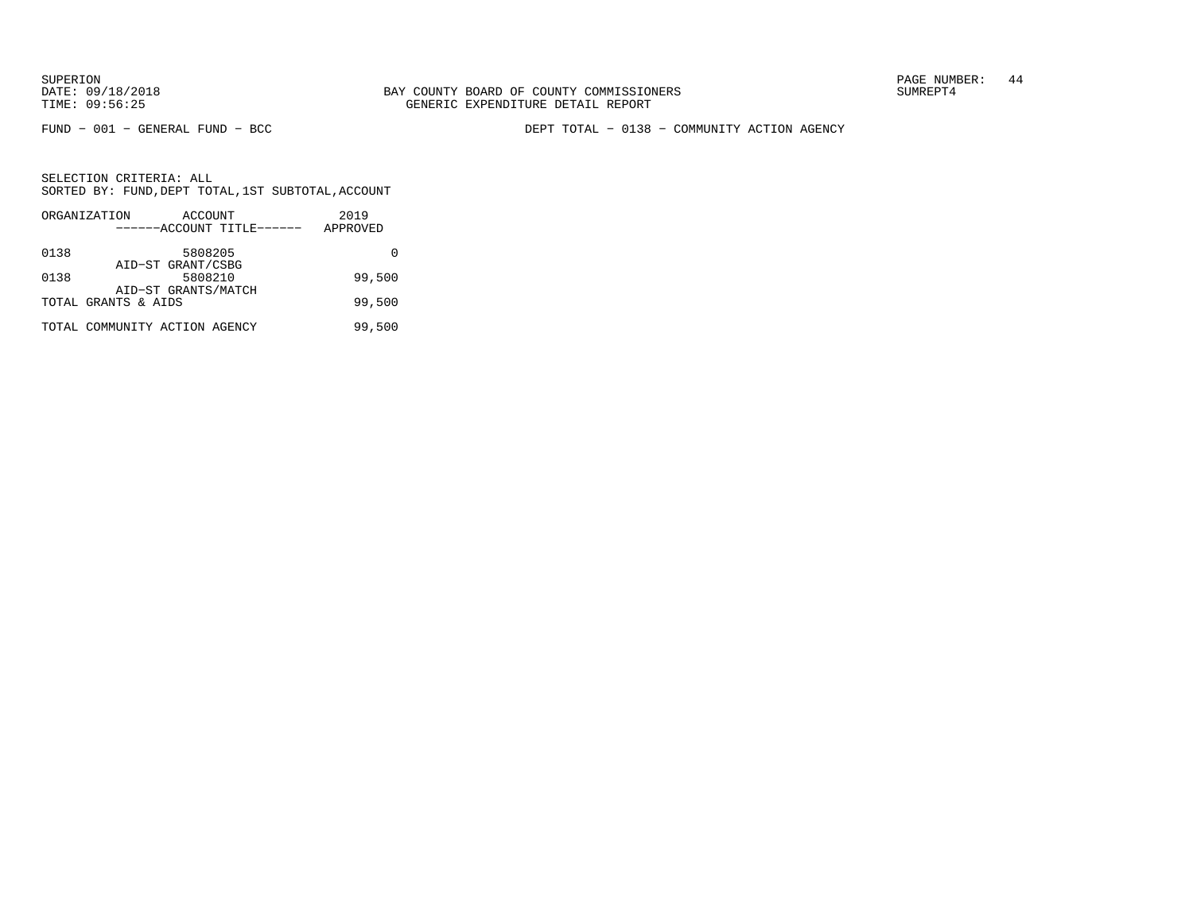FUND − 001 − GENERAL FUND − BCC

DEPT TOTAL − 0138 − COMMUNITY ACTION AGENCY

SELECTION CRITERIA: ALL
SORTED BY: FUND,DEPT TOTAL,1ST SUBTOTAL,ACCOUNT

| ORGANIZATION | ACCOUNT / ------ACCOUNT TITLE------ | 2019 APPROVED |
|---|---|---|
| 0138 | 5808205 AID−ST GRANT/CSBG | 0 |
| 0138 | 5808210 AID−ST GRANTS/MATCH | 99,500 |
| TOTAL GRANTS & AIDS | | 99,500 |
| TOTAL COMMUNITY ACTION AGENCY | | 99,500 |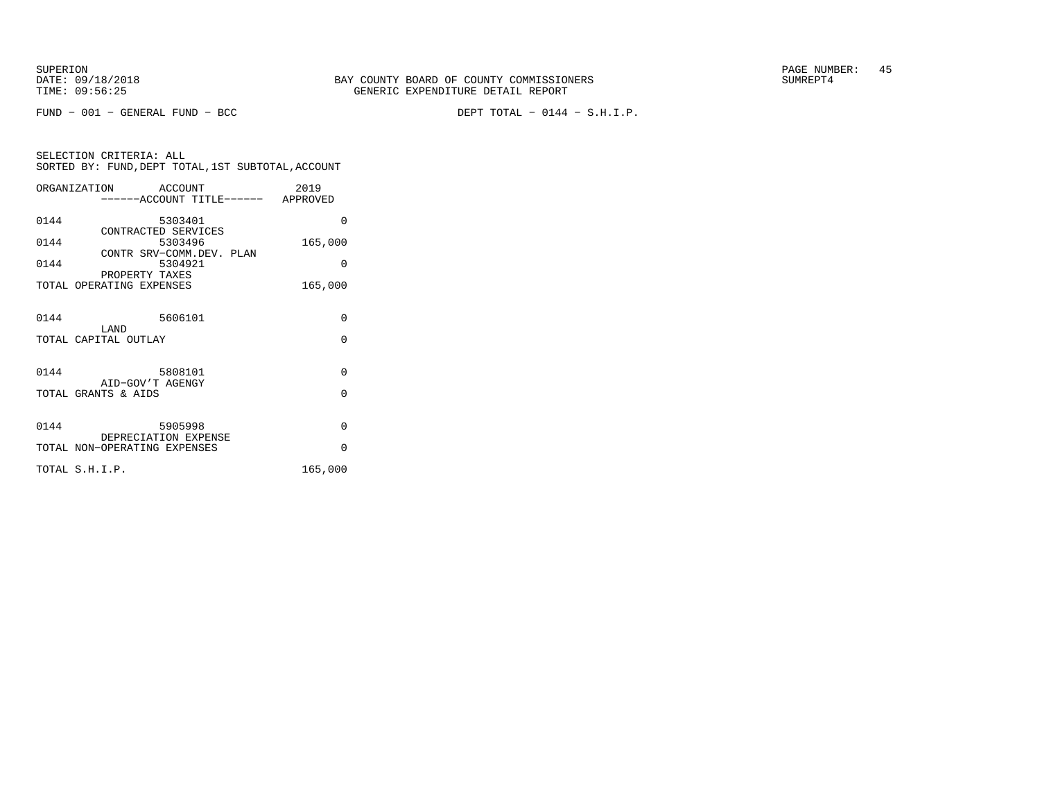BAY COUNTY BOARD OF COUNTY COMMISSIONERS
GENERIC EXPENDITURE DETAIL REPORT

SUPERION
DATE: 09/18/2018
TIME: 09:56:25

SUMREPT4

FUND − 001 − GENERAL FUND − BCC

DEPT TOTAL − 0144 − S.H.I.P.

SELECTION CRITERIA: ALL
SORTED BY: FUND,DEPT TOTAL,1ST SUBTOTAL,ACCOUNT

| ORGANIZATION | ACCOUNT / ------ACCOUNT TITLE------ | 2019 APPROVED |
|---|---|---|
| 0144 | 5303401 CONTRACTED SERVICES | 0 |
| 0144 | 5303496 CONTR SRV−COMM.DEV. PLAN | 165,000 |
| 0144 | 5304921 PROPERTY TAXES | 0 |
| TOTAL OPERATING EXPENSES | | 165,000 |
| 0144 | 5606101 LAND | 0 |
| TOTAL CAPITAL OUTLAY | | 0 |
| 0144 | 5808101 AID−GOV'T AGENGY | 0 |
| TOTAL GRANTS & AIDS | | 0 |
| 0144 | 5905998 DEPRECIATION EXPENSE | 0 |
| TOTAL NON−OPERATING EXPENSES | | 0 |
| TOTAL S.H.I.P. | | 165,000 |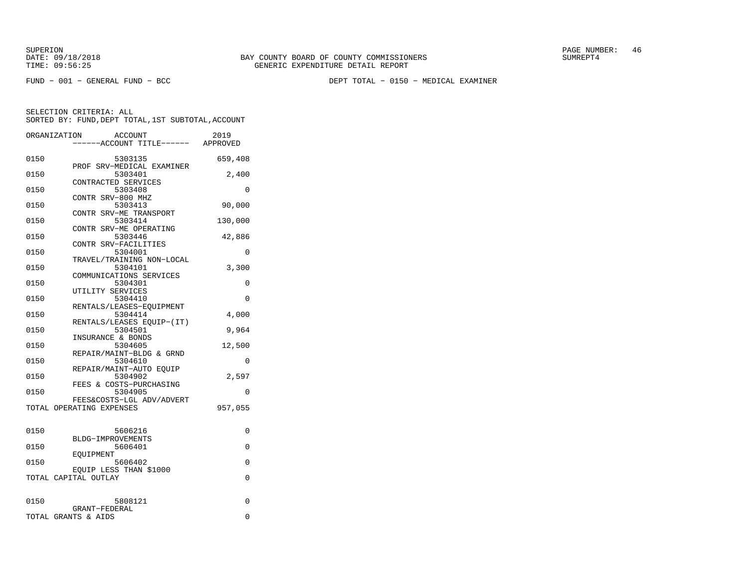BAY COUNTY BOARD OF COUNTY COMMISSIONERS
GENERIC EXPENDITURE DETAIL REPORT

SUPERION
DATE: 09/18/2018
TIME: 09:56:25

SUMREPT4

FUND − 001 − GENERAL FUND − BCC

DEPT TOTAL − 0150 − MEDICAL EXAMINER

SELECTION CRITERIA: ALL
SORTED BY: FUND,DEPT TOTAL,1ST SUBTOTAL,ACCOUNT

| ORGANIZATION | ACCOUNT / ------ACCOUNT TITLE------ | 2019 APPROVED |
|---|---|---|
| 0150 | 5303135 PROF SRV−MEDICAL EXAMINER | 659,408 |
| 0150 | 5303401 CONTRACTED SERVICES | 2,400 |
| 0150 | 5303408 CONTR SRV−800 MHZ | 0 |
| 0150 | 5303413 CONTR SRV−ME TRANSPORT | 90,000 |
| 0150 | 5303414 CONTR SRV−ME OPERATING | 130,000 |
| 0150 | 5303446 CONTR SRV−FACILITIES | 42,886 |
| 0150 | 5304001 TRAVEL/TRAINING NON−LOCAL | 0 |
| 0150 | 5304101 COMMUNICATIONS SERVICES | 3,300 |
| 0150 | 5304301 UTILITY SERVICES | 0 |
| 0150 | 5304410 RENTALS/LEASES−EQUIPMENT | 0 |
| 0150 | 5304414 RENTALS/LEASES EQUIP−(IT) | 4,000 |
| 0150 | 5304501 INSURANCE & BONDS | 9,964 |
| 0150 | 5304605 REPAIR/MAINT−BLDG & GRND | 12,500 |
| 0150 | 5304610 REPAIR/MAINT−AUTO EQUIP | 0 |
| 0150 | 5304902 FEES & COSTS−PURCHASING | 2,597 |
| 0150 | 5304905 FEES&COSTS−LGL ADV/ADVERT | 0 |
| TOTAL OPERATING EXPENSES | | 957,055 |
| 0150 | 5606216 BLDG−IMPROVEMENTS | 0 |
| 0150 | 5606401 EQUIPMENT | 0 |
| 0150 | 5606402 EQUIP LESS THAN $1000 | 0 |
| TOTAL CAPITAL OUTLAY | | 0 |
| 0150 | 5808121 GRANT−FEDERAL | 0 |
| TOTAL GRANTS & AIDS | | 0 |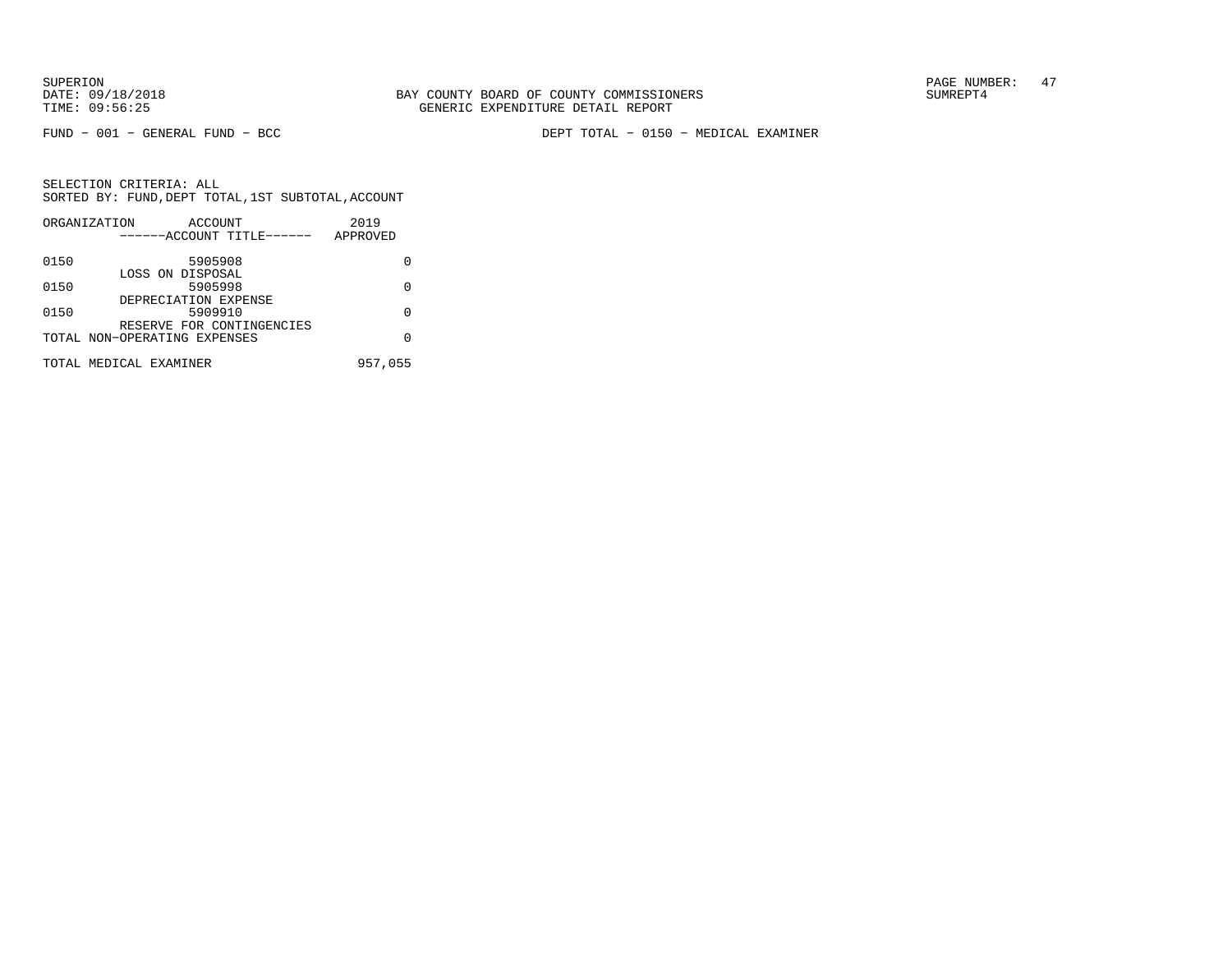BAY COUNTY BOARD OF COUNTY COMMISSIONERS
GENERIC EXPENDITURE DETAIL REPORT

SUPERION
DATE: 09/18/2018
TIME: 09:56:25

SUMREPT4

FUND − 001 − GENERAL FUND − BCC

DEPT TOTAL − 0150 − MEDICAL EXAMINER

SELECTION CRITERIA: ALL
SORTED BY: FUND,DEPT TOTAL,1ST SUBTOTAL,ACCOUNT

| ORGANIZATION | ACCOUNT<br>------ACCOUNT TITLE------ | 2019<br>APPROVED |
|---|---|---|
| 0150 | 5905908<br>LOSS ON DISPOSAL | 0 |
| 0150 | 5905998<br>DEPRECIATION EXPENSE | 0 |
| 0150 | 5909910<br>RESERVE FOR CONTINGENCIES | 0 |
| TOTAL NON−OPERATING EXPENSES | | 0 |
| TOTAL MEDICAL EXAMINER | | 957,055 |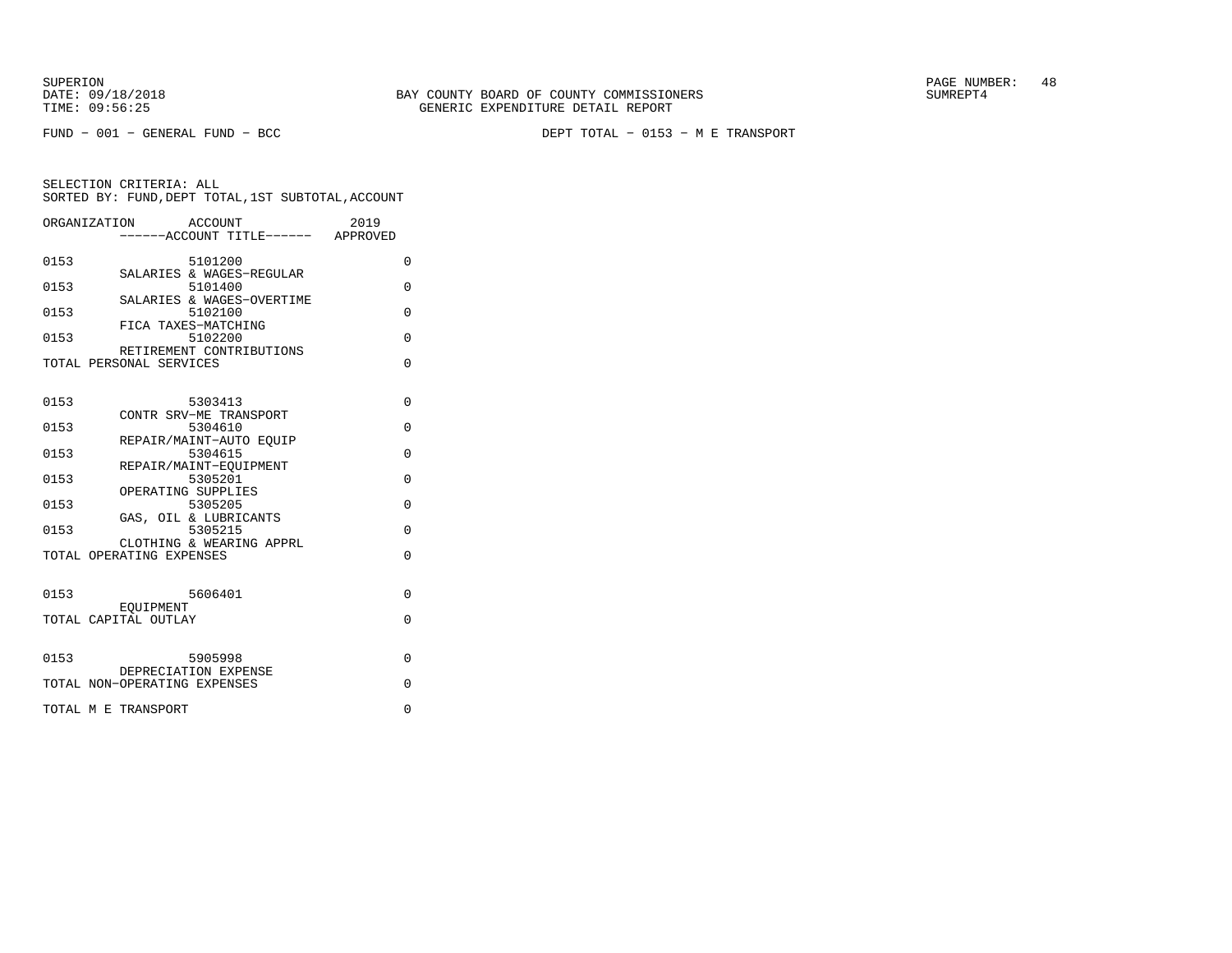BAY COUNTY BOARD OF COUNTY COMMISSIONERS
GENERIC EXPENDITURE DETAIL REPORT

SUPERION
DATE: 09/18/2018
TIME: 09:56:25

SUMREPT4

FUND − 001 − GENERAL FUND − BCC

DEPT TOTAL − 0153 − M E TRANSPORT

SELECTION CRITERIA: ALL
SORTED BY: FUND,DEPT TOTAL,1ST SUBTOTAL,ACCOUNT

| ORGANIZATION | ACCOUNT ------ACCOUNT TITLE------ | 2019 APPROVED |
|---|---|---|
| 0153 | 5101200 SALARIES & WAGES−REGULAR | 0 |
| 0153 | 5101400 SALARIES & WAGES−OVERTIME | 0 |
| 0153 | 5102100 FICA TAXES−MATCHING | 0 |
| 0153 | 5102200 RETIREMENT CONTRIBUTIONS | 0 |
| TOTAL PERSONAL SERVICES | | 0 |
| 0153 | 5303413 CONTR SRV−ME TRANSPORT | 0 |
| 0153 | 5304610 REPAIR/MAINT−AUTO EQUIP | 0 |
| 0153 | 5304615 REPAIR/MAINT−EQUIPMENT | 0 |
| 0153 | 5305201 OPERATING SUPPLIES | 0 |
| 0153 | 5305205 GAS, OIL & LUBRICANTS | 0 |
| 0153 | 5305215 CLOTHING & WEARING APPRL | 0 |
| TOTAL OPERATING EXPENSES | | 0 |
| 0153 | 5606401 EQUIPMENT | 0 |
| TOTAL CAPITAL OUTLAY | | 0 |
| 0153 | 5905998 DEPRECIATION EXPENSE | 0 |
| TOTAL NON−OPERATING EXPENSES | | 0 |
| TOTAL M E TRANSPORT | | 0 |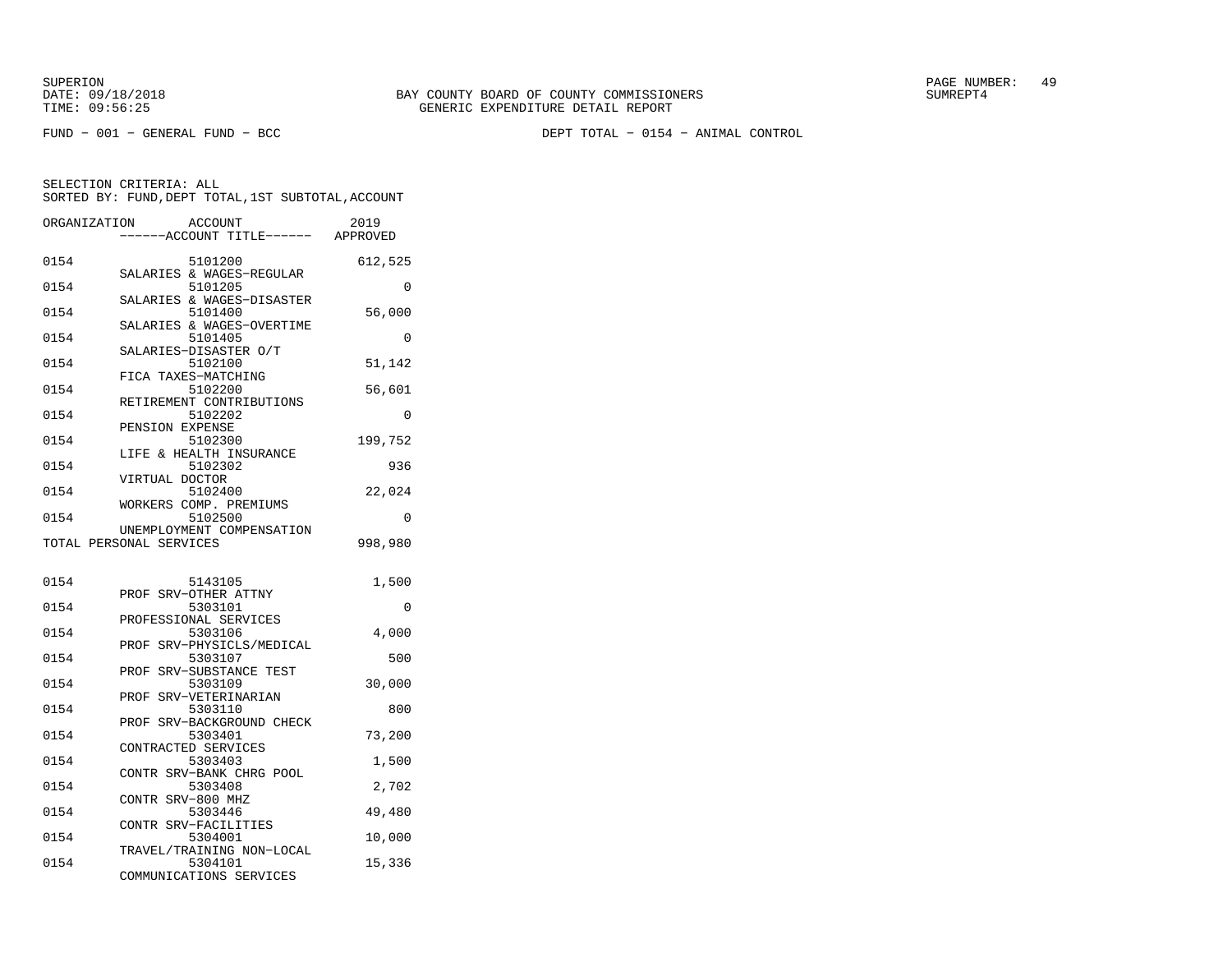SUPERION
DATE: 09/18/2018
TIME: 09:56:25

BAY COUNTY BOARD OF COUNTY COMMISSIONERS
GENERIC EXPENDITURE DETAIL REPORT

SUMREPT4

FUND − 001 − GENERAL FUND − BCC

DEPT TOTAL − 0154 − ANIMAL CONTROL

SELECTION CRITERIA: ALL
SORTED BY: FUND,DEPT TOTAL,1ST SUBTOTAL,ACCOUNT

| ORGANIZATION | ACCOUNT<br>------ACCOUNT TITLE------ | 2019<br>APPROVED |
|---|---|---|
| 0154 | 5101200<br>SALARIES & WAGES−REGULAR | 612,525 |
| 0154 | 5101205<br>SALARIES & WAGES−DISASTER | 0 |
| 0154 | 5101400<br>SALARIES & WAGES−OVERTIME | 56,000 |
| 0154 | 5101405<br>SALARIES−DISASTER O/T | 0 |
| 0154 | 5102100<br>FICA TAXES−MATCHING | 51,142 |
| 0154 | 5102200<br>RETIREMENT CONTRIBUTIONS | 56,601 |
| 0154 | 5102202<br>PENSION EXPENSE | 0 |
| 0154 | 5102300<br>LIFE & HEALTH INSURANCE | 199,752 |
| 0154 | 5102302<br>VIRTUAL DOCTOR | 936 |
| 0154 | 5102400<br>WORKERS COMP. PREMIUMS | 22,024 |
| 0154 | 5102500<br>UNEMPLOYMENT COMPENSATION | 0 |
| TOTAL PERSONAL SERVICES | | 998,980 |
| 0154 | 5143105<br>PROF SRV−OTHER ATTNY | 1,500 |
| 0154 | 5303101<br>PROFESSIONAL SERVICES | 0 |
| 0154 | 5303106<br>PROF SRV−PHYSICLS/MEDICAL | 4,000 |
| 0154 | 5303107<br>PROF SRV−SUBSTANCE TEST | 500 |
| 0154 | 5303109<br>PROF SRV−VETERINARIAN | 30,000 |
| 0154 | 5303110<br>PROF SRV−BACKGROUND CHECK | 800 |
| 0154 | 5303401<br>CONTRACTED SERVICES | 73,200 |
| 0154 | 5303403<br>CONTR SRV−BANK CHRG POOL | 1,500 |
| 0154 | 5303408<br>CONTR SRV−800 MHZ | 2,702 |
| 0154 | 5303446<br>CONTR SRV−FACILITIES | 49,480 |
| 0154 | 5304001<br>TRAVEL/TRAINING NON−LOCAL | 10,000 |
| 0154 | 5304101<br>COMMUNICATIONS SERVICES | 15,336 |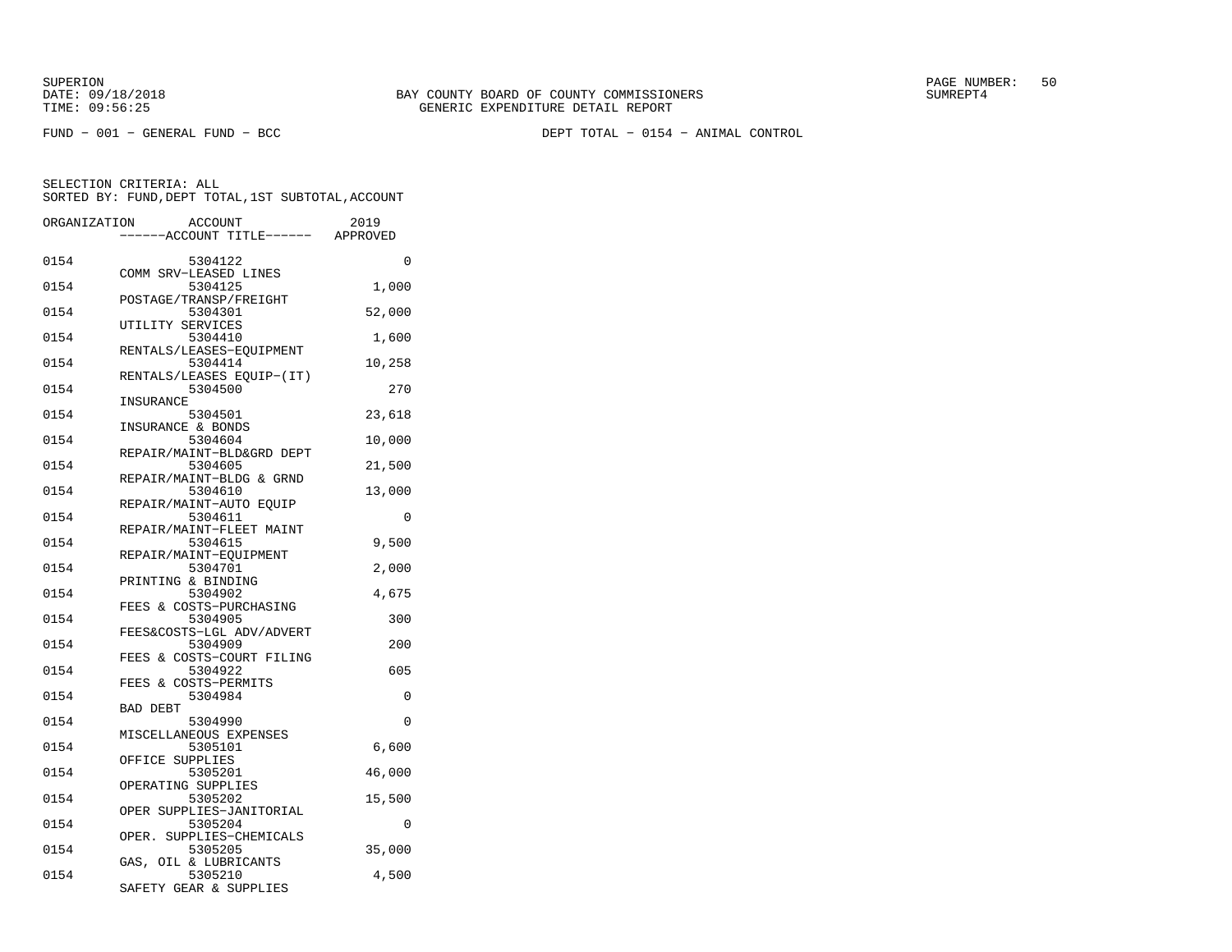SUPERION
DATE: 09/18/2018
TIME: 09:56:25

BAY COUNTY BOARD OF COUNTY COMMISSIONERS
GENERIC EXPENDITURE DETAIL REPORT

SUMREPT4

FUND - 001 - GENERAL FUND - BCC

DEPT TOTAL - 0154 - ANIMAL CONTROL

SELECTION CRITERIA: ALL
SORTED BY: FUND,DEPT TOTAL,1ST SUBTOTAL,ACCOUNT

| ORGANIZATION | ACCOUNT / ------ACCOUNT TITLE------ | 2019 APPROVED |
|---|---|---|
| 0154 | 5304122 COMM SRV-LEASED LINES | 0 |
| 0154 | 5304125 POSTAGE/TRANSP/FREIGHT | 1,000 |
| 0154 | 5304301 UTILITY SERVICES | 52,000 |
| 0154 | 5304410 RENTALS/LEASES-EQUIPMENT | 1,600 |
| 0154 | 5304414 RENTALS/LEASES EQUIP-(IT) | 10,258 |
| 0154 | 5304500 INSURANCE | 270 |
| 0154 | 5304501 INSURANCE & BONDS | 23,618 |
| 0154 | 5304604 REPAIR/MAINT-BLD&GRD DEPT | 10,000 |
| 0154 | 5304605 REPAIR/MAINT-BLDG & GRND | 21,500 |
| 0154 | 5304610 REPAIR/MAINT-AUTO EQUIP | 13,000 |
| 0154 | 5304611 REPAIR/MAINT-FLEET MAINT | 0 |
| 0154 | 5304615 REPAIR/MAINT-EQUIPMENT | 9,500 |
| 0154 | 5304701 PRINTING & BINDING | 2,000 |
| 0154 | 5304902 FEES & COSTS-PURCHASING | 4,675 |
| 0154 | 5304905 FEES&COSTS-LGL ADV/ADVERT | 300 |
| 0154 | 5304909 FEES & COSTS-COURT FILING | 200 |
| 0154 | 5304922 FEES & COSTS-PERMITS | 605 |
| 0154 | 5304984 BAD DEBT | 0 |
| 0154 | 5304990 MISCELLANEOUS EXPENSES | 0 |
| 0154 | 5305101 OFFICE SUPPLIES | 6,600 |
| 0154 | 5305201 OPERATING SUPPLIES | 46,000 |
| 0154 | 5305202 OPER SUPPLIES-JANITORIAL | 15,500 |
| 0154 | 5305204 OPER. SUPPLIES-CHEMICALS | 0 |
| 0154 | 5305205 GAS, OIL & LUBRICANTS | 35,000 |
| 0154 | 5305210 SAFETY GEAR & SUPPLIES | 4,500 |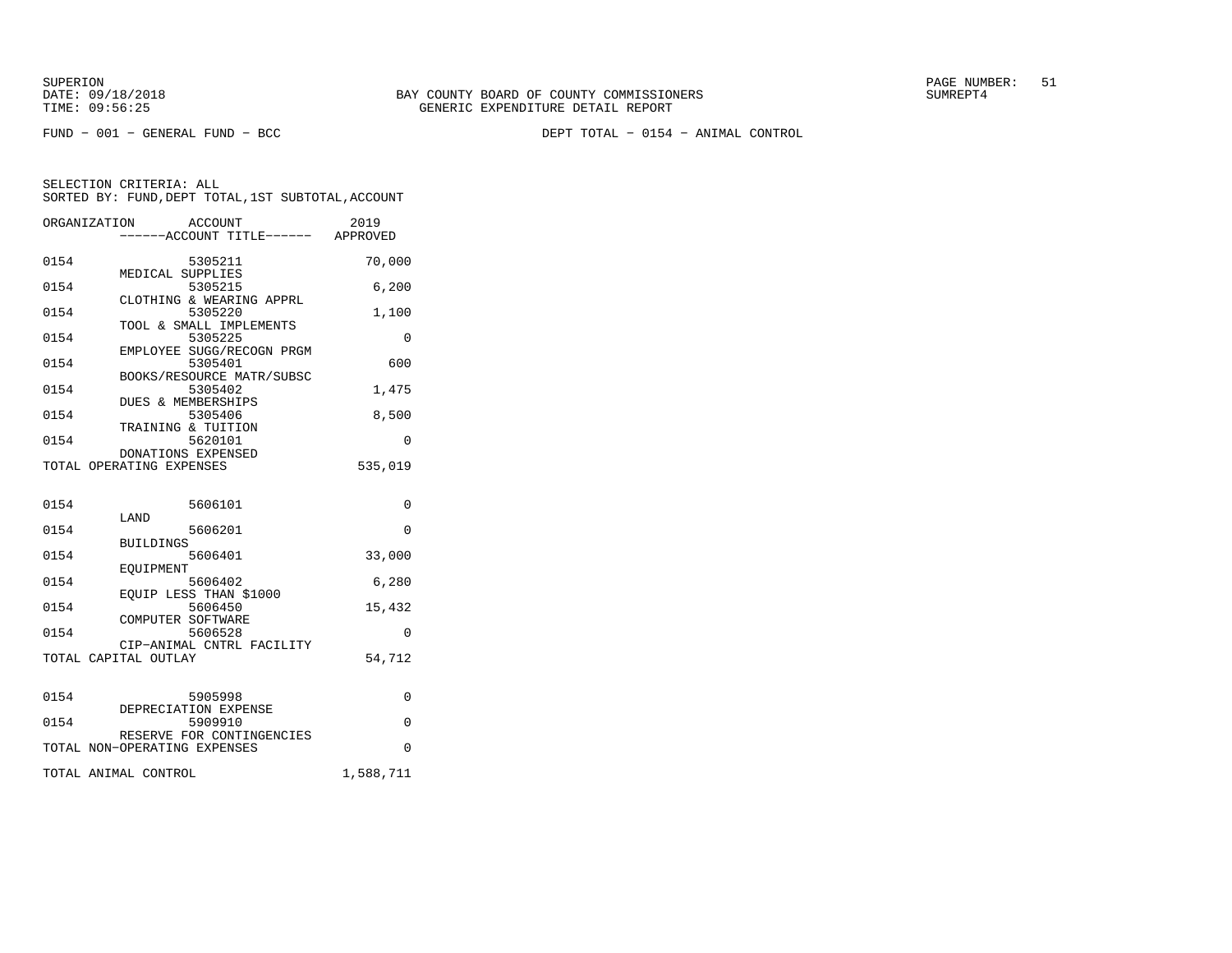SUPERION
DATE: 09/18/2018
TIME: 09:56:25

BAY COUNTY BOARD OF COUNTY COMMISSIONERS
GENERIC EXPENDITURE DETAIL REPORT

SUMREPT4

FUND − 001 − GENERAL FUND − BCC

DEPT TOTAL − 0154 − ANIMAL CONTROL

SELECTION CRITERIA: ALL
SORTED BY: FUND,DEPT TOTAL,1ST SUBTOTAL,ACCOUNT

| ORGANIZATION | ACCOUNT / ACCOUNT TITLE | 2019 APPROVED |
|---|---|---|
| 0154 | 5305211 MEDICAL SUPPLIES | 70,000 |
| 0154 | 5305215 CLOTHING & WEARING APPRL | 6,200 |
| 0154 | 5305220 TOOL & SMALL IMPLEMENTS | 1,100 |
| 0154 | 5305225 EMPLOYEE SUGG/RECOGN PRGM | 0 |
| 0154 | 5305401 BOOKS/RESOURCE MATR/SUBSC | 600 |
| 0154 | 5305402 DUES & MEMBERSHIPS | 1,475 |
| 0154 | 5305406 TRAINING & TUITION | 8,500 |
| 0154 | 5620101 DONATIONS EXPENSED | 0 |
| TOTAL OPERATING EXPENSES | | 535,019 |
| 0154 | 5606101 LAND | 0 |
| 0154 | 5606201 BUILDINGS | 0 |
| 0154 | 5606401 EQUIPMENT | 33,000 |
| 0154 | 5606402 EQUIP LESS THAN $1000 | 6,280 |
| 0154 | 5606450 COMPUTER SOFTWARE | 15,432 |
| 0154 | 5606528 CIP−ANIMAL CNTRL FACILITY | 0 |
| TOTAL CAPITAL OUTLAY | | 54,712 |
| 0154 | 5905998 DEPRECIATION EXPENSE | 0 |
| 0154 | 5909910 RESERVE FOR CONTINGENCIES | 0 |
| TOTAL NON−OPERATING EXPENSES | | 0 |
| TOTAL ANIMAL CONTROL | | 1,588,711 |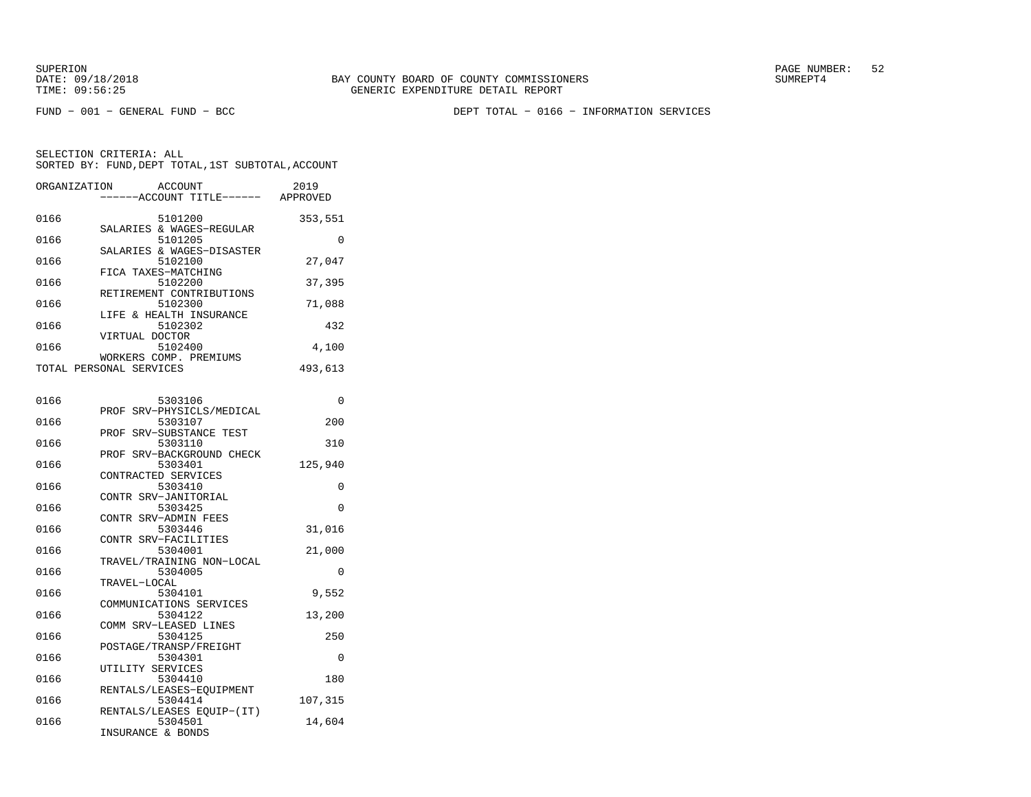SUPERION
DATE: 09/18/2018
TIME: 09:56:25

BAY COUNTY BOARD OF COUNTY COMMISSIONERS
GENERIC EXPENDITURE DETAIL REPORT

SUMREPT4

FUND - 001 - GENERAL FUND - BCC

DEPT TOTAL - 0166 - INFORMATION SERVICES

SELECTION CRITERIA: ALL
SORTED BY: FUND,DEPT TOTAL,1ST SUBTOTAL,ACCOUNT

| ORGANIZATION | ACCOUNT / ------ACCOUNT TITLE------ | 2019 APPROVED |
|---|---|---|
| 0166 | 5101200 SALARIES & WAGES-REGULAR | 353,551 |
| 0166 | 5101205 SALARIES & WAGES-DISASTER | 0 |
| 0166 | 5102100 FICA TAXES-MATCHING | 27,047 |
| 0166 | 5102200 RETIREMENT CONTRIBUTIONS | 37,395 |
| 0166 | 5102300 LIFE & HEALTH INSURANCE | 71,088 |
| 0166 | 5102302 VIRTUAL DOCTOR | 432 |
| 0166 | 5102400 WORKERS COMP. PREMIUMS | 4,100 |
| TOTAL PERSONAL SERVICES | | 493,613 |
| 0166 | 5303106 PROF SRV-PHYSICLS/MEDICAL | 0 |
| 0166 | 5303107 PROF SRV-SUBSTANCE TEST | 200 |
| 0166 | 5303110 PROF SRV-BACKGROUND CHECK | 310 |
| 0166 | 5303401 CONTRACTED SERVICES | 125,940 |
| 0166 | 5303410 CONTR SRV-JANITORIAL | 0 |
| 0166 | 5303425 CONTR SRV-ADMIN FEES | 0 |
| 0166 | 5303446 CONTR SRV-FACILITIES | 31,016 |
| 0166 | 5304001 TRAVEL/TRAINING NON-LOCAL | 21,000 |
| 0166 | 5304005 TRAVEL-LOCAL | 0 |
| 0166 | 5304101 COMMUNICATIONS SERVICES | 9,552 |
| 0166 | 5304122 COMM SRV-LEASED LINES | 13,200 |
| 0166 | 5304125 POSTAGE/TRANSP/FREIGHT | 250 |
| 0166 | 5304301 UTILITY SERVICES | 0 |
| 0166 | 5304410 RENTALS/LEASES-EQUIPMENT | 180 |
| 0166 | 5304414 RENTALS/LEASES EQUIP-(IT) | 107,315 |
| 0166 | 5304501 INSURANCE & BONDS | 14,604 |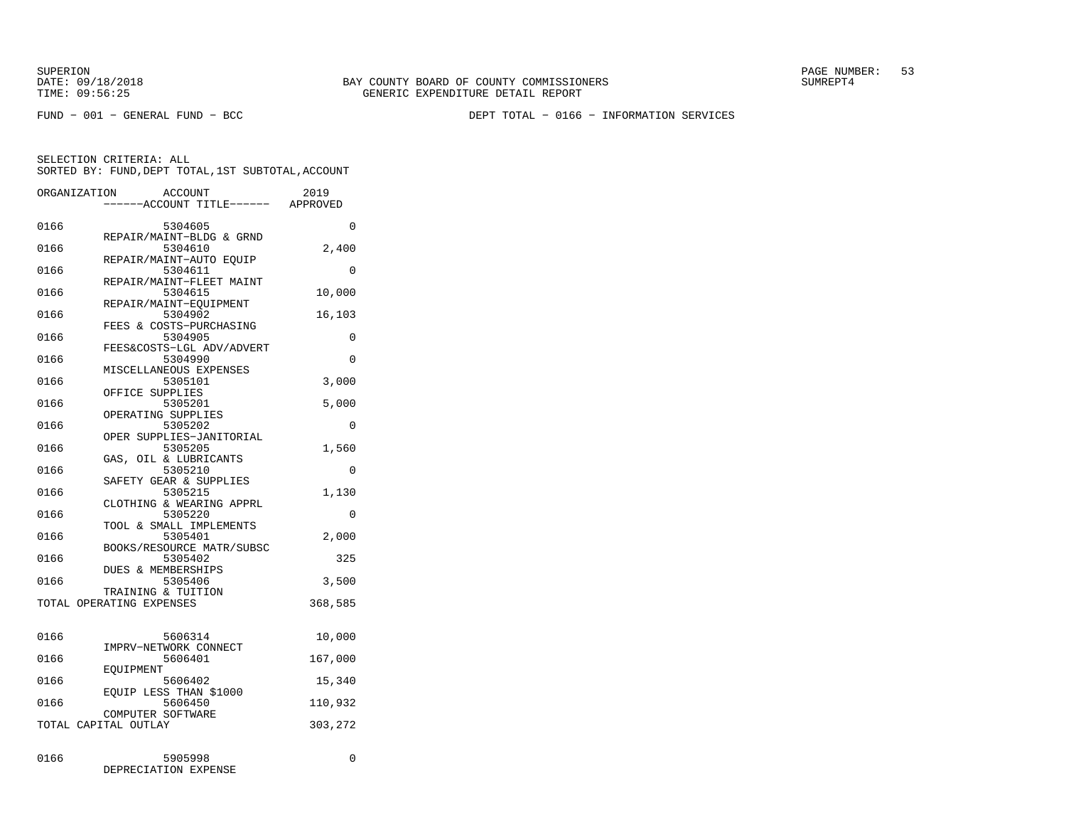BAY COUNTY BOARD OF COUNTY COMMISSIONERS
GENERIC EXPENDITURE DETAIL REPORT

SUPERION
DATE: 09/18/2018
TIME: 09:56:25

SUMREPT4

FUND − 001 − GENERAL FUND − BCC

DEPT TOTAL − 0166 − INFORMATION SERVICES

SELECTION CRITERIA: ALL
SORTED BY: FUND,DEPT TOTAL,1ST SUBTOTAL,ACCOUNT

| ORGANIZATION | ACCOUNT / ------ACCOUNT TITLE------ | 2019 APPROVED |
|---|---|---|
| 0166 | 5304605 REPAIR/MAINT−BLDG & GRND | 0 |
| 0166 | 5304610 REPAIR/MAINT−AUTO EQUIP | 2,400 |
| 0166 | 5304611 REPAIR/MAINT−FLEET MAINT | 0 |
| 0166 | 5304615 REPAIR/MAINT−EQUIPMENT | 10,000 |
| 0166 | 5304902 FEES & COSTS−PURCHASING | 16,103 |
| 0166 | 5304905 FEES&COSTS−LGL ADV/ADVERT | 0 |
| 0166 | 5304990 MISCELLANEOUS EXPENSES | 0 |
| 0166 | 5305101 OFFICE SUPPLIES | 3,000 |
| 0166 | 5305201 OPERATING SUPPLIES | 5,000 |
| 0166 | 5305202 OPER SUPPLIES−JANITORIAL | 0 |
| 0166 | 5305205 GAS, OIL & LUBRICANTS | 1,560 |
| 0166 | 5305210 SAFETY GEAR & SUPPLIES | 0 |
| 0166 | 5305215 CLOTHING & WEARING APPRL | 1,130 |
| 0166 | 5305220 TOOL & SMALL IMPLEMENTS | 0 |
| 0166 | 5305401 BOOKS/RESOURCE MATR/SUBSC | 2,000 |
| 0166 | 5305402 DUES & MEMBERSHIPS | 325 |
| 0166 | 5305406 TRAINING & TUITION | 3,500 |
| TOTAL OPERATING EXPENSES | | 368,585 |
| 0166 | 5606314 IMPRV−NETWORK CONNECT | 10,000 |
| 0166 | 5606401 EQUIPMENT | 167,000 |
| 0166 | 5606402 EQUIP LESS THAN $1000 | 15,340 |
| 0166 | 5606450 COMPUTER SOFTWARE | 110,932 |
| TOTAL CAPITAL OUTLAY | | 303,272 |
| 0166 | 5905998 DEPRECIATION EXPENSE | 0 |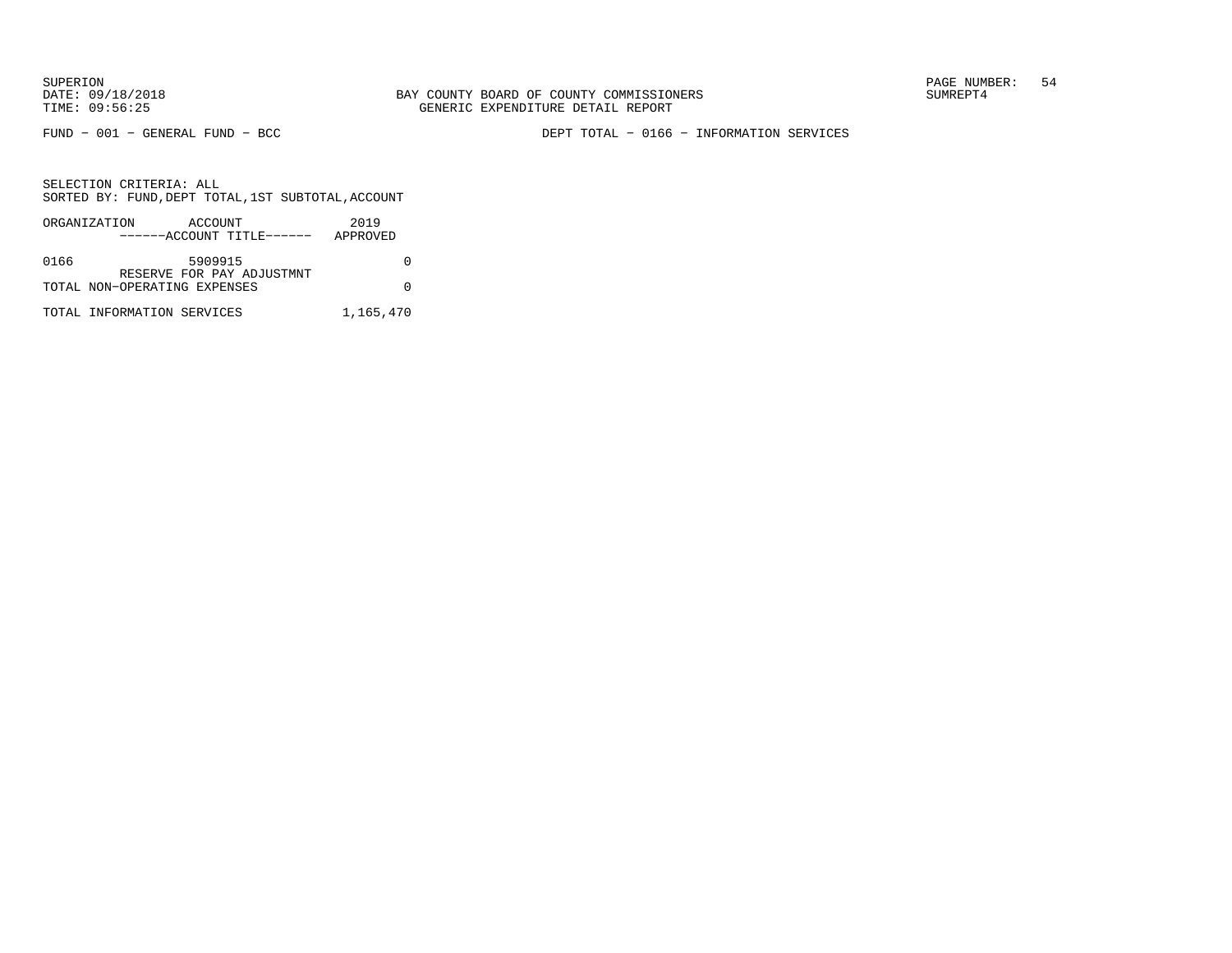SUPERION
DATE: 09/18/2018
TIME: 09:56:25

BAY COUNTY BOARD OF COUNTY COMMISSIONERS
GENERIC EXPENDITURE DETAIL REPORT

SUMREPT4

FUND − 001 − GENERAL FUND − BCC

DEPT TOTAL − 0166 − INFORMATION SERVICES

SELECTION CRITERIA: ALL
SORTED BY: FUND,DEPT TOTAL,1ST SUBTOTAL,ACCOUNT

| ORGANIZATION | ACCOUNT<br>------ACCOUNT TITLE------ | 2019<br>APPROVED |
|---|---|---|
| 0166 | 5909915<br>RESERVE FOR PAY ADJUSTMNT | 0 |
| TOTAL NON−OPERATING EXPENSES | | 0 |
| TOTAL INFORMATION SERVICES | | 1,165,470 |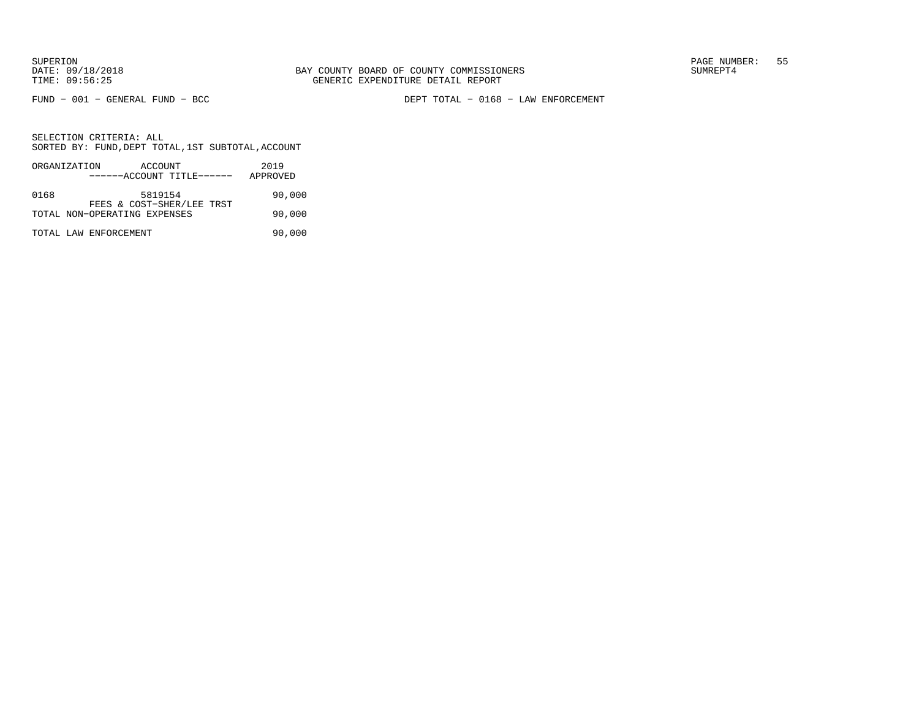BAY COUNTY BOARD OF COUNTY COMMISSIONERS
GENERIC EXPENDITURE DETAIL REPORT

FUND − 001 − GENERAL FUND − BCC

DEPT TOTAL − 0168 − LAW ENFORCEMENT

SELECTION CRITERIA: ALL
SORTED BY: FUND,DEPT TOTAL,1ST SUBTOTAL,ACCOUNT

| ORGANIZATION | ACCOUNT<br>------ACCOUNT TITLE------ | 2019<br>APPROVED |
|---|---|---|
| 0168 | 5819154<br>FEES & COST−SHER/LEE TRST | 90,000 |
| TOTAL NON−OPERATING EXPENSES | | 90,000 |
| TOTAL LAW ENFORCEMENT | | 90,000 |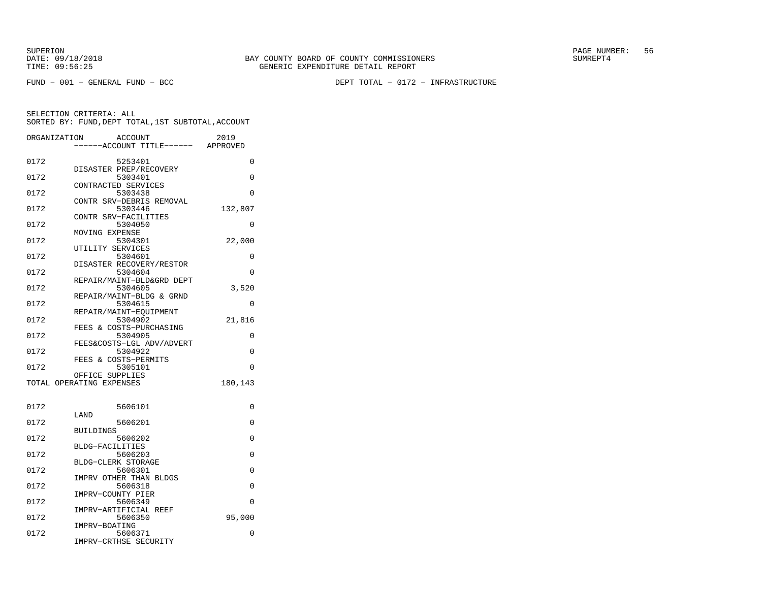SUPERION
DATE: 09/18/2018
TIME: 09:56:25

BAY COUNTY BOARD OF COUNTY COMMISSIONERS
GENERIC EXPENDITURE DETAIL REPORT

SUMREPT4

FUND − 001 − GENERAL FUND − BCC

DEPT TOTAL − 0172 − INFRASTRUCTURE

SELECTION CRITERIA: ALL
SORTED BY: FUND,DEPT TOTAL,1ST SUBTOTAL,ACCOUNT

| ORGANIZATION | ACCOUNT / ------ACCOUNT TITLE------ | 2019 APPROVED |
|---|---|---|
| 0172 | 5253401 DISASTER PREP/RECOVERY | 0 |
| 0172 | 5303401 CONTRACTED SERVICES | 0 |
| 0172 | 5303438 CONTR SRV−DEBRIS REMOVAL | 0 |
| 0172 | 5303446 CONTR SRV−FACILITIES | 132,807 |
| 0172 | 5304050 MOVING EXPENSE | 0 |
| 0172 | 5304301 UTILITY SERVICES | 22,000 |
| 0172 | 5304601 DISASTER RECOVERY/RESTOR | 0 |
| 0172 | 5304604 REPAIR/MAINT−BLD&GRD DEPT | 0 |
| 0172 | 5304605 REPAIR/MAINT−BLDG & GRND | 3,520 |
| 0172 | 5304615 REPAIR/MAINT−EQUIPMENT | 0 |
| 0172 | 5304902 FEES & COSTS−PURCHASING | 21,816 |
| 0172 | 5304905 FEES&COSTS−LGL ADV/ADVERT | 0 |
| 0172 | 5304922 FEES & COSTS−PERMITS | 0 |
| 0172 | 5305101 OFFICE SUPPLIES | 0 |
| TOTAL OPERATING EXPENSES | | 180,143 |
| 0172 | 5606101 LAND | 0 |
| 0172 | 5606201 BUILDINGS | 0 |
| 0172 | 5606202 BLDG−FACILITIES | 0 |
| 0172 | 5606203 BLDG−CLERK STORAGE | 0 |
| 0172 | 5606301 IMPRV OTHER THAN BLDGS | 0 |
| 0172 | 5606318 IMPRV−COUNTY PIER | 0 |
| 0172 | 5606349 IMPRV−ARTIFICIAL REEF | 0 |
| 0172 | 5606350 IMPRV−BOATING | 95,000 |
| 0172 | 5606371 IMPRV−CRTHSE SECURITY | 0 |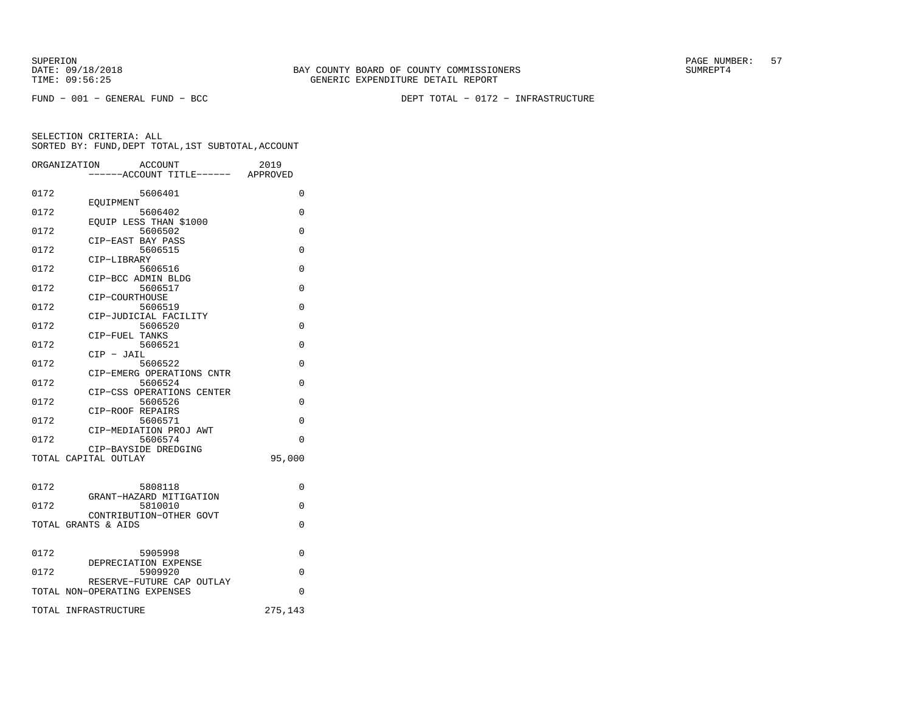BAY COUNTY BOARD OF COUNTY COMMISSIONERS
GENERIC EXPENDITURE DETAIL REPORT

FUND − 001 − GENERAL FUND − BCC

DEPT TOTAL − 0172 − INFRASTRUCTURE

SELECTION CRITERIA: ALL
SORTED BY: FUND,DEPT TOTAL,1ST SUBTOTAL,ACCOUNT

| ORGANIZATION | ACCOUNT ------ACCOUNT TITLE------ | 2019 APPROVED |
|---|---|---|
| 0172 | 5606401 EQUIPMENT | 0 |
| 0172 | 5606402 EQUIP LESS THAN $1000 | 0 |
| 0172 | 5606502 CIP−EAST BAY PASS | 0 |
| 0172 | 5606515 CIP−LIBRARY | 0 |
| 0172 | 5606516 CIP−BCC ADMIN BLDG | 0 |
| 0172 | 5606517 CIP−COURTHOUSE | 0 |
| 0172 | 5606519 CIP−JUDICIAL FACILITY | 0 |
| 0172 | 5606520 CIP−FUEL TANKS | 0 |
| 0172 | 5606521 CIP − JAIL | 0 |
| 0172 | 5606522 CIP−EMERG OPERATIONS CNTR | 0 |
| 0172 | 5606524 CIP−CSS OPERATIONS CENTER | 0 |
| 0172 | 5606526 CIP−ROOF REPAIRS | 0 |
| 0172 | 5606571 CIP−MEDIATION PROJ AWT | 0 |
| 0172 | 5606574 CIP−BAYSIDE DREDGING | 0 |
| TOTAL CAPITAL OUTLAY | | 95,000 |
| 0172 | 5808118 GRANT−HAZARD MITIGATION | 0 |
| 0172 | 5810010 CONTRIBUTION−OTHER GOVT | 0 |
| TOTAL GRANTS & AIDS | | 0 |
| 0172 | 5905998 DEPRECIATION EXPENSE | 0 |
| 0172 | 5909920 RESERVE−FUTURE CAP OUTLAY | 0 |
| TOTAL NON−OPERATING EXPENSES | | 0 |
| TOTAL INFRASTRUCTURE | | 275,143 |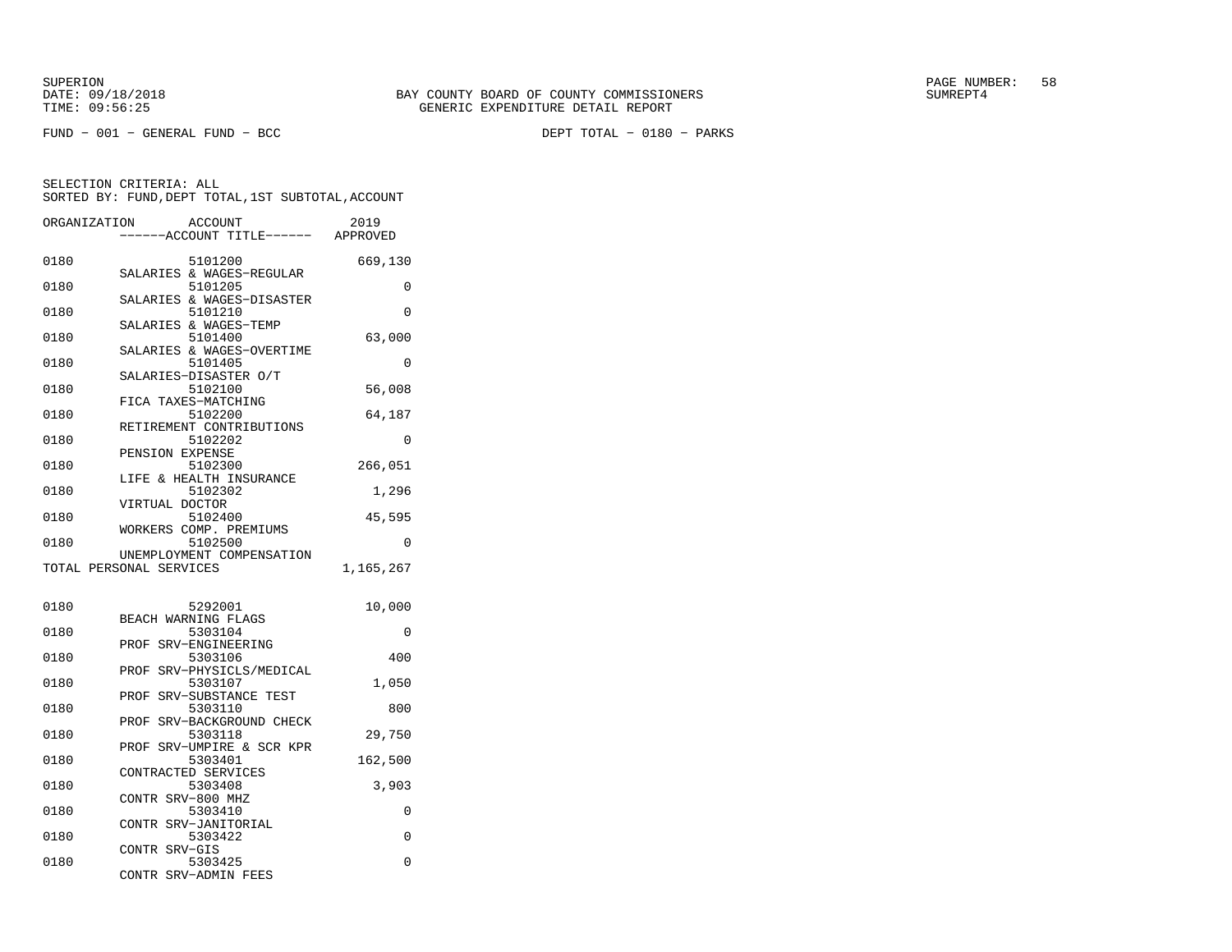BAY COUNTY BOARD OF COUNTY COMMISSIONERS
GENERIC EXPENDITURE DETAIL REPORT

SUPERION
DATE: 09/18/2018
TIME: 09:56:25

SUMREPT4

FUND − 001 − GENERAL FUND − BCC

DEPT TOTAL − 0180 − PARKS

SELECTION CRITERIA: ALL
SORTED BY: FUND,DEPT TOTAL,1ST SUBTOTAL,ACCOUNT

| ORGANIZATION | ACCOUNT | ------ACCOUNT TITLE------ | 2019 APPROVED |
|---|---|---|---|
| 0180 | 5101200 | SALARIES & WAGES−REGULAR | 669,130 |
| 0180 | 5101205 | SALARIES & WAGES−DISASTER | 0 |
| 0180 | 5101210 | SALARIES & WAGES−TEMP | 0 |
| 0180 | 5101400 | SALARIES & WAGES−OVERTIME | 63,000 |
| 0180 | 5101405 | SALARIES−DISASTER O/T | 0 |
| 0180 | 5102100 | FICA TAXES−MATCHING | 56,008 |
| 0180 | 5102200 | RETIREMENT CONTRIBUTIONS | 64,187 |
| 0180 | 5102202 | PENSION EXPENSE | 0 |
| 0180 | 5102300 | LIFE & HEALTH INSURANCE | 266,051 |
| 0180 | 5102302 | VIRTUAL DOCTOR | 1,296 |
| 0180 | 5102400 | WORKERS COMP. PREMIUMS | 45,595 |
| 0180 | 5102500 | UNEMPLOYMENT COMPENSATION | 0 |
| TOTAL PERSONAL SERVICES | | | 1,165,267 |
| 0180 | 5292001 | BEACH WARNING FLAGS | 10,000 |
| 0180 | 5303104 | PROF SRV−ENGINEERING | 0 |
| 0180 | 5303106 | PROF SRV−PHYSICLS/MEDICAL | 400 |
| 0180 | 5303107 | PROF SRV−SUBSTANCE TEST | 1,050 |
| 0180 | 5303110 | PROF SRV−BACKGROUND CHECK | 800 |
| 0180 | 5303118 | PROF SRV−UMPIRE & SCR KPR | 29,750 |
| 0180 | 5303401 | CONTRACTED SERVICES | 162,500 |
| 0180 | 5303408 | CONTR SRV−800 MHZ | 3,903 |
| 0180 | 5303410 | CONTR SRV−JANITORIAL | 0 |
| 0180 | 5303422 | CONTR SRV−GIS | 0 |
| 0180 | 5303425 | CONTR SRV−ADMIN FEES | 0 |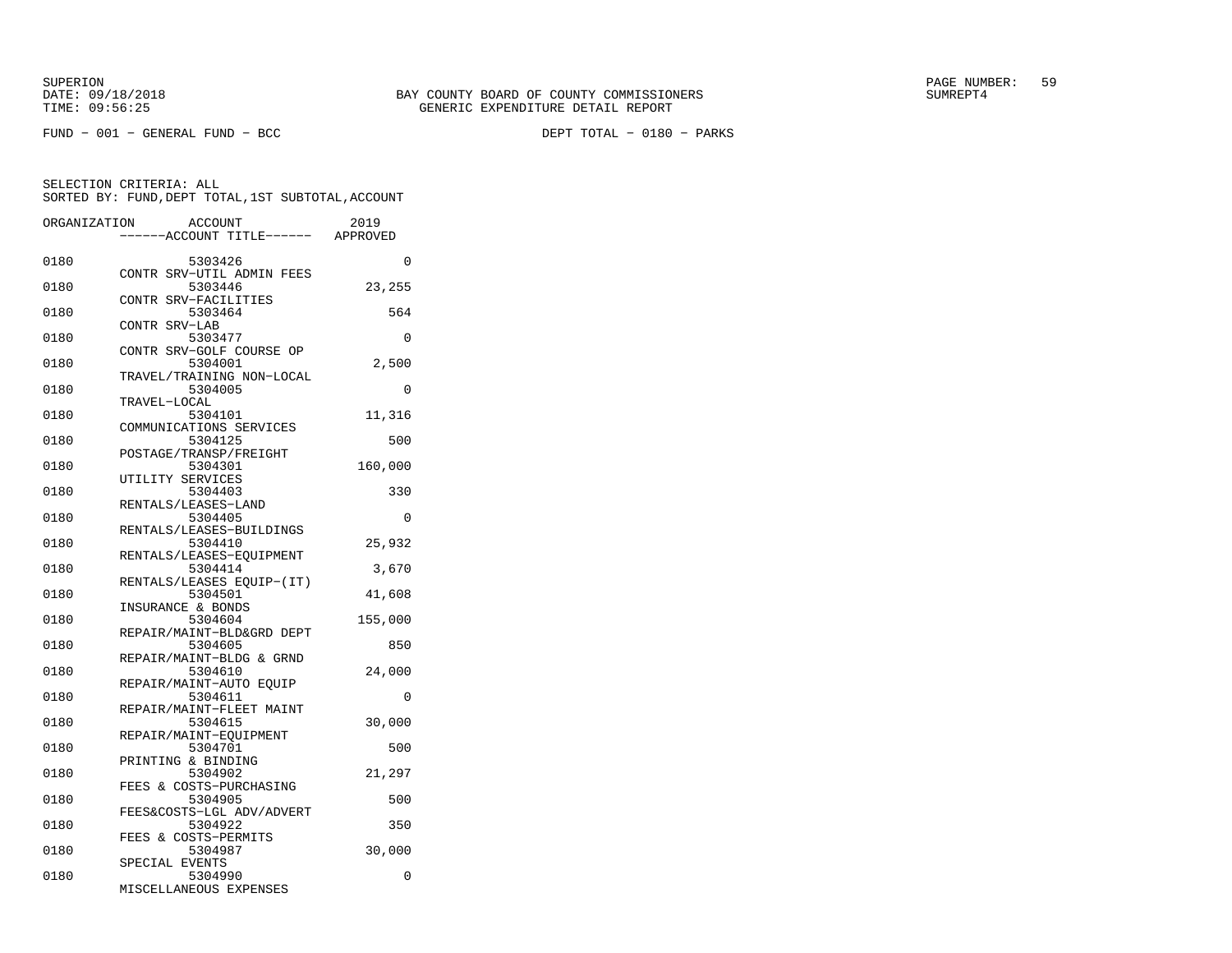SUPERION
DATE: 09/18/2018
TIME: 09:56:25

BAY COUNTY BOARD OF COUNTY COMMISSIONERS
GENERIC EXPENDITURE DETAIL REPORT

SUMREPT4

FUND - 001 - GENERAL FUND - BCC

DEPT TOTAL - 0180 - PARKS

SELECTION CRITERIA: ALL
SORTED BY: FUND,DEPT TOTAL,1ST SUBTOTAL,ACCOUNT

| ORGANIZATION | ACCOUNT / ------ACCOUNT TITLE------ | 2019 APPROVED |
|---|---|---|
| 0180 | 5303426 CONTR SRV-UTIL ADMIN FEES | 0 |
| 0180 | 5303446 CONTR SRV-FACILITIES | 23,255 |
| 0180 | 5303464 CONTR SRV-LAB | 564 |
| 0180 | 5303477 CONTR SRV-GOLF COURSE OP | 0 |
| 0180 | 5304001 TRAVEL/TRAINING NON-LOCAL | 2,500 |
| 0180 | 5304005 TRAVEL-LOCAL | 0 |
| 0180 | 5304101 COMMUNICATIONS SERVICES | 11,316 |
| 0180 | 5304125 POSTAGE/TRANSP/FREIGHT | 500 |
| 0180 | 5304301 UTILITY SERVICES | 160,000 |
| 0180 | 5304403 RENTALS/LEASES-LAND | 330 |
| 0180 | 5304405 RENTALS/LEASES-BUILDINGS | 0 |
| 0180 | 5304410 RENTALS/LEASES-EQUIPMENT | 25,932 |
| 0180 | 5304414 RENTALS/LEASES EQUIP-(IT) | 3,670 |
| 0180 | 5304501 INSURANCE & BONDS | 41,608 |
| 0180 | 5304604 REPAIR/MAINT-BLD&GRD DEPT | 155,000 |
| 0180 | 5304605 REPAIR/MAINT-BLDG & GRND | 850 |
| 0180 | 5304610 REPAIR/MAINT-AUTO EQUIP | 24,000 |
| 0180 | 5304611 REPAIR/MAINT-FLEET MAINT | 0 |
| 0180 | 5304615 REPAIR/MAINT-EQUIPMENT | 30,000 |
| 0180 | 5304701 PRINTING & BINDING | 500 |
| 0180 | 5304902 FEES & COSTS-PURCHASING | 21,297 |
| 0180 | 5304905 FEES&COSTS-LGL ADV/ADVERT | 500 |
| 0180 | 5304922 FEES & COSTS-PERMITS | 350 |
| 0180 | 5304987 SPECIAL EVENTS | 30,000 |
| 0180 | 5304990 MISCELLANEOUS EXPENSES | 0 |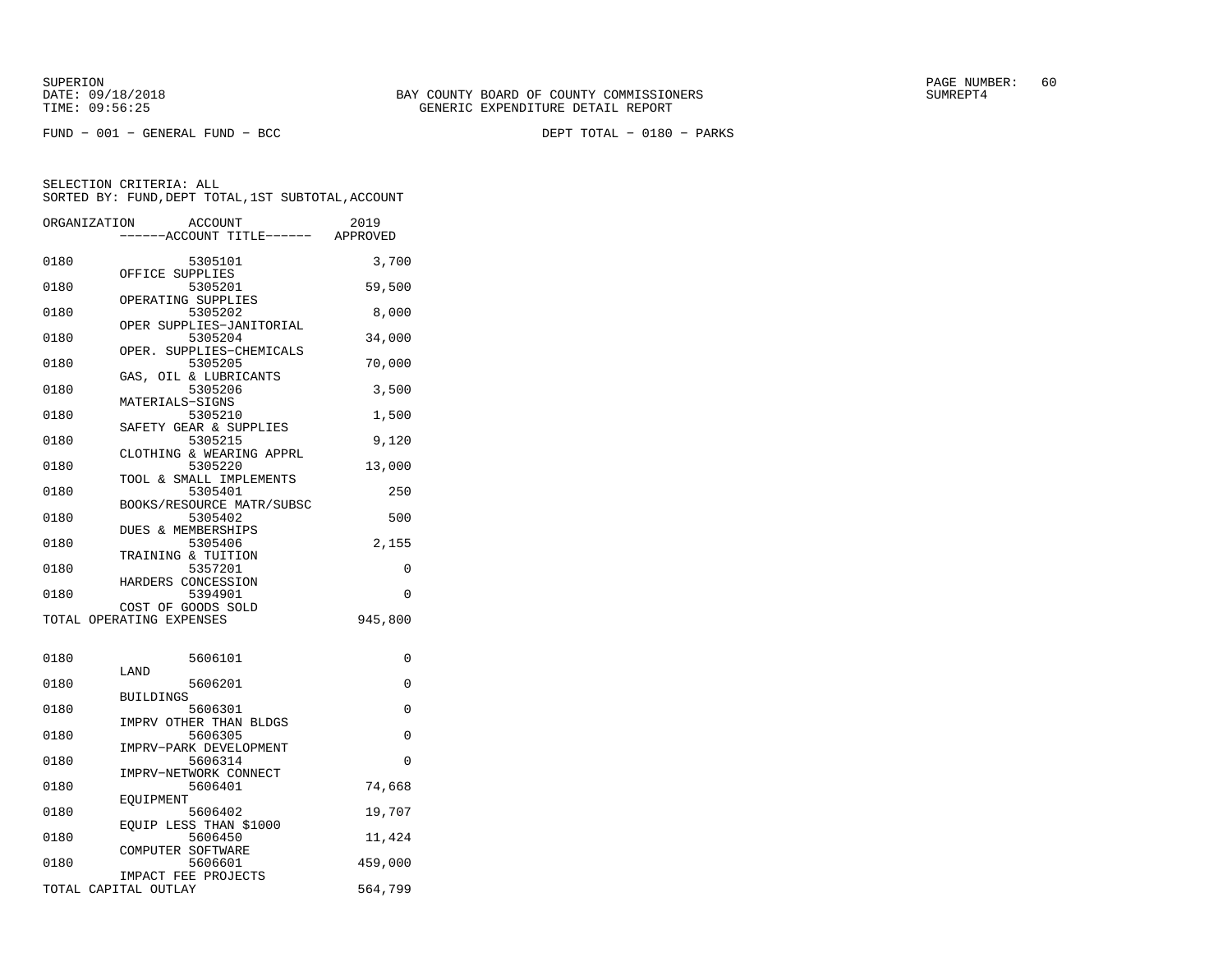BAY COUNTY BOARD OF COUNTY COMMISSIONERS
GENERIC EXPENDITURE DETAIL REPORT

SUPERION
DATE: 09/18/2018
TIME: 09:56:25

SUMREPT4

FUND − 001 − GENERAL FUND − BCC

DEPT TOTAL − 0180 − PARKS

SELECTION CRITERIA: ALL
SORTED BY: FUND,DEPT TOTAL,1ST SUBTOTAL,ACCOUNT

| ORGANIZATION | ACCOUNT / ------ACCOUNT TITLE------ | 2019 APPROVED |
|---|---|---|
| 0180 | 5305101 OFFICE SUPPLIES | 3,700 |
| 0180 | 5305201 OPERATING SUPPLIES | 59,500 |
| 0180 | 5305202 OPER SUPPLIES−JANITORIAL | 8,000 |
| 0180 | 5305204 OPER. SUPPLIES−CHEMICALS | 34,000 |
| 0180 | 5305205 GAS, OIL & LUBRICANTS | 70,000 |
| 0180 | 5305206 MATERIALS−SIGNS | 3,500 |
| 0180 | 5305210 SAFETY GEAR & SUPPLIES | 1,500 |
| 0180 | 5305215 CLOTHING & WEARING APPRL | 9,120 |
| 0180 | 5305220 TOOL & SMALL IMPLEMENTS | 13,000 |
| 0180 | 5305401 BOOKS/RESOURCE MATR/SUBSC | 250 |
| 0180 | 5305402 DUES & MEMBERSHIPS | 500 |
| 0180 | 5305406 TRAINING & TUITION | 2,155 |
| 0180 | 5357201 HARDERS CONCESSION | 0 |
| 0180 | 5394901 COST OF GOODS SOLD | 0 |
| TOTAL OPERATING EXPENSES | | 945,800 |
| 0180 | 5606101 LAND | 0 |
| 0180 | 5606201 BUILDINGS | 0 |
| 0180 | 5606301 IMPRV OTHER THAN BLDGS | 0 |
| 0180 | 5606305 IMPRV−PARK DEVELOPMENT | 0 |
| 0180 | 5606314 IMPRV−NETWORK CONNECT | 0 |
| 0180 | 5606401 EQUIPMENT | 74,668 |
| 0180 | 5606402 EQUIP LESS THAN $1000 | 19,707 |
| 0180 | 5606450 COMPUTER SOFTWARE | 11,424 |
| 0180 | 5606601 IMPACT FEE PROJECTS | 459,000 |
| TOTAL CAPITAL OUTLAY | | 564,799 |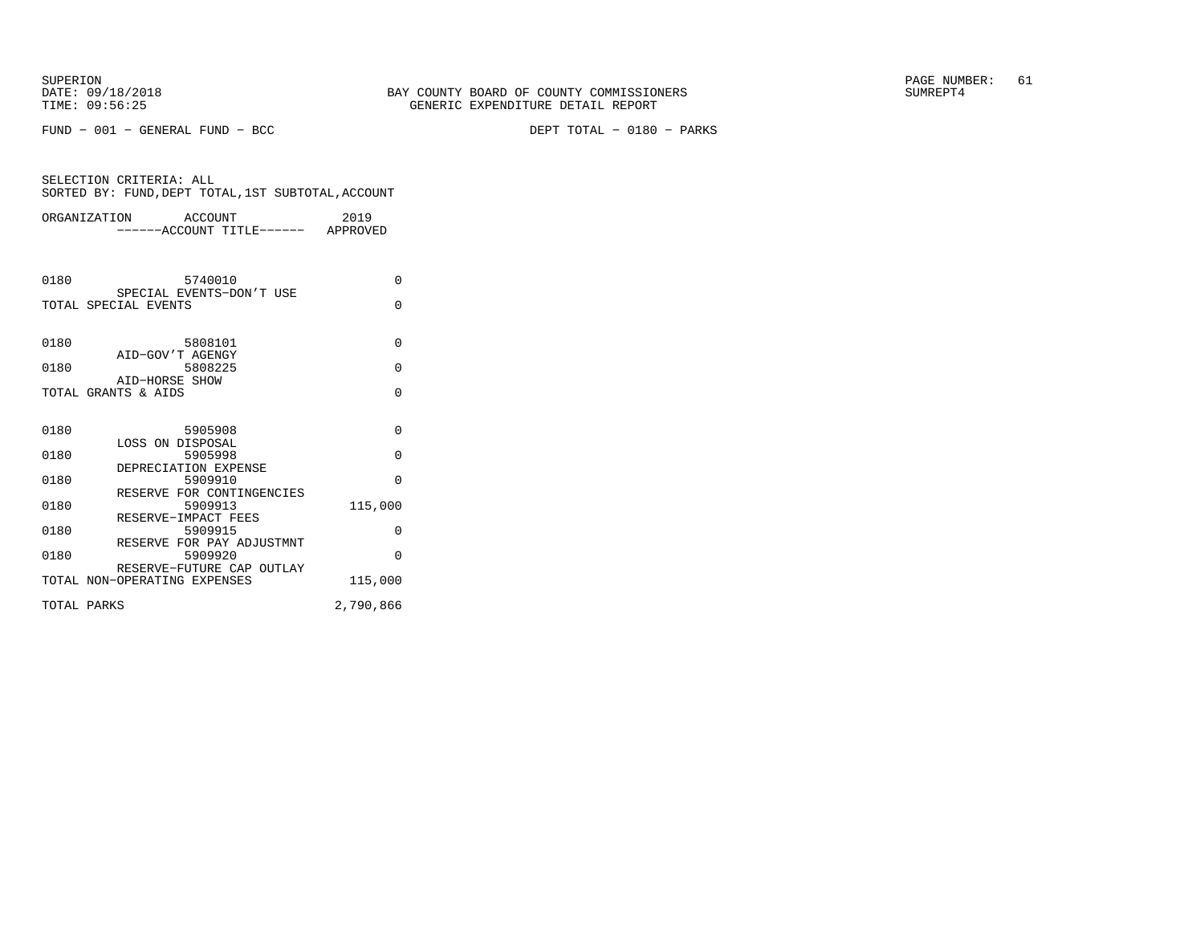SUPERION
DATE: 09/18/2018
TIME: 09:56:25

BAY COUNTY BOARD OF COUNTY COMMISSIONERS
GENERIC EXPENDITURE DETAIL REPORT

SUMREPT4

FUND − 001 − GENERAL FUND − BCC

DEPT TOTAL − 0180 − PARKS

SELECTION CRITERIA: ALL
SORTED BY: FUND,DEPT TOTAL,1ST SUBTOTAL,ACCOUNT

| ORGANIZATION | ACCOUNT ------ACCOUNT TITLE------ | 2019 APPROVED |
|---|---|---|
| 0180 | 5740010 SPECIAL EVENTS−DON'T USE | 0 |
| TOTAL SPECIAL EVENTS | | 0 |
| 0180 | 5808101 AID−GOV'T AGENGY | 0 |
| 0180 | 5808225 AID−HORSE SHOW | 0 |
| TOTAL GRANTS & AIDS | | 0 |
| 0180 | 5905908 LOSS ON DISPOSAL | 0 |
| 0180 | 5905998 DEPRECIATION EXPENSE | 0 |
| 0180 | 5909910 RESERVE FOR CONTINGENCIES | 0 |
| 0180 | 5909913 RESERVE−IMPACT FEES | 115,000 |
| 0180 | 5909915 RESERVE FOR PAY ADJUSTMNT | 0 |
| 0180 | 5909920 RESERVE−FUTURE CAP OUTLAY | 0 |
| TOTAL NON−OPERATING EXPENSES | | 115,000 |
| TOTAL PARKS | | 2,790,866 |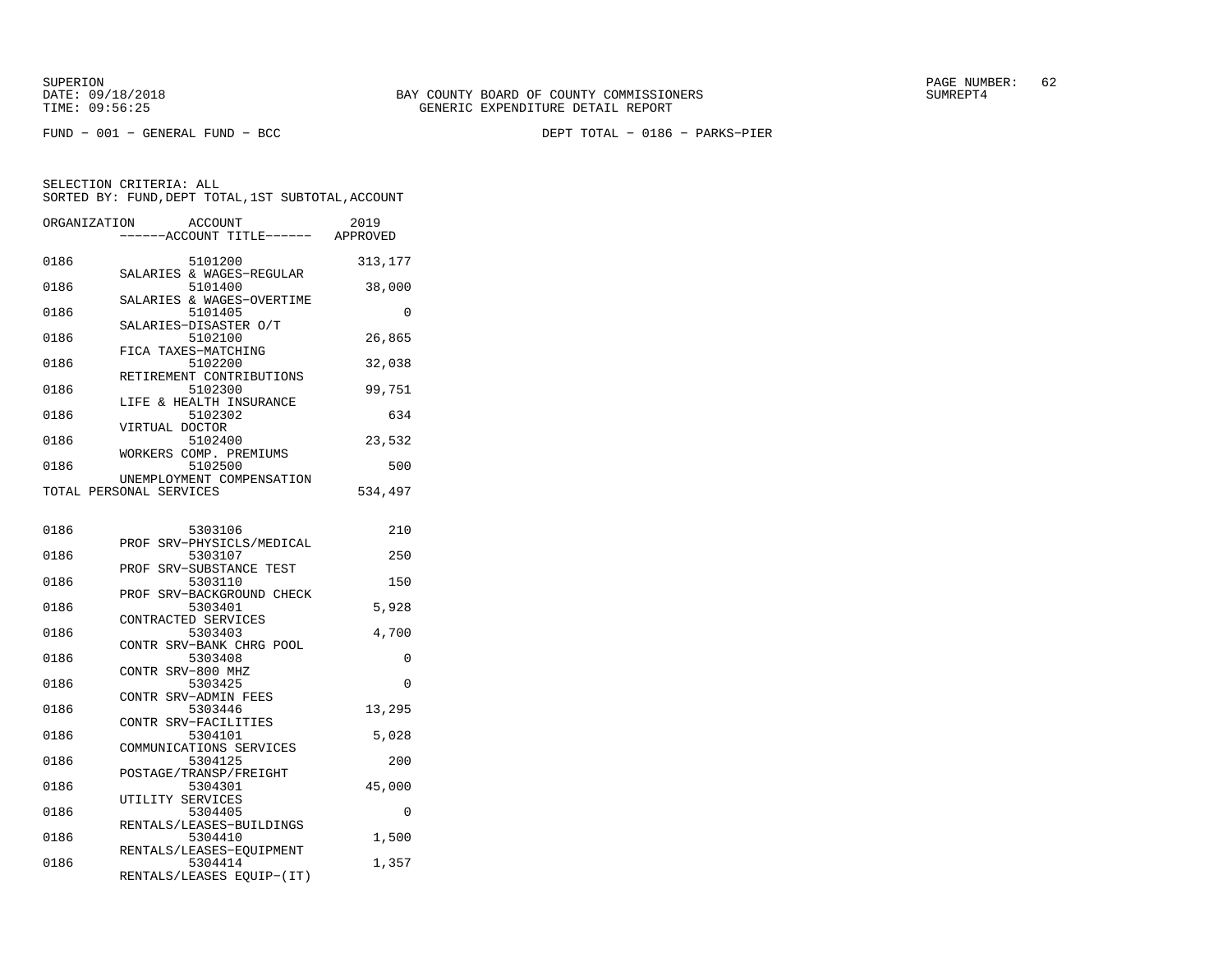BAY COUNTY BOARD OF COUNTY COMMISSIONERS
GENERIC EXPENDITURE DETAIL REPORT

FUND - 001 - GENERAL FUND - BCC

DEPT TOTAL - 0186 - PARKS-PIER

SELECTION CRITERIA: ALL
SORTED BY: FUND,DEPT TOTAL,1ST SUBTOTAL,ACCOUNT

| ORGANIZATION | ACCOUNT / ------ACCOUNT TITLE------ | 2019 APPROVED |
|---|---|---|
| 0186 | 5101200 SALARIES & WAGES-REGULAR | 313,177 |
| 0186 | 5101400 SALARIES & WAGES-OVERTIME | 38,000 |
| 0186 | 5101405 SALARIES-DISASTER O/T | 0 |
| 0186 | 5102100 FICA TAXES-MATCHING | 26,865 |
| 0186 | 5102200 RETIREMENT CONTRIBUTIONS | 32,038 |
| 0186 | 5102300 LIFE & HEALTH INSURANCE | 99,751 |
| 0186 | 5102302 VIRTUAL DOCTOR | 634 |
| 0186 | 5102400 WORKERS COMP. PREMIUMS | 23,532 |
| 0186 | 5102500 UNEMPLOYMENT COMPENSATION | 500 |
| TOTAL PERSONAL SERVICES | | 534,497 |
| 0186 | 5303106 PROF SRV-PHYSICLS/MEDICAL | 210 |
| 0186 | 5303107 PROF SRV-SUBSTANCE TEST | 250 |
| 0186 | 5303110 PROF SRV-BACKGROUND CHECK | 150 |
| 0186 | 5303401 CONTRACTED SERVICES | 5,928 |
| 0186 | 5303403 CONTR SRV-BANK CHRG POOL | 4,700 |
| 0186 | 5303408 CONTR SRV-800 MHZ | 0 |
| 0186 | 5303425 CONTR SRV-ADMIN FEES | 0 |
| 0186 | 5303446 CONTR SRV-FACILITIES | 13,295 |
| 0186 | 5304101 COMMUNICATIONS SERVICES | 5,028 |
| 0186 | 5304125 POSTAGE/TRANSP/FREIGHT | 200 |
| 0186 | 5304301 UTILITY SERVICES | 45,000 |
| 0186 | 5304405 RENTALS/LEASES-BUILDINGS | 0 |
| 0186 | 5304410 RENTALS/LEASES-EQUIPMENT | 1,500 |
| 0186 | 5304414 RENTALS/LEASES EQUIP-(IT) | 1,357 |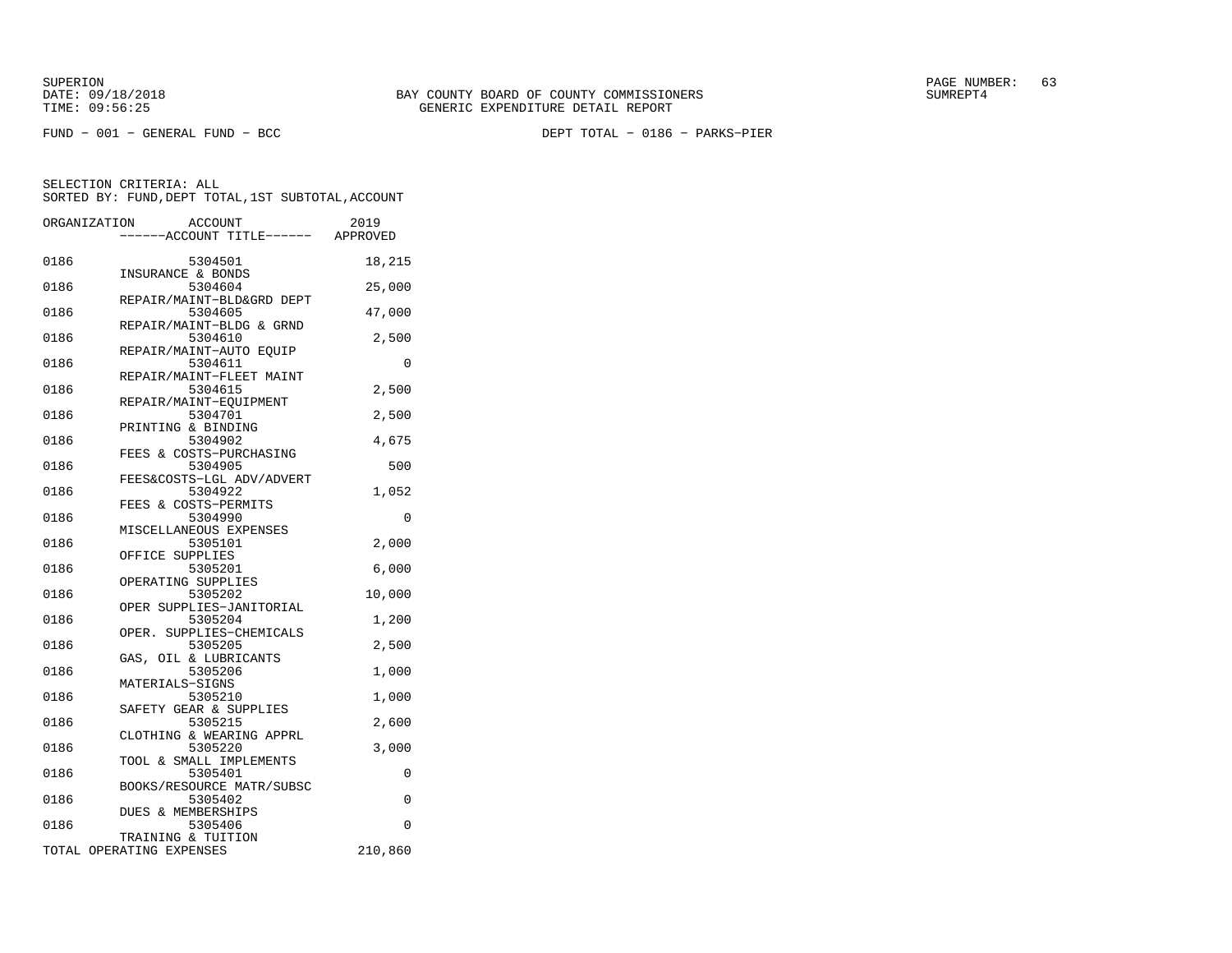SUPERION
DATE: 09/18/2018
TIME: 09:56:25

BAY COUNTY BOARD OF COUNTY COMMISSIONERS
GENERIC EXPENDITURE DETAIL REPORT

SUMREPT4

FUND − 001 − GENERAL FUND − BCC

DEPT TOTAL − 0186 − PARKS−PIER

SELECTION CRITERIA: ALL
SORTED BY: FUND,DEPT TOTAL,1ST SUBTOTAL,ACCOUNT

| ORGANIZATION | ACCOUNT ------ACCOUNT TITLE------ | 2019 APPROVED |
|---|---|---|
| 0186 | 5304501 INSURANCE & BONDS | 18,215 |
| 0186 | 5304604 REPAIR/MAINT−BLD&GRD DEPT | 25,000 |
| 0186 | 5304605 REPAIR/MAINT−BLDG & GRND | 47,000 |
| 0186 | 5304610 REPAIR/MAINT−AUTO EQUIP | 2,500 |
| 0186 | 5304611 REPAIR/MAINT−FLEET MAINT | 0 |
| 0186 | 5304615 REPAIR/MAINT−EQUIPMENT | 2,500 |
| 0186 | 5304701 PRINTING & BINDING | 2,500 |
| 0186 | 5304902 FEES & COSTS−PURCHASING | 4,675 |
| 0186 | 5304905 FEES&COSTS−LGL ADV/ADVERT | 500 |
| 0186 | 5304922 FEES & COSTS−PERMITS | 1,052 |
| 0186 | 5304990 MISCELLANEOUS EXPENSES | 0 |
| 0186 | 5305101 OFFICE SUPPLIES | 2,000 |
| 0186 | 5305201 OPERATING SUPPLIES | 6,000 |
| 0186 | 5305202 OPER SUPPLIES−JANITORIAL | 10,000 |
| 0186 | 5305204 OPER. SUPPLIES−CHEMICALS | 1,200 |
| 0186 | 5305205 GAS, OIL & LUBRICANTS | 2,500 |
| 0186 | 5305206 MATERIALS−SIGNS | 1,000 |
| 0186 | 5305210 SAFETY GEAR & SUPPLIES | 1,000 |
| 0186 | 5305215 CLOTHING & WEARING APPRL | 2,600 |
| 0186 | 5305220 TOOL & SMALL IMPLEMENTS | 3,000 |
| 0186 | 5305401 BOOKS/RESOURCE MATR/SUBSC | 0 |
| 0186 | 5305402 DUES & MEMBERSHIPS | 0 |
| 0186 | 5305406 TRAINING & TUITION | 0 |
| TOTAL OPERATING EXPENSES | | 210,860 |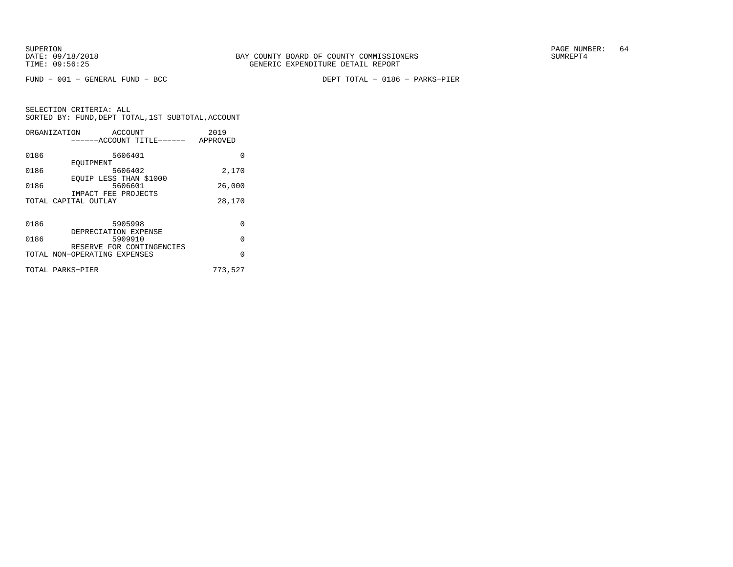SUPERION
DATE: 09/18/2018
TIME: 09:56:25

BAY COUNTY BOARD OF COUNTY COMMISSIONERS
GENERIC EXPENDITURE DETAIL REPORT

PAGE NUMBER: 64
SUMREPT4

FUND − 001 − GENERAL FUND − BCC

DEPT TOTAL − 0186 − PARKS−PIER

SELECTION CRITERIA: ALL
SORTED BY: FUND,DEPT TOTAL,1ST SUBTOTAL,ACCOUNT

| ORGANIZATION | ACCOUNT / ------ACCOUNT TITLE------ | 2019 APPROVED |
|---|---|---|
| 0186 | 5606401 EQUIPMENT | 0 |
| 0186 | 5606402 EQUIP LESS THAN $1000 | 2,170 |
| 0186 | 5606601 IMPACT FEE PROJECTS | 26,000 |
| TOTAL CAPITAL OUTLAY | | 28,170 |
| 0186 | 5905998 DEPRECIATION EXPENSE | 0 |
| 0186 | 5909910 RESERVE FOR CONTINGENCIES | 0 |
| TOTAL NON−OPERATING EXPENSES | | 0 |
| TOTAL PARKS−PIER | | 773,527 |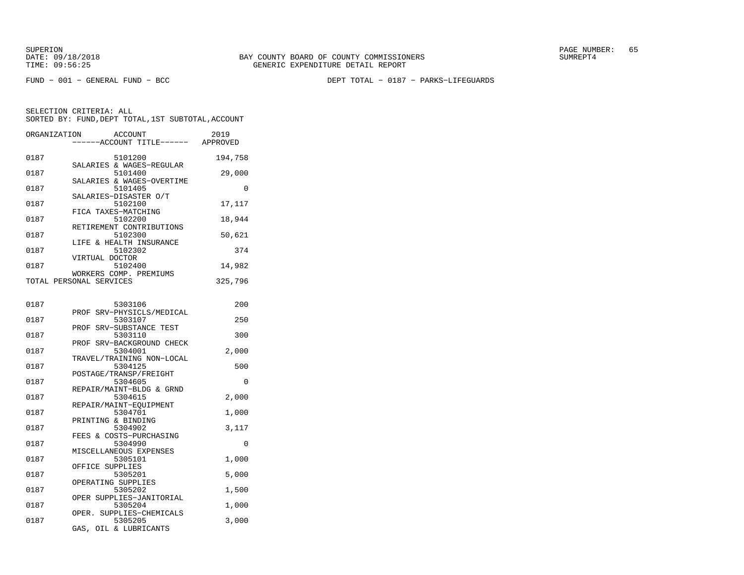BAY COUNTY BOARD OF COUNTY COMMISSIONERS
GENERIC EXPENDITURE DETAIL REPORT

SUPERION
DATE: 09/18/2018
TIME: 09:56:25

SUMREPT4

FUND - 001 - GENERAL FUND - BCC

DEPT TOTAL - 0187 - PARKS-LIFEGUARDS

SELECTION CRITERIA: ALL
SORTED BY: FUND,DEPT TOTAL,1ST SUBTOTAL,ACCOUNT

| ORGANIZATION | ACCOUNT / ACCOUNT TITLE | 2019 APPROVED |
|---|---|---|
| 0187 | 5101200 SALARIES & WAGES-REGULAR | 194,758 |
| 0187 | 5101400 SALARIES & WAGES-OVERTIME | 29,000 |
| 0187 | 5101405 SALARIES-DISASTER O/T | 0 |
| 0187 | 5102100 FICA TAXES-MATCHING | 17,117 |
| 0187 | 5102200 RETIREMENT CONTRIBUTIONS | 18,944 |
| 0187 | 5102300 LIFE & HEALTH INSURANCE | 50,621 |
| 0187 | 5102302 VIRTUAL DOCTOR | 374 |
| 0187 | 5102400 WORKERS COMP. PREMIUMS | 14,982 |
| TOTAL PERSONAL SERVICES | | 325,796 |
| 0187 | 5303106 PROF SRV-PHYSICLS/MEDICAL | 200 |
| 0187 | 5303107 PROF SRV-SUBSTANCE TEST | 250 |
| 0187 | 5303110 PROF SRV-BACKGROUND CHECK | 300 |
| 0187 | 5304001 TRAVEL/TRAINING NON-LOCAL | 2,000 |
| 0187 | 5304125 POSTAGE/TRANSP/FREIGHT | 500 |
| 0187 | 5304605 REPAIR/MAINT-BLDG & GRND | 0 |
| 0187 | 5304615 REPAIR/MAINT-EQUIPMENT | 2,000 |
| 0187 | 5304701 PRINTING & BINDING | 1,000 |
| 0187 | 5304902 FEES & COSTS-PURCHASING | 3,117 |
| 0187 | 5304990 MISCELLANEOUS EXPENSES | 0 |
| 0187 | 5305101 OFFICE SUPPLIES | 1,000 |
| 0187 | 5305201 OPERATING SUPPLIES | 5,000 |
| 0187 | 5305202 OPER SUPPLIES-JANITORIAL | 1,500 |
| 0187 | 5305204 OPER. SUPPLIES-CHEMICALS | 1,000 |
| 0187 | 5305205 GAS, OIL & LUBRICANTS | 3,000 |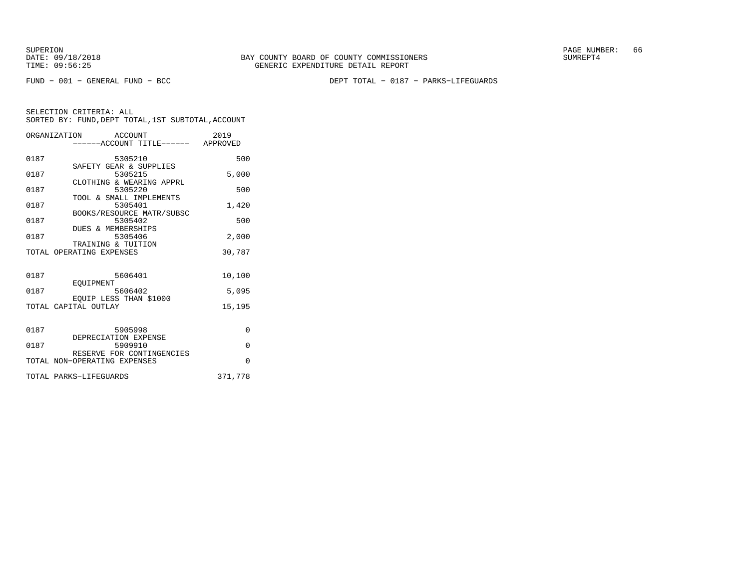BAY COUNTY BOARD OF COUNTY COMMISSIONERS
GENERIC EXPENDITURE DETAIL REPORT

SUPERION
DATE: 09/18/2018
TIME: 09:56:25

SUMREPT4

FUND − 001 − GENERAL FUND − BCC

DEPT TOTAL − 0187 − PARKS−LIFEGUARDS

SELECTION CRITERIA: ALL
SORTED BY: FUND,DEPT TOTAL,1ST SUBTOTAL,ACCOUNT

| ORGANIZATION | ACCOUNT ------ACCOUNT TITLE------ | 2019 APPROVED |
|---|---|---|
| 0187 | 5305210 SAFETY GEAR & SUPPLIES | 500 |
| 0187 | 5305215 CLOTHING & WEARING APPRL | 5,000 |
| 0187 | 5305220 TOOL & SMALL IMPLEMENTS | 500 |
| 0187 | 5305401 BOOKS/RESOURCE MATR/SUBSC | 1,420 |
| 0187 | 5305402 DUES & MEMBERSHIPS | 500 |
| 0187 | 5305406 TRAINING & TUITION | 2,000 |
| TOTAL OPERATING EXPENSES | | 30,787 |
| 0187 | 5606401 EQUIPMENT | 10,100 |
| 0187 | 5606402 EQUIP LESS THAN $1000 | 5,095 |
| TOTAL CAPITAL OUTLAY | | 15,195 |
| 0187 | 5905998 DEPRECIATION EXPENSE | 0 |
| 0187 | 5909910 RESERVE FOR CONTINGENCIES | 0 |
| TOTAL NON−OPERATING EXPENSES | | 0 |
| TOTAL PARKS−LIFEGUARDS | | 371,778 |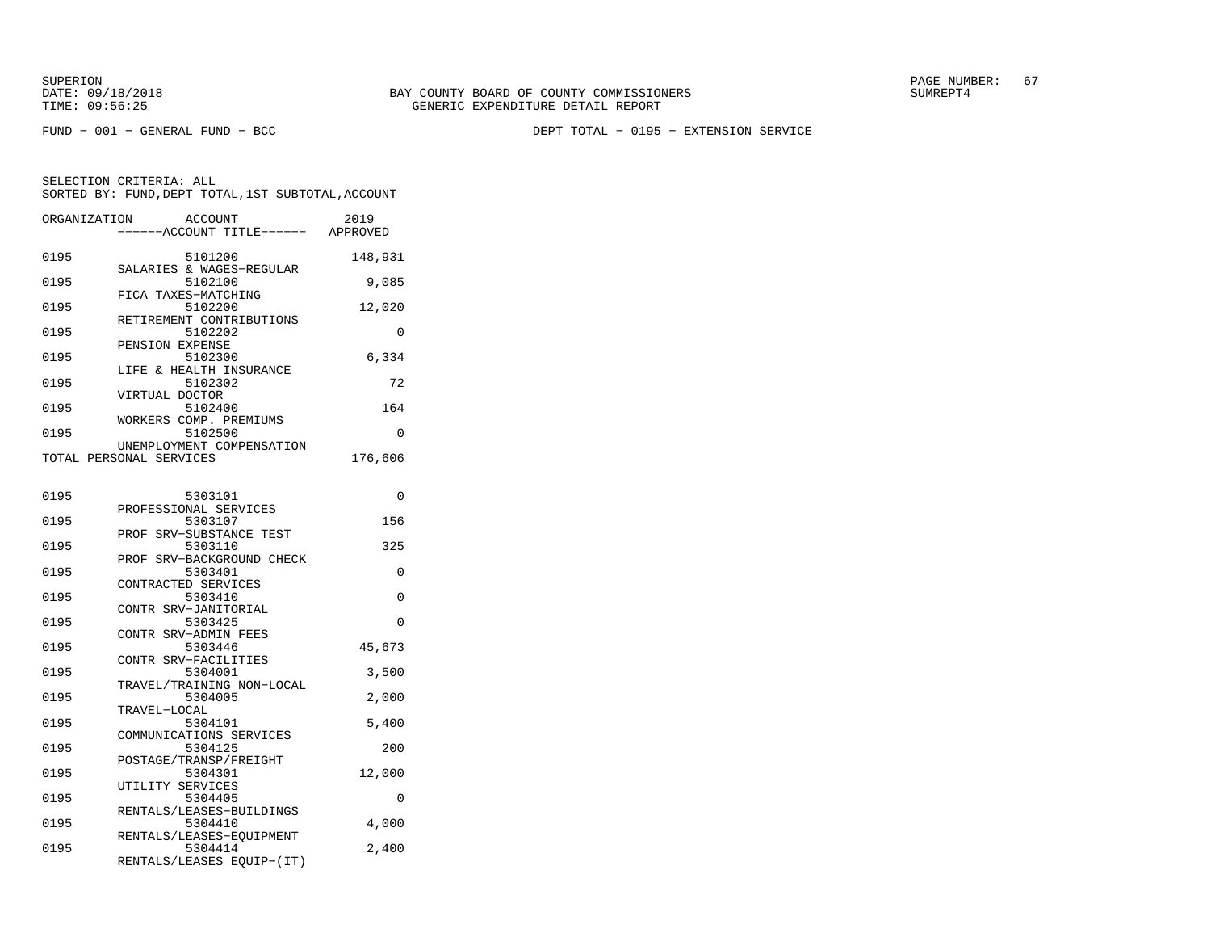SUPERION
DATE: 09/18/2018
TIME: 09:56:25

BAY COUNTY BOARD OF COUNTY COMMISSIONERS
GENERIC EXPENDITURE DETAIL REPORT

SUMREPT4

FUND − 001 − GENERAL FUND − BCC

DEPT TOTAL − 0195 − EXTENSION SERVICE

SELECTION CRITERIA: ALL
SORTED BY: FUND,DEPT TOTAL,1ST SUBTOTAL,ACCOUNT

| ORGANIZATION | ACCOUNT / ------ACCOUNT TITLE------ | 2019 APPROVED |
|---|---|---|
| 0195 | 5101200 SALARIES & WAGES−REGULAR | 148,931 |
| 0195 | 5102100 FICA TAXES−MATCHING | 9,085 |
| 0195 | 5102200 RETIREMENT CONTRIBUTIONS | 12,020 |
| 0195 | 5102202 PENSION EXPENSE | 0 |
| 0195 | 5102300 LIFE & HEALTH INSURANCE | 6,334 |
| 0195 | 5102302 VIRTUAL DOCTOR | 72 |
| 0195 | 5102400 WORKERS COMP. PREMIUMS | 164 |
| 0195 | 5102500 UNEMPLOYMENT COMPENSATION | 0 |
| TOTAL PERSONAL SERVICES | | 176,606 |
| 0195 | 5303101 PROFESSIONAL SERVICES | 0 |
| 0195 | 5303107 PROF SRV−SUBSTANCE TEST | 156 |
| 0195 | 5303110 PROF SRV−BACKGROUND CHECK | 325 |
| 0195 | 5303401 CONTRACTED SERVICES | 0 |
| 0195 | 5303410 CONTR SRV−JANITORIAL | 0 |
| 0195 | 5303425 CONTR SRV−ADMIN FEES | 0 |
| 0195 | 5303446 CONTR SRV−FACILITIES | 45,673 |
| 0195 | 5304001 TRAVEL/TRAINING NON−LOCAL | 3,500 |
| 0195 | 5304005 TRAVEL−LOCAL | 2,000 |
| 0195 | 5304101 COMMUNICATIONS SERVICES | 5,400 |
| 0195 | 5304125 POSTAGE/TRANSP/FREIGHT | 200 |
| 0195 | 5304301 UTILITY SERVICES | 12,000 |
| 0195 | 5304405 RENTALS/LEASES−BUILDINGS | 0 |
| 0195 | 5304410 RENTALS/LEASES−EQUIPMENT | 4,000 |
| 0195 | 5304414 RENTALS/LEASES EQUIP−(IT) | 2,400 |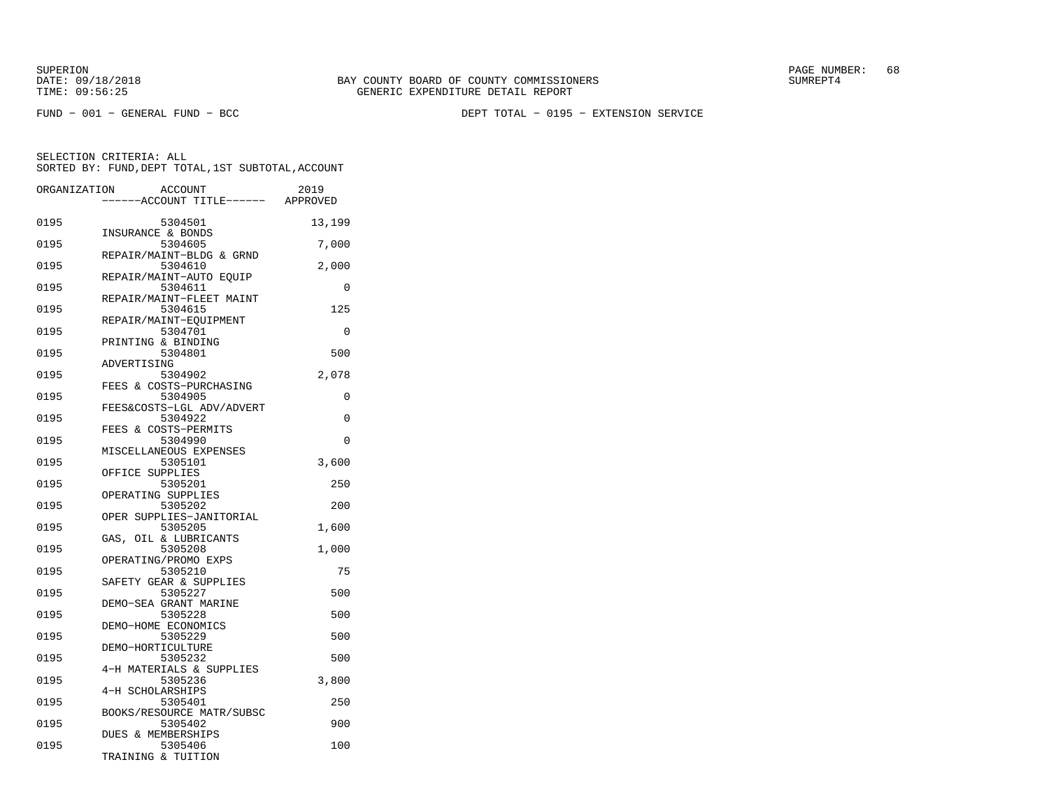BAY COUNTY BOARD OF COUNTY COMMISSIONERS
GENERIC EXPENDITURE DETAIL REPORT

SUPERION
DATE: 09/18/2018
TIME: 09:56:25

SUMREPT4

FUND - 001 - GENERAL FUND - BCC

DEPT TOTAL - 0195 - EXTENSION SERVICE

SELECTION CRITERIA: ALL
SORTED BY: FUND,DEPT TOTAL,1ST SUBTOTAL,ACCOUNT

| ORGANIZATION | ACCOUNT / ------ACCOUNT TITLE------ | 2019 APPROVED |
|---|---|---|
| 0195 | 5304501 INSURANCE & BONDS | 13,199 |
| 0195 | 5304605 REPAIR/MAINT-BLDG & GRND | 7,000 |
| 0195 | 5304610 REPAIR/MAINT-AUTO EQUIP | 2,000 |
| 0195 | 5304611 REPAIR/MAINT-FLEET MAINT | 0 |
| 0195 | 5304615 REPAIR/MAINT-EQUIPMENT | 125 |
| 0195 | 5304701 PRINTING & BINDING | 0 |
| 0195 | 5304801 ADVERTISING | 500 |
| 0195 | 5304902 FEES & COSTS-PURCHASING | 2,078 |
| 0195 | 5304905 FEES&COSTS-LGL ADV/ADVERT | 0 |
| 0195 | 5304922 FEES & COSTS-PERMITS | 0 |
| 0195 | 5304990 MISCELLANEOUS EXPENSES | 0 |
| 0195 | 5305101 OFFICE SUPPLIES | 3,600 |
| 0195 | 5305201 OPERATING SUPPLIES | 250 |
| 0195 | 5305202 OPER SUPPLIES-JANITORIAL | 200 |
| 0195 | 5305205 GAS, OIL & LUBRICANTS | 1,600 |
| 0195 | 5305208 OPERATING/PROMO EXPS | 1,000 |
| 0195 | 5305210 SAFETY GEAR & SUPPLIES | 75 |
| 0195 | 5305227 DEMO-SEA GRANT MARINE | 500 |
| 0195 | 5305228 DEMO-HOME ECONOMICS | 500 |
| 0195 | 5305229 DEMO-HORTICULTURE | 500 |
| 0195 | 5305232 4-H MATERIALS & SUPPLIES | 500 |
| 0195 | 5305236 4-H SCHOLARSHIPS | 3,800 |
| 0195 | 5305401 BOOKS/RESOURCE MATR/SUBSC | 250 |
| 0195 | 5305402 DUES & MEMBERSHIPS | 900 |
| 0195 | 5305406 TRAINING & TUITION | 100 |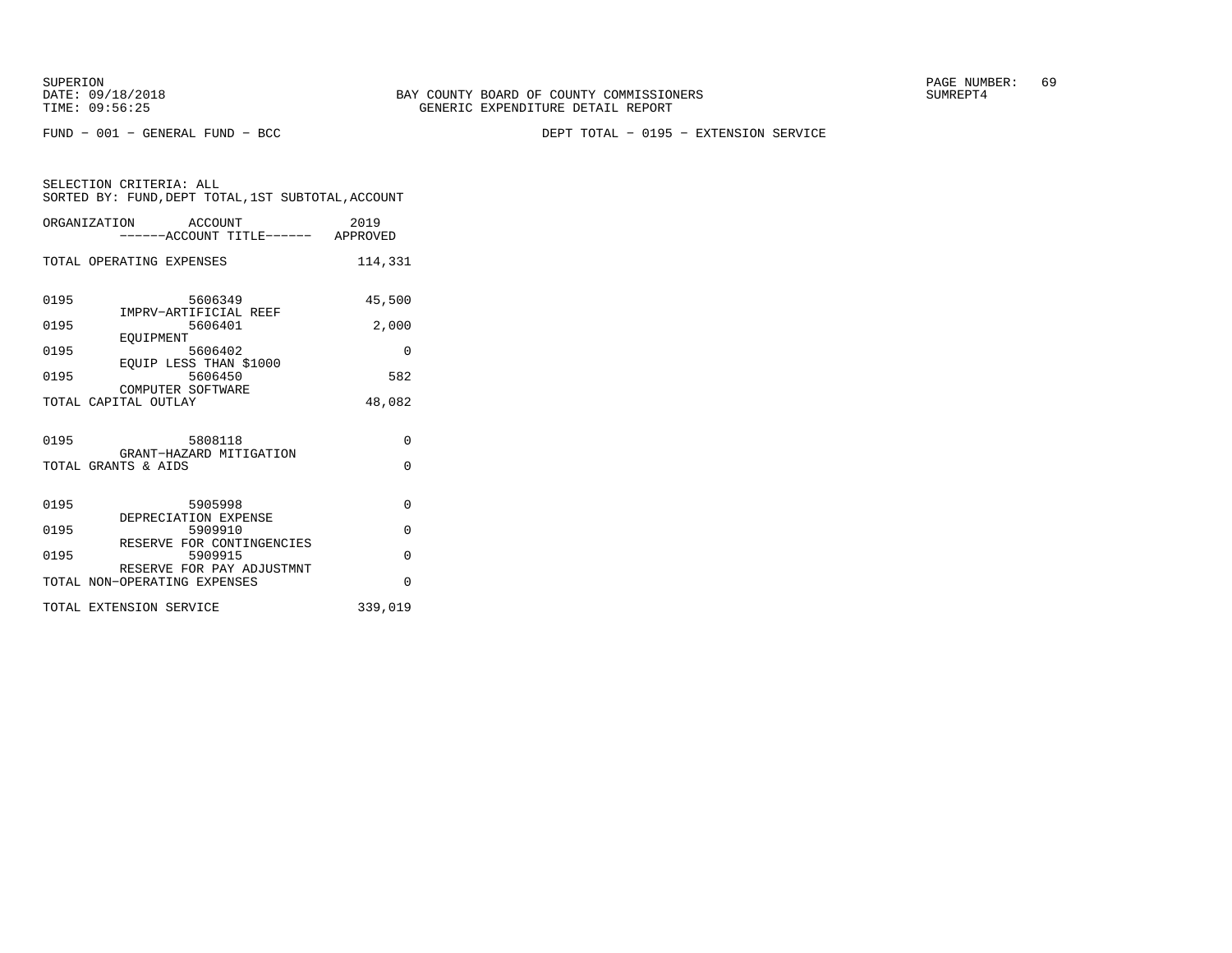BAY COUNTY BOARD OF COUNTY COMMISSIONERS
GENERIC EXPENDITURE DETAIL REPORT

FUND − 001 − GENERAL FUND − BCC

DEPT TOTAL − 0195 − EXTENSION SERVICE

SELECTION CRITERIA: ALL
SORTED BY: FUND,DEPT TOTAL,1ST SUBTOTAL,ACCOUNT

| ORGANIZATION | ACCOUNT / ACCOUNT TITLE | 2019 APPROVED |
|---|---|---|
| TOTAL OPERATING EXPENSES | | 114,331 |
| 0195 | 5606349 IMPRV−ARTIFICIAL REEF | 45,500 |
| 0195 | 5606401 EQUIPMENT | 2,000 |
| 0195 | 5606402 EQUIP LESS THAN $1000 | 0 |
| 0195 | 5606450 COMPUTER SOFTWARE | 582 |
| TOTAL CAPITAL OUTLAY | | 48,082 |
| 0195 | 5808118 GRANT−HAZARD MITIGATION | 0 |
| TOTAL GRANTS & AIDS | | 0 |
| 0195 | 5905998 DEPRECIATION EXPENSE | 0 |
| 0195 | 5909910 RESERVE FOR CONTINGENCIES | 0 |
| 0195 | 5909915 RESERVE FOR PAY ADJUSTMNT | 0 |
| TOTAL NON−OPERATING EXPENSES | | 0 |
| TOTAL EXTENSION SERVICE | | 339,019 |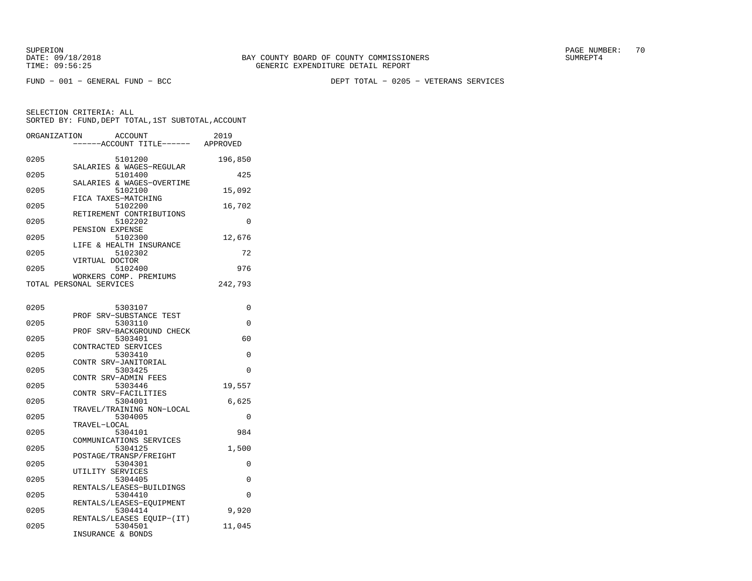BAY COUNTY BOARD OF COUNTY COMMISSIONERS
GENERIC EXPENDITURE DETAIL REPORT

FUND - 001 - GENERAL FUND - BCC

DEPT TOTAL - 0205 - VETERANS SERVICES

SELECTION CRITERIA: ALL
SORTED BY: FUND,DEPT TOTAL,1ST SUBTOTAL,ACCOUNT

| ORGANIZATION | ACCOUNT / ------ACCOUNT TITLE------ | 2019 APPROVED |
|---|---|---|
| 0205 | 5101200 SALARIES & WAGES-REGULAR | 196,850 |
| 0205 | 5101400 SALARIES & WAGES-OVERTIME | 425 |
| 0205 | 5102100 FICA TAXES-MATCHING | 15,092 |
| 0205 | 5102200 RETIREMENT CONTRIBUTIONS | 16,702 |
| 0205 | 5102202 PENSION EXPENSE | 0 |
| 0205 | 5102300 LIFE & HEALTH INSURANCE | 12,676 |
| 0205 | 5102302 VIRTUAL DOCTOR | 72 |
| 0205 | 5102400 WORKERS COMP. PREMIUMS | 976 |
| TOTAL PERSONAL SERVICES | | 242,793 |
| 0205 | 5303107 PROF SRV-SUBSTANCE TEST | 0 |
| 0205 | 5303110 PROF SRV-BACKGROUND CHECK | 0 |
| 0205 | 5303401 CONTRACTED SERVICES | 60 |
| 0205 | 5303410 CONTR SRV-JANITORIAL | 0 |
| 0205 | 5303425 CONTR SRV-ADMIN FEES | 0 |
| 0205 | 5303446 CONTR SRV-FACILITIES | 19,557 |
| 0205 | 5304001 TRAVEL/TRAINING NON-LOCAL | 6,625 |
| 0205 | 5304005 TRAVEL-LOCAL | 0 |
| 0205 | 5304101 COMMUNICATIONS SERVICES | 984 |
| 0205 | 5304125 POSTAGE/TRANSP/FREIGHT | 1,500 |
| 0205 | 5304301 UTILITY SERVICES | 0 |
| 0205 | 5304405 RENTALS/LEASES-BUILDINGS | 0 |
| 0205 | 5304410 RENTALS/LEASES-EQUIPMENT | 0 |
| 0205 | 5304414 RENTALS/LEASES EQUIP-(IT) | 9,920 |
| 0205 | 5304501 INSURANCE & BONDS | 11,045 |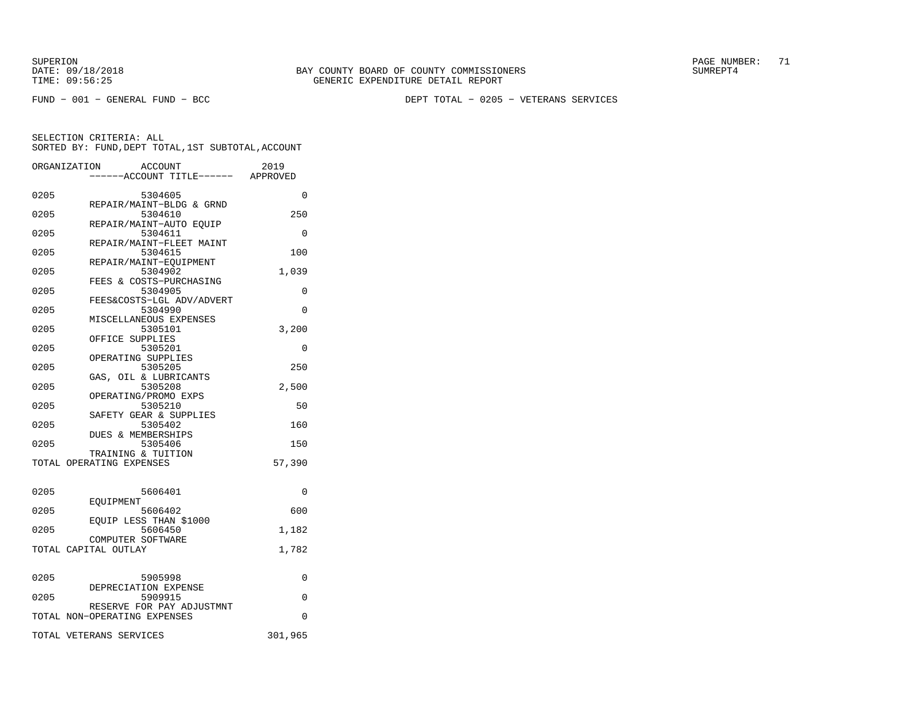SUPERION
DATE: 09/18/2018
TIME: 09:56:25

BAY COUNTY BOARD OF COUNTY COMMISSIONERS
GENERIC EXPENDITURE DETAIL REPORT

SUMREPT4

FUND − 001 − GENERAL FUND − BCC

DEPT TOTAL − 0205 − VETERANS SERVICES

SELECTION CRITERIA: ALL
SORTED BY: FUND,DEPT TOTAL,1ST SUBTOTAL,ACCOUNT

| ORGANIZATION | ACCOUNT<br>------ACCOUNT TITLE------ | 2019<br>APPROVED |
|---|---|---|
| 0205 | 5304605<br>REPAIR/MAINT−BLDG & GRND | 0 |
| 0205 | 5304610<br>REPAIR/MAINT−AUTO EQUIP | 250 |
| 0205 | 5304611<br>REPAIR/MAINT−FLEET MAINT | 0 |
| 0205 | 5304615<br>REPAIR/MAINT−EQUIPMENT | 100 |
| 0205 | 5304902<br>FEES & COSTS−PURCHASING | 1,039 |
| 0205 | 5304905<br>FEES&COSTS−LGL ADV/ADVERT | 0 |
| 0205 | 5304990<br>MISCELLANEOUS EXPENSES | 0 |
| 0205 | 5305101<br>OFFICE SUPPLIES | 3,200 |
| 0205 | 5305201<br>OPERATING SUPPLIES | 0 |
| 0205 | 5305205<br>GAS, OIL & LUBRICANTS | 250 |
| 0205 | 5305208<br>OPERATING/PROMO EXPS | 2,500 |
| 0205 | 5305210<br>SAFETY GEAR & SUPPLIES | 50 |
| 0205 | 5305402<br>DUES & MEMBERSHIPS | 160 |
| 0205 | 5305406<br>TRAINING & TUITION | 150 |
| TOTAL OPERATING EXPENSES | | 57,390 |
| 0205 | 5606401<br>EQUIPMENT | 0 |
| 0205 | 5606402<br>EQUIP LESS THAN $1000 | 600 |
| 0205 | 5606450<br>COMPUTER SOFTWARE | 1,182 |
| TOTAL CAPITAL OUTLAY | | 1,782 |
| 0205 | 5905998<br>DEPRECIATION EXPENSE | 0 |
| 0205 | 5909915<br>RESERVE FOR PAY ADJUSTMNT | 0 |
| TOTAL NON−OPERATING EXPENSES | | 0 |
| TOTAL VETERANS SERVICES | | 301,965 |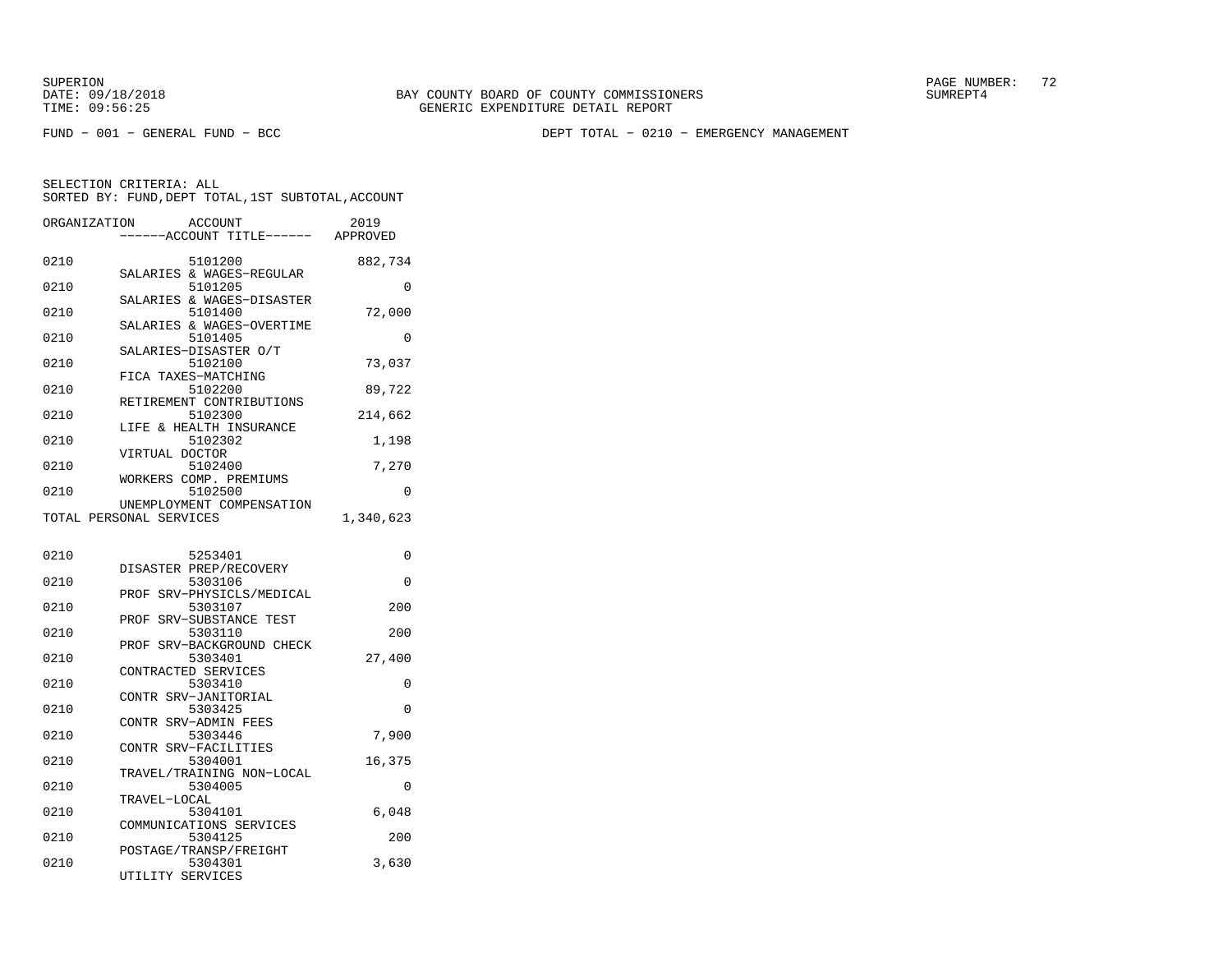SUPERION
DATE: 09/18/2018
TIME: 09:56:25

BAY COUNTY BOARD OF COUNTY COMMISSIONERS
GENERIC EXPENDITURE DETAIL REPORT

SUMREPT4

FUND − 001 − GENERAL FUND − BCC

DEPT TOTAL − 0210 − EMERGENCY MANAGEMENT

SELECTION CRITERIA: ALL
SORTED BY: FUND,DEPT TOTAL,1ST SUBTOTAL,ACCOUNT

| ORGANIZATION | ACCOUNT / ACCOUNT TITLE | 2019 APPROVED |
|---|---|---|
| 0210 | 5101200 SALARIES & WAGES−REGULAR | 882,734 |
| 0210 | 5101205 SALARIES & WAGES−DISASTER | 0 |
| 0210 | 5101400 SALARIES & WAGES−OVERTIME | 72,000 |
| 0210 | 5101405 SALARIES−DISASTER O/T | 0 |
| 0210 | 5102100 FICA TAXES−MATCHING | 73,037 |
| 0210 | 5102200 RETIREMENT CONTRIBUTIONS | 89,722 |
| 0210 | 5102300 LIFE & HEALTH INSURANCE | 214,662 |
| 0210 | 5102302 VIRTUAL DOCTOR | 1,198 |
| 0210 | 5102400 WORKERS COMP. PREMIUMS | 7,270 |
| 0210 | 5102500 UNEMPLOYMENT COMPENSATION | 0 |
| TOTAL PERSONAL SERVICES | | 1,340,623 |
| 0210 | 5253401 DISASTER PREP/RECOVERY | 0 |
| 0210 | 5303106 PROF SRV−PHYSICLS/MEDICAL | 0 |
| 0210 | 5303107 PROF SRV−SUBSTANCE TEST | 200 |
| 0210 | 5303110 PROF SRV−BACKGROUND CHECK | 200 |
| 0210 | 5303401 CONTRACTED SERVICES | 27,400 |
| 0210 | 5303410 CONTR SRV−JANITORIAL | 0 |
| 0210 | 5303425 CONTR SRV−ADMIN FEES | 0 |
| 0210 | 5303446 CONTR SRV−FACILITIES | 7,900 |
| 0210 | 5304001 TRAVEL/TRAINING NON−LOCAL | 16,375 |
| 0210 | 5304005 TRAVEL−LOCAL | 0 |
| 0210 | 5304101 COMMUNICATIONS SERVICES | 6,048 |
| 0210 | 5304125 POSTAGE/TRANSP/FREIGHT | 200 |
| 0210 | 5304301 UTILITY SERVICES | 3,630 |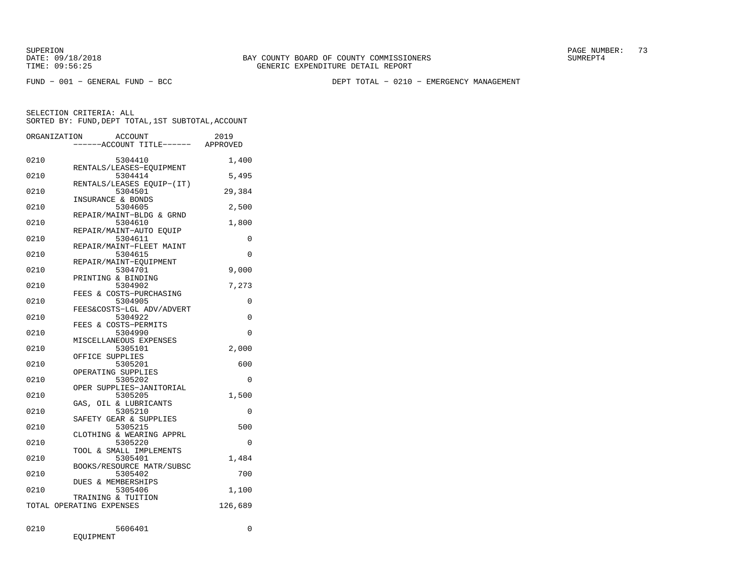BAY COUNTY BOARD OF COUNTY COMMISSIONERS
GENERIC EXPENDITURE DETAIL REPORT

SUPERION
DATE: 09/18/2018
TIME: 09:56:25

SUMREPT4

FUND − 001 − GENERAL FUND − BCC

DEPT TOTAL − 0210 − EMERGENCY MANAGEMENT

SELECTION CRITERIA: ALL
SORTED BY: FUND,DEPT TOTAL,1ST SUBTOTAL,ACCOUNT

| ORGANIZATION | ACCOUNT / ACCOUNT TITLE | 2019 APPROVED |
|---|---|---|
| 0210 | 5304410 RENTALS/LEASES−EQUIPMENT | 1,400 |
| 0210 | 5304414 RENTALS/LEASES EQUIP−(IT) | 5,495 |
| 0210 | 5304501 INSURANCE & BONDS | 29,384 |
| 0210 | 5304605 REPAIR/MAINT−BLDG & GRND | 2,500 |
| 0210 | 5304610 REPAIR/MAINT−AUTO EQUIP | 1,800 |
| 0210 | 5304611 REPAIR/MAINT−FLEET MAINT | 0 |
| 0210 | 5304615 REPAIR/MAINT−EQUIPMENT | 0 |
| 0210 | 5304701 PRINTING & BINDING | 9,000 |
| 0210 | 5304902 FEES & COSTS−PURCHASING | 7,273 |
| 0210 | 5304905 FEES&COSTS−LGL ADV/ADVERT | 0 |
| 0210 | 5304922 FEES & COSTS−PERMITS | 0 |
| 0210 | 5304990 MISCELLANEOUS EXPENSES | 0 |
| 0210 | 5305101 OFFICE SUPPLIES | 2,000 |
| 0210 | 5305201 OPERATING SUPPLIES | 600 |
| 0210 | 5305202 OPER SUPPLIES−JANITORIAL | 0 |
| 0210 | 5305205 GAS, OIL & LUBRICANTS | 1,500 |
| 0210 | 5305210 SAFETY GEAR & SUPPLIES | 0 |
| 0210 | 5305215 CLOTHING & WEARING APPRL | 500 |
| 0210 | 5305220 TOOL & SMALL IMPLEMENTS | 0 |
| 0210 | 5305401 BOOKS/RESOURCE MATR/SUBSC | 1,484 |
| 0210 | 5305402 DUES & MEMBERSHIPS | 700 |
| 0210 | 5305406 TRAINING & TUITION | 1,100 |
| TOTAL OPERATING EXPENSES | | 126,689 |
| 0210 | 5606401 EQUIPMENT | 0 |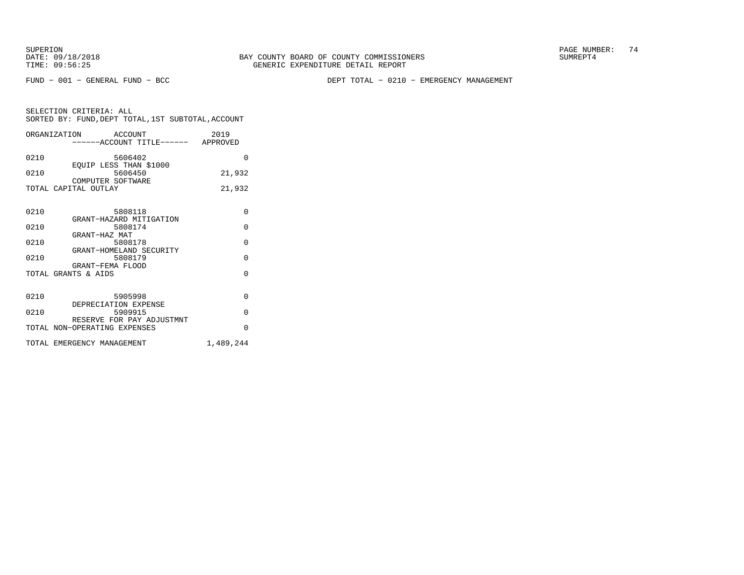SUPERION
DATE: 09/18/2018
TIME: 09:56:25

BAY COUNTY BOARD OF COUNTY COMMISSIONERS
GENERIC EXPENDITURE DETAIL REPORT

SUMREPT4

FUND − 001 − GENERAL FUND − BCC

DEPT TOTAL − 0210 − EMERGENCY MANAGEMENT

SELECTION CRITERIA: ALL
SORTED BY: FUND,DEPT TOTAL,1ST SUBTOTAL,ACCOUNT

| ORGANIZATION | ACCOUNT ------ACCOUNT TITLE------ | 2019 APPROVED |
|---|---|---|
| 0210 | 5606402 EQUIP LESS THAN $1000 | 0 |
| 0210 | 5606450 COMPUTER SOFTWARE | 21,932 |
| TOTAL CAPITAL OUTLAY | | 21,932 |
| 0210 | 5808118 GRANT−HAZARD MITIGATION | 0 |
| 0210 | 5808174 GRANT−HAZ MAT | 0 |
| 0210 | 5808178 GRANT−HOMELAND SECURITY | 0 |
| 0210 | 5808179 GRANT−FEMA FLOOD | 0 |
| TOTAL GRANTS & AIDS | | 0 |
| 0210 | 5905998 DEPRECIATION EXPENSE | 0 |
| 0210 | 5909915 RESERVE FOR PAY ADJUSTMNT | 0 |
| TOTAL NON−OPERATING EXPENSES | | 0 |
| TOTAL EMERGENCY MANAGEMENT | | 1,489,244 |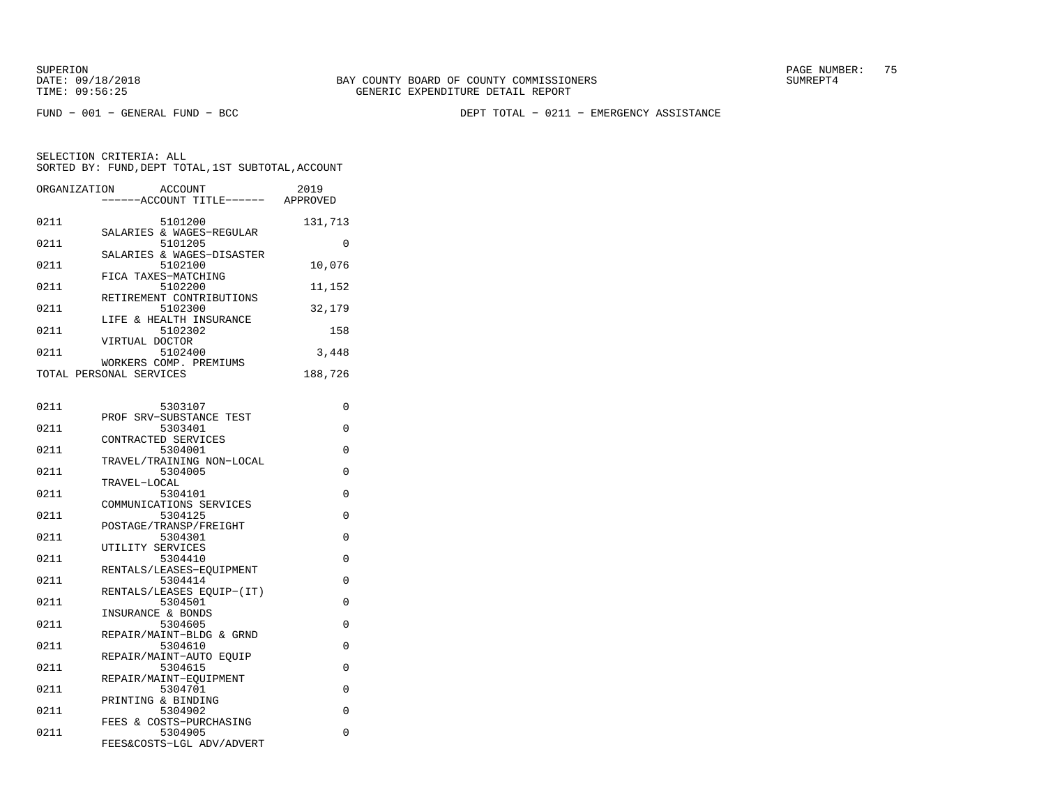BAY COUNTY BOARD OF COUNTY COMMISSIONERS
GENERIC EXPENDITURE DETAIL REPORT

SUPERION
DATE: 09/18/2018
TIME: 09:56:25

SUMREPT4

FUND − 001 − GENERAL FUND − BCC

DEPT TOTAL − 0211 − EMERGENCY ASSISTANCE

SELECTION CRITERIA: ALL
SORTED BY: FUND,DEPT TOTAL,1ST SUBTOTAL,ACCOUNT

| ORGANIZATION | ACCOUNT ------ACCOUNT TITLE------ | 2019 APPROVED |
|---|---|---|
| 0211 | 5101200 SALARIES & WAGES−REGULAR | 131,713 |
| 0211 | 5101205 SALARIES & WAGES−DISASTER | 0 |
| 0211 | 5102100 FICA TAXES−MATCHING | 10,076 |
| 0211 | 5102200 RETIREMENT CONTRIBUTIONS | 11,152 |
| 0211 | 5102300 LIFE & HEALTH INSURANCE | 32,179 |
| 0211 | 5102302 VIRTUAL DOCTOR | 158 |
| 0211 | 5102400 WORKERS COMP. PREMIUMS | 3,448 |
| TOTAL PERSONAL SERVICES | | 188,726 |
| 0211 | 5303107 PROF SRV−SUBSTANCE TEST | 0 |
| 0211 | 5303401 CONTRACTED SERVICES | 0 |
| 0211 | 5304001 TRAVEL/TRAINING NON−LOCAL | 0 |
| 0211 | 5304005 TRAVEL−LOCAL | 0 |
| 0211 | 5304101 COMMUNICATIONS SERVICES | 0 |
| 0211 | 5304125 POSTAGE/TRANSP/FREIGHT | 0 |
| 0211 | 5304301 UTILITY SERVICES | 0 |
| 0211 | 5304410 RENTALS/LEASES−EQUIPMENT | 0 |
| 0211 | 5304414 RENTALS/LEASES EQUIP−(IT) | 0 |
| 0211 | 5304501 INSURANCE & BONDS | 0 |
| 0211 | 5304605 REPAIR/MAINT−BLDG & GRND | 0 |
| 0211 | 5304610 REPAIR/MAINT−AUTO EQUIP | 0 |
| 0211 | 5304615 REPAIR/MAINT−EQUIPMENT | 0 |
| 0211 | 5304701 PRINTING & BINDING | 0 |
| 0211 | 5304902 FEES & COSTS−PURCHASING | 0 |
| 0211 | 5304905 FEES&COSTS−LGL ADV/ADVERT | 0 |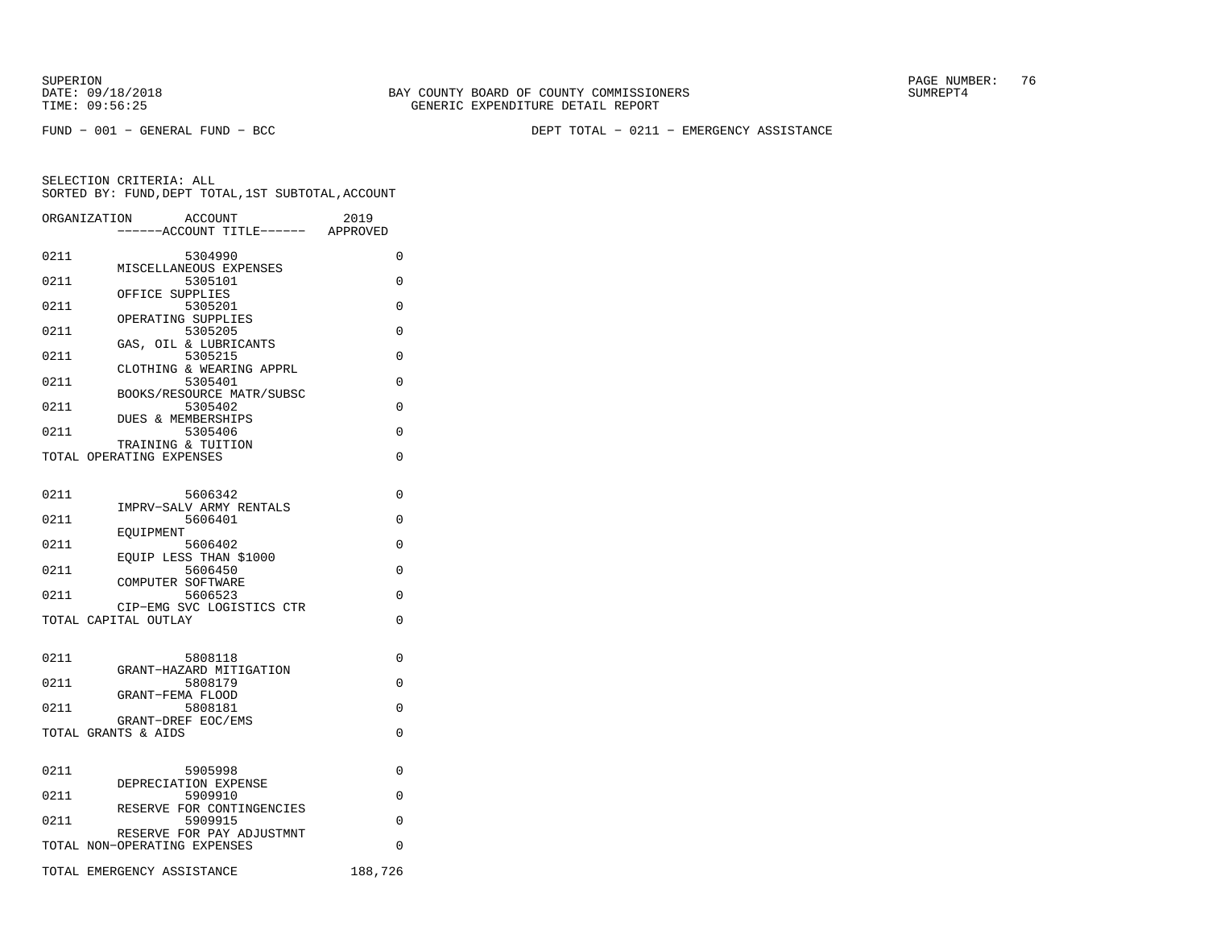BAY COUNTY BOARD OF COUNTY COMMISSIONERS
GENERIC EXPENDITURE DETAIL REPORT

SUPERION
DATE: 09/18/2018
TIME: 09:56:25

SUMREPT4

FUND - 001 - GENERAL FUND - BCC

DEPT TOTAL - 0211 - EMERGENCY ASSISTANCE

SELECTION CRITERIA: ALL
SORTED BY: FUND,DEPT TOTAL,1ST SUBTOTAL,ACCOUNT

| ORGANIZATION | ACCOUNT / ------ACCOUNT TITLE------ | 2019 APPROVED |
|---|---|---|
| 0211 | 5304990 MISCELLANEOUS EXPENSES | 0 |
| 0211 | 5305101 OFFICE SUPPLIES | 0 |
| 0211 | 5305201 OPERATING SUPPLIES | 0 |
| 0211 | 5305205 GAS, OIL & LUBRICANTS | 0 |
| 0211 | 5305215 CLOTHING & WEARING APPRL | 0 |
| 0211 | 5305401 BOOKS/RESOURCE MATR/SUBSC | 0 |
| 0211 | 5305402 DUES & MEMBERSHIPS | 0 |
| 0211 | 5305406 TRAINING & TUITION | 0 |
| TOTAL OPERATING EXPENSES | | 0 |
| 0211 | 5606342 IMPRV-SALV ARMY RENTALS | 0 |
| 0211 | 5606401 EQUIPMENT | 0 |
| 0211 | 5606402 EQUIP LESS THAN $1000 | 0 |
| 0211 | 5606450 COMPUTER SOFTWARE | 0 |
| 0211 | 5606523 CIP-EMG SVC LOGISTICS CTR | 0 |
| TOTAL CAPITAL OUTLAY | | 0 |
| 0211 | 5808118 GRANT-HAZARD MITIGATION | 0 |
| 0211 | 5808179 GRANT-FEMA FLOOD | 0 |
| 0211 | 5808181 GRANT-DREF EOC/EMS | 0 |
| TOTAL GRANTS & AIDS | | 0 |
| 0211 | 5905998 DEPRECIATION EXPENSE | 0 |
| 0211 | 5909910 RESERVE FOR CONTINGENCIES | 0 |
| 0211 | 5909915 RESERVE FOR PAY ADJUSTMNT | 0 |
| TOTAL NON-OPERATING EXPENSES | | 0 |
| TOTAL EMERGENCY ASSISTANCE | | 188,726 |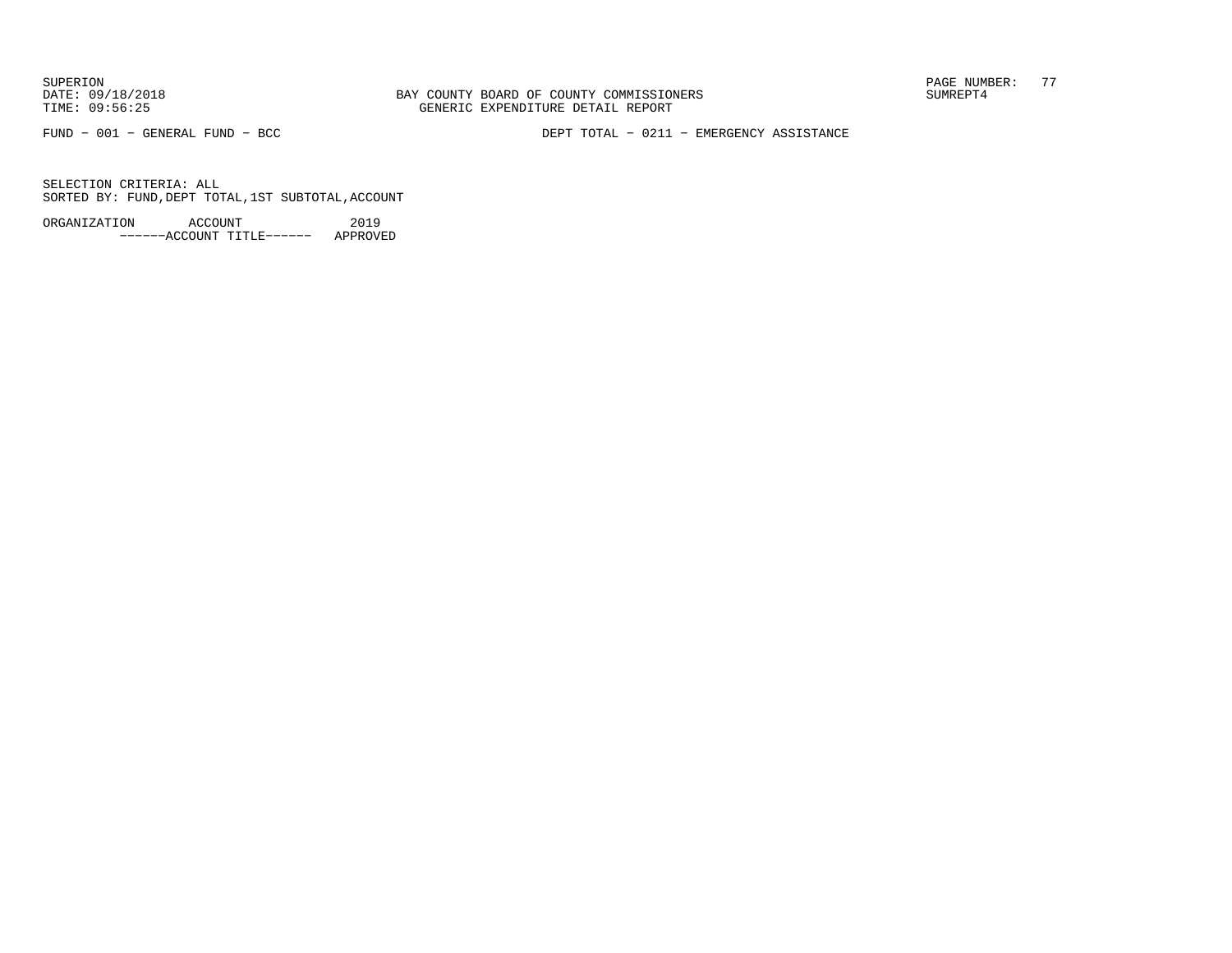SUPERION
DATE: 09/18/2018
TIME: 09:56:25

BAY COUNTY BOARD OF COUNTY COMMISSIONERS
GENERIC EXPENDITURE DETAIL REPORT

SUMREPT4

FUND − 001 − GENERAL FUND − BCC

DEPT TOTAL − 0211 − EMERGENCY ASSISTANCE

SELECTION CRITERIA: ALL
SORTED BY: FUND,DEPT TOTAL,1ST SUBTOTAL,ACCOUNT

| ORGANIZATION | ACCOUNT | 2019 |
|---|---|---|
| | ------ACCOUNT TITLE------ | APPROVED |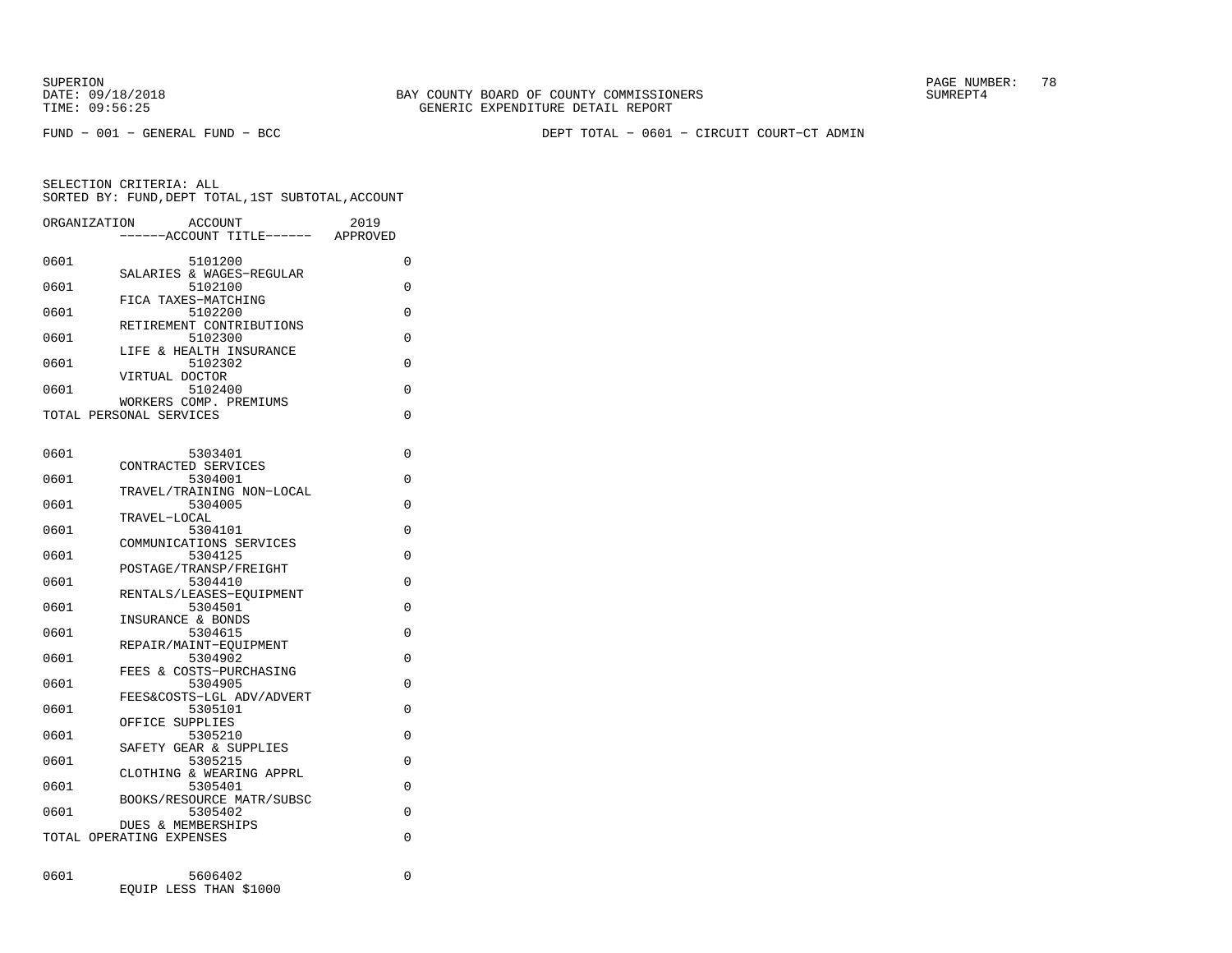SUPERION
DATE: 09/18/2018
TIME: 09:56:25

BAY COUNTY BOARD OF COUNTY COMMISSIONERS
GENERIC EXPENDITURE DETAIL REPORT

SUMREPT4

FUND - 001 - GENERAL FUND - BCC

DEPT TOTAL - 0601 - CIRCUIT COURT-CT ADMIN

SELECTION CRITERIA: ALL
SORTED BY: FUND,DEPT TOTAL,1ST SUBTOTAL,ACCOUNT

| ORGANIZATION | ACCOUNT ------ACCOUNT TITLE------ | 2019 APPROVED |
|---|---|---|
| 0601 | 5101200 SALARIES & WAGES-REGULAR | 0 |
| 0601 | 5102100 FICA TAXES-MATCHING | 0 |
| 0601 | 5102200 RETIREMENT CONTRIBUTIONS | 0 |
| 0601 | 5102300 LIFE & HEALTH INSURANCE | 0 |
| 0601 | 5102302 VIRTUAL DOCTOR | 0 |
| 0601 | 5102400 WORKERS COMP. PREMIUMS | 0 |
| TOTAL PERSONAL SERVICES | | 0 |
| 0601 | 5303401 CONTRACTED SERVICES | 0 |
| 0601 | 5304001 TRAVEL/TRAINING NON-LOCAL | 0 |
| 0601 | 5304005 TRAVEL-LOCAL | 0 |
| 0601 | 5304101 COMMUNICATIONS SERVICES | 0 |
| 0601 | 5304125 POSTAGE/TRANSP/FREIGHT | 0 |
| 0601 | 5304410 RENTALS/LEASES-EQUIPMENT | 0 |
| 0601 | 5304501 INSURANCE & BONDS | 0 |
| 0601 | 5304615 REPAIR/MAINT-EQUIPMENT | 0 |
| 0601 | 5304902 FEES & COSTS-PURCHASING | 0 |
| 0601 | 5304905 FEES&COSTS-LGL ADV/ADVERT | 0 |
| 0601 | 5305101 OFFICE SUPPLIES | 0 |
| 0601 | 5305210 SAFETY GEAR & SUPPLIES | 0 |
| 0601 | 5305215 CLOTHING & WEARING APPRL | 0 |
| 0601 | 5305401 BOOKS/RESOURCE MATR/SUBSC | 0 |
| 0601 | 5305402 DUES & MEMBERSHIPS | 0 |
| TOTAL OPERATING EXPENSES | | 0 |
| 0601 | 5606402 EQUIP LESS THAN $1000 | 0 |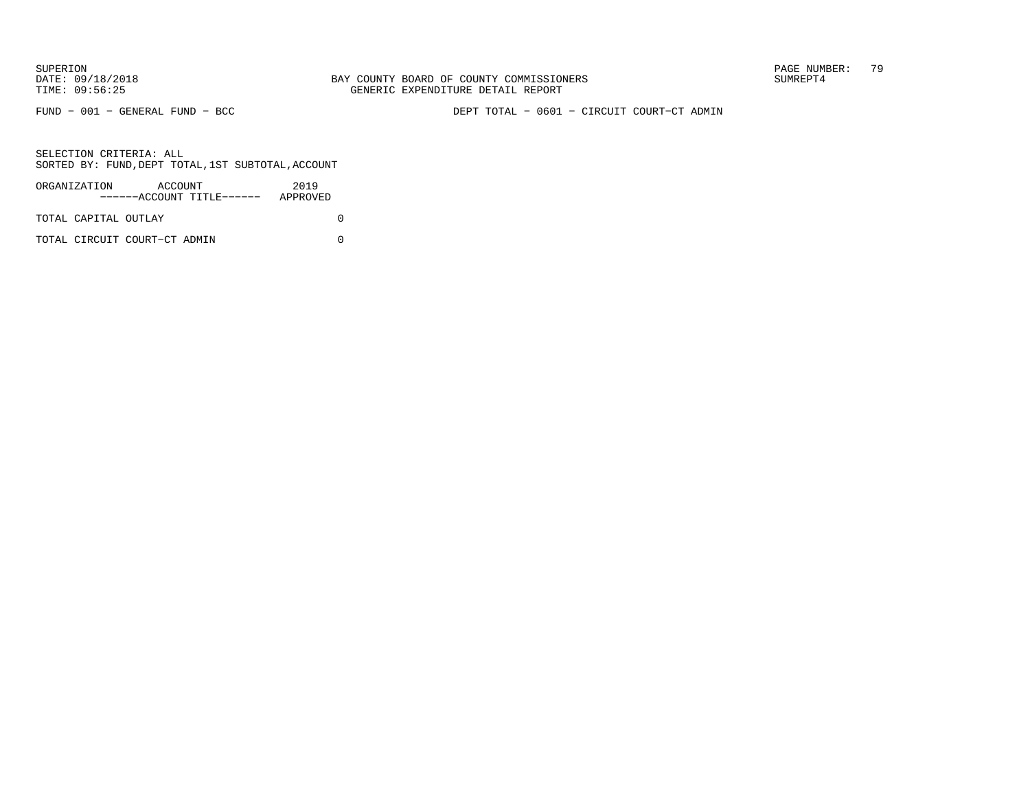SUPERION
DATE: 09/18/2018
TIME: 09:56:25

BAY COUNTY BOARD OF COUNTY COMMISSIONERS
GENERIC EXPENDITURE DETAIL REPORT

SUMREPT4

FUND − 001 − GENERAL FUND − BCC

DEPT TOTAL − 0601 − CIRCUIT COURT−CT ADMIN

SELECTION CRITERIA: ALL
SORTED BY: FUND,DEPT TOTAL,1ST SUBTOTAL,ACCOUNT

| ORGANIZATION ACCOUNT ------ACCOUNT TITLE------ | 2019 APPROVED |
|---|---|
| TOTAL CAPITAL OUTLAY | 0 |
| TOTAL CIRCUIT COURT−CT ADMIN | 0 |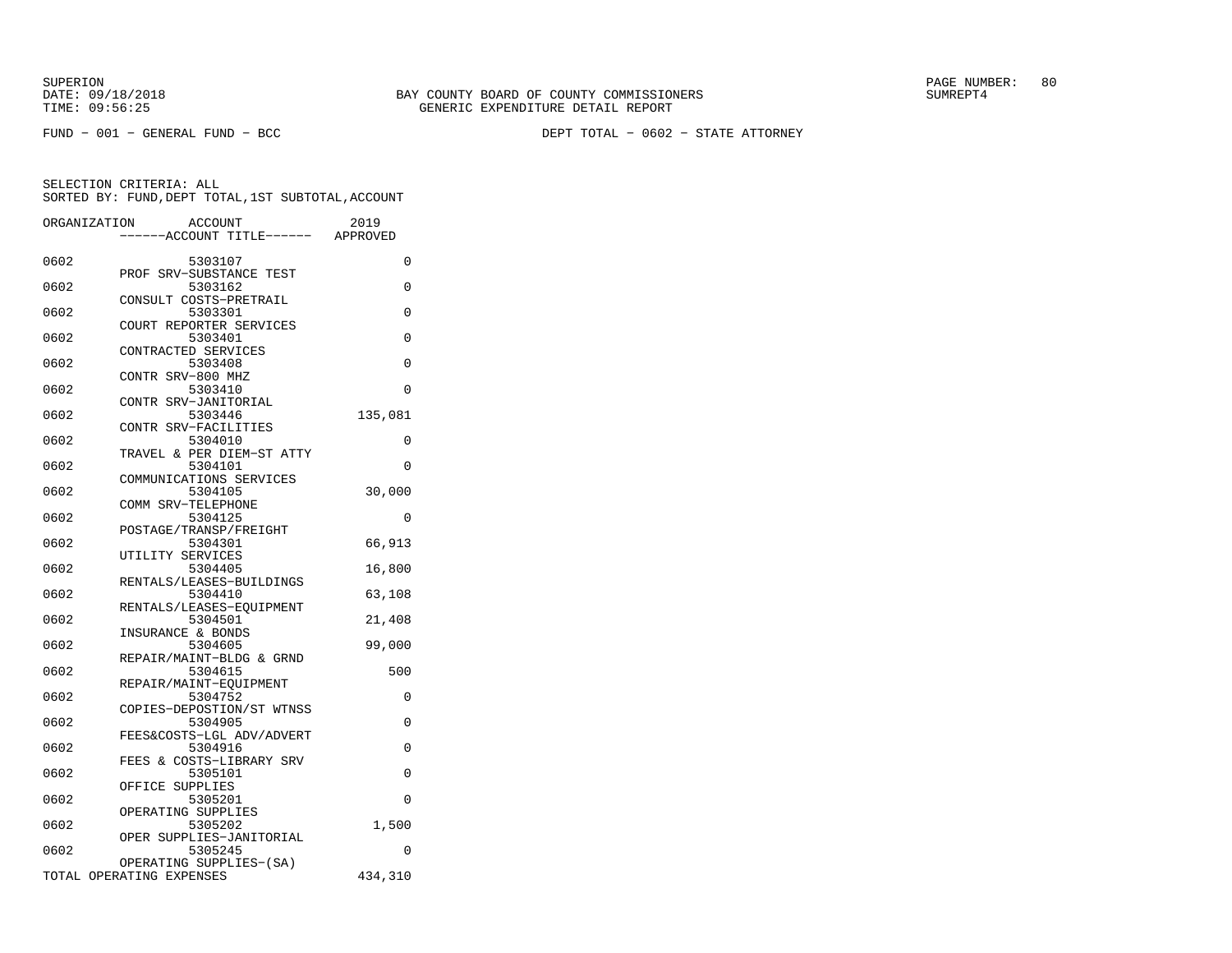BAY COUNTY BOARD OF COUNTY COMMISSIONERS
GENERIC EXPENDITURE DETAIL REPORT

SUPERION
DATE: 09/18/2018
TIME: 09:56:25

SUMREPT4

FUND − 001 − GENERAL FUND − BCC

DEPT TOTAL − 0602 − STATE ATTORNEY

SELECTION CRITERIA: ALL
SORTED BY: FUND,DEPT TOTAL,1ST SUBTOTAL,ACCOUNT

| ORGANIZATION | ACCOUNT / ------ACCOUNT TITLE------ | 2019 APPROVED |
|---|---|---|
| 0602 | 5303107 PROF SRV−SUBSTANCE TEST | 0 |
| 0602 | 5303162 CONSULT COSTS−PRETRAIL | 0 |
| 0602 | 5303301 COURT REPORTER SERVICES | 0 |
| 0602 | 5303401 CONTRACTED SERVICES | 0 |
| 0602 | 5303408 CONTR SRV−800 MHZ | 0 |
| 0602 | 5303410 CONTR SRV−JANITORIAL | 0 |
| 0602 | 5303446 CONTR SRV−FACILITIES | 135,081 |
| 0602 | 5304010 TRAVEL & PER DIEM−ST ATTY | 0 |
| 0602 | 5304101 COMMUNICATIONS SERVICES | 0 |
| 0602 | 5304105 COMM SRV−TELEPHONE | 30,000 |
| 0602 | 5304125 POSTAGE/TRANSP/FREIGHT | 0 |
| 0602 | 5304301 UTILITY SERVICES | 66,913 |
| 0602 | 5304405 RENTALS/LEASES−BUILDINGS | 16,800 |
| 0602 | 5304410 RENTALS/LEASES−EQUIPMENT | 63,108 |
| 0602 | 5304501 INSURANCE & BONDS | 21,408 |
| 0602 | 5304605 REPAIR/MAINT−BLDG & GRND | 99,000 |
| 0602 | 5304615 REPAIR/MAINT−EQUIPMENT | 500 |
| 0602 | 5304752 COPIES−DEPOSTION/ST WTNSS | 0 |
| 0602 | 5304905 FEES&COSTS−LGL ADV/ADVERT | 0 |
| 0602 | 5304916 FEES & COSTS−LIBRARY SRV | 0 |
| 0602 | 5305101 OFFICE SUPPLIES | 0 |
| 0602 | 5305201 OPERATING SUPPLIES | 0 |
| 0602 | 5305202 OPER SUPPLIES−JANITORIAL | 1,500 |
| 0602 | 5305245 OPERATING SUPPLIES−(SA) | 0 |
| TOTAL OPERATING EXPENSES | | 434,310 |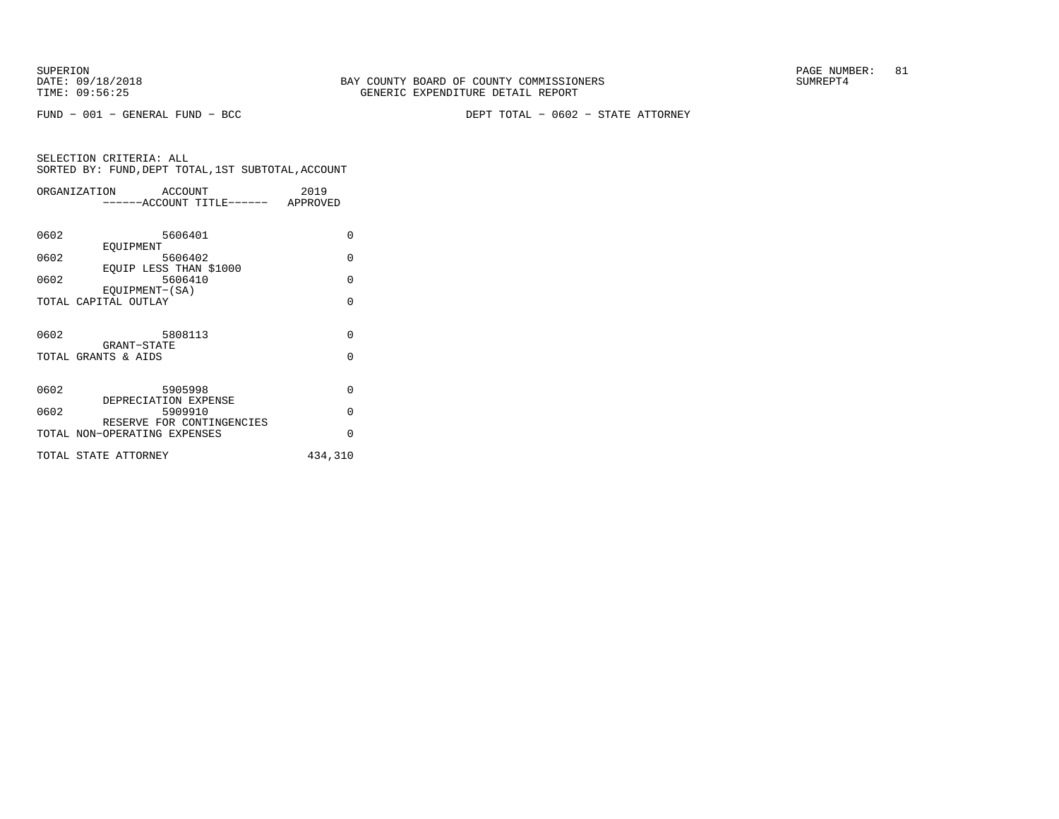SUPERION
DATE: 09/18/2018
TIME: 09:56:25

BAY COUNTY BOARD OF COUNTY COMMISSIONERS
GENERIC EXPENDITURE DETAIL REPORT

SUMREPT4

FUND - 001 - GENERAL FUND - BCC

DEPT TOTAL - 0602 - STATE ATTORNEY

SELECTION CRITERIA: ALL
SORTED BY: FUND,DEPT TOTAL,1ST SUBTOTAL,ACCOUNT

| ORGANIZATION | ACCOUNT ------ACCOUNT TITLE------ | 2019 APPROVED |
|---|---|---|
| 0602 | 5606401 EQUIPMENT | 0 |
| 0602 | 5606402 EQUIP LESS THAN $1000 | 0 |
| 0602 | 5606410 EQUIPMENT-(SA) | 0 |
| TOTAL CAPITAL OUTLAY | | 0 |
| 0602 | 5808113 GRANT-STATE | 0 |
| TOTAL GRANTS & AIDS | | 0 |
| 0602 | 5905998 DEPRECIATION EXPENSE | 0 |
| 0602 | 5909910 RESERVE FOR CONTINGENCIES | 0 |
| TOTAL NON-OPERATING EXPENSES | | 0 |
| TOTAL STATE ATTORNEY | | 434,310 |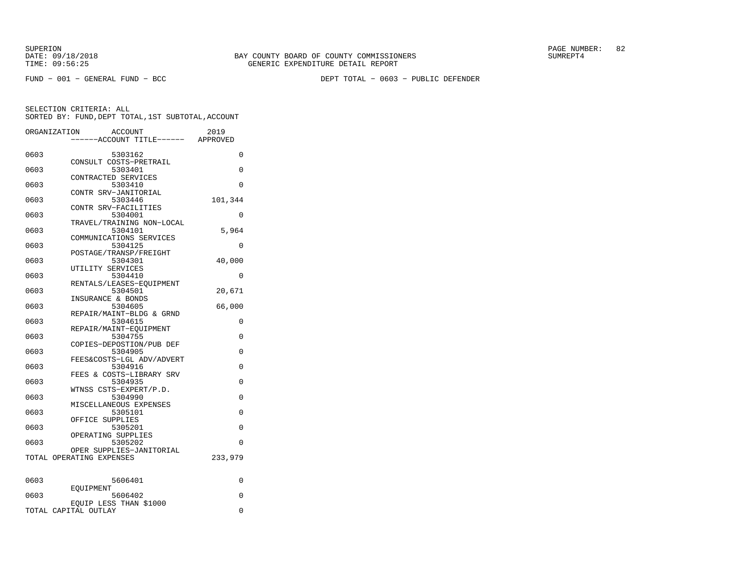SUPERION
DATE: 09/18/2018
TIME: 09:56:25

BAY COUNTY BOARD OF COUNTY COMMISSIONERS
GENERIC EXPENDITURE DETAIL REPORT

SUMREPT4

FUND − 001 − GENERAL FUND − BCC

DEPT TOTAL − 0603 − PUBLIC DEFENDER

SELECTION CRITERIA: ALL
SORTED BY: FUND,DEPT TOTAL,1ST SUBTOTAL,ACCOUNT

| ORGANIZATION | ACCOUNT / ------ACCOUNT TITLE------ | 2019 APPROVED |
|---|---|---|
| 0603 | 5303162 CONSULT COSTS−PRETRAIL | 0 |
| 0603 | 5303401 CONTRACTED SERVICES | 0 |
| 0603 | 5303410 CONTR SRV−JANITORIAL | 0 |
| 0603 | 5303446 CONTR SRV−FACILITIES | 101,344 |
| 0603 | 5304001 TRAVEL/TRAINING NON−LOCAL | 0 |
| 0603 | 5304101 COMMUNICATIONS SERVICES | 5,964 |
| 0603 | 5304125 POSTAGE/TRANSP/FREIGHT | 0 |
| 0603 | 5304301 UTILITY SERVICES | 40,000 |
| 0603 | 5304410 RENTALS/LEASES−EQUIPMENT | 0 |
| 0603 | 5304501 INSURANCE & BONDS | 20,671 |
| 0603 | 5304605 REPAIR/MAINT−BLDG & GRND | 66,000 |
| 0603 | 5304615 REPAIR/MAINT−EQUIPMENT | 0 |
| 0603 | 5304755 COPIES−DEPOSTION/PUB DEF | 0 |
| 0603 | 5304905 FEES&COSTS−LGL ADV/ADVERT | 0 |
| 0603 | 5304916 FEES & COSTS−LIBRARY SRV | 0 |
| 0603 | 5304935 WTNSS CSTS−EXPERT/P.D. | 0 |
| 0603 | 5304990 MISCELLANEOUS EXPENSES | 0 |
| 0603 | 5305101 OFFICE SUPPLIES | 0 |
| 0603 | 5305201 OPERATING SUPPLIES | 0 |
| 0603 | 5305202 OPER SUPPLIES−JANITORIAL | 0 |
| TOTAL OPERATING EXPENSES | | 233,979 |
| 0603 | 5606401 EQUIPMENT | 0 |
| 0603 | 5606402 EQUIP LESS THAN $1000 | 0 |
| TOTAL CAPITAL OUTLAY | | 0 |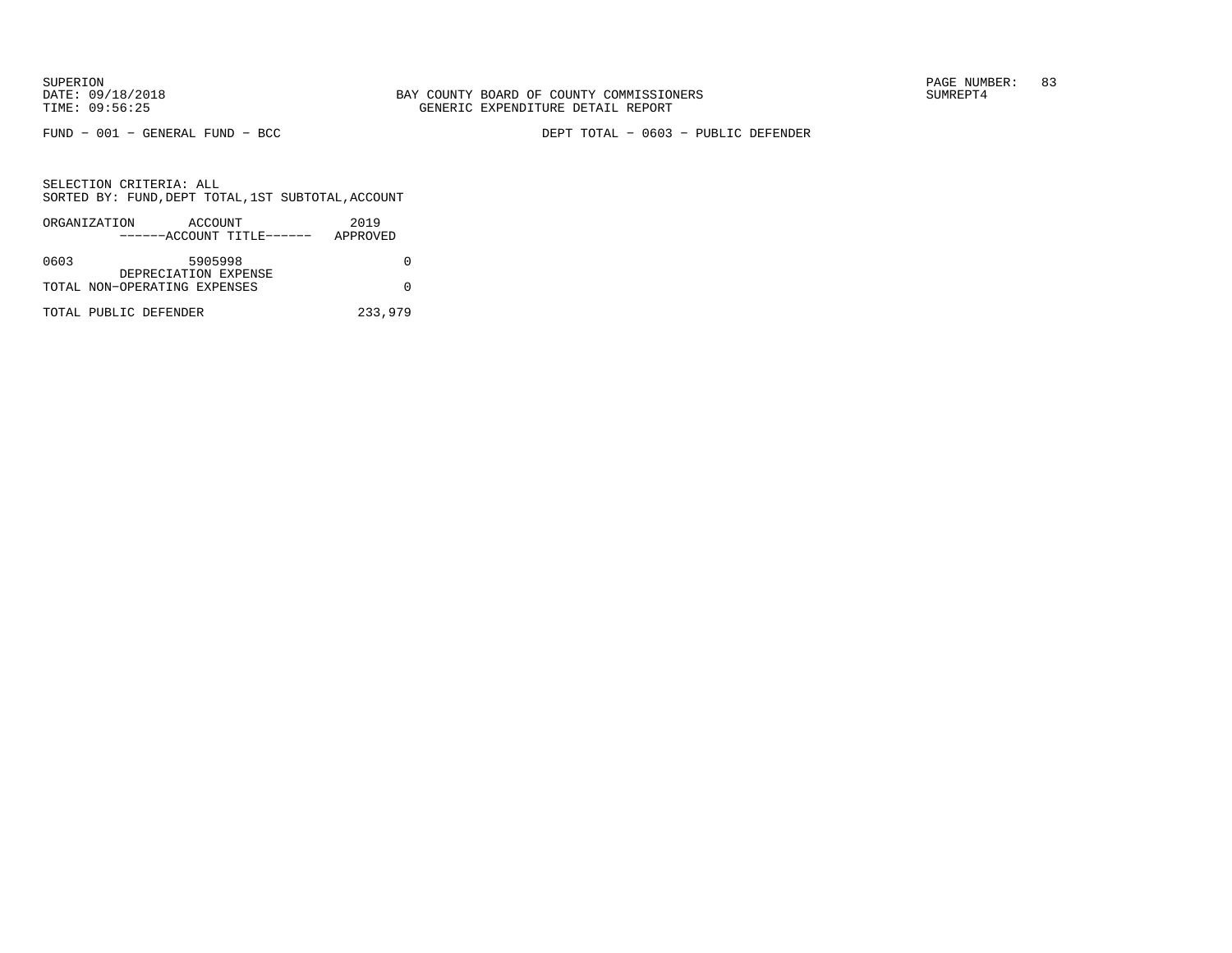BAY COUNTY BOARD OF COUNTY COMMISSIONERS
GENERIC EXPENDITURE DETAIL REPORT

SUPERION
DATE: 09/18/2018
TIME: 09:56:25

SUMREPT4

FUND − 001 − GENERAL FUND − BCC

DEPT TOTAL − 0603 − PUBLIC DEFENDER

SELECTION CRITERIA: ALL
SORTED BY: FUND,DEPT TOTAL,1ST SUBTOTAL,ACCOUNT

| ORGANIZATION | ACCOUNT<br>------ACCOUNT TITLE------ | 2019<br>APPROVED |
|---|---|---|
| 0603 | 5905998<br>DEPRECIATION EXPENSE | 0 |
| TOTAL NON−OPERATING EXPENSES | | 0 |
| TOTAL PUBLIC DEFENDER | | 233,979 |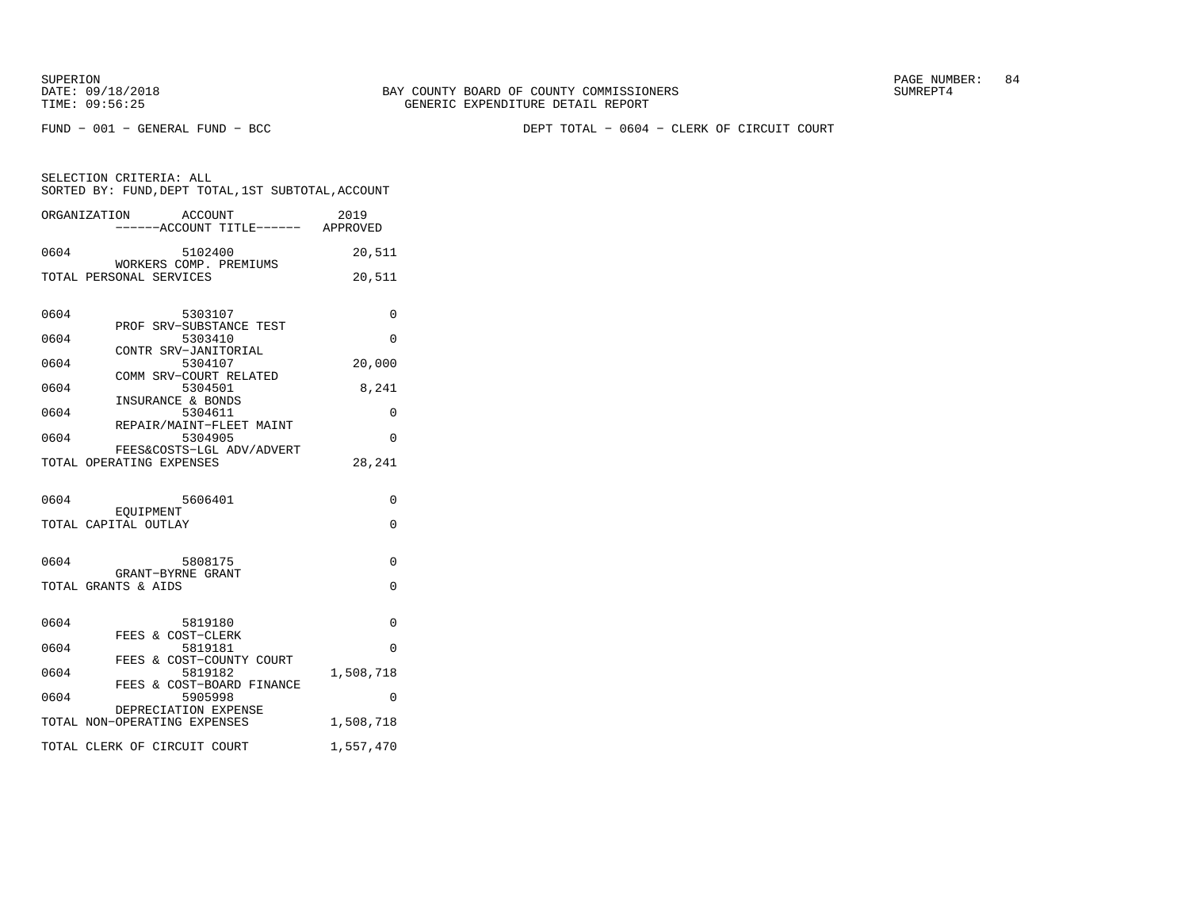BAY COUNTY BOARD OF COUNTY COMMISSIONERS
GENERIC EXPENDITURE DETAIL REPORT

SUPERION
DATE: 09/18/2018
TIME: 09:56:25

SUMREPT4

FUND − 001 − GENERAL FUND − BCC

DEPT TOTAL − 0604 − CLERK OF CIRCUIT COURT

SELECTION CRITERIA: ALL
SORTED BY: FUND,DEPT TOTAL,1ST SUBTOTAL,ACCOUNT

| ORGANIZATION | ACCOUNT ------ACCOUNT TITLE------ | 2019 APPROVED |
|---|---|---|
| 0604 | 5102400 WORKERS COMP. PREMIUMS | 20,511 |
| TOTAL PERSONAL SERVICES | | 20,511 |
| 0604 | 5303107 PROF SRV−SUBSTANCE TEST | 0 |
| 0604 | 5303410 CONTR SRV−JANITORIAL | 0 |
| 0604 | 5304107 COMM SRV−COURT RELATED | 20,000 |
| 0604 | 5304501 INSURANCE & BONDS | 8,241 |
| 0604 | 5304611 REPAIR/MAINT−FLEET MAINT | 0 |
| 0604 | 5304905 FEES&COSTS−LGL ADV/ADVERT | 0 |
| TOTAL OPERATING EXPENSES | | 28,241 |
| 0604 | 5606401 EQUIPMENT | 0 |
| TOTAL CAPITAL OUTLAY | | 0 |
| 0604 | 5808175 GRANT−BYRNE GRANT | 0 |
| TOTAL GRANTS & AIDS | | 0 |
| 0604 | 5819180 FEES & COST−CLERK | 0 |
| 0604 | 5819181 FEES & COST−COUNTY COURT | 0 |
| 0604 | 5819182 FEES & COST−BOARD FINANCE | 1,508,718 |
| 0604 | 5905998 DEPRECIATION EXPENSE | 0 |
| TOTAL NON−OPERATING EXPENSES | | 1,508,718 |
| TOTAL CLERK OF CIRCUIT COURT | | 1,557,470 |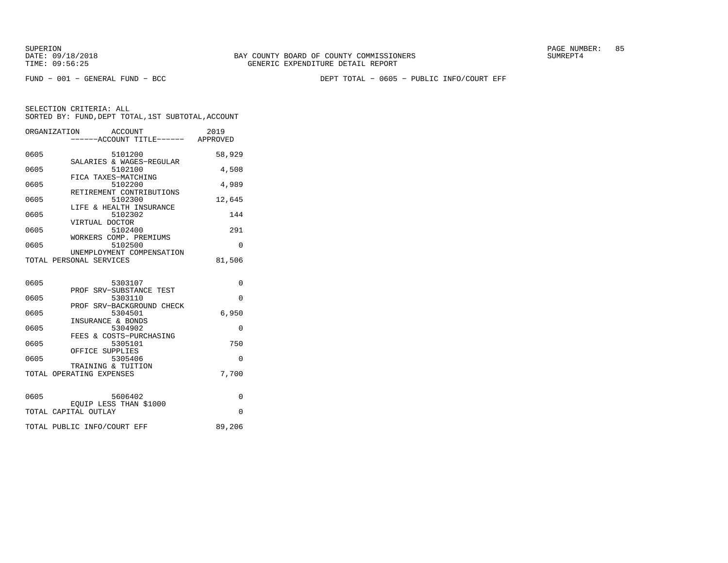FUND − 001 − GENERAL FUND − BCC

DEPT TOTAL − 0605 − PUBLIC INFO/COURT EFF

SELECTION CRITERIA: ALL
SORTED BY: FUND,DEPT TOTAL,1ST SUBTOTAL,ACCOUNT

| ORGANIZATION | ACCOUNT / ACCOUNT TITLE | 2019 APPROVED |
|---|---|---|
| 0605 | 5101200 SALARIES & WAGES−REGULAR | 58,929 |
| 0605 | 5102100 FICA TAXES−MATCHING | 4,508 |
| 0605 | 5102200 RETIREMENT CONTRIBUTIONS | 4,989 |
| 0605 | 5102300 LIFE & HEALTH INSURANCE | 12,645 |
| 0605 | 5102302 VIRTUAL DOCTOR | 144 |
| 0605 | 5102400 WORKERS COMP. PREMIUMS | 291 |
| 0605 | 5102500 UNEMPLOYMENT COMPENSATION | 0 |
| TOTAL PERSONAL SERVICES | | 81,506 |
| 0605 | 5303107 PROF SRV−SUBSTANCE TEST | 0 |
| 0605 | 5303110 PROF SRV−BACKGROUND CHECK | 0 |
| 0605 | 5304501 INSURANCE & BONDS | 6,950 |
| 0605 | 5304902 FEES & COSTS−PURCHASING | 0 |
| 0605 | 5305101 OFFICE SUPPLIES | 750 |
| 0605 | 5305406 TRAINING & TUITION | 0 |
| TOTAL OPERATING EXPENSES | | 7,700 |
| 0605 | 5606402 EQUIP LESS THAN $1000 | 0 |
| TOTAL CAPITAL OUTLAY | | 0 |
| TOTAL PUBLIC INFO/COURT EFF | | 89,206 |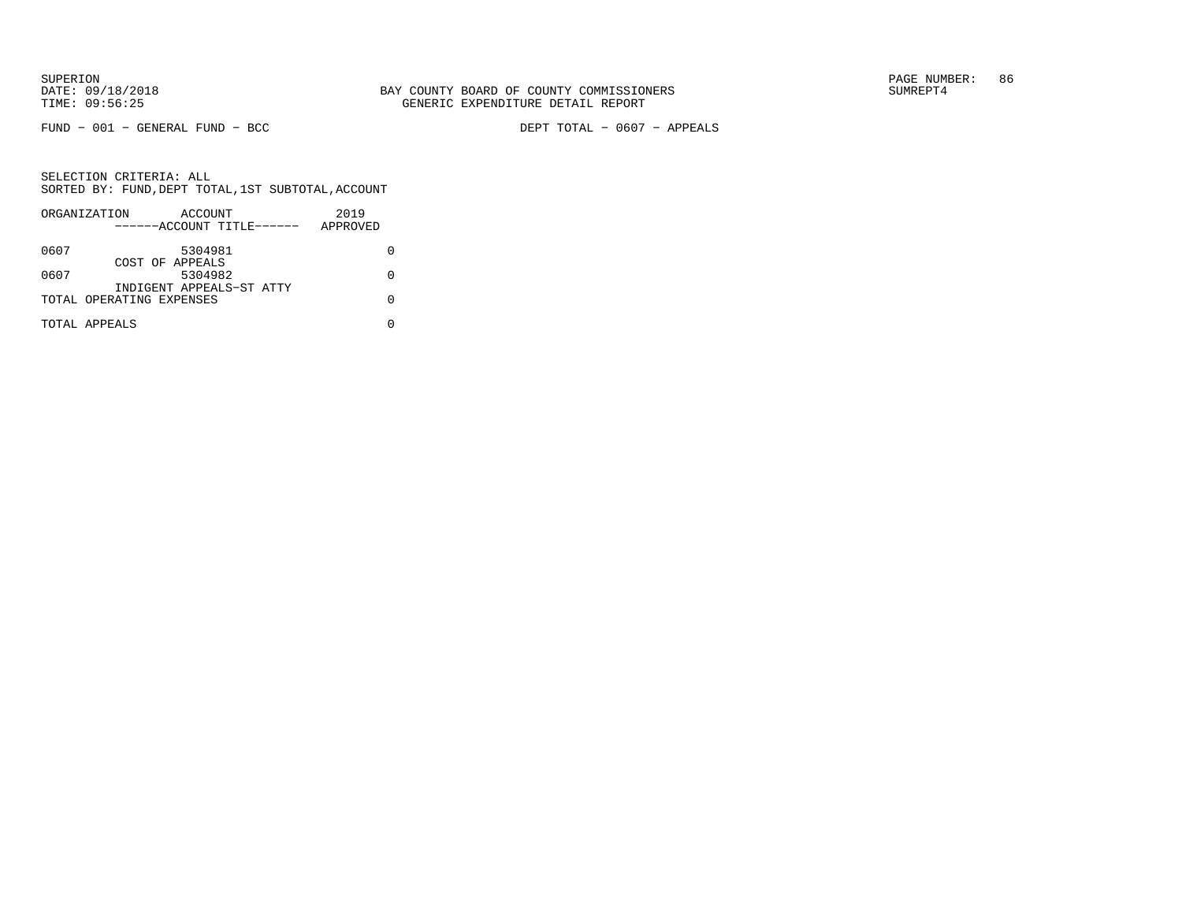SUPERION
DATE: 09/18/2018
TIME: 09:56:25

BAY COUNTY BOARD OF COUNTY COMMISSIONERS
GENERIC EXPENDITURE DETAIL REPORT

SUMREPT4

FUND − 001 − GENERAL FUND − BCC

DEPT TOTAL − 0607 − APPEALS

SELECTION CRITERIA: ALL
SORTED BY: FUND,DEPT TOTAL,1ST SUBTOTAL,ACCOUNT

| ORGANIZATION | ACCOUNT<br>------ACCOUNT TITLE------ | 2019<br>APPROVED |
|---|---|---|
| 0607 | 5304981<br>COST OF APPEALS | 0 |
| 0607 | 5304982<br>INDIGENT APPEALS−ST ATTY | 0 |
| TOTAL OPERATING EXPENSES | | 0 |
| TOTAL APPEALS | | 0 |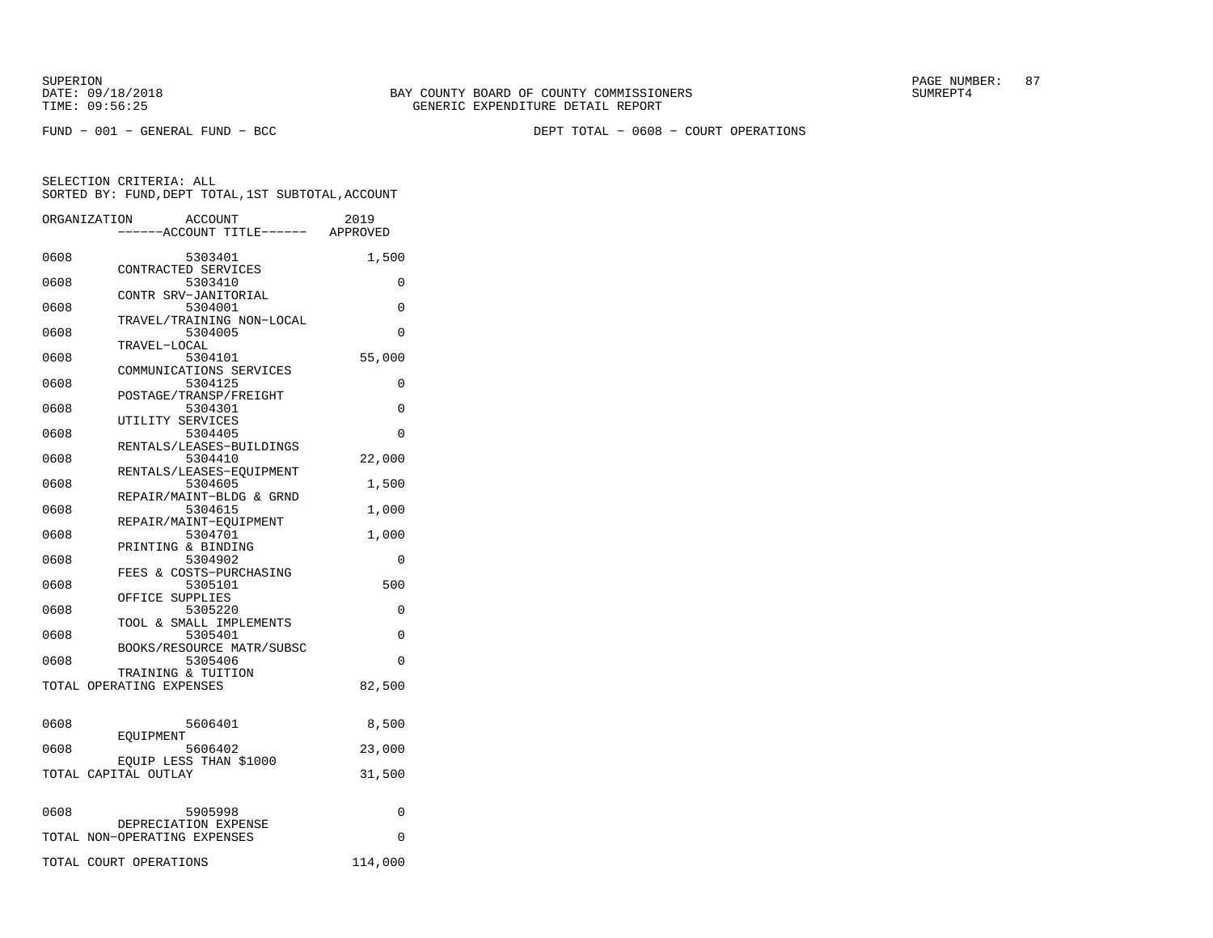BAY COUNTY BOARD OF COUNTY COMMISSIONERS
GENERIC EXPENDITURE DETAIL REPORT

SUPERION
DATE: 09/18/2018
TIME: 09:56:25

SUMREPT4

FUND − 001 − GENERAL FUND − BCC

DEPT TOTAL − 0608 − COURT OPERATIONS

SELECTION CRITERIA: ALL
SORTED BY: FUND,DEPT TOTAL,1ST SUBTOTAL,ACCOUNT

| ORGANIZATION | ACCOUNT / ------ACCOUNT TITLE------ | 2019 APPROVED |
|---|---|---|
| 0608 | 5303401 CONTRACTED SERVICES | 1,500 |
| 0608 | 5303410 CONTR SRV−JANITORIAL | 0 |
| 0608 | 5304001 TRAVEL/TRAINING NON−LOCAL | 0 |
| 0608 | 5304005 TRAVEL−LOCAL | 0 |
| 0608 | 5304101 COMMUNICATIONS SERVICES | 55,000 |
| 0608 | 5304125 POSTAGE/TRANSP/FREIGHT | 0 |
| 0608 | 5304301 UTILITY SERVICES | 0 |
| 0608 | 5304405 RENTALS/LEASES−BUILDINGS | 0 |
| 0608 | 5304410 RENTALS/LEASES−EQUIPMENT | 22,000 |
| 0608 | 5304605 REPAIR/MAINT−BLDG & GRND | 1,500 |
| 0608 | 5304615 REPAIR/MAINT−EQUIPMENT | 1,000 |
| 0608 | 5304701 PRINTING & BINDING | 1,000 |
| 0608 | 5304902 FEES & COSTS−PURCHASING | 0 |
| 0608 | 5305101 OFFICE SUPPLIES | 500 |
| 0608 | 5305220 TOOL & SMALL IMPLEMENTS | 0 |
| 0608 | 5305401 BOOKS/RESOURCE MATR/SUBSC | 0 |
| 0608 | 5305406 TRAINING & TUITION | 0 |
| TOTAL OPERATING EXPENSES | | 82,500 |
| 0608 | 5606401 EQUIPMENT | 8,500 |
| 0608 | 5606402 EQUIP LESS THAN $1000 | 23,000 |
| TOTAL CAPITAL OUTLAY | | 31,500 |
| 0608 | 5905998 DEPRECIATION EXPENSE | 0 |
| TOTAL NON−OPERATING EXPENSES | | 0 |
| TOTAL COURT OPERATIONS | | 114,000 |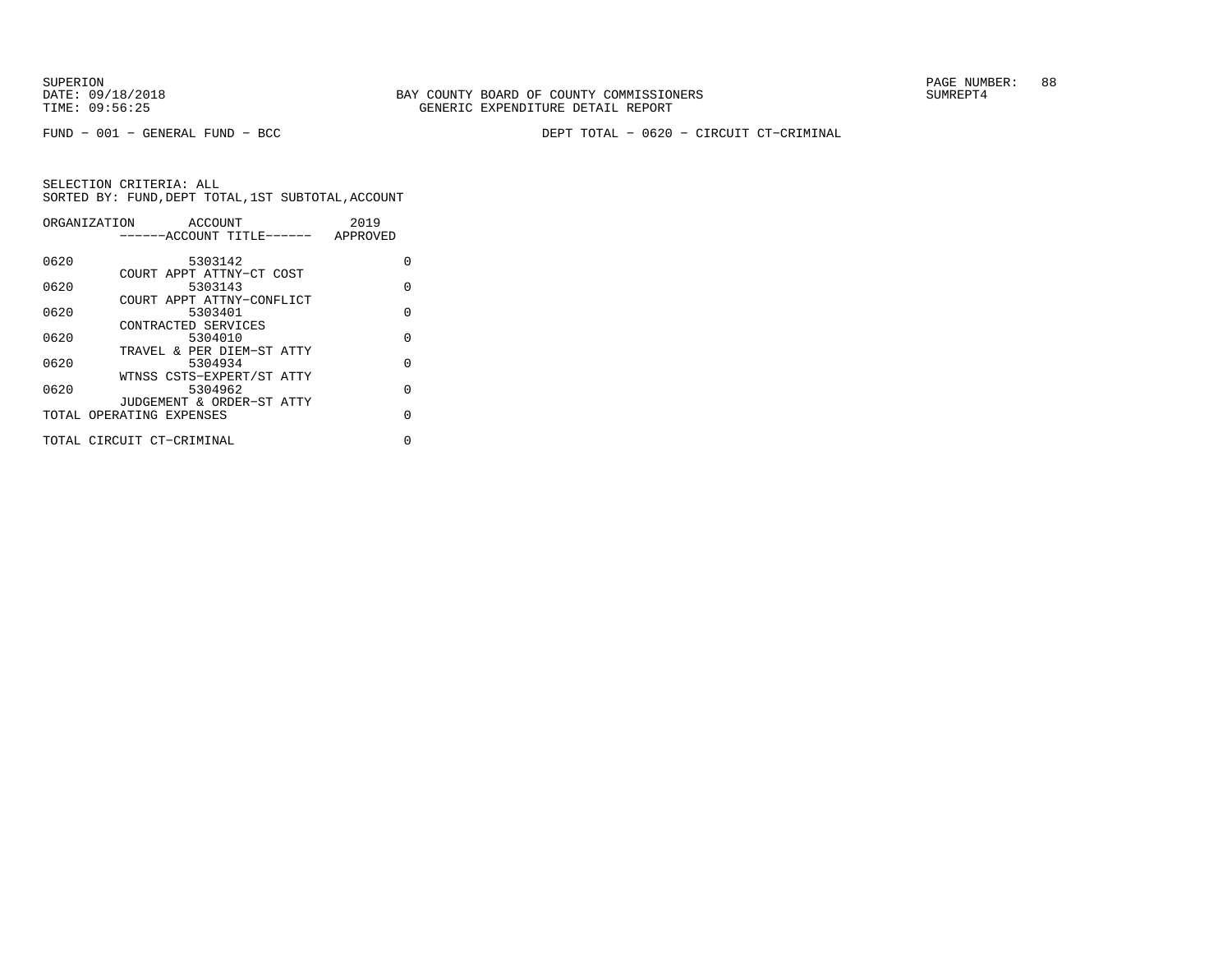SUPERION
DATE: 09/18/2018
TIME: 09:56:25

BAY COUNTY BOARD OF COUNTY COMMISSIONERS
GENERIC EXPENDITURE DETAIL REPORT

SUMREPT4

FUND − 001 − GENERAL FUND − BCC

DEPT TOTAL − 0620 − CIRCUIT CT−CRIMINAL

SELECTION CRITERIA: ALL
SORTED BY: FUND,DEPT TOTAL,1ST SUBTOTAL,ACCOUNT

| ORGANIZATION | ACCOUNT / ------ACCOUNT TITLE------ | 2019 APPROVED |
|---|---|---|
| 0620 | 5303142 COURT APPT ATTNY−CT COST | 0 |
| 0620 | 5303143 COURT APPT ATTNY−CONFLICT | 0 |
| 0620 | 5303401 CONTRACTED SERVICES | 0 |
| 0620 | 5304010 TRAVEL & PER DIEM−ST ATTY | 0 |
| 0620 | 5304934 WTNSS CSTS−EXPERT/ST ATTY | 0 |
| 0620 | 5304962 JUDGEMENT & ORDER−ST ATTY | 0 |
| TOTAL OPERATING EXPENSES | | 0 |
| TOTAL CIRCUIT CT−CRIMINAL | | 0 |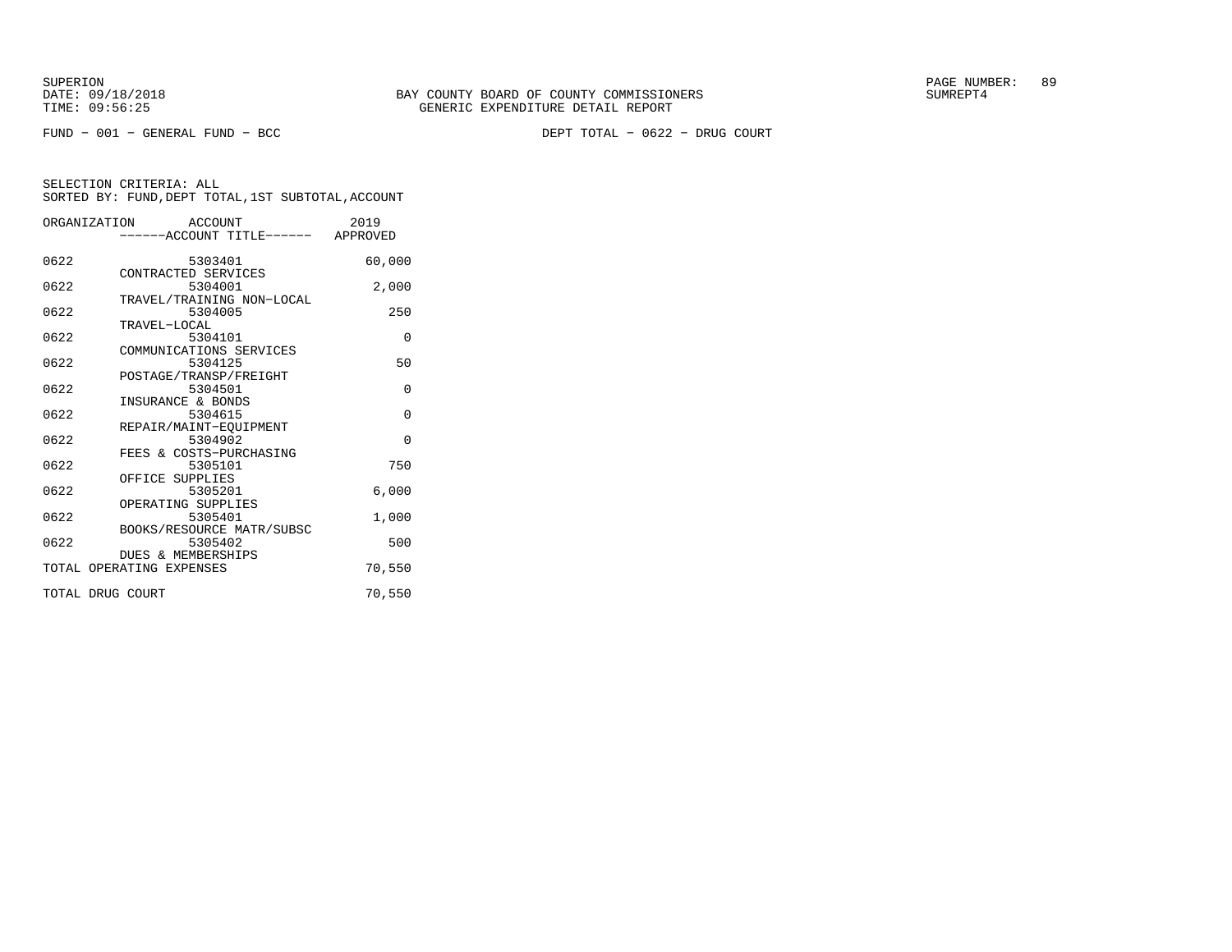BAY COUNTY BOARD OF COUNTY COMMISSIONERS
GENERIC EXPENDITURE DETAIL REPORT

SUPERION
DATE: 09/18/2018
TIME: 09:56:25

SUMREPT4

FUND − 001 − GENERAL FUND − BCC

DEPT TOTAL − 0622 − DRUG COURT

SELECTION CRITERIA: ALL
SORTED BY: FUND,DEPT TOTAL,1ST SUBTOTAL,ACCOUNT

| ORGANIZATION | ACCOUNT ------ACCOUNT TITLE------ | 2019 APPROVED |
|---|---|---|
| 0622 | 5303401 CONTRACTED SERVICES | 60,000 |
| 0622 | 5304001 TRAVEL/TRAINING NON−LOCAL | 2,000 |
| 0622 | 5304005 TRAVEL−LOCAL | 250 |
| 0622 | 5304101 COMMUNICATIONS SERVICES | 0 |
| 0622 | 5304125 POSTAGE/TRANSP/FREIGHT | 50 |
| 0622 | 5304501 INSURANCE & BONDS | 0 |
| 0622 | 5304615 REPAIR/MAINT−EQUIPMENT | 0 |
| 0622 | 5304902 FEES & COSTS−PURCHASING | 0 |
| 0622 | 5305101 OFFICE SUPPLIES | 750 |
| 0622 | 5305201 OPERATING SUPPLIES | 6,000 |
| 0622 | 5305401 BOOKS/RESOURCE MATR/SUBSC | 1,000 |
| 0622 | 5305402 DUES & MEMBERSHIPS | 500 |
| TOTAL OPERATING EXPENSES | | 70,550 |
| TOTAL DRUG COURT | | 70,550 |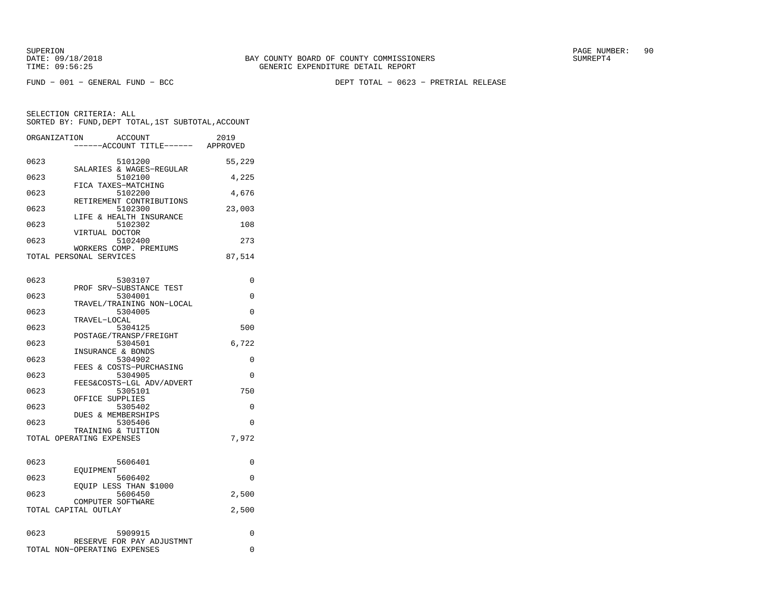BAY COUNTY BOARD OF COUNTY COMMISSIONERS
GENERIC EXPENDITURE DETAIL REPORT

SUPERION
DATE: 09/18/2018
TIME: 09:56:25

SUMREPT4

FUND − 001 − GENERAL FUND − BCC

DEPT TOTAL − 0623 − PRETRIAL RELEASE

SELECTION CRITERIA: ALL
SORTED BY: FUND,DEPT TOTAL,1ST SUBTOTAL,ACCOUNT

| ORGANIZATION | ACCOUNT<br>------ACCOUNT TITLE------ | 2019<br>APPROVED |
|---|---|---|
| 0623 | 5101200<br>SALARIES & WAGES−REGULAR | 55,229 |
| 0623 | 5102100<br>FICA TAXES−MATCHING | 4,225 |
| 0623 | 5102200<br>RETIREMENT CONTRIBUTIONS | 4,676 |
| 0623 | 5102300<br>LIFE & HEALTH INSURANCE | 23,003 |
| 0623 | 5102302<br>VIRTUAL DOCTOR | 108 |
| 0623 | 5102400<br>WORKERS COMP. PREMIUMS | 273 |
| TOTAL PERSONAL SERVICES | | 87,514 |
| 0623 | 5303107<br>PROF SRV−SUBSTANCE TEST | 0 |
| 0623 | 5304001<br>TRAVEL/TRAINING NON−LOCAL | 0 |
| 0623 | 5304005<br>TRAVEL−LOCAL | 0 |
| 0623 | 5304125<br>POSTAGE/TRANSP/FREIGHT | 500 |
| 0623 | 5304501<br>INSURANCE & BONDS | 6,722 |
| 0623 | 5304902<br>FEES & COSTS−PURCHASING | 0 |
| 0623 | 5304905<br>FEES&COSTS−LGL ADV/ADVERT | 0 |
| 0623 | 5305101<br>OFFICE SUPPLIES | 750 |
| 0623 | 5305402<br>DUES & MEMBERSHIPS | 0 |
| 0623 | 5305406<br>TRAINING & TUITION | 0 |
| TOTAL OPERATING EXPENSES | | 7,972 |
| 0623 | 5606401<br>EQUIPMENT | 0 |
| 0623 | 5606402<br>EQUIP LESS THAN $1000 | 0 |
| 0623 | 5606450<br>COMPUTER SOFTWARE | 2,500 |
| TOTAL CAPITAL OUTLAY | | 2,500 |
| 0623 | 5909915<br>RESERVE FOR PAY ADJUSTMNT | 0 |
| TOTAL NON−OPERATING EXPENSES | | 0 |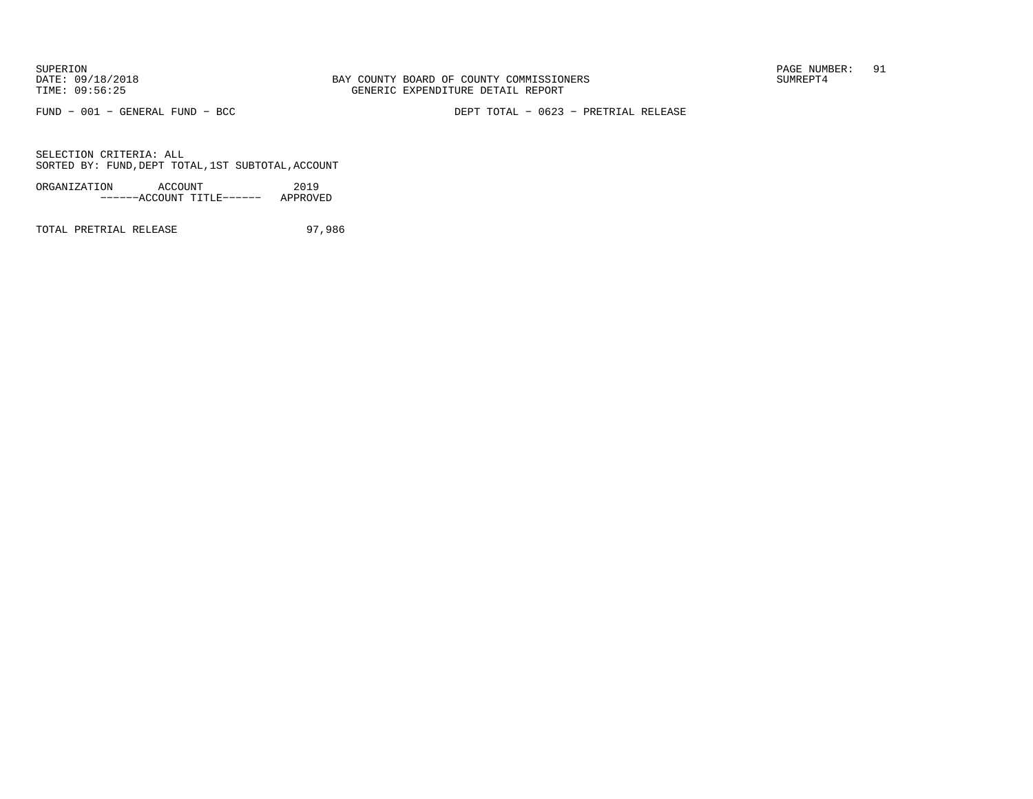FUND - 001 - GENERAL FUND - BCC

DEPT TOTAL - 0623 - PRETRIAL RELEASE

SELECTION CRITERIA: ALL
SORTED BY: FUND,DEPT TOTAL,1ST SUBTOTAL,ACCOUNT

| ORGANIZATION | ACCOUNT ------ACCOUNT TITLE------ | 2019 APPROVED |
|---|---|---|
| TOTAL PRETRIAL RELEASE | | 97,986 |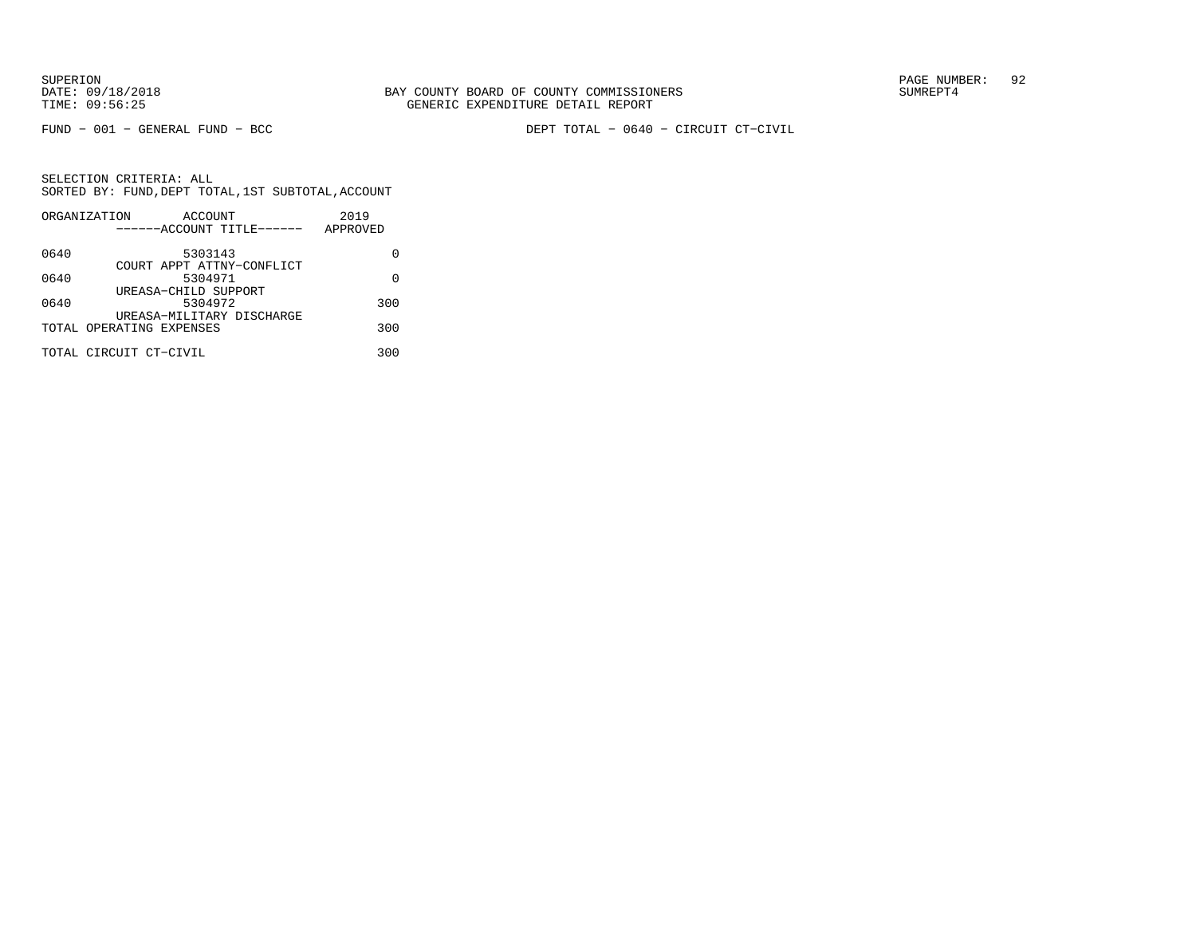SUPERION
DATE: 09/18/2018
TIME: 09:56:25

BAY COUNTY BOARD OF COUNTY COMMISSIONERS
GENERIC EXPENDITURE DETAIL REPORT

SUMREPT4

FUND − 001 − GENERAL FUND − BCC

DEPT TOTAL − 0640 − CIRCUIT CT−CIVIL

SELECTION CRITERIA: ALL
SORTED BY: FUND,DEPT TOTAL,1ST SUBTOTAL,ACCOUNT

| ORGANIZATION | ACCOUNT ------ACCOUNT TITLE------ | 2019 APPROVED |
|---|---|---|
| 0640 | 5303143 COURT APPT ATTNY−CONFLICT | 0 |
| 0640 | 5304971 UREASA−CHILD SUPPORT | 0 |
| 0640 | 5304972 UREASA−MILITARY DISCHARGE | 300 |
| TOTAL OPERATING EXPENSES | | 300 |
| TOTAL CIRCUIT CT−CIVIL | | 300 |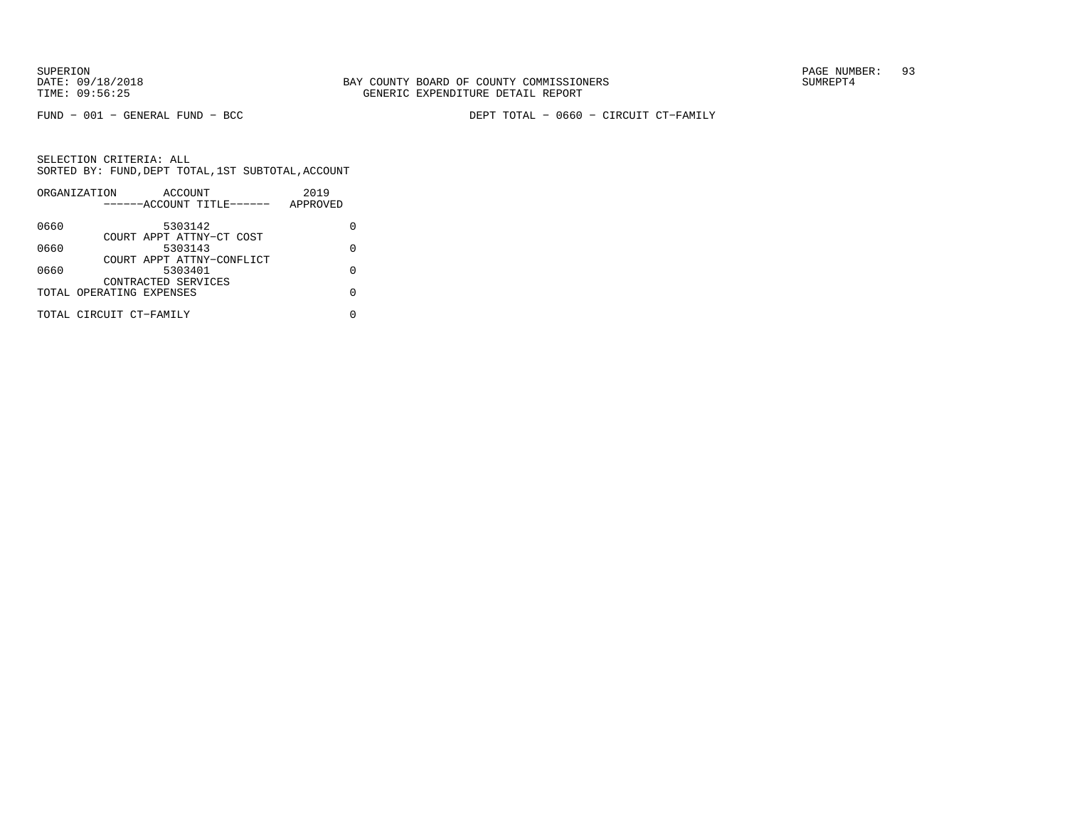SUPERION
DATE: 09/18/2018
TIME: 09:56:25

BAY COUNTY BOARD OF COUNTY COMMISSIONERS
GENERIC EXPENDITURE DETAIL REPORT

SUMREPT4

FUND − 001 − GENERAL FUND − BCC

DEPT TOTAL − 0660 − CIRCUIT CT−FAMILY

SELECTION CRITERIA: ALL
SORTED BY: FUND,DEPT TOTAL,1ST SUBTOTAL,ACCOUNT

| ORGANIZATION | ACCOUNT ------ACCOUNT TITLE------ | 2019 APPROVED |
|---|---|---|
| 0660 | 5303142 COURT APPT ATTNY−CT COST | 0 |
| 0660 | 5303143 COURT APPT ATTNY−CONFLICT | 0 |
| 0660 | 5303401 CONTRACTED SERVICES | 0 |
| TOTAL OPERATING EXPENSES | | 0 |
| TOTAL CIRCUIT CT−FAMILY | | 0 |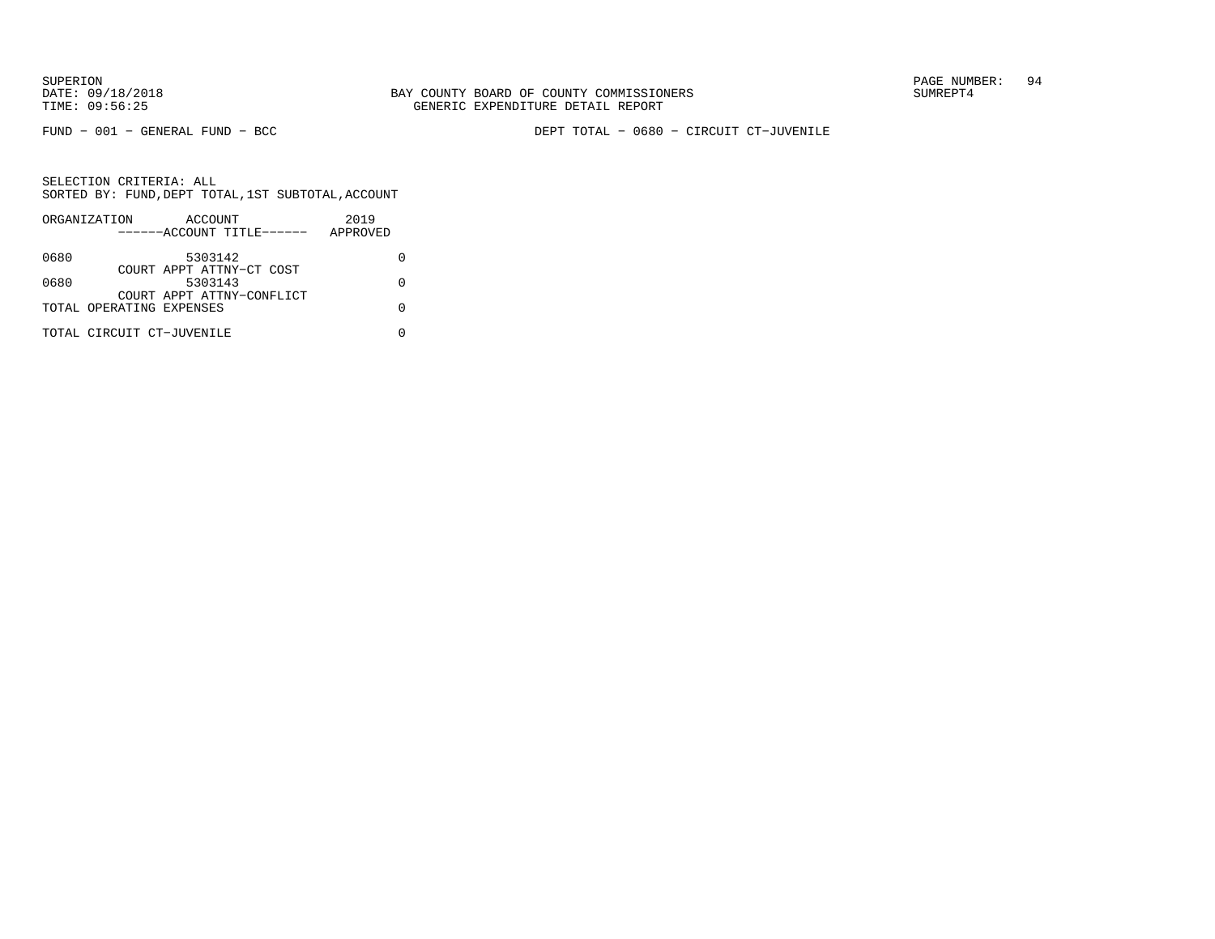SUPERION
DATE: 09/18/2018
TIME: 09:56:25

BAY COUNTY BOARD OF COUNTY COMMISSIONERS
GENERIC EXPENDITURE DETAIL REPORT

SUMREPT4

FUND − 001 − GENERAL FUND − BCC

DEPT TOTAL − 0680 − CIRCUIT CT−JUVENILE

SELECTION CRITERIA: ALL
SORTED BY: FUND,DEPT TOTAL,1ST SUBTOTAL,ACCOUNT

| ORGANIZATION | ACCOUNT<br>------ACCOUNT TITLE------ | 2019<br>APPROVED |
|---|---|---|
| 0680 | 5303142<br>COURT APPT ATTNY−CT COST | 0 |
| 0680 | 5303143<br>COURT APPT ATTNY−CONFLICT | 0 |
| TOTAL OPERATING EXPENSES | | 0 |
| TOTAL CIRCUIT CT−JUVENILE | | 0 |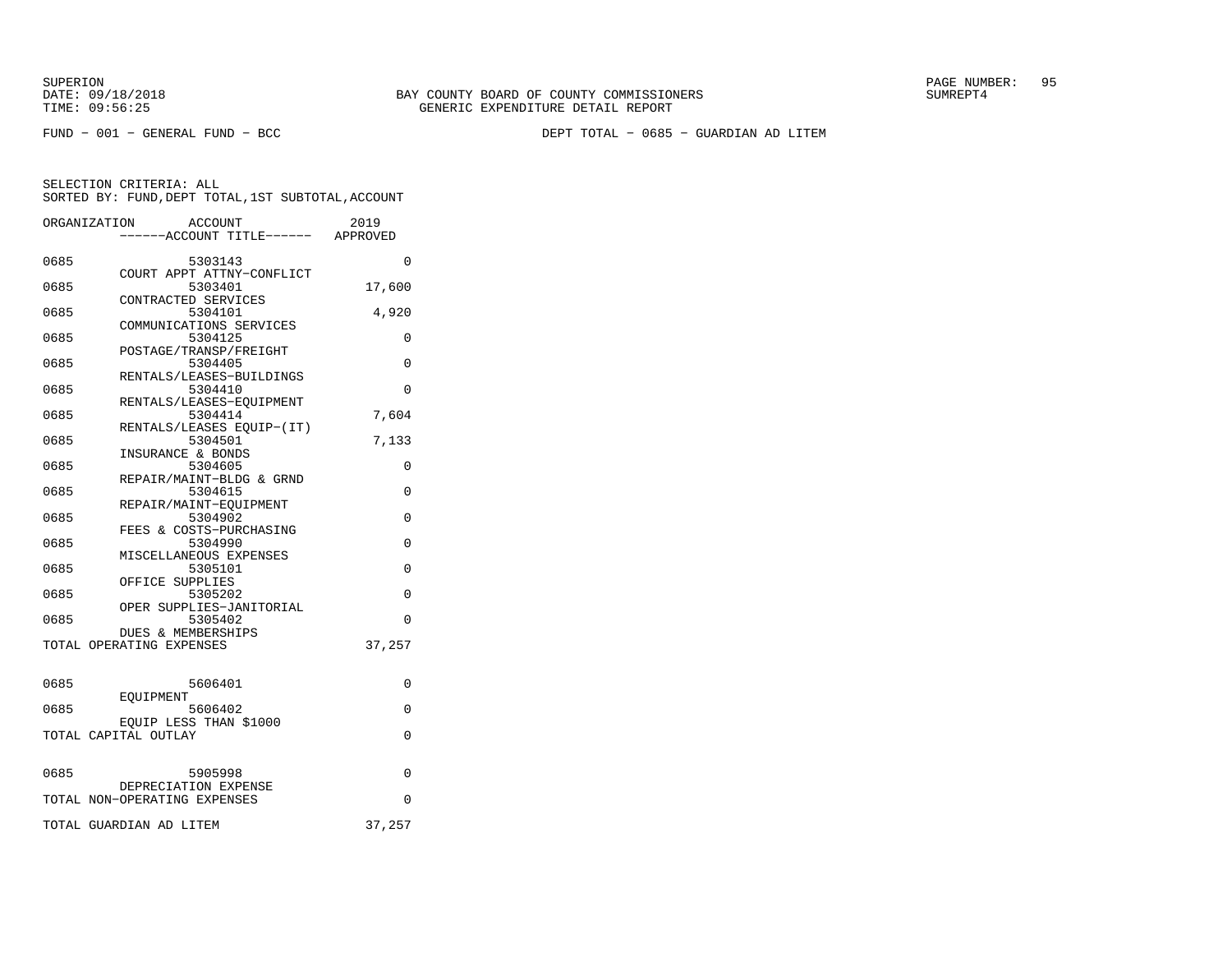SUPERION
DATE: 09/18/2018
TIME: 09:56:25

BAY COUNTY BOARD OF COUNTY COMMISSIONERS
GENERIC EXPENDITURE DETAIL REPORT

SUMREPT4

FUND − 001 − GENERAL FUND − BCC

DEPT TOTAL − 0685 − GUARDIAN AD LITEM

SELECTION CRITERIA: ALL
SORTED BY: FUND,DEPT TOTAL,1ST SUBTOTAL,ACCOUNT

| ORGANIZATION | ACCOUNT / ------ACCOUNT TITLE------ | 2019 APPROVED |
|---|---|---|
| 0685 | 5303143 COURT APPT ATTNY−CONFLICT | 0 |
| 0685 | 5303401 CONTRACTED SERVICES | 17,600 |
| 0685 | 5304101 COMMUNICATIONS SERVICES | 4,920 |
| 0685 | 5304125 POSTAGE/TRANSP/FREIGHT | 0 |
| 0685 | 5304405 RENTALS/LEASES−BUILDINGS | 0 |
| 0685 | 5304410 RENTALS/LEASES−EQUIPMENT | 0 |
| 0685 | 5304414 RENTALS/LEASES EQUIP−(IT) | 7,604 |
| 0685 | 5304501 INSURANCE & BONDS | 7,133 |
| 0685 | 5304605 REPAIR/MAINT−BLDG & GRND | 0 |
| 0685 | 5304615 REPAIR/MAINT−EQUIPMENT | 0 |
| 0685 | 5304902 FEES & COSTS−PURCHASING | 0 |
| 0685 | 5304990 MISCELLANEOUS EXPENSES | 0 |
| 0685 | 5305101 OFFICE SUPPLIES | 0 |
| 0685 | 5305202 OPER SUPPLIES−JANITORIAL | 0 |
| 0685 | 5305402 DUES & MEMBERSHIPS | 0 |
| TOTAL OPERATING EXPENSES | | 37,257 |
| 0685 | 5606401 EQUIPMENT | 0 |
| 0685 | 5606402 EQUIP LESS THAN $1000 | 0 |
| TOTAL CAPITAL OUTLAY | | 0 |
| 0685 | 5905998 DEPRECIATION EXPENSE | 0 |
| TOTAL NON−OPERATING EXPENSES | | 0 |
| TOTAL GUARDIAN AD LITEM | | 37,257 |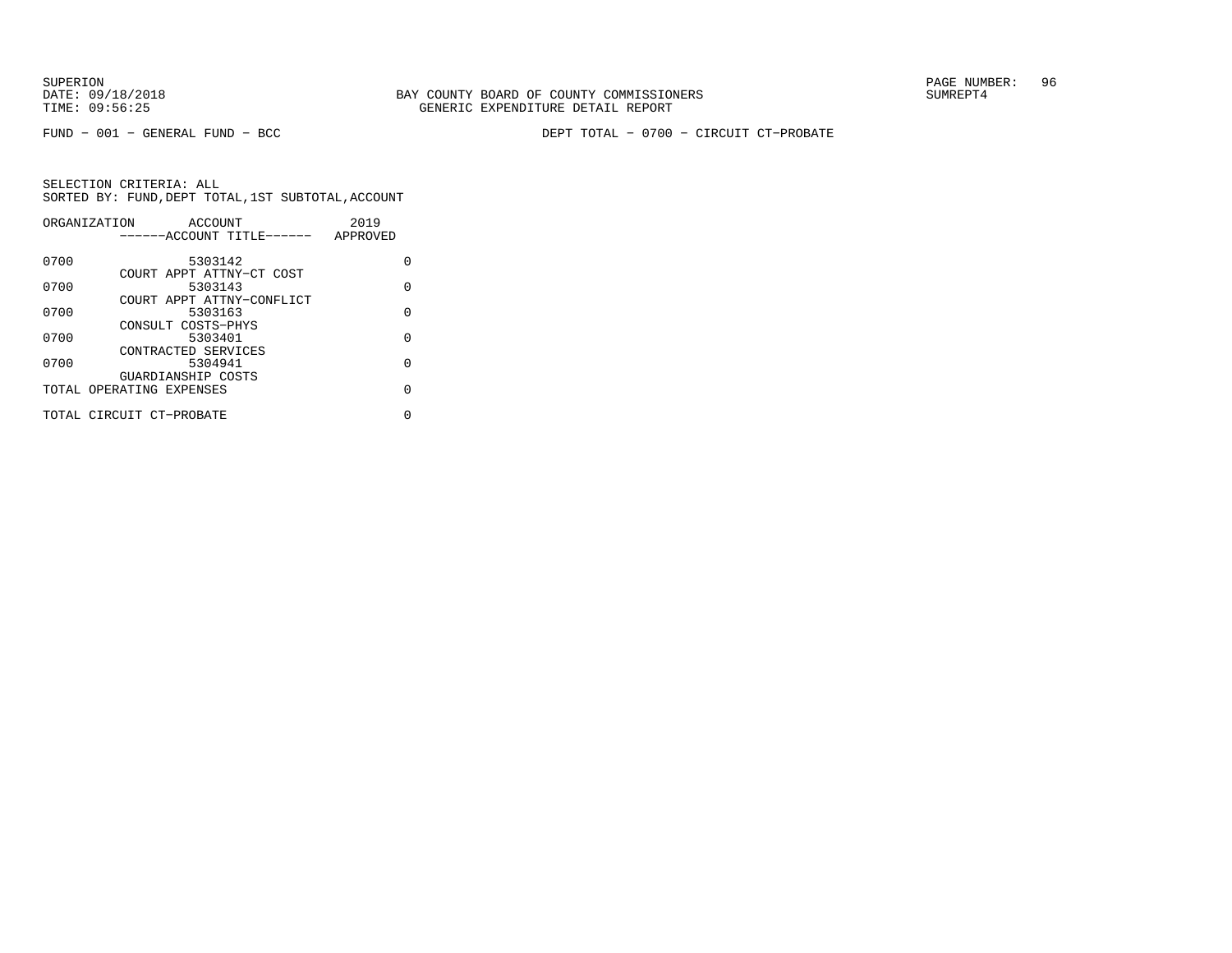SUPERION
DATE: 09/18/2018
TIME: 09:56:25

BAY COUNTY BOARD OF COUNTY COMMISSIONERS
GENERIC EXPENDITURE DETAIL REPORT

SUMREPT4

FUND − 001 − GENERAL FUND − BCC

DEPT TOTAL − 0700 − CIRCUIT CT−PROBATE

SELECTION CRITERIA: ALL
SORTED BY: FUND,DEPT TOTAL,1ST SUBTOTAL,ACCOUNT

| ORGANIZATION | ACCOUNT / ------ACCOUNT TITLE------ | 2019 APPROVED |
|---|---|---|
| 0700 | 5303142 COURT APPT ATTNY−CT COST | 0 |
| 0700 | 5303143 COURT APPT ATTNY−CONFLICT | 0 |
| 0700 | 5303163 CONSULT COSTS−PHYS | 0 |
| 0700 | 5303401 CONTRACTED SERVICES | 0 |
| 0700 | 5304941 GUARDIANSHIP COSTS | 0 |
| TOTAL OPERATING EXPENSES | | 0 |
| TOTAL CIRCUIT CT−PROBATE | | 0 |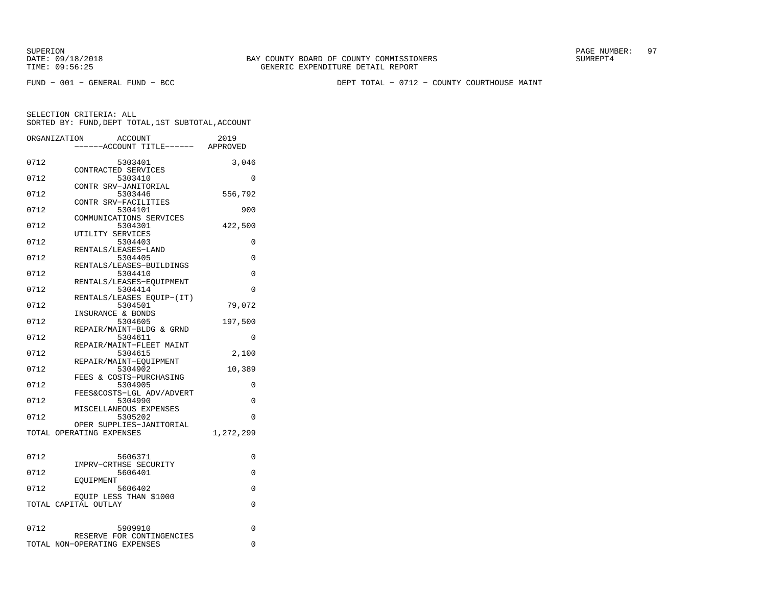SUPERION
DATE: 09/18/2018
TIME: 09:56:25

BAY COUNTY BOARD OF COUNTY COMMISSIONERS
GENERIC EXPENDITURE DETAIL REPORT

SUMREPT4

FUND − 001 − GENERAL FUND − BCC

DEPT TOTAL − 0712 − COUNTY COURTHOUSE MAINT

SELECTION CRITERIA: ALL
SORTED BY: FUND,DEPT TOTAL,1ST SUBTOTAL,ACCOUNT

| ORGANIZATION | ACCOUNT / ------ACCOUNT TITLE------ | 2019 APPROVED |
|---|---|---|
| 0712 | 5303401 CONTRACTED SERVICES | 3,046 |
| 0712 | 5303410 CONTR SRV−JANITORIAL | 0 |
| 0712 | 5303446 CONTR SRV−FACILITIES | 556,792 |
| 0712 | 5304101 COMMUNICATIONS SERVICES | 900 |
| 0712 | 5304301 UTILITY SERVICES | 422,500 |
| 0712 | 5304403 RENTALS/LEASES−LAND | 0 |
| 0712 | 5304405 RENTALS/LEASES−BUILDINGS | 0 |
| 0712 | 5304410 RENTALS/LEASES−EQUIPMENT | 0 |
| 0712 | 5304414 RENTALS/LEASES EQUIP−(IT) | 0 |
| 0712 | 5304501 INSURANCE & BONDS | 79,072 |
| 0712 | 5304605 REPAIR/MAINT−BLDG & GRND | 197,500 |
| 0712 | 5304611 REPAIR/MAINT−FLEET MAINT | 0 |
| 0712 | 5304615 REPAIR/MAINT−EQUIPMENT | 2,100 |
| 0712 | 5304902 FEES & COSTS−PURCHASING | 10,389 |
| 0712 | 5304905 FEES&COSTS−LGL ADV/ADVERT | 0 |
| 0712 | 5304990 MISCELLANEOUS EXPENSES | 0 |
| 0712 | 5305202 OPER SUPPLIES−JANITORIAL | 0 |
| TOTAL OPERATING EXPENSES | | 1,272,299 |
| 0712 | 5606371 IMPRV−CRTHSE SECURITY | 0 |
| 0712 | 5606401 EQUIPMENT | 0 |
| 0712 | 5606402 EQUIP LESS THAN $1000 | 0 |
| TOTAL CAPITAL OUTLAY | | 0 |
| 0712 | 5909910 RESERVE FOR CONTINGENCIES | 0 |
| TOTAL NON−OPERATING EXPENSES | | 0 |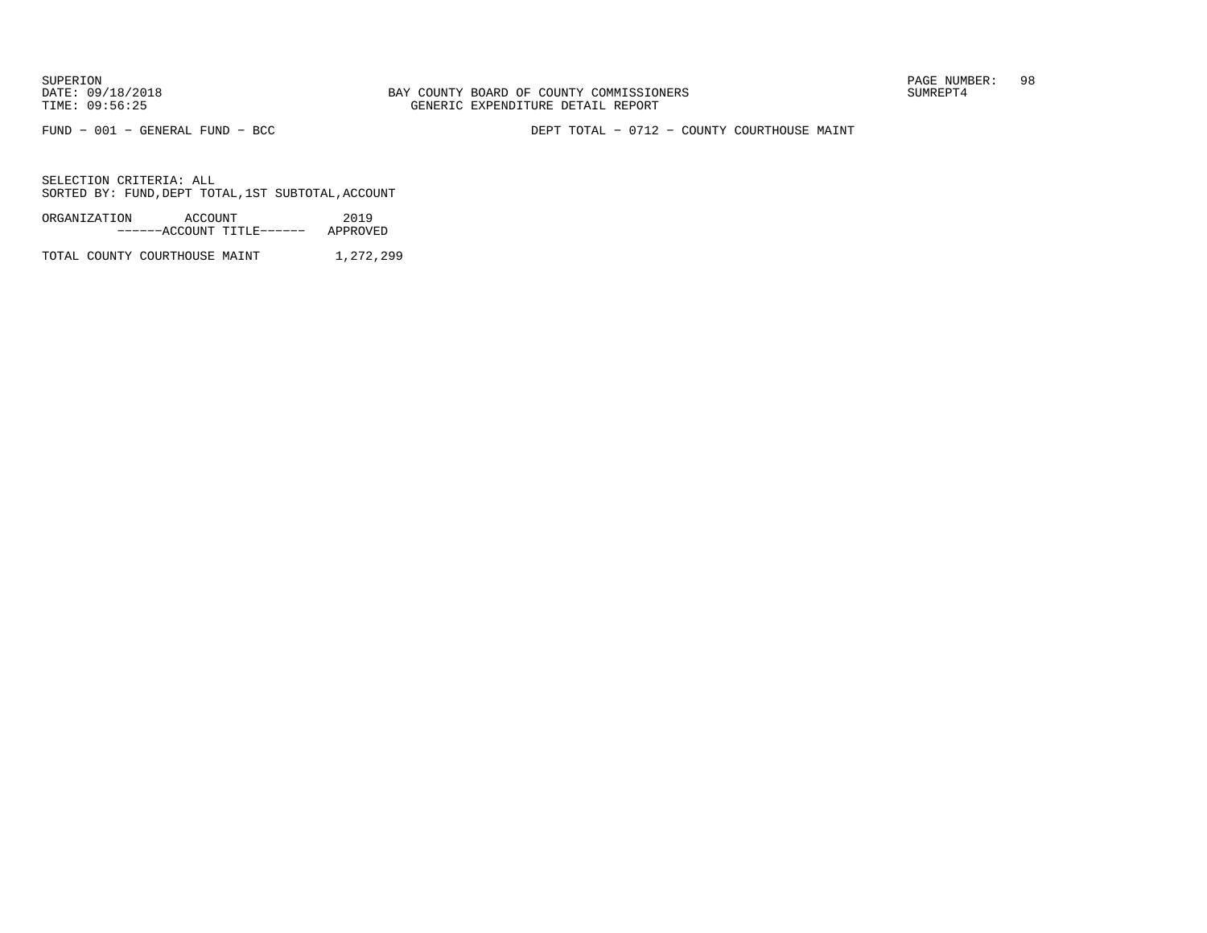BAY COUNTY BOARD OF COUNTY COMMISSIONERS
GENERIC EXPENDITURE DETAIL REPORT

FUND − 001 − GENERAL FUND − BCC

DEPT TOTAL − 0712 − COUNTY COURTHOUSE MAINT

SELECTION CRITERIA: ALL
SORTED BY: FUND,DEPT TOTAL,1ST SUBTOTAL,ACCOUNT

| ORGANIZATION ACCOUNT ------ACCOUNT TITLE------ | 2019 APPROVED |
|---|---|
| TOTAL COUNTY COURTHOUSE MAINT | 1,272,299 |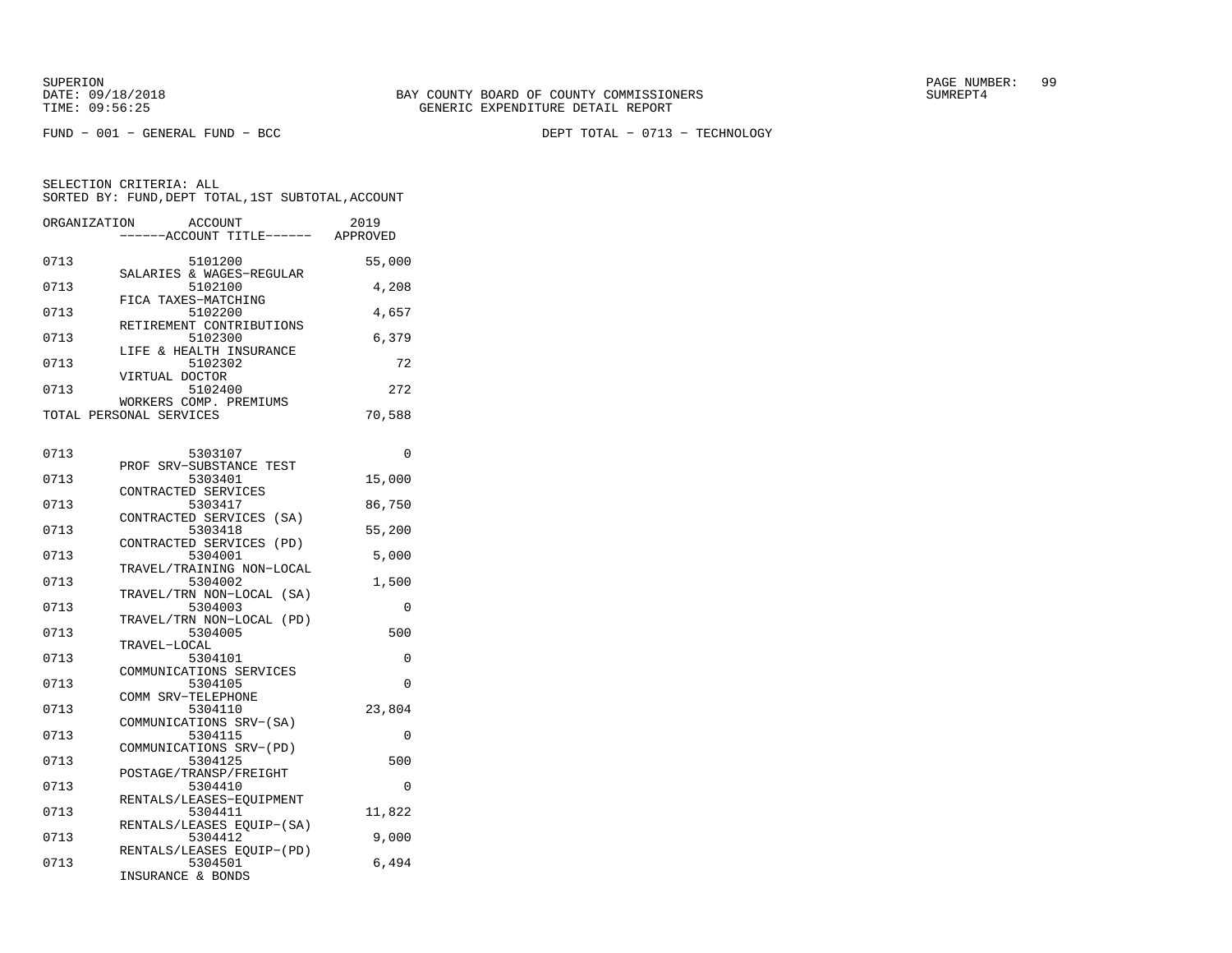BAY COUNTY BOARD OF COUNTY COMMISSIONERS
GENERIC EXPENDITURE DETAIL REPORT

FUND − 001 − GENERAL FUND − BCC

DEPT TOTAL − 0713 − TECHNOLOGY

SELECTION CRITERIA: ALL
SORTED BY: FUND,DEPT TOTAL,1ST SUBTOTAL,ACCOUNT

| ORGANIZATION | ACCOUNT / ------ACCOUNT TITLE------ | 2019 APPROVED |
|---|---|---|
| 0713 | 5101200 SALARIES & WAGES−REGULAR | 55,000 |
| 0713 | 5102100 FICA TAXES−MATCHING | 4,208 |
| 0713 | 5102200 RETIREMENT CONTRIBUTIONS | 4,657 |
| 0713 | 5102300 LIFE & HEALTH INSURANCE | 6,379 |
| 0713 | 5102302 VIRTUAL DOCTOR | 72 |
| 0713 | 5102400 WORKERS COMP. PREMIUMS | 272 |
| TOTAL PERSONAL SERVICES | | 70,588 |
| 0713 | 5303107 PROF SRV−SUBSTANCE TEST | 0 |
| 0713 | 5303401 CONTRACTED SERVICES | 15,000 |
| 0713 | 5303417 CONTRACTED SERVICES (SA) | 86,750 |
| 0713 | 5303418 CONTRACTED SERVICES (PD) | 55,200 |
| 0713 | 5304001 TRAVEL/TRAINING NON−LOCAL | 5,000 |
| 0713 | 5304002 TRAVEL/TRN NON−LOCAL (SA) | 1,500 |
| 0713 | 5304003 TRAVEL/TRN NON−LOCAL (PD) | 0 |
| 0713 | 5304005 TRAVEL−LOCAL | 500 |
| 0713 | 5304101 COMMUNICATIONS SERVICES | 0 |
| 0713 | 5304105 COMM SRV−TELEPHONE | 0 |
| 0713 | 5304110 COMMUNICATIONS SRV−(SA) | 23,804 |
| 0713 | 5304115 COMMUNICATIONS SRV−(PD) | 0 |
| 0713 | 5304125 POSTAGE/TRANSP/FREIGHT | 500 |
| 0713 | 5304410 RENTALS/LEASES−EQUIPMENT | 0 |
| 0713 | 5304411 RENTALS/LEASES EQUIP−(SA) | 11,822 |
| 0713 | 5304412 RENTALS/LEASES EQUIP−(PD) | 9,000 |
| 0713 | 5304501 INSURANCE & BONDS | 6,494 |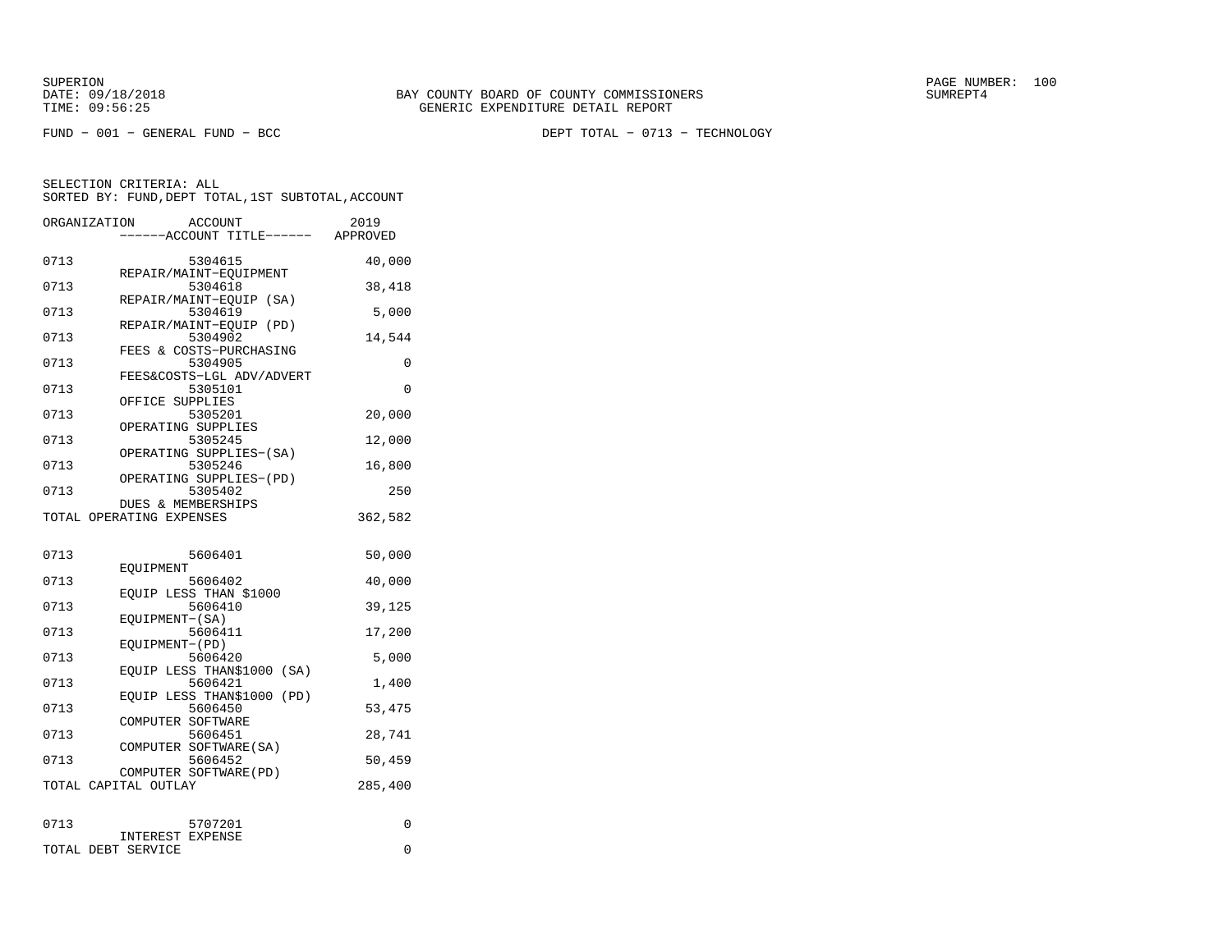BAY COUNTY BOARD OF COUNTY COMMISSIONERS
GENERIC EXPENDITURE DETAIL REPORT

FUND - 001 - GENERAL FUND - BCC

DEPT TOTAL - 0713 - TECHNOLOGY

SELECTION CRITERIA: ALL
SORTED BY: FUND,DEPT TOTAL,1ST SUBTOTAL,ACCOUNT

| ORGANIZATION | ACCOUNT / ------ACCOUNT TITLE------ | 2019 APPROVED |
|---|---|---|
| 0713 | 5304615 REPAIR/MAINT-EQUIPMENT | 40,000 |
| 0713 | 5304618 REPAIR/MAINT-EQUIP (SA) | 38,418 |
| 0713 | 5304619 REPAIR/MAINT-EQUIP (PD) | 5,000 |
| 0713 | 5304902 FEES & COSTS-PURCHASING | 14,544 |
| 0713 | 5304905 FEES&COSTS-LGL ADV/ADVERT | 0 |
| 0713 | 5305101 OFFICE SUPPLIES | 0 |
| 0713 | 5305201 OPERATING SUPPLIES | 20,000 |
| 0713 | 5305245 OPERATING SUPPLIES-(SA) | 12,000 |
| 0713 | 5305246 OPERATING SUPPLIES-(PD) | 16,800 |
| 0713 | 5305402 DUES & MEMBERSHIPS | 250 |
| TOTAL OPERATING EXPENSES | | 362,582 |
| 0713 | 5606401 EQUIPMENT | 50,000 |
| 0713 | 5606402 EQUIP LESS THAN $1000 | 40,000 |
| 0713 | 5606410 EQUIPMENT-(SA) | 39,125 |
| 0713 | 5606411 EQUIPMENT-(PD) | 17,200 |
| 0713 | 5606420 EQUIP LESS THAN$1000 (SA) | 5,000 |
| 0713 | 5606421 EQUIP LESS THAN$1000 (PD) | 1,400 |
| 0713 | 5606450 COMPUTER SOFTWARE | 53,475 |
| 0713 | 5606451 COMPUTER SOFTWARE(SA) | 28,741 |
| 0713 | 5606452 COMPUTER SOFTWARE(PD) | 50,459 |
| TOTAL CAPITAL OUTLAY | | 285,400 |
| 0713 | 5707201 INTEREST EXPENSE | 0 |
| TOTAL DEBT SERVICE | | 0 |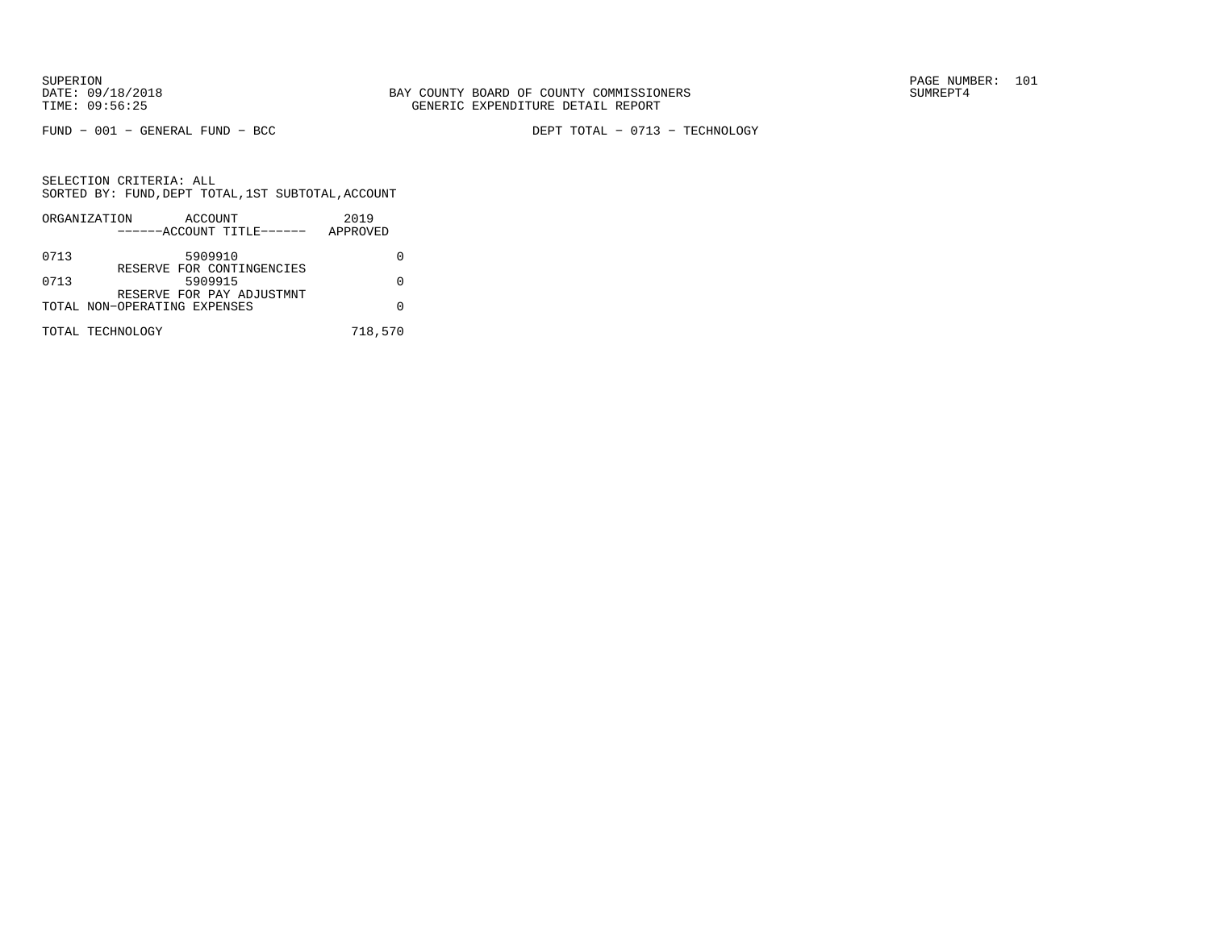SUPERION
DATE: 09/18/2018
TIME: 09:56:25

BAY COUNTY BOARD OF COUNTY COMMISSIONERS
GENERIC EXPENDITURE DETAIL REPORT

SUMREPT4

FUND − 001 − GENERAL FUND − BCC

DEPT TOTAL − 0713 − TECHNOLOGY

SELECTION CRITERIA: ALL
SORTED BY: FUND,DEPT TOTAL,1ST SUBTOTAL,ACCOUNT

| ORGANIZATION | ACCOUNT<br>------ACCOUNT TITLE------ | 2019<br>APPROVED |
|---|---|---|
| 0713 | 5909910<br>RESERVE FOR CONTINGENCIES | 0 |
| 0713 | 5909915<br>RESERVE FOR PAY ADJUSTMNT | 0 |
| TOTAL NON−OPERATING EXPENSES | | 0 |
| TOTAL TECHNOLOGY | | 718,570 |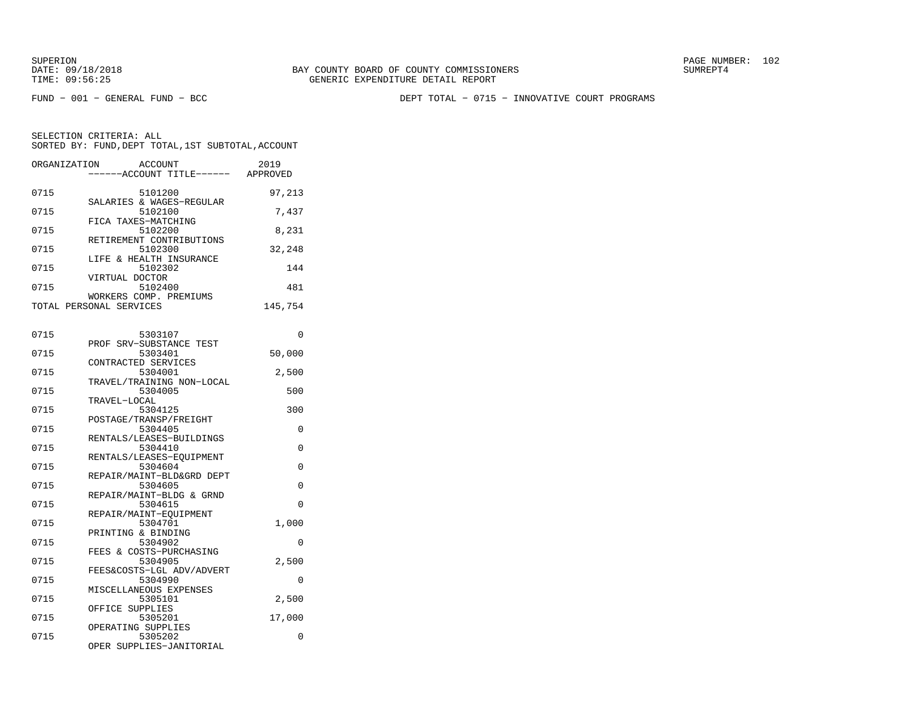BAY COUNTY BOARD OF COUNTY COMMISSIONERS
GENERIC EXPENDITURE DETAIL REPORT

FUND − 001 − GENERAL FUND − BCC

DEPT TOTAL − 0715 − INNOVATIVE COURT PROGRAMS

SELECTION CRITERIA: ALL
SORTED BY: FUND,DEPT TOTAL,1ST SUBTOTAL,ACCOUNT

| ORGANIZATION | ACCOUNT / ACCOUNT TITLE | 2019 APPROVED |
|---|---|---|
| 0715 | 5101200 SALARIES & WAGES−REGULAR | 97,213 |
| 0715 | 5102100 FICA TAXES−MATCHING | 7,437 |
| 0715 | 5102200 RETIREMENT CONTRIBUTIONS | 8,231 |
| 0715 | 5102300 LIFE & HEALTH INSURANCE | 32,248 |
| 0715 | 5102302 VIRTUAL DOCTOR | 144 |
| 0715 | 5102400 WORKERS COMP. PREMIUMS | 481 |
| TOTAL PERSONAL SERVICES | | 145,754 |
| 0715 | 5303107 PROF SRV−SUBSTANCE TEST | 0 |
| 0715 | 5303401 CONTRACTED SERVICES | 50,000 |
| 0715 | 5304001 TRAVEL/TRAINING NON−LOCAL | 2,500 |
| 0715 | 5304005 TRAVEL−LOCAL | 500 |
| 0715 | 5304125 POSTAGE/TRANSP/FREIGHT | 300 |
| 0715 | 5304405 RENTALS/LEASES−BUILDINGS | 0 |
| 0715 | 5304410 RENTALS/LEASES−EQUIPMENT | 0 |
| 0715 | 5304604 REPAIR/MAINT−BLD&GRD DEPT | 0 |
| 0715 | 5304605 REPAIR/MAINT−BLDG & GRND | 0 |
| 0715 | 5304615 REPAIR/MAINT−EQUIPMENT | 0 |
| 0715 | 5304701 PRINTING & BINDING | 1,000 |
| 0715 | 5304902 FEES & COSTS−PURCHASING | 0 |
| 0715 | 5304905 FEES&COSTS−LGL ADV/ADVERT | 2,500 |
| 0715 | 5304990 MISCELLANEOUS EXPENSES | 0 |
| 0715 | 5305101 OFFICE SUPPLIES | 2,500 |
| 0715 | 5305201 OPERATING SUPPLIES | 17,000 |
| 0715 | 5305202 OPER SUPPLIES−JANITORIAL | 0 |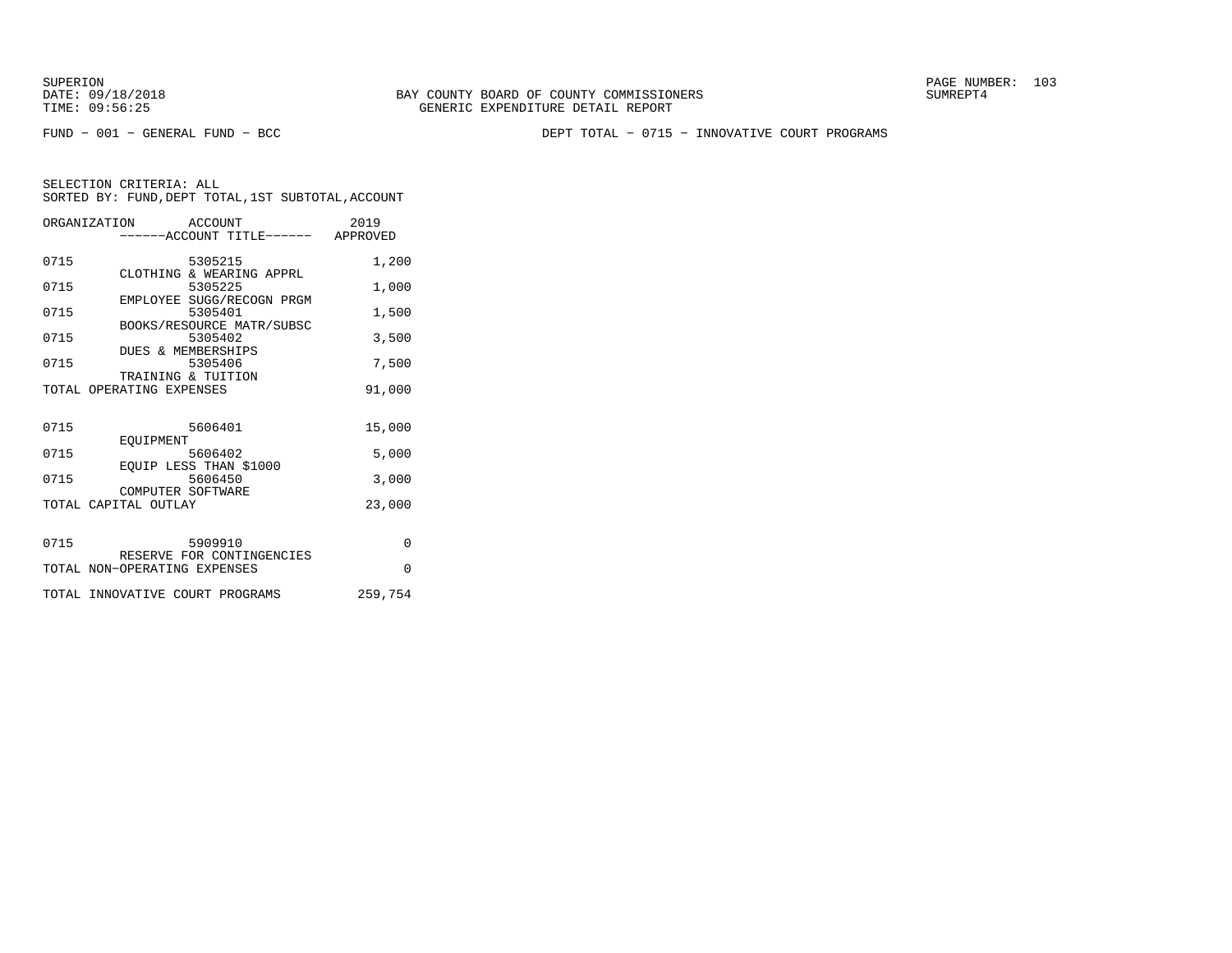BAY COUNTY BOARD OF COUNTY COMMISSIONERS
GENERIC EXPENDITURE DETAIL REPORT

FUND − 001 − GENERAL FUND − BCC

DEPT TOTAL − 0715 − INNOVATIVE COURT PROGRAMS

SELECTION CRITERIA: ALL
SORTED BY: FUND,DEPT TOTAL,1ST SUBTOTAL,ACCOUNT

| ORGANIZATION | ACCOUNT / ACCOUNT TITLE | 2019 APPROVED |
|---|---|---|
| 0715 | 5305215 CLOTHING & WEARING APPRL | 1,200 |
| 0715 | 5305225 EMPLOYEE SUGG/RECOGN PRGM | 1,000 |
| 0715 | 5305401 BOOKS/RESOURCE MATR/SUBSC | 1,500 |
| 0715 | 5305402 DUES & MEMBERSHIPS | 3,500 |
| 0715 | 5305406 TRAINING & TUITION | 7,500 |
| TOTAL OPERATING EXPENSES | | 91,000 |
| 0715 | 5606401 EQUIPMENT | 15,000 |
| 0715 | 5606402 EQUIP LESS THAN $1000 | 5,000 |
| 0715 | 5606450 COMPUTER SOFTWARE | 3,000 |
| TOTAL CAPITAL OUTLAY | | 23,000 |
| 0715 | 5909910 RESERVE FOR CONTINGENCIES | 0 |
| TOTAL NON−OPERATING EXPENSES | | 0 |
| TOTAL INNOVATIVE COURT PROGRAMS | | 259,754 |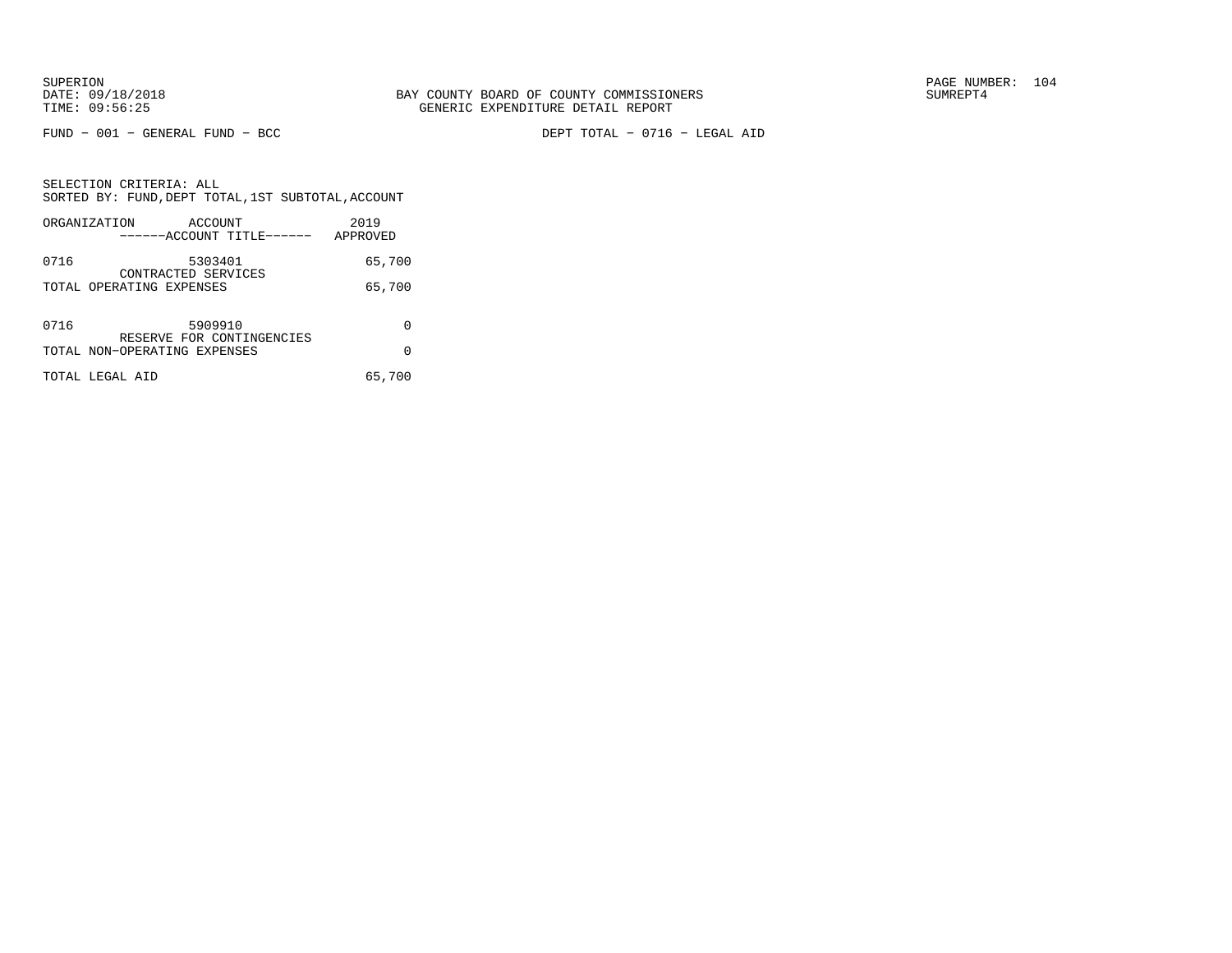BAY COUNTY BOARD OF COUNTY COMMISSIONERS
GENERIC EXPENDITURE DETAIL REPORT

FUND − 001 − GENERAL FUND − BCC

DEPT TOTAL − 0716 − LEGAL AID

SELECTION CRITERIA: ALL
SORTED BY: FUND,DEPT TOTAL,1ST SUBTOTAL,ACCOUNT

| ORGANIZATION | ACCOUNT / ------ACCOUNT TITLE------ | 2019 APPROVED |
|---|---|---|
| 0716 | 5303401 CONTRACTED SERVICES | 65,700 |
| TOTAL OPERATING EXPENSES | | 65,700 |
| 0716 | 5909910 RESERVE FOR CONTINGENCIES | 0 |
| TOTAL NON−OPERATING EXPENSES | | 0 |
| TOTAL LEGAL AID | | 65,700 |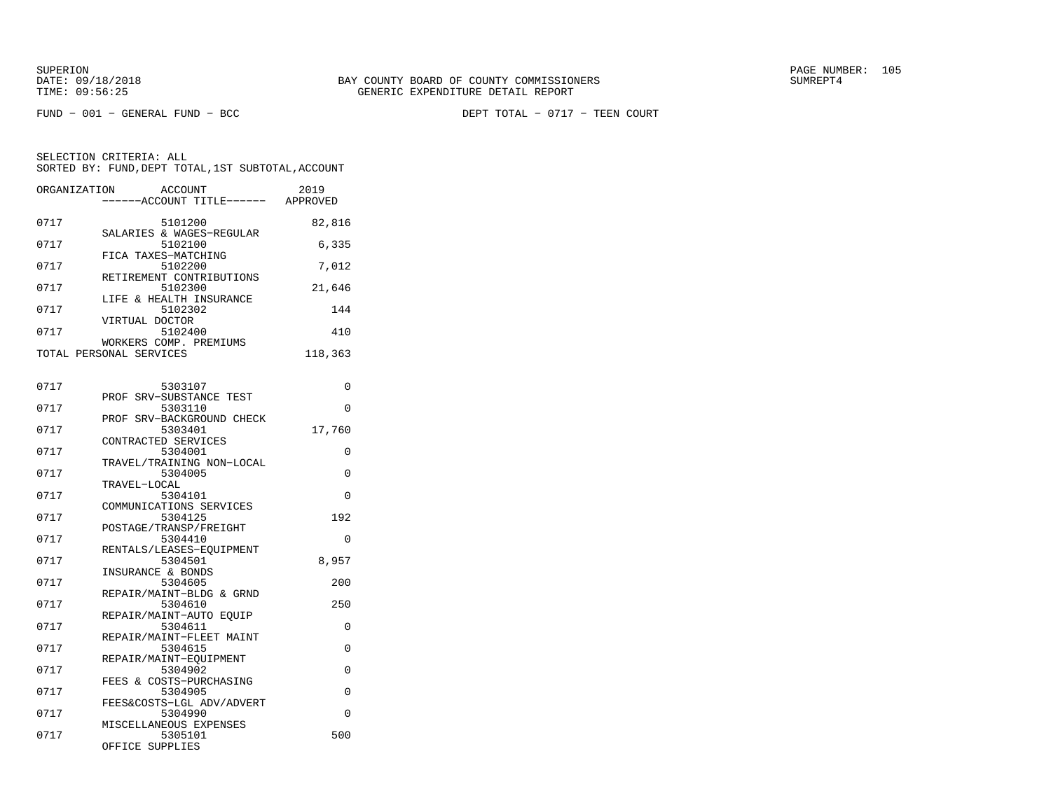SUPERION
DATE: 09/18/2018
TIME: 09:56:25

BAY COUNTY BOARD OF COUNTY COMMISSIONERS
GENERIC EXPENDITURE DETAIL REPORT

SUMREPT4

FUND − 001 − GENERAL FUND − BCC

DEPT TOTAL − 0717 − TEEN COURT

SELECTION CRITERIA: ALL
SORTED BY: FUND,DEPT TOTAL,1ST SUBTOTAL,ACCOUNT

| ORGANIZATION | ACCOUNT / ------ACCOUNT TITLE------ | 2019 APPROVED |
|---|---|---|
| 0717 | 5101200 SALARIES & WAGES−REGULAR | 82,816 |
| 0717 | 5102100 FICA TAXES−MATCHING | 6,335 |
| 0717 | 5102200 RETIREMENT CONTRIBUTIONS | 7,012 |
| 0717 | 5102300 LIFE & HEALTH INSURANCE | 21,646 |
| 0717 | 5102302 VIRTUAL DOCTOR | 144 |
| 0717 | 5102400 WORKERS COMP. PREMIUMS | 410 |
| TOTAL PERSONAL SERVICES | | 118,363 |
| 0717 | 5303107 PROF SRV−SUBSTANCE TEST | 0 |
| 0717 | 5303110 PROF SRV−BACKGROUND CHECK | 0 |
| 0717 | 5303401 CONTRACTED SERVICES | 17,760 |
| 0717 | 5304001 TRAVEL/TRAINING NON−LOCAL | 0 |
| 0717 | 5304005 TRAVEL−LOCAL | 0 |
| 0717 | 5304101 COMMUNICATIONS SERVICES | 0 |
| 0717 | 5304125 POSTAGE/TRANSP/FREIGHT | 192 |
| 0717 | 5304410 RENTALS/LEASES−EQUIPMENT | 0 |
| 0717 | 5304501 INSURANCE & BONDS | 8,957 |
| 0717 | 5304605 REPAIR/MAINT−BLDG & GRND | 200 |
| 0717 | 5304610 REPAIR/MAINT−AUTO EQUIP | 250 |
| 0717 | 5304611 REPAIR/MAINT−FLEET MAINT | 0 |
| 0717 | 5304615 REPAIR/MAINT−EQUIPMENT | 0 |
| 0717 | 5304902 FEES & COSTS−PURCHASING | 0 |
| 0717 | 5304905 FEES&COSTS−LGL ADV/ADVERT | 0 |
| 0717 | 5304990 MISCELLANEOUS EXPENSES | 0 |
| 0717 | 5305101 OFFICE SUPPLIES | 500 |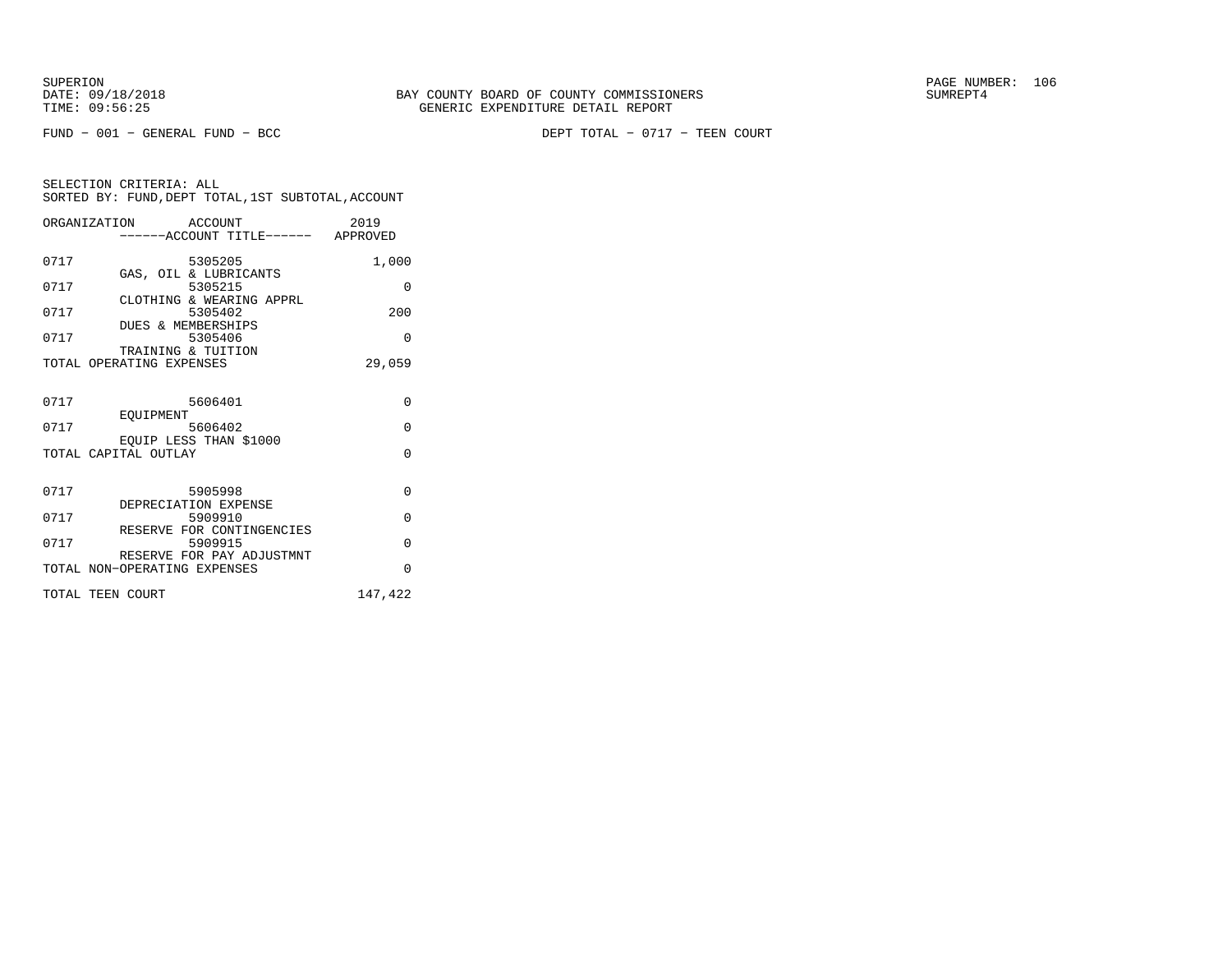BAY COUNTY BOARD OF COUNTY COMMISSIONERS
GENERIC EXPENDITURE DETAIL REPORT

SUPERION
DATE: 09/18/2018
TIME: 09:56:25

SUMREPT4

FUND − 001 − GENERAL FUND − BCC

DEPT TOTAL − 0717 − TEEN COURT

SELECTION CRITERIA: ALL
SORTED BY: FUND,DEPT TOTAL,1ST SUBTOTAL,ACCOUNT

| ORGANIZATION | ACCOUNT / ------ACCOUNT TITLE------ | 2019 APPROVED |
|---|---|---|
| 0717 | 5305205 GAS, OIL & LUBRICANTS | 1,000 |
| 0717 | 5305215 CLOTHING & WEARING APPRL | 0 |
| 0717 | 5305402 DUES & MEMBERSHIPS | 200 |
| 0717 | 5305406 TRAINING & TUITION | 0 |
| TOTAL OPERATING EXPENSES | | 29,059 |
| 0717 | 5606401 EQUIPMENT | 0 |
| 0717 | 5606402 EQUIP LESS THAN $1000 | 0 |
| TOTAL CAPITAL OUTLAY | | 0 |
| 0717 | 5905998 DEPRECIATION EXPENSE | 0 |
| 0717 | 5909910 RESERVE FOR CONTINGENCIES | 0 |
| 0717 | 5909915 RESERVE FOR PAY ADJUSTMNT | 0 |
| TOTAL NON−OPERATING EXPENSES | | 0 |
| TOTAL TEEN COURT | | 147,422 |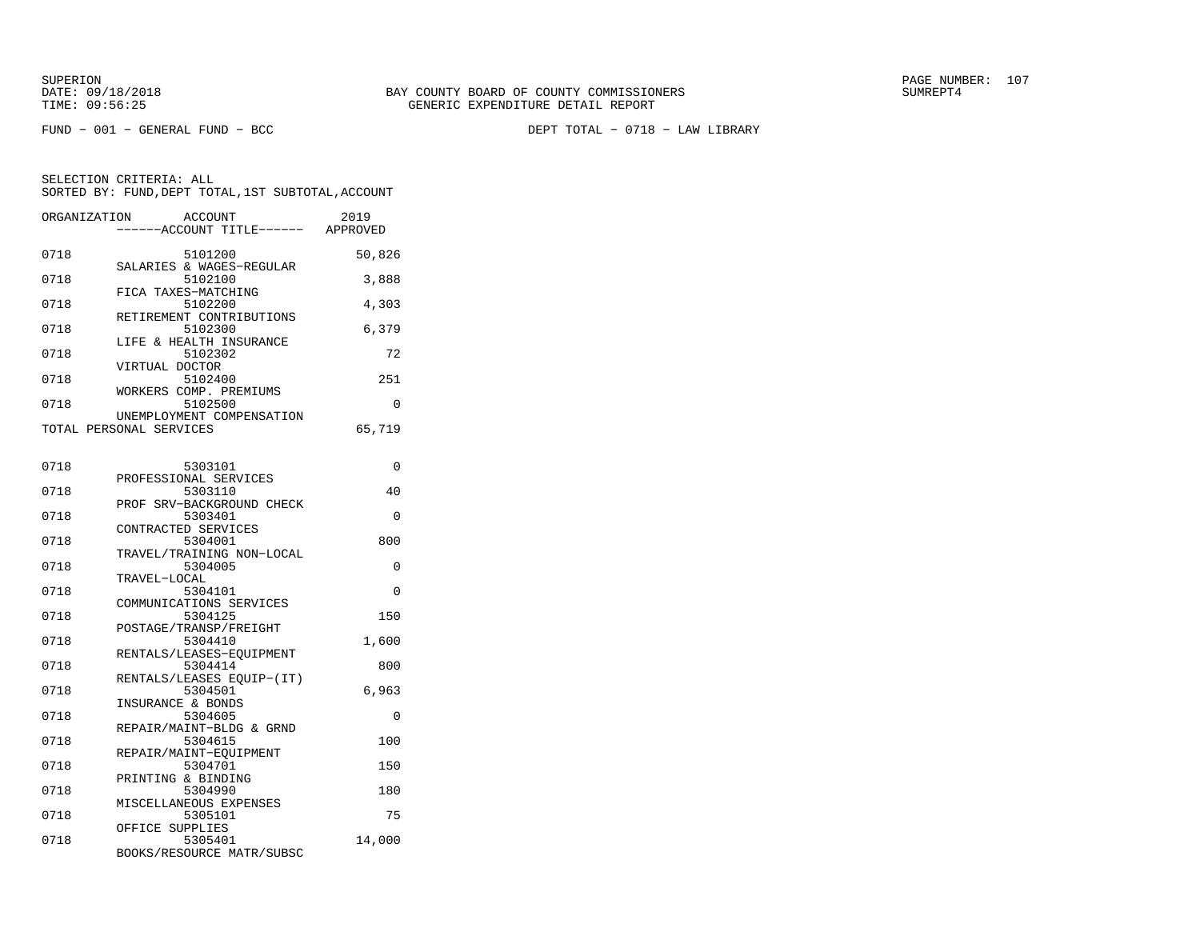BAY COUNTY BOARD OF COUNTY COMMISSIONERS
GENERIC EXPENDITURE DETAIL REPORT

SUPERION
DATE: 09/18/2018
TIME: 09:56:25

SUMREPT4

FUND − 001 − GENERAL FUND − BCC

DEPT TOTAL − 0718 − LAW LIBRARY

SELECTION CRITERIA: ALL
SORTED BY: FUND,DEPT TOTAL,1ST SUBTOTAL,ACCOUNT

| ORGANIZATION | ACCOUNT / ------ACCOUNT TITLE------ | 2019 APPROVED |
|---|---|---|
| 0718 | 5101200 SALARIES & WAGES−REGULAR | 50,826 |
| 0718 | 5102100 FICA TAXES−MATCHING | 3,888 |
| 0718 | 5102200 RETIREMENT CONTRIBUTIONS | 4,303 |
| 0718 | 5102300 LIFE & HEALTH INSURANCE | 6,379 |
| 0718 | 5102302 VIRTUAL DOCTOR | 72 |
| 0718 | 5102400 WORKERS COMP. PREMIUMS | 251 |
| 0718 | 5102500 UNEMPLOYMENT COMPENSATION | 0 |
| TOTAL PERSONAL SERVICES | | 65,719 |
| 0718 | 5303101 PROFESSIONAL SERVICES | 0 |
| 0718 | 5303110 PROF SRV−BACKGROUND CHECK | 40 |
| 0718 | 5303401 CONTRACTED SERVICES | 0 |
| 0718 | 5304001 TRAVEL/TRAINING NON−LOCAL | 800 |
| 0718 | 5304005 TRAVEL−LOCAL | 0 |
| 0718 | 5304101 COMMUNICATIONS SERVICES | 0 |
| 0718 | 5304125 POSTAGE/TRANSP/FREIGHT | 150 |
| 0718 | 5304410 RENTALS/LEASES−EQUIPMENT | 1,600 |
| 0718 | 5304414 RENTALS/LEASES EQUIP−(IT) | 800 |
| 0718 | 5304501 INSURANCE & BONDS | 6,963 |
| 0718 | 5304605 REPAIR/MAINT−BLDG & GRND | 0 |
| 0718 | 5304615 REPAIR/MAINT−EQUIPMENT | 100 |
| 0718 | 5304701 PRINTING & BINDING | 150 |
| 0718 | 5304990 MISCELLANEOUS EXPENSES | 180 |
| 0718 | 5305101 OFFICE SUPPLIES | 75 |
| 0718 | 5305401 BOOKS/RESOURCE MATR/SUBSC | 14,000 |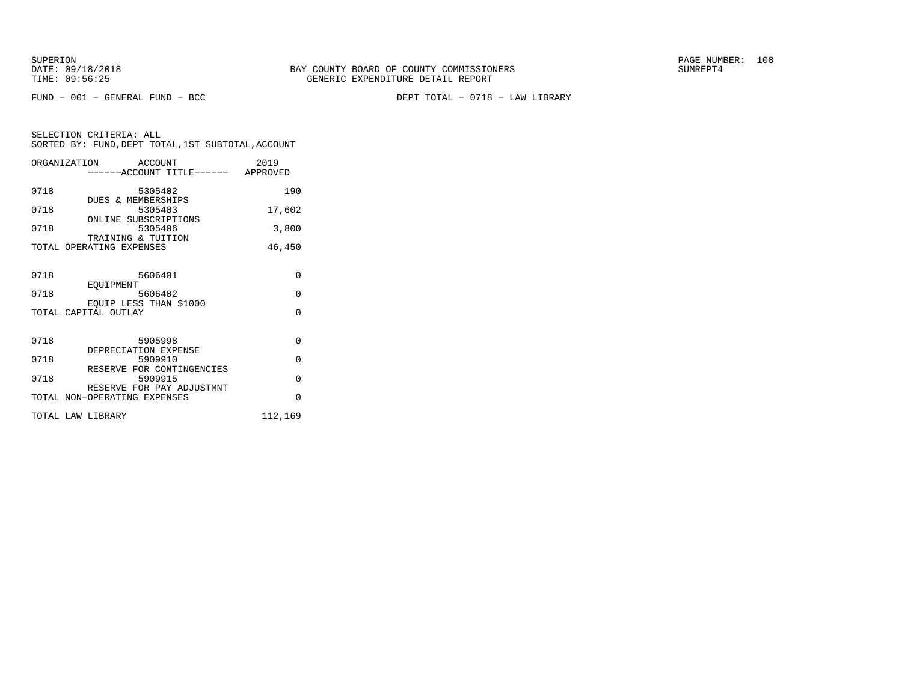SUPERION
DATE: 09/18/2018
TIME: 09:56:25

BAY COUNTY BOARD OF COUNTY COMMISSIONERS
GENERIC EXPENDITURE DETAIL REPORT

SUMREPT4

FUND − 001 − GENERAL FUND − BCC

DEPT TOTAL − 0718 − LAW LIBRARY

SELECTION CRITERIA: ALL
SORTED BY: FUND,DEPT TOTAL,1ST SUBTOTAL,ACCOUNT

| ORGANIZATION | ACCOUNT ------ACCOUNT TITLE------ | 2019 APPROVED |
|---|---|---|
| 0718 | 5305402 DUES & MEMBERSHIPS | 190 |
| 0718 | 5305403 ONLINE SUBSCRIPTIONS | 17,602 |
| 0718 | 5305406 TRAINING & TUITION | 3,800 |
| TOTAL OPERATING EXPENSES | | 46,450 |
| 0718 | 5606401 EQUIPMENT | 0 |
| 0718 | 5606402 EQUIP LESS THAN $1000 | 0 |
| TOTAL CAPITAL OUTLAY | | 0 |
| 0718 | 5905998 DEPRECIATION EXPENSE | 0 |
| 0718 | 5909910 RESERVE FOR CONTINGENCIES | 0 |
| 0718 | 5909915 RESERVE FOR PAY ADJUSTMNT | 0 |
| TOTAL NON−OPERATING EXPENSES | | 0 |
| TOTAL LAW LIBRARY | | 112,169 |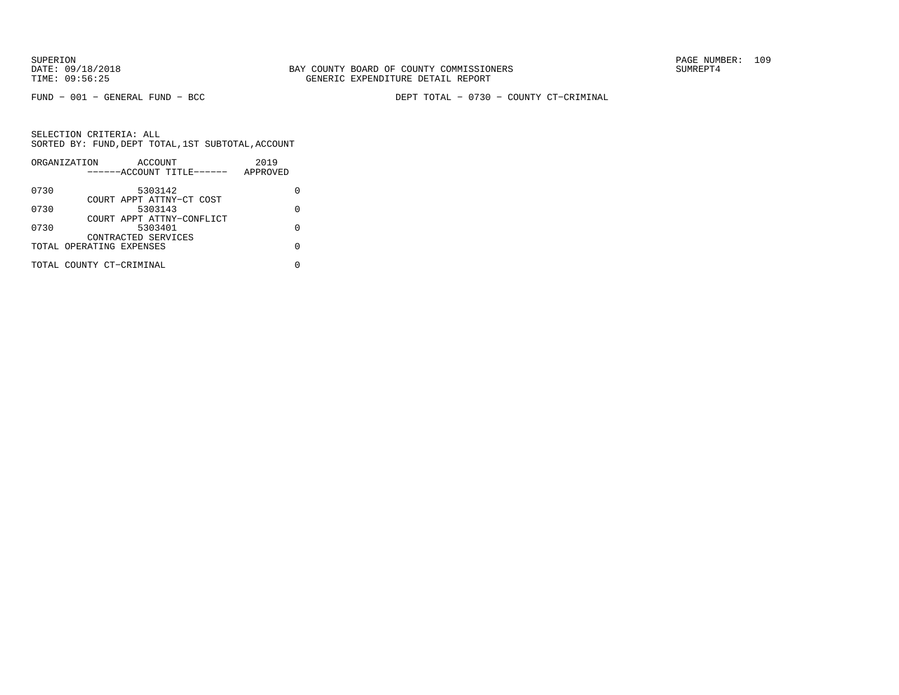BAY COUNTY BOARD OF COUNTY COMMISSIONERS
GENERIC EXPENDITURE DETAIL REPORT

SUPERION
DATE: 09/18/2018
TIME: 09:56:25

PAGE NUMBER: 109
SUMREPT4

FUND − 001 − GENERAL FUND − BCC

DEPT TOTAL − 0730 − COUNTY CT−CRIMINAL

SELECTION CRITERIA: ALL
SORTED BY: FUND,DEPT TOTAL,1ST SUBTOTAL,ACCOUNT

| ORGANIZATION | ACCOUNT<br>------ACCOUNT TITLE------ | 2019<br>APPROVED |
|---|---|---|
| 0730 | 5303142<br>COURT APPT ATTNY−CT COST | 0 |
| 0730 | 5303143<br>COURT APPT ATTNY−CONFLICT | 0 |
| 0730 | 5303401<br>CONTRACTED SERVICES | 0 |
| TOTAL OPERATING EXPENSES | | 0 |
| TOTAL COUNTY CT−CRIMINAL | | 0 |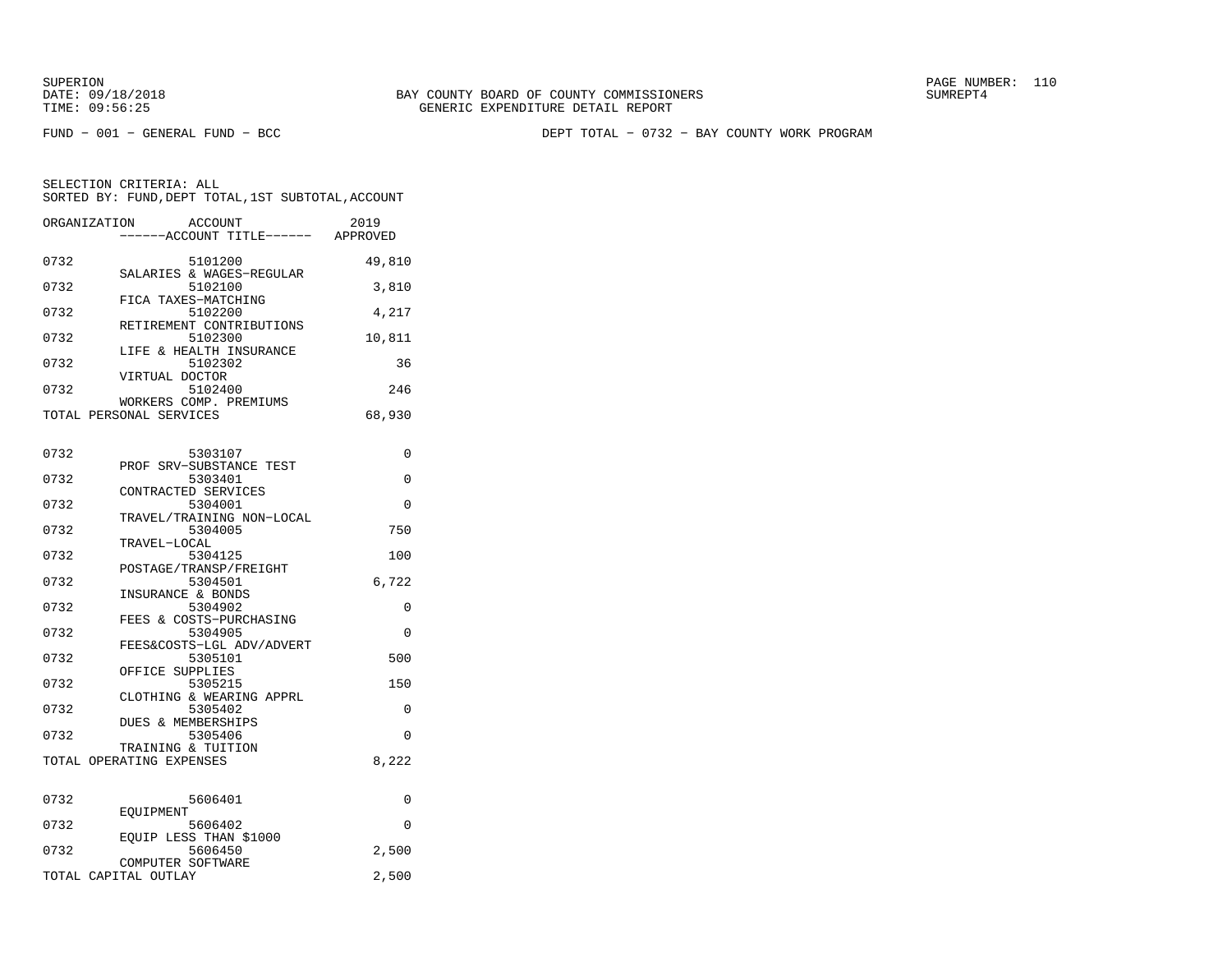SUPERION
DATE: 09/18/2018
TIME: 09:56:25

BAY COUNTY BOARD OF COUNTY COMMISSIONERS
GENERIC EXPENDITURE DETAIL REPORT

SUMREPT4

FUND − 001 − GENERAL FUND − BCC

DEPT TOTAL − 0732 − BAY COUNTY WORK PROGRAM

SELECTION CRITERIA: ALL
SORTED BY: FUND,DEPT TOTAL,1ST SUBTOTAL,ACCOUNT

| ORGANIZATION | ACCOUNT / ACCOUNT TITLE | 2019 APPROVED |
|---|---|---|
| 0732 | 5101200 SALARIES & WAGES−REGULAR | 49,810 |
| 0732 | 5102100 FICA TAXES−MATCHING | 3,810 |
| 0732 | 5102200 RETIREMENT CONTRIBUTIONS | 4,217 |
| 0732 | 5102300 LIFE & HEALTH INSURANCE | 10,811 |
| 0732 | 5102302 VIRTUAL DOCTOR | 36 |
| 0732 | 5102400 WORKERS COMP. PREMIUMS | 246 |
| TOTAL PERSONAL SERVICES | | 68,930 |
| 0732 | 5303107 PROF SRV−SUBSTANCE TEST | 0 |
| 0732 | 5303401 CONTRACTED SERVICES | 0 |
| 0732 | 5304001 TRAVEL/TRAINING NON−LOCAL | 0 |
| 0732 | 5304005 TRAVEL−LOCAL | 750 |
| 0732 | 5304125 POSTAGE/TRANSP/FREIGHT | 100 |
| 0732 | 5304501 INSURANCE & BONDS | 6,722 |
| 0732 | 5304902 FEES & COSTS−PURCHASING | 0 |
| 0732 | 5304905 FEES&COSTS−LGL ADV/ADVERT | 0 |
| 0732 | 5305101 OFFICE SUPPLIES | 500 |
| 0732 | 5305215 CLOTHING & WEARING APPRL | 150 |
| 0732 | 5305402 DUES & MEMBERSHIPS | 0 |
| 0732 | 5305406 TRAINING & TUITION | 0 |
| TOTAL OPERATING EXPENSES | | 8,222 |
| 0732 | 5606401 EQUIPMENT | 0 |
| 0732 | 5606402 EQUIP LESS THAN $1000 | 0 |
| 0732 | 5606450 COMPUTER SOFTWARE | 2,500 |
| TOTAL CAPITAL OUTLAY | | 2,500 |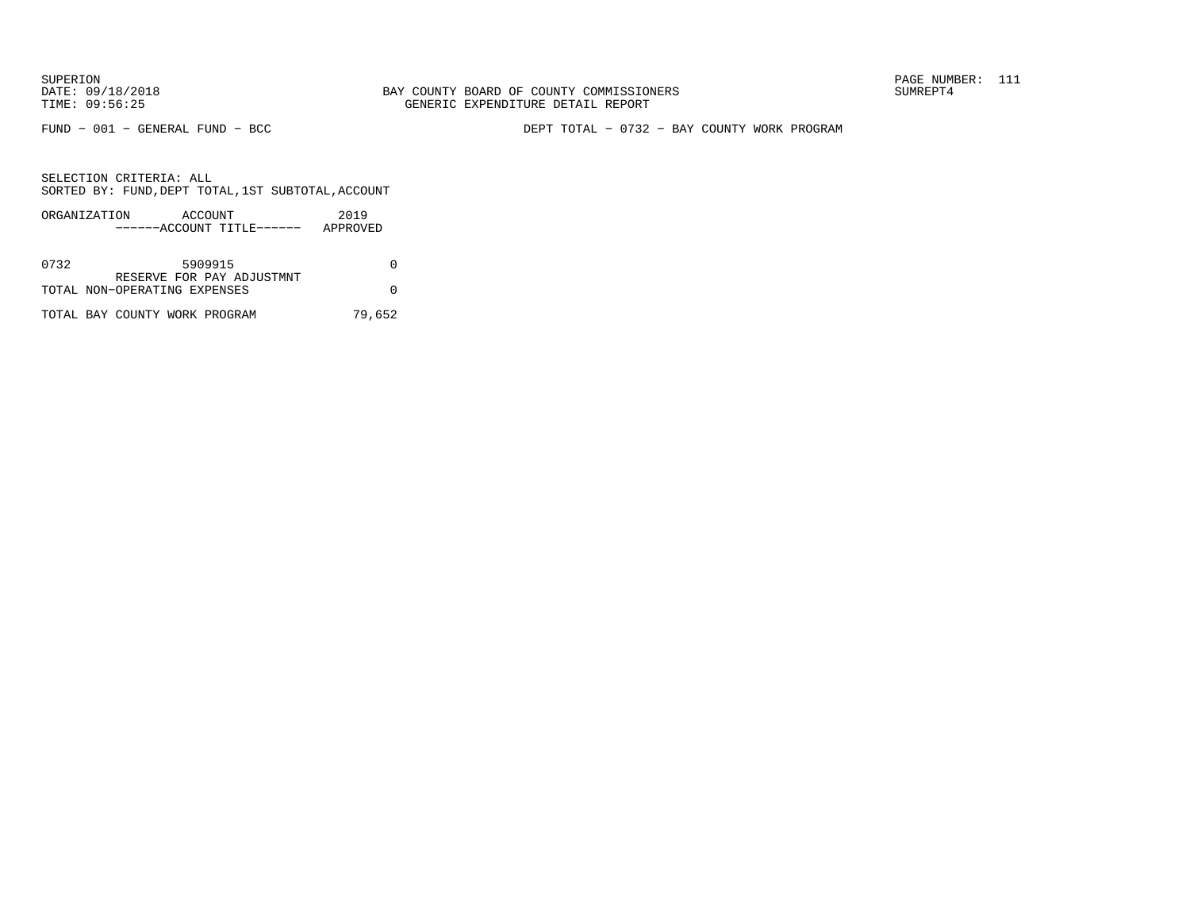SUPERION
DATE: 09/18/2018
TIME: 09:56:25

BAY COUNTY BOARD OF COUNTY COMMISSIONERS
GENERIC EXPENDITURE DETAIL REPORT

SUMREPT4

FUND − 001 − GENERAL FUND − BCC

DEPT TOTAL − 0732 − BAY COUNTY WORK PROGRAM

SELECTION CRITERIA: ALL
SORTED BY: FUND,DEPT TOTAL,1ST SUBTOTAL,ACCOUNT

| ORGANIZATION | ACCOUNT<br>------ACCOUNT TITLE------ | 2019<br>APPROVED |
|---|---|---|
| 0732 | 5909915<br>RESERVE FOR PAY ADJUSTMNT | 0 |
| TOTAL NON−OPERATING EXPENSES | | 0 |
| TOTAL BAY COUNTY WORK PROGRAM | | 79,652 |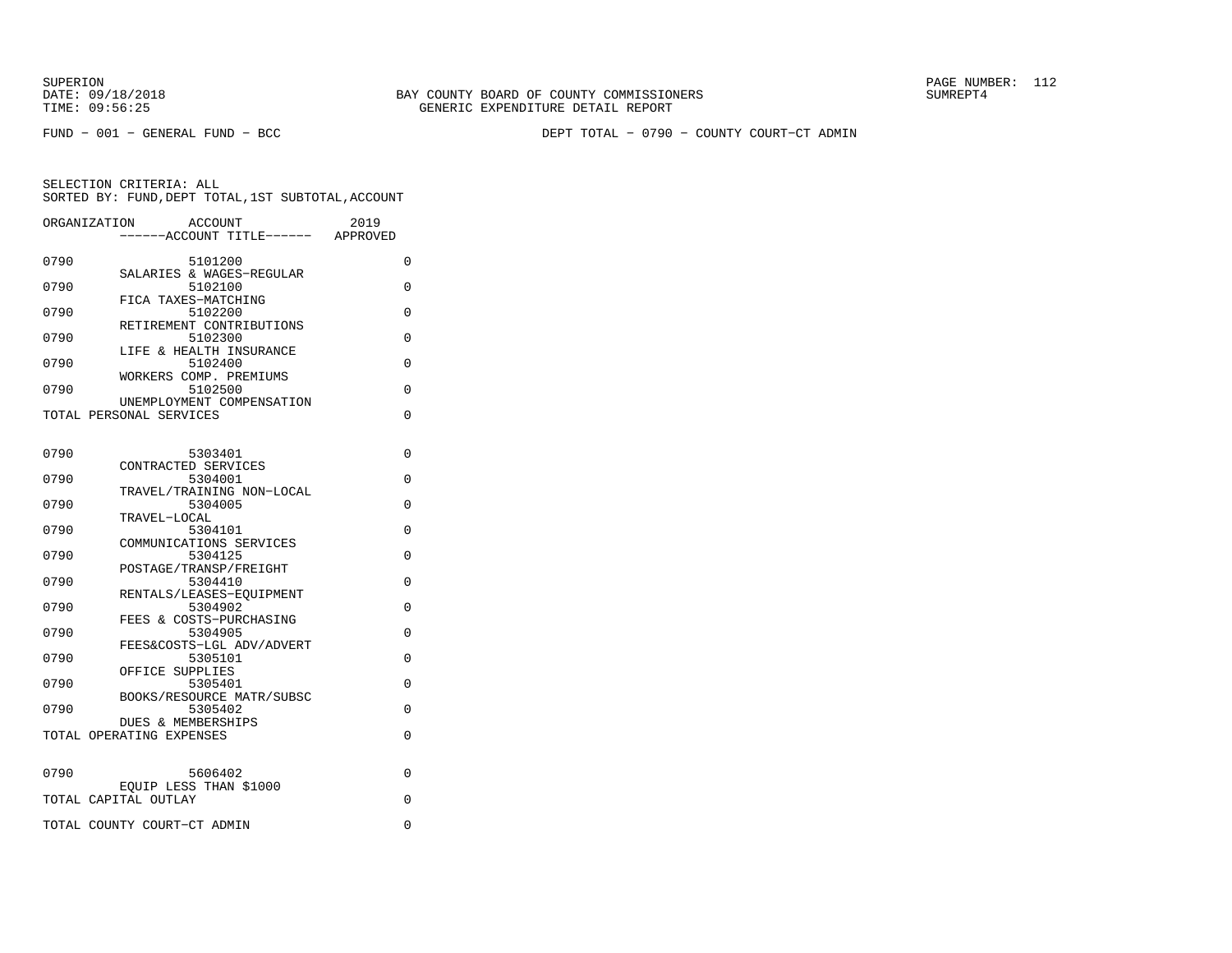SUPERION
DATE: 09/18/2018
TIME: 09:56:25

BAY COUNTY BOARD OF COUNTY COMMISSIONERS
GENERIC EXPENDITURE DETAIL REPORT

SUMREPT4

FUND - 001 - GENERAL FUND - BCC

DEPT TOTAL - 0790 - COUNTY COURT-CT ADMIN

SELECTION CRITERIA: ALL
SORTED BY: FUND,DEPT TOTAL,1ST SUBTOTAL,ACCOUNT

| ORGANIZATION | ACCOUNT / ------ACCOUNT TITLE------ | 2019 APPROVED |
|---|---|---|
| 0790 | 5101200 SALARIES & WAGES-REGULAR | 0 |
| 0790 | 5102100 FICA TAXES-MATCHING | 0 |
| 0790 | 5102200 RETIREMENT CONTRIBUTIONS | 0 |
| 0790 | 5102300 LIFE & HEALTH INSURANCE | 0 |
| 0790 | 5102400 WORKERS COMP. PREMIUMS | 0 |
| 0790 | 5102500 UNEMPLOYMENT COMPENSATION | 0 |
| TOTAL PERSONAL SERVICES | | 0 |
| 0790 | 5303401 CONTRACTED SERVICES | 0 |
| 0790 | 5304001 TRAVEL/TRAINING NON-LOCAL | 0 |
| 0790 | 5304005 TRAVEL-LOCAL | 0 |
| 0790 | 5304101 COMMUNICATIONS SERVICES | 0 |
| 0790 | 5304125 POSTAGE/TRANSP/FREIGHT | 0 |
| 0790 | 5304410 RENTALS/LEASES-EQUIPMENT | 0 |
| 0790 | 5304902 FEES & COSTS-PURCHASING | 0 |
| 0790 | 5304905 FEES&COSTS-LGL ADV/ADVERT | 0 |
| 0790 | 5305101 OFFICE SUPPLIES | 0 |
| 0790 | 5305401 BOOKS/RESOURCE MATR/SUBSC | 0 |
| 0790 | 5305402 DUES & MEMBERSHIPS | 0 |
| TOTAL OPERATING EXPENSES | | 0 |
| 0790 | 5606402 EQUIP LESS THAN $1000 | 0 |
| TOTAL CAPITAL OUTLAY | | 0 |
| TOTAL COUNTY COURT-CT ADMIN | | 0 |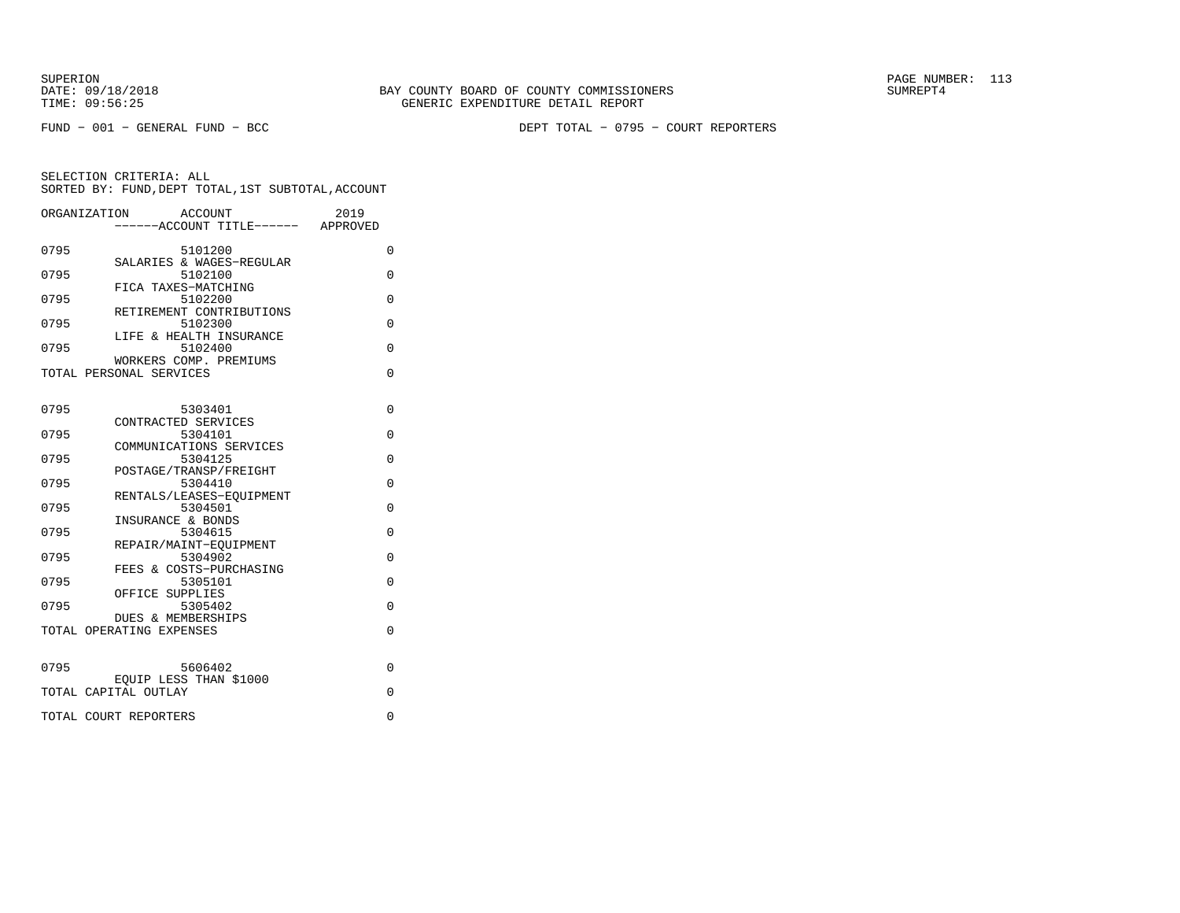SUPERION
DATE: 09/18/2018
TIME: 09:56:25

BAY COUNTY BOARD OF COUNTY COMMISSIONERS
GENERIC EXPENDITURE DETAIL REPORT

SUMREPT4

FUND - 001 - GENERAL FUND - BCC

DEPT TOTAL - 0795 - COURT REPORTERS

SELECTION CRITERIA: ALL
SORTED BY: FUND,DEPT TOTAL,1ST SUBTOTAL,ACCOUNT

| ORGANIZATION | ACCOUNT ------ACCOUNT TITLE------ | 2019 APPROVED |
|---|---|---|
| 0795 | 5101200 SALARIES & WAGES-REGULAR | 0 |
| 0795 | 5102100 FICA TAXES-MATCHING | 0 |
| 0795 | 5102200 RETIREMENT CONTRIBUTIONS | 0 |
| 0795 | 5102300 LIFE & HEALTH INSURANCE | 0 |
| 0795 | 5102400 WORKERS COMP. PREMIUMS | 0 |
| TOTAL PERSONAL SERVICES | | 0 |
| 0795 | 5303401 CONTRACTED SERVICES | 0 |
| 0795 | 5304101 COMMUNICATIONS SERVICES | 0 |
| 0795 | 5304125 POSTAGE/TRANSP/FREIGHT | 0 |
| 0795 | 5304410 RENTALS/LEASES-EQUIPMENT | 0 |
| 0795 | 5304501 INSURANCE & BONDS | 0 |
| 0795 | 5304615 REPAIR/MAINT-EQUIPMENT | 0 |
| 0795 | 5304902 FEES & COSTS-PURCHASING | 0 |
| 0795 | 5305101 OFFICE SUPPLIES | 0 |
| 0795 | 5305402 DUES & MEMBERSHIPS | 0 |
| TOTAL OPERATING EXPENSES | | 0 |
| 0795 | 5606402 EQUIP LESS THAN $1000 | 0 |
| TOTAL CAPITAL OUTLAY | | 0 |
| TOTAL COURT REPORTERS | | 0 |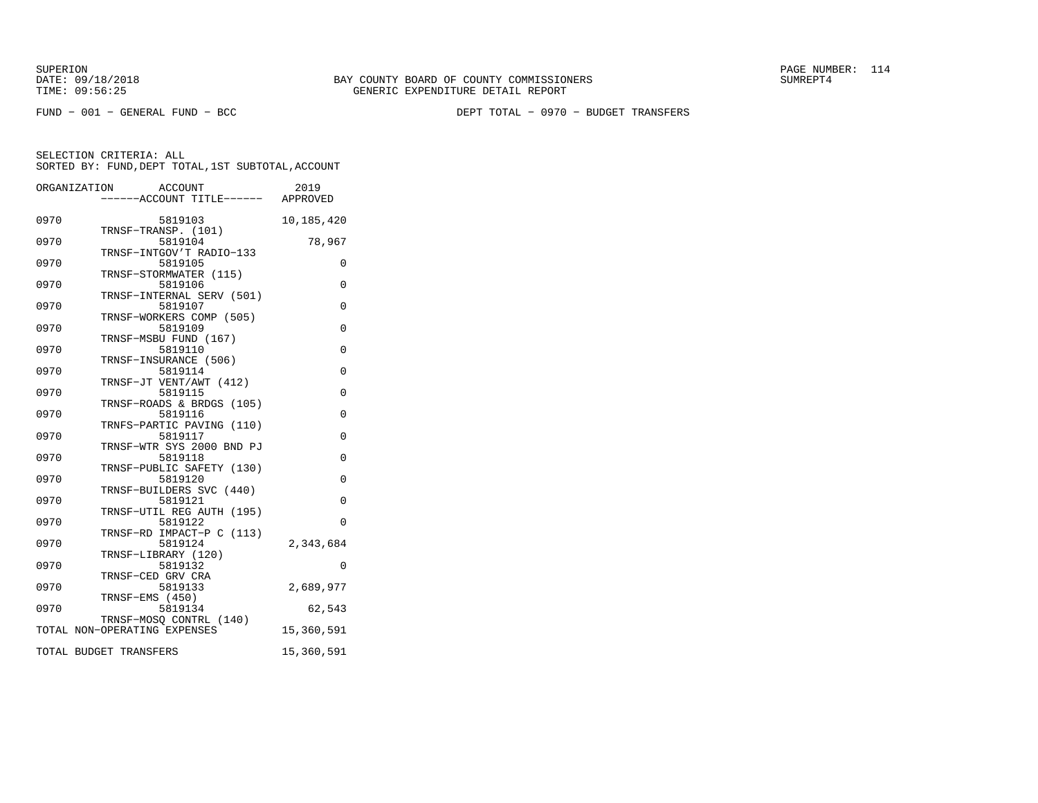BAY COUNTY BOARD OF COUNTY COMMISSIONERS
GENERIC EXPENDITURE DETAIL REPORT

SUPERION
DATE: 09/18/2018
TIME: 09:56:25

SUMREPT4

FUND − 001 − GENERAL FUND − BCC

DEPT TOTAL − 0970 − BUDGET TRANSFERS

SELECTION CRITERIA: ALL
SORTED BY: FUND,DEPT TOTAL,1ST SUBTOTAL,ACCOUNT

| ORGANIZATION | ACCOUNT / ------ACCOUNT TITLE------ | 2019 APPROVED |
|---|---|---|
| 0970 | 5819103 TRNSF−TRANSP. (101) | 10,185,420 |
| 0970 | 5819104 TRNSF−INTGOV'T RADIO−133 | 78,967 |
| 0970 | 5819105 TRNSF−STORMWATER (115) | 0 |
| 0970 | 5819106 TRNSF−INTERNAL SERV (501) | 0 |
| 0970 | 5819107 TRNSF−WORKERS COMP (505) | 0 |
| 0970 | 5819109 TRNSF−MSBU FUND (167) | 0 |
| 0970 | 5819110 TRNSF−INSURANCE (506) | 0 |
| 0970 | 5819114 TRNSF−JT VENT/AWT (412) | 0 |
| 0970 | 5819115 TRNSF−ROADS & BRDGS (105) | 0 |
| 0970 | 5819116 TRNFS−PARTIC PAVING (110) | 0 |
| 0970 | 5819117 TRNSF−WTR SYS 2000 BND PJ | 0 |
| 0970 | 5819118 TRNSF−PUBLIC SAFETY (130) | 0 |
| 0970 | 5819120 TRNSF−BUILDERS SVC (440) | 0 |
| 0970 | 5819121 TRNSF−UTIL REG AUTH (195) | 0 |
| 0970 | 5819122 TRNSF−RD IMPACT−P C (113) | 0 |
| 0970 | 5819124 TRNSF−LIBRARY (120) | 2,343,684 |
| 0970 | 5819132 TRNSF−CED GRV CRA | 0 |
| 0970 | 5819133 TRNSF−EMS (450) | 2,689,977 |
| 0970 | 5819134 TRNSF−MOSQ CONTRL (140) | 62,543 |
| TOTAL NON−OPERATING EXPENSES | | 15,360,591 |
| TOTAL BUDGET TRANSFERS | | 15,360,591 |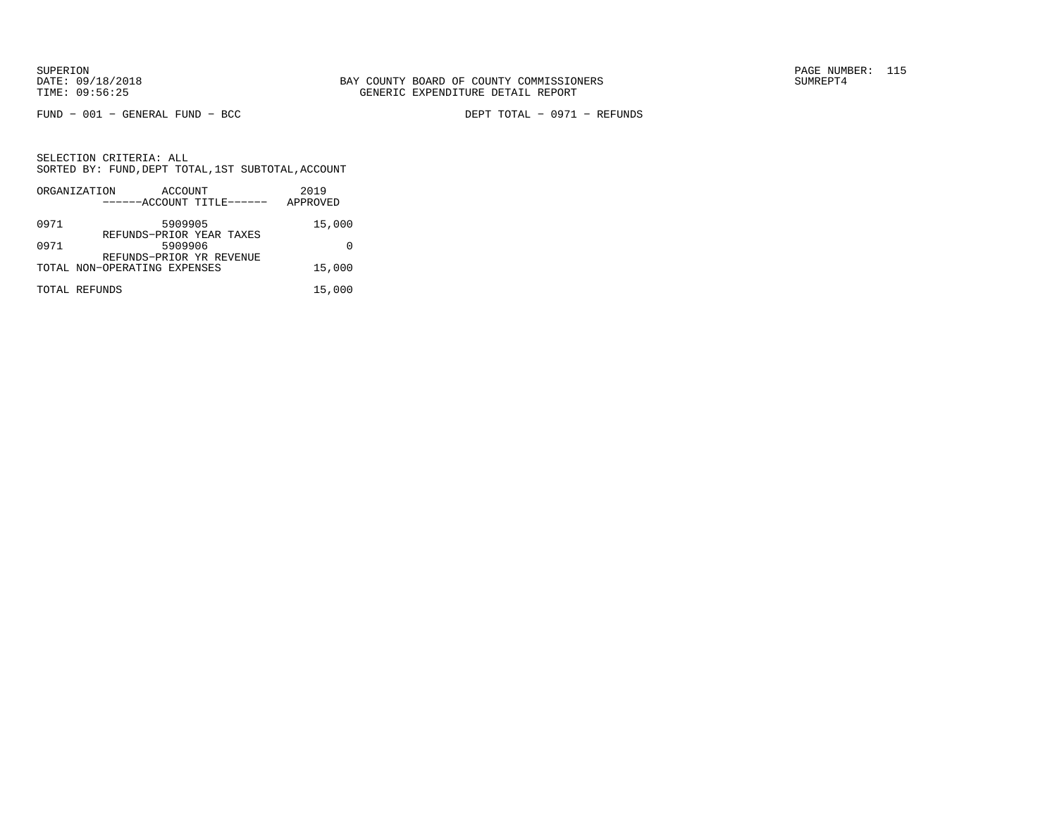FUND − 001 − GENERAL FUND − BCC

DEPT TOTAL − 0971 − REFUNDS

SELECTION CRITERIA: ALL
SORTED BY: FUND,DEPT TOTAL,1ST SUBTOTAL,ACCOUNT

| ORGANIZATION | ACCOUNT<br>------ACCOUNT TITLE------ | 2019<br>APPROVED |
|---|---|---|
| 0971 | 5909905<br>REFUNDS−PRIOR YEAR TAXES | 15,000 |
| 0971 | 5909906<br>REFUNDS−PRIOR YR REVENUE | 0 |
| TOTAL NON−OPERATING EXPENSES | | 15,000 |
| TOTAL REFUNDS | | 15,000 |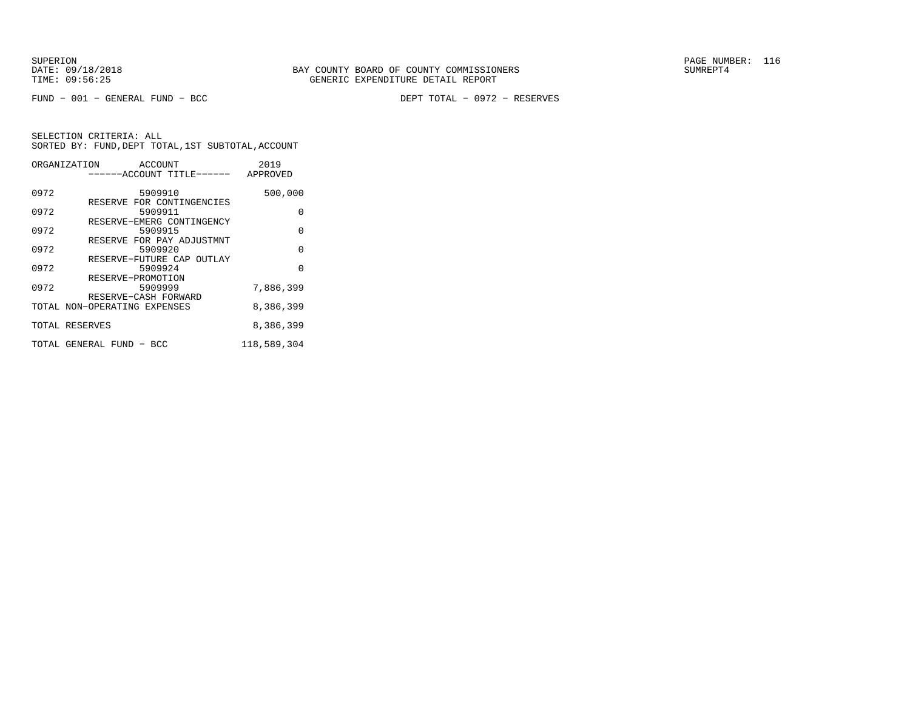SUPERION
DATE: 09/18/2018
TIME: 09:56:25

BAY COUNTY BOARD OF COUNTY COMMISSIONERS
GENERIC EXPENDITURE DETAIL REPORT

PAGE NUMBER: 116
SUMREPT4

FUND - 001 - GENERAL FUND - BCC

DEPT TOTAL - 0972 - RESERVES

SELECTION CRITERIA: ALL
SORTED BY: FUND,DEPT TOTAL,1ST SUBTOTAL,ACCOUNT

| ORGANIZATION | ACCOUNT<br>------ACCOUNT TITLE------ | 2019<br>APPROVED |
|---|---|---|
| 0972 | 5909910<br>RESERVE FOR CONTINGENCIES | 500,000 |
| 0972 | 5909911<br>RESERVE-EMERG CONTINGENCY | 0 |
| 0972 | 5909915<br>RESERVE FOR PAY ADJUSTMNT | 0 |
| 0972 | 5909920<br>RESERVE-FUTURE CAP OUTLAY | 0 |
| 0972 | 5909924<br>RESERVE-PROMOTION | 0 |
| 0972 | 5909999<br>RESERVE-CASH FORWARD | 7,886,399 |
| TOTAL NON-OPERATING EXPENSES | | 8,386,399 |
| TOTAL RESERVES | | 8,386,399 |
| TOTAL GENERAL FUND - BCC | | 118,589,304 |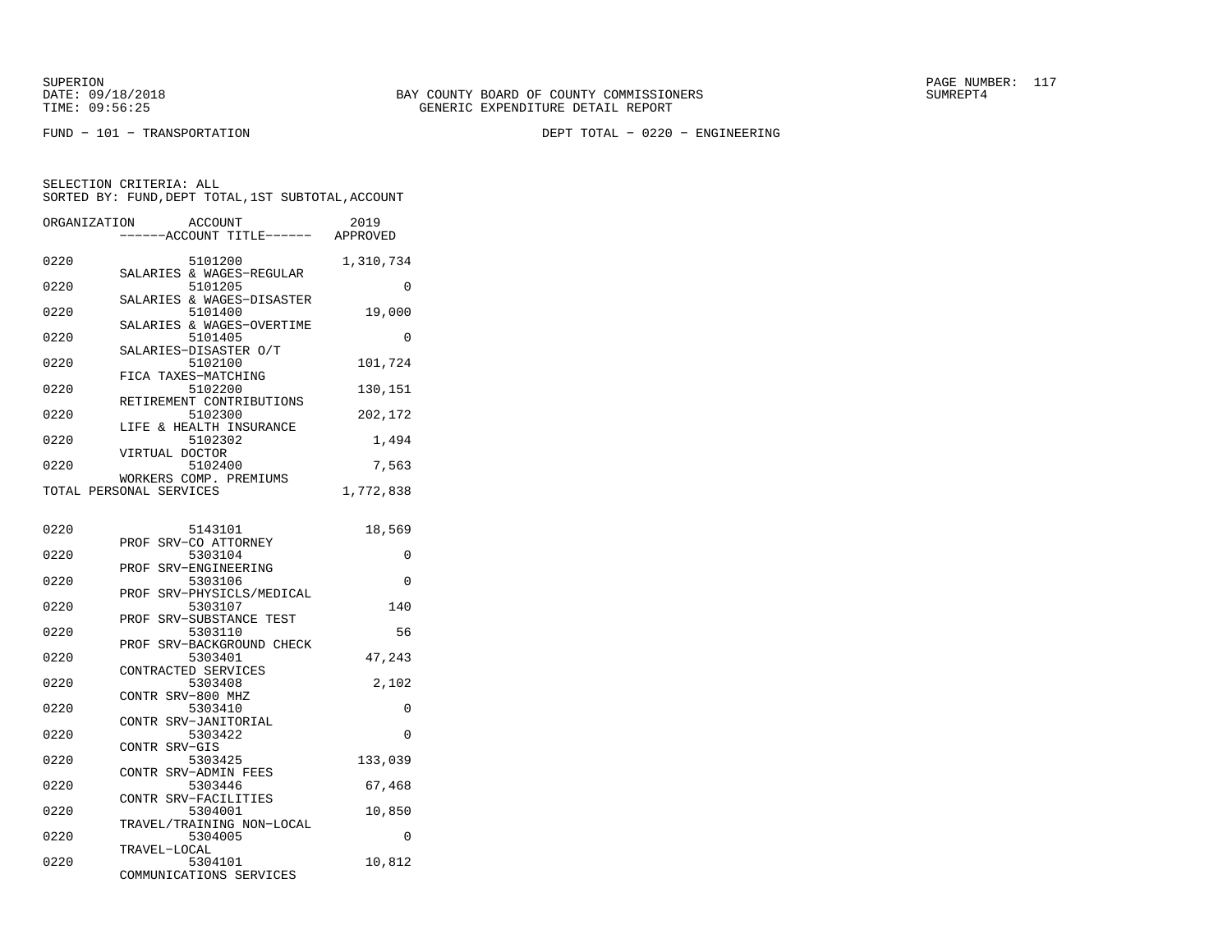BAY COUNTY BOARD OF COUNTY COMMISSIONERS
GENERIC EXPENDITURE DETAIL REPORT

FUND − 101 − TRANSPORTATION

DEPT TOTAL − 0220 − ENGINEERING

SELECTION CRITERIA: ALL
SORTED BY: FUND,DEPT TOTAL,1ST SUBTOTAL,ACCOUNT

| ORGANIZATION | ACCOUNT / ACCOUNT TITLE | 2019 APPROVED |
|---|---|---|
| 0220 | 5101200 SALARIES & WAGES−REGULAR | 1,310,734 |
| 0220 | 5101205 SALARIES & WAGES−DISASTER | 0 |
| 0220 | 5101400 SALARIES & WAGES−OVERTIME | 19,000 |
| 0220 | 5101405 SALARIES−DISASTER O/T | 0 |
| 0220 | 5102100 FICA TAXES−MATCHING | 101,724 |
| 0220 | 5102200 RETIREMENT CONTRIBUTIONS | 130,151 |
| 0220 | 5102300 LIFE & HEALTH INSURANCE | 202,172 |
| 0220 | 5102302 VIRTUAL DOCTOR | 1,494 |
| 0220 | 5102400 WORKERS COMP. PREMIUMS | 7,563 |
| TOTAL PERSONAL SERVICES | | 1,772,838 |
| 0220 | 5143101 PROF SRV−CO ATTORNEY | 18,569 |
| 0220 | 5303104 PROF SRV−ENGINEERING | 0 |
| 0220 | 5303106 PROF SRV−PHYSICLS/MEDICAL | 0 |
| 0220 | 5303107 PROF SRV−SUBSTANCE TEST | 140 |
| 0220 | 5303110 PROF SRV−BACKGROUND CHECK | 56 |
| 0220 | 5303401 CONTRACTED SERVICES | 47,243 |
| 0220 | 5303408 CONTR SRV−800 MHZ | 2,102 |
| 0220 | 5303410 CONTR SRV−JANITORIAL | 0 |
| 0220 | 5303422 CONTR SRV−GIS | 0 |
| 0220 | 5303425 CONTR SRV−ADMIN FEES | 133,039 |
| 0220 | 5303446 CONTR SRV−FACILITIES | 67,468 |
| 0220 | 5304001 TRAVEL/TRAINING NON−LOCAL | 10,850 |
| 0220 | 5304005 TRAVEL−LOCAL | 0 |
| 0220 | 5304101 COMMUNICATIONS SERVICES | 10,812 |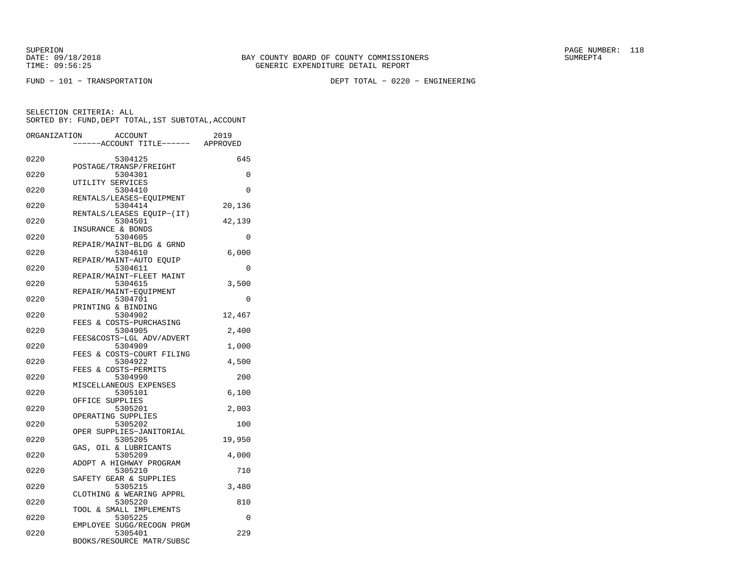SUPERION
DATE: 09/18/2018
TIME: 09:56:25

BAY COUNTY BOARD OF COUNTY COMMISSIONERS
GENERIC EXPENDITURE DETAIL REPORT

SUMREPT4

FUND − 101 − TRANSPORTATION    DEPT TOTAL − 0220 − ENGINEERING

SELECTION CRITERIA: ALL
SORTED BY: FUND,DEPT TOTAL,1ST SUBTOTAL,ACCOUNT

| ORGANIZATION | ACCOUNT / ------ACCOUNT TITLE------ | 2019 APPROVED |
|---|---|---|
| 0220 | 5304125 POSTAGE/TRANSP/FREIGHT | 645 |
| 0220 | 5304301 UTILITY SERVICES | 0 |
| 0220 | 5304410 RENTALS/LEASES−EQUIPMENT | 0 |
| 0220 | 5304414 RENTALS/LEASES EQUIP−(IT) | 20,136 |
| 0220 | 5304501 INSURANCE & BONDS | 42,139 |
| 0220 | 5304605 REPAIR/MAINT−BLDG & GRND | 0 |
| 0220 | 5304610 REPAIR/MAINT−AUTO EQUIP | 6,000 |
| 0220 | 5304611 REPAIR/MAINT−FLEET MAINT | 0 |
| 0220 | 5304615 REPAIR/MAINT−EQUIPMENT | 3,500 |
| 0220 | 5304701 PRINTING & BINDING | 0 |
| 0220 | 5304902 FEES & COSTS−PURCHASING | 12,467 |
| 0220 | 5304905 FEES&COSTS−LGL ADV/ADVERT | 2,400 |
| 0220 | 5304909 FEES & COSTS−COURT FILING | 1,000 |
| 0220 | 5304922 FEES & COSTS−PERMITS | 4,500 |
| 0220 | 5304990 MISCELLANEOUS EXPENSES | 200 |
| 0220 | 5305101 OFFICE SUPPLIES | 6,100 |
| 0220 | 5305201 OPERATING SUPPLIES | 2,003 |
| 0220 | 5305202 OPER SUPPLIES−JANITORIAL | 100 |
| 0220 | 5305205 GAS, OIL & LUBRICANTS | 19,950 |
| 0220 | 5305209 ADOPT A HIGHWAY PROGRAM | 4,000 |
| 0220 | 5305210 SAFETY GEAR & SUPPLIES | 710 |
| 0220 | 5305215 CLOTHING & WEARING APPRL | 3,480 |
| 0220 | 5305220 TOOL & SMALL IMPLEMENTS | 810 |
| 0220 | 5305225 EMPLOYEE SUGG/RECOGN PRGM | 0 |
| 0220 | 5305401 BOOKS/RESOURCE MATR/SUBSC | 229 |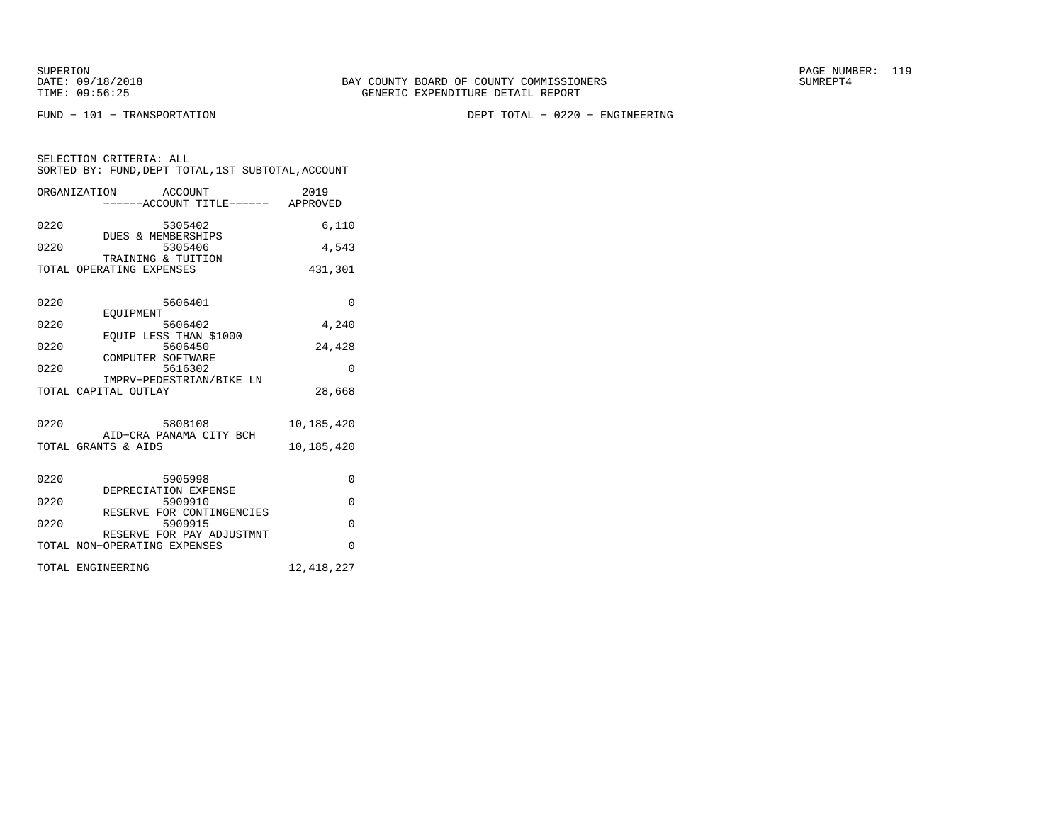BAY COUNTY BOARD OF COUNTY COMMISSIONERS
GENERIC EXPENDITURE DETAIL REPORT

SUPERION
DATE: 09/18/2018
TIME: 09:56:25

FUND − 101 − TRANSPORTATION

DEPT TOTAL − 0220 − ENGINEERING

SELECTION CRITERIA: ALL
SORTED BY: FUND,DEPT TOTAL,1ST SUBTOTAL,ACCOUNT

| ORGANIZATION | ACCOUNT ------ACCOUNT TITLE------ | 2019 APPROVED |
|---|---|---|
| 0220 | 5305402 DUES & MEMBERSHIPS | 6,110 |
| 0220 | 5305406 TRAINING & TUITION | 4,543 |
| TOTAL OPERATING EXPENSES | | 431,301 |
| 0220 | 5606401 EQUIPMENT | 0 |
| 0220 | 5606402 EQUIP LESS THAN $1000 | 4,240 |
| 0220 | 5606450 COMPUTER SOFTWARE | 24,428 |
| 0220 | 5616302 IMPRV−PEDESTRIAN/BIKE LN | 0 |
| TOTAL CAPITAL OUTLAY | | 28,668 |
| 0220 | 5808108 AID−CRA PANAMA CITY BCH | 10,185,420 |
| TOTAL GRANTS & AIDS | | 10,185,420 |
| 0220 | 5905998 DEPRECIATION EXPENSE | 0 |
| 0220 | 5909910 RESERVE FOR CONTINGENCIES | 0 |
| 0220 | 5909915 RESERVE FOR PAY ADJUSTMNT | 0 |
| TOTAL NON−OPERATING EXPENSES | | 0 |
| TOTAL ENGINEERING | | 12,418,227 |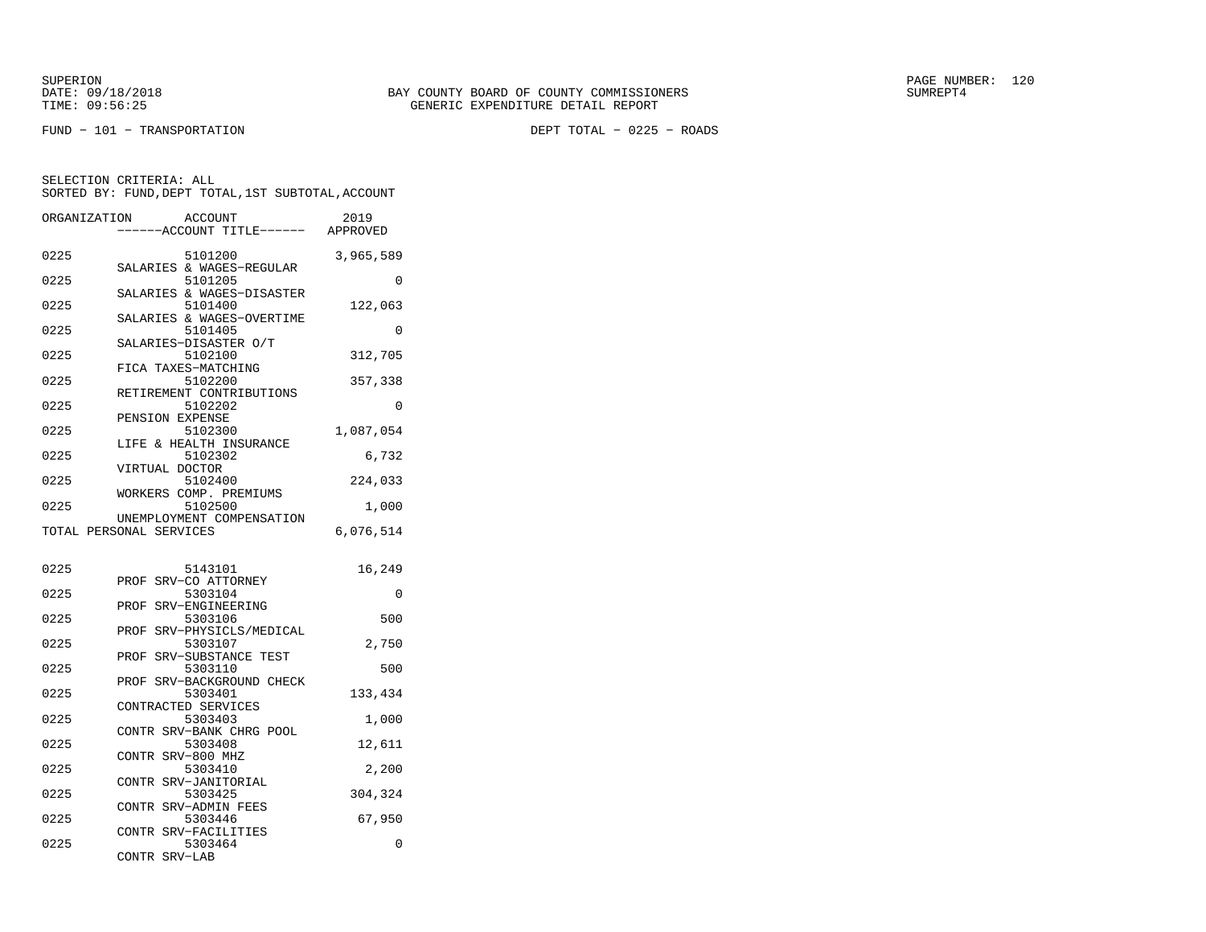SUPERION
DATE: 09/18/2018
TIME: 09:56:25

BAY COUNTY BOARD OF COUNTY COMMISSIONERS
GENERIC EXPENDITURE DETAIL REPORT

SUMREPT4

FUND - 101 - TRANSPORTATION

DEPT TOTAL - 0225 - ROADS

SELECTION CRITERIA: ALL
SORTED BY: FUND,DEPT TOTAL,1ST SUBTOTAL,ACCOUNT

| ORGANIZATION | ACCOUNT / ------ACCOUNT TITLE------ | 2019 APPROVED |
|---|---|---|
| 0225 | 5101200 SALARIES & WAGES-REGULAR | 3,965,589 |
| 0225 | 5101205 SALARIES & WAGES-DISASTER | 0 |
| 0225 | 5101400 SALARIES & WAGES-OVERTIME | 122,063 |
| 0225 | 5101405 SALARIES-DISASTER O/T | 0 |
| 0225 | 5102100 FICA TAXES-MATCHING | 312,705 |
| 0225 | 5102200 RETIREMENT CONTRIBUTIONS | 357,338 |
| 0225 | 5102202 PENSION EXPENSE | 0 |
| 0225 | 5102300 LIFE & HEALTH INSURANCE | 1,087,054 |
| 0225 | 5102302 VIRTUAL DOCTOR | 6,732 |
| 0225 | 5102400 WORKERS COMP. PREMIUMS | 224,033 |
| 0225 | 5102500 UNEMPLOYMENT COMPENSATION | 1,000 |
| TOTAL PERSONAL SERVICES | | 6,076,514 |
| 0225 | 5143101 PROF SRV-CO ATTORNEY | 16,249 |
| 0225 | 5303104 PROF SRV-ENGINEERING | 0 |
| 0225 | 5303106 PROF SRV-PHYSICLS/MEDICAL | 500 |
| 0225 | 5303107 PROF SRV-SUBSTANCE TEST | 2,750 |
| 0225 | 5303110 PROF SRV-BACKGROUND CHECK | 500 |
| 0225 | 5303401 CONTRACTED SERVICES | 133,434 |
| 0225 | 5303403 CONTR SRV-BANK CHRG POOL | 1,000 |
| 0225 | 5303408 CONTR SRV-800 MHZ | 12,611 |
| 0225 | 5303410 CONTR SRV-JANITORIAL | 2,200 |
| 0225 | 5303425 CONTR SRV-ADMIN FEES | 304,324 |
| 0225 | 5303446 CONTR SRV-FACILITIES | 67,950 |
| 0225 | 5303464 CONTR SRV-LAB | 0 |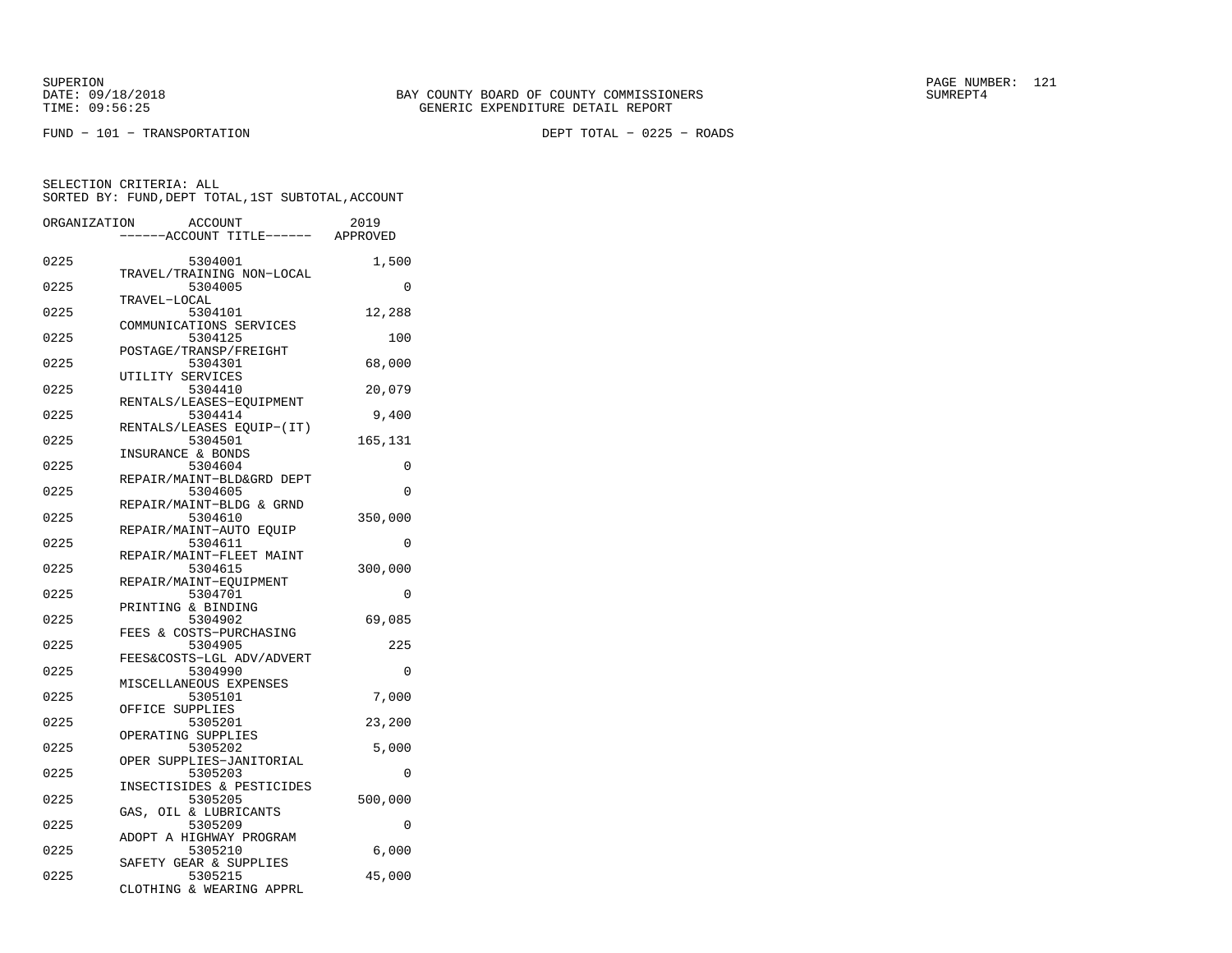SUPERION
DATE: 09/18/2018
TIME: 09:56:25

BAY COUNTY BOARD OF COUNTY COMMISSIONERS
GENERIC EXPENDITURE DETAIL REPORT

SUMREPT4

FUND − 101 − TRANSPORTATION

DEPT TOTAL − 0225 − ROADS

SELECTION CRITERIA: ALL
SORTED BY: FUND,DEPT TOTAL,1ST SUBTOTAL,ACCOUNT

| ORGANIZATION | ACCOUNT / ------ACCOUNT TITLE------ | 2019 APPROVED |
|---|---|---|
| 0225 | 5304001 TRAVEL/TRAINING NON−LOCAL | 1,500 |
| 0225 | 5304005 TRAVEL−LOCAL | 0 |
| 0225 | 5304101 COMMUNICATIONS SERVICES | 12,288 |
| 0225 | 5304125 POSTAGE/TRANSP/FREIGHT | 100 |
| 0225 | 5304301 UTILITY SERVICES | 68,000 |
| 0225 | 5304410 RENTALS/LEASES−EQUIPMENT | 20,079 |
| 0225 | 5304414 RENTALS/LEASES EQUIP−(IT) | 9,400 |
| 0225 | 5304501 INSURANCE & BONDS | 165,131 |
| 0225 | 5304604 REPAIR/MAINT−BLD&GRD DEPT | 0 |
| 0225 | 5304605 REPAIR/MAINT−BLDG & GRND | 0 |
| 0225 | 5304610 REPAIR/MAINT−AUTO EQUIP | 350,000 |
| 0225 | 5304611 REPAIR/MAINT−FLEET MAINT | 0 |
| 0225 | 5304615 REPAIR/MAINT−EQUIPMENT | 300,000 |
| 0225 | 5304701 PRINTING & BINDING | 0 |
| 0225 | 5304902 FEES & COSTS−PURCHASING | 69,085 |
| 0225 | 5304905 FEES&COSTS−LGL ADV/ADVERT | 225 |
| 0225 | 5304990 MISCELLANEOUS EXPENSES | 0 |
| 0225 | 5305101 OFFICE SUPPLIES | 7,000 |
| 0225 | 5305201 OPERATING SUPPLIES | 23,200 |
| 0225 | 5305202 OPER SUPPLIES−JANITORIAL | 5,000 |
| 0225 | 5305203 INSECTISIDES & PESTICIDES | 0 |
| 0225 | 5305205 GAS, OIL & LUBRICANTS | 500,000 |
| 0225 | 5305209 ADOPT A HIGHWAY PROGRAM | 0 |
| 0225 | 5305210 SAFETY GEAR & SUPPLIES | 6,000 |
| 0225 | 5305215 CLOTHING & WEARING APPRL | 45,000 |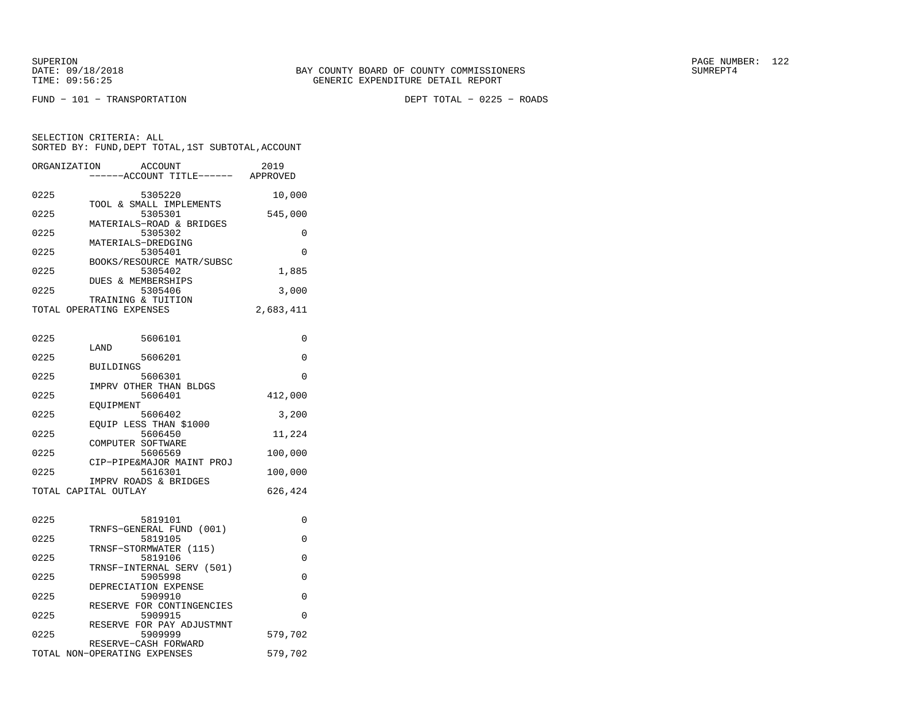FUND − 101 − TRANSPORTATION　　　　DEPT TOTAL − 0225 − ROADS

SELECTION CRITERIA: ALL
SORTED BY: FUND,DEPT TOTAL,1ST SUBTOTAL,ACCOUNT

| ORGANIZATION | ACCOUNT / ------ACCOUNT TITLE------ | 2019 APPROVED |
|---|---|---|
| 0225 | 5305220 TOOL & SMALL IMPLEMENTS | 10,000 |
| 0225 | 5305301 MATERIALS−ROAD & BRIDGES | 545,000 |
| 0225 | 5305302 MATERIALS−DREDGING | 0 |
| 0225 | 5305401 BOOKS/RESOURCE MATR/SUBSC | 0 |
| 0225 | 5305402 DUES & MEMBERSHIPS | 1,885 |
| 0225 | 5305406 TRAINING & TUITION | 3,000 |
| TOTAL OPERATING EXPENSES | | 2,683,411 |
| 0225 | 5606101 LAND | 0 |
| 0225 | 5606201 BUILDINGS | 0 |
| 0225 | 5606301 IMPRV OTHER THAN BLDGS | 0 |
| 0225 | 5606401 EQUIPMENT | 412,000 |
| 0225 | 5606402 EQUIP LESS THAN $1000 | 3,200 |
| 0225 | 5606450 COMPUTER SOFTWARE | 11,224 |
| 0225 | 5606569 CIP−PIPE&MAJOR MAINT PROJ | 100,000 |
| 0225 | 5616301 IMPRV ROADS & BRIDGES | 100,000 |
| TOTAL CAPITAL OUTLAY | | 626,424 |
| 0225 | 5819101 TRNFS−GENERAL FUND (001) | 0 |
| 0225 | 5819105 TRNSF−STORMWATER (115) | 0 |
| 0225 | 5819106 TRNSF−INTERNAL SERV (501) | 0 |
| 0225 | 5905998 DEPRECIATION EXPENSE | 0 |
| 0225 | 5909910 RESERVE FOR CONTINGENCIES | 0 |
| 0225 | 5909915 RESERVE FOR PAY ADJUSTMNT | 0 |
| 0225 | 5909999 RESERVE−CASH FORWARD | 579,702 |
| TOTAL NON−OPERATING EXPENSES | | 579,702 |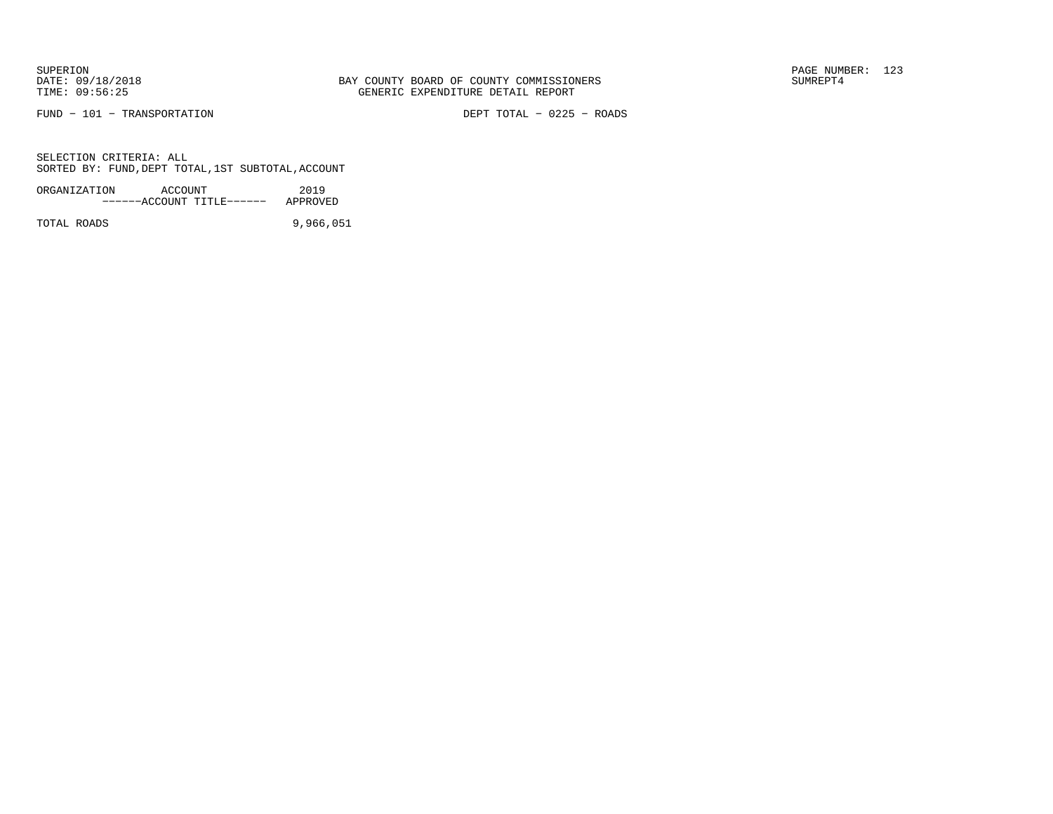FUND - 101 - TRANSPORTATION

DEPT TOTAL - 0225 - ROADS

SELECTION CRITERIA: ALL
SORTED BY: FUND,DEPT TOTAL,1ST SUBTOTAL,ACCOUNT

| ORGANIZATION ACCOUNT ------ACCOUNT TITLE------ | 2019 APPROVED |
|---|---|
| TOTAL ROADS | 9,966,051 |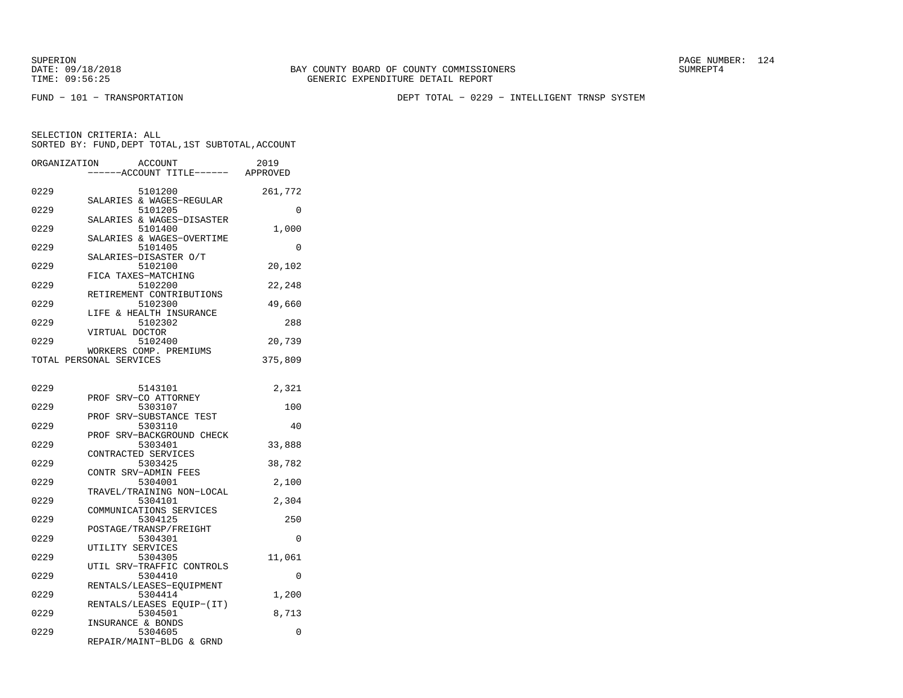BAY COUNTY BOARD OF COUNTY COMMISSIONERS
GENERIC EXPENDITURE DETAIL REPORT

FUND − 101 − TRANSPORTATION

DEPT TOTAL − 0229 − INTELLIGENT TRNSP SYSTEM

SELECTION CRITERIA: ALL
SORTED BY: FUND,DEPT TOTAL,1ST SUBTOTAL,ACCOUNT

| ORGANIZATION | ACCOUNT ------ACCOUNT TITLE------ | 2019 APPROVED |
|---|---|---|
| 0229 | 5101200 SALARIES & WAGES−REGULAR | 261,772 |
| 0229 | 5101205 SALARIES & WAGES−DISASTER | 0 |
| 0229 | 5101400 SALARIES & WAGES−OVERTIME | 1,000 |
| 0229 | 5101405 SALARIES−DISASTER O/T | 0 |
| 0229 | 5102100 FICA TAXES−MATCHING | 20,102 |
| 0229 | 5102200 RETIREMENT CONTRIBUTIONS | 22,248 |
| 0229 | 5102300 LIFE & HEALTH INSURANCE | 49,660 |
| 0229 | 5102302 VIRTUAL DOCTOR | 288 |
| 0229 | 5102400 WORKERS COMP. PREMIUMS | 20,739 |
| TOTAL PERSONAL SERVICES | | 375,809 |
| 0229 | 5143101 PROF SRV−CO ATTORNEY | 2,321 |
| 0229 | 5303107 PROF SRV−SUBSTANCE TEST | 100 |
| 0229 | 5303110 PROF SRV−BACKGROUND CHECK | 40 |
| 0229 | 5303401 CONTRACTED SERVICES | 33,888 |
| 0229 | 5303425 CONTR SRV−ADMIN FEES | 38,782 |
| 0229 | 5304001 TRAVEL/TRAINING NON−LOCAL | 2,100 |
| 0229 | 5304101 COMMUNICATIONS SERVICES | 2,304 |
| 0229 | 5304125 POSTAGE/TRANSP/FREIGHT | 250 |
| 0229 | 5304301 UTILITY SERVICES | 0 |
| 0229 | 5304305 UTIL SRV−TRAFFIC CONTROLS | 11,061 |
| 0229 | 5304410 RENTALS/LEASES−EQUIPMENT | 0 |
| 0229 | 5304414 RENTALS/LEASES EQUIP−(IT) | 1,200 |
| 0229 | 5304501 INSURANCE & BONDS | 8,713 |
| 0229 | 5304605 REPAIR/MAINT−BLDG & GRND | 0 |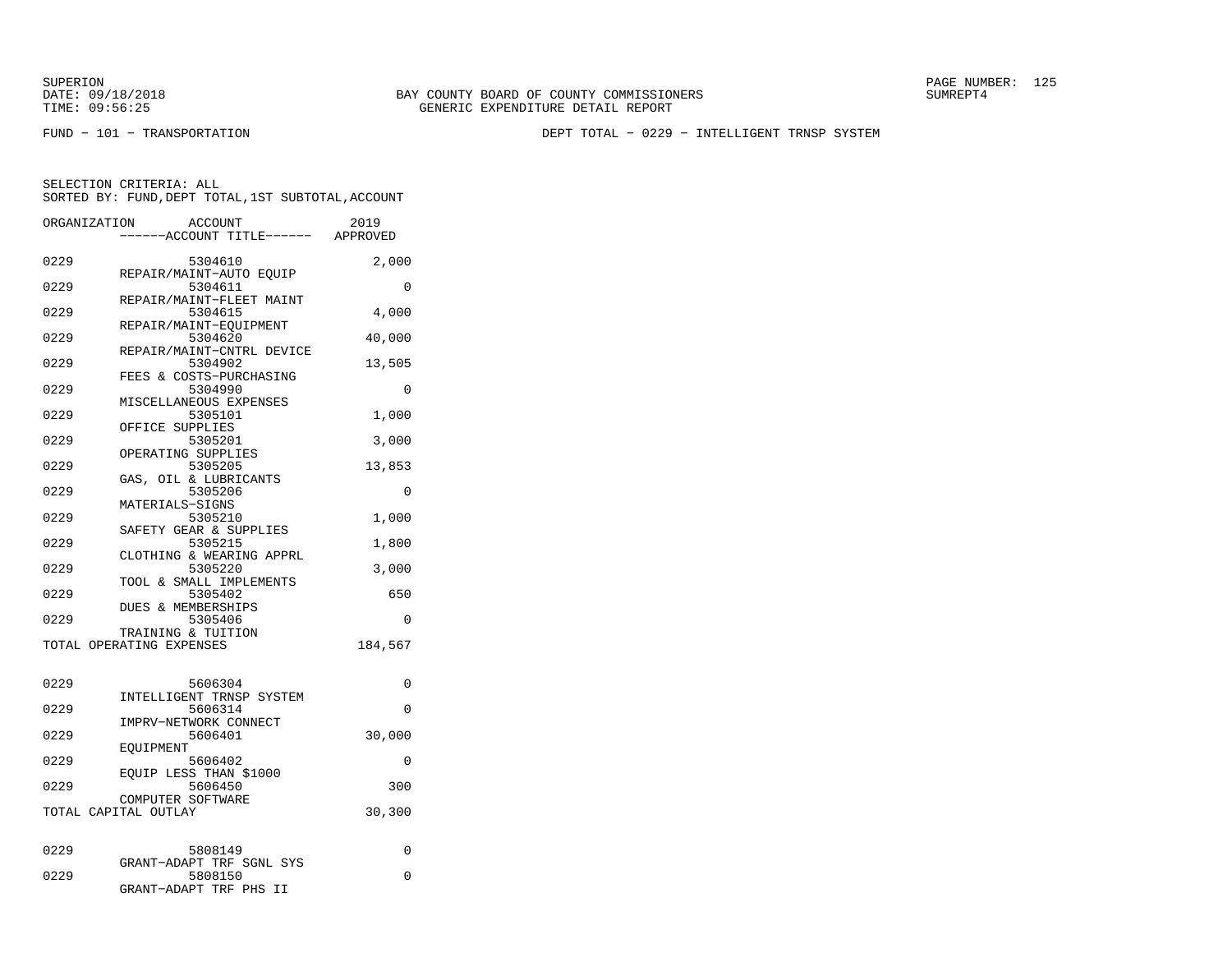SUPERION
DATE: 09/18/2018
TIME: 09:56:25

BAY COUNTY BOARD OF COUNTY COMMISSIONERS
GENERIC EXPENDITURE DETAIL REPORT

SUMREPT4

FUND − 101 − TRANSPORTATION

DEPT TOTAL − 0229 − INTELLIGENT TRNSP SYSTEM

SELECTION CRITERIA: ALL
SORTED BY: FUND,DEPT TOTAL,1ST SUBTOTAL,ACCOUNT

| ORGANIZATION | ACCOUNT ------ACCOUNT TITLE------ | 2019 APPROVED |
|---|---|---|
| 0229 | 5304610 REPAIR/MAINT−AUTO EQUIP | 2,000 |
| 0229 | 5304611 REPAIR/MAINT−FLEET MAINT | 0 |
| 0229 | 5304615 REPAIR/MAINT−EQUIPMENT | 4,000 |
| 0229 | 5304620 REPAIR/MAINT−CNTRL DEVICE | 40,000 |
| 0229 | 5304902 FEES & COSTS−PURCHASING | 13,505 |
| 0229 | 5304990 MISCELLANEOUS EXPENSES | 0 |
| 0229 | 5305101 OFFICE SUPPLIES | 1,000 |
| 0229 | 5305201 OPERATING SUPPLIES | 3,000 |
| 0229 | 5305205 GAS, OIL & LUBRICANTS | 13,853 |
| 0229 | 5305206 MATERIALS−SIGNS | 0 |
| 0229 | 5305210 SAFETY GEAR & SUPPLIES | 1,000 |
| 0229 | 5305215 CLOTHING & WEARING APPRL | 1,800 |
| 0229 | 5305220 TOOL & SMALL IMPLEMENTS | 3,000 |
| 0229 | 5305402 DUES & MEMBERSHIPS | 650 |
| 0229 | 5305406 TRAINING & TUITION | 0 |
| TOTAL OPERATING EXPENSES | | 184,567 |
| 0229 | 5606304 INTELLIGENT TRNSP SYSTEM | 0 |
| 0229 | 5606314 IMPRV−NETWORK CONNECT | 0 |
| 0229 | 5606401 EQUIPMENT | 30,000 |
| 0229 | 5606402 EQUIP LESS THAN $1000 | 0 |
| 0229 | 5606450 COMPUTER SOFTWARE | 300 |
| TOTAL CAPITAL OUTLAY | | 30,300 |
| 0229 | 5808149 GRANT−ADAPT TRF SGNL SYS | 0 |
| 0229 | 5808150 GRANT−ADAPT TRF PHS II | 0 |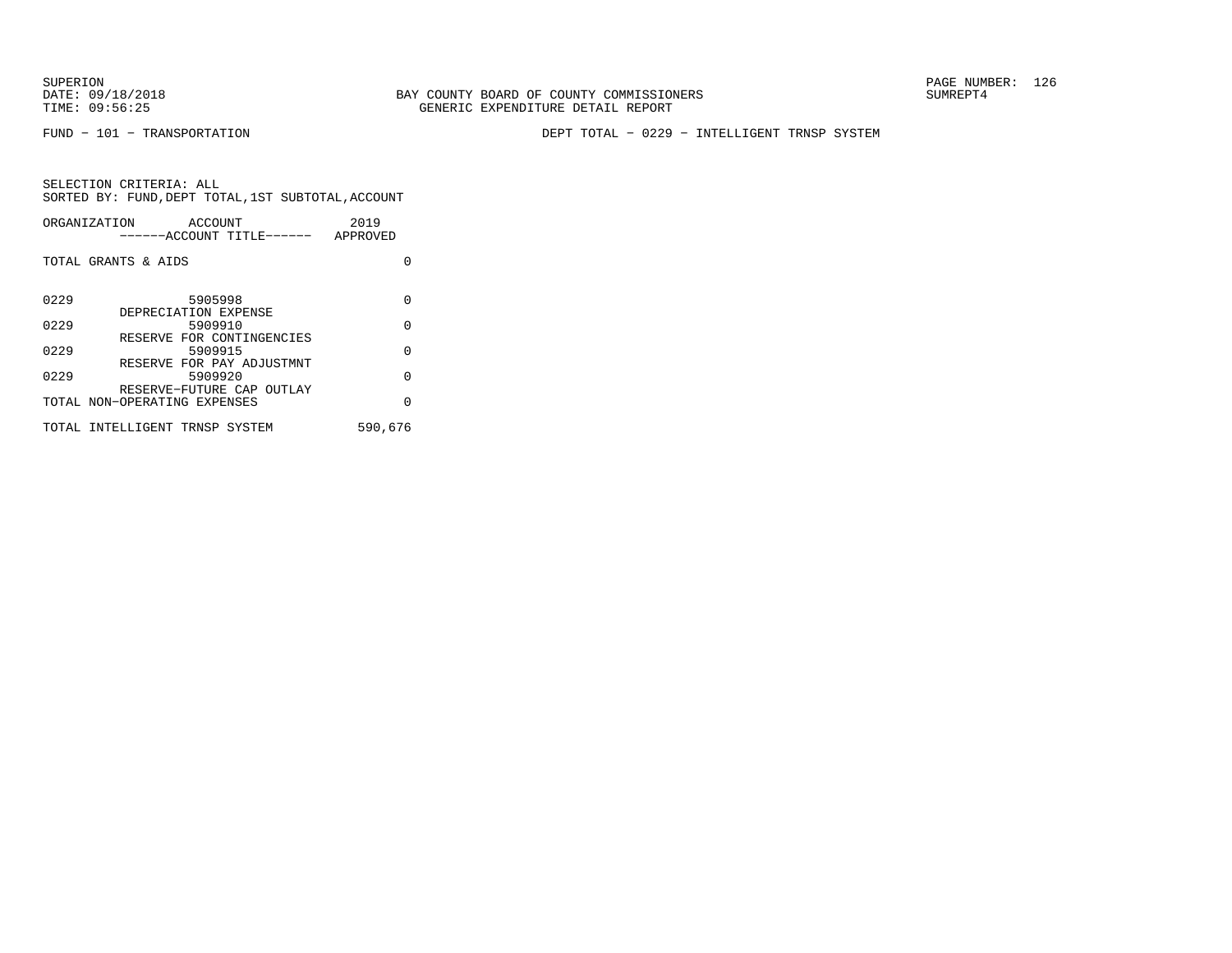BAY COUNTY BOARD OF COUNTY COMMISSIONERS
GENERIC EXPENDITURE DETAIL REPORT

SUPERION
DATE: 09/18/2018
TIME: 09:56:25

SUMREPT4

FUND − 101 − TRANSPORTATION

DEPT TOTAL − 0229 − INTELLIGENT TRNSP SYSTEM

SELECTION CRITERIA: ALL
SORTED BY: FUND,DEPT TOTAL,1ST SUBTOTAL,ACCOUNT

| ORGANIZATION | ACCOUNT<br>------ACCOUNT TITLE------ | 2019<br>APPROVED |
|---|---|---|
| TOTAL GRANTS & AIDS | | 0 |
| 0229 | 5905998<br>DEPRECIATION EXPENSE | 0 |
| 0229 | 5909910<br>RESERVE FOR CONTINGENCIES | 0 |
| 0229 | 5909915<br>RESERVE FOR PAY ADJUSTMNT | 0 |
| 0229 | 5909920<br>RESERVE−FUTURE CAP OUTLAY | 0 |
| TOTAL NON−OPERATING EXPENSES | | 0 |
| TOTAL INTELLIGENT TRNSP SYSTEM | | 590,676 |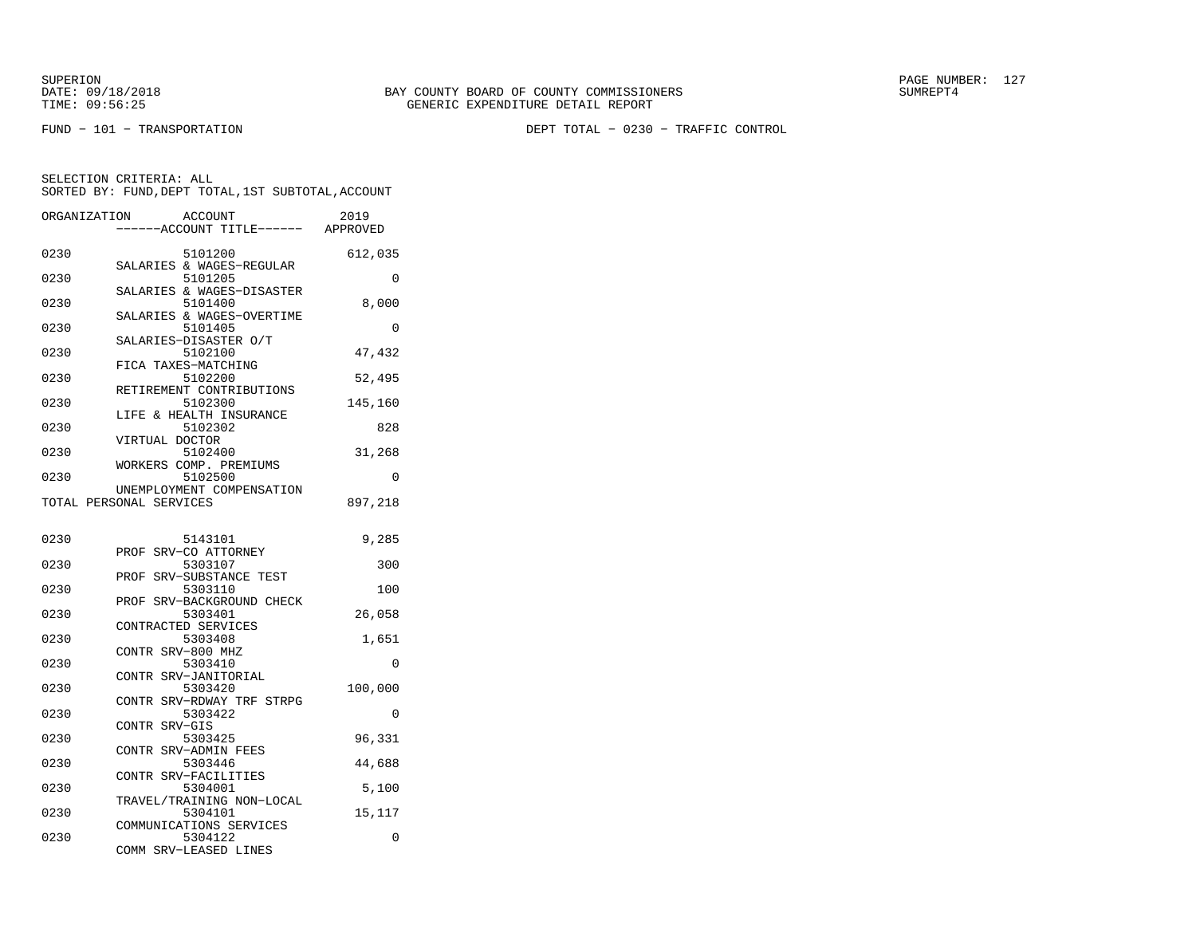BAY COUNTY BOARD OF COUNTY COMMISSIONERS
GENERIC EXPENDITURE DETAIL REPORT

SUPERION
DATE: 09/18/2018
TIME: 09:56:25

SUMREPT4

FUND − 101 − TRANSPORTATION

DEPT TOTAL − 0230 − TRAFFIC CONTROL

SELECTION CRITERIA: ALL
SORTED BY: FUND,DEPT TOTAL,1ST SUBTOTAL,ACCOUNT

| ORGANIZATION | ACCOUNT ------ACCOUNT TITLE------ | 2019 APPROVED |
|---|---|---|
| 0230 | 5101200 SALARIES & WAGES−REGULAR | 612,035 |
| 0230 | 5101205 SALARIES & WAGES−DISASTER | 0 |
| 0230 | 5101400 SALARIES & WAGES−OVERTIME | 8,000 |
| 0230 | 5101405 SALARIES−DISASTER O/T | 0 |
| 0230 | 5102100 FICA TAXES−MATCHING | 47,432 |
| 0230 | 5102200 RETIREMENT CONTRIBUTIONS | 52,495 |
| 0230 | 5102300 LIFE & HEALTH INSURANCE | 145,160 |
| 0230 | 5102302 VIRTUAL DOCTOR | 828 |
| 0230 | 5102400 WORKERS COMP. PREMIUMS | 31,268 |
| 0230 | 5102500 UNEMPLOYMENT COMPENSATION | 0 |
| TOTAL PERSONAL SERVICES | | 897,218 |
| 0230 | 5143101 PROF SRV−CO ATTORNEY | 9,285 |
| 0230 | 5303107 PROF SRV−SUBSTANCE TEST | 300 |
| 0230 | 5303110 PROF SRV−BACKGROUND CHECK | 100 |
| 0230 | 5303401 CONTRACTED SERVICES | 26,058 |
| 0230 | 5303408 CONTR SRV−800 MHZ | 1,651 |
| 0230 | 5303410 CONTR SRV−JANITORIAL | 0 |
| 0230 | 5303420 CONTR SRV−RDWAY TRF STRPG | 100,000 |
| 0230 | 5303422 CONTR SRV−GIS | 0 |
| 0230 | 5303425 CONTR SRV−ADMIN FEES | 96,331 |
| 0230 | 5303446 CONTR SRV−FACILITIES | 44,688 |
| 0230 | 5304001 TRAVEL/TRAINING NON−LOCAL | 5,100 |
| 0230 | 5304101 COMMUNICATIONS SERVICES | 15,117 |
| 0230 | 5304122 COMM SRV−LEASED LINES | 0 |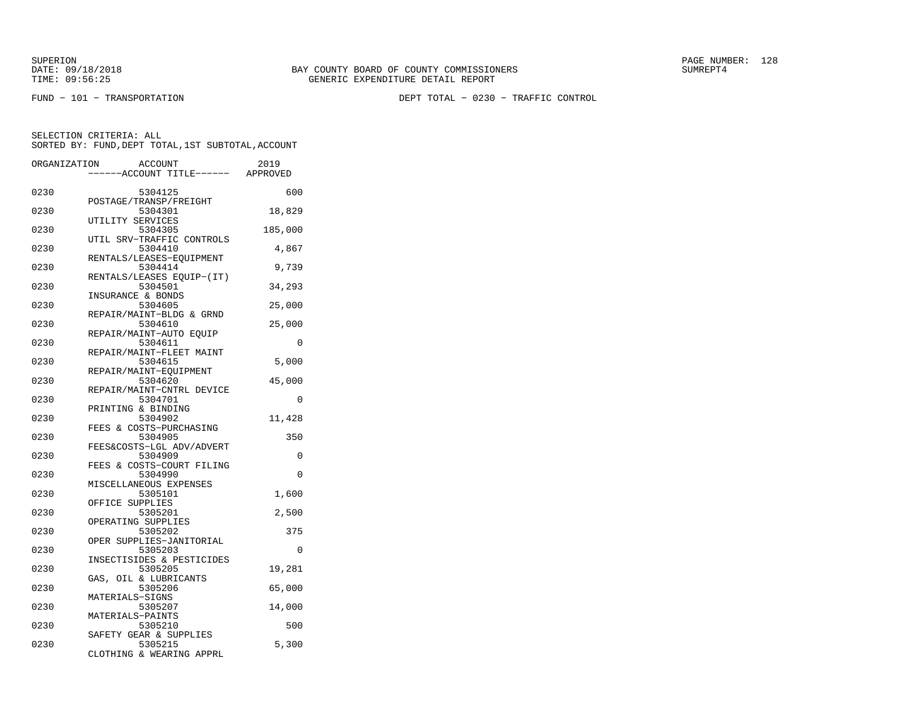BAY COUNTY BOARD OF COUNTY COMMISSIONERS
GENERIC EXPENDITURE DETAIL REPORT

SUPERION
DATE: 09/18/2018
TIME: 09:56:25

SUMREPT4

FUND − 101 − TRANSPORTATION

DEPT TOTAL − 0230 − TRAFFIC CONTROL

SELECTION CRITERIA: ALL
SORTED BY: FUND,DEPT TOTAL,1ST SUBTOTAL,ACCOUNT

| ORGANIZATION | ACCOUNT | ------ACCOUNT TITLE------ | 2019 APPROVED |
|---|---|---|---|
| 0230 | 5304125 | POSTAGE/TRANSP/FREIGHT | 600 |
| 0230 | 5304301 | UTILITY SERVICES | 18,829 |
| 0230 | 5304305 | UTIL SRV−TRAFFIC CONTROLS | 185,000 |
| 0230 | 5304410 | RENTALS/LEASES−EQUIPMENT | 4,867 |
| 0230 | 5304414 | RENTALS/LEASES EQUIP−(IT) | 9,739 |
| 0230 | 5304501 | INSURANCE & BONDS | 34,293 |
| 0230 | 5304605 | REPAIR/MAINT−BLDG & GRND | 25,000 |
| 0230 | 5304610 | REPAIR/MAINT−AUTO EQUIP | 25,000 |
| 0230 | 5304611 | REPAIR/MAINT−FLEET MAINT | 0 |
| 0230 | 5304615 | REPAIR/MAINT−EQUIPMENT | 5,000 |
| 0230 | 5304620 | REPAIR/MAINT−CNTRL DEVICE | 45,000 |
| 0230 | 5304701 | PRINTING & BINDING | 0 |
| 0230 | 5304902 | FEES & COSTS−PURCHASING | 11,428 |
| 0230 | 5304905 | FEES&COSTS−LGL ADV/ADVERT | 350 |
| 0230 | 5304909 | FEES & COSTS−COURT FILING | 0 |
| 0230 | 5304990 | MISCELLANEOUS EXPENSES | 0 |
| 0230 | 5305101 | OFFICE SUPPLIES | 1,600 |
| 0230 | 5305201 | OPERATING SUPPLIES | 2,500 |
| 0230 | 5305202 | OPER SUPPLIES−JANITORIAL | 375 |
| 0230 | 5305203 | INSECTISIDES & PESTICIDES | 0 |
| 0230 | 5305205 | GAS, OIL & LUBRICANTS | 19,281 |
| 0230 | 5305206 | MATERIALS−SIGNS | 65,000 |
| 0230 | 5305207 | MATERIALS−PAINTS | 14,000 |
| 0230 | 5305210 | SAFETY GEAR & SUPPLIES | 500 |
| 0230 | 5305215 | CLOTHING & WEARING APPRL | 5,300 |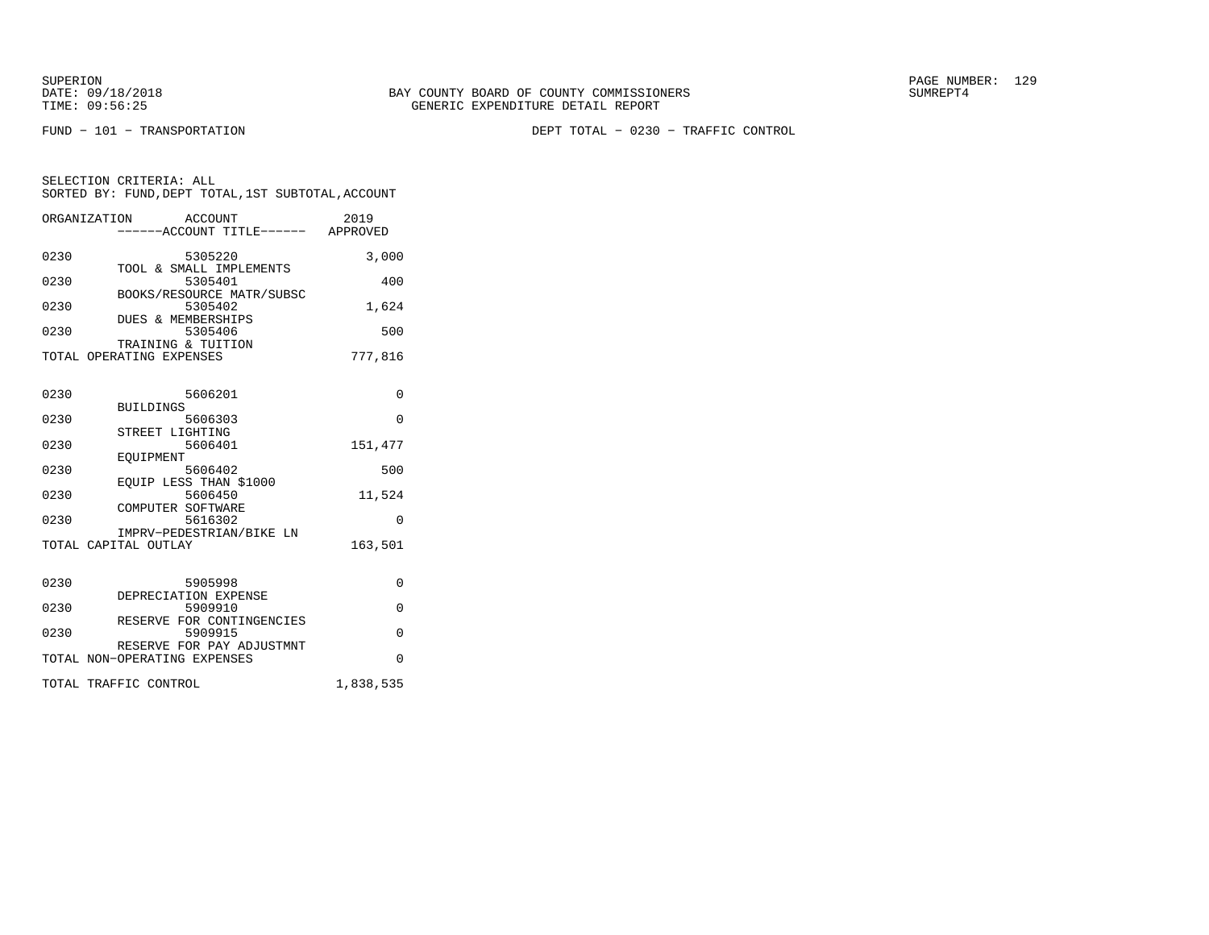BAY COUNTY BOARD OF COUNTY COMMISSIONERS
GENERIC EXPENDITURE DETAIL REPORT

SUPERION
DATE: 09/18/2018
TIME: 09:56:25

SUMREPT4

FUND − 101 − TRANSPORTATION

DEPT TOTAL − 0230 − TRAFFIC CONTROL

SELECTION CRITERIA: ALL
SORTED BY: FUND,DEPT TOTAL,1ST SUBTOTAL,ACCOUNT

| ORGANIZATION | ACCOUNT ------ACCOUNT TITLE------ | 2019 APPROVED |
|---|---|---|
| 0230 | 5305220 TOOL & SMALL IMPLEMENTS | 3,000 |
| 0230 | 5305401 BOOKS/RESOURCE MATR/SUBSC | 400 |
| 0230 | 5305402 DUES & MEMBERSHIPS | 1,624 |
| 0230 | 5305406 TRAINING & TUITION | 500 |
| TOTAL OPERATING EXPENSES | | 777,816 |
| 0230 | 5606201 BUILDINGS | 0 |
| 0230 | 5606303 STREET LIGHTING | 0 |
| 0230 | 5606401 EQUIPMENT | 151,477 |
| 0230 | 5606402 EQUIP LESS THAN $1000 | 500 |
| 0230 | 5606450 COMPUTER SOFTWARE | 11,524 |
| 0230 | 5616302 IMPRV−PEDESTRIAN/BIKE LN | 0 |
| TOTAL CAPITAL OUTLAY | | 163,501 |
| 0230 | 5905998 DEPRECIATION EXPENSE | 0 |
| 0230 | 5909910 RESERVE FOR CONTINGENCIES | 0 |
| 0230 | 5909915 RESERVE FOR PAY ADJUSTMNT | 0 |
| TOTAL NON−OPERATING EXPENSES | | 0 |
| TOTAL TRAFFIC CONTROL | | 1,838,535 |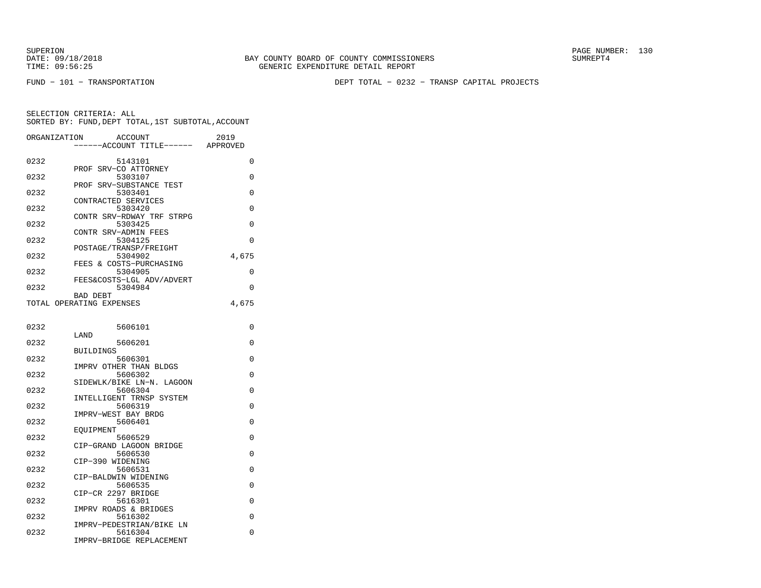BAY COUNTY BOARD OF COUNTY COMMISSIONERS
GENERIC EXPENDITURE DETAIL REPORT

FUND − 101 − TRANSPORTATION

DEPT TOTAL − 0232 − TRANSP CAPITAL PROJECTS

SELECTION CRITERIA: ALL
SORTED BY: FUND,DEPT TOTAL,1ST SUBTOTAL,ACCOUNT

| ORGANIZATION | ACCOUNT / ACCOUNT TITLE | 2019 APPROVED |
|---|---|---|
| 0232 | 5143101 PROF SRV−CO ATTORNEY | 0 |
| 0232 | 5303107 PROF SRV−SUBSTANCE TEST | 0 |
| 0232 | 5303401 CONTRACTED SERVICES | 0 |
| 0232 | 5303420 CONTR SRV−RDWAY TRF STRPG | 0 |
| 0232 | 5303425 CONTR SRV−ADMIN FEES | 0 |
| 0232 | 5304125 POSTAGE/TRANSP/FREIGHT | 0 |
| 0232 | 5304902 FEES & COSTS−PURCHASING | 4,675 |
| 0232 | 5304905 FEES&COSTS−LGL ADV/ADVERT | 0 |
| 0232 | 5304984 BAD DEBT | 0 |
| TOTAL OPERATING EXPENSES | | 4,675 |
| 0232 | 5606101 LAND | 0 |
| 0232 | 5606201 BUILDINGS | 0 |
| 0232 | 5606301 IMPRV OTHER THAN BLDGS | 0 |
| 0232 | 5606302 SIDEWLK/BIKE LN−N. LAGOON | 0 |
| 0232 | 5606304 INTELLIGENT TRNSP SYSTEM | 0 |
| 0232 | 5606319 IMPRV−WEST BAY BRDG | 0 |
| 0232 | 5606401 EQUIPMENT | 0 |
| 0232 | 5606529 CIP−GRAND LAGOON BRIDGE | 0 |
| 0232 | 5606530 CIP−390 WIDENING | 0 |
| 0232 | 5606531 CIP−BALDWIN WIDENING | 0 |
| 0232 | 5606535 CIP−CR 2297 BRIDGE | 0 |
| 0232 | 5616301 IMPRV ROADS & BRIDGES | 0 |
| 0232 | 5616302 IMPRV−PEDESTRIAN/BIKE LN | 0 |
| 0232 | 5616304 IMPRV−BRIDGE REPLACEMENT | 0 |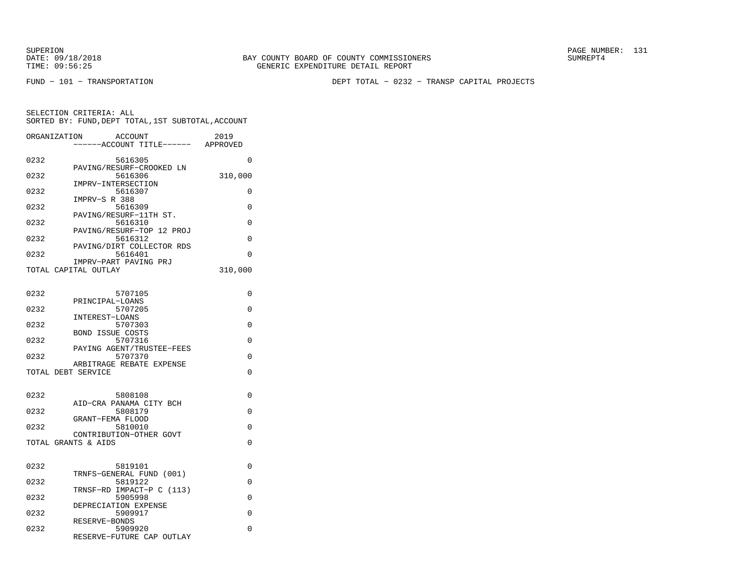SUPERION
DATE: 09/18/2018
TIME: 09:56:25

BAY COUNTY BOARD OF COUNTY COMMISSIONERS
GENERIC EXPENDITURE DETAIL REPORT

SUMREPT4

FUND - 101 - TRANSPORTATION

DEPT TOTAL - 0232 - TRANSP CAPITAL PROJECTS

SELECTION CRITERIA: ALL
SORTED BY: FUND,DEPT TOTAL,1ST SUBTOTAL,ACCOUNT

| ORGANIZATION | ACCOUNT ------ACCOUNT TITLE------ | 2019 APPROVED |
|---|---|---|
| 0232 | 5616305 PAVING/RESURF-CROOKED LN | 0 |
| 0232 | 5616306 IMPRV-INTERSECTION | 310,000 |
| 0232 | 5616307 IMPRV-S R 388 | 0 |
| 0232 | 5616309 PAVING/RESURF-11TH ST. | 0 |
| 0232 | 5616310 PAVING/RESURF-TOP 12 PROJ | 0 |
| 0232 | 5616312 PAVING/DIRT COLLECTOR RDS | 0 |
| 0232 | 5616401 IMPRV-PART PAVING PRJ | 0 |
| TOTAL CAPITAL OUTLAY | | 310,000 |
| 0232 | 5707105 PRINCIPAL-LOANS | 0 |
| 0232 | 5707205 INTEREST-LOANS | 0 |
| 0232 | 5707303 BOND ISSUE COSTS | 0 |
| 0232 | 5707316 PAYING AGENT/TRUSTEE-FEES | 0 |
| 0232 | 5707370 ARBITRAGE REBATE EXPENSE | 0 |
| TOTAL DEBT SERVICE | | 0 |
| 0232 | 5808108 AID-CRA PANAMA CITY BCH | 0 |
| 0232 | 5808179 GRANT-FEMA FLOOD | 0 |
| 0232 | 5810010 CONTRIBUTION-OTHER GOVT | 0 |
| TOTAL GRANTS & AIDS | | 0 |
| 0232 | 5819101 TRNFS-GENERAL FUND (001) | 0 |
| 0232 | 5819122 TRNSF-RD IMPACT-P C (113) | 0 |
| 0232 | 5905998 DEPRECIATION EXPENSE | 0 |
| 0232 | 5909917 RESERVE-BONDS | 0 |
| 0232 | 5909920 RESERVE-FUTURE CAP OUTLAY | 0 |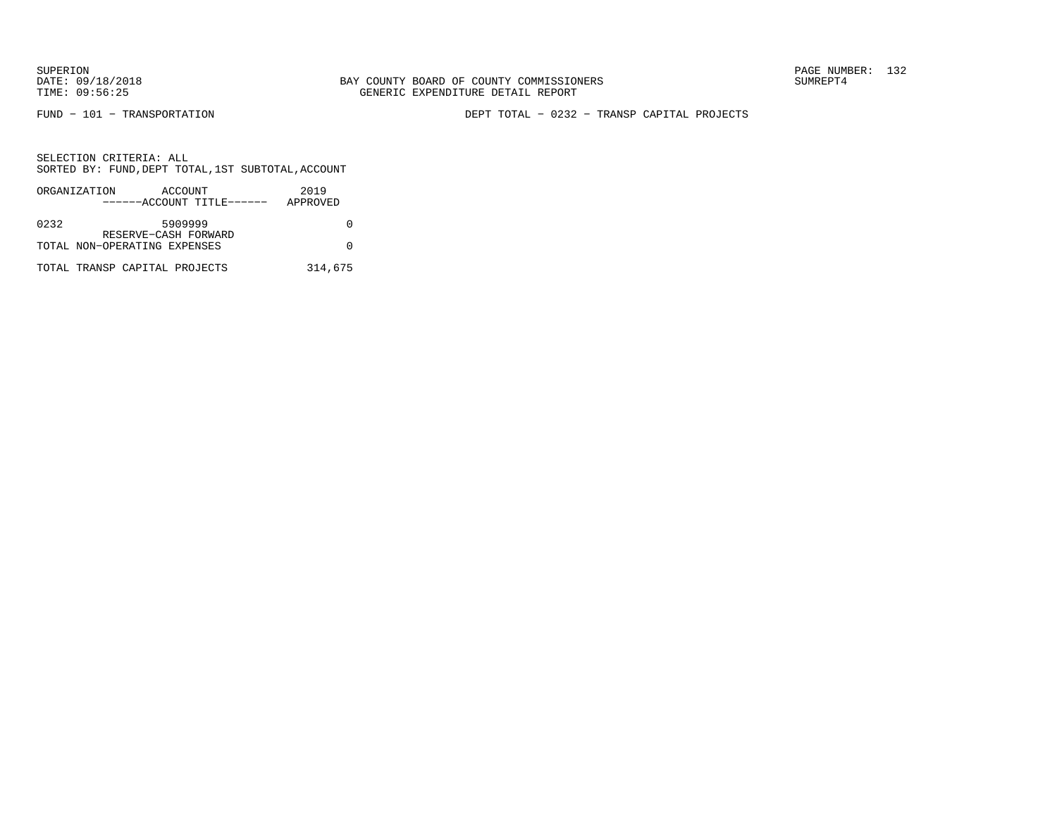FUND − 101 − TRANSPORTATION

DEPT TOTAL − 0232 − TRANSP CAPITAL PROJECTS

SELECTION CRITERIA: ALL
SORTED BY: FUND,DEPT TOTAL,1ST SUBTOTAL,ACCOUNT

| ORGANIZATION | ACCOUNT<br>------ACCOUNT TITLE------ | 2019<br>APPROVED |
|---|---|---|
| 0232 | 5909999<br>RESERVE−CASH FORWARD | 0 |
| TOTAL NON−OPERATING EXPENSES | | 0 |
| TOTAL TRANSP CAPITAL PROJECTS | | 314,675 |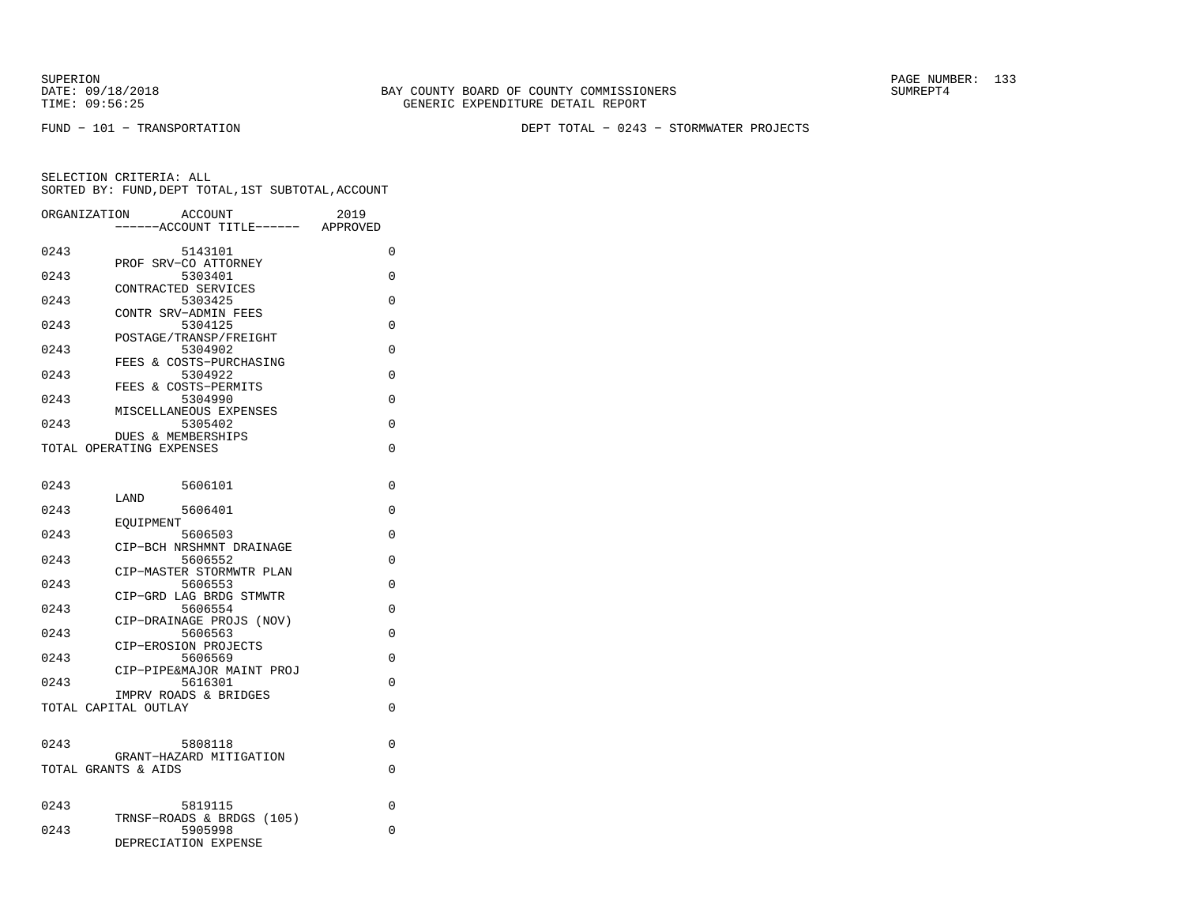SUPERION
DATE: 09/18/2018
TIME: 09:56:25

BAY COUNTY BOARD OF COUNTY COMMISSIONERS
GENERIC EXPENDITURE DETAIL REPORT

SUMREPT4

FUND − 101 − TRANSPORTATION

DEPT TOTAL − 0243 − STORMWATER PROJECTS

SELECTION CRITERIA: ALL
SORTED BY: FUND,DEPT TOTAL,1ST SUBTOTAL,ACCOUNT

| ORGANIZATION | ACCOUNT / ------ACCOUNT TITLE------ | 2019 APPROVED |
|---|---|---|
| 0243 | 5143101 PROF SRV−CO ATTORNEY | 0 |
| 0243 | 5303401 CONTRACTED SERVICES | 0 |
| 0243 | 5303425 CONTR SRV−ADMIN FEES | 0 |
| 0243 | 5304125 POSTAGE/TRANSP/FREIGHT | 0 |
| 0243 | 5304902 FEES & COSTS−PURCHASING | 0 |
| 0243 | 5304922 FEES & COSTS−PERMITS | 0 |
| 0243 | 5304990 MISCELLANEOUS EXPENSES | 0 |
| 0243 | 5305402 DUES & MEMBERSHIPS | 0 |
| TOTAL OPERATING EXPENSES | | 0 |
| 0243 | 5606101 LAND | 0 |
| 0243 | 5606401 EQUIPMENT | 0 |
| 0243 | 5606503 CIP−BCH NRSHMNT DRAINAGE | 0 |
| 0243 | 5606552 CIP−MASTER STORMWTR PLAN | 0 |
| 0243 | 5606553 CIP−GRD LAG BRDG STMWTR | 0 |
| 0243 | 5606554 CIP−DRAINAGE PROJS (NOV) | 0 |
| 0243 | 5606563 CIP−EROSION PROJECTS | 0 |
| 0243 | 5606569 CIP−PIPE&MAJOR MAINT PROJ | 0 |
| 0243 | 5616301 IMPRV ROADS & BRIDGES | 0 |
| TOTAL CAPITAL OUTLAY | | 0 |
| 0243 | 5808118 GRANT−HAZARD MITIGATION | 0 |
| TOTAL GRANTS & AIDS | | 0 |
| 0243 | 5819115 TRNSF−ROADS & BRDGS (105) | 0 |
| 0243 | 5905998 DEPRECIATION EXPENSE | 0 |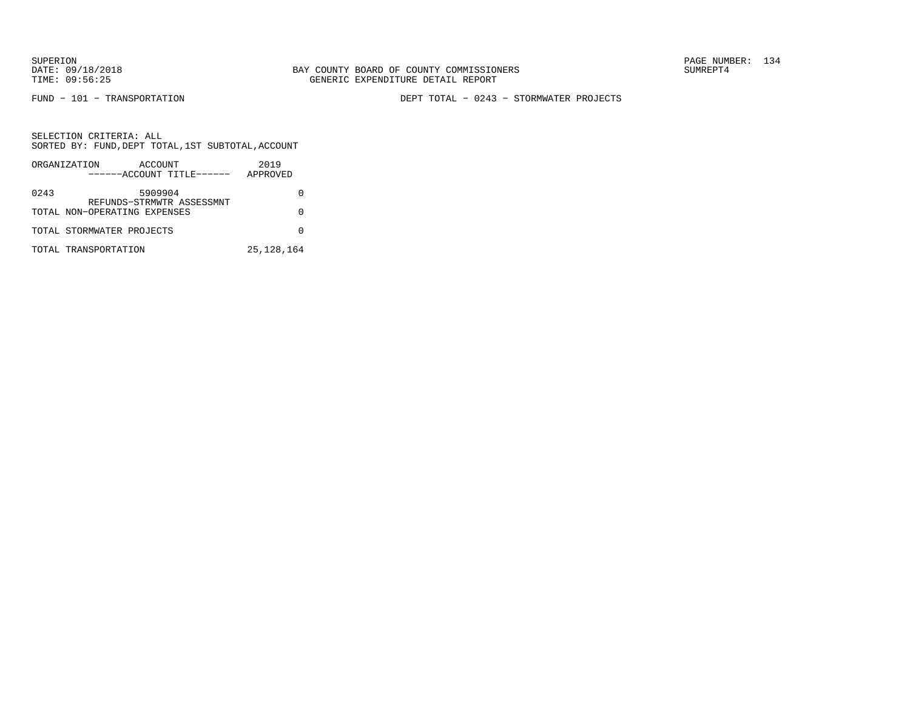SUPERION
DATE: 09/18/2018
TIME: 09:56:25

BAY COUNTY BOARD OF COUNTY COMMISSIONERS
GENERIC EXPENDITURE DETAIL REPORT

SUMREPT4

FUND − 101 − TRANSPORTATION

DEPT TOTAL − 0243 − STORMWATER PROJECTS

SELECTION CRITERIA: ALL
SORTED BY: FUND,DEPT TOTAL,1ST SUBTOTAL,ACCOUNT

| ORGANIZATION | ACCOUNT / ------ACCOUNT TITLE------ | 2019 APPROVED |
|---|---|---|
| 0243 | 5909904 REFUNDS−STRMWTR ASSESSMNT | 0 |
| TOTAL NON−OPERATING EXPENSES | | 0 |
| TOTAL STORMWATER PROJECTS | | 0 |
| TOTAL TRANSPORTATION | | 25,128,164 |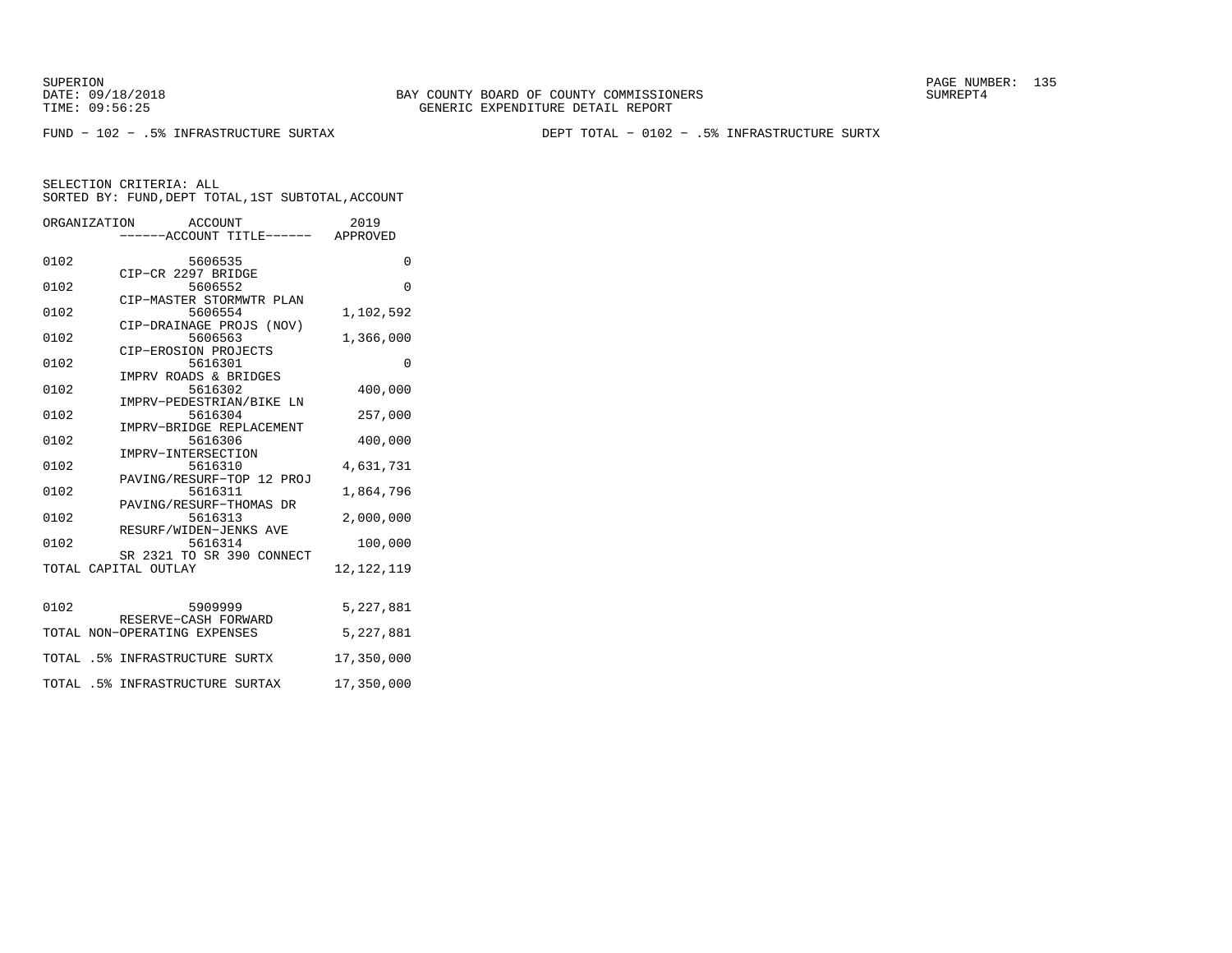SUPERION
DATE: 09/18/2018
TIME: 09:56:25

BAY COUNTY BOARD OF COUNTY COMMISSIONERS
GENERIC EXPENDITURE DETAIL REPORT

SUMREPT4

FUND − 102 − .5% INFRASTRUCTURE SURTAX

DEPT TOTAL − 0102 − .5% INFRASTRUCTURE SURTX

SELECTION CRITERIA: ALL
SORTED BY: FUND,DEPT TOTAL,1ST SUBTOTAL,ACCOUNT

| ORGANIZATION | ACCOUNT<br>------ACCOUNT TITLE------ | 2019<br>APPROVED |
|---|---|---|
| 0102 | 5606535<br>CIP−CR 2297 BRIDGE | 0 |
| 0102 | 5606552<br>CIP−MASTER STORMWTR PLAN | 0 |
| 0102 | 5606554<br>CIP−DRAINAGE PROJS (NOV) | 1,102,592 |
| 0102 | 5606563<br>CIP−EROSION PROJECTS | 1,366,000 |
| 0102 | 5616301<br>IMPRV ROADS & BRIDGES | 0 |
| 0102 | 5616302<br>IMPRV−PEDESTRIAN/BIKE LN | 400,000 |
| 0102 | 5616304<br>IMPRV−BRIDGE REPLACEMENT | 257,000 |
| 0102 | 5616306<br>IMPRV−INTERSECTION | 400,000 |
| 0102 | 5616310<br>PAVING/RESURF−TOP 12 PROJ | 4,631,731 |
| 0102 | 5616311<br>PAVING/RESURF−THOMAS DR | 1,864,796 |
| 0102 | 5616313<br>RESURF/WIDEN−JENKS AVE | 2,000,000 |
| 0102 | 5616314<br>SR 2321 TO SR 390 CONNECT | 100,000 |
| TOTAL CAPITAL OUTLAY | | 12,122,119 |
| 0102 | 5909999<br>RESERVE−CASH FORWARD | 5,227,881 |
| TOTAL NON−OPERATING EXPENSES | | 5,227,881 |
| TOTAL .5% INFRASTRUCTURE SURTX | | 17,350,000 |
| TOTAL .5% INFRASTRUCTURE SURTAX | | 17,350,000 |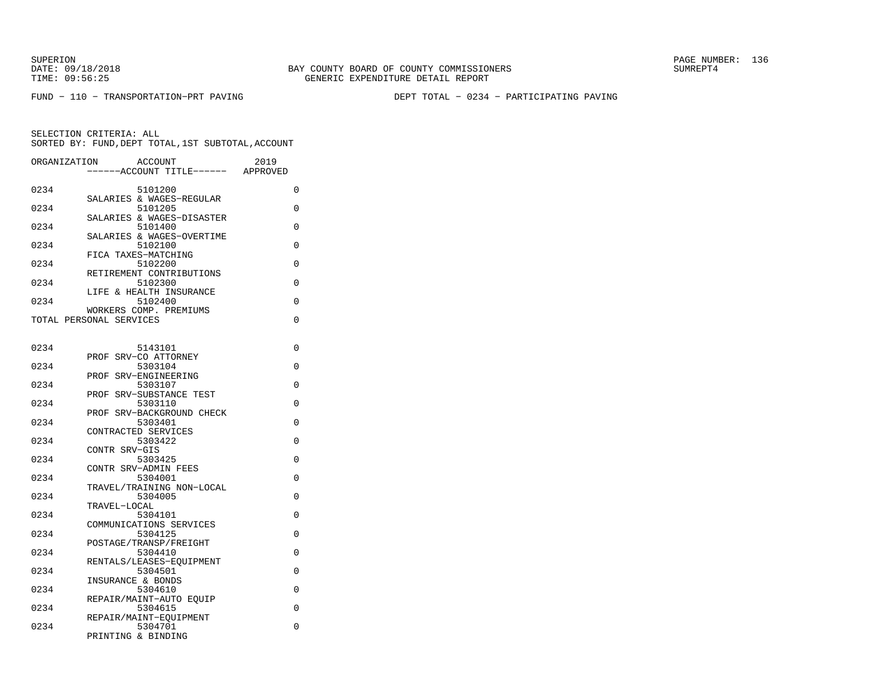SUPERION
DATE: 09/18/2018
TIME: 09:56:25

BAY COUNTY BOARD OF COUNTY COMMISSIONERS
GENERIC EXPENDITURE DETAIL REPORT

SUMREPT4

FUND − 110 − TRANSPORTATION−PRT PAVING

DEPT TOTAL − 0234 − PARTICIPATING PAVING

SELECTION CRITERIA: ALL
SORTED BY: FUND,DEPT TOTAL,1ST SUBTOTAL,ACCOUNT

| ORGANIZATION | ACCOUNT / ------ACCOUNT TITLE------ | 2019 APPROVED |
|---|---|---|
| 0234 | 5101200 SALARIES & WAGES−REGULAR | 0 |
| 0234 | 5101205 SALARIES & WAGES−DISASTER | 0 |
| 0234 | 5101400 SALARIES & WAGES−OVERTIME | 0 |
| 0234 | 5102100 FICA TAXES−MATCHING | 0 |
| 0234 | 5102200 RETIREMENT CONTRIBUTIONS | 0 |
| 0234 | 5102300 LIFE & HEALTH INSURANCE | 0 |
| 0234 | 5102400 WORKERS COMP. PREMIUMS | 0 |
| TOTAL PERSONAL SERVICES | | 0 |
| 0234 | 5143101 PROF SRV−CO ATTORNEY | 0 |
| 0234 | 5303104 PROF SRV−ENGINEERING | 0 |
| 0234 | 5303107 PROF SRV−SUBSTANCE TEST | 0 |
| 0234 | 5303110 PROF SRV−BACKGROUND CHECK | 0 |
| 0234 | 5303401 CONTRACTED SERVICES | 0 |
| 0234 | 5303422 CONTR SRV−GIS | 0 |
| 0234 | 5303425 CONTR SRV−ADMIN FEES | 0 |
| 0234 | 5304001 TRAVEL/TRAINING NON−LOCAL | 0 |
| 0234 | 5304005 TRAVEL−LOCAL | 0 |
| 0234 | 5304101 COMMUNICATIONS SERVICES | 0 |
| 0234 | 5304125 POSTAGE/TRANSP/FREIGHT | 0 |
| 0234 | 5304410 RENTALS/LEASES−EQUIPMENT | 0 |
| 0234 | 5304501 INSURANCE & BONDS | 0 |
| 0234 | 5304610 REPAIR/MAINT−AUTO EQUIP | 0 |
| 0234 | 5304615 REPAIR/MAINT−EQUIPMENT | 0 |
| 0234 | 5304701 PRINTING & BINDING | 0 |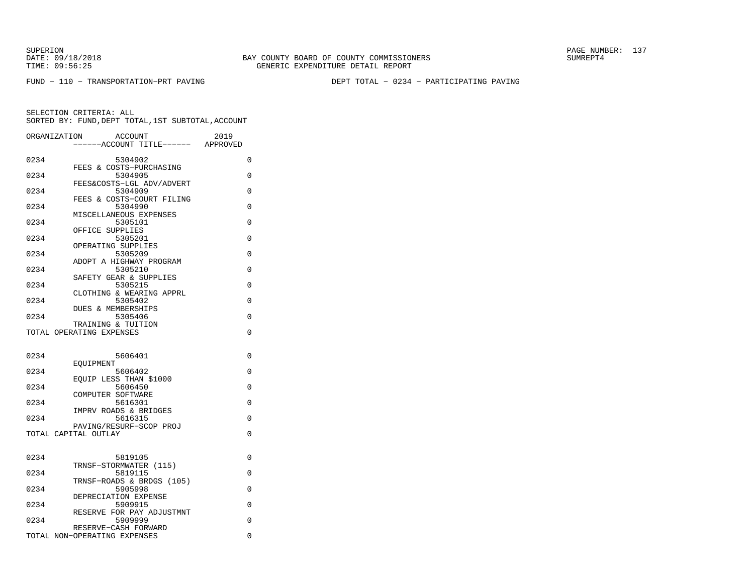SUPERION
DATE: 09/18/2018
TIME: 09:56:25

BAY COUNTY BOARD OF COUNTY COMMISSIONERS
GENERIC EXPENDITURE DETAIL REPORT

SUMREPT4

FUND − 110 − TRANSPORTATION−PRT PAVING

DEPT TOTAL − 0234 − PARTICIPATING PAVING

SELECTION CRITERIA: ALL
SORTED BY: FUND,DEPT TOTAL,1ST SUBTOTAL,ACCOUNT

| ORGANIZATION | ACCOUNT / ------ACCOUNT TITLE------ | 2019 APPROVED |
|---|---|---|
| 0234 | 5304902 FEES & COSTS−PURCHASING | 0 |
| 0234 | 5304905 FEES&COSTS−LGL ADV/ADVERT | 0 |
| 0234 | 5304909 FEES & COSTS−COURT FILING | 0 |
| 0234 | 5304990 MISCELLANEOUS EXPENSES | 0 |
| 0234 | 5305101 OFFICE SUPPLIES | 0 |
| 0234 | 5305201 OPERATING SUPPLIES | 0 |
| 0234 | 5305209 ADOPT A HIGHWAY PROGRAM | 0 |
| 0234 | 5305210 SAFETY GEAR & SUPPLIES | 0 |
| 0234 | 5305215 CLOTHING & WEARING APPRL | 0 |
| 0234 | 5305402 DUES & MEMBERSHIPS | 0 |
| 0234 | 5305406 TRAINING & TUITION | 0 |
| TOTAL OPERATING EXPENSES | | 0 |
| 0234 | 5606401 EQUIPMENT | 0 |
| 0234 | 5606402 EQUIP LESS THAN $1000 | 0 |
| 0234 | 5606450 COMPUTER SOFTWARE | 0 |
| 0234 | 5616301 IMPRV ROADS & BRIDGES | 0 |
| 0234 | 5616315 PAVING/RESURF−SCOP PROJ | 0 |
| TOTAL CAPITAL OUTLAY | | 0 |
| 0234 | 5819105 TRNSF−STORMWATER (115) | 0 |
| 0234 | 5819115 TRNSF−ROADS & BRDGS (105) | 0 |
| 0234 | 5905998 DEPRECIATION EXPENSE | 0 |
| 0234 | 5909915 RESERVE FOR PAY ADJUSTMNT | 0 |
| 0234 | 5909999 RESERVE−CASH FORWARD | 0 |
| TOTAL NON−OPERATING EXPENSES | | 0 |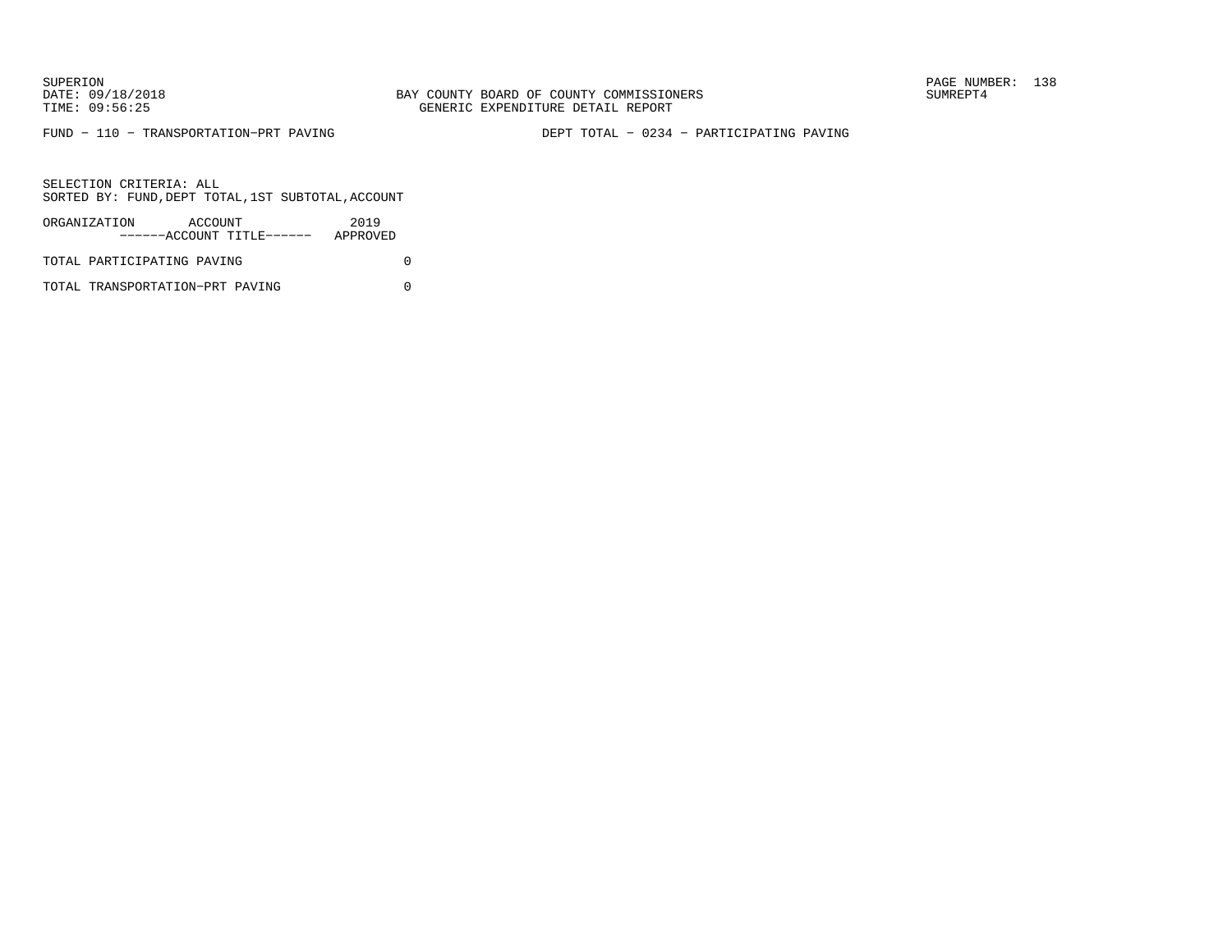FUND − 110 − TRANSPORTATION−PRT PAVING

DEPT TOTAL − 0234 − PARTICIPATING PAVING

SELECTION CRITERIA: ALL
SORTED BY: FUND,DEPT TOTAL,1ST SUBTOTAL,ACCOUNT

| ORGANIZATION ACCOUNT ------ACCOUNT TITLE------ | 2019 APPROVED |
|---|---|
| TOTAL PARTICIPATING PAVING | 0 |
| TOTAL TRANSPORTATION−PRT PAVING | 0 |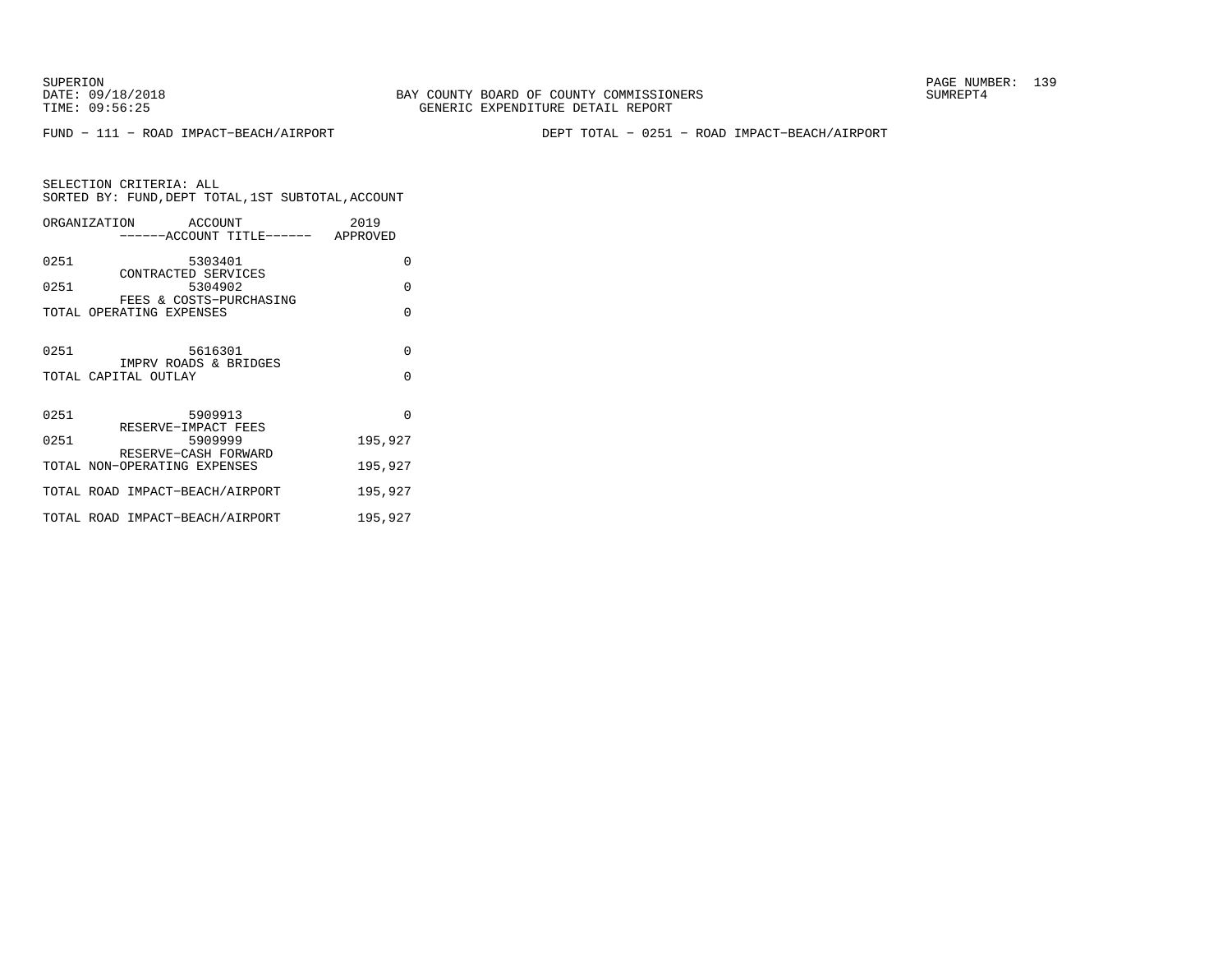SUPERION
DATE: 09/18/2018
TIME: 09:56:25

BAY COUNTY BOARD OF COUNTY COMMISSIONERS
GENERIC EXPENDITURE DETAIL REPORT

SUMREPT4

FUND − 111 − ROAD IMPACT−BEACH/AIRPORT　　　　DEPT TOTAL − 0251 − ROAD IMPACT−BEACH/AIRPORT

SELECTION CRITERIA: ALL
SORTED BY: FUND,DEPT TOTAL,1ST SUBTOTAL,ACCOUNT

| ORGANIZATION | ACCOUNT ------ACCOUNT TITLE------ | 2019 APPROVED |
|---|---|---|
| 0251 | 5303401 CONTRACTED SERVICES | 0 |
| 0251 | 5304902 FEES & COSTS−PURCHASING | 0 |
| TOTAL OPERATING EXPENSES | | 0 |
| 0251 | 5616301 IMPRV ROADS & BRIDGES | 0 |
| TOTAL CAPITAL OUTLAY | | 0 |
| 0251 | 5909913 RESERVE−IMPACT FEES | 0 |
| 0251 | 5909999 RESERVE−CASH FORWARD | 195,927 |
| TOTAL NON−OPERATING EXPENSES | | 195,927 |
| TOTAL ROAD IMPACT−BEACH/AIRPORT | | 195,927 |
| TOTAL ROAD IMPACT−BEACH/AIRPORT | | 195,927 |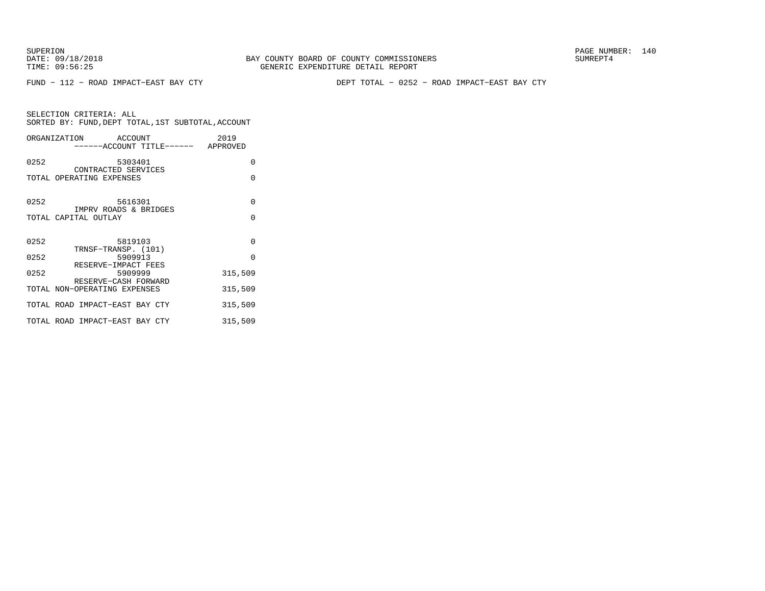SUPERION
DATE: 09/18/2018
TIME: 09:56:25

BAY COUNTY BOARD OF COUNTY COMMISSIONERS
GENERIC EXPENDITURE DETAIL REPORT

SUMREPT4

FUND − 112 − ROAD IMPACT−EAST BAY CTY

DEPT TOTAL − 0252 − ROAD IMPACT−EAST BAY CTY

SELECTION CRITERIA: ALL
SORTED BY: FUND,DEPT TOTAL,1ST SUBTOTAL,ACCOUNT

| ORGANIZATION | ACCOUNT / ------ACCOUNT TITLE------ | 2019 APPROVED |
|---|---|---|
| 0252 | 5303401 CONTRACTED SERVICES | 0 |
| TOTAL OPERATING EXPENSES | | 0 |
| 0252 | 5616301 IMPRV ROADS & BRIDGES | 0 |
| TOTAL CAPITAL OUTLAY | | 0 |
| 0252 | 5819103 TRNSF−TRANSP. (101) | 0 |
| 0252 | 5909913 RESERVE−IMPACT FEES | 0 |
| 0252 | 5909999 RESERVE−CASH FORWARD | 315,509 |
| TOTAL NON−OPERATING EXPENSES | | 315,509 |
| TOTAL ROAD IMPACT−EAST BAY CTY | | 315,509 |
| TOTAL ROAD IMPACT−EAST BAY CTY | | 315,509 |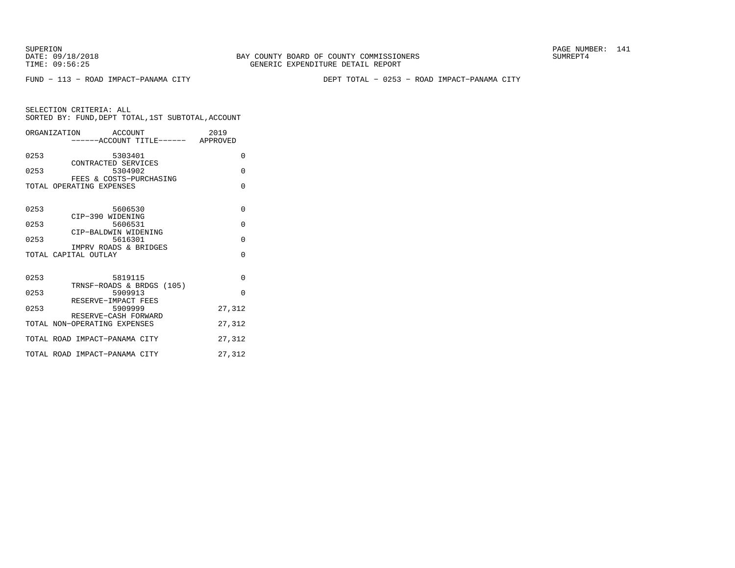SUPERION
DATE: 09/18/2018
TIME: 09:56:25

BAY COUNTY BOARD OF COUNTY COMMISSIONERS
GENERIC EXPENDITURE DETAIL REPORT

SUMREPT4

FUND - 113 - ROAD IMPACT-PANAMA CITY

DEPT TOTAL - 0253 - ROAD IMPACT-PANAMA CITY

SELECTION CRITERIA: ALL
SORTED BY: FUND,DEPT TOTAL,1ST SUBTOTAL,ACCOUNT

| ORGANIZATION | ACCOUNT / ------ACCOUNT TITLE------ | 2019 APPROVED |
|---|---|---|
| 0253 | 5303401 CONTRACTED SERVICES | 0 |
| 0253 | 5304902 FEES & COSTS-PURCHASING | 0 |
| TOTAL OPERATING EXPENSES | | 0 |
| 0253 | 5606530 CIP-390 WIDENING | 0 |
| 0253 | 5606531 CIP-BALDWIN WIDENING | 0 |
| 0253 | 5616301 IMPRV ROADS & BRIDGES | 0 |
| TOTAL CAPITAL OUTLAY | | 0 |
| 0253 | 5819115 TRNSF-ROADS & BRDGS (105) | 0 |
| 0253 | 5909913 RESERVE-IMPACT FEES | 0 |
| 0253 | 5909999 RESERVE-CASH FORWARD | 27,312 |
| TOTAL NON-OPERATING EXPENSES | | 27,312 |
| TOTAL ROAD IMPACT-PANAMA CITY | | 27,312 |
| TOTAL ROAD IMPACT-PANAMA CITY | | 27,312 |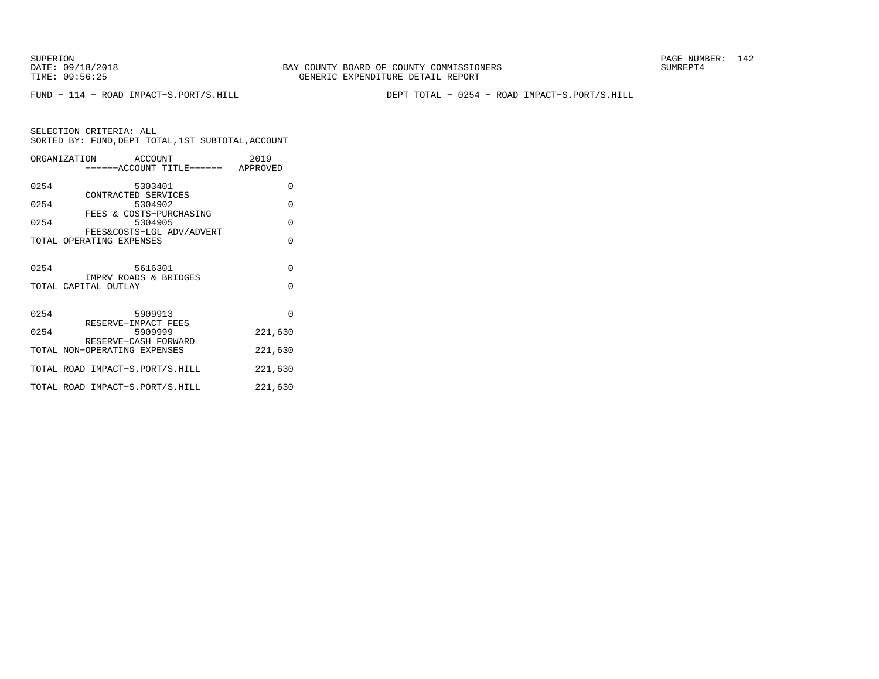SUPERION
DATE: 09/18/2018
TIME: 09:56:25

BAY COUNTY BOARD OF COUNTY COMMISSIONERS
GENERIC EXPENDITURE DETAIL REPORT

SUMREPT4

FUND − 114 − ROAD IMPACT−S.PORT/S.HILL

DEPT TOTAL − 0254 − ROAD IMPACT−S.PORT/S.HILL

SELECTION CRITERIA: ALL
SORTED BY: FUND,DEPT TOTAL,1ST SUBTOTAL,ACCOUNT

| ORGANIZATION | ACCOUNT ------ACCOUNT TITLE------ | 2019 APPROVED |
|---|---|---|
| 0254 | 5303401 CONTRACTED SERVICES | 0 |
| 0254 | 5304902 FEES & COSTS−PURCHASING | 0 |
| 0254 | 5304905 FEES&COSTS−LGL ADV/ADVERT | 0 |
| TOTAL OPERATING EXPENSES | | 0 |
| 0254 | 5616301 IMPRV ROADS & BRIDGES | 0 |
| TOTAL CAPITAL OUTLAY | | 0 |
| 0254 | 5909913 RESERVE−IMPACT FEES | 0 |
| 0254 | 5909999 RESERVE−CASH FORWARD | 221,630 |
| TOTAL NON−OPERATING EXPENSES | | 221,630 |
| TOTAL ROAD IMPACT−S.PORT/S.HILL | | 221,630 |
| TOTAL ROAD IMPACT−S.PORT/S.HILL | | 221,630 |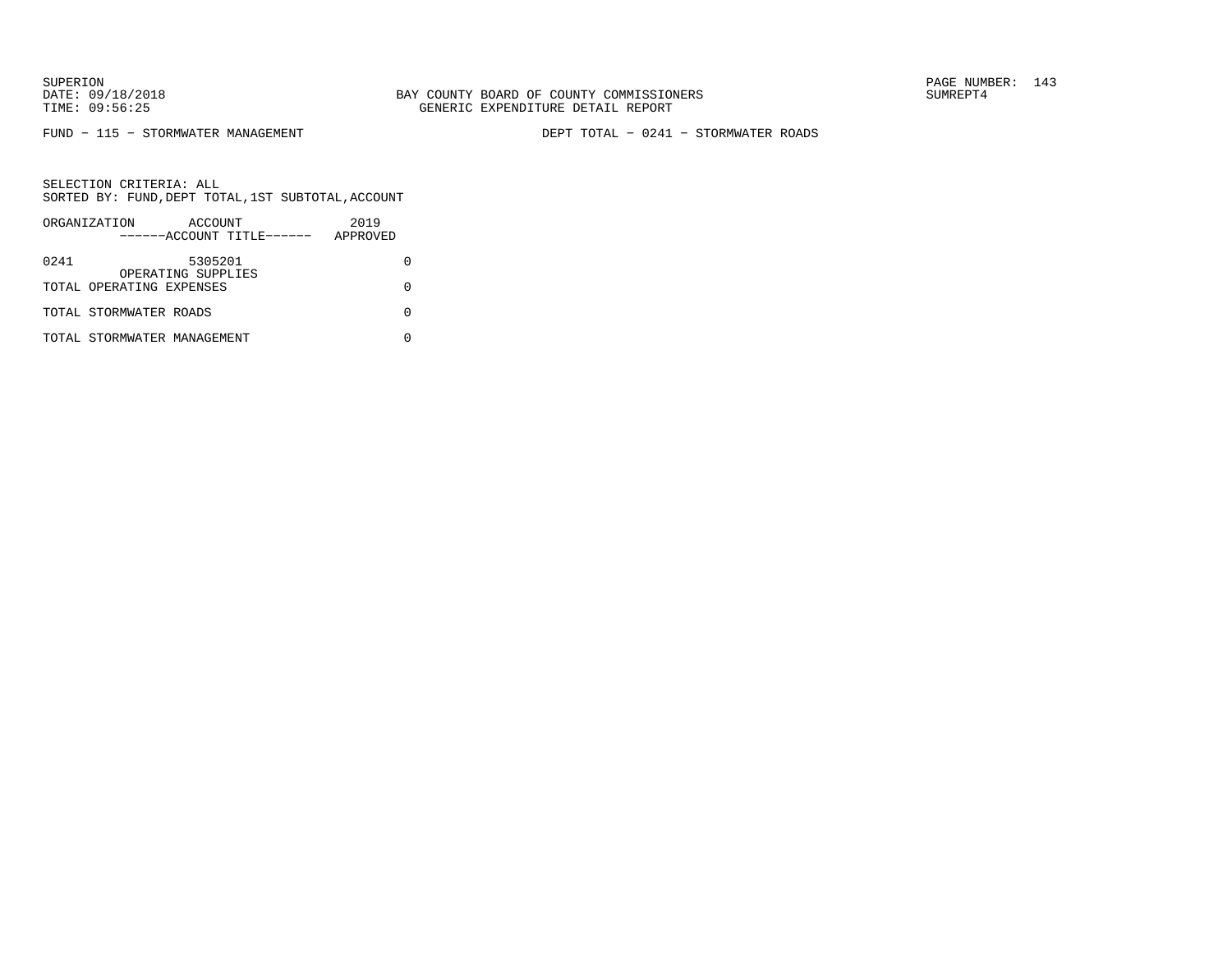BAY COUNTY BOARD OF COUNTY COMMISSIONERS
GENERIC EXPENDITURE DETAIL REPORT

SUPERION
DATE: 09/18/2018
TIME: 09:56:25

SUMREPT4

FUND - 115 - STORMWATER MANAGEMENT

DEPT TOTAL - 0241 - STORMWATER ROADS

SELECTION CRITERIA: ALL
SORTED BY: FUND,DEPT TOTAL,1ST SUBTOTAL,ACCOUNT

| ORGANIZATION | ACCOUNT<br>------ACCOUNT TITLE------ | 2019<br>APPROVED |
|---|---|---|
| 0241 | 5305201<br>OPERATING SUPPLIES | 0 |
| TOTAL OPERATING EXPENSES | | 0 |
| TOTAL STORMWATER ROADS | | 0 |
| TOTAL STORMWATER MANAGEMENT | | 0 |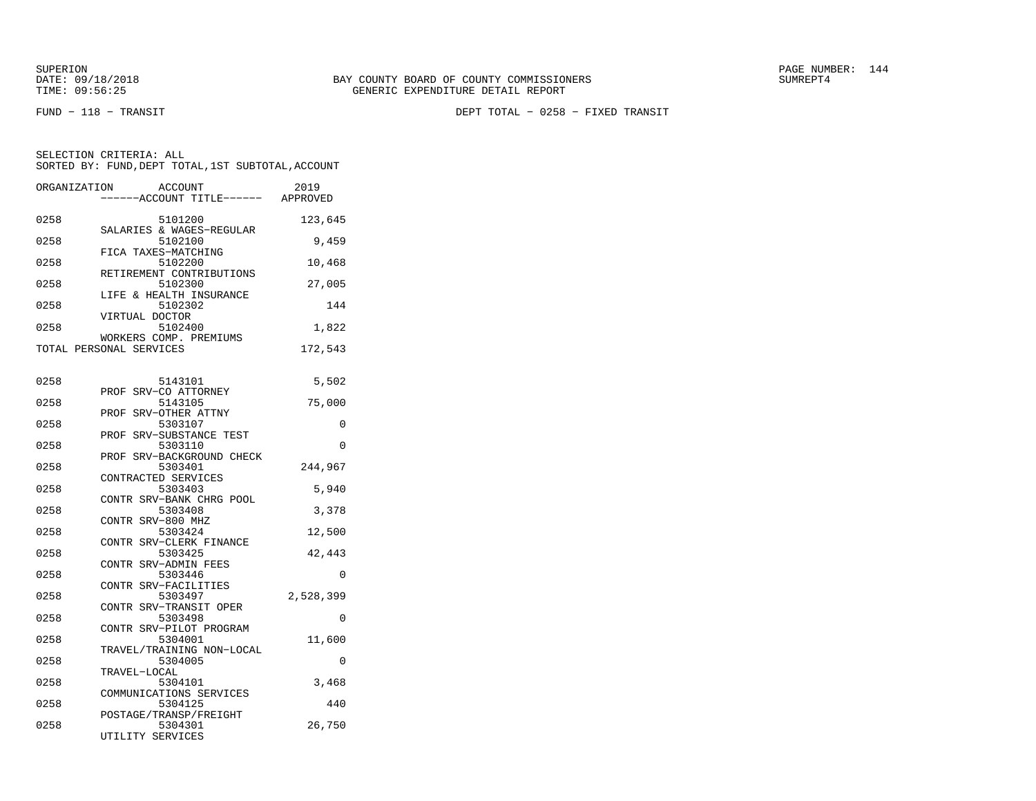BAY COUNTY BOARD OF COUNTY COMMISSIONERS
GENERIC EXPENDITURE DETAIL REPORT

SUPERION
DATE: 09/18/2018
TIME: 09:56:25

SUMREPT4

FUND − 118 − TRANSIT

DEPT TOTAL − 0258 − FIXED TRANSIT

SELECTION CRITERIA: ALL
SORTED BY: FUND,DEPT TOTAL,1ST SUBTOTAL,ACCOUNT

| ORGANIZATION | ACCOUNT ------ACCOUNT TITLE------ | 2019 APPROVED |
|---|---|---|
| 0258 | 5101200 SALARIES & WAGES−REGULAR | 123,645 |
| 0258 | 5102100 FICA TAXES−MATCHING | 9,459 |
| 0258 | 5102200 RETIREMENT CONTRIBUTIONS | 10,468 |
| 0258 | 5102300 LIFE & HEALTH INSURANCE | 27,005 |
| 0258 | 5102302 VIRTUAL DOCTOR | 144 |
| 0258 | 5102400 WORKERS COMP. PREMIUMS | 1,822 |
| TOTAL PERSONAL SERVICES | | 172,543 |
| 0258 | 5143101 PROF SRV−CO ATTORNEY | 5,502 |
| 0258 | 5143105 PROF SRV−OTHER ATTNY | 75,000 |
| 0258 | 5303107 PROF SRV−SUBSTANCE TEST | 0 |
| 0258 | 5303110 PROF SRV−BACKGROUND CHECK | 0 |
| 0258 | 5303401 CONTRACTED SERVICES | 244,967 |
| 0258 | 5303403 CONTR SRV−BANK CHRG POOL | 5,940 |
| 0258 | 5303408 CONTR SRV−800 MHZ | 3,378 |
| 0258 | 5303424 CONTR SRV−CLERK FINANCE | 12,500 |
| 0258 | 5303425 CONTR SRV−ADMIN FEES | 42,443 |
| 0258 | 5303446 CONTR SRV−FACILITIES | 0 |
| 0258 | 5303497 CONTR SRV−TRANSIT OPER | 2,528,399 |
| 0258 | 5303498 CONTR SRV−PILOT PROGRAM | 0 |
| 0258 | 5304001 TRAVEL/TRAINING NON−LOCAL | 11,600 |
| 0258 | 5304005 TRAVEL−LOCAL | 0 |
| 0258 | 5304101 COMMUNICATIONS SERVICES | 3,468 |
| 0258 | 5304125 POSTAGE/TRANSP/FREIGHT | 440 |
| 0258 | 5304301 UTILITY SERVICES | 26,750 |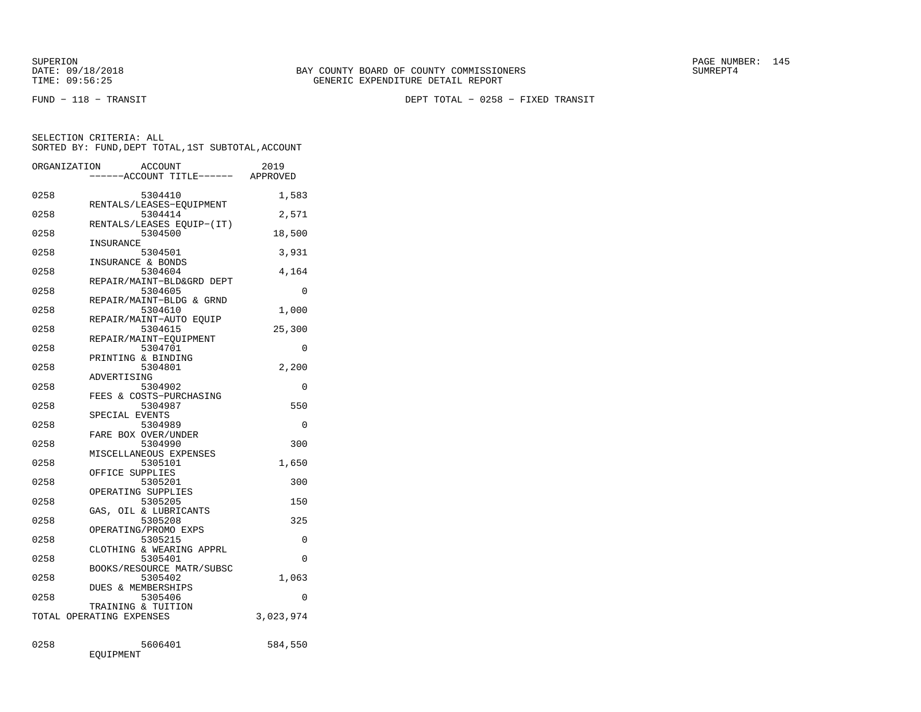SUPERION
DATE: 09/18/2018
TIME: 09:56:25

BAY COUNTY BOARD OF COUNTY COMMISSIONERS
GENERIC EXPENDITURE DETAIL REPORT

PAGE NUMBER: 145
SUMREPT4

FUND − 118 − TRANSIT

DEPT TOTAL − 0258 − FIXED TRANSIT

SELECTION CRITERIA: ALL
SORTED BY: FUND,DEPT TOTAL,1ST SUBTOTAL,ACCOUNT

| ORGANIZATION | ACCOUNT / ------ACCOUNT TITLE------ | 2019 APPROVED |
|---|---|---|
| 0258 | 5304410 RENTALS/LEASES−EQUIPMENT | 1,583 |
| 0258 | 5304414 RENTALS/LEASES EQUIP−(IT) | 2,571 |
| 0258 | 5304500 INSURANCE | 18,500 |
| 0258 | 5304501 INSURANCE & BONDS | 3,931 |
| 0258 | 5304604 REPAIR/MAINT−BLD&GRD DEPT | 4,164 |
| 0258 | 5304605 REPAIR/MAINT−BLDG & GRND | 0 |
| 0258 | 5304610 REPAIR/MAINT−AUTO EQUIP | 1,000 |
| 0258 | 5304615 REPAIR/MAINT−EQUIPMENT | 25,300 |
| 0258 | 5304701 PRINTING & BINDING | 0 |
| 0258 | 5304801 ADVERTISING | 2,200 |
| 0258 | 5304902 FEES & COSTS−PURCHASING | 0 |
| 0258 | 5304987 SPECIAL EVENTS | 550 |
| 0258 | 5304989 FARE BOX OVER/UNDER | 0 |
| 0258 | 5304990 MISCELLANEOUS EXPENSES | 300 |
| 0258 | 5305101 OFFICE SUPPLIES | 1,650 |
| 0258 | 5305201 OPERATING SUPPLIES | 300 |
| 0258 | 5305205 GAS, OIL & LUBRICANTS | 150 |
| 0258 | 5305208 OPERATING/PROMO EXPS | 325 |
| 0258 | 5305215 CLOTHING & WEARING APPRL | 0 |
| 0258 | 5305401 BOOKS/RESOURCE MATR/SUBSC | 0 |
| 0258 | 5305402 DUES & MEMBERSHIPS | 1,063 |
| 0258 | 5305406 TRAINING & TUITION | 0 |
| TOTAL OPERATING EXPENSES | | 3,023,974 |
| 0258 | 5606401 EQUIPMENT | 584,550 |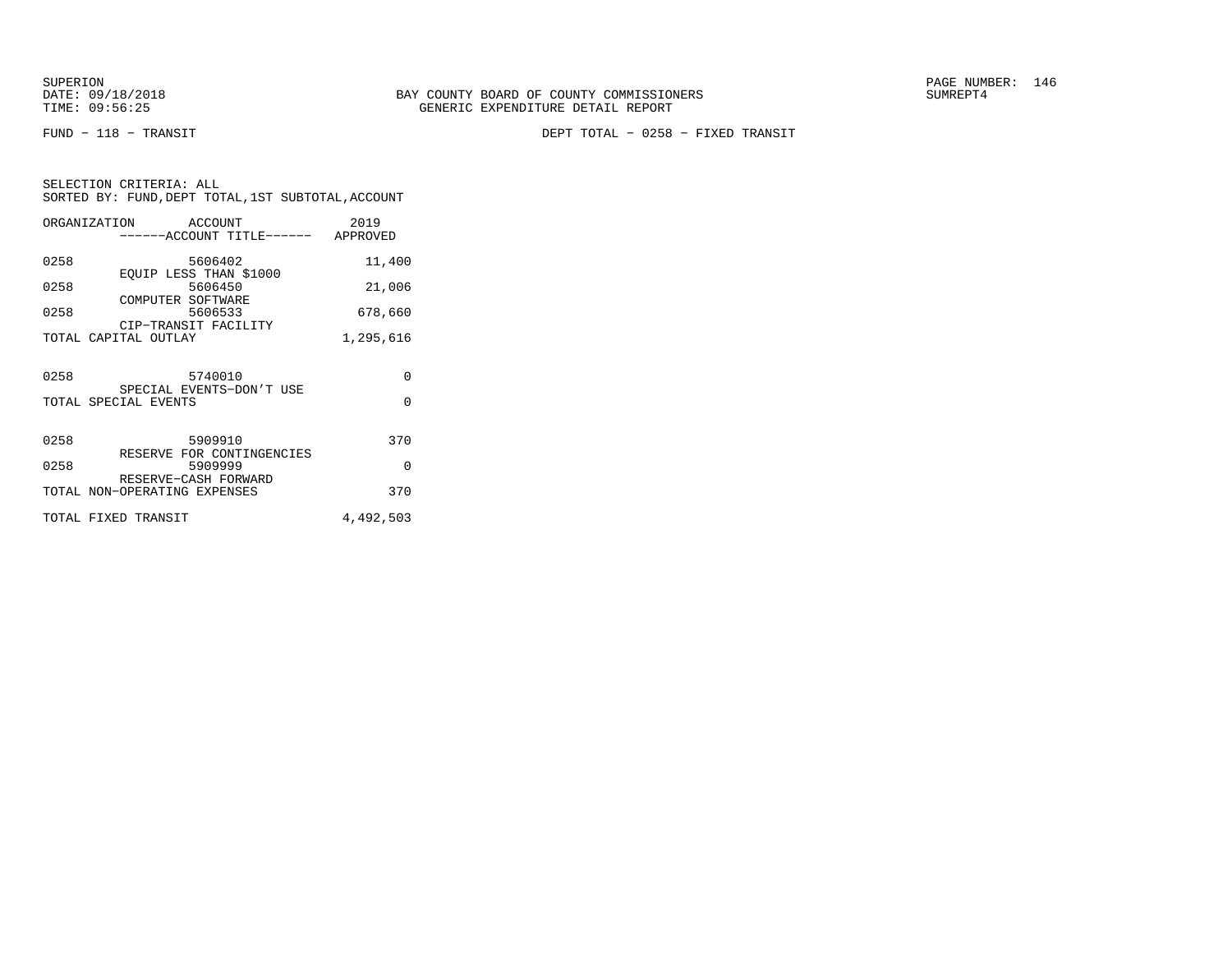SUPERION
DATE: 09/18/2018
TIME: 09:56:25

BAY COUNTY BOARD OF COUNTY COMMISSIONERS
GENERIC EXPENDITURE DETAIL REPORT

SUMREPT4

FUND − 118 − TRANSIT

DEPT TOTAL − 0258 − FIXED TRANSIT

SELECTION CRITERIA: ALL
SORTED BY: FUND,DEPT TOTAL,1ST SUBTOTAL,ACCOUNT

| ORGANIZATION | ACCOUNT<br>------ACCOUNT TITLE------ | 2019<br>APPROVED |
|---|---|---|
| 0258 | 5606402<br>EQUIP LESS THAN $1000 | 11,400 |
| 0258 | 5606450<br>COMPUTER SOFTWARE | 21,006 |
| 0258 | 5606533<br>CIP−TRANSIT FACILITY | 678,660 |
| TOTAL CAPITAL OUTLAY | | 1,295,616 |
| 0258 | 5740010<br>SPECIAL EVENTS−DON'T USE | 0 |
| TOTAL SPECIAL EVENTS | | 0 |
| 0258 | 5909910<br>RESERVE FOR CONTINGENCIES | 370 |
| 0258 | 5909999<br>RESERVE−CASH FORWARD | 0 |
| TOTAL NON−OPERATING EXPENSES | | 370 |
| TOTAL FIXED TRANSIT | | 4,492,503 |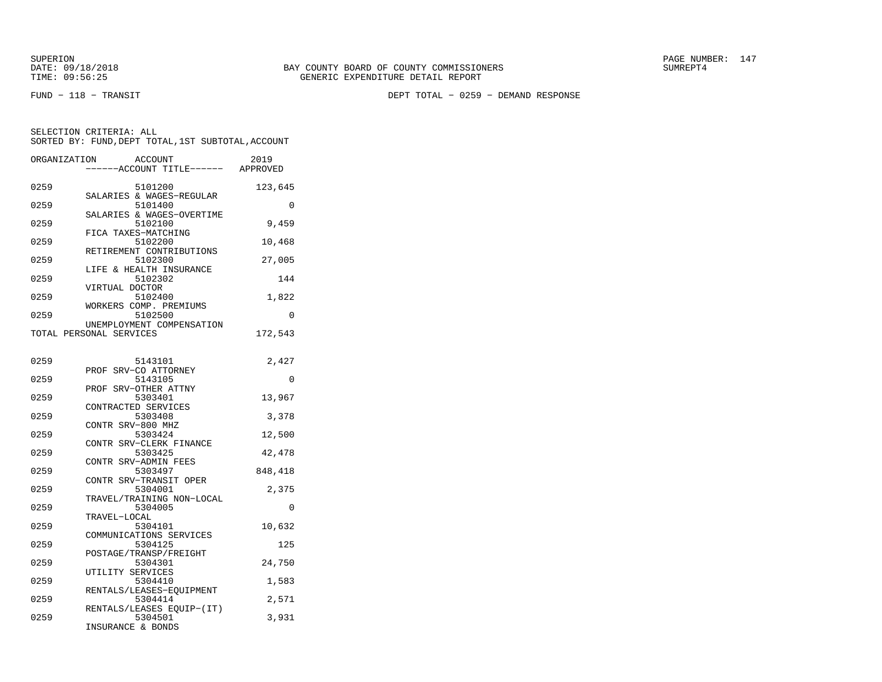BAY COUNTY BOARD OF COUNTY COMMISSIONERS
GENERIC EXPENDITURE DETAIL REPORT

SUPERION
DATE: 09/18/2018
TIME: 09:56:25

SUMREPT4

FUND - 118 - TRANSIT

DEPT TOTAL - 0259 - DEMAND RESPONSE

SELECTION CRITERIA: ALL
SORTED BY: FUND,DEPT TOTAL,1ST SUBTOTAL,ACCOUNT

| ORGANIZATION | ACCOUNT ------ACCOUNT TITLE------ | 2019 APPROVED |
|---|---|---|
| 0259 | 5101200 SALARIES & WAGES-REGULAR | 123,645 |
| 0259 | 5101400 SALARIES & WAGES-OVERTIME | 0 |
| 0259 | 5102100 FICA TAXES-MATCHING | 9,459 |
| 0259 | 5102200 RETIREMENT CONTRIBUTIONS | 10,468 |
| 0259 | 5102300 LIFE & HEALTH INSURANCE | 27,005 |
| 0259 | 5102302 VIRTUAL DOCTOR | 144 |
| 0259 | 5102400 WORKERS COMP. PREMIUMS | 1,822 |
| 0259 | 5102500 UNEMPLOYMENT COMPENSATION | 0 |
| TOTAL PERSONAL SERVICES | | 172,543 |
| 0259 | 5143101 PROF SRV-CO ATTORNEY | 2,427 |
| 0259 | 5143105 PROF SRV-OTHER ATTNY | 0 |
| 0259 | 5303401 CONTRACTED SERVICES | 13,967 |
| 0259 | 5303408 CONTR SRV-800 MHZ | 3,378 |
| 0259 | 5303424 CONTR SRV-CLERK FINANCE | 12,500 |
| 0259 | 5303425 CONTR SRV-ADMIN FEES | 42,478 |
| 0259 | 5303497 CONTR SRV-TRANSIT OPER | 848,418 |
| 0259 | 5304001 TRAVEL/TRAINING NON-LOCAL | 2,375 |
| 0259 | 5304005 TRAVEL-LOCAL | 0 |
| 0259 | 5304101 COMMUNICATIONS SERVICES | 10,632 |
| 0259 | 5304125 POSTAGE/TRANSP/FREIGHT | 125 |
| 0259 | 5304301 UTILITY SERVICES | 24,750 |
| 0259 | 5304410 RENTALS/LEASES-EQUIPMENT | 1,583 |
| 0259 | 5304414 RENTALS/LEASES EQUIP-(IT) | 2,571 |
| 0259 | 5304501 INSURANCE & BONDS | 3,931 |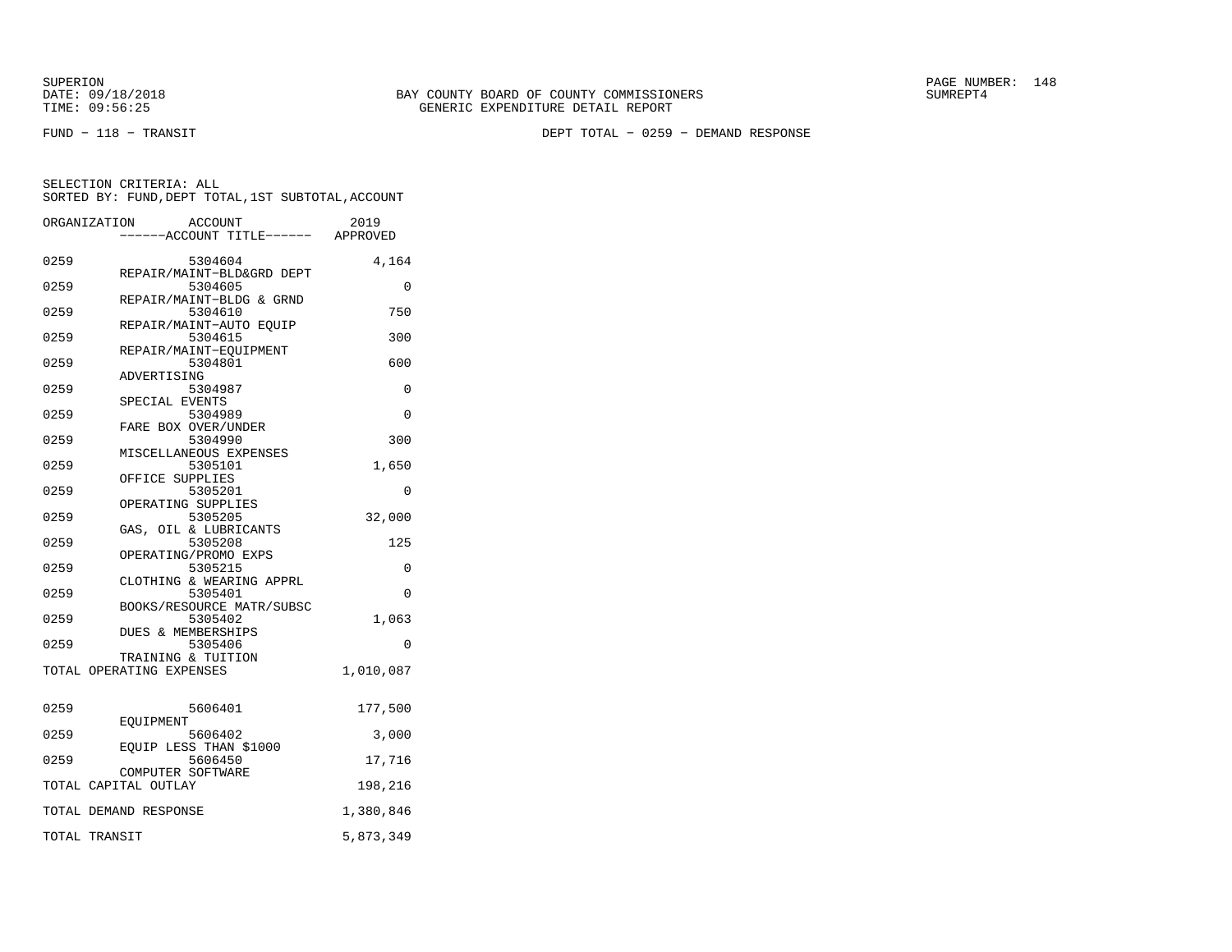SUPERION
DATE: 09/18/2018
TIME: 09:56:25

BAY COUNTY BOARD OF COUNTY COMMISSIONERS
GENERIC EXPENDITURE DETAIL REPORT

SUMREPT4

FUND - 118 - TRANSIT

DEPT TOTAL - 0259 - DEMAND RESPONSE

SELECTION CRITERIA: ALL
SORTED BY: FUND,DEPT TOTAL,1ST SUBTOTAL,ACCOUNT

| ORGANIZATION | ACCOUNT / ------ACCOUNT TITLE------ | 2019 APPROVED |
|---|---|---|
| 0259 | 5304604 REPAIR/MAINT-BLD&GRD DEPT | 4,164 |
| 0259 | 5304605 REPAIR/MAINT-BLDG & GRND | 0 |
| 0259 | 5304610 REPAIR/MAINT-AUTO EQUIP | 750 |
| 0259 | 5304615 REPAIR/MAINT-EQUIPMENT | 300 |
| 0259 | 5304801 ADVERTISING | 600 |
| 0259 | 5304987 SPECIAL EVENTS | 0 |
| 0259 | 5304989 FARE BOX OVER/UNDER | 0 |
| 0259 | 5304990 MISCELLANEOUS EXPENSES | 300 |
| 0259 | 5305101 OFFICE SUPPLIES | 1,650 |
| 0259 | 5305201 OPERATING SUPPLIES | 0 |
| 0259 | 5305205 GAS, OIL & LUBRICANTS | 32,000 |
| 0259 | 5305208 OPERATING/PROMO EXPS | 125 |
| 0259 | 5305215 CLOTHING & WEARING APPRL | 0 |
| 0259 | 5305401 BOOKS/RESOURCE MATR/SUBSC | 0 |
| 0259 | 5305402 DUES & MEMBERSHIPS | 1,063 |
| 0259 | 5305406 TRAINING & TUITION | 0 |
| TOTAL OPERATING EXPENSES | | 1,010,087 |
| 0259 | 5606401 EQUIPMENT | 177,500 |
| 0259 | 5606402 EQUIP LESS THAN $1000 | 3,000 |
| 0259 | 5606450 COMPUTER SOFTWARE | 17,716 |
| TOTAL CAPITAL OUTLAY | | 198,216 |
| TOTAL DEMAND RESPONSE | | 1,380,846 |
| TOTAL TRANSIT | | 5,873,349 |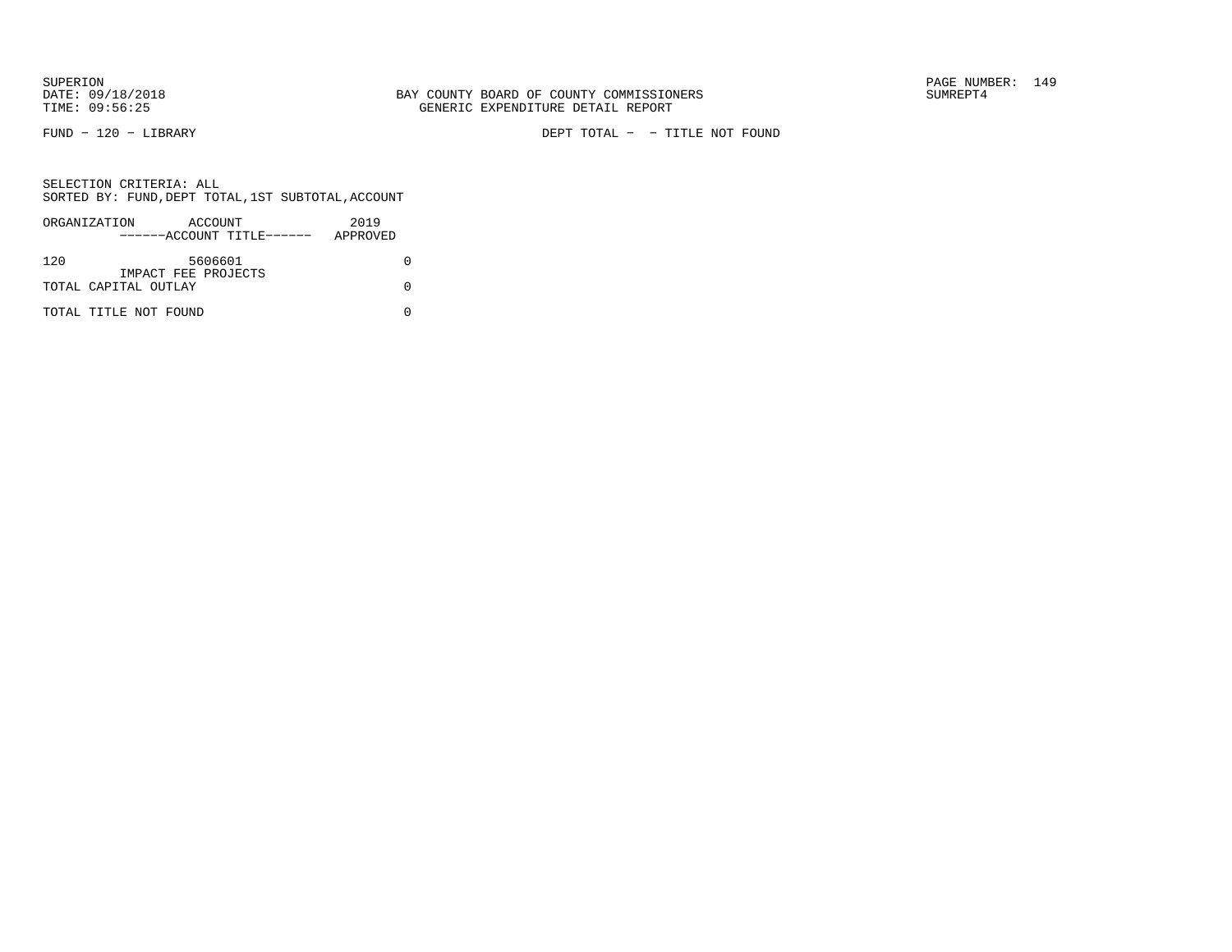BAY COUNTY BOARD OF COUNTY COMMISSIONERS
GENERIC EXPENDITURE DETAIL REPORT

SUPERION
DATE: 09/18/2018
TIME: 09:56:25

SUMREPT4

FUND − 120 − LIBRARY

DEPT TOTAL − − TITLE NOT FOUND

SELECTION CRITERIA: ALL
SORTED BY: FUND,DEPT TOTAL,1ST SUBTOTAL,ACCOUNT

| ORGANIZATION | ACCOUNT ------ACCOUNT TITLE------ | 2019 APPROVED |
|---|---|---|
| 120 | 5606601 IMPACT FEE PROJECTS | 0 |
| TOTAL CAPITAL OUTLAY | | 0 |
| TOTAL TITLE NOT FOUND | | 0 |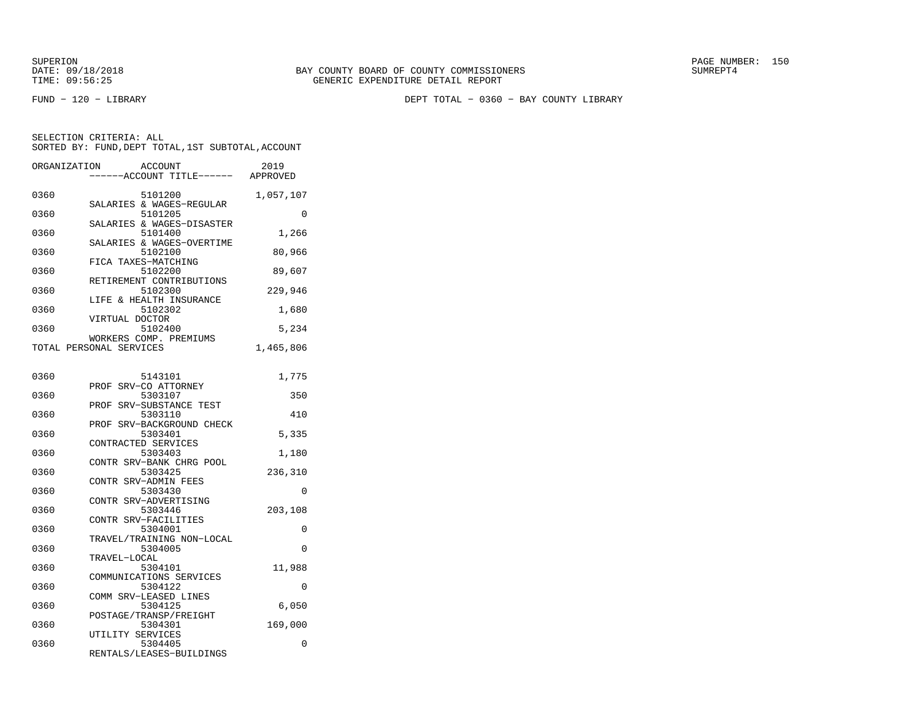BAY COUNTY BOARD OF COUNTY COMMISSIONERS
GENERIC EXPENDITURE DETAIL REPORT

FUND − 120 − LIBRARY

DEPT TOTAL − 0360 − BAY COUNTY LIBRARY

SELECTION CRITERIA: ALL
SORTED BY: FUND,DEPT TOTAL,1ST SUBTOTAL,ACCOUNT

| ORGANIZATION | ACCOUNT / ------ACCOUNT TITLE------ | 2019 APPROVED |
|---|---|---|
| 0360 | 5101200 SALARIES & WAGES−REGULAR | 1,057,107 |
| 0360 | 5101205 SALARIES & WAGES−DISASTER | 0 |
| 0360 | 5101400 SALARIES & WAGES−OVERTIME | 1,266 |
| 0360 | 5102100 FICA TAXES−MATCHING | 80,966 |
| 0360 | 5102200 RETIREMENT CONTRIBUTIONS | 89,607 |
| 0360 | 5102300 LIFE & HEALTH INSURANCE | 229,946 |
| 0360 | 5102302 VIRTUAL DOCTOR | 1,680 |
| 0360 | 5102400 WORKERS COMP. PREMIUMS | 5,234 |
| TOTAL PERSONAL SERVICES | | 1,465,806 |
| 0360 | 5143101 PROF SRV−CO ATTORNEY | 1,775 |
| 0360 | 5303107 PROF SRV−SUBSTANCE TEST | 350 |
| 0360 | 5303110 PROF SRV−BACKGROUND CHECK | 410 |
| 0360 | 5303401 CONTRACTED SERVICES | 5,335 |
| 0360 | 5303403 CONTR SRV−BANK CHRG POOL | 1,180 |
| 0360 | 5303425 CONTR SRV−ADMIN FEES | 236,310 |
| 0360 | 5303430 CONTR SRV−ADVERTISING | 0 |
| 0360 | 5303446 CONTR SRV−FACILITIES | 203,108 |
| 0360 | 5304001 TRAVEL/TRAINING NON−LOCAL | 0 |
| 0360 | 5304005 TRAVEL−LOCAL | 0 |
| 0360 | 5304101 COMMUNICATIONS SERVICES | 11,988 |
| 0360 | 5304122 COMM SRV−LEASED LINES | 0 |
| 0360 | 5304125 POSTAGE/TRANSP/FREIGHT | 6,050 |
| 0360 | 5304301 UTILITY SERVICES | 169,000 |
| 0360 | 5304405 RENTALS/LEASES−BUILDINGS | 0 |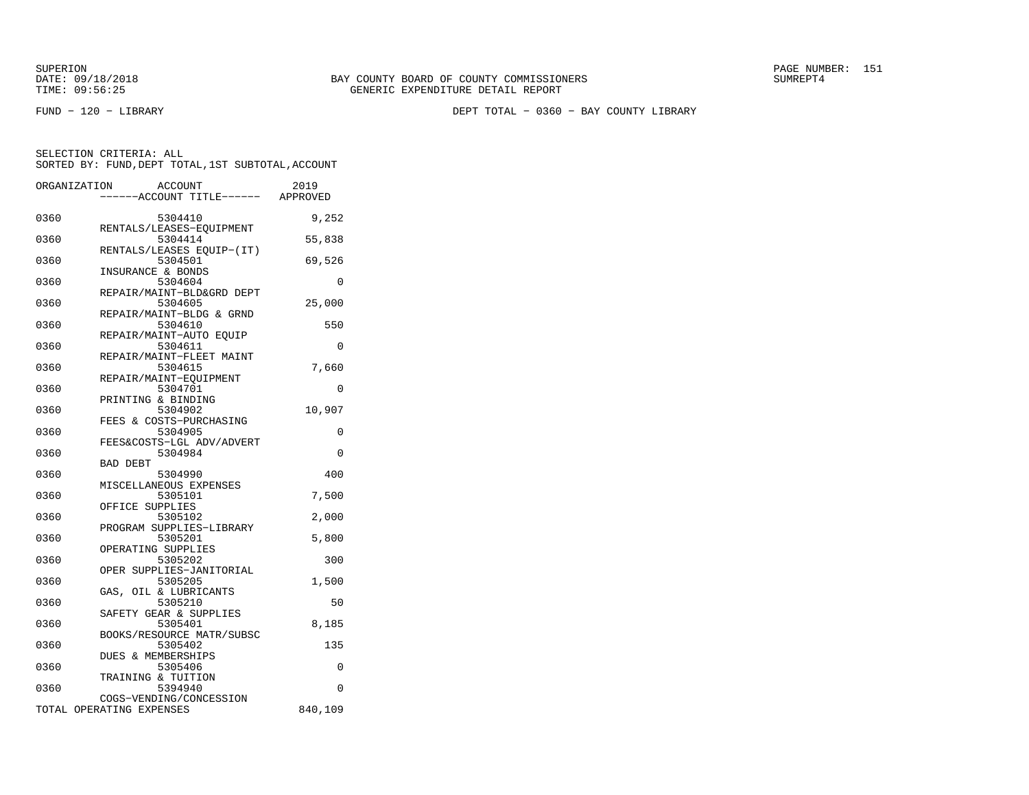BAY COUNTY BOARD OF COUNTY COMMISSIONERS
GENERIC EXPENDITURE DETAIL REPORT

SUPERION
DATE: 09/18/2018
TIME: 09:56:25

SUMREPT4

FUND − 120 − LIBRARY

DEPT TOTAL − 0360 − BAY COUNTY LIBRARY

SELECTION CRITERIA: ALL
SORTED BY: FUND,DEPT TOTAL,1ST SUBTOTAL,ACCOUNT

| ORGANIZATION | ACCOUNT / ------ACCOUNT TITLE------ | 2019 APPROVED |
|---|---|---|
| 0360 | 5304410 RENTALS/LEASES−EQUIPMENT | 9,252 |
| 0360 | 5304414 RENTALS/LEASES EQUIP−(IT) | 55,838 |
| 0360 | 5304501 INSURANCE & BONDS | 69,526 |
| 0360 | 5304604 REPAIR/MAINT−BLD&GRD DEPT | 0 |
| 0360 | 5304605 REPAIR/MAINT−BLDG & GRND | 25,000 |
| 0360 | 5304610 REPAIR/MAINT−AUTO EQUIP | 550 |
| 0360 | 5304611 REPAIR/MAINT−FLEET MAINT | 0 |
| 0360 | 5304615 REPAIR/MAINT−EQUIPMENT | 7,660 |
| 0360 | 5304701 PRINTING & BINDING | 0 |
| 0360 | 5304902 FEES & COSTS−PURCHASING | 10,907 |
| 0360 | 5304905 FEES&COSTS−LGL ADV/ADVERT | 0 |
| 0360 | 5304984 BAD DEBT | 0 |
| 0360 | 5304990 MISCELLANEOUS EXPENSES | 400 |
| 0360 | 5305101 OFFICE SUPPLIES | 7,500 |
| 0360 | 5305102 PROGRAM SUPPLIES−LIBRARY | 2,000 |
| 0360 | 5305201 OPERATING SUPPLIES | 5,800 |
| 0360 | 5305202 OPER SUPPLIES−JANITORIAL | 300 |
| 0360 | 5305205 GAS, OIL & LUBRICANTS | 1,500 |
| 0360 | 5305210 SAFETY GEAR & SUPPLIES | 50 |
| 0360 | 5305401 BOOKS/RESOURCE MATR/SUBSC | 8,185 |
| 0360 | 5305402 DUES & MEMBERSHIPS | 135 |
| 0360 | 5305406 TRAINING & TUITION | 0 |
| 0360 | 5394940 COGS−VENDING/CONCESSION | 0 |
| TOTAL OPERATING EXPENSES | | 840,109 |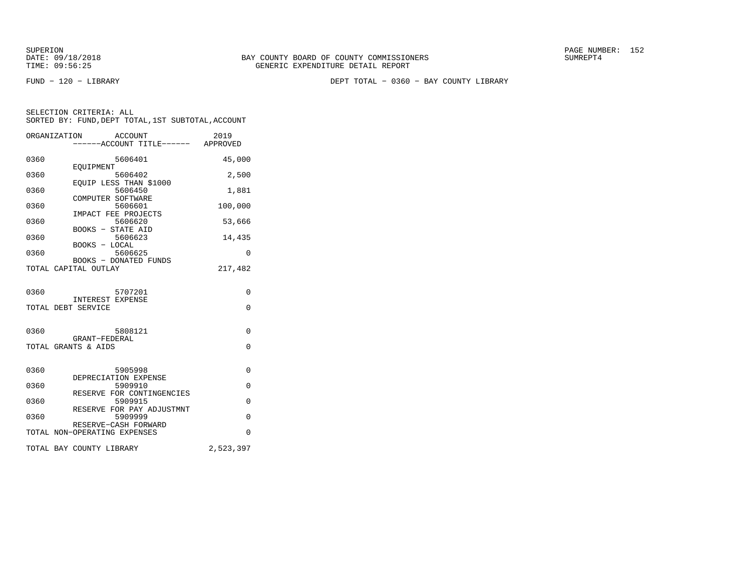FUND − 120 − LIBRARY

DEPT TOTAL − 0360 − BAY COUNTY LIBRARY

SELECTION CRITERIA: ALL
SORTED BY: FUND,DEPT TOTAL,1ST SUBTOTAL,ACCOUNT

| ORGANIZATION | ACCOUNT ------ACCOUNT TITLE------ | 2019 APPROVED |
|---|---|---|
| 0360 | 5606401 EQUIPMENT | 45,000 |
| 0360 | 5606402 EQUIP LESS THAN $1000 | 2,500 |
| 0360 | 5606450 COMPUTER SOFTWARE | 1,881 |
| 0360 | 5606601 IMPACT FEE PROJECTS | 100,000 |
| 0360 | 5606620 BOOKS − STATE AID | 53,666 |
| 0360 | 5606623 BOOKS − LOCAL | 14,435 |
| 0360 | 5606625 BOOKS − DONATED FUNDS | 0 |
| TOTAL CAPITAL OUTLAY | | 217,482 |
| 0360 | 5707201 INTEREST EXPENSE | 0 |
| TOTAL DEBT SERVICE | | 0 |
| 0360 | 5808121 GRANT−FEDERAL | 0 |
| TOTAL GRANTS & AIDS | | 0 |
| 0360 | 5905998 DEPRECIATION EXPENSE | 0 |
| 0360 | 5909910 RESERVE FOR CONTINGENCIES | 0 |
| 0360 | 5909915 RESERVE FOR PAY ADJUSTMNT | 0 |
| 0360 | 5909999 RESERVE−CASH FORWARD | 0 |
| TOTAL NON−OPERATING EXPENSES | | 0 |
| TOTAL BAY COUNTY LIBRARY | | 2,523,397 |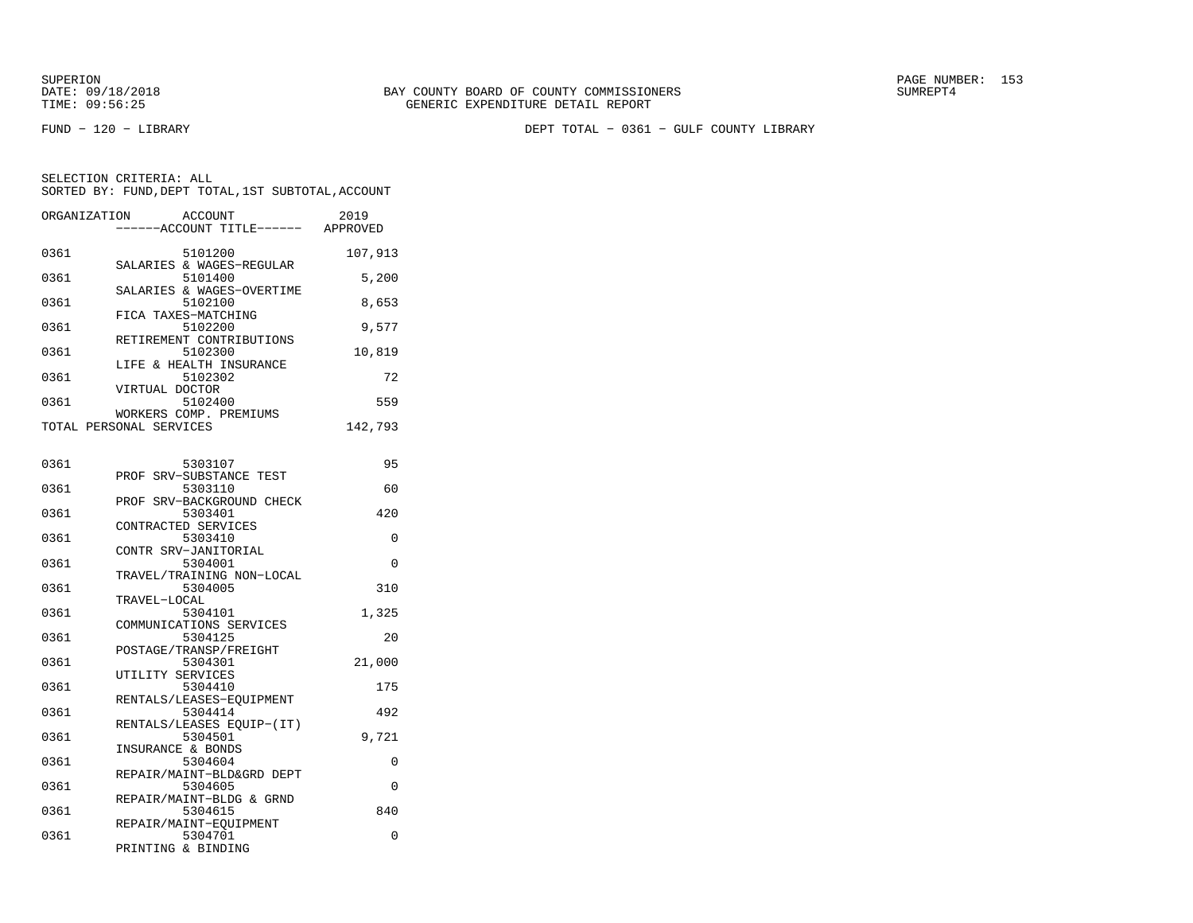SUPERION
DATE: 09/18/2018
TIME: 09:56:25

BAY COUNTY BOARD OF COUNTY COMMISSIONERS
GENERIC EXPENDITURE DETAIL REPORT

SUMREPT4

FUND − 120 − LIBRARY

DEPT TOTAL − 0361 − GULF COUNTY LIBRARY

SELECTION CRITERIA: ALL
SORTED BY: FUND,DEPT TOTAL,1ST SUBTOTAL,ACCOUNT

| ORGANIZATION | ACCOUNT / ------ACCOUNT TITLE------ | 2019 APPROVED |
|---|---|---|
| 0361 | 5101200 SALARIES & WAGES−REGULAR | 107,913 |
| 0361 | 5101400 SALARIES & WAGES−OVERTIME | 5,200 |
| 0361 | 5102100 FICA TAXES−MATCHING | 8,653 |
| 0361 | 5102200 RETIREMENT CONTRIBUTIONS | 9,577 |
| 0361 | 5102300 LIFE & HEALTH INSURANCE | 10,819 |
| 0361 | 5102302 VIRTUAL DOCTOR | 72 |
| 0361 | 5102400 WORKERS COMP. PREMIUMS | 559 |
| TOTAL PERSONAL SERVICES | | 142,793 |
| 0361 | 5303107 PROF SRV−SUBSTANCE TEST | 95 |
| 0361 | 5303110 PROF SRV−BACKGROUND CHECK | 60 |
| 0361 | 5303401 CONTRACTED SERVICES | 420 |
| 0361 | 5303410 CONTR SRV−JANITORIAL | 0 |
| 0361 | 5304001 TRAVEL/TRAINING NON−LOCAL | 0 |
| 0361 | 5304005 TRAVEL−LOCAL | 310 |
| 0361 | 5304101 COMMUNICATIONS SERVICES | 1,325 |
| 0361 | 5304125 POSTAGE/TRANSP/FREIGHT | 20 |
| 0361 | 5304301 UTILITY SERVICES | 21,000 |
| 0361 | 5304410 RENTALS/LEASES−EQUIPMENT | 175 |
| 0361 | 5304414 RENTALS/LEASES EQUIP−(IT) | 492 |
| 0361 | 5304501 INSURANCE & BONDS | 9,721 |
| 0361 | 5304604 REPAIR/MAINT−BLD&GRD DEPT | 0 |
| 0361 | 5304605 REPAIR/MAINT−BLDG & GRND | 0 |
| 0361 | 5304615 REPAIR/MAINT−EQUIPMENT | 840 |
| 0361 | 5304701 PRINTING & BINDING | 0 |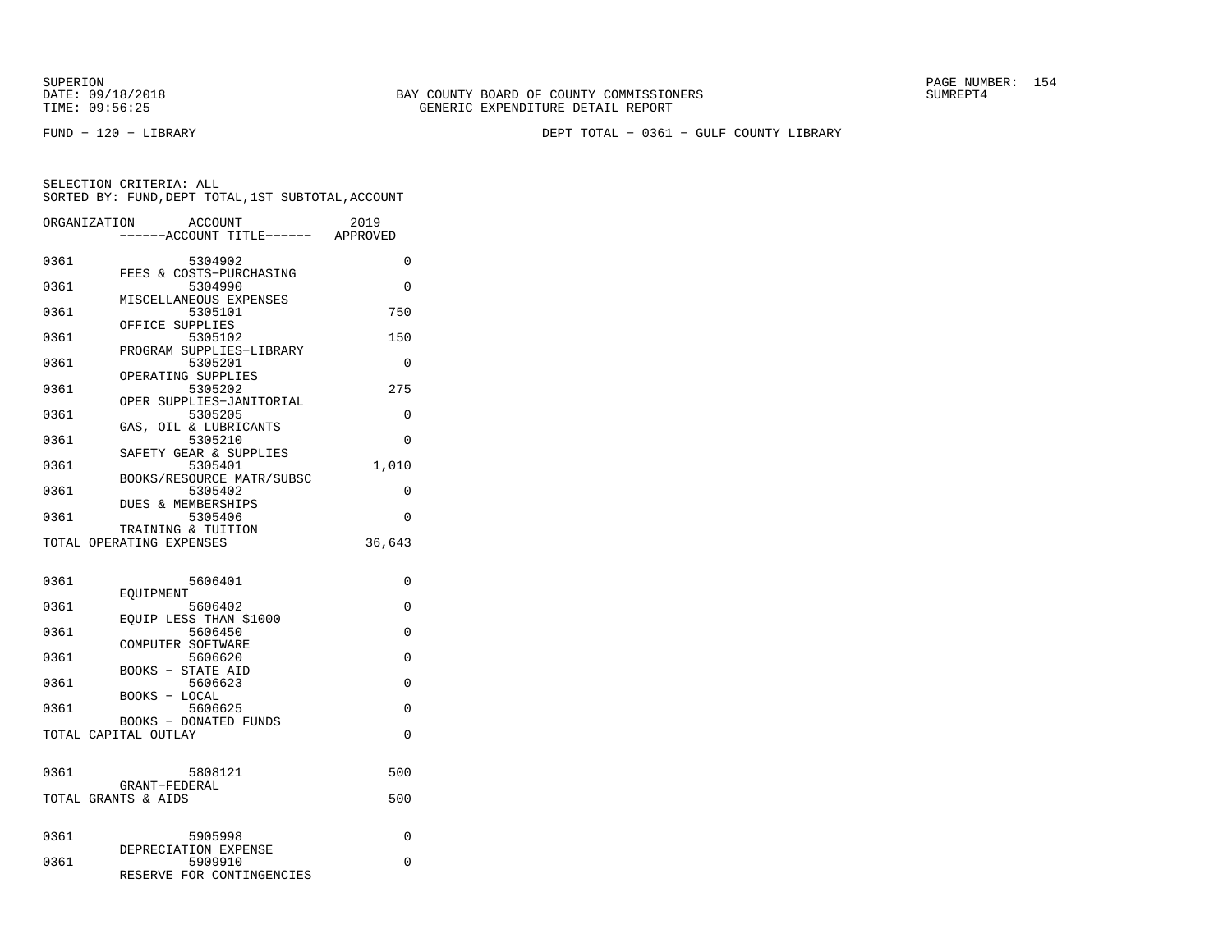FUND − 120 − LIBRARY

DEPT TOTAL − 0361 − GULF COUNTY LIBRARY

SELECTION CRITERIA: ALL
SORTED BY: FUND,DEPT TOTAL,1ST SUBTOTAL,ACCOUNT

| ORGANIZATION | ACCOUNT ------ACCOUNT TITLE------ | 2019 APPROVED |
|---|---|---|
| 0361 | 5304902 FEES & COSTS−PURCHASING | 0 |
| 0361 | 5304990 MISCELLANEOUS EXPENSES | 0 |
| 0361 | 5305101 OFFICE SUPPLIES | 750 |
| 0361 | 5305102 PROGRAM SUPPLIES−LIBRARY | 150 |
| 0361 | 5305201 OPERATING SUPPLIES | 0 |
| 0361 | 5305202 OPER SUPPLIES−JANITORIAL | 275 |
| 0361 | 5305205 GAS, OIL & LUBRICANTS | 0 |
| 0361 | 5305210 SAFETY GEAR & SUPPLIES | 0 |
| 0361 | 5305401 BOOKS/RESOURCE MATR/SUBSC | 1,010 |
| 0361 | 5305402 DUES & MEMBERSHIPS | 0 |
| 0361 | 5305406 TRAINING & TUITION | 0 |
| TOTAL OPERATING EXPENSES | | 36,643 |
| 0361 | 5606401 EQUIPMENT | 0 |
| 0361 | 5606402 EQUIP LESS THAN $1000 | 0 |
| 0361 | 5606450 COMPUTER SOFTWARE | 0 |
| 0361 | 5606620 BOOKS − STATE AID | 0 |
| 0361 | 5606623 BOOKS − LOCAL | 0 |
| 0361 | 5606625 BOOKS − DONATED FUNDS | 0 |
| TOTAL CAPITAL OUTLAY | | 0 |
| 0361 | 5808121 GRANT−FEDERAL | 500 |
| TOTAL GRANTS & AIDS | | 500 |
| 0361 | 5905998 DEPRECIATION EXPENSE | 0 |
| 0361 | 5909910 RESERVE FOR CONTINGENCIES | 0 |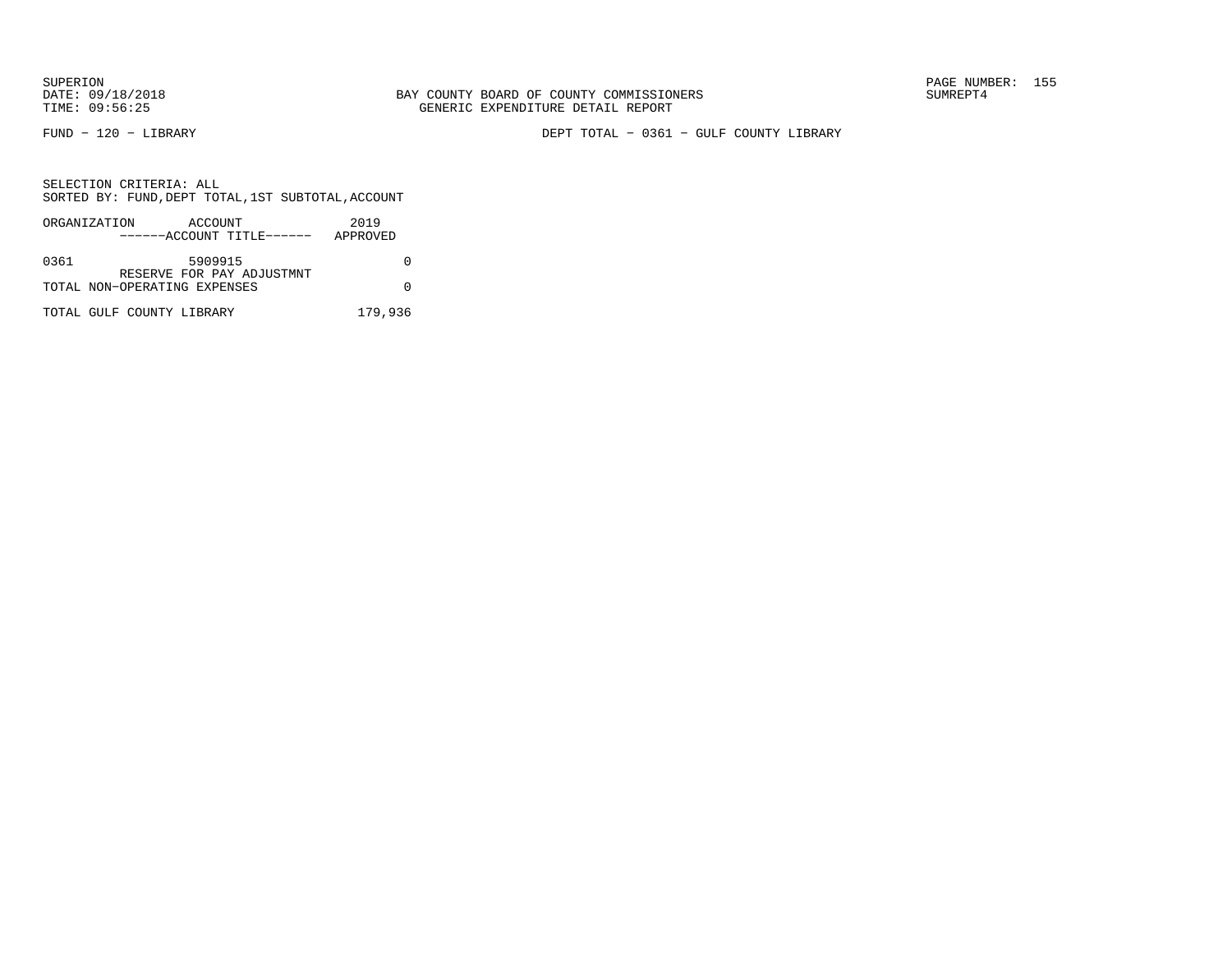SUPERION
DATE: 09/18/2018
TIME: 09:56:25

BAY COUNTY BOARD OF COUNTY COMMISSIONERS
GENERIC EXPENDITURE DETAIL REPORT

SUMREPT4

FUND − 120 − LIBRARY

DEPT TOTAL − 0361 − GULF COUNTY LIBRARY

SELECTION CRITERIA: ALL
SORTED BY: FUND,DEPT TOTAL,1ST SUBTOTAL,ACCOUNT

| ORGANIZATION | ACCOUNT<br>------ACCOUNT TITLE------ | 2019<br>APPROVED |
|---|---|---|
| 0361 | 5909915<br>RESERVE FOR PAY ADJUSTMNT | 0 |
| TOTAL NON−OPERATING EXPENSES | | 0 |
| TOTAL GULF COUNTY LIBRARY | | 179,936 |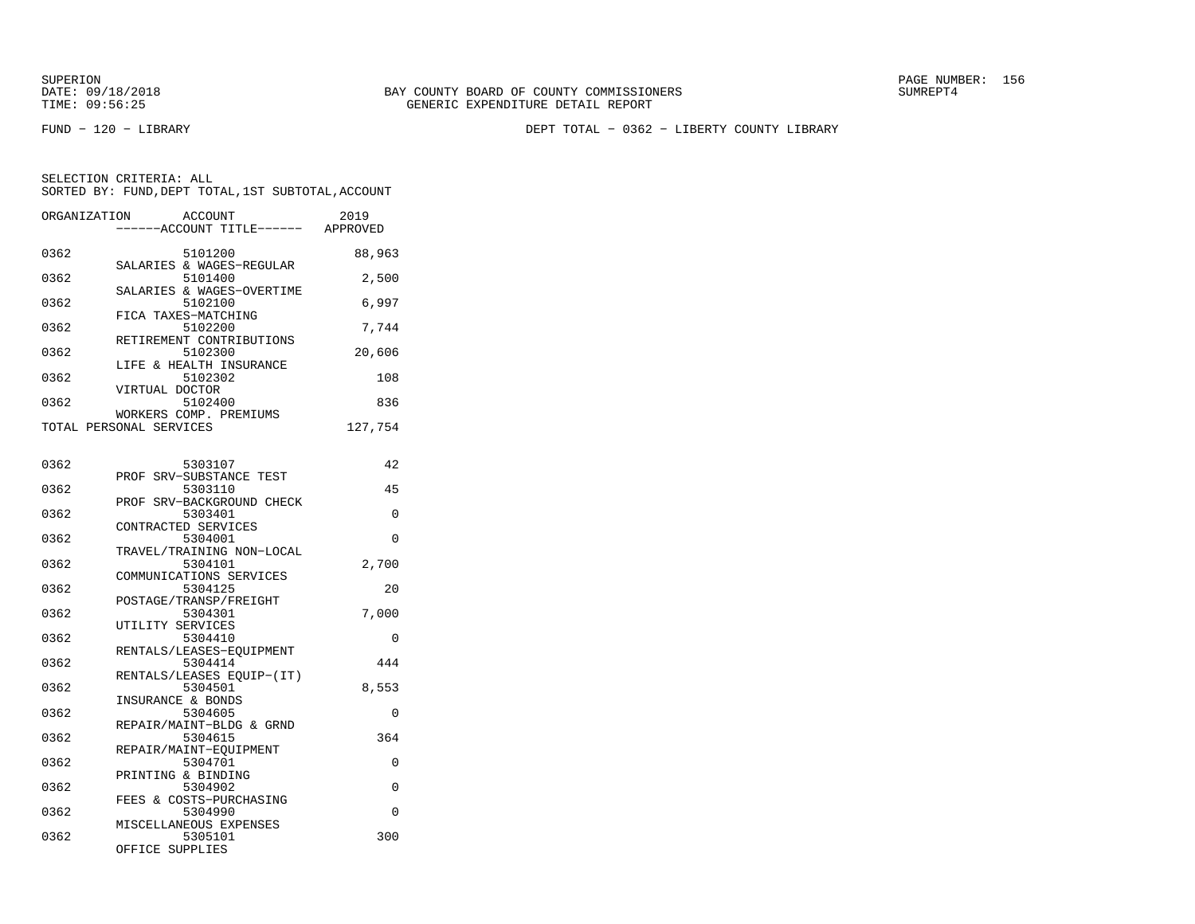BAY COUNTY BOARD OF COUNTY COMMISSIONERS
GENERIC EXPENDITURE DETAIL REPORT

SUPERION
DATE: 09/18/2018
TIME: 09:56:25

SUMREPT4

FUND − 120 − LIBRARY

DEPT TOTAL − 0362 − LIBERTY COUNTY LIBRARY

SELECTION CRITERIA: ALL
SORTED BY: FUND,DEPT TOTAL,1ST SUBTOTAL,ACCOUNT

| ORGANIZATION | ACCOUNT / ACCOUNT TITLE | 2019 APPROVED |
|---|---|---|
| 0362 | 5101200 SALARIES & WAGES−REGULAR | 88,963 |
| 0362 | 5101400 SALARIES & WAGES−OVERTIME | 2,500 |
| 0362 | 5102100 FICA TAXES−MATCHING | 6,997 |
| 0362 | 5102200 RETIREMENT CONTRIBUTIONS | 7,744 |
| 0362 | 5102300 LIFE & HEALTH INSURANCE | 20,606 |
| 0362 | 5102302 VIRTUAL DOCTOR | 108 |
| 0362 | 5102400 WORKERS COMP. PREMIUMS | 836 |
| TOTAL PERSONAL SERVICES | | 127,754 |
| 0362 | 5303107 PROF SRV−SUBSTANCE TEST | 42 |
| 0362 | 5303110 PROF SRV−BACKGROUND CHECK | 45 |
| 0362 | 5303401 CONTRACTED SERVICES | 0 |
| 0362 | 5304001 TRAVEL/TRAINING NON−LOCAL | 0 |
| 0362 | 5304101 COMMUNICATIONS SERVICES | 2,700 |
| 0362 | 5304125 POSTAGE/TRANSP/FREIGHT | 20 |
| 0362 | 5304301 UTILITY SERVICES | 7,000 |
| 0362 | 5304410 RENTALS/LEASES−EQUIPMENT | 0 |
| 0362 | 5304414 RENTALS/LEASES EQUIP−(IT) | 444 |
| 0362 | 5304501 INSURANCE & BONDS | 8,553 |
| 0362 | 5304605 REPAIR/MAINT−BLDG & GRND | 0 |
| 0362 | 5304615 REPAIR/MAINT−EQUIPMENT | 364 |
| 0362 | 5304701 PRINTING & BINDING | 0 |
| 0362 | 5304902 FEES & COSTS−PURCHASING | 0 |
| 0362 | 5304990 MISCELLANEOUS EXPENSES | 0 |
| 0362 | 5305101 OFFICE SUPPLIES | 300 |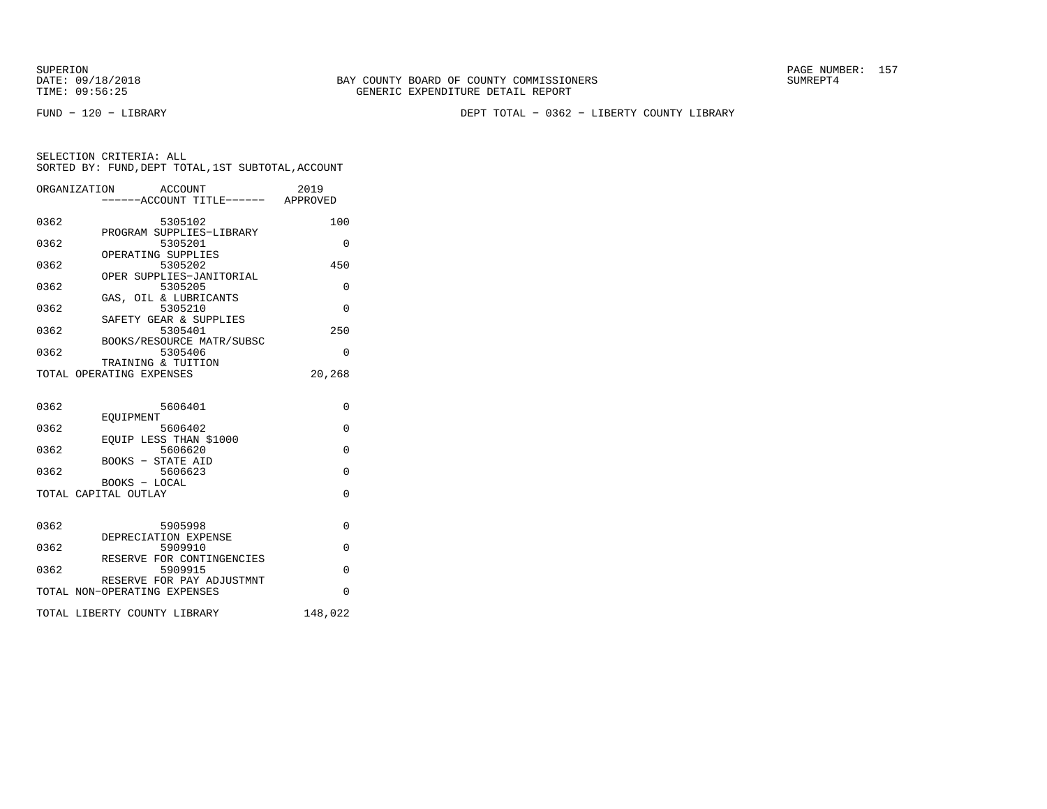SUPERION
DATE: 09/18/2018
TIME: 09:56:25

BAY COUNTY BOARD OF COUNTY COMMISSIONERS
GENERIC EXPENDITURE DETAIL REPORT

SUMREPT4

FUND - 120 - LIBRARY

DEPT TOTAL - 0362 - LIBERTY COUNTY LIBRARY

SELECTION CRITERIA: ALL
SORTED BY: FUND,DEPT TOTAL,1ST SUBTOTAL,ACCOUNT

| ORGANIZATION | ACCOUNT / ------ACCOUNT TITLE------ | 2019 APPROVED |
|---|---|---|
| 0362 | 5305102 PROGRAM SUPPLIES-LIBRARY | 100 |
| 0362 | 5305201 OPERATING SUPPLIES | 0 |
| 0362 | 5305202 OPER SUPPLIES-JANITORIAL | 450 |
| 0362 | 5305205 GAS, OIL & LUBRICANTS | 0 |
| 0362 | 5305210 SAFETY GEAR & SUPPLIES | 0 |
| 0362 | 5305401 BOOKS/RESOURCE MATR/SUBSC | 250 |
| 0362 | 5305406 TRAINING & TUITION | 0 |
| TOTAL OPERATING EXPENSES | | 20,268 |
| 0362 | 5606401 EQUIPMENT | 0 |
| 0362 | 5606402 EQUIP LESS THAN $1000 | 0 |
| 0362 | 5606620 BOOKS - STATE AID | 0 |
| 0362 | 5606623 BOOKS - LOCAL | 0 |
| TOTAL CAPITAL OUTLAY | | 0 |
| 0362 | 5905998 DEPRECIATION EXPENSE | 0 |
| 0362 | 5909910 RESERVE FOR CONTINGENCIES | 0 |
| 0362 | 5909915 RESERVE FOR PAY ADJUSTMNT | 0 |
| TOTAL NON-OPERATING EXPENSES | | 0 |
| TOTAL LIBERTY COUNTY LIBRARY | | 148,022 |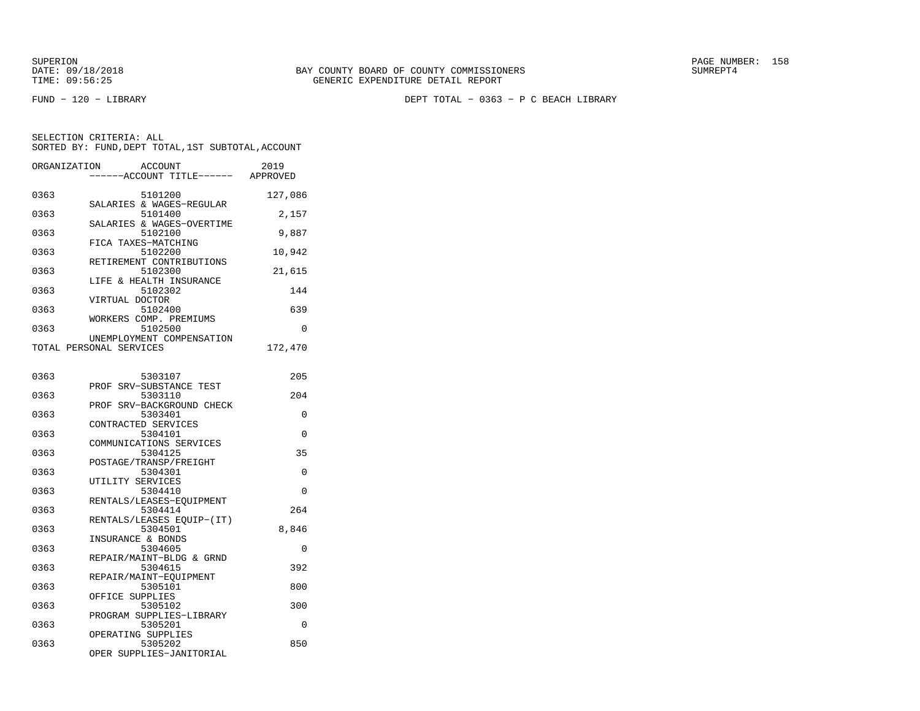BAY COUNTY BOARD OF COUNTY COMMISSIONERS
GENERIC EXPENDITURE DETAIL REPORT

FUND − 120 − LIBRARY

DEPT TOTAL − 0363 − P C BEACH LIBRARY

SELECTION CRITERIA: ALL
SORTED BY: FUND,DEPT TOTAL,1ST SUBTOTAL,ACCOUNT

| ORGANIZATION | ACCOUNT / ACCOUNT TITLE | 2019 APPROVED |
|---|---|---|
| 0363 | 5101200 SALARIES & WAGES−REGULAR | 127,086 |
| 0363 | 5101400 SALARIES & WAGES−OVERTIME | 2,157 |
| 0363 | 5102100 FICA TAXES−MATCHING | 9,887 |
| 0363 | 5102200 RETIREMENT CONTRIBUTIONS | 10,942 |
| 0363 | 5102300 LIFE & HEALTH INSURANCE | 21,615 |
| 0363 | 5102302 VIRTUAL DOCTOR | 144 |
| 0363 | 5102400 WORKERS COMP. PREMIUMS | 639 |
| 0363 | 5102500 UNEMPLOYMENT COMPENSATION | 0 |
| TOTAL PERSONAL SERVICES | | 172,470 |
| 0363 | 5303107 PROF SRV−SUBSTANCE TEST | 205 |
| 0363 | 5303110 PROF SRV−BACKGROUND CHECK | 204 |
| 0363 | 5303401 CONTRACTED SERVICES | 0 |
| 0363 | 5304101 COMMUNICATIONS SERVICES | 0 |
| 0363 | 5304125 POSTAGE/TRANSP/FREIGHT | 35 |
| 0363 | 5304301 UTILITY SERVICES | 0 |
| 0363 | 5304410 RENTALS/LEASES−EQUIPMENT | 0 |
| 0363 | 5304414 RENTALS/LEASES EQUIP−(IT) | 264 |
| 0363 | 5304501 INSURANCE & BONDS | 8,846 |
| 0363 | 5304605 REPAIR/MAINT−BLDG & GRND | 0 |
| 0363 | 5304615 REPAIR/MAINT−EQUIPMENT | 392 |
| 0363 | 5305101 OFFICE SUPPLIES | 800 |
| 0363 | 5305102 PROGRAM SUPPLIES−LIBRARY | 300 |
| 0363 | 5305201 OPERATING SUPPLIES | 0 |
| 0363 | 5305202 OPER SUPPLIES−JANITORIAL | 850 |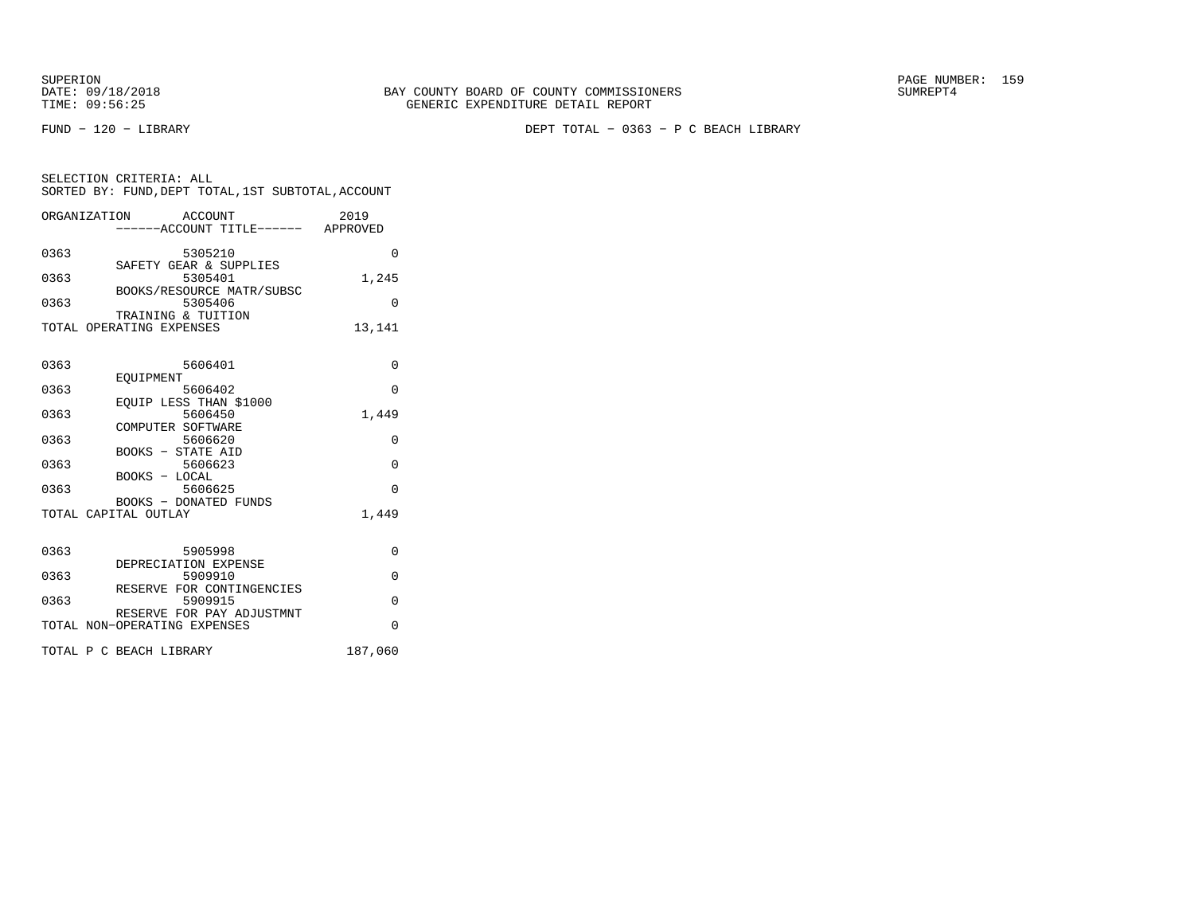SUPERION
DATE: 09/18/2018
TIME: 09:56:25

BAY COUNTY BOARD OF COUNTY COMMISSIONERS
GENERIC EXPENDITURE DETAIL REPORT

SUMREPT4

FUND - 120 - LIBRARY

DEPT TOTAL - 0363 - P C BEACH LIBRARY

SELECTION CRITERIA: ALL
SORTED BY: FUND,DEPT TOTAL,1ST SUBTOTAL,ACCOUNT

| ORGANIZATION | ACCOUNT ------ACCOUNT TITLE------ | 2019 APPROVED |
|---|---|---|
| 0363 | 5305210 SAFETY GEAR & SUPPLIES | 0 |
| 0363 | 5305401 BOOKS/RESOURCE MATR/SUBSC | 1,245 |
| 0363 | 5305406 TRAINING & TUITION | 0 |
| TOTAL OPERATING EXPENSES | | 13,141 |
| 0363 | 5606401 EQUIPMENT | 0 |
| 0363 | 5606402 EQUIP LESS THAN $1000 | 0 |
| 0363 | 5606450 COMPUTER SOFTWARE | 1,449 |
| 0363 | 5606620 BOOKS - STATE AID | 0 |
| 0363 | 5606623 BOOKS - LOCAL | 0 |
| 0363 | 5606625 BOOKS - DONATED FUNDS | 0 |
| TOTAL CAPITAL OUTLAY | | 1,449 |
| 0363 | 5905998 DEPRECIATION EXPENSE | 0 |
| 0363 | 5909910 RESERVE FOR CONTINGENCIES | 0 |
| 0363 | 5909915 RESERVE FOR PAY ADJUSTMNT | 0 |
| TOTAL NON-OPERATING EXPENSES | | 0 |
| TOTAL P C BEACH LIBRARY | | 187,060 |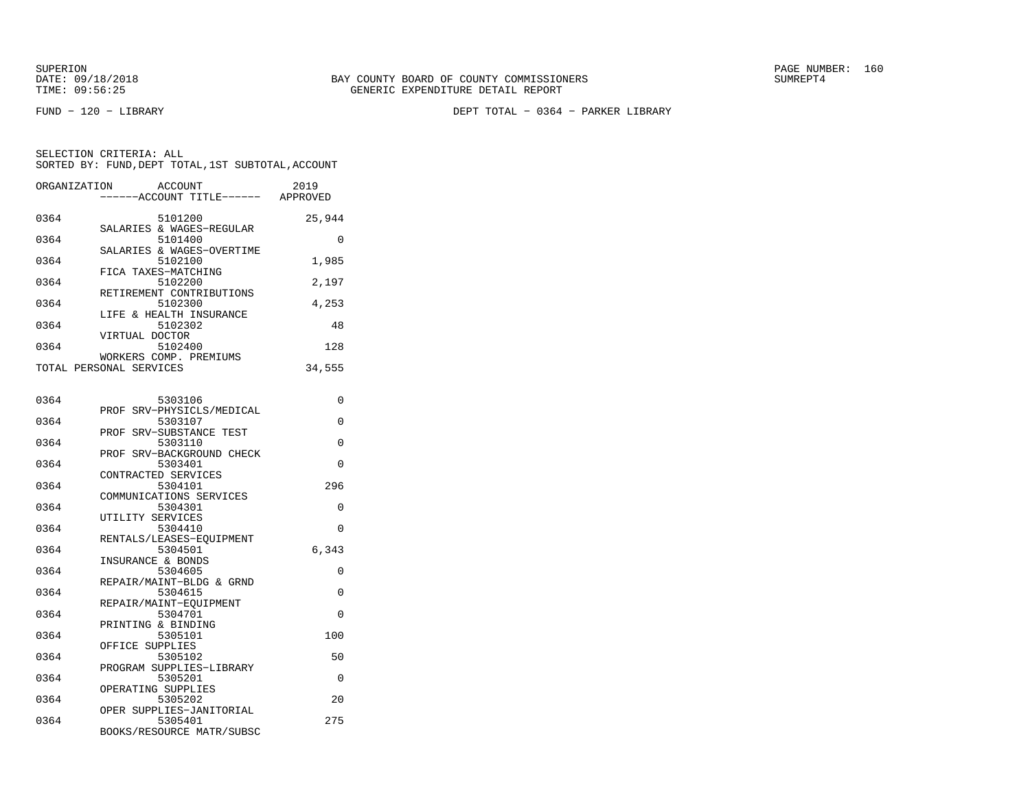SUPERION
DATE: 09/18/2018
TIME: 09:56:25

BAY COUNTY BOARD OF COUNTY COMMISSIONERS
GENERIC EXPENDITURE DETAIL REPORT

SUMREPT4

FUND - 120 - LIBRARY

DEPT TOTAL - 0364 - PARKER LIBRARY

SELECTION CRITERIA: ALL
SORTED BY: FUND,DEPT TOTAL,1ST SUBTOTAL,ACCOUNT

| ORGANIZATION | ACCOUNT ------ACCOUNT TITLE------ | 2019 APPROVED |
|---|---|---|
| 0364 | 5101200 SALARIES & WAGES-REGULAR | 25,944 |
| 0364 | 5101400 SALARIES & WAGES-OVERTIME | 0 |
| 0364 | 5102100 FICA TAXES-MATCHING | 1,985 |
| 0364 | 5102200 RETIREMENT CONTRIBUTIONS | 2,197 |
| 0364 | 5102300 LIFE & HEALTH INSURANCE | 4,253 |
| 0364 | 5102302 VIRTUAL DOCTOR | 48 |
| 0364 | 5102400 WORKERS COMP. PREMIUMS | 128 |
| TOTAL PERSONAL SERVICES | | 34,555 |
| 0364 | 5303106 PROF SRV-PHYSICLS/MEDICAL | 0 |
| 0364 | 5303107 PROF SRV-SUBSTANCE TEST | 0 |
| 0364 | 5303110 PROF SRV-BACKGROUND CHECK | 0 |
| 0364 | 5303401 CONTRACTED SERVICES | 0 |
| 0364 | 5304101 COMMUNICATIONS SERVICES | 296 |
| 0364 | 5304301 UTILITY SERVICES | 0 |
| 0364 | 5304410 RENTALS/LEASES-EQUIPMENT | 0 |
| 0364 | 5304501 INSURANCE & BONDS | 6,343 |
| 0364 | 5304605 REPAIR/MAINT-BLDG & GRND | 0 |
| 0364 | 5304615 REPAIR/MAINT-EQUIPMENT | 0 |
| 0364 | 5304701 PRINTING & BINDING | 0 |
| 0364 | 5305101 OFFICE SUPPLIES | 100 |
| 0364 | 5305102 PROGRAM SUPPLIES-LIBRARY | 50 |
| 0364 | 5305201 OPERATING SUPPLIES | 0 |
| 0364 | 5305202 OPER SUPPLIES-JANITORIAL | 20 |
| 0364 | 5305401 BOOKS/RESOURCE MATR/SUBSC | 275 |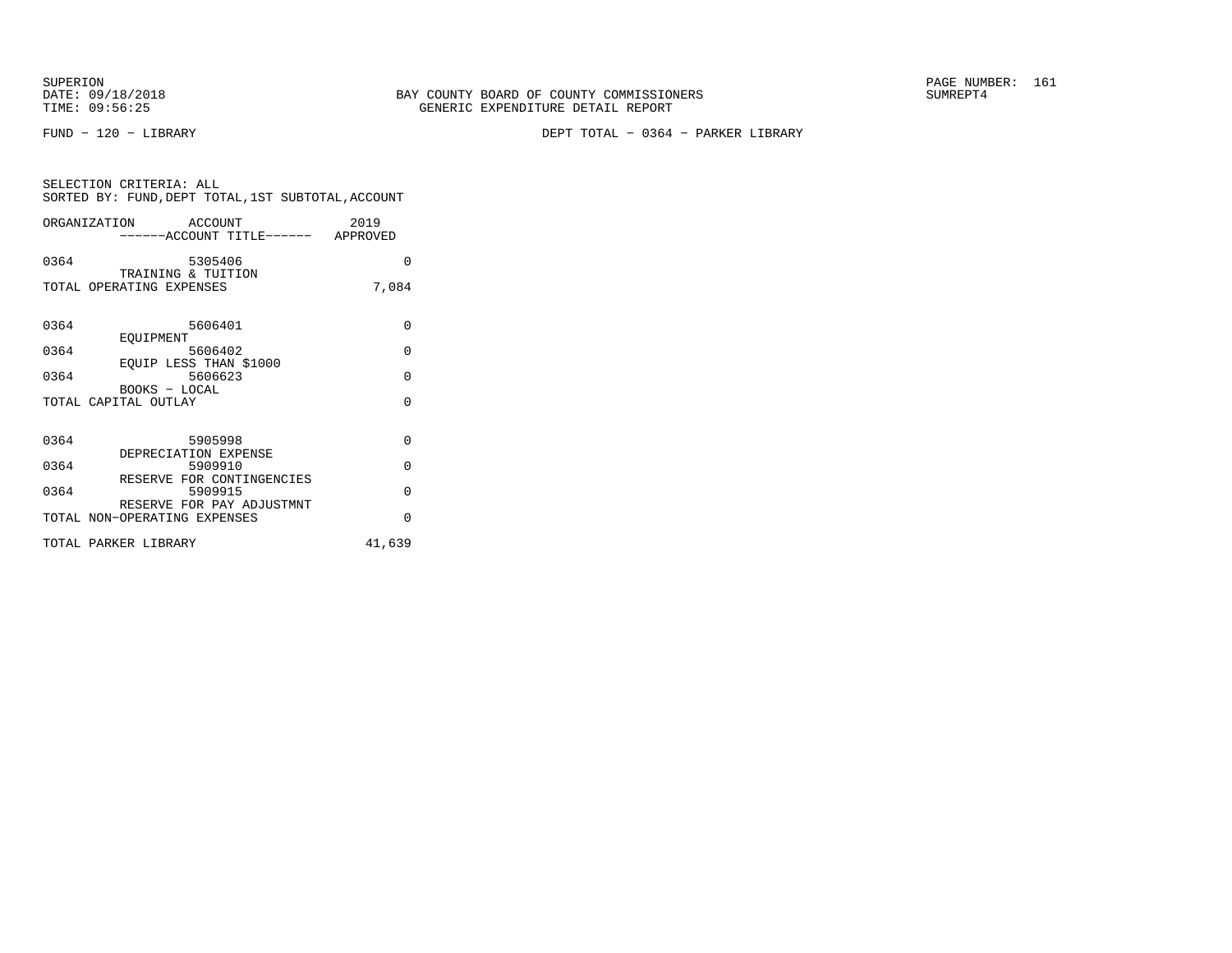SUPERION
DATE: 09/18/2018
TIME: 09:56:25

BAY COUNTY BOARD OF COUNTY COMMISSIONERS
GENERIC EXPENDITURE DETAIL REPORT

SUMREPT4

FUND - 120 - LIBRARY

DEPT TOTAL - 0364 - PARKER LIBRARY

SELECTION CRITERIA: ALL
SORTED BY: FUND,DEPT TOTAL,1ST SUBTOTAL,ACCOUNT

| ORGANIZATION | ACCOUNT / ------ACCOUNT TITLE------ | 2019 APPROVED |
|---|---|---|
| 0364 | 5305406 TRAINING & TUITION | 0 |
| TOTAL OPERATING EXPENSES | | 7,084 |
| 0364 | 5606401 EQUIPMENT | 0 |
| 0364 | 5606402 EQUIP LESS THAN $1000 | 0 |
| 0364 | 5606623 BOOKS - LOCAL | 0 |
| TOTAL CAPITAL OUTLAY | | 0 |
| 0364 | 5905998 DEPRECIATION EXPENSE | 0 |
| 0364 | 5909910 RESERVE FOR CONTINGENCIES | 0 |
| 0364 | 5909915 RESERVE FOR PAY ADJUSTMNT | 0 |
| TOTAL NON-OPERATING EXPENSES | | 0 |
| TOTAL PARKER LIBRARY | | 41,639 |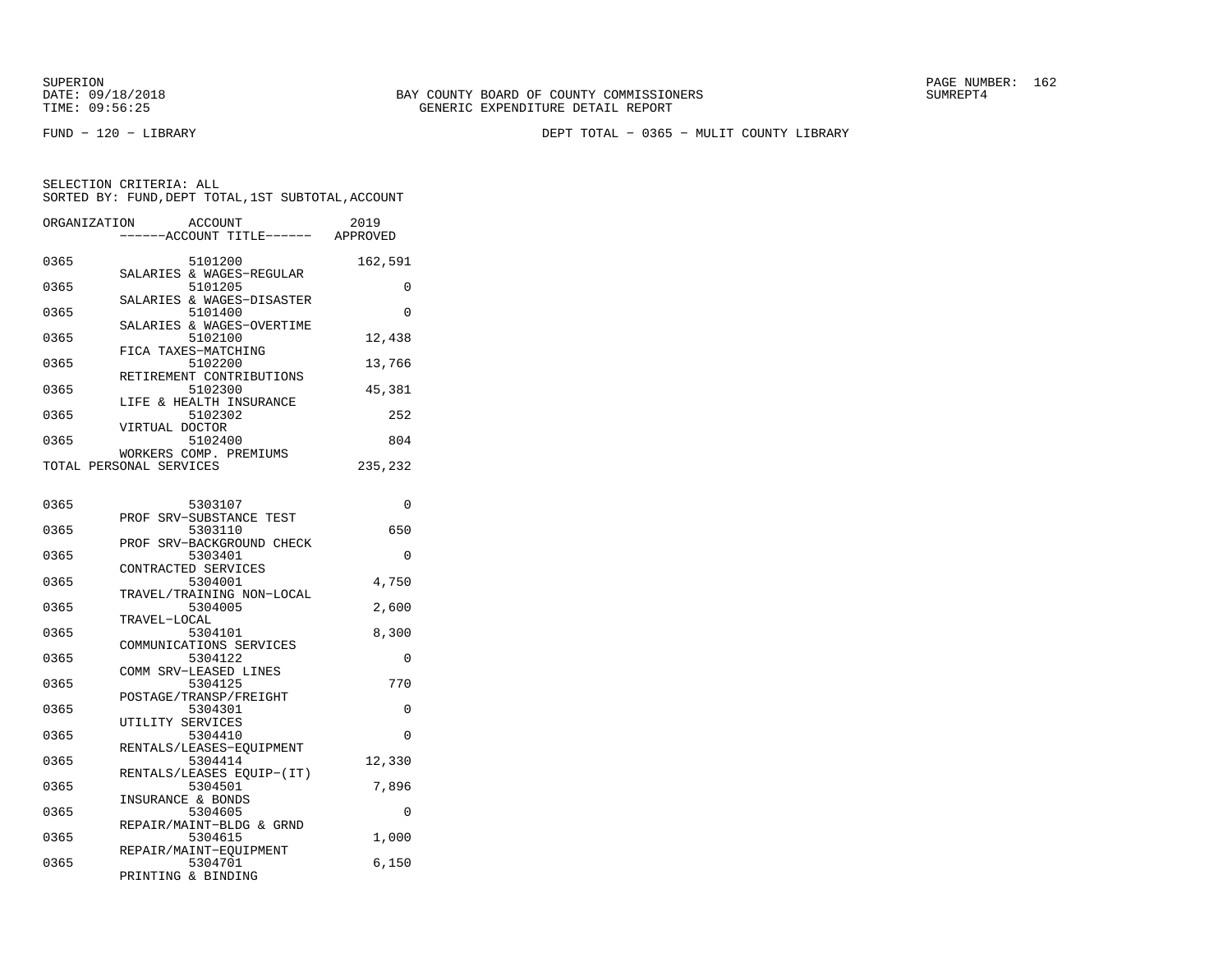SUPERION
DATE: 09/18/2018
TIME: 09:56:25

BAY COUNTY BOARD OF COUNTY COMMISSIONERS
GENERIC EXPENDITURE DETAIL REPORT

SUMREPT4

FUND − 120 − LIBRARY

DEPT TOTAL − 0365 − MULIT COUNTY LIBRARY

SELECTION CRITERIA: ALL
SORTED BY: FUND,DEPT TOTAL,1ST SUBTOTAL,ACCOUNT

| ORGANIZATION | ACCOUNT / ------ACCOUNT TITLE------ | 2019 APPROVED |
|---|---|---|
| 0365 | 5101200 SALARIES & WAGES−REGULAR | 162,591 |
| 0365 | 5101205 SALARIES & WAGES−DISASTER | 0 |
| 0365 | 5101400 SALARIES & WAGES−OVERTIME | 0 |
| 0365 | 5102100 FICA TAXES−MATCHING | 12,438 |
| 0365 | 5102200 RETIREMENT CONTRIBUTIONS | 13,766 |
| 0365 | 5102300 LIFE & HEALTH INSURANCE | 45,381 |
| 0365 | 5102302 VIRTUAL DOCTOR | 252 |
| 0365 | 5102400 WORKERS COMP. PREMIUMS | 804 |
| TOTAL PERSONAL SERVICES | | 235,232 |
| 0365 | 5303107 PROF SRV−SUBSTANCE TEST | 0 |
| 0365 | 5303110 PROF SRV−BACKGROUND CHECK | 650 |
| 0365 | 5303401 CONTRACTED SERVICES | 0 |
| 0365 | 5304001 TRAVEL/TRAINING NON−LOCAL | 4,750 |
| 0365 | 5304005 TRAVEL−LOCAL | 2,600 |
| 0365 | 5304101 COMMUNICATIONS SERVICES | 8,300 |
| 0365 | 5304122 COMM SRV−LEASED LINES | 0 |
| 0365 | 5304125 POSTAGE/TRANSP/FREIGHT | 770 |
| 0365 | 5304301 UTILITY SERVICES | 0 |
| 0365 | 5304410 RENTALS/LEASES−EQUIPMENT | 0 |
| 0365 | 5304414 RENTALS/LEASES EQUIP−(IT) | 12,330 |
| 0365 | 5304501 INSURANCE & BONDS | 7,896 |
| 0365 | 5304605 REPAIR/MAINT−BLDG & GRND | 0 |
| 0365 | 5304615 REPAIR/MAINT−EQUIPMENT | 1,000 |
| 0365 | 5304701 PRINTING & BINDING | 6,150 |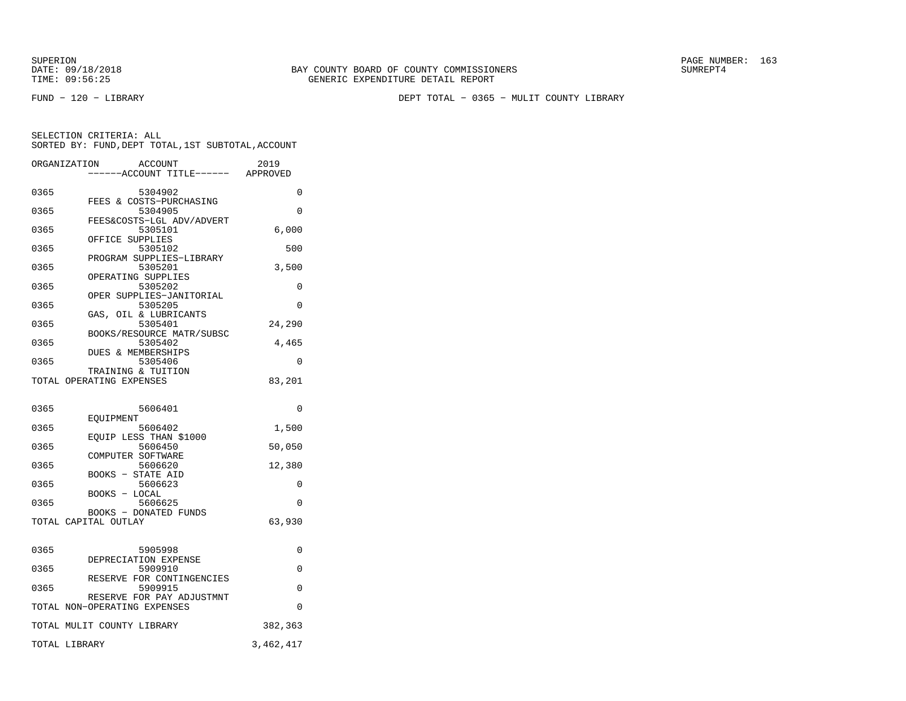SUPERION
DATE: 09/18/2018
TIME: 09:56:25

BAY COUNTY BOARD OF COUNTY COMMISSIONERS
GENERIC EXPENDITURE DETAIL REPORT

SUMREPT4

FUND - 120 - LIBRARY

DEPT TOTAL - 0365 - MULIT COUNTY LIBRARY

SELECTION CRITERIA: ALL
SORTED BY: FUND,DEPT TOTAL,1ST SUBTOTAL,ACCOUNT

| ORGANIZATION | ACCOUNT ------ACCOUNT TITLE------ | 2019 APPROVED |
|---|---|---|
| 0365 | 5304902 FEES & COSTS-PURCHASING | 0 |
| 0365 | 5304905 FEES&COSTS-LGL ADV/ADVERT | 0 |
| 0365 | 5305101 OFFICE SUPPLIES | 6,000 |
| 0365 | 5305102 PROGRAM SUPPLIES-LIBRARY | 500 |
| 0365 | 5305201 OPERATING SUPPLIES | 3,500 |
| 0365 | 5305202 OPER SUPPLIES-JANITORIAL | 0 |
| 0365 | 5305205 GAS, OIL & LUBRICANTS | 0 |
| 0365 | 5305401 BOOKS/RESOURCE MATR/SUBSC | 24,290 |
| 0365 | 5305402 DUES & MEMBERSHIPS | 4,465 |
| 0365 | 5305406 TRAINING & TUITION | 0 |
| TOTAL OPERATING EXPENSES | | 83,201 |
| 0365 | 5606401 EQUIPMENT | 0 |
| 0365 | 5606402 EQUIP LESS THAN $1000 | 1,500 |
| 0365 | 5606450 COMPUTER SOFTWARE | 50,050 |
| 0365 | 5606620 BOOKS - STATE AID | 12,380 |
| 0365 | 5606623 BOOKS - LOCAL | 0 |
| 0365 | 5606625 BOOKS - DONATED FUNDS | 0 |
| TOTAL CAPITAL OUTLAY | | 63,930 |
| 0365 | 5905998 DEPRECIATION EXPENSE | 0 |
| 0365 | 5909910 RESERVE FOR CONTINGENCIES | 0 |
| 0365 | 5909915 RESERVE FOR PAY ADJUSTMNT | 0 |
| TOTAL NON-OPERATING EXPENSES | | 0 |
| TOTAL MULIT COUNTY LIBRARY | | 382,363 |
| TOTAL LIBRARY | | 3,462,417 |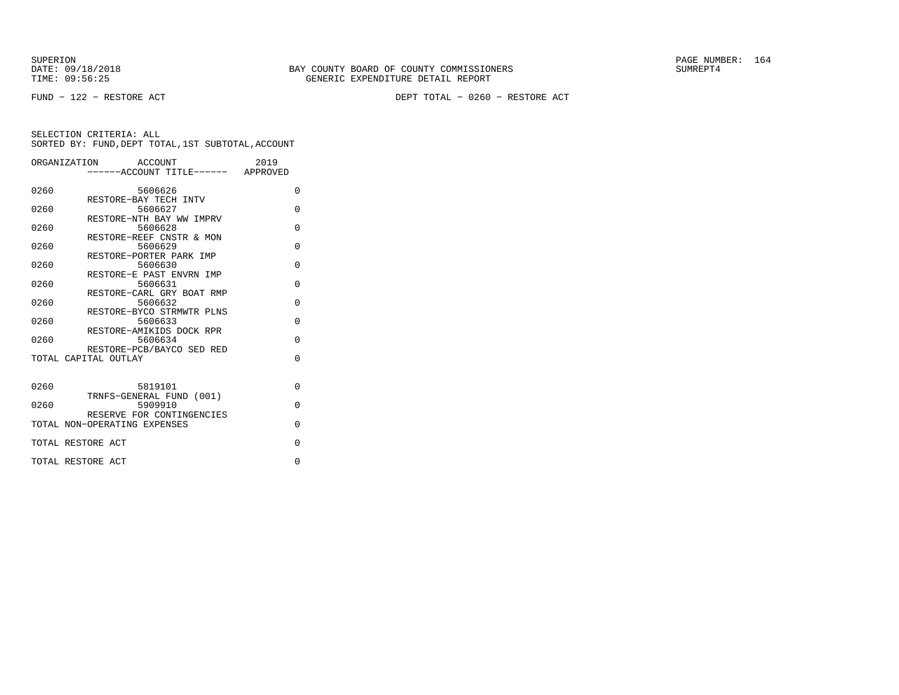SUPERION
DATE: 09/18/2018
TIME: 09:56:25

BAY COUNTY BOARD OF COUNTY COMMISSIONERS
GENERIC EXPENDITURE DETAIL REPORT

SUMREPT4

FUND − 122 − RESTORE ACT

DEPT TOTAL − 0260 − RESTORE ACT

SELECTION CRITERIA: ALL
SORTED BY: FUND,DEPT TOTAL,1ST SUBTOTAL,ACCOUNT

| ORGANIZATION | ACCOUNT ------ACCOUNT TITLE------ | 2019 APPROVED |
|---|---|---|
| 0260 | 5606626 RESTORE−BAY TECH INTV | 0 |
| 0260 | 5606627 RESTORE−NTH BAY WW IMPRV | 0 |
| 0260 | 5606628 RESTORE−REEF CNSTR & MON | 0 |
| 0260 | 5606629 RESTORE−PORTER PARK IMP | 0 |
| 0260 | 5606630 RESTORE−E PAST ENVRN IMP | 0 |
| 0260 | 5606631 RESTORE−CARL GRY BOAT RMP | 0 |
| 0260 | 5606632 RESTORE−BYCO STRMWTR PLNS | 0 |
| 0260 | 5606633 RESTORE−AMIKIDS DOCK RPR | 0 |
| 0260 | 5606634 RESTORE−PCB/BAYCO SED RED | 0 |
| TOTAL CAPITAL OUTLAY | | 0 |
| 0260 | 5819101 TRNFS−GENERAL FUND (001) | 0 |
| 0260 | 5909910 RESERVE FOR CONTINGENCIES | 0 |
| TOTAL NON−OPERATING EXPENSES | | 0 |
| TOTAL RESTORE ACT | | 0 |
| TOTAL RESTORE ACT | | 0 |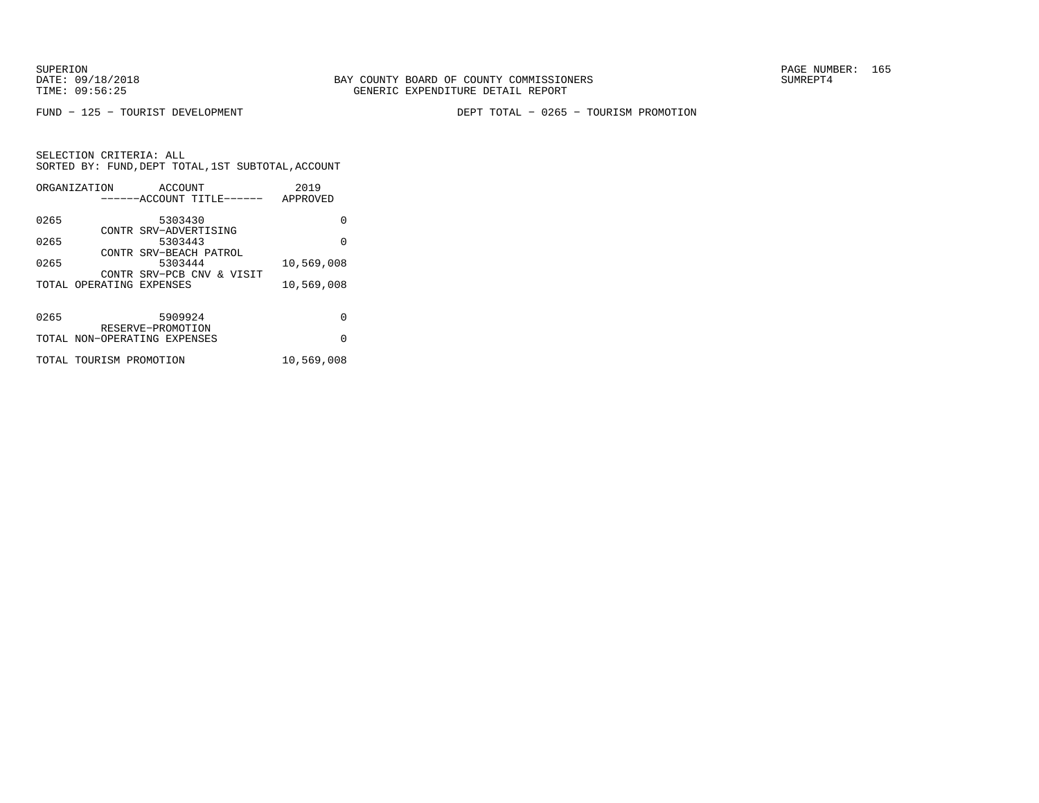SUPERION
DATE: 09/18/2018
TIME: 09:56:25

BAY COUNTY BOARD OF COUNTY COMMISSIONERS
GENERIC EXPENDITURE DETAIL REPORT

SUMREPT4

FUND − 125 − TOURIST DEVELOPMENT

DEPT TOTAL − 0265 − TOURISM PROMOTION

SELECTION CRITERIA: ALL
SORTED BY: FUND,DEPT TOTAL,1ST SUBTOTAL,ACCOUNT

| ORGANIZATION | ACCOUNT ------ACCOUNT TITLE------ | 2019 APPROVED |
|---|---|---|
| 0265 | 5303430 CONTR SRV−ADVERTISING | 0 |
| 0265 | 5303443 CONTR SRV−BEACH PATROL | 0 |
| 0265 | 5303444 CONTR SRV−PCB CNV & VISIT | 10,569,008 |
| TOTAL OPERATING EXPENSES | | 10,569,008 |
| 0265 | 5909924 RESERVE−PROMOTION | 0 |
| TOTAL NON−OPERATING EXPENSES | | 0 |
| TOTAL TOURISM PROMOTION | | 10,569,008 |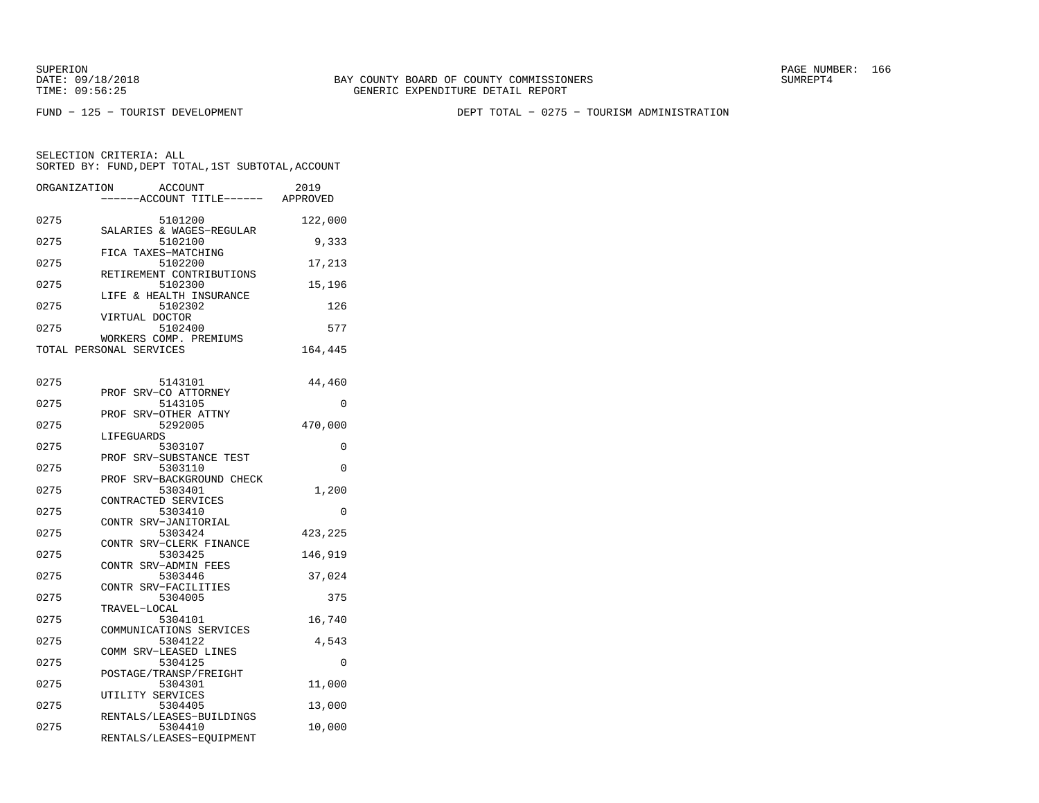BAY COUNTY BOARD OF COUNTY COMMISSIONERS
GENERIC EXPENDITURE DETAIL REPORT

SUPERION
DATE: 09/18/2018
TIME: 09:56:25

SUMREPT4

FUND − 125 − TOURIST DEVELOPMENT

DEPT TOTAL − 0275 − TOURISM ADMINISTRATION

SELECTION CRITERIA: ALL
SORTED BY: FUND,DEPT TOTAL,1ST SUBTOTAL,ACCOUNT

| ORGANIZATION | ACCOUNT / ------ACCOUNT TITLE------ | 2019 APPROVED |
|---|---|---|
| 0275 | 5101200 SALARIES & WAGES−REGULAR | 122,000 |
| 0275 | 5102100 FICA TAXES−MATCHING | 9,333 |
| 0275 | 5102200 RETIREMENT CONTRIBUTIONS | 17,213 |
| 0275 | 5102300 LIFE & HEALTH INSURANCE | 15,196 |
| 0275 | 5102302 VIRTUAL DOCTOR | 126 |
| 0275 | 5102400 WORKERS COMP. PREMIUMS | 577 |
| TOTAL PERSONAL SERVICES | | 164,445 |
| 0275 | 5143101 PROF SRV−CO ATTORNEY | 44,460 |
| 0275 | 5143105 PROF SRV−OTHER ATTNY | 0 |
| 0275 | 5292005 LIFEGUARDS | 470,000 |
| 0275 | 5303107 PROF SRV−SUBSTANCE TEST | 0 |
| 0275 | 5303110 PROF SRV−BACKGROUND CHECK | 0 |
| 0275 | 5303401 CONTRACTED SERVICES | 1,200 |
| 0275 | 5303410 CONTR SRV−JANITORIAL | 0 |
| 0275 | 5303424 CONTR SRV−CLERK FINANCE | 423,225 |
| 0275 | 5303425 CONTR SRV−ADMIN FEES | 146,919 |
| 0275 | 5303446 CONTR SRV−FACILITIES | 37,024 |
| 0275 | 5304005 TRAVEL−LOCAL | 375 |
| 0275 | 5304101 COMMUNICATIONS SERVICES | 16,740 |
| 0275 | 5304122 COMM SRV−LEASED LINES | 4,543 |
| 0275 | 5304125 POSTAGE/TRANSP/FREIGHT | 0 |
| 0275 | 5304301 UTILITY SERVICES | 11,000 |
| 0275 | 5304405 RENTALS/LEASES−BUILDINGS | 13,000 |
| 0275 | 5304410 RENTALS/LEASES−EQUIPMENT | 10,000 |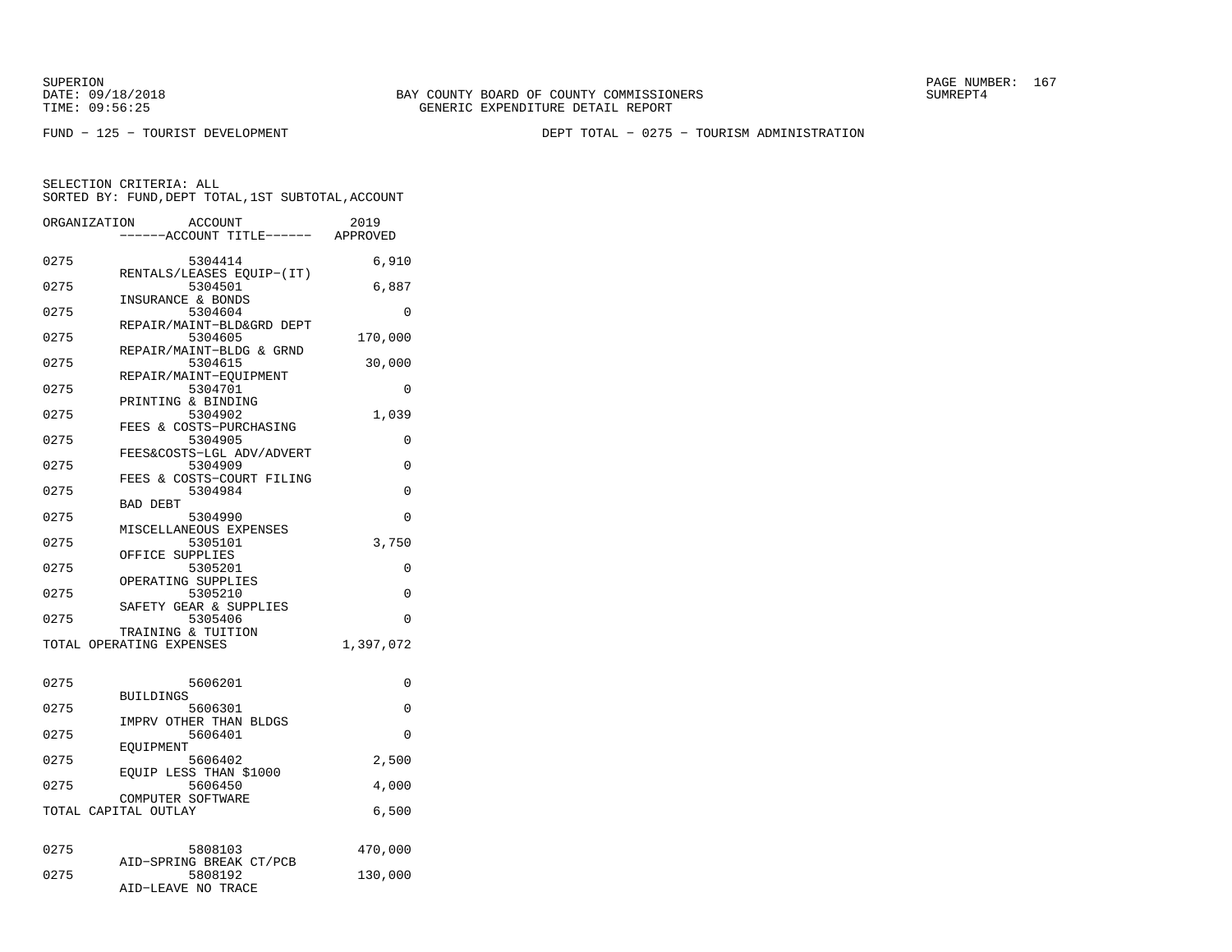SUPERION
DATE: 09/18/2018
TIME: 09:56:25

BAY COUNTY BOARD OF COUNTY COMMISSIONERS
GENERIC EXPENDITURE DETAIL REPORT

SUMREPT4

FUND - 125 - TOURIST DEVELOPMENT

DEPT TOTAL - 0275 - TOURISM ADMINISTRATION

SELECTION CRITERIA: ALL
SORTED BY: FUND,DEPT TOTAL,1ST SUBTOTAL,ACCOUNT

| ORGANIZATION | ACCOUNT ------ACCOUNT TITLE------ | 2019 APPROVED |
|---|---|---|
| 0275 | 5304414 RENTALS/LEASES EQUIP-(IT) | 6,910 |
| 0275 | 5304501 INSURANCE & BONDS | 6,887 |
| 0275 | 5304604 REPAIR/MAINT-BLD&GRD DEPT | 0 |
| 0275 | 5304605 REPAIR/MAINT-BLDG & GRND | 170,000 |
| 0275 | 5304615 REPAIR/MAINT-EQUIPMENT | 30,000 |
| 0275 | 5304701 PRINTING & BINDING | 0 |
| 0275 | 5304902 FEES & COSTS-PURCHASING | 1,039 |
| 0275 | 5304905 FEES&COSTS-LGL ADV/ADVERT | 0 |
| 0275 | 5304909 FEES & COSTS-COURT FILING | 0 |
| 0275 | 5304984 BAD DEBT | 0 |
| 0275 | 5304990 MISCELLANEOUS EXPENSES | 0 |
| 0275 | 5305101 OFFICE SUPPLIES | 3,750 |
| 0275 | 5305201 OPERATING SUPPLIES | 0 |
| 0275 | 5305210 SAFETY GEAR & SUPPLIES | 0 |
| 0275 | 5305406 TRAINING & TUITION | 0 |
| TOTAL OPERATING EXPENSES | | 1,397,072 |
| 0275 | 5606201 BUILDINGS | 0 |
| 0275 | 5606301 IMPRV OTHER THAN BLDGS | 0 |
| 0275 | 5606401 EQUIPMENT | 0 |
| 0275 | 5606402 EQUIP LESS THAN $1000 | 2,500 |
| 0275 | 5606450 COMPUTER SOFTWARE | 4,000 |
| TOTAL CAPITAL OUTLAY | | 6,500 |
| 0275 | 5808103 AID-SPRING BREAK CT/PCB | 470,000 |
| 0275 | 5808192 AID-LEAVE NO TRACE | 130,000 |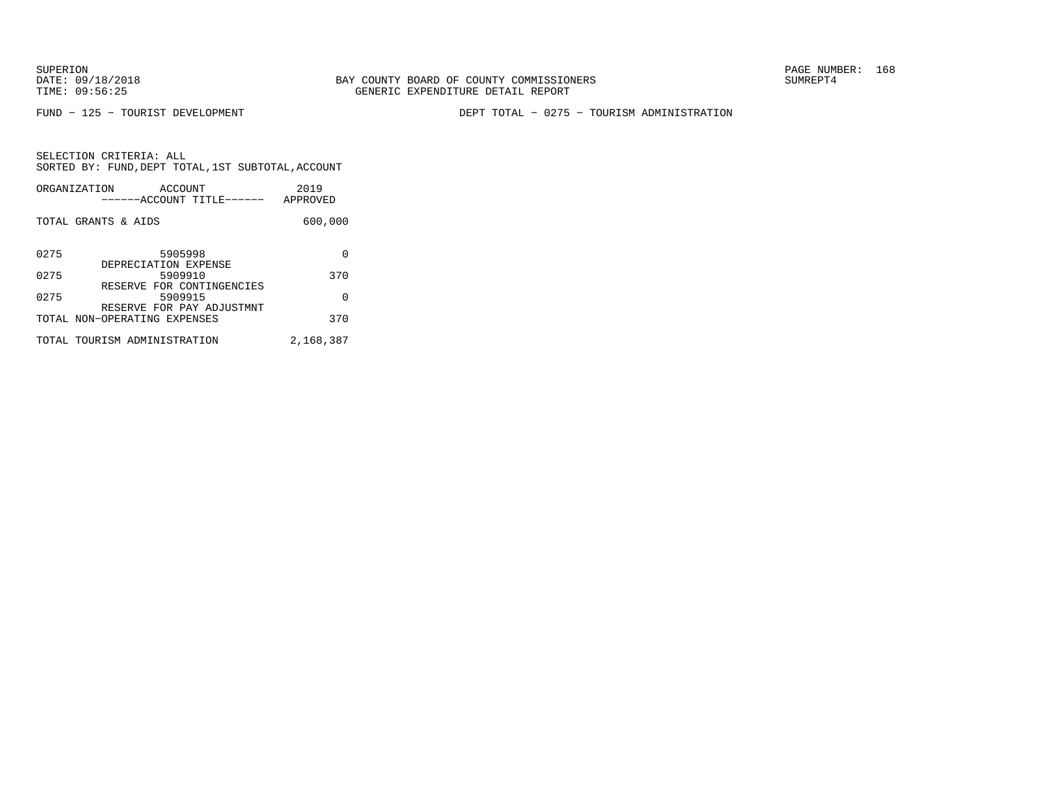SUPERION
DATE: 09/18/2018
TIME: 09:56:25

BAY COUNTY BOARD OF COUNTY COMMISSIONERS
GENERIC EXPENDITURE DETAIL REPORT

SUMREPT4

FUND − 125 − TOURIST DEVELOPMENT

DEPT TOTAL − 0275 − TOURISM ADMINISTRATION

SELECTION CRITERIA: ALL
SORTED BY: FUND,DEPT TOTAL,1ST SUBTOTAL,ACCOUNT

| ORGANIZATION | ACCOUNT ------ACCOUNT TITLE------ | 2019 APPROVED |
|---|---|---|
| TOTAL GRANTS & AIDS | | 600,000 |
| 0275 | 5905998 DEPRECIATION EXPENSE | 0 |
| 0275 | 5909910 RESERVE FOR CONTINGENCIES | 370 |
| 0275 | 5909915 RESERVE FOR PAY ADJUSTMNT | 0 |
| TOTAL NON-OPERATING EXPENSES | | 370 |
| TOTAL TOURISM ADMINISTRATION | | 2,168,387 |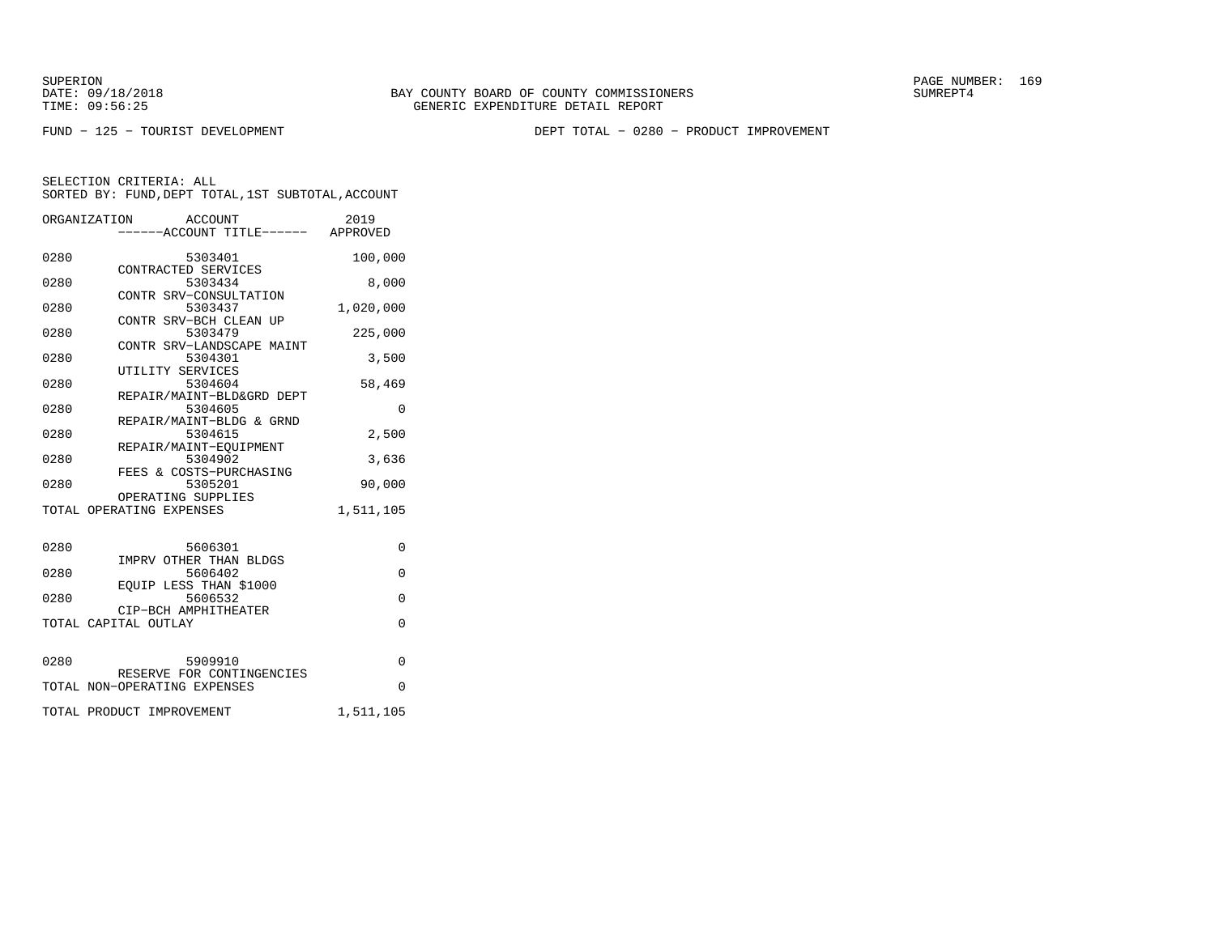SUPERION
DATE: 09/18/2018
TIME: 09:56:25

BAY COUNTY BOARD OF COUNTY COMMISSIONERS
GENERIC EXPENDITURE DETAIL REPORT

SUMREPT4

FUND − 125 − TOURIST DEVELOPMENT

DEPT TOTAL − 0280 − PRODUCT IMPROVEMENT

SELECTION CRITERIA: ALL
SORTED BY: FUND,DEPT TOTAL,1ST SUBTOTAL,ACCOUNT

| ORGANIZATION | ACCOUNT / ------ACCOUNT TITLE------ | 2019 APPROVED |
|---|---|---|
| 0280 | 5303401 CONTRACTED SERVICES | 100,000 |
| 0280 | 5303434 CONTR SRV−CONSULTATION | 8,000 |
| 0280 | 5303437 CONTR SRV−BCH CLEAN UP | 1,020,000 |
| 0280 | 5303479 CONTR SRV−LANDSCAPE MAINT | 225,000 |
| 0280 | 5304301 UTILITY SERVICES | 3,500 |
| 0280 | 5304604 REPAIR/MAINT−BLD&GRD DEPT | 58,469 |
| 0280 | 5304605 REPAIR/MAINT−BLDG & GRND | 0 |
| 0280 | 5304615 REPAIR/MAINT−EQUIPMENT | 2,500 |
| 0280 | 5304902 FEES & COSTS−PURCHASING | 3,636 |
| 0280 | 5305201 OPERATING SUPPLIES | 90,000 |
| TOTAL OPERATING EXPENSES | | 1,511,105 |
| 0280 | 5606301 IMPRV OTHER THAN BLDGS | 0 |
| 0280 | 5606402 EQUIP LESS THAN $1000 | 0 |
| 0280 | 5606532 CIP−BCH AMPHITHEATER | 0 |
| TOTAL CAPITAL OUTLAY | | 0 |
| 0280 | 5909910 RESERVE FOR CONTINGENCIES | 0 |
| TOTAL NON−OPERATING EXPENSES | | 0 |
| TOTAL PRODUCT IMPROVEMENT | | 1,511,105 |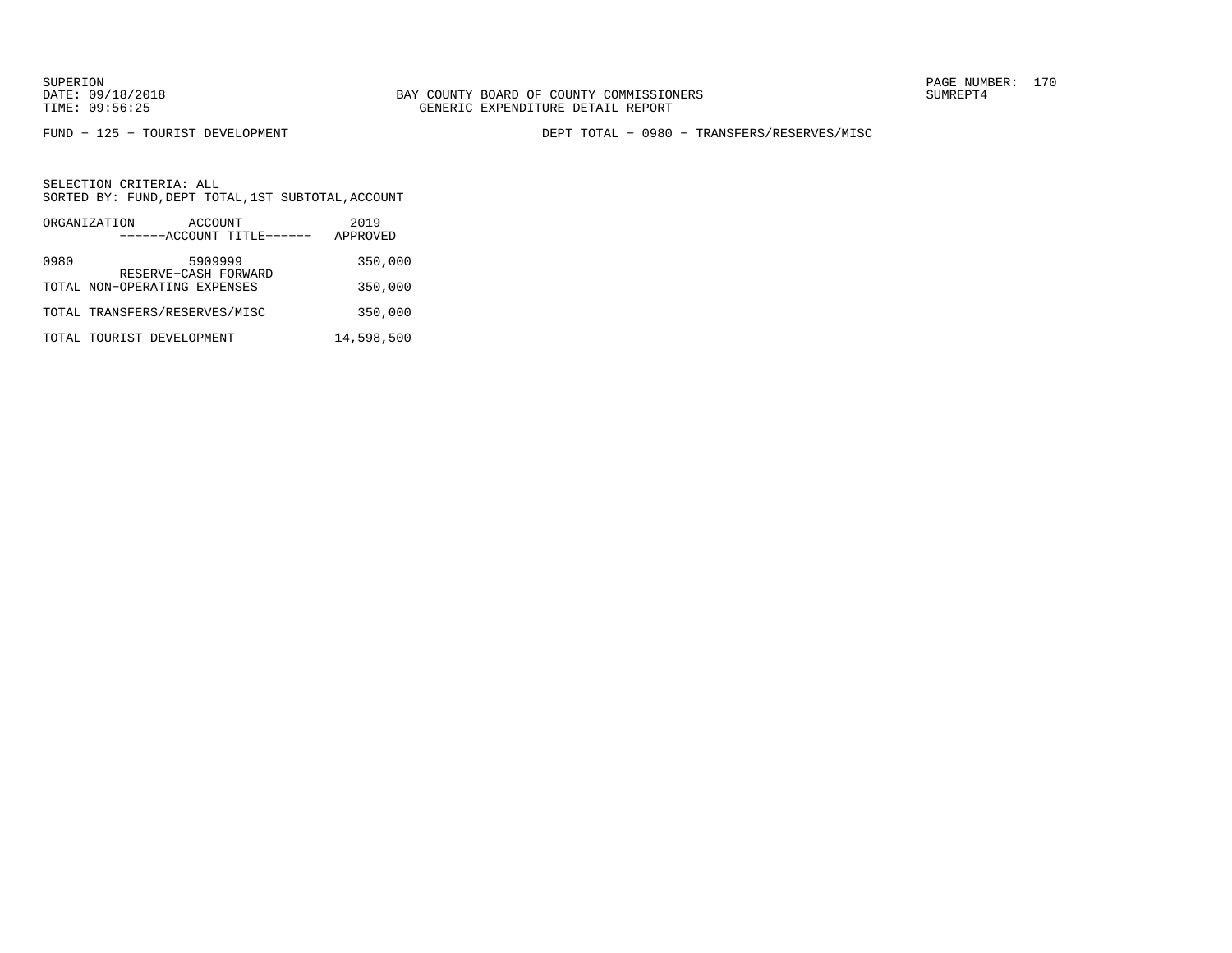BAY COUNTY BOARD OF COUNTY COMMISSIONERS
GENERIC EXPENDITURE DETAIL REPORT

SUPERION
DATE: 09/18/2018
TIME: 09:56:25

SUMREPT4

FUND − 125 − TOURIST DEVELOPMENT

DEPT TOTAL − 0980 − TRANSFERS/RESERVES/MISC

SELECTION CRITERIA: ALL
SORTED BY: FUND,DEPT TOTAL,1ST SUBTOTAL,ACCOUNT

| ORGANIZATION | ACCOUNT<br>------ACCOUNT TITLE------ | 2019<br>APPROVED |
|---|---|---|
| 0980 | 5909999<br>RESERVE−CASH FORWARD | 350,000 |
| TOTAL NON−OPERATING EXPENSES | | 350,000 |
| TOTAL TRANSFERS/RESERVES/MISC | | 350,000 |
| TOTAL TOURIST DEVELOPMENT | | 14,598,500 |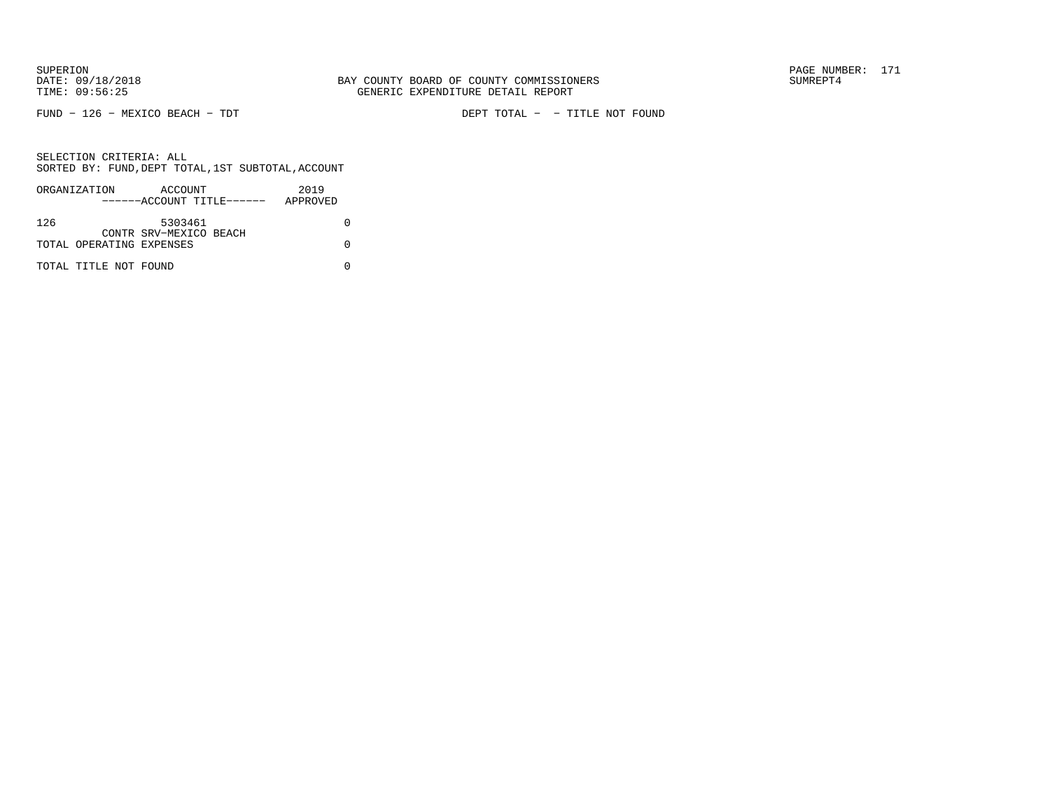SUPERION
DATE: 09/18/2018
TIME: 09:56:25

BAY COUNTY BOARD OF COUNTY COMMISSIONERS
GENERIC EXPENDITURE DETAIL REPORT

SUMREPT4

FUND − 126 − MEXICO BEACH − TDT

DEPT TOTAL − − TITLE NOT FOUND

SELECTION CRITERIA: ALL
SORTED BY: FUND,DEPT TOTAL,1ST SUBTOTAL,ACCOUNT

| ORGANIZATION | ACCOUNT<br>------ACCOUNT TITLE------ | 2019<br>APPROVED |
|---|---|---|
| 126 | 5303461<br>CONTR SRV−MEXICO BEACH | 0 |
| TOTAL OPERATING EXPENSES | | 0 |
| TOTAL TITLE NOT FOUND | | 0 |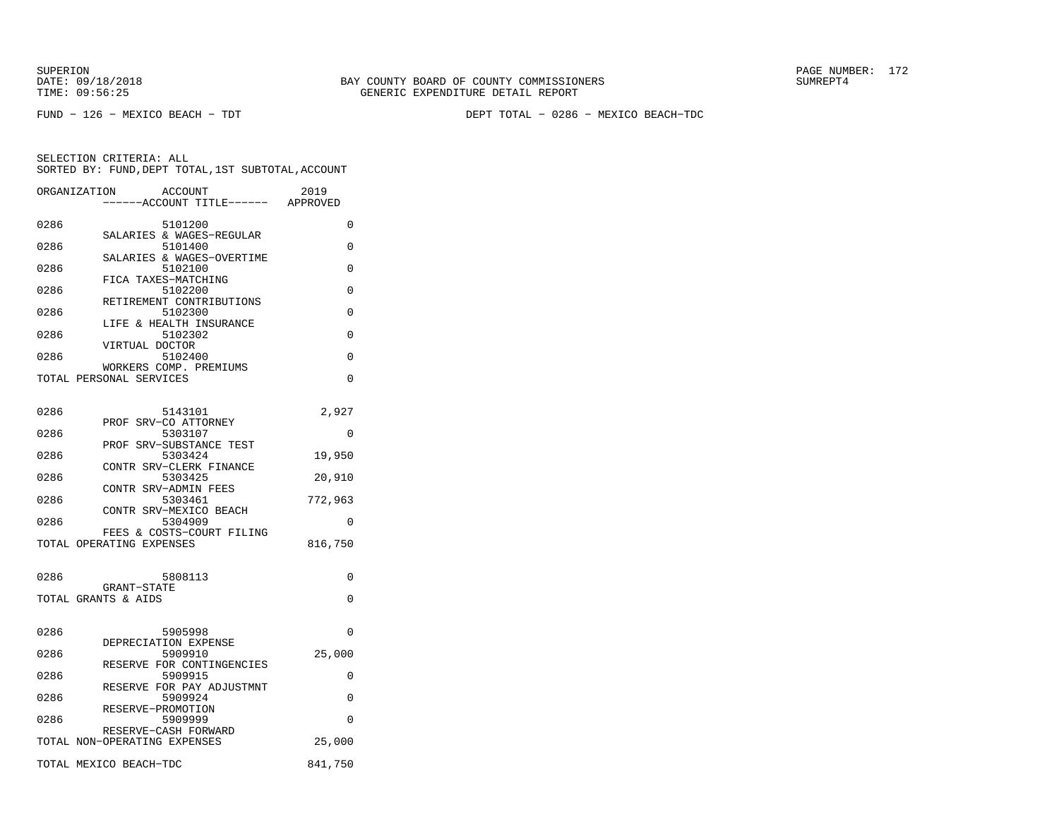SUPERION
DATE: 09/18/2018
TIME: 09:56:25

BAY COUNTY BOARD OF COUNTY COMMISSIONERS
GENERIC EXPENDITURE DETAIL REPORT

SUMREPT4

FUND − 126 − MEXICO BEACH − TDT

DEPT TOTAL − 0286 − MEXICO BEACH−TDC

SELECTION CRITERIA: ALL
SORTED BY: FUND,DEPT TOTAL,1ST SUBTOTAL,ACCOUNT

| ORGANIZATION | ACCOUNT ------ACCOUNT TITLE------ | 2019 APPROVED |
|---|---|---|
| 0286 | 5101200 SALARIES & WAGES−REGULAR | 0 |
| 0286 | 5101400 SALARIES & WAGES−OVERTIME | 0 |
| 0286 | 5102100 FICA TAXES−MATCHING | 0 |
| 0286 | 5102200 RETIREMENT CONTRIBUTIONS | 0 |
| 0286 | 5102300 LIFE & HEALTH INSURANCE | 0 |
| 0286 | 5102302 VIRTUAL DOCTOR | 0 |
| 0286 | 5102400 WORKERS COMP. PREMIUMS | 0 |
| TOTAL PERSONAL SERVICES | | 0 |
| 0286 | 5143101 PROF SRV−CO ATTORNEY | 2,927 |
| 0286 | 5303107 PROF SRV−SUBSTANCE TEST | 0 |
| 0286 | 5303424 CONTR SRV−CLERK FINANCE | 19,950 |
| 0286 | 5303425 CONTR SRV−ADMIN FEES | 20,910 |
| 0286 | 5303461 CONTR SRV−MEXICO BEACH | 772,963 |
| 0286 | 5304909 FEES & COSTS−COURT FILING | 0 |
| TOTAL OPERATING EXPENSES | | 816,750 |
| 0286 | 5808113 GRANT−STATE | 0 |
| TOTAL GRANTS & AIDS | | 0 |
| 0286 | 5905998 DEPRECIATION EXPENSE | 0 |
| 0286 | 5909910 RESERVE FOR CONTINGENCIES | 25,000 |
| 0286 | 5909915 RESERVE FOR PAY ADJUSTMNT | 0 |
| 0286 | 5909924 RESERVE−PROMOTION | 0 |
| 0286 | 5909999 RESERVE−CASH FORWARD | 0 |
| TOTAL NON−OPERATING EXPENSES | | 25,000 |
| TOTAL MEXICO BEACH−TDC | | 841,750 |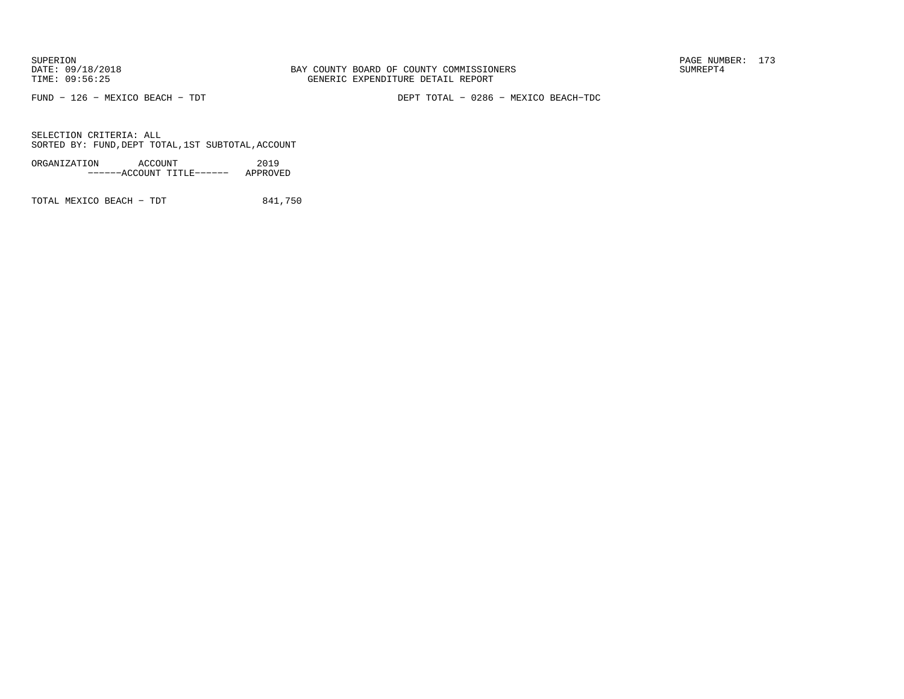BAY COUNTY BOARD OF COUNTY COMMISSIONERS
GENERIC EXPENDITURE DETAIL REPORT

FUND - 126 - MEXICO BEACH - TDT

DEPT TOTAL - 0286 - MEXICO BEACH-TDC

SELECTION CRITERIA: ALL
SORTED BY: FUND,DEPT TOTAL,1ST SUBTOTAL,ACCOUNT

| ORGANIZATION | ACCOUNT ------ACCOUNT TITLE------ | 2019 APPROVED |
|---|---|---|
| TOTAL MEXICO BEACH - TDT | | 841,750 |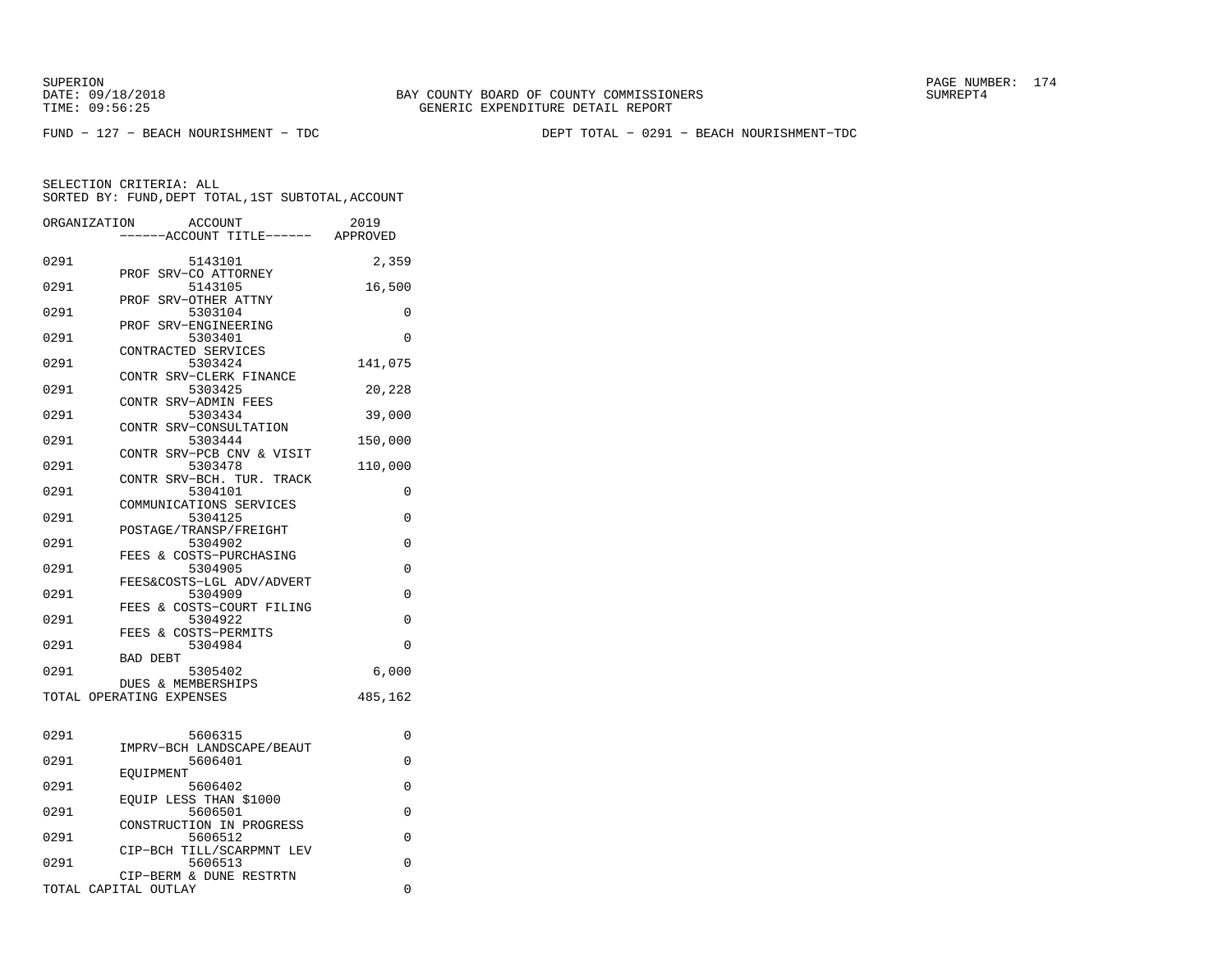SUPERION
DATE: 09/18/2018
TIME: 09:56:25

BAY COUNTY BOARD OF COUNTY COMMISSIONERS
GENERIC EXPENDITURE DETAIL REPORT

SUMREPT4

FUND − 127 − BEACH NOURISHMENT − TDC

DEPT TOTAL − 0291 − BEACH NOURISHMENT−TDC

SELECTION CRITERIA: ALL
SORTED BY: FUND,DEPT TOTAL,1ST SUBTOTAL,ACCOUNT

| ORGANIZATION | ACCOUNT / ------ACCOUNT TITLE------ | 2019 APPROVED |
|---|---|---|
| 0291 | 5143101 PROF SRV−CO ATTORNEY | 2,359 |
| 0291 | 5143105 PROF SRV−OTHER ATTNY | 16,500 |
| 0291 | 5303104 PROF SRV−ENGINEERING | 0 |
| 0291 | 5303401 CONTRACTED SERVICES | 0 |
| 0291 | 5303424 CONTR SRV−CLERK FINANCE | 141,075 |
| 0291 | 5303425 CONTR SRV−ADMIN FEES | 20,228 |
| 0291 | 5303434 CONTR SRV−CONSULTATION | 39,000 |
| 0291 | 5303444 CONTR SRV−PCB CNV & VISIT | 150,000 |
| 0291 | 5303478 CONTR SRV−BCH. TUR. TRACK | 110,000 |
| 0291 | 5304101 COMMUNICATIONS SERVICES | 0 |
| 0291 | 5304125 POSTAGE/TRANSP/FREIGHT | 0 |
| 0291 | 5304902 FEES & COSTS−PURCHASING | 0 |
| 0291 | 5304905 FEES&COSTS−LGL ADV/ADVERT | 0 |
| 0291 | 5304909 FEES & COSTS−COURT FILING | 0 |
| 0291 | 5304922 FEES & COSTS−PERMITS | 0 |
| 0291 | 5304984 BAD DEBT | 0 |
| 0291 | 5305402 DUES & MEMBERSHIPS | 6,000 |
| TOTAL OPERATING EXPENSES | | 485,162 |
| 0291 | 5606315 IMPRV−BCH LANDSCAPE/BEAUT | 0 |
| 0291 | 5606401 EQUIPMENT | 0 |
| 0291 | 5606402 EQUIP LESS THAN $1000 | 0 |
| 0291 | 5606501 CONSTRUCTION IN PROGRESS | 0 |
| 0291 | 5606512 CIP−BCH TILL/SCARPMNT LEV | 0 |
| 0291 | 5606513 CIP−BERM & DUNE RESTRTN | 0 |
| TOTAL CAPITAL OUTLAY | | 0 |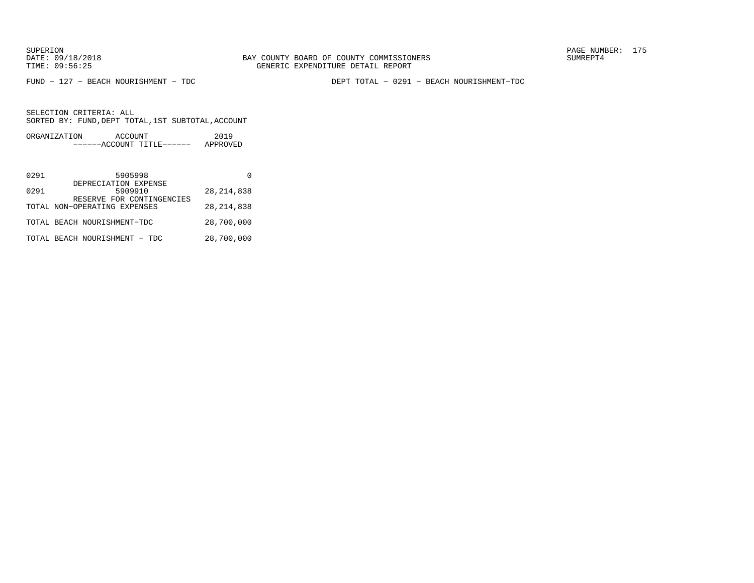SUPERION
DATE: 09/18/2018
TIME: 09:56:25

BAY COUNTY BOARD OF COUNTY COMMISSIONERS
GENERIC EXPENDITURE DETAIL REPORT

SUMREPT4

FUND − 127 − BEACH NOURISHMENT − TDC

DEPT TOTAL − 0291 − BEACH NOURISHMENT−TDC

SELECTION CRITERIA: ALL
SORTED BY: FUND,DEPT TOTAL,1ST SUBTOTAL,ACCOUNT

| ORGANIZATION | ACCOUNT / ------ACCOUNT TITLE------ | 2019 APPROVED |
|---|---|---|
| 0291 | 5905998 DEPRECIATION EXPENSE | 0 |
| 0291 | 5909910 RESERVE FOR CONTINGENCIES | 28,214,838 |
| TOTAL NON−OPERATING EXPENSES | | 28,214,838 |
| TOTAL BEACH NOURISHMENT−TDC | | 28,700,000 |
| TOTAL BEACH NOURISHMENT − TDC | | 28,700,000 |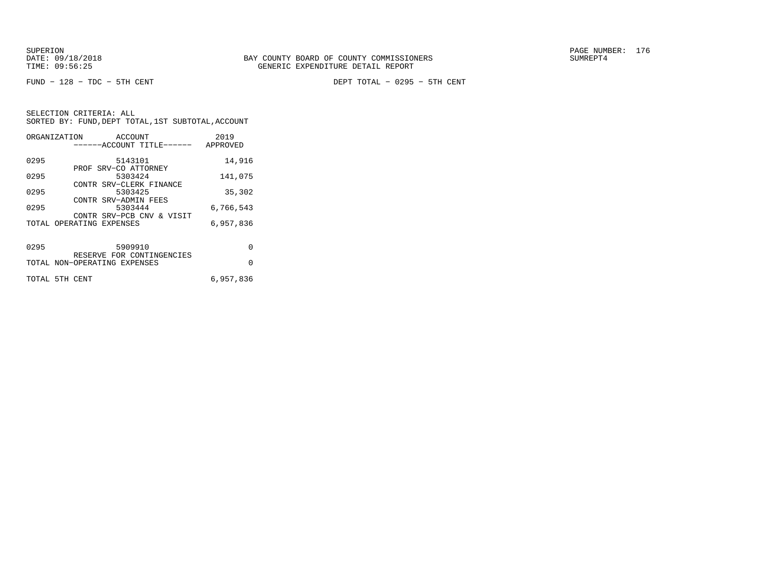SUPERION
DATE: 09/18/2018
TIME: 09:56:25

BAY COUNTY BOARD OF COUNTY COMMISSIONERS
GENERIC EXPENDITURE DETAIL REPORT

SUMREPT4

FUND − 128 − TDC − 5TH CENT

DEPT TOTAL − 0295 − 5TH CENT

SELECTION CRITERIA: ALL
SORTED BY: FUND,DEPT TOTAL,1ST SUBTOTAL,ACCOUNT

| ORGANIZATION | ACCOUNT<br>------ACCOUNT TITLE------ | 2019<br>APPROVED |
|---|---|---|
| 0295 | 5143101<br>PROF SRV−CO ATTORNEY | 14,916 |
| 0295 | 5303424<br>CONTR SRV−CLERK FINANCE | 141,075 |
| 0295 | 5303425<br>CONTR SRV−ADMIN FEES | 35,302 |
| 0295 | 5303444<br>CONTR SRV−PCB CNV & VISIT | 6,766,543 |
| TOTAL OPERATING EXPENSES | | 6,957,836 |
| 0295 | 5909910<br>RESERVE FOR CONTINGENCIES | 0 |
| TOTAL NON−OPERATING EXPENSES | | 0 |
| TOTAL 5TH CENT | | 6,957,836 |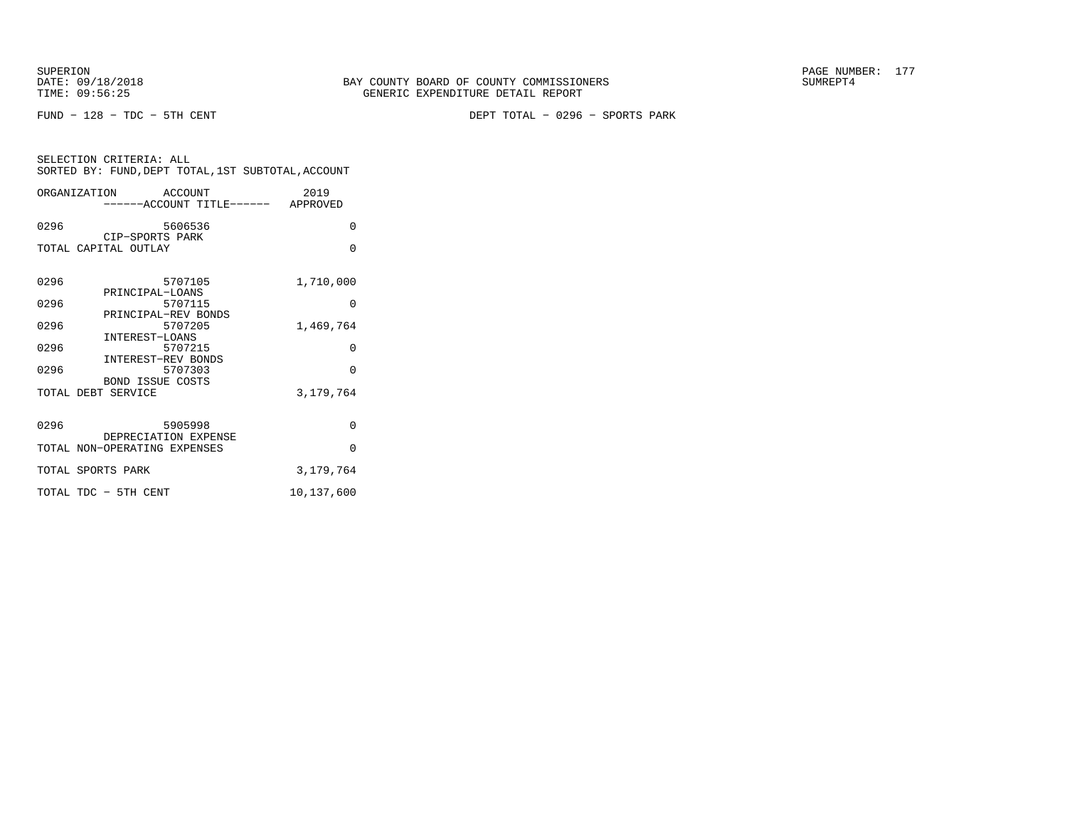SUPERION
DATE: 09/18/2018
TIME: 09:56:25

BAY COUNTY BOARD OF COUNTY COMMISSIONERS
GENERIC EXPENDITURE DETAIL REPORT

SUMREPT4

FUND − 128 − TDC − 5TH CENT

DEPT TOTAL − 0296 − SPORTS PARK

SELECTION CRITERIA: ALL
SORTED BY: FUND,DEPT TOTAL,1ST SUBTOTAL,ACCOUNT

| ORGANIZATION | ACCOUNT ------ACCOUNT TITLE------ | 2019 APPROVED |
|---|---|---|
| 0296 | 5606536 CIP−SPORTS PARK | 0 |
| TOTAL CAPITAL OUTLAY | | 0 |
| 0296 | 5707105 PRINCIPAL−LOANS | 1,710,000 |
| 0296 | 5707115 PRINCIPAL−REV BONDS | 0 |
| 0296 | 5707205 INTEREST−LOANS | 1,469,764 |
| 0296 | 5707215 INTEREST−REV BONDS | 0 |
| 0296 | 5707303 BOND ISSUE COSTS | 0 |
| TOTAL DEBT SERVICE | | 3,179,764 |
| 0296 | 5905998 DEPRECIATION EXPENSE | 0 |
| TOTAL NON−OPERATING EXPENSES | | 0 |
| TOTAL SPORTS PARK | | 3,179,764 |
| TOTAL TDC − 5TH CENT | | 10,137,600 |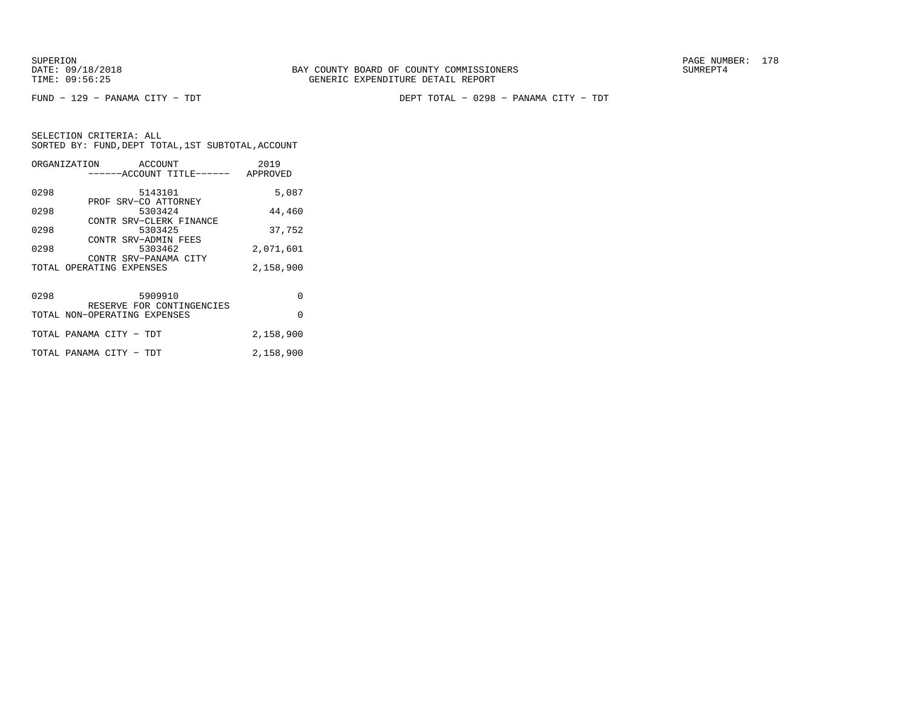BAY COUNTY BOARD OF COUNTY COMMISSIONERS
GENERIC EXPENDITURE DETAIL REPORT

SUPERION
DATE: 09/18/2018
TIME: 09:56:25

SUMREPT4

FUND − 129 − PANAMA CITY − TDT

DEPT TOTAL − 0298 − PANAMA CITY − TDT

SELECTION CRITERIA: ALL
SORTED BY: FUND,DEPT TOTAL,1ST SUBTOTAL,ACCOUNT

| ORGANIZATION | ACCOUNT ------ACCOUNT TITLE------ | 2019 APPROVED |
|---|---|---|
| 0298 | 5143101 PROF SRV−CO ATTORNEY | 5,087 |
| 0298 | 5303424 CONTR SRV−CLERK FINANCE | 44,460 |
| 0298 | 5303425 CONTR SRV−ADMIN FEES | 37,752 |
| 0298 | 5303462 CONTR SRV−PANAMA CITY | 2,071,601 |
| TOTAL OPERATING EXPENSES | | 2,158,900 |
| 0298 | 5909910 RESERVE FOR CONTINGENCIES | 0 |
| TOTAL NON−OPERATING EXPENSES | | 0 |
| TOTAL PANAMA CITY − TDT | | 2,158,900 |
| TOTAL PANAMA CITY − TDT | | 2,158,900 |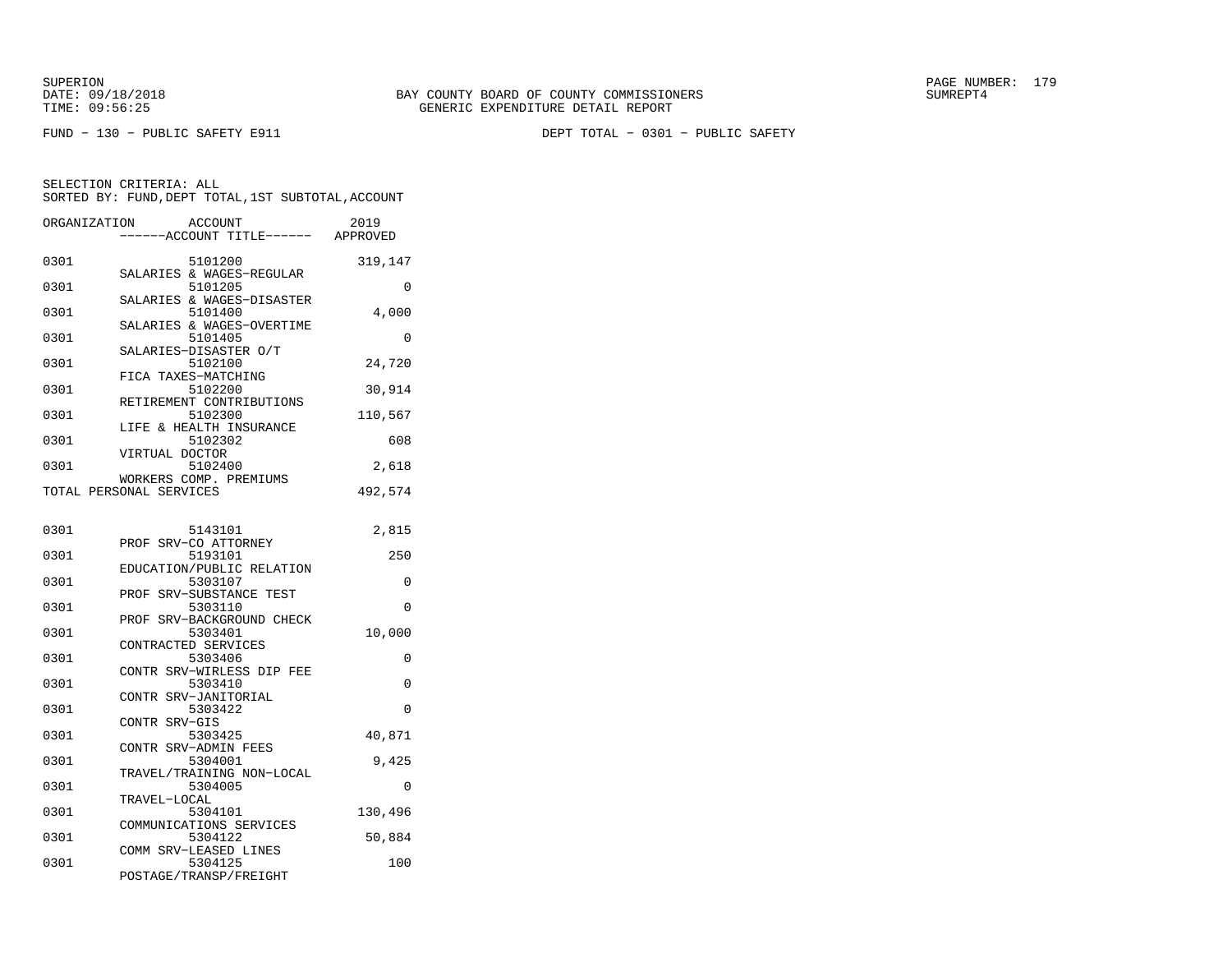SUPERION
DATE: 09/18/2018
TIME: 09:56:25

BAY COUNTY BOARD OF COUNTY COMMISSIONERS
GENERIC EXPENDITURE DETAIL REPORT

SUMREPT4

FUND − 130 − PUBLIC SAFETY E911

DEPT TOTAL − 0301 − PUBLIC SAFETY

SELECTION CRITERIA: ALL
SORTED BY: FUND,DEPT TOTAL,1ST SUBTOTAL,ACCOUNT

| ORGANIZATION | ACCOUNT / ------ACCOUNT TITLE------ | 2019 APPROVED |
|---|---|---|
| 0301 | 5101200 SALARIES & WAGES−REGULAR | 319,147 |
| 0301 | 5101205 SALARIES & WAGES−DISASTER | 0 |
| 0301 | 5101400 SALARIES & WAGES−OVERTIME | 4,000 |
| 0301 | 5101405 SALARIES−DISASTER O/T | 0 |
| 0301 | 5102100 FICA TAXES−MATCHING | 24,720 |
| 0301 | 5102200 RETIREMENT CONTRIBUTIONS | 30,914 |
| 0301 | 5102300 LIFE & HEALTH INSURANCE | 110,567 |
| 0301 | 5102302 VIRTUAL DOCTOR | 608 |
| 0301 | 5102400 WORKERS COMP. PREMIUMS | 2,618 |
| TOTAL PERSONAL SERVICES | | 492,574 |
| 0301 | 5143101 PROF SRV−CO ATTORNEY | 2,815 |
| 0301 | 5193101 EDUCATION/PUBLIC RELATION | 250 |
| 0301 | 5303107 PROF SRV−SUBSTANCE TEST | 0 |
| 0301 | 5303110 PROF SRV−BACKGROUND CHECK | 0 |
| 0301 | 5303401 CONTRACTED SERVICES | 10,000 |
| 0301 | 5303406 CONTR SRV−WIRLESS DIP FEE | 0 |
| 0301 | 5303410 CONTR SRV−JANITORIAL | 0 |
| 0301 | 5303422 CONTR SRV−GIS | 0 |
| 0301 | 5303425 CONTR SRV−ADMIN FEES | 40,871 |
| 0301 | 5304001 TRAVEL/TRAINING NON−LOCAL | 9,425 |
| 0301 | 5304005 TRAVEL−LOCAL | 0 |
| 0301 | 5304101 COMMUNICATIONS SERVICES | 130,496 |
| 0301 | 5304122 COMM SRV−LEASED LINES | 50,884 |
| 0301 | 5304125 POSTAGE/TRANSP/FREIGHT | 100 |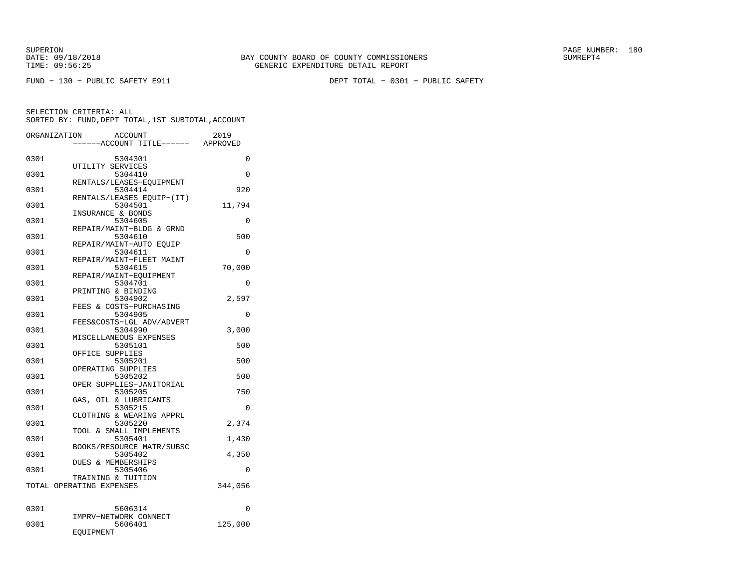BAY COUNTY BOARD OF COUNTY COMMISSIONERS
GENERIC EXPENDITURE DETAIL REPORT

FUND − 130 − PUBLIC SAFETY E911

DEPT TOTAL − 0301 − PUBLIC SAFETY

SELECTION CRITERIA: ALL
SORTED BY: FUND,DEPT TOTAL,1ST SUBTOTAL,ACCOUNT

| ORGANIZATION | ACCOUNT / ACCOUNT TITLE | 2019 APPROVED |
|---|---|---|
| 0301 | 5304301 UTILITY SERVICES | 0 |
| 0301 | 5304410 RENTALS/LEASES−EQUIPMENT | 0 |
| 0301 | 5304414 RENTALS/LEASES EQUIP−(IT) | 920 |
| 0301 | 5304501 INSURANCE & BONDS | 11,794 |
| 0301 | 5304605 REPAIR/MAINT−BLDG & GRND | 0 |
| 0301 | 5304610 REPAIR/MAINT−AUTO EQUIP | 500 |
| 0301 | 5304611 REPAIR/MAINT−FLEET MAINT | 0 |
| 0301 | 5304615 REPAIR/MAINT−EQUIPMENT | 70,000 |
| 0301 | 5304701 PRINTING & BINDING | 0 |
| 0301 | 5304902 FEES & COSTS−PURCHASING | 2,597 |
| 0301 | 5304905 FEES&COSTS−LGL ADV/ADVERT | 0 |
| 0301 | 5304990 MISCELLANEOUS EXPENSES | 3,000 |
| 0301 | 5305101 OFFICE SUPPLIES | 500 |
| 0301 | 5305201 OPERATING SUPPLIES | 500 |
| 0301 | 5305202 OPER SUPPLIES−JANITORIAL | 500 |
| 0301 | 5305205 GAS, OIL & LUBRICANTS | 750 |
| 0301 | 5305215 CLOTHING & WEARING APPRL | 0 |
| 0301 | 5305220 TOOL & SMALL IMPLEMENTS | 2,374 |
| 0301 | 5305401 BOOKS/RESOURCE MATR/SUBSC | 1,430 |
| 0301 | 5305402 DUES & MEMBERSHIPS | 4,350 |
| 0301 | 5305406 TRAINING & TUITION | 0 |
| TOTAL OPERATING EXPENSES | | 344,056 |
| 0301 | 5606314 IMPRV−NETWORK CONNECT | 0 |
| 0301 | 5606401 EQUIPMENT | 125,000 |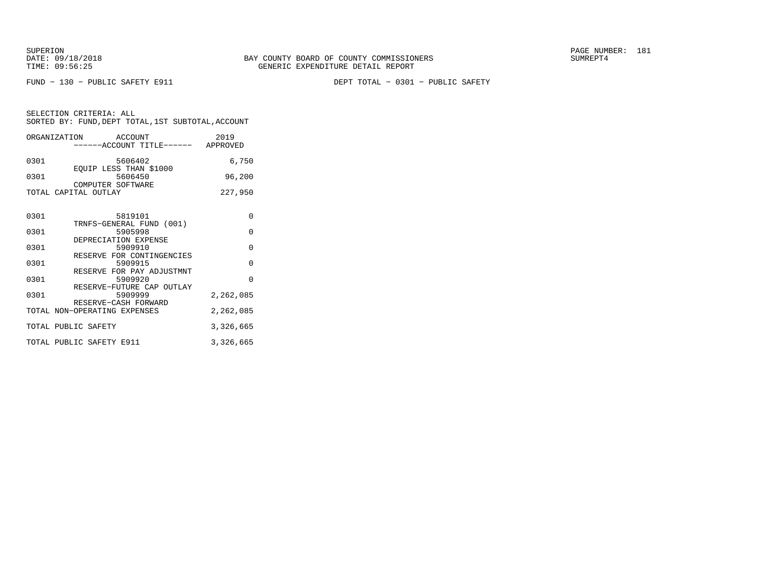SUPERION
DATE: 09/18/2018
TIME: 09:56:25

BAY COUNTY BOARD OF COUNTY COMMISSIONERS
GENERIC EXPENDITURE DETAIL REPORT

SUMREPT4

FUND − 130 − PUBLIC SAFETY E911

DEPT TOTAL − 0301 − PUBLIC SAFETY

SELECTION CRITERIA: ALL
SORTED BY: FUND,DEPT TOTAL,1ST SUBTOTAL,ACCOUNT

| ORGANIZATION | ACCOUNT<br>------ACCOUNT TITLE------ | 2019<br>APPROVED |
|---|---|---|
| 0301 | 5606402<br>EQUIP LESS THAN $1000 | 6,750 |
| 0301 | 5606450<br>COMPUTER SOFTWARE | 96,200 |
| TOTAL CAPITAL OUTLAY | | 227,950 |
| 0301 | 5819101<br>TRNFS−GENERAL FUND (001) | 0 |
| 0301 | 5905998<br>DEPRECIATION EXPENSE | 0 |
| 0301 | 5909910<br>RESERVE FOR CONTINGENCIES | 0 |
| 0301 | 5909915<br>RESERVE FOR PAY ADJUSTMNT | 0 |
| 0301 | 5909920<br>RESERVE−FUTURE CAP OUTLAY | 0 |
| 0301 | 5909999<br>RESERVE−CASH FORWARD | 2,262,085 |
| TOTAL NON−OPERATING EXPENSES | | 2,262,085 |
| TOTAL PUBLIC SAFETY | | 3,326,665 |
| TOTAL PUBLIC SAFETY E911 | | 3,326,665 |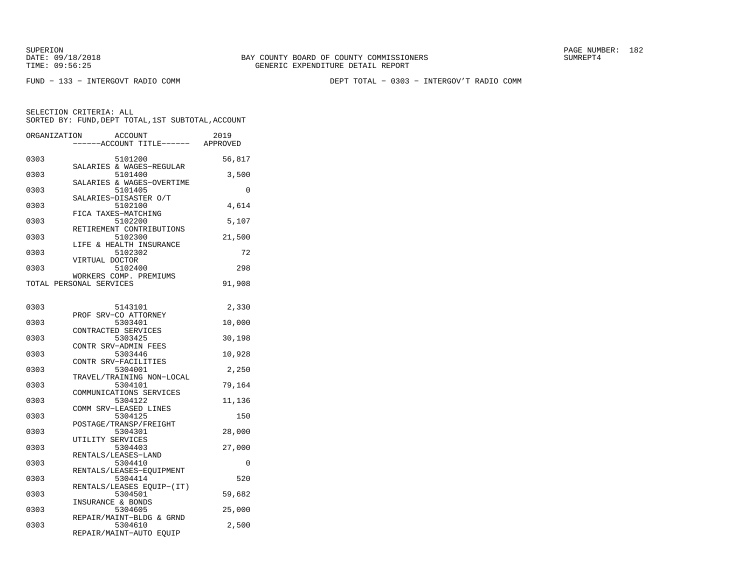BAY COUNTY BOARD OF COUNTY COMMISSIONERS
GENERIC EXPENDITURE DETAIL REPORT

SUPERION
DATE: 09/18/2018
TIME: 09:56:25

SUMREPT4

FUND − 133 − INTERGOVT RADIO COMM

DEPT TOTAL − 0303 − INTERGOV'T RADIO COMM

SELECTION CRITERIA: ALL
SORTED BY: FUND,DEPT TOTAL,1ST SUBTOTAL,ACCOUNT

| ORGANIZATION | ACCOUNT / ------ACCOUNT TITLE------ | 2019 APPROVED |
|---|---|---|
| 0303 | 5101200 SALARIES & WAGES−REGULAR | 56,817 |
| 0303 | 5101400 SALARIES & WAGES−OVERTIME | 3,500 |
| 0303 | 5101405 SALARIES−DISASTER O/T | 0 |
| 0303 | 5102100 FICA TAXES−MATCHING | 4,614 |
| 0303 | 5102200 RETIREMENT CONTRIBUTIONS | 5,107 |
| 0303 | 5102300 LIFE & HEALTH INSURANCE | 21,500 |
| 0303 | 5102302 VIRTUAL DOCTOR | 72 |
| 0303 | 5102400 WORKERS COMP. PREMIUMS | 298 |
| TOTAL PERSONAL SERVICES | | 91,908 |
| 0303 | 5143101 PROF SRV−CO ATTORNEY | 2,330 |
| 0303 | 5303401 CONTRACTED SERVICES | 10,000 |
| 0303 | 5303425 CONTR SRV−ADMIN FEES | 30,198 |
| 0303 | 5303446 CONTR SRV−FACILITIES | 10,928 |
| 0303 | 5304001 TRAVEL/TRAINING NON−LOCAL | 2,250 |
| 0303 | 5304101 COMMUNICATIONS SERVICES | 79,164 |
| 0303 | 5304122 COMM SRV−LEASED LINES | 11,136 |
| 0303 | 5304125 POSTAGE/TRANSP/FREIGHT | 150 |
| 0303 | 5304301 UTILITY SERVICES | 28,000 |
| 0303 | 5304403 RENTALS/LEASES−LAND | 27,000 |
| 0303 | 5304410 RENTALS/LEASES−EQUIPMENT | 0 |
| 0303 | 5304414 RENTALS/LEASES EQUIP−(IT) | 520 |
| 0303 | 5304501 INSURANCE & BONDS | 59,682 |
| 0303 | 5304605 REPAIR/MAINT−BLDG & GRND | 25,000 |
| 0303 | 5304610 REPAIR/MAINT−AUTO EQUIP | 2,500 |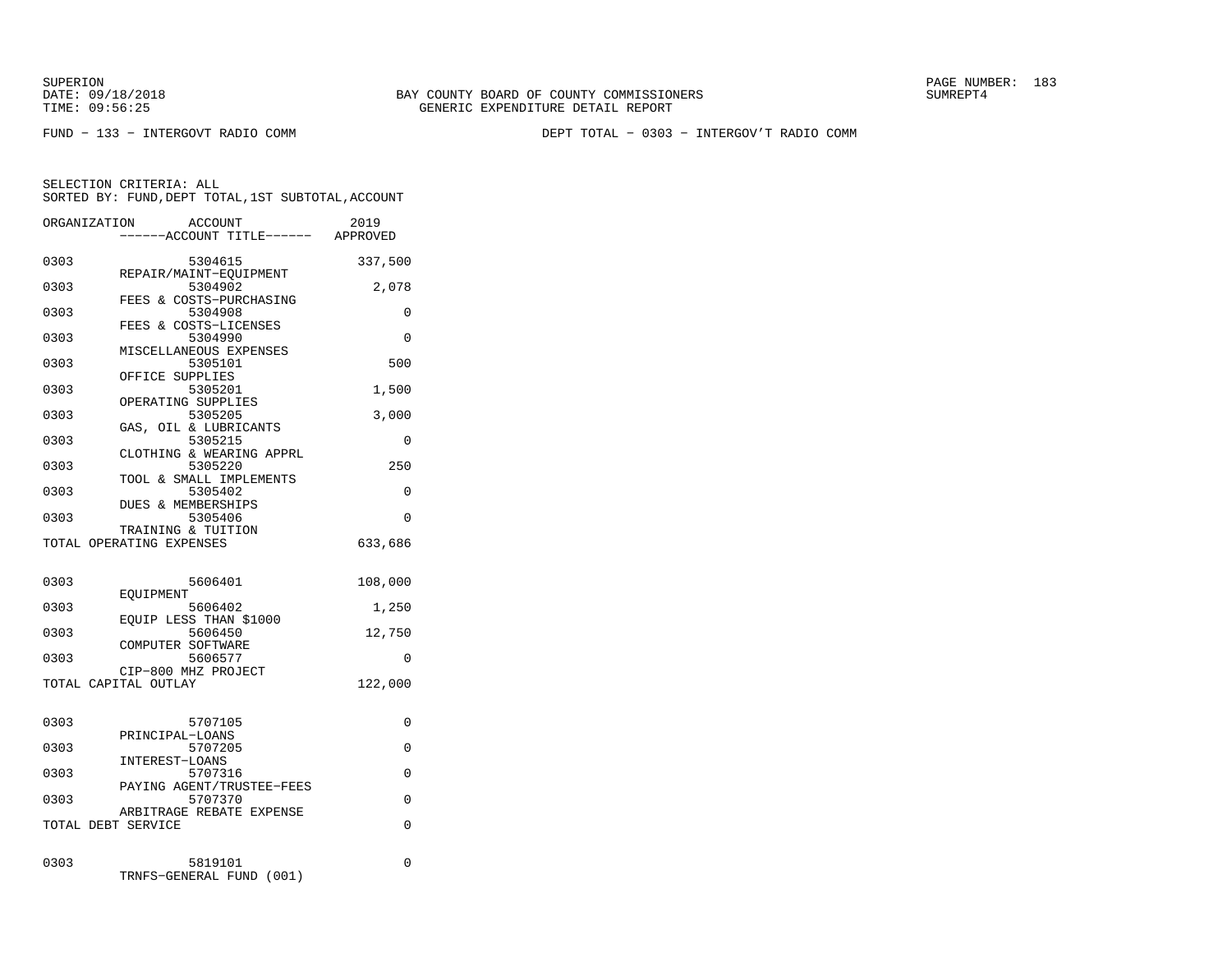BAY COUNTY BOARD OF COUNTY COMMISSIONERS
GENERIC EXPENDITURE DETAIL REPORT

FUND − 133 − INTERGOVT RADIO COMM

DEPT TOTAL − 0303 − INTERGOV'T RADIO COMM

SELECTION CRITERIA: ALL
SORTED BY: FUND,DEPT TOTAL,1ST SUBTOTAL,ACCOUNT

| ORGANIZATION | ACCOUNT / ACCOUNT TITLE | 2019 APPROVED |
|---|---|---|
| 0303 | 5304615 REPAIR/MAINT−EQUIPMENT | 337,500 |
| 0303 | 5304902 FEES & COSTS−PURCHASING | 2,078 |
| 0303 | 5304908 FEES & COSTS−LICENSES | 0 |
| 0303 | 5304990 MISCELLANEOUS EXPENSES | 0 |
| 0303 | 5305101 OFFICE SUPPLIES | 500 |
| 0303 | 5305201 OPERATING SUPPLIES | 1,500 |
| 0303 | 5305205 GAS, OIL & LUBRICANTS | 3,000 |
| 0303 | 5305215 CLOTHING & WEARING APPRL | 0 |
| 0303 | 5305220 TOOL & SMALL IMPLEMENTS | 250 |
| 0303 | 5305402 DUES & MEMBERSHIPS | 0 |
| 0303 | 5305406 TRAINING & TUITION | 0 |
| TOTAL OPERATING EXPENSES | | 633,686 |
| 0303 | 5606401 EQUIPMENT | 108,000 |
| 0303 | 5606402 EQUIP LESS THAN $1000 | 1,250 |
| 0303 | 5606450 COMPUTER SOFTWARE | 12,750 |
| 0303 | 5606577 CIP−800 MHZ PROJECT | 0 |
| TOTAL CAPITAL OUTLAY | | 122,000 |
| 0303 | 5707105 PRINCIPAL−LOANS | 0 |
| 0303 | 5707205 INTEREST−LOANS | 0 |
| 0303 | 5707316 PAYING AGENT/TRUSTEE−FEES | 0 |
| 0303 | 5707370 ARBITRAGE REBATE EXPENSE | 0 |
| TOTAL DEBT SERVICE | | 0 |
| 0303 | 5819101 TRNFS−GENERAL FUND (001) | 0 |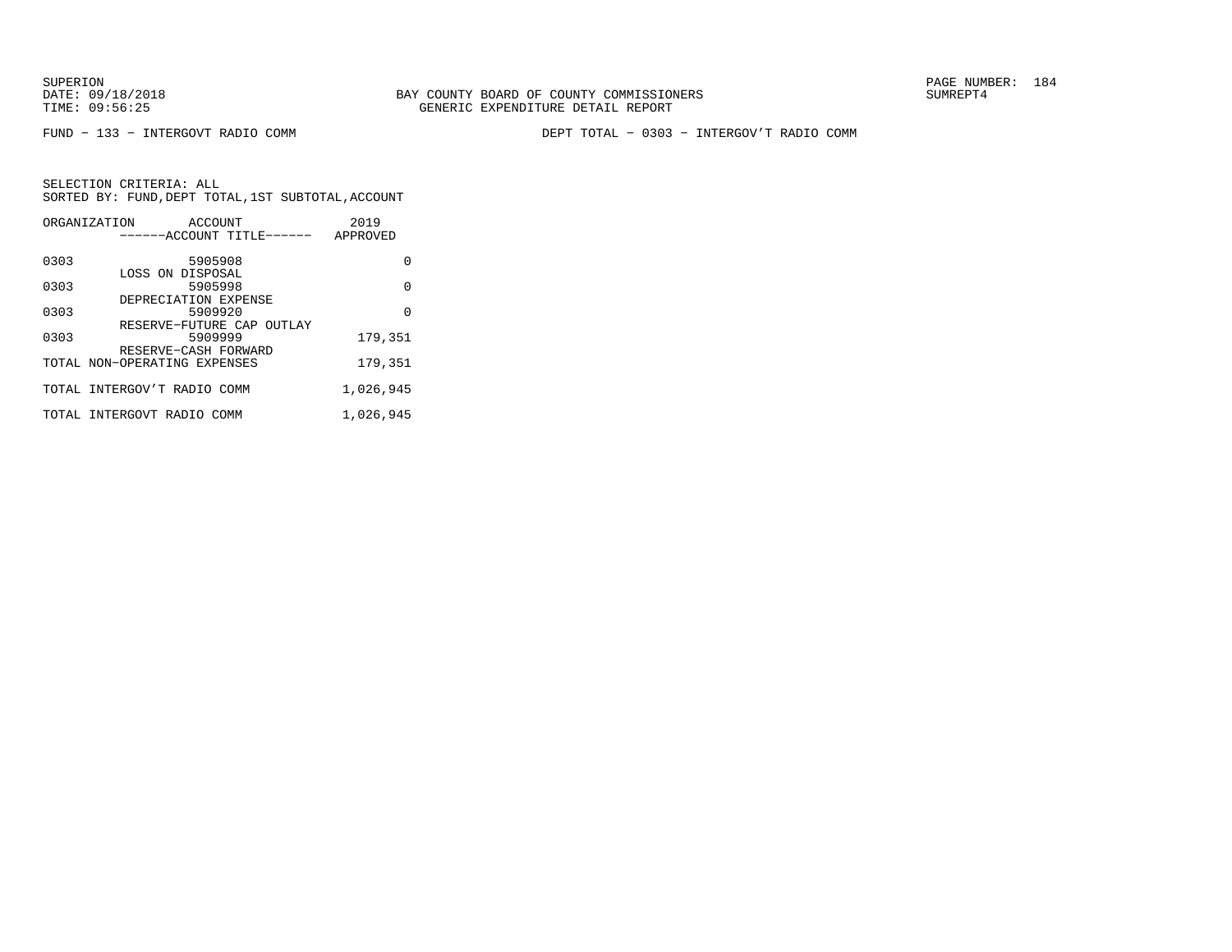SUPERION
DATE: 09/18/2018
TIME: 09:56:25

BAY COUNTY BOARD OF COUNTY COMMISSIONERS
GENERIC EXPENDITURE DETAIL REPORT

SUMREPT4

FUND − 133 − INTERGOVT RADIO COMM

DEPT TOTAL − 0303 − INTERGOV'T RADIO COMM

SELECTION CRITERIA: ALL
SORTED BY: FUND,DEPT TOTAL,1ST SUBTOTAL,ACCOUNT

| ORGANIZATION | ACCOUNT<br>------ACCOUNT TITLE------ | 2019<br>APPROVED |
|---|---|---|
| 0303 | 5905908<br>LOSS ON DISPOSAL | 0 |
| 0303 | 5905998<br>DEPRECIATION EXPENSE | 0 |
| 0303 | 5909920<br>RESERVE−FUTURE CAP OUTLAY | 0 |
| 0303 | 5909999<br>RESERVE−CASH FORWARD | 179,351 |
| TOTAL NON−OPERATING EXPENSES | | 179,351 |
| TOTAL INTERGOV'T RADIO COMM | | 1,026,945 |
| TOTAL INTERGOVT RADIO COMM | | 1,026,945 |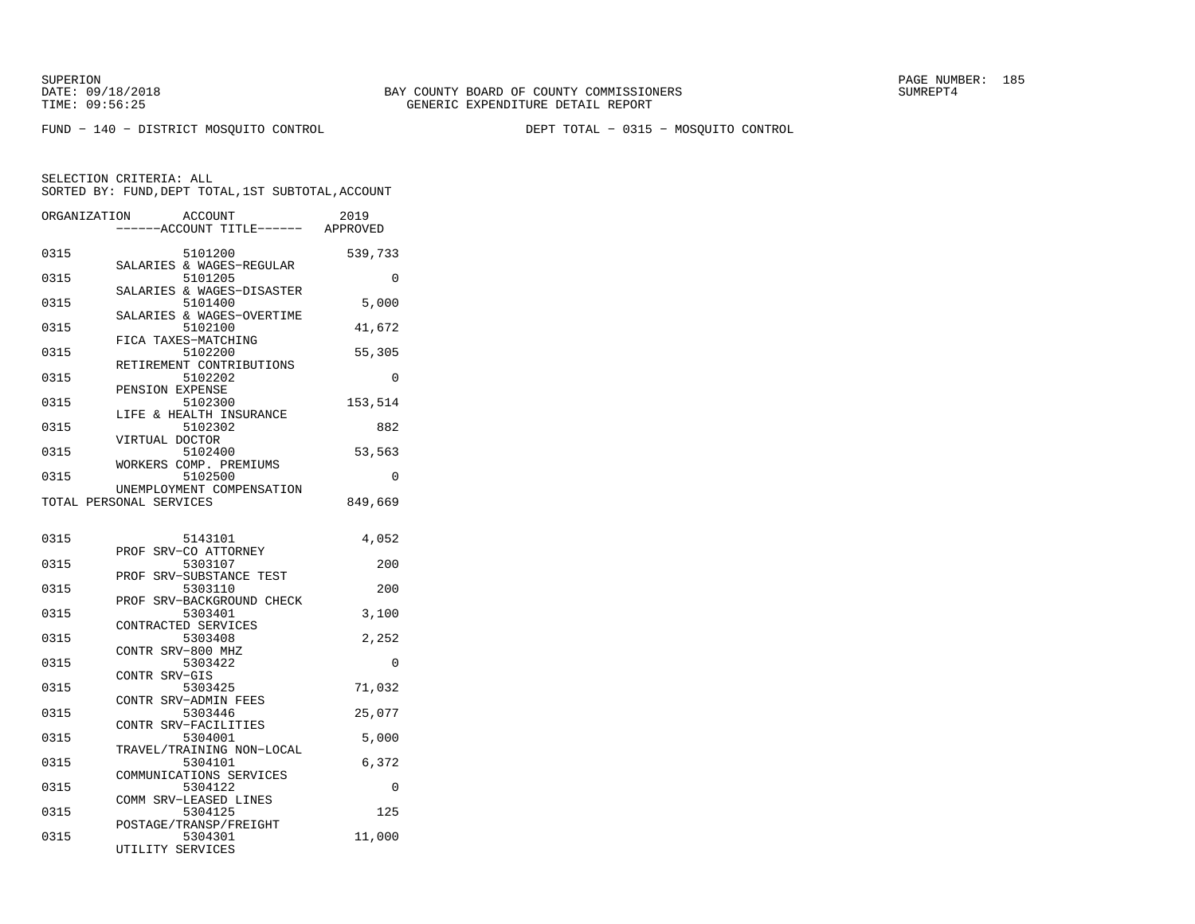SUPERION
DATE: 09/18/2018
TIME: 09:56:25

BAY COUNTY BOARD OF COUNTY COMMISSIONERS
GENERIC EXPENDITURE DETAIL REPORT

PAGE NUMBER: 185
SUMREPT4

FUND - 140 - DISTRICT MOSQUITO CONTROL

DEPT TOTAL - 0315 - MOSQUITO CONTROL

SELECTION CRITERIA: ALL
SORTED BY: FUND,DEPT TOTAL,1ST SUBTOTAL,ACCOUNT

| ORGANIZATION | ACCOUNT / ------ACCOUNT TITLE------ | 2019 APPROVED |
|---|---|---|
| 0315 | 5101200 SALARIES & WAGES-REGULAR | 539,733 |
| 0315 | 5101205 SALARIES & WAGES-DISASTER | 0 |
| 0315 | 5101400 SALARIES & WAGES-OVERTIME | 5,000 |
| 0315 | 5102100 FICA TAXES-MATCHING | 41,672 |
| 0315 | 5102200 RETIREMENT CONTRIBUTIONS | 55,305 |
| 0315 | 5102202 PENSION EXPENSE | 0 |
| 0315 | 5102300 LIFE & HEALTH INSURANCE | 153,514 |
| 0315 | 5102302 VIRTUAL DOCTOR | 882 |
| 0315 | 5102400 WORKERS COMP. PREMIUMS | 53,563 |
| 0315 | 5102500 UNEMPLOYMENT COMPENSATION | 0 |
| TOTAL PERSONAL SERVICES | | 849,669 |
| 0315 | 5143101 PROF SRV-CO ATTORNEY | 4,052 |
| 0315 | 5303107 PROF SRV-SUBSTANCE TEST | 200 |
| 0315 | 5303110 PROF SRV-BACKGROUND CHECK | 200 |
| 0315 | 5303401 CONTRACTED SERVICES | 3,100 |
| 0315 | 5303408 CONTR SRV-800 MHZ | 2,252 |
| 0315 | 5303422 CONTR SRV-GIS | 0 |
| 0315 | 5303425 CONTR SRV-ADMIN FEES | 71,032 |
| 0315 | 5303446 CONTR SRV-FACILITIES | 25,077 |
| 0315 | 5304001 TRAVEL/TRAINING NON-LOCAL | 5,000 |
| 0315 | 5304101 COMMUNICATIONS SERVICES | 6,372 |
| 0315 | 5304122 COMM SRV-LEASED LINES | 0 |
| 0315 | 5304125 POSTAGE/TRANSP/FREIGHT | 125 |
| 0315 | 5304301 UTILITY SERVICES | 11,000 |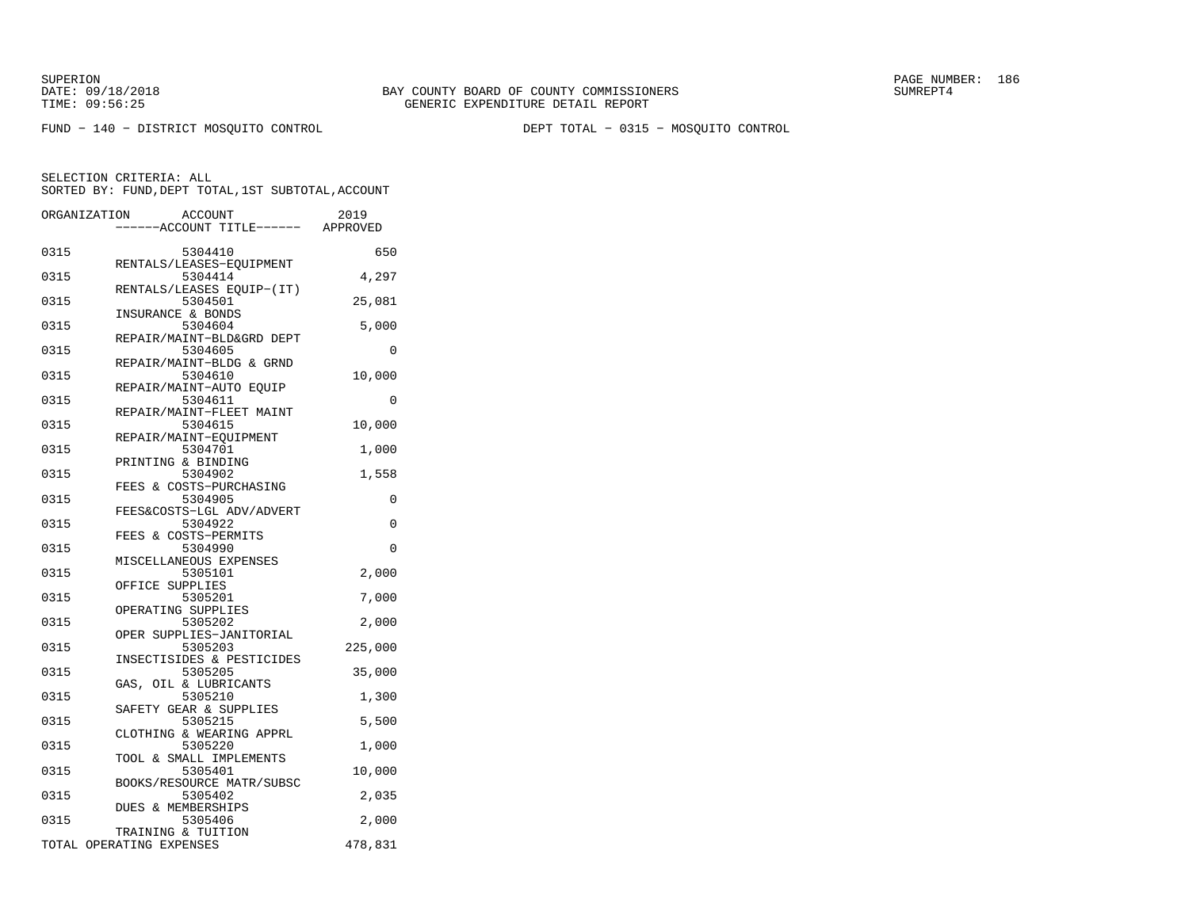SUPERION
DATE: 09/18/2018
TIME: 09:56:25

BAY COUNTY BOARD OF COUNTY COMMISSIONERS
GENERIC EXPENDITURE DETAIL REPORT

SUMREPT4

FUND − 140 − DISTRICT MOSQUITO CONTROL    DEPT TOTAL − 0315 − MOSQUITO CONTROL

SELECTION CRITERIA: ALL
SORTED BY: FUND,DEPT TOTAL,1ST SUBTOTAL,ACCOUNT

| ORGANIZATION | ACCOUNT / ------ACCOUNT TITLE------ | 2019 APPROVED |
|---|---|---|
| 0315 | 5304410 RENTALS/LEASES−EQUIPMENT | 650 |
| 0315 | 5304414 RENTALS/LEASES EQUIP−(IT) | 4,297 |
| 0315 | 5304501 INSURANCE & BONDS | 25,081 |
| 0315 | 5304604 REPAIR/MAINT−BLD&GRD DEPT | 5,000 |
| 0315 | 5304605 REPAIR/MAINT−BLDG & GRND | 0 |
| 0315 | 5304610 REPAIR/MAINT−AUTO EQUIP | 10,000 |
| 0315 | 5304611 REPAIR/MAINT−FLEET MAINT | 0 |
| 0315 | 5304615 REPAIR/MAINT−EQUIPMENT | 10,000 |
| 0315 | 5304701 PRINTING & BINDING | 1,000 |
| 0315 | 5304902 FEES & COSTS−PURCHASING | 1,558 |
| 0315 | 5304905 FEES&COSTS−LGL ADV/ADVERT | 0 |
| 0315 | 5304922 FEES & COSTS−PERMITS | 0 |
| 0315 | 5304990 MISCELLANEOUS EXPENSES | 0 |
| 0315 | 5305101 OFFICE SUPPLIES | 2,000 |
| 0315 | 5305201 OPERATING SUPPLIES | 7,000 |
| 0315 | 5305202 OPER SUPPLIES−JANITORIAL | 2,000 |
| 0315 | 5305203 INSECTISIDES & PESTICIDES | 225,000 |
| 0315 | 5305205 GAS, OIL & LUBRICANTS | 35,000 |
| 0315 | 5305210 SAFETY GEAR & SUPPLIES | 1,300 |
| 0315 | 5305215 CLOTHING & WEARING APPRL | 5,500 |
| 0315 | 5305220 TOOL & SMALL IMPLEMENTS | 1,000 |
| 0315 | 5305401 BOOKS/RESOURCE MATR/SUBSC | 10,000 |
| 0315 | 5305402 DUES & MEMBERSHIPS | 2,035 |
| 0315 | 5305406 TRAINING & TUITION | 2,000 |
| TOTAL OPERATING EXPENSES | | 478,831 |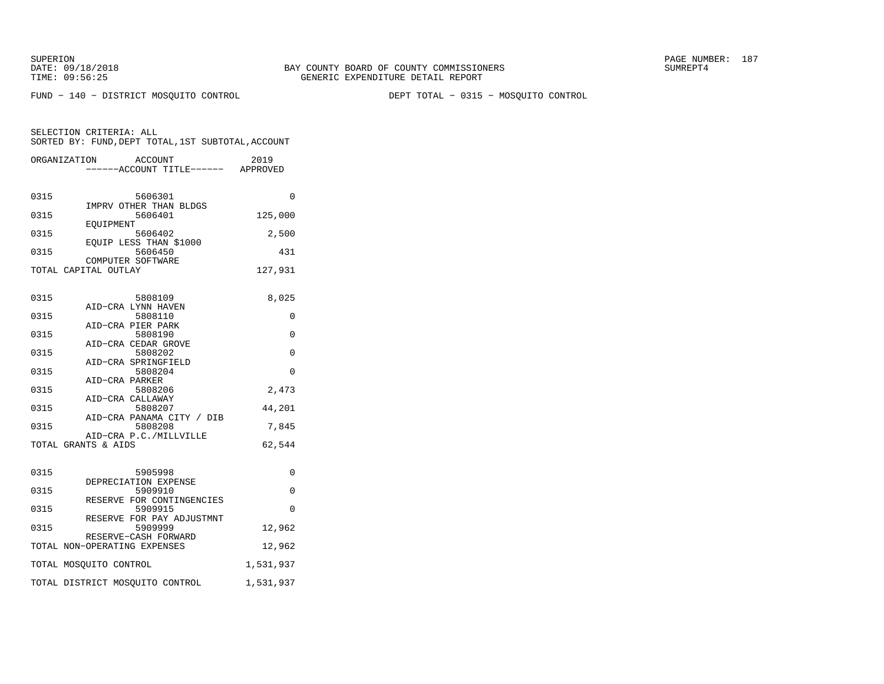FUND − 140 − DISTRICT MOSQUITO CONTROL

DEPT TOTAL − 0315 − MOSQUITO CONTROL

SELECTION CRITERIA: ALL
SORTED BY: FUND,DEPT TOTAL,1ST SUBTOTAL,ACCOUNT

| ORGANIZATION | ACCOUNT / ------ACCOUNT TITLE------ | 2019 APPROVED |
|---|---|---|
| 0315 | 5606301 IMPRV OTHER THAN BLDGS | 0 |
| 0315 | 5606401 EQUIPMENT | 125,000 |
| 0315 | 5606402 EQUIP LESS THAN $1000 | 2,500 |
| 0315 | 5606450 COMPUTER SOFTWARE | 431 |
| TOTAL CAPITAL OUTLAY | | 127,931 |
| 0315 | 5808109 AID−CRA LYNN HAVEN | 8,025 |
| 0315 | 5808110 AID−CRA PIER PARK | 0 |
| 0315 | 5808190 AID−CRA CEDAR GROVE | 0 |
| 0315 | 5808202 AID−CRA SPRINGFIELD | 0 |
| 0315 | 5808204 AID−CRA PARKER | 0 |
| 0315 | 5808206 AID−CRA CALLAWAY | 2,473 |
| 0315 | 5808207 AID−CRA PANAMA CITY / DIB | 44,201 |
| 0315 | 5808208 AID−CRA P.C./MILLVILLE | 7,845 |
| TOTAL GRANTS & AIDS | | 62,544 |
| 0315 | 5905998 DEPRECIATION EXPENSE | 0 |
| 0315 | 5909910 RESERVE FOR CONTINGENCIES | 0 |
| 0315 | 5909915 RESERVE FOR PAY ADJUSTMNT | 0 |
| 0315 | 5909999 RESERVE−CASH FORWARD | 12,962 |
| TOTAL NON−OPERATING EXPENSES | | 12,962 |
| TOTAL MOSQUITO CONTROL | | 1,531,937 |
| TOTAL DISTRICT MOSQUITO CONTROL | | 1,531,937 |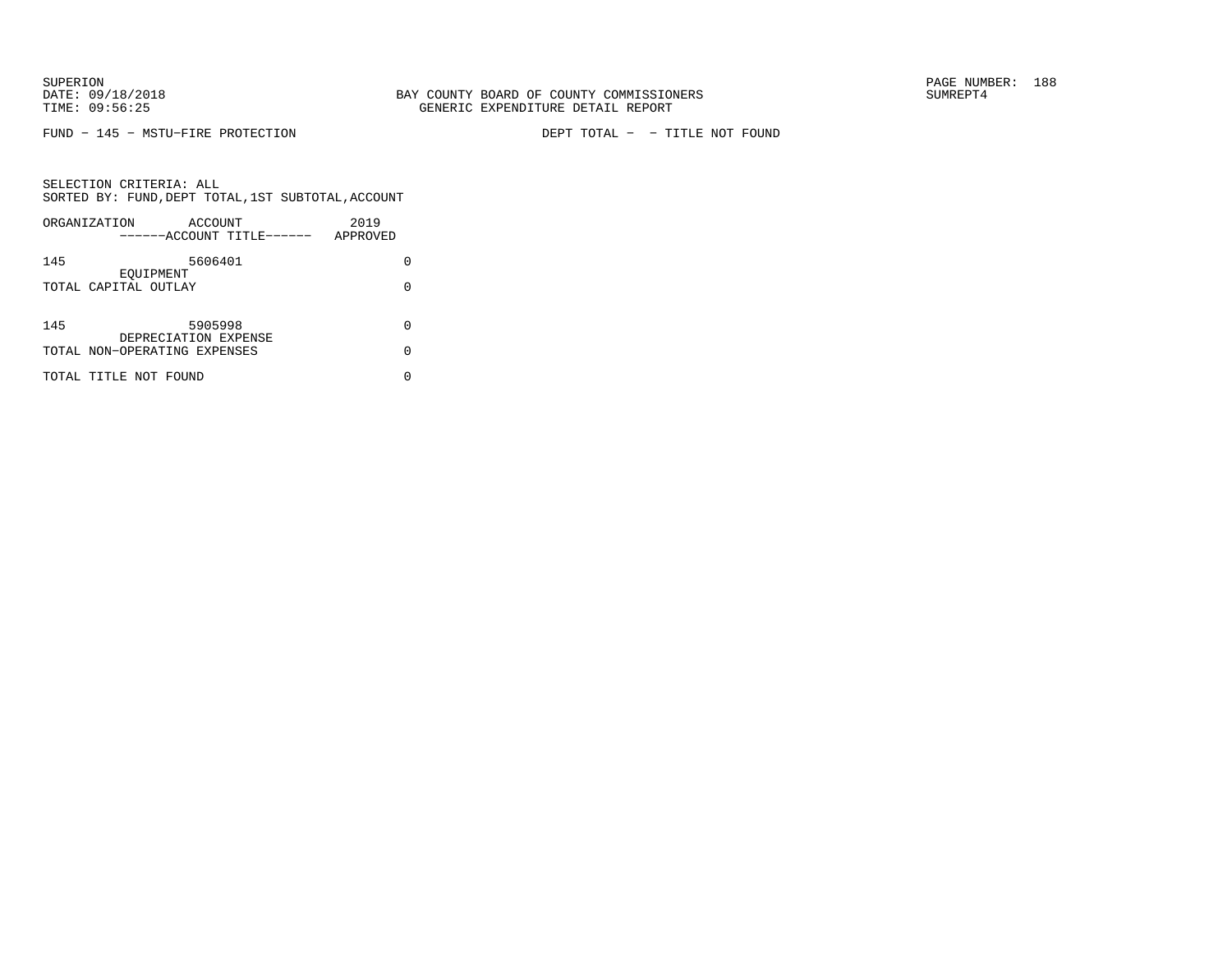BAY COUNTY BOARD OF COUNTY COMMISSIONERS
GENERIC EXPENDITURE DETAIL REPORT

SUPERION
DATE: 09/18/2018
TIME: 09:56:25

SUMREPT4

FUND - 145 - MSTU-FIRE PROTECTION

DEPT TOTAL - - TITLE NOT FOUND

SELECTION CRITERIA: ALL
SORTED BY: FUND,DEPT TOTAL,1ST SUBTOTAL,ACCOUNT

| ORGANIZATION | ACCOUNT ------ACCOUNT TITLE------ | 2019 APPROVED |
|---|---|---|
| 145 | 5606401 EQUIPMENT | 0 |
| TOTAL CAPITAL OUTLAY | | 0 |
| 145 | 5905998 DEPRECIATION EXPENSE | 0 |
| TOTAL NON-OPERATING EXPENSES | | 0 |
| TOTAL TITLE NOT FOUND | | 0 |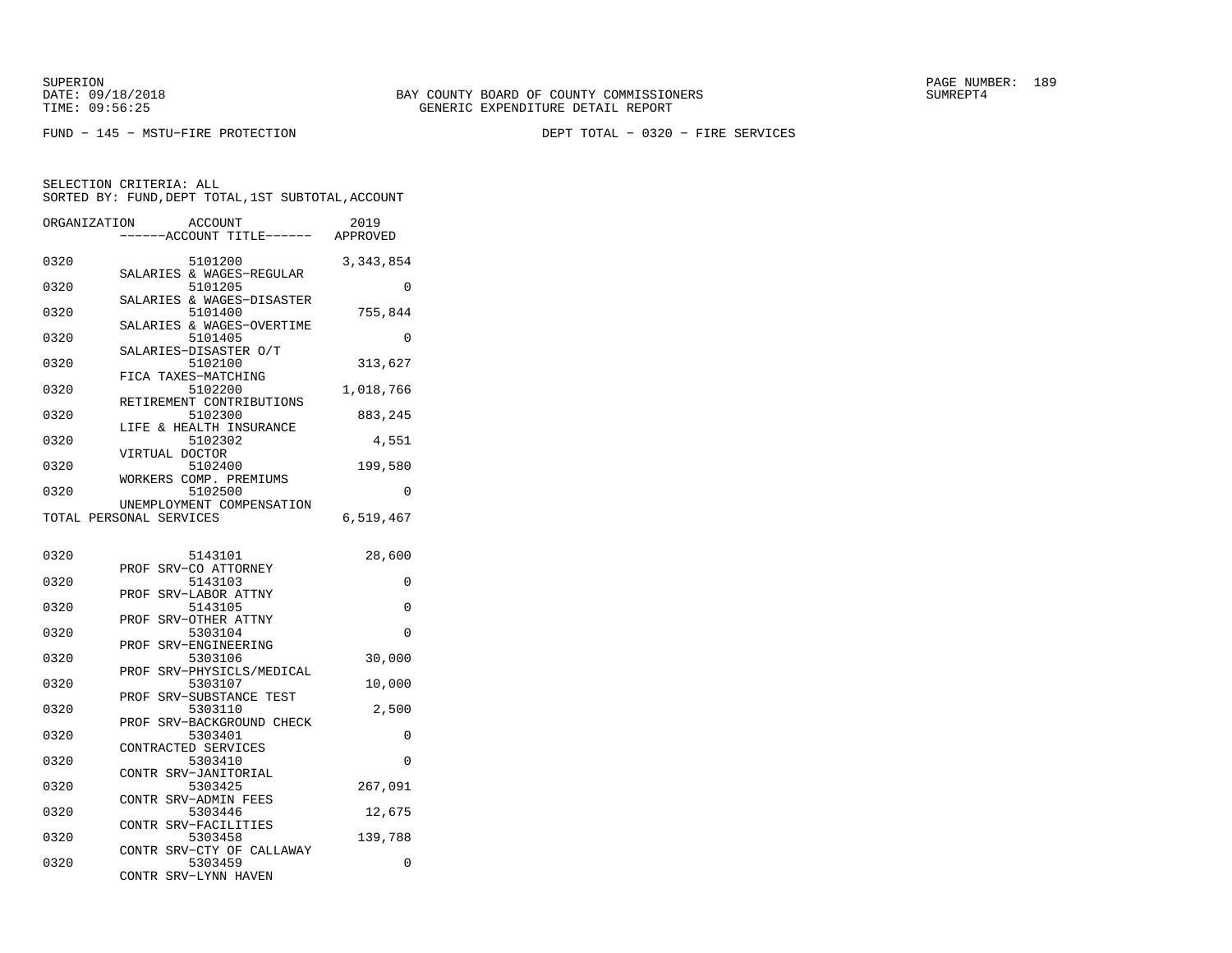FUND − 145 − MSTU−FIRE PROTECTION DEPT TOTAL − 0320 − FIRE SERVICES

SELECTION CRITERIA: ALL
SORTED BY: FUND,DEPT TOTAL,1ST SUBTOTAL,ACCOUNT

| ORGANIZATION | ACCOUNT<br>------ACCOUNT TITLE------ | 2019<br>APPROVED |
|---|---|---|
| 0320 | 5101200<br>SALARIES & WAGES−REGULAR | 3,343,854 |
| 0320 | 5101205<br>SALARIES & WAGES−DISASTER | 0 |
| 0320 | 5101400<br>SALARIES & WAGES−OVERTIME | 755,844 |
| 0320 | 5101405<br>SALARIES−DISASTER O/T | 0 |
| 0320 | 5102100<br>FICA TAXES−MATCHING | 313,627 |
| 0320 | 5102200<br>RETIREMENT CONTRIBUTIONS | 1,018,766 |
| 0320 | 5102300<br>LIFE & HEALTH INSURANCE | 883,245 |
| 0320 | 5102302<br>VIRTUAL DOCTOR | 4,551 |
| 0320 | 5102400<br>WORKERS COMP. PREMIUMS | 199,580 |
| 0320 | 5102500<br>UNEMPLOYMENT COMPENSATION | 0 |
| TOTAL PERSONAL SERVICES | | 6,519,467 |
| 0320 | 5143101<br>PROF SRV−CO ATTORNEY | 28,600 |
| 0320 | 5143103<br>PROF SRV−LABOR ATTNY | 0 |
| 0320 | 5143105<br>PROF SRV−OTHER ATTNY | 0 |
| 0320 | 5303104<br>PROF SRV−ENGINEERING | 0 |
| 0320 | 5303106<br>PROF SRV−PHYSICLS/MEDICAL | 30,000 |
| 0320 | 5303107<br>PROF SRV−SUBSTANCE TEST | 10,000 |
| 0320 | 5303110<br>PROF SRV−BACKGROUND CHECK | 2,500 |
| 0320 | 5303401<br>CONTRACTED SERVICES | 0 |
| 0320 | 5303410<br>CONTR SRV−JANITORIAL | 0 |
| 0320 | 5303425<br>CONTR SRV−ADMIN FEES | 267,091 |
| 0320 | 5303446<br>CONTR SRV−FACILITIES | 12,675 |
| 0320 | 5303458<br>CONTR SRV−CTY OF CALLAWAY | 139,788 |
| 0320 | 5303459<br>CONTR SRV−LYNN HAVEN | 0 |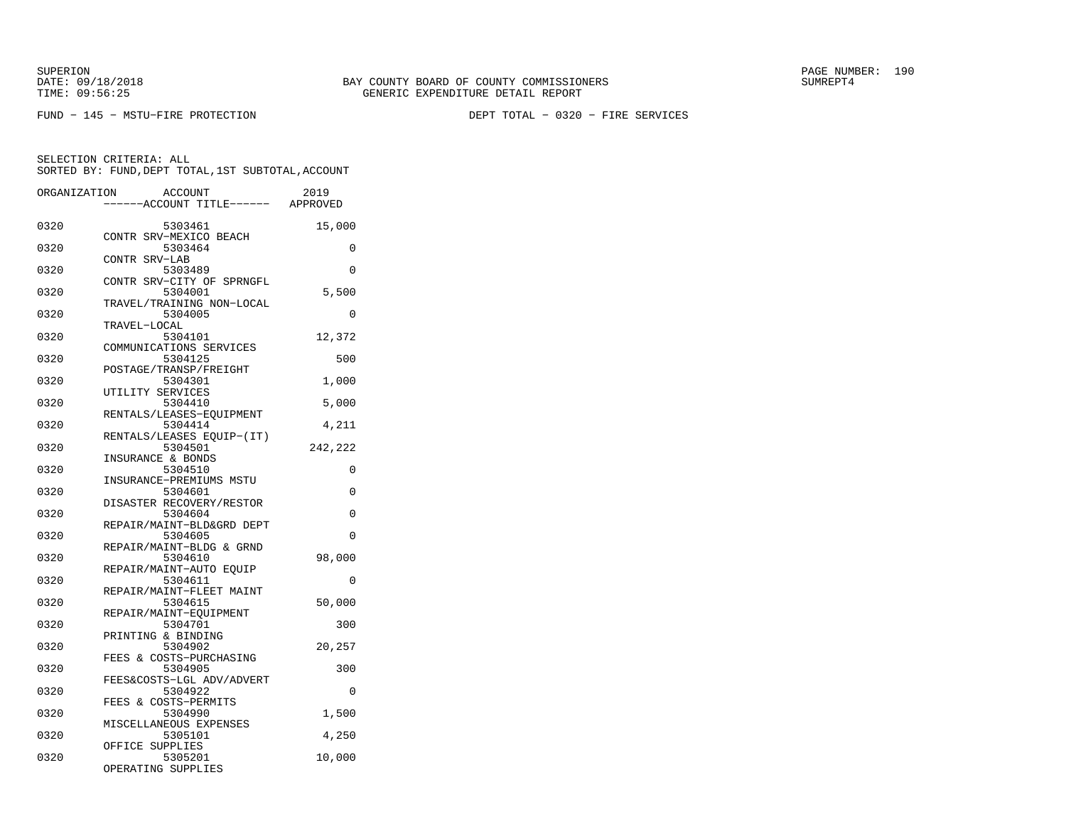BAY COUNTY BOARD OF COUNTY COMMISSIONERS
GENERIC EXPENDITURE DETAIL REPORT

FUND - 145 - MSTU-FIRE PROTECTION

DEPT TOTAL - 0320 - FIRE SERVICES

SELECTION CRITERIA: ALL
SORTED BY: FUND,DEPT TOTAL,1ST SUBTOTAL,ACCOUNT

| ORGANIZATION | ACCOUNT | ------ACCOUNT TITLE------ | 2019 APPROVED |
|---|---|---|---|
| 0320 | 5303461 | CONTR SRV-MEXICO BEACH | 15,000 |
| 0320 | 5303464 | CONTR SRV-LAB | 0 |
| 0320 | 5303489 | CONTR SRV-CITY OF SPRNGFL | 0 |
| 0320 | 5304001 | TRAVEL/TRAINING NON-LOCAL | 5,500 |
| 0320 | 5304005 | TRAVEL-LOCAL | 0 |
| 0320 | 5304101 | COMMUNICATIONS SERVICES | 12,372 |
| 0320 | 5304125 | POSTAGE/TRANSP/FREIGHT | 500 |
| 0320 | 5304301 | UTILITY SERVICES | 1,000 |
| 0320 | 5304410 | RENTALS/LEASES-EQUIPMENT | 5,000 |
| 0320 | 5304414 | RENTALS/LEASES EQUIP-(IT) | 4,211 |
| 0320 | 5304501 | INSURANCE & BONDS | 242,222 |
| 0320 | 5304510 | INSURANCE-PREMIUMS MSTU | 0 |
| 0320 | 5304601 | DISASTER RECOVERY/RESTOR | 0 |
| 0320 | 5304604 | REPAIR/MAINT-BLD&GRD DEPT | 0 |
| 0320 | 5304605 | REPAIR/MAINT-BLDG & GRND | 0 |
| 0320 | 5304610 | REPAIR/MAINT-AUTO EQUIP | 98,000 |
| 0320 | 5304611 | REPAIR/MAINT-FLEET MAINT | 0 |
| 0320 | 5304615 | REPAIR/MAINT-EQUIPMENT | 50,000 |
| 0320 | 5304701 | PRINTING & BINDING | 300 |
| 0320 | 5304902 | FEES & COSTS-PURCHASING | 20,257 |
| 0320 | 5304905 | FEES&COSTS-LGL ADV/ADVERT | 300 |
| 0320 | 5304922 | FEES & COSTS-PERMITS | 0 |
| 0320 | 5304990 | MISCELLANEOUS EXPENSES | 1,500 |
| 0320 | 5305101 | OFFICE SUPPLIES | 4,250 |
| 0320 | 5305201 | OPERATING SUPPLIES | 10,000 |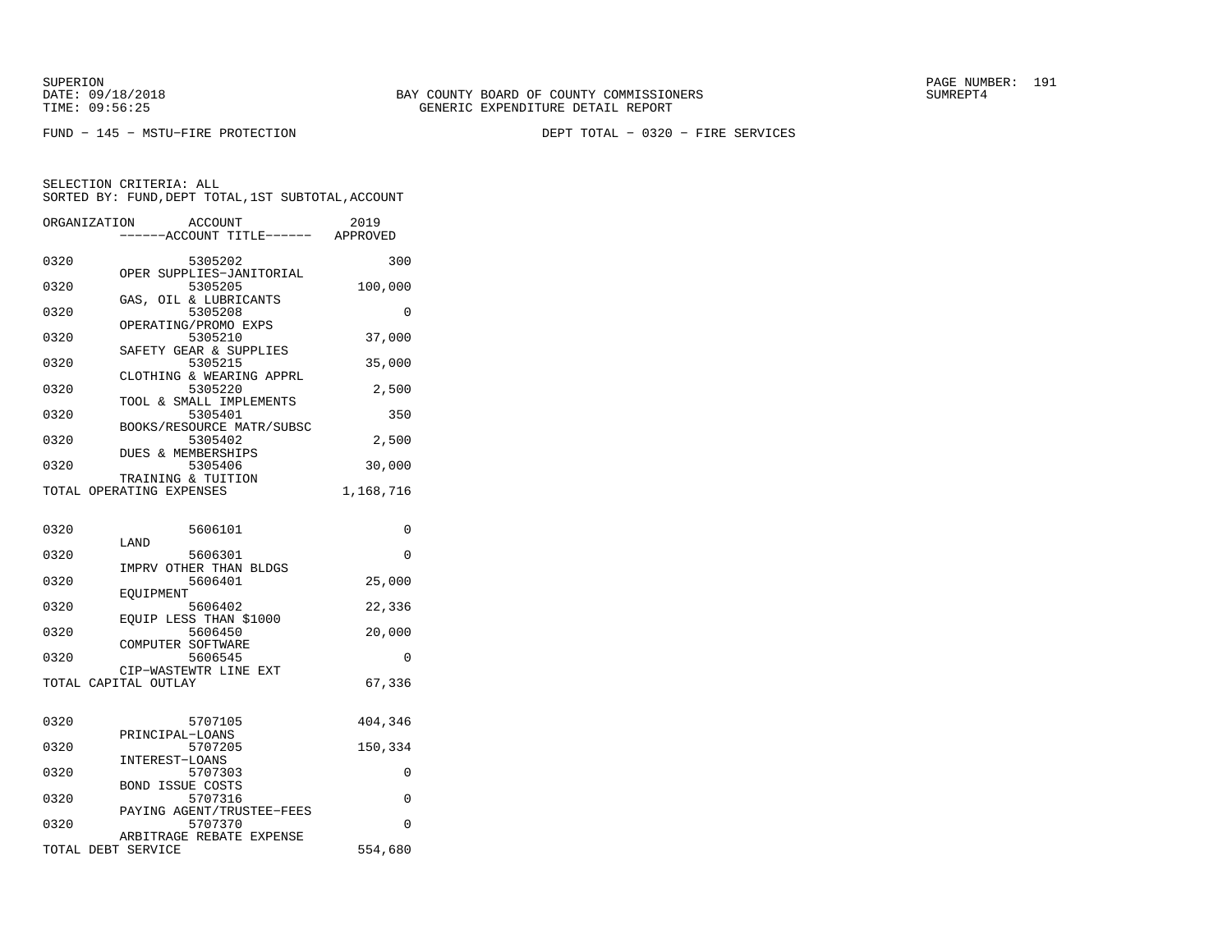BAY COUNTY BOARD OF COUNTY COMMISSIONERS
GENERIC EXPENDITURE DETAIL REPORT

SUPERION
DATE: 09/18/2018
TIME: 09:56:25

SUMREPT4

FUND − 145 − MSTU−FIRE PROTECTION

DEPT TOTAL − 0320 − FIRE SERVICES

SELECTION CRITERIA: ALL
SORTED BY: FUND,DEPT TOTAL,1ST SUBTOTAL,ACCOUNT

| ORGANIZATION | ACCOUNT ------ACCOUNT TITLE------ | 2019 APPROVED |
|---|---|---|
| 0320 | 5305202 OPER SUPPLIES−JANITORIAL | 300 |
| 0320 | 5305205 GAS, OIL & LUBRICANTS | 100,000 |
| 0320 | 5305208 OPERATING/PROMO EXPS | 0 |
| 0320 | 5305210 SAFETY GEAR & SUPPLIES | 37,000 |
| 0320 | 5305215 CLOTHING & WEARING APPRL | 35,000 |
| 0320 | 5305220 TOOL & SMALL IMPLEMENTS | 2,500 |
| 0320 | 5305401 BOOKS/RESOURCE MATR/SUBSC | 350 |
| 0320 | 5305402 DUES & MEMBERSHIPS | 2,500 |
| 0320 | 5305406 TRAINING & TUITION | 30,000 |
| TOTAL OPERATING EXPENSES | | 1,168,716 |
| | | |
| 0320 | 5606101 LAND | 0 |
| 0320 | 5606301 IMPRV OTHER THAN BLDGS | 0 |
| 0320 | 5606401 EQUIPMENT | 25,000 |
| 0320 | 5606402 EQUIP LESS THAN $1000 | 22,336 |
| 0320 | 5606450 COMPUTER SOFTWARE | 20,000 |
| 0320 | 5606545 CIP−WASTEWTR LINE EXT | 0 |
| TOTAL CAPITAL OUTLAY | | 67,336 |
| | | |
| 0320 | 5707105 PRINCIPAL−LOANS | 404,346 |
| 0320 | 5707205 INTEREST−LOANS | 150,334 |
| 0320 | 5707303 BOND ISSUE COSTS | 0 |
| 0320 | 5707316 PAYING AGENT/TRUSTEE−FEES | 0 |
| 0320 | 5707370 ARBITRAGE REBATE EXPENSE | 0 |
| TOTAL DEBT SERVICE | | 554,680 |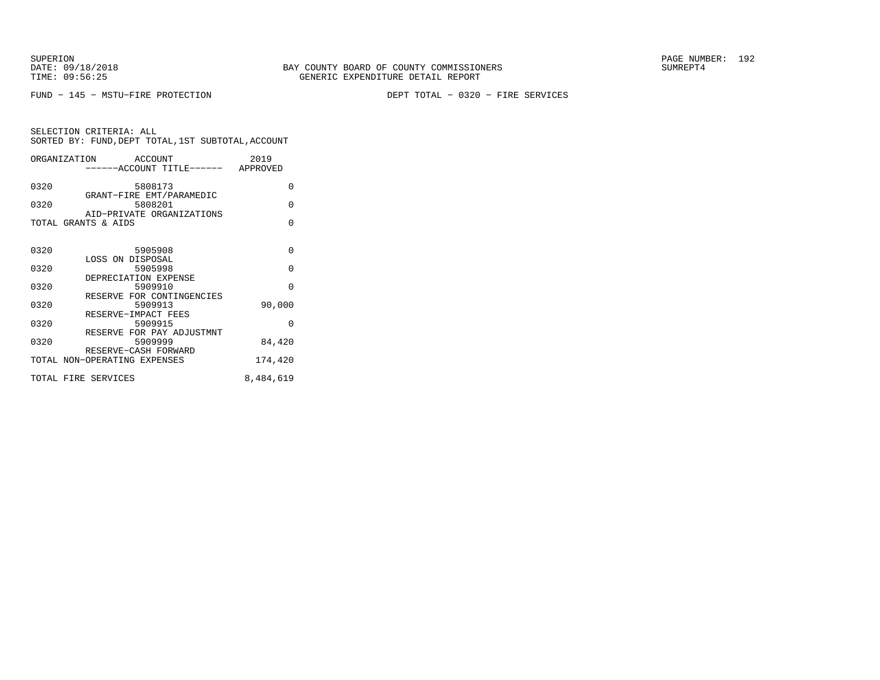SUPERION
DATE: 09/18/2018
TIME: 09:56:25

BAY COUNTY BOARD OF COUNTY COMMISSIONERS
GENERIC EXPENDITURE DETAIL REPORT

SUMREPT4

FUND − 145 − MSTU−FIRE PROTECTION

DEPT TOTAL − 0320 − FIRE SERVICES

SELECTION CRITERIA: ALL
SORTED BY: FUND,DEPT TOTAL,1ST SUBTOTAL,ACCOUNT

| ORGANIZATION | ACCOUNT ------ACCOUNT TITLE------ | 2019 APPROVED |
|---|---|---|
| 0320 | 5808173 GRANT−FIRE EMT/PARAMEDIC | 0 |
| 0320 | 5808201 AID−PRIVATE ORGANIZATIONS | 0 |
| TOTAL GRANTS & AIDS | | 0 |
| 0320 | 5905908 LOSS ON DISPOSAL | 0 |
| 0320 | 5905998 DEPRECIATION EXPENSE | 0 |
| 0320 | 5909910 RESERVE FOR CONTINGENCIES | 0 |
| 0320 | 5909913 RESERVE−IMPACT FEES | 90,000 |
| 0320 | 5909915 RESERVE FOR PAY ADJUSTMNT | 0 |
| 0320 | 5909999 RESERVE−CASH FORWARD | 84,420 |
| TOTAL NON−OPERATING EXPENSES | | 174,420 |
| TOTAL FIRE SERVICES | | 8,484,619 |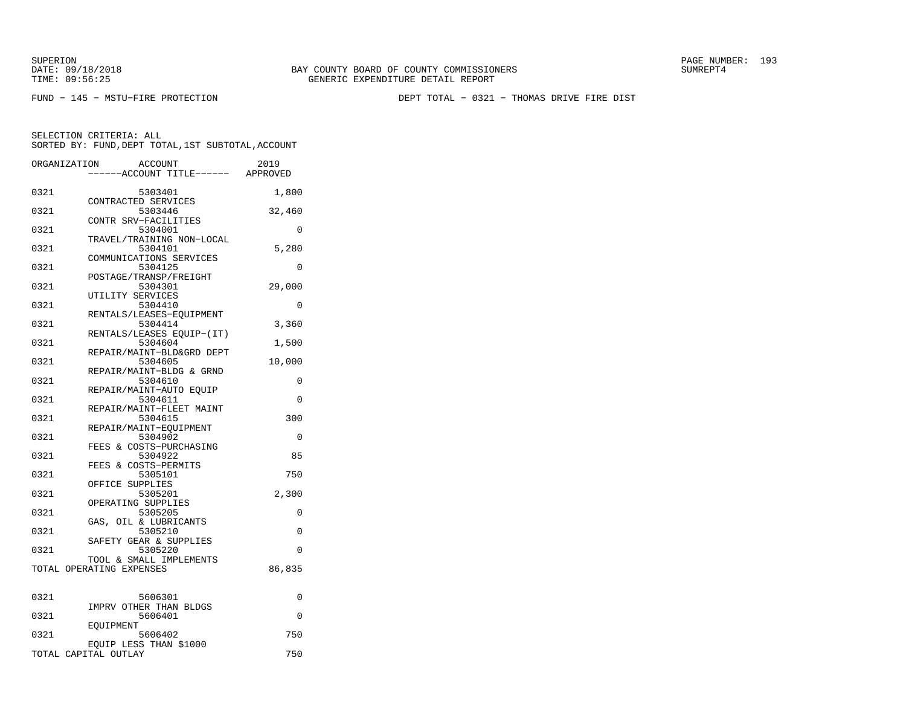SUPERION
DATE: 09/18/2018
TIME: 09:56:25

BAY COUNTY BOARD OF COUNTY COMMISSIONERS
GENERIC EXPENDITURE DETAIL REPORT

SUMREPT4

FUND − 145 − MSTU−FIRE PROTECTION

DEPT TOTAL − 0321 − THOMAS DRIVE FIRE DIST

SELECTION CRITERIA: ALL
SORTED BY: FUND,DEPT TOTAL,1ST SUBTOTAL,ACCOUNT

| ORGANIZATION | ACCOUNT / ------ACCOUNT TITLE------ | 2019 APPROVED |
|---|---|---|
| 0321 | 5303401 CONTRACTED SERVICES | 1,800 |
| 0321 | 5303446 CONTR SRV−FACILITIES | 32,460 |
| 0321 | 5304001 TRAVEL/TRAINING NON−LOCAL | 0 |
| 0321 | 5304101 COMMUNICATIONS SERVICES | 5,280 |
| 0321 | 5304125 POSTAGE/TRANSP/FREIGHT | 0 |
| 0321 | 5304301 UTILITY SERVICES | 29,000 |
| 0321 | 5304410 RENTALS/LEASES−EQUIPMENT | 0 |
| 0321 | 5304414 RENTALS/LEASES EQUIP−(IT) | 3,360 |
| 0321 | 5304604 REPAIR/MAINT−BLD&GRD DEPT | 1,500 |
| 0321 | 5304605 REPAIR/MAINT−BLDG & GRND | 10,000 |
| 0321 | 5304610 REPAIR/MAINT−AUTO EQUIP | 0 |
| 0321 | 5304611 REPAIR/MAINT−FLEET MAINT | 0 |
| 0321 | 5304615 REPAIR/MAINT−EQUIPMENT | 300 |
| 0321 | 5304902 FEES & COSTS−PURCHASING | 0 |
| 0321 | 5304922 FEES & COSTS−PERMITS | 85 |
| 0321 | 5305101 OFFICE SUPPLIES | 750 |
| 0321 | 5305201 OPERATING SUPPLIES | 2,300 |
| 0321 | 5305205 GAS, OIL & LUBRICANTS | 0 |
| 0321 | 5305210 SAFETY GEAR & SUPPLIES | 0 |
| 0321 | 5305220 TOOL & SMALL IMPLEMENTS | 0 |
| TOTAL OPERATING EXPENSES | | 86,835 |
| 0321 | 5606301 IMPRV OTHER THAN BLDGS | 0 |
| 0321 | 5606401 EQUIPMENT | 0 |
| 0321 | 5606402 EQUIP LESS THAN $1000 | 750 |
| TOTAL CAPITAL OUTLAY | | 750 |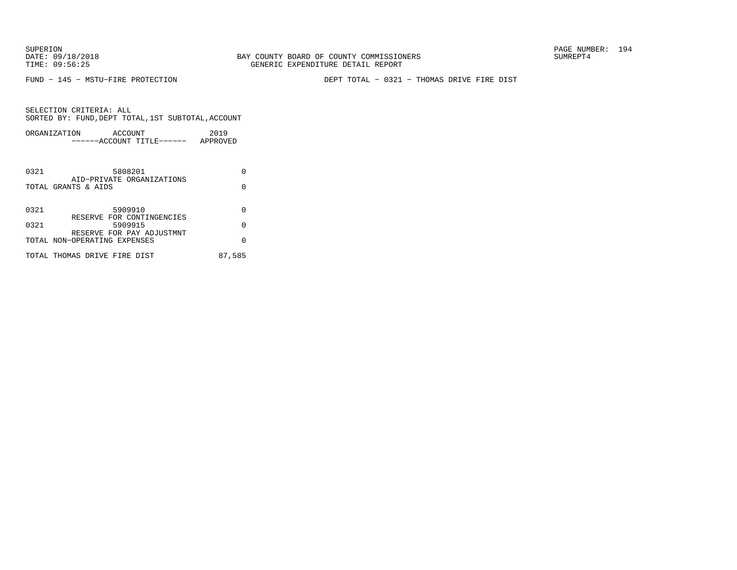SUPERION
DATE: 09/18/2018
TIME: 09:56:25

BAY COUNTY BOARD OF COUNTY COMMISSIONERS
GENERIC EXPENDITURE DETAIL REPORT

SUMREPT4

FUND − 145 − MSTU−FIRE PROTECTION

DEPT TOTAL − 0321 − THOMAS DRIVE FIRE DIST

SELECTION CRITERIA: ALL
SORTED BY: FUND,DEPT TOTAL,1ST SUBTOTAL,ACCOUNT

| ORGANIZATION | ACCOUNT / ------ACCOUNT TITLE------ | 2019 APPROVED |
|---|---|---|
| 0321 | 5808201 AID−PRIVATE ORGANIZATIONS | 0 |
| TOTAL GRANTS & AIDS | | 0 |
| 0321 | 5909910 RESERVE FOR CONTINGENCIES | 0 |
| 0321 | 5909915 RESERVE FOR PAY ADJUSTMNT | 0 |
| TOTAL NON−OPERATING EXPENSES | | 0 |
| TOTAL THOMAS DRIVE FIRE DIST | | 87,585 |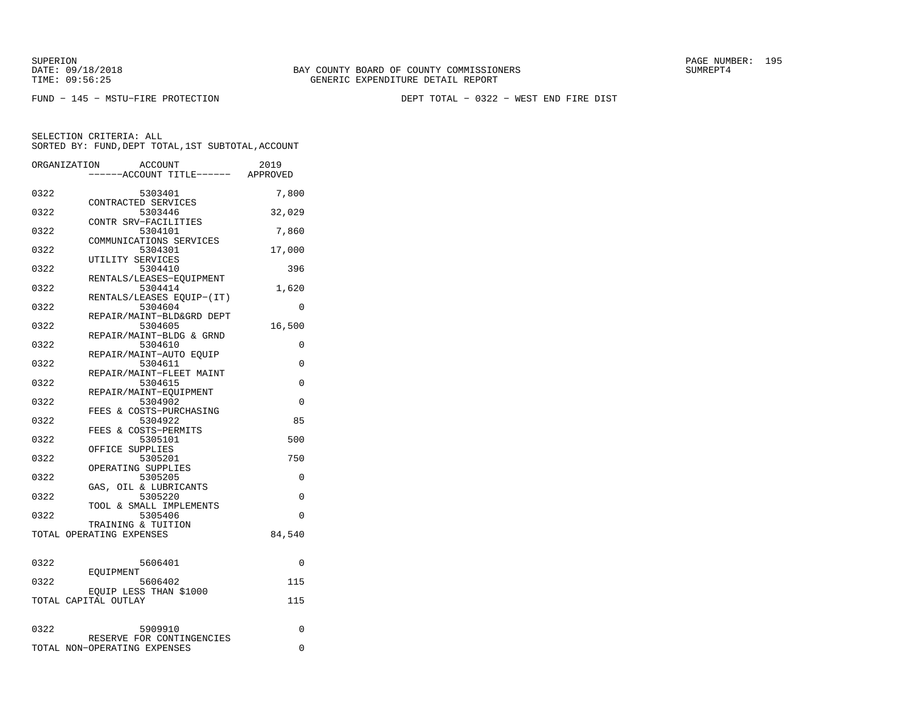SUPERION
DATE: 09/18/2018
TIME: 09:56:25

BAY COUNTY BOARD OF COUNTY COMMISSIONERS
GENERIC EXPENDITURE DETAIL REPORT

SUMREPT4

FUND − 145 − MSTU−FIRE PROTECTION

DEPT TOTAL − 0322 − WEST END FIRE DIST

SELECTION CRITERIA: ALL
SORTED BY: FUND,DEPT TOTAL,1ST SUBTOTAL,ACCOUNT

| ORGANIZATION | ACCOUNT / ------ACCOUNT TITLE------ | 2019 APPROVED |
|---|---|---|
| 0322 | 5303401 CONTRACTED SERVICES | 7,800 |
| 0322 | 5303446 CONTR SRV−FACILITIES | 32,029 |
| 0322 | 5304101 COMMUNICATIONS SERVICES | 7,860 |
| 0322 | 5304301 UTILITY SERVICES | 17,000 |
| 0322 | 5304410 RENTALS/LEASES−EQUIPMENT | 396 |
| 0322 | 5304414 RENTALS/LEASES EQUIP−(IT) | 1,620 |
| 0322 | 5304604 REPAIR/MAINT−BLD&GRD DEPT | 0 |
| 0322 | 5304605 REPAIR/MAINT−BLDG & GRND | 16,500 |
| 0322 | 5304610 REPAIR/MAINT−AUTO EQUIP | 0 |
| 0322 | 5304611 REPAIR/MAINT−FLEET MAINT | 0 |
| 0322 | 5304615 REPAIR/MAINT−EQUIPMENT | 0 |
| 0322 | 5304902 FEES & COSTS−PURCHASING | 0 |
| 0322 | 5304922 FEES & COSTS−PERMITS | 85 |
| 0322 | 5305101 OFFICE SUPPLIES | 500 |
| 0322 | 5305201 OPERATING SUPPLIES | 750 |
| 0322 | 5305205 GAS, OIL & LUBRICANTS | 0 |
| 0322 | 5305220 TOOL & SMALL IMPLEMENTS | 0 |
| 0322 | 5305406 TRAINING & TUITION | 0 |
| TOTAL OPERATING EXPENSES | | 84,540 |
| 0322 | 5606401 EQUIPMENT | 0 |
| 0322 | 5606402 EQUIP LESS THAN $1000 | 115 |
| TOTAL CAPITAL OUTLAY | | 115 |
| 0322 | 5909910 RESERVE FOR CONTINGENCIES | 0 |
| TOTAL NON−OPERATING EXPENSES | | 0 |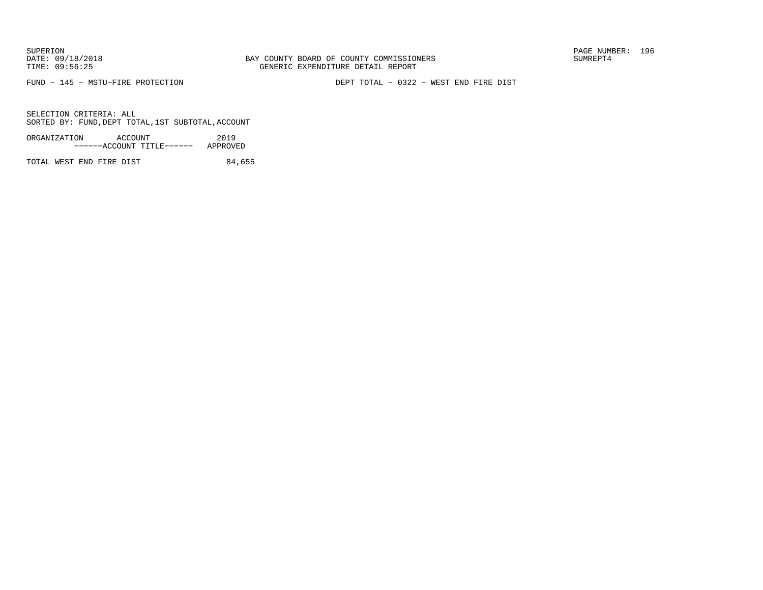SUPERION
DATE: 09/18/2018
TIME: 09:56:25

BAY COUNTY BOARD OF COUNTY COMMISSIONERS
GENERIC EXPENDITURE DETAIL REPORT

SUMREPT4

FUND − 145 − MSTU−FIRE PROTECTION

DEPT TOTAL − 0322 − WEST END FIRE DIST

SELECTION CRITERIA: ALL
SORTED BY: FUND,DEPT TOTAL,1ST SUBTOTAL,ACCOUNT

| ORGANIZATION ACCOUNT<br>------ACCOUNT TITLE------ | 2019<br>APPROVED |
|---|---|
| TOTAL WEST END FIRE DIST | 84,655 |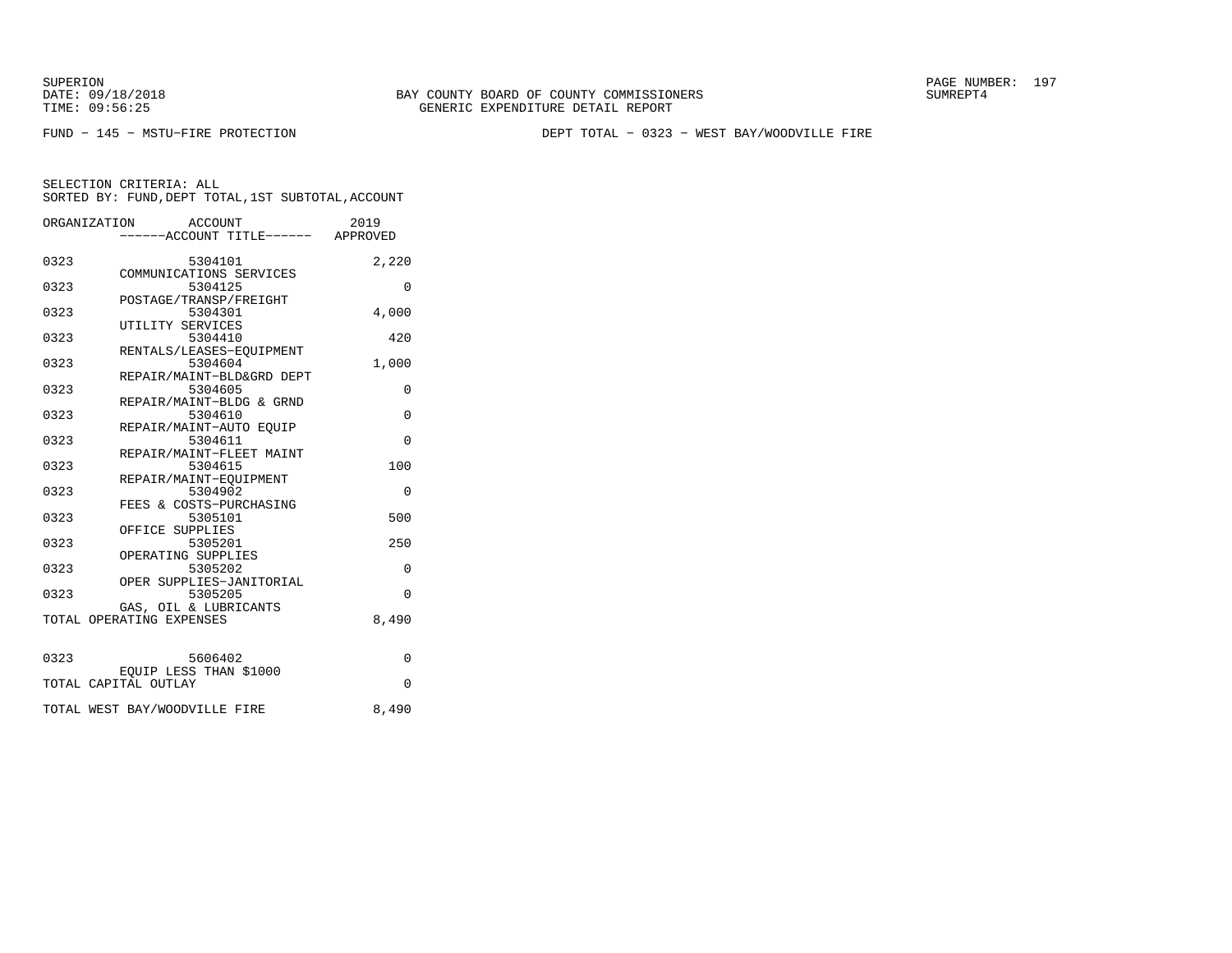SUPERION
DATE: 09/18/2018
TIME: 09:56:25

BAY COUNTY BOARD OF COUNTY COMMISSIONERS
GENERIC EXPENDITURE DETAIL REPORT

SUMREPT4

FUND − 145 − MSTU−FIRE PROTECTION

DEPT TOTAL − 0323 − WEST BAY/WOODVILLE FIRE

SELECTION CRITERIA: ALL
SORTED BY: FUND,DEPT TOTAL,1ST SUBTOTAL,ACCOUNT

| ORGANIZATION | ACCOUNT / ------ACCOUNT TITLE------ | 2019 APPROVED |
|---|---|---|
| 0323 | 5304101 COMMUNICATIONS SERVICES | 2,220 |
| 0323 | 5304125 POSTAGE/TRANSP/FREIGHT | 0 |
| 0323 | 5304301 UTILITY SERVICES | 4,000 |
| 0323 | 5304410 RENTALS/LEASES−EQUIPMENT | 420 |
| 0323 | 5304604 REPAIR/MAINT−BLD&GRD DEPT | 1,000 |
| 0323 | 5304605 REPAIR/MAINT−BLDG & GRND | 0 |
| 0323 | 5304610 REPAIR/MAINT−AUTO EQUIP | 0 |
| 0323 | 5304611 REPAIR/MAINT−FLEET MAINT | 0 |
| 0323 | 5304615 REPAIR/MAINT−EQUIPMENT | 100 |
| 0323 | 5304902 FEES & COSTS−PURCHASING | 0 |
| 0323 | 5305101 OFFICE SUPPLIES | 500 |
| 0323 | 5305201 OPERATING SUPPLIES | 250 |
| 0323 | 5305202 OPER SUPPLIES−JANITORIAL | 0 |
| 0323 | 5305205 GAS, OIL & LUBRICANTS | 0 |
| TOTAL OPERATING EXPENSES | | 8,490 |
| 0323 | 5606402 EQUIP LESS THAN $1000 | 0 |
| TOTAL CAPITAL OUTLAY | | 0 |
| TOTAL WEST BAY/WOODVILLE FIRE | | 8,490 |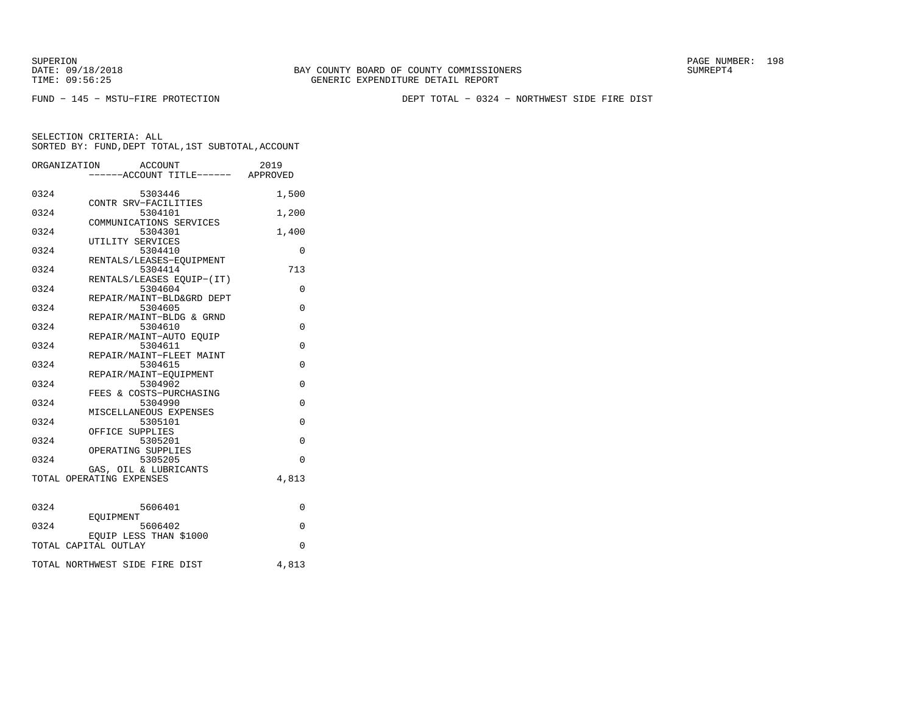SUPERION
DATE: 09/18/2018
TIME: 09:56:25

BAY COUNTY BOARD OF COUNTY COMMISSIONERS
GENERIC EXPENDITURE DETAIL REPORT

SUMREPT4

FUND − 145 − MSTU−FIRE PROTECTION

DEPT TOTAL − 0324 − NORTHWEST SIDE FIRE DIST

SELECTION CRITERIA: ALL
SORTED BY: FUND,DEPT TOTAL,1ST SUBTOTAL,ACCOUNT

| ORGANIZATION | ACCOUNT / ------ACCOUNT TITLE------ | 2019 APPROVED |
|---|---|---|
| 0324 | 5303446 CONTR SRV−FACILITIES | 1,500 |
| 0324 | 5304101 COMMUNICATIONS SERVICES | 1,200 |
| 0324 | 5304301 UTILITY SERVICES | 1,400 |
| 0324 | 5304410 RENTALS/LEASES−EQUIPMENT | 0 |
| 0324 | 5304414 RENTALS/LEASES EQUIP−(IT) | 713 |
| 0324 | 5304604 REPAIR/MAINT−BLD&GRD DEPT | 0 |
| 0324 | 5304605 REPAIR/MAINT−BLDG & GRND | 0 |
| 0324 | 5304610 REPAIR/MAINT−AUTO EQUIP | 0 |
| 0324 | 5304611 REPAIR/MAINT−FLEET MAINT | 0 |
| 0324 | 5304615 REPAIR/MAINT−EQUIPMENT | 0 |
| 0324 | 5304902 FEES & COSTS−PURCHASING | 0 |
| 0324 | 5304990 MISCELLANEOUS EXPENSES | 0 |
| 0324 | 5305101 OFFICE SUPPLIES | 0 |
| 0324 | 5305201 OPERATING SUPPLIES | 0 |
| 0324 | 5305205 GAS, OIL & LUBRICANTS | 0 |
| TOTAL OPERATING EXPENSES | | 4,813 |
| 0324 | 5606401 EQUIPMENT | 0 |
| 0324 | 5606402 EQUIP LESS THAN $1000 | 0 |
| TOTAL CAPITAL OUTLAY | | 0 |
| TOTAL NORTHWEST SIDE FIRE DIST | | 4,813 |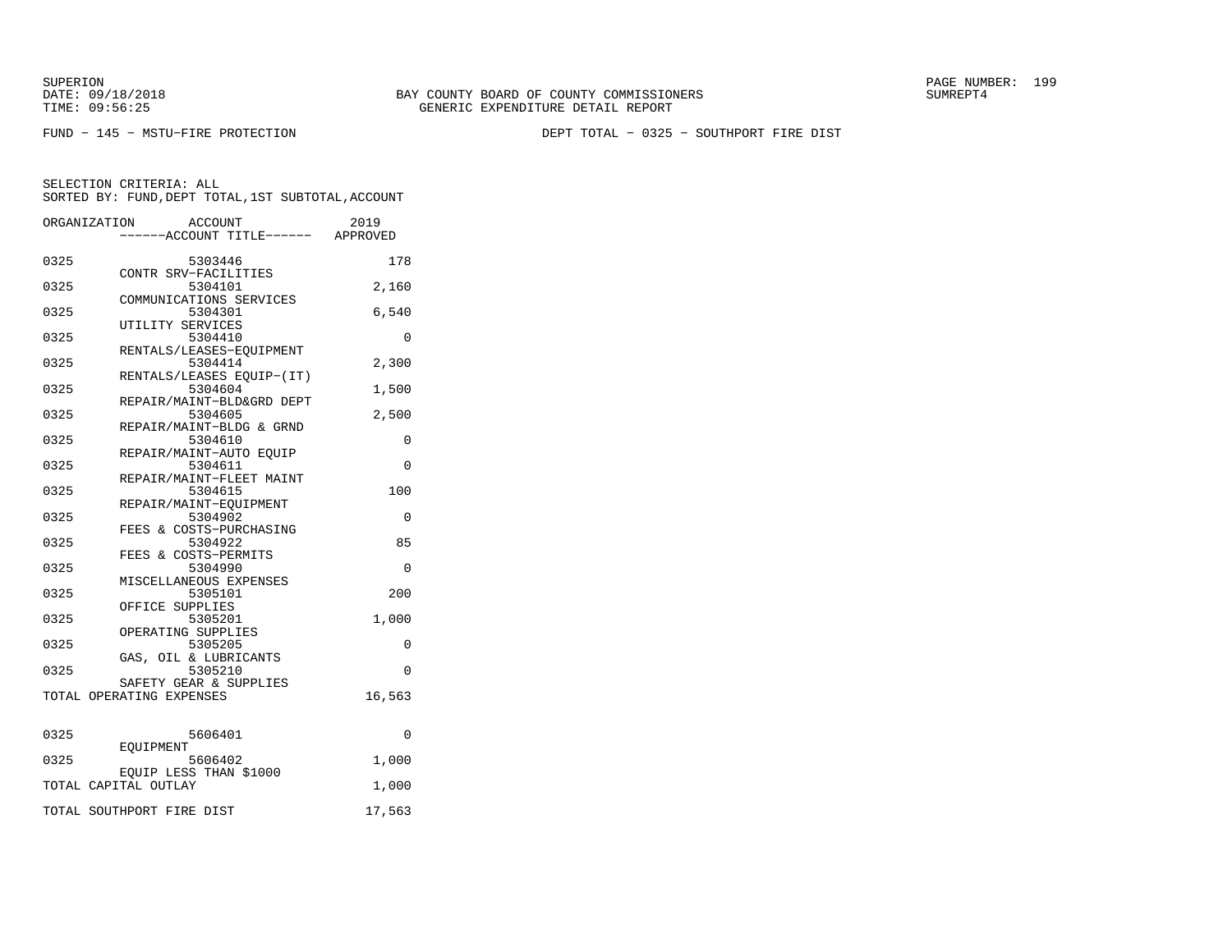SUPERION
DATE: 09/18/2018
TIME: 09:56:25

BAY COUNTY BOARD OF COUNTY COMMISSIONERS
GENERIC EXPENDITURE DETAIL REPORT

SUMREPT4

FUND − 145 − MSTU−FIRE PROTECTION

DEPT TOTAL − 0325 − SOUTHPORT FIRE DIST

SELECTION CRITERIA: ALL
SORTED BY: FUND,DEPT TOTAL,1ST SUBTOTAL,ACCOUNT

| ORGANIZATION | ACCOUNT ------ACCOUNT TITLE------ | 2019 APPROVED |
|---|---|---|
| 0325 | 5303446 CONTR SRV−FACILITIES | 178 |
| 0325 | 5304101 COMMUNICATIONS SERVICES | 2,160 |
| 0325 | 5304301 UTILITY SERVICES | 6,540 |
| 0325 | 5304410 RENTALS/LEASES−EQUIPMENT | 0 |
| 0325 | 5304414 RENTALS/LEASES EQUIP−(IT) | 2,300 |
| 0325 | 5304604 REPAIR/MAINT−BLD&GRD DEPT | 1,500 |
| 0325 | 5304605 REPAIR/MAINT−BLDG & GRND | 2,500 |
| 0325 | 5304610 REPAIR/MAINT−AUTO EQUIP | 0 |
| 0325 | 5304611 REPAIR/MAINT−FLEET MAINT | 0 |
| 0325 | 5304615 REPAIR/MAINT−EQUIPMENT | 100 |
| 0325 | 5304902 FEES & COSTS−PURCHASING | 0 |
| 0325 | 5304922 FEES & COSTS−PERMITS | 85 |
| 0325 | 5304990 MISCELLANEOUS EXPENSES | 0 |
| 0325 | 5305101 OFFICE SUPPLIES | 200 |
| 0325 | 5305201 OPERATING SUPPLIES | 1,000 |
| 0325 | 5305205 GAS, OIL & LUBRICANTS | 0 |
| 0325 | 5305210 SAFETY GEAR & SUPPLIES | 0 |
| TOTAL OPERATING EXPENSES | | 16,563 |
| 0325 | 5606401 EQUIPMENT | 0 |
| 0325 | 5606402 EQUIP LESS THAN $1000 | 1,000 |
| TOTAL CAPITAL OUTLAY | | 1,000 |
| TOTAL SOUTHPORT FIRE DIST | | 17,563 |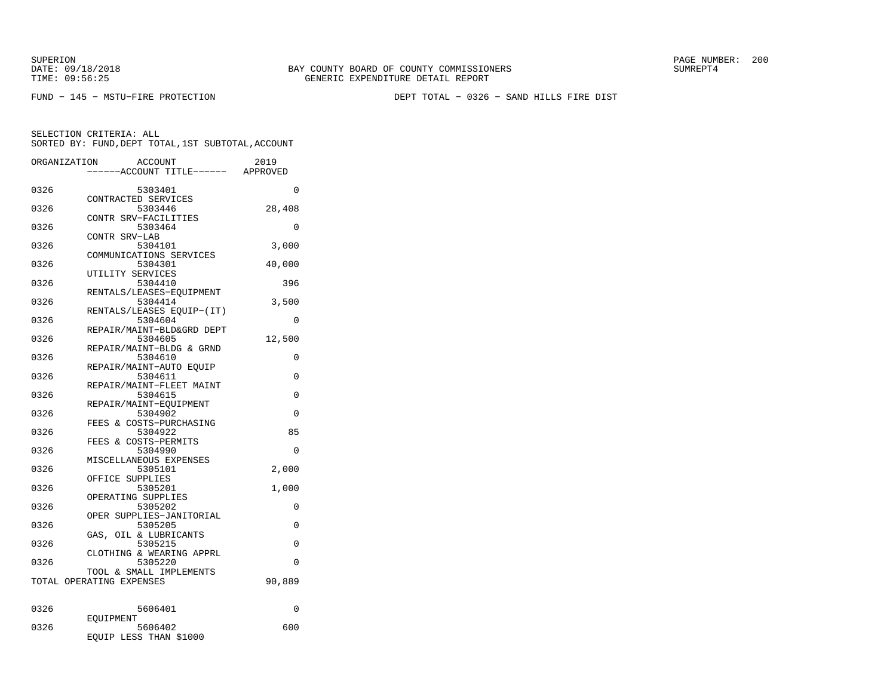BAY COUNTY BOARD OF COUNTY COMMISSIONERS
GENERIC EXPENDITURE DETAIL REPORT

SUPERION
DATE: 09/18/2018
TIME: 09:56:25

SUMREPT4

FUND - 145 - MSTU-FIRE PROTECTION

DEPT TOTAL - 0326 - SAND HILLS FIRE DIST

SELECTION CRITERIA: ALL
SORTED BY: FUND,DEPT TOTAL,1ST SUBTOTAL,ACCOUNT

| ORGANIZATION | ACCOUNT ------ACCOUNT TITLE------ | 2019 APPROVED |
|---|---|---|
| 0326 | 5303401 CONTRACTED SERVICES | 0 |
| 0326 | 5303446 CONTR SRV-FACILITIES | 28,408 |
| 0326 | 5303464 CONTR SRV-LAB | 0 |
| 0326 | 5304101 COMMUNICATIONS SERVICES | 3,000 |
| 0326 | 5304301 UTILITY SERVICES | 40,000 |
| 0326 | 5304410 RENTALS/LEASES-EQUIPMENT | 396 |
| 0326 | 5304414 RENTALS/LEASES EQUIP-(IT) | 3,500 |
| 0326 | 5304604 REPAIR/MAINT-BLD&GRD DEPT | 0 |
| 0326 | 5304605 REPAIR/MAINT-BLDG & GRND | 12,500 |
| 0326 | 5304610 REPAIR/MAINT-AUTO EQUIP | 0 |
| 0326 | 5304611 REPAIR/MAINT-FLEET MAINT | 0 |
| 0326 | 5304615 REPAIR/MAINT-EQUIPMENT | 0 |
| 0326 | 5304902 FEES & COSTS-PURCHASING | 0 |
| 0326 | 5304922 FEES & COSTS-PERMITS | 85 |
| 0326 | 5304990 MISCELLANEOUS EXPENSES | 0 |
| 0326 | 5305101 OFFICE SUPPLIES | 2,000 |
| 0326 | 5305201 OPERATING SUPPLIES | 1,000 |
| 0326 | 5305202 OPER SUPPLIES-JANITORIAL | 0 |
| 0326 | 5305205 GAS, OIL & LUBRICANTS | 0 |
| 0326 | 5305215 CLOTHING & WEARING APPRL | 0 |
| 0326 | 5305220 TOOL & SMALL IMPLEMENTS | 0 |
| TOTAL OPERATING EXPENSES | | 90,889 |
| 0326 | 5606401 EQUIPMENT | 0 |
| 0326 | 5606402 EQUIP LESS THAN $1000 | 600 |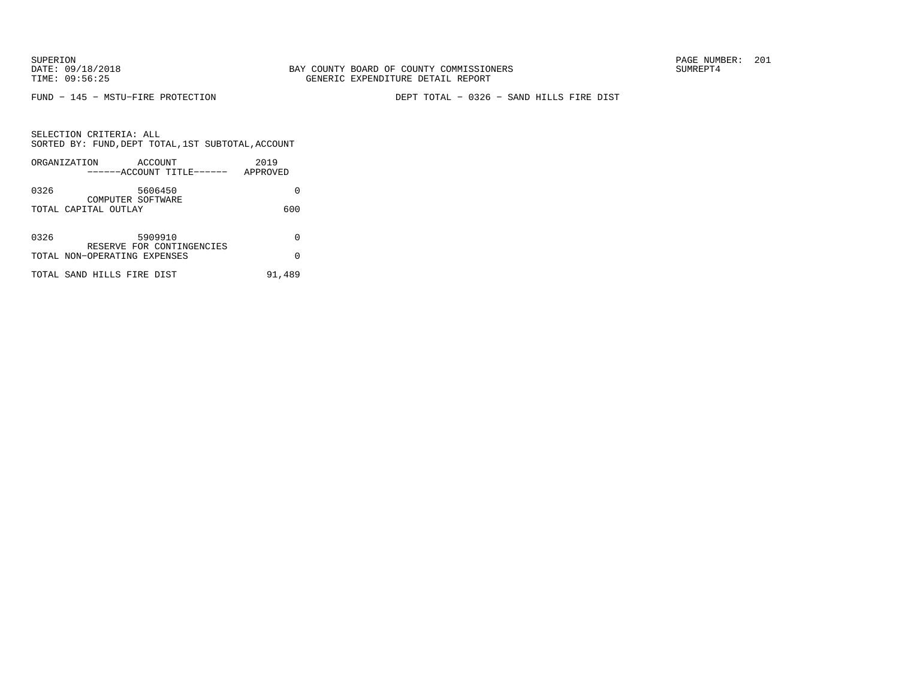SUPERION
DATE: 09/18/2018
TIME: 09:56:25

BAY COUNTY BOARD OF COUNTY COMMISSIONERS
GENERIC EXPENDITURE DETAIL REPORT

SUMREPT4

FUND − 145 − MSTU−FIRE PROTECTION

DEPT TOTAL − 0326 − SAND HILLS FIRE DIST

SELECTION CRITERIA: ALL
SORTED BY: FUND,DEPT TOTAL,1ST SUBTOTAL,ACCOUNT

| ORGANIZATION | ACCOUNT<br>------ACCOUNT TITLE------ | 2019<br>APPROVED |
|---|---|---|
| 0326 | 5606450<br>COMPUTER SOFTWARE | 0 |
| TOTAL CAPITAL OUTLAY | | 600 |
| 0326 | 5909910<br>RESERVE FOR CONTINGENCIES | 0 |
| TOTAL NON−OPERATING EXPENSES | | 0 |
| TOTAL SAND HILLS FIRE DIST | | 91,489 |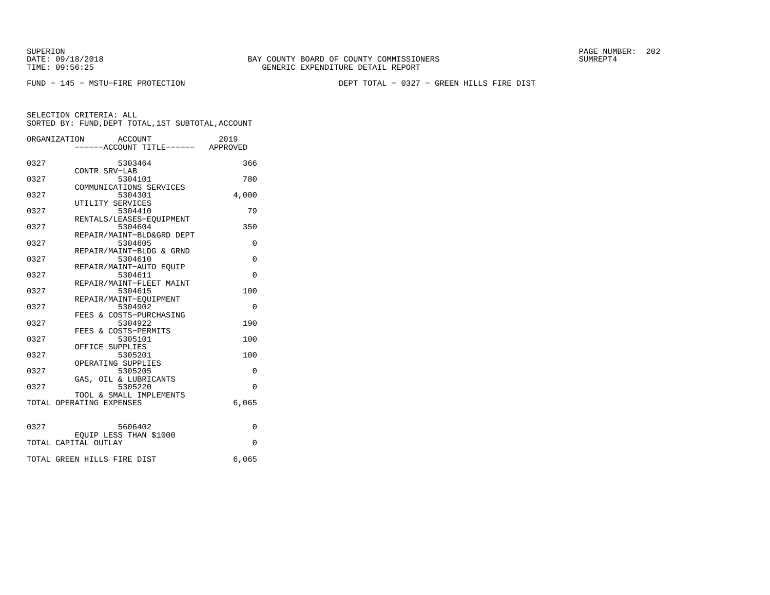SUPERION
DATE: 09/18/2018
TIME: 09:56:25

BAY COUNTY BOARD OF COUNTY COMMISSIONERS
GENERIC EXPENDITURE DETAIL REPORT

SUMREPT4

FUND - 145 - MSTU-FIRE PROTECTION

DEPT TOTAL - 0327 - GREEN HILLS FIRE DIST

SELECTION CRITERIA: ALL
SORTED BY: FUND,DEPT TOTAL,1ST SUBTOTAL,ACCOUNT

| ORGANIZATION | ACCOUNT ------ACCOUNT TITLE------ | 2019 APPROVED |
|---|---|---|
| 0327 | 5303464 CONTR SRV-LAB | 366 |
| 0327 | 5304101 COMMUNICATIONS SERVICES | 780 |
| 0327 | 5304301 UTILITY SERVICES | 4,000 |
| 0327 | 5304410 RENTALS/LEASES-EQUIPMENT | 79 |
| 0327 | 5304604 REPAIR/MAINT-BLD&GRD DEPT | 350 |
| 0327 | 5304605 REPAIR/MAINT-BLDG & GRND | 0 |
| 0327 | 5304610 REPAIR/MAINT-AUTO EQUIP | 0 |
| 0327 | 5304611 REPAIR/MAINT-FLEET MAINT | 0 |
| 0327 | 5304615 REPAIR/MAINT-EQUIPMENT | 100 |
| 0327 | 5304902 FEES & COSTS-PURCHASING | 0 |
| 0327 | 5304922 FEES & COSTS-PERMITS | 190 |
| 0327 | 5305101 OFFICE SUPPLIES | 100 |
| 0327 | 5305201 OPERATING SUPPLIES | 100 |
| 0327 | 5305205 GAS, OIL & LUBRICANTS | 0 |
| 0327 | 5305220 TOOL & SMALL IMPLEMENTS | 0 |
| TOTAL OPERATING EXPENSES | | 6,065 |
| 0327 | 5606402 EQUIP LESS THAN $1000 | 0 |
| TOTAL CAPITAL OUTLAY | | 0 |
| TOTAL GREEN HILLS FIRE DIST | | 6,065 |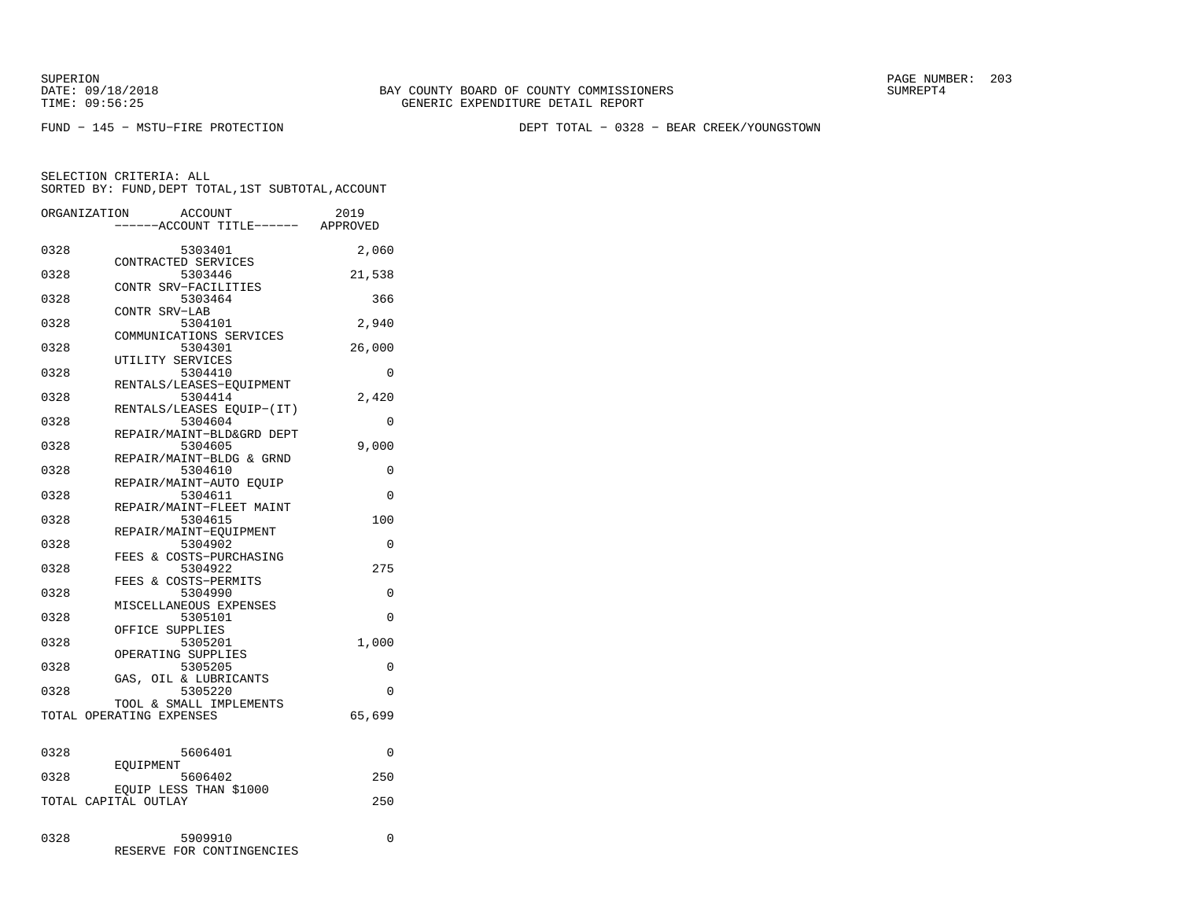SUPERION
DATE: 09/18/2018
TIME: 09:56:25

BAY COUNTY BOARD OF COUNTY COMMISSIONERS
GENERIC EXPENDITURE DETAIL REPORT

SUMREPT4

FUND − 145 − MSTU−FIRE PROTECTION

DEPT TOTAL − 0328 − BEAR CREEK/YOUNGSTOWN

SELECTION CRITERIA: ALL
SORTED BY: FUND,DEPT TOTAL,1ST SUBTOTAL,ACCOUNT

| ORGANIZATION | ACCOUNT ------ACCOUNT TITLE------ | 2019 APPROVED |
|---|---|---|
| 0328 | 5303401 CONTRACTED SERVICES | 2,060 |
| 0328 | 5303446 CONTR SRV−FACILITIES | 21,538 |
| 0328 | 5303464 CONTR SRV−LAB | 366 |
| 0328 | 5304101 COMMUNICATIONS SERVICES | 2,940 |
| 0328 | 5304301 UTILITY SERVICES | 26,000 |
| 0328 | 5304410 RENTALS/LEASES−EQUIPMENT | 0 |
| 0328 | 5304414 RENTALS/LEASES EQUIP−(IT) | 2,420 |
| 0328 | 5304604 REPAIR/MAINT−BLD&GRD DEPT | 0 |
| 0328 | 5304605 REPAIR/MAINT−BLDG & GRND | 9,000 |
| 0328 | 5304610 REPAIR/MAINT−AUTO EQUIP | 0 |
| 0328 | 5304611 REPAIR/MAINT−FLEET MAINT | 0 |
| 0328 | 5304615 REPAIR/MAINT−EQUIPMENT | 100 |
| 0328 | 5304902 FEES & COSTS−PURCHASING | 0 |
| 0328 | 5304922 FEES & COSTS−PERMITS | 275 |
| 0328 | 5304990 MISCELLANEOUS EXPENSES | 0 |
| 0328 | 5305101 OFFICE SUPPLIES | 0 |
| 0328 | 5305201 OPERATING SUPPLIES | 1,000 |
| 0328 | 5305205 GAS, OIL & LUBRICANTS | 0 |
| 0328 | 5305220 TOOL & SMALL IMPLEMENTS | 0 |
| TOTAL OPERATING EXPENSES | | 65,699 |
| 0328 | 5606401 EQUIPMENT | 0 |
| 0328 | 5606402 EQUIP LESS THAN $1000 | 250 |
| TOTAL CAPITAL OUTLAY | | 250 |
| 0328 | 5909910 RESERVE FOR CONTINGENCIES | 0 |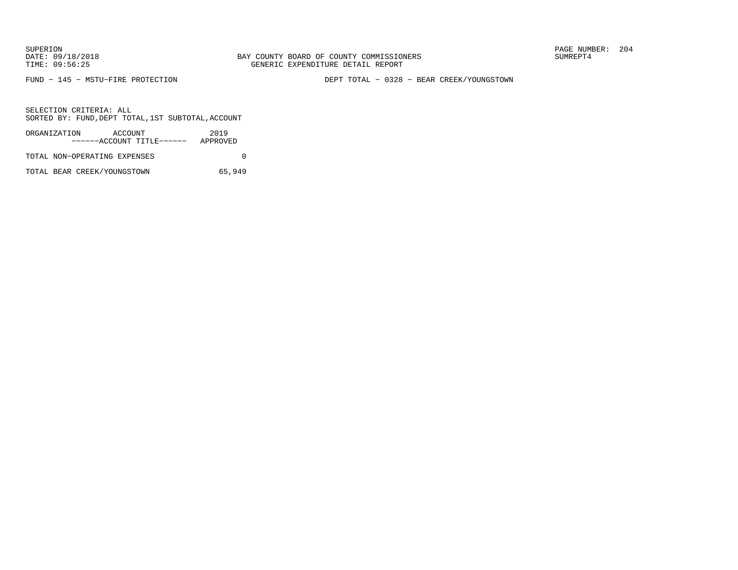BAY COUNTY BOARD OF COUNTY COMMISSIONERS
GENERIC EXPENDITURE DETAIL REPORT

FUND − 145 − MSTU−FIRE PROTECTION

DEPT TOTAL − 0328 − BEAR CREEK/YOUNGSTOWN

SELECTION CRITERIA: ALL
SORTED BY: FUND,DEPT TOTAL,1ST SUBTOTAL,ACCOUNT

| ORGANIZATION ACCOUNT ------ACCOUNT TITLE------ | 2019 APPROVED |
|---|---|
| TOTAL NON−OPERATING EXPENSES | 0 |
| TOTAL BEAR CREEK/YOUNGSTOWN | 65,949 |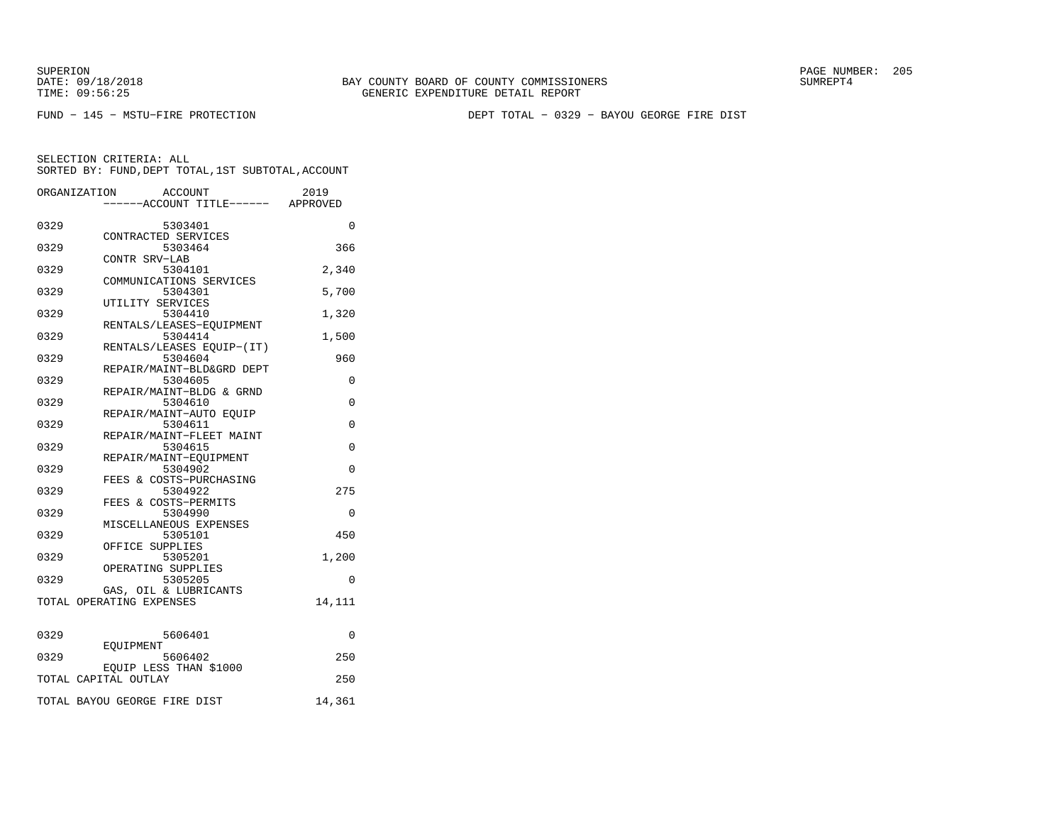BAY COUNTY BOARD OF COUNTY COMMISSIONERS
GENERIC EXPENDITURE DETAIL REPORT

SUPERION
DATE: 09/18/2018
TIME: 09:56:25

SUMREPT4

FUND − 145 − MSTU−FIRE PROTECTION

DEPT TOTAL − 0329 − BAYOU GEORGE FIRE DIST

SELECTION CRITERIA: ALL
SORTED BY: FUND,DEPT TOTAL,1ST SUBTOTAL,ACCOUNT

| ORGANIZATION | ACCOUNT / ------ACCOUNT TITLE------ | 2019 APPROVED |
|---|---|---|
| 0329 | 5303401 CONTRACTED SERVICES | 0 |
| 0329 | 5303464 CONTR SRV−LAB | 366 |
| 0329 | 5304101 COMMUNICATIONS SERVICES | 2,340 |
| 0329 | 5304301 UTILITY SERVICES | 5,700 |
| 0329 | 5304410 RENTALS/LEASES−EQUIPMENT | 1,320 |
| 0329 | 5304414 RENTALS/LEASES EQUIP−(IT) | 1,500 |
| 0329 | 5304604 REPAIR/MAINT−BLD&GRD DEPT | 960 |
| 0329 | 5304605 REPAIR/MAINT−BLDG & GRND | 0 |
| 0329 | 5304610 REPAIR/MAINT−AUTO EQUIP | 0 |
| 0329 | 5304611 REPAIR/MAINT−FLEET MAINT | 0 |
| 0329 | 5304615 REPAIR/MAINT−EQUIPMENT | 0 |
| 0329 | 5304902 FEES & COSTS−PURCHASING | 0 |
| 0329 | 5304922 FEES & COSTS−PERMITS | 275 |
| 0329 | 5304990 MISCELLANEOUS EXPENSES | 0 |
| 0329 | 5305101 OFFICE SUPPLIES | 450 |
| 0329 | 5305201 OPERATING SUPPLIES | 1,200 |
| 0329 | 5305205 GAS, OIL & LUBRICANTS | 0 |
| TOTAL OPERATING EXPENSES | | 14,111 |
| 0329 | 5606401 EQUIPMENT | 0 |
| 0329 | 5606402 EQUIP LESS THAN $1000 | 250 |
| TOTAL CAPITAL OUTLAY | | 250 |
| TOTAL BAYOU GEORGE FIRE DIST | | 14,361 |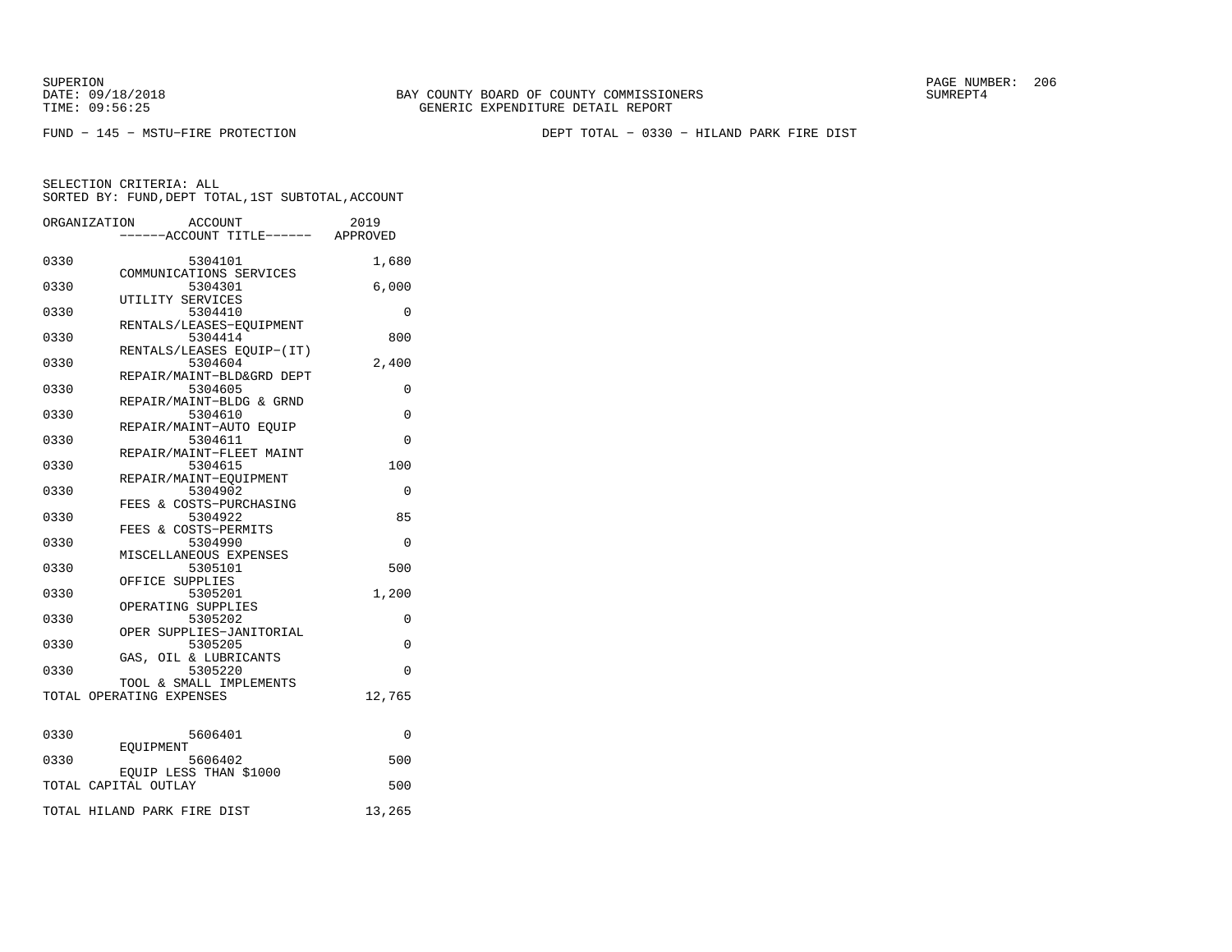BAY COUNTY BOARD OF COUNTY COMMISSIONERS
GENERIC EXPENDITURE DETAIL REPORT

SUPERION
DATE: 09/18/2018
TIME: 09:56:25

SUMREPT4

FUND − 145 − MSTU−FIRE PROTECTION

DEPT TOTAL − 0330 − HILAND PARK FIRE DIST

SELECTION CRITERIA: ALL
SORTED BY: FUND,DEPT TOTAL,1ST SUBTOTAL,ACCOUNT

| ORGANIZATION | ACCOUNT ------ACCOUNT TITLE------ | 2019 APPROVED |
|---|---|---|
| 0330 | 5304101 COMMUNICATIONS SERVICES | 1,680 |
| 0330 | 5304301 UTILITY SERVICES | 6,000 |
| 0330 | 5304410 RENTALS/LEASES−EQUIPMENT | 0 |
| 0330 | 5304414 RENTALS/LEASES EQUIP−(IT) | 800 |
| 0330 | 5304604 REPAIR/MAINT−BLD&GRD DEPT | 2,400 |
| 0330 | 5304605 REPAIR/MAINT−BLDG & GRND | 0 |
| 0330 | 5304610 REPAIR/MAINT−AUTO EQUIP | 0 |
| 0330 | 5304611 REPAIR/MAINT−FLEET MAINT | 0 |
| 0330 | 5304615 REPAIR/MAINT−EQUIPMENT | 100 |
| 0330 | 5304902 FEES & COSTS−PURCHASING | 0 |
| 0330 | 5304922 FEES & COSTS−PERMITS | 85 |
| 0330 | 5304990 MISCELLANEOUS EXPENSES | 0 |
| 0330 | 5305101 OFFICE SUPPLIES | 500 |
| 0330 | 5305201 OPERATING SUPPLIES | 1,200 |
| 0330 | 5305202 OPER SUPPLIES−JANITORIAL | 0 |
| 0330 | 5305205 GAS, OIL & LUBRICANTS | 0 |
| 0330 | 5305220 TOOL & SMALL IMPLEMENTS | 0 |
| TOTAL OPERATING EXPENSES | | 12,765 |
| 0330 | 5606401 EQUIPMENT | 0 |
| 0330 | 5606402 EQUIP LESS THAN $1000 | 500 |
| TOTAL CAPITAL OUTLAY | | 500 |
| TOTAL HILAND PARK FIRE DIST | | 13,265 |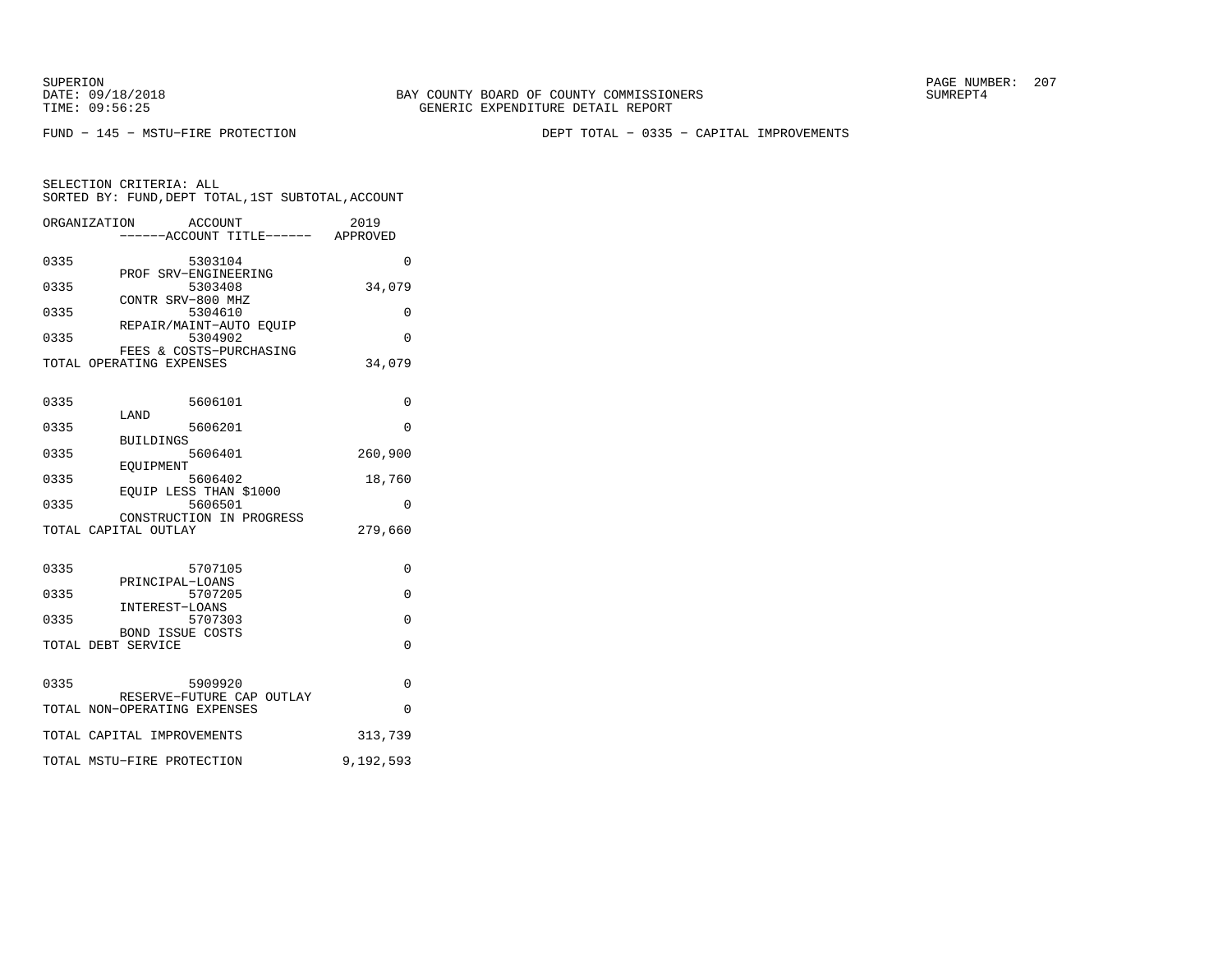BAY COUNTY BOARD OF COUNTY COMMISSIONERS
GENERIC EXPENDITURE DETAIL REPORT

SUPERION
DATE: 09/18/2018
TIME: 09:56:25

SUMREPT4

FUND − 145 − MSTU−FIRE PROTECTION

DEPT TOTAL − 0335 − CAPITAL IMPROVEMENTS

SELECTION CRITERIA: ALL
SORTED BY: FUND,DEPT TOTAL,1ST SUBTOTAL,ACCOUNT

| ORGANIZATION | ACCOUNT / ------ACCOUNT TITLE------ | 2019 APPROVED |
|---|---|---|
| 0335 | 5303104 PROF SRV−ENGINEERING | 0 |
| 0335 | 5303408 CONTR SRV−800 MHZ | 34,079 |
| 0335 | 5304610 REPAIR/MAINT−AUTO EQUIP | 0 |
| 0335 | 5304902 FEES & COSTS−PURCHASING | 0 |
| TOTAL OPERATING EXPENSES | | 34,079 |
| 0335 | 5606101 LAND | 0 |
| 0335 | 5606201 BUILDINGS | 0 |
| 0335 | 5606401 EQUIPMENT | 260,900 |
| 0335 | 5606402 EQUIP LESS THAN $1000 | 18,760 |
| 0335 | 5606501 CONSTRUCTION IN PROGRESS | 0 |
| TOTAL CAPITAL OUTLAY | | 279,660 |
| 0335 | 5707105 PRINCIPAL−LOANS | 0 |
| 0335 | 5707205 INTEREST−LOANS | 0 |
| 0335 | 5707303 BOND ISSUE COSTS | 0 |
| TOTAL DEBT SERVICE | | 0 |
| 0335 | 5909920 RESERVE−FUTURE CAP OUTLAY | 0 |
| TOTAL NON−OPERATING EXPENSES | | 0 |
| TOTAL CAPITAL IMPROVEMENTS | | 313,739 |
| TOTAL MSTU−FIRE PROTECTION | | 9,192,593 |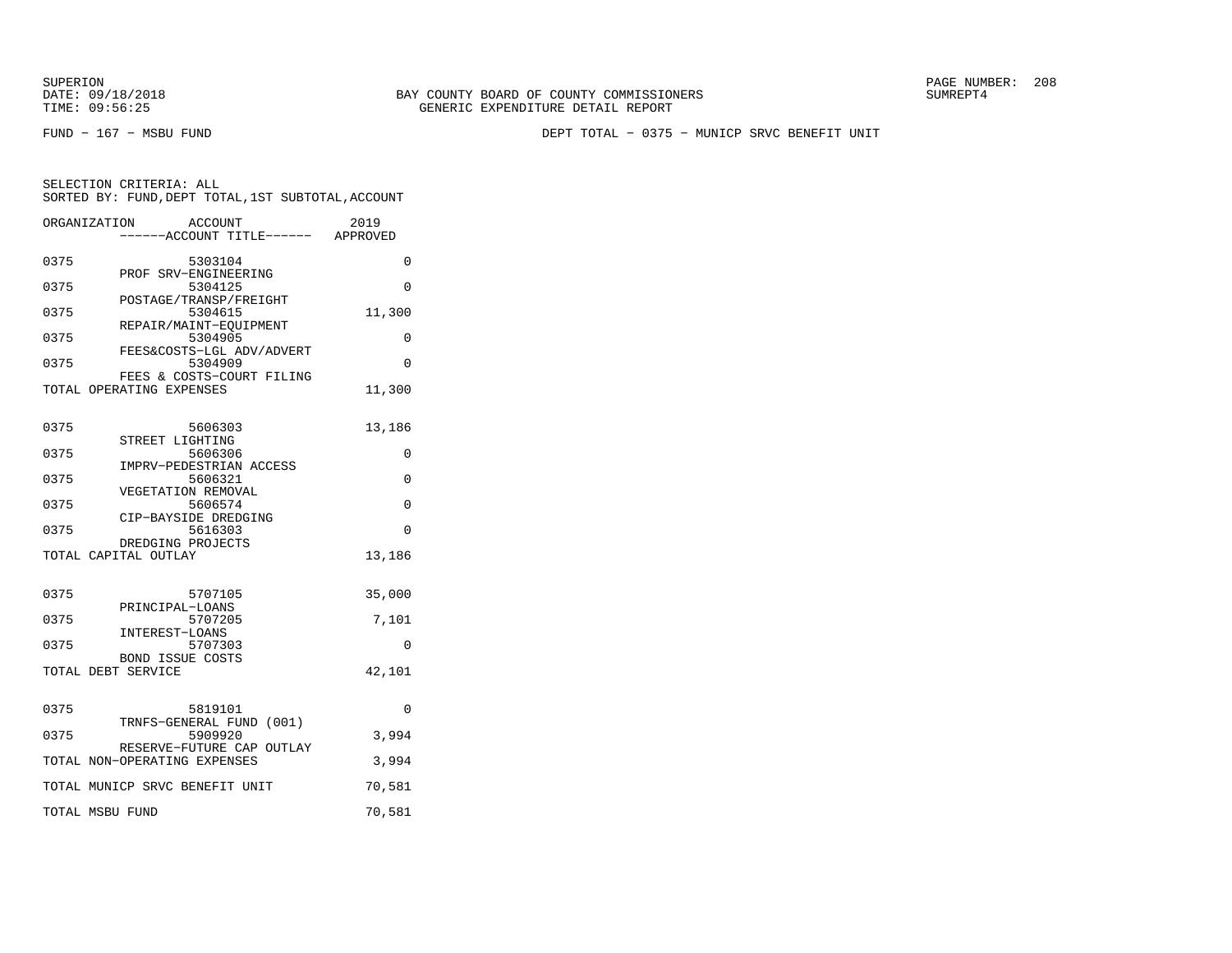SUPERION
DATE: 09/18/2018
TIME: 09:56:25

BAY COUNTY BOARD OF COUNTY COMMISSIONERS
GENERIC EXPENDITURE DETAIL REPORT

SUMREPT4

FUND - 167 - MSBU FUND

DEPT TOTAL - 0375 - MUNICP SRVC BENEFIT UNIT

SELECTION CRITERIA: ALL
SORTED BY: FUND,DEPT TOTAL,1ST SUBTOTAL,ACCOUNT

| ORGANIZATION | ACCOUNT ------ACCOUNT TITLE------ | 2019 APPROVED |
|---|---|---|
| 0375 | 5303104 PROF SRV-ENGINEERING | 0 |
| 0375 | 5304125 POSTAGE/TRANSP/FREIGHT | 0 |
| 0375 | 5304615 REPAIR/MAINT-EQUIPMENT | 11,300 |
| 0375 | 5304905 FEES&COSTS-LGL ADV/ADVERT | 0 |
| 0375 | 5304909 FEES & COSTS-COURT FILING | 0 |
| TOTAL OPERATING EXPENSES | | 11,300 |
| 0375 | 5606303 STREET LIGHTING | 13,186 |
| 0375 | 5606306 IMPRV-PEDESTRIAN ACCESS | 0 |
| 0375 | 5606321 VEGETATION REMOVAL | 0 |
| 0375 | 5606574 CIP-BAYSIDE DREDGING | 0 |
| 0375 | 5616303 DREDGING PROJECTS | 0 |
| TOTAL CAPITAL OUTLAY | | 13,186 |
| 0375 | 5707105 PRINCIPAL-LOANS | 35,000 |
| 0375 | 5707205 INTEREST-LOANS | 7,101 |
| 0375 | 5707303 BOND ISSUE COSTS | 0 |
| TOTAL DEBT SERVICE | | 42,101 |
| 0375 | 5819101 TRNFS-GENERAL FUND (001) | 0 |
| 0375 | 5909920 RESERVE-FUTURE CAP OUTLAY | 3,994 |
| TOTAL NON-OPERATING EXPENSES | | 3,994 |
| TOTAL MUNICP SRVC BENEFIT UNIT | | 70,581 |
| TOTAL MSBU FUND | | 70,581 |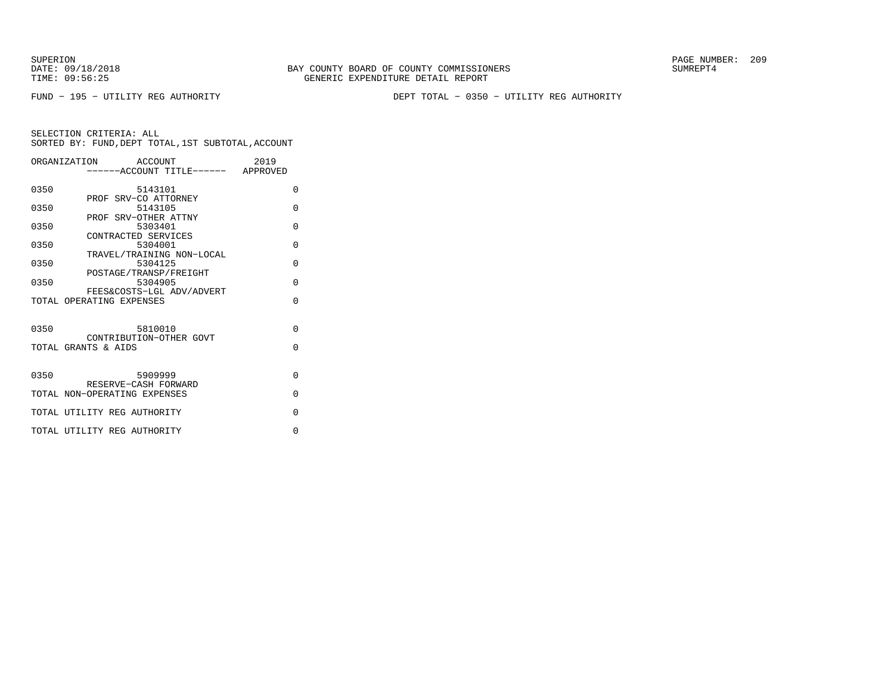SUPERION
DATE: 09/18/2018
TIME: 09:56:25

BAY COUNTY BOARD OF COUNTY COMMISSIONERS
GENERIC EXPENDITURE DETAIL REPORT

SUMREPT4

FUND − 195 − UTILITY REG AUTHORITY

DEPT TOTAL − 0350 − UTILITY REG AUTHORITY

SELECTION CRITERIA: ALL
SORTED BY: FUND,DEPT TOTAL,1ST SUBTOTAL,ACCOUNT

| ORGANIZATION | ACCOUNT ------ACCOUNT TITLE------ | 2019 APPROVED |
|---|---|---|
| 0350 | 5143101 PROF SRV−CO ATTORNEY | 0 |
| 0350 | 5143105 PROF SRV−OTHER ATTNY | 0 |
| 0350 | 5303401 CONTRACTED SERVICES | 0 |
| 0350 | 5304001 TRAVEL/TRAINING NON−LOCAL | 0 |
| 0350 | 5304125 POSTAGE/TRANSP/FREIGHT | 0 |
| 0350 | 5304905 FEES&COSTS−LGL ADV/ADVERT | 0 |
| TOTAL OPERATING EXPENSES | | 0 |
| 0350 | 5810010 CONTRIBUTION−OTHER GOVT | 0 |
| TOTAL GRANTS & AIDS | | 0 |
| 0350 | 5909999 RESERVE−CASH FORWARD | 0 |
| TOTAL NON−OPERATING EXPENSES | | 0 |
| TOTAL UTILITY REG AUTHORITY | | 0 |
| TOTAL UTILITY REG AUTHORITY | | 0 |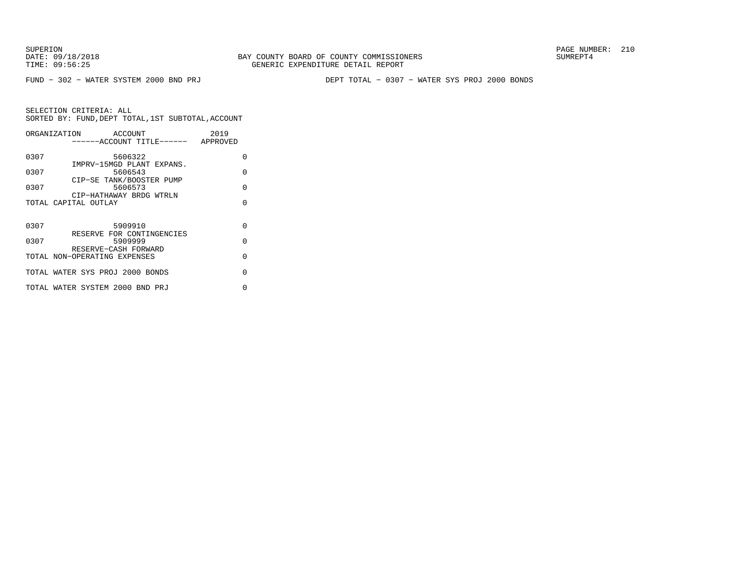SUPERION
DATE: 09/18/2018
TIME: 09:56:25

BAY COUNTY BOARD OF COUNTY COMMISSIONERS
GENERIC EXPENDITURE DETAIL REPORT

SUMREPT4

FUND − 302 − WATER SYSTEM 2000 BND PRJ

DEPT TOTAL − 0307 − WATER SYS PROJ 2000 BONDS

SELECTION CRITERIA: ALL
SORTED BY: FUND,DEPT TOTAL,1ST SUBTOTAL,ACCOUNT

| ORGANIZATION | ACCOUNT / ------ACCOUNT TITLE------ | 2019 APPROVED |
|---|---|---|
| 0307 | 5606322 IMPRV−15MGD PLANT EXPANS. | 0 |
| 0307 | 5606543 CIP−SE TANK/BOOSTER PUMP | 0 |
| 0307 | 5606573 CIP−HATHAWAY BRDG WTRLN | 0 |
| TOTAL CAPITAL OUTLAY | | 0 |
| 0307 | 5909910 RESERVE FOR CONTINGENCIES | 0 |
| 0307 | 5909999 RESERVE−CASH FORWARD | 0 |
| TOTAL NON−OPERATING EXPENSES | | 0 |
| TOTAL WATER SYS PROJ 2000 BONDS | | 0 |
| TOTAL WATER SYSTEM 2000 BND PRJ | | 0 |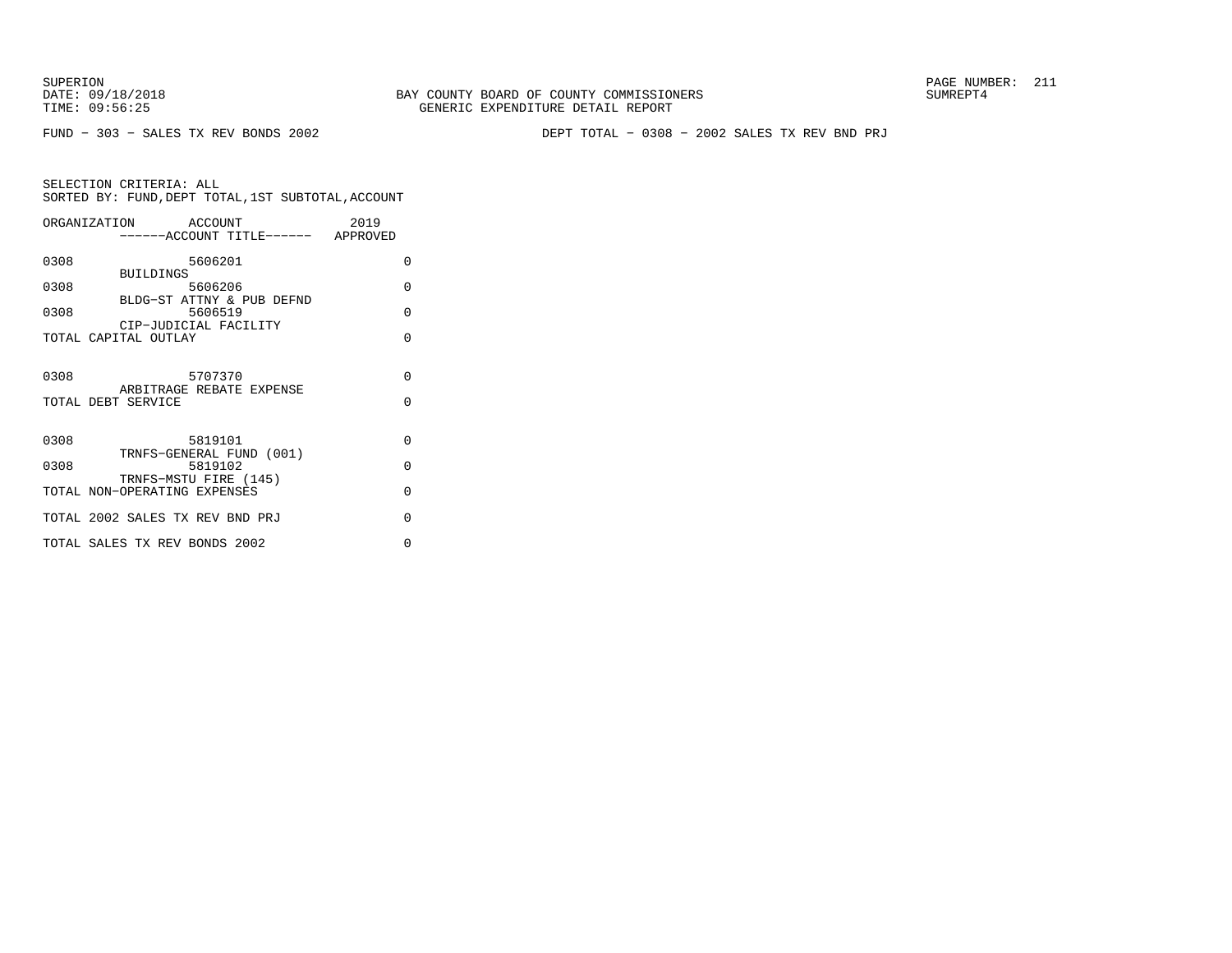SUPERION
DATE: 09/18/2018
TIME: 09:56:25

BAY COUNTY BOARD OF COUNTY COMMISSIONERS
GENERIC EXPENDITURE DETAIL REPORT

SUMREPT4

FUND − 303 − SALES TX REV BONDS 2002

DEPT TOTAL − 0308 − 2002 SALES TX REV BND PRJ

SELECTION CRITERIA: ALL
SORTED BY: FUND,DEPT TOTAL,1ST SUBTOTAL,ACCOUNT

| ORGANIZATION | ACCOUNT / ------ACCOUNT TITLE------ | 2019 APPROVED |
|---|---|---|
| 0308 | 5606201 BUILDINGS | 0 |
| 0308 | 5606206 BLDG−ST ATTNY & PUB DEFND | 0 |
| 0308 | 5606519 CIP−JUDICIAL FACILITY | 0 |
| TOTAL CAPITAL OUTLAY | | 0 |
| 0308 | 5707370 ARBITRAGE REBATE EXPENSE | 0 |
| TOTAL DEBT SERVICE | | 0 |
| 0308 | 5819101 TRNFS−GENERAL FUND (001) | 0 |
| 0308 | 5819102 TRNFS−MSTU FIRE (145) | 0 |
| TOTAL NON−OPERATING EXPENSES | | 0 |
| TOTAL 2002 SALES TX REV BND PRJ | | 0 |
| TOTAL SALES TX REV BONDS 2002 | | 0 |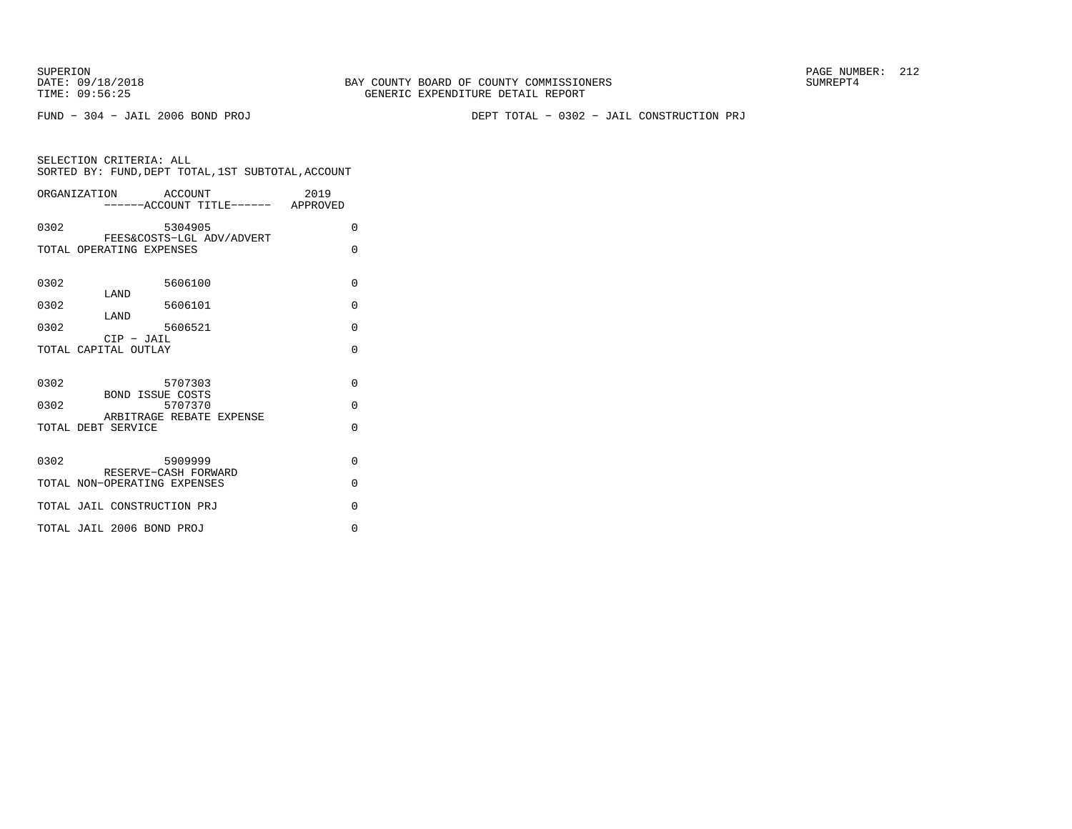SUPERION
DATE: 09/18/2018
TIME: 09:56:25

BAY COUNTY BOARD OF COUNTY COMMISSIONERS
GENERIC EXPENDITURE DETAIL REPORT

PAGE NUMBER: 212
SUMREPT4

FUND - 304 - JAIL 2006 BOND PROJ

DEPT TOTAL - 0302 - JAIL CONSTRUCTION PRJ

SELECTION CRITERIA: ALL
SORTED BY: FUND,DEPT TOTAL,1ST SUBTOTAL,ACCOUNT

| ORGANIZATION | ACCOUNT ------ACCOUNT TITLE------ | 2019 APPROVED |
|---|---|---|
| 0302 | 5304905 FEES&COSTS-LGL ADV/ADVERT | 0 |
| TOTAL OPERATING EXPENSES | | 0 |
| 0302 | 5606100 LAND | 0 |
| 0302 | 5606101 LAND | 0 |
| 0302 | 5606521 CIP - JAIL | 0 |
| TOTAL CAPITAL OUTLAY | | 0 |
| 0302 | 5707303 BOND ISSUE COSTS | 0 |
| 0302 | 5707370 ARBITRAGE REBATE EXPENSE | 0 |
| TOTAL DEBT SERVICE | | 0 |
| 0302 | 5909999 RESERVE-CASH FORWARD | 0 |
| TOTAL NON-OPERATING EXPENSES | | 0 |
| TOTAL JAIL CONSTRUCTION PRJ | | 0 |
| TOTAL JAIL 2006 BOND PROJ | | 0 |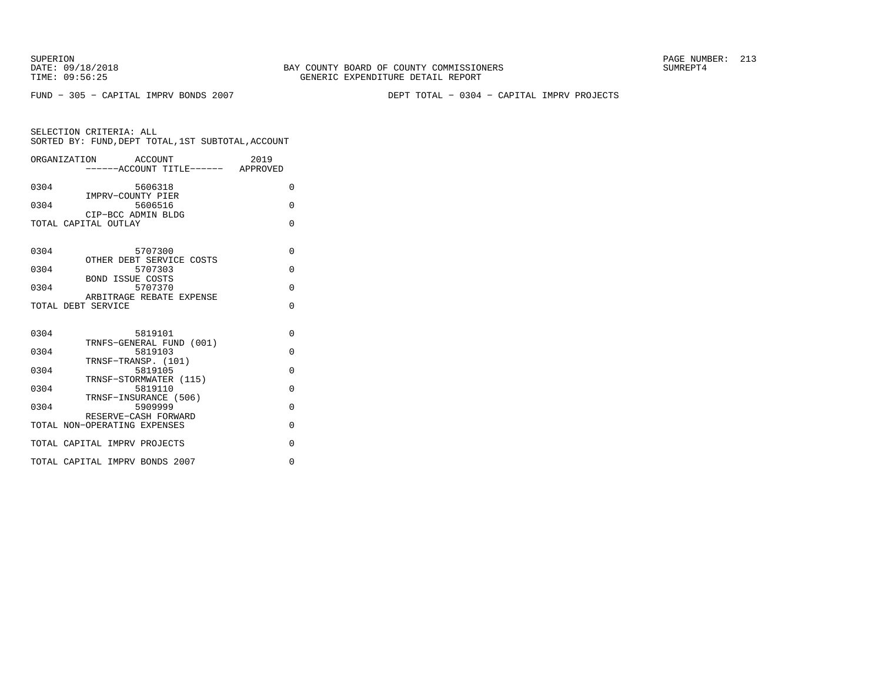SUPERION
DATE: 09/18/2018
TIME: 09:56:25

BAY COUNTY BOARD OF COUNTY COMMISSIONERS
GENERIC EXPENDITURE DETAIL REPORT

SUMREPT4

FUND − 305 − CAPITAL IMPRV BONDS 2007

DEPT TOTAL − 0304 − CAPITAL IMPRV PROJECTS

SELECTION CRITERIA: ALL
SORTED BY: FUND,DEPT TOTAL,1ST SUBTOTAL,ACCOUNT

| ORGANIZATION | ACCOUNT / ------ACCOUNT TITLE------ | 2019 APPROVED |
|---|---|---|
| 0304 | 5606318 IMPRV−COUNTY PIER | 0 |
| 0304 | 5606516 CIP−BCC ADMIN BLDG | 0 |
| TOTAL CAPITAL OUTLAY | | 0 |
| 0304 | 5707300 OTHER DEBT SERVICE COSTS | 0 |
| 0304 | 5707303 BOND ISSUE COSTS | 0 |
| 0304 | 5707370 ARBITRAGE REBATE EXPENSE | 0 |
| TOTAL DEBT SERVICE | | 0 |
| 0304 | 5819101 TRNFS−GENERAL FUND (001) | 0 |
| 0304 | 5819103 TRNSF−TRANSP. (101) | 0 |
| 0304 | 5819105 TRNSF−STORMWATER (115) | 0 |
| 0304 | 5819110 TRNSF−INSURANCE (506) | 0 |
| 0304 | 5909999 RESERVE−CASH FORWARD | 0 |
| TOTAL NON−OPERATING EXPENSES | | 0 |
| TOTAL CAPITAL IMPRV PROJECTS | | 0 |
| TOTAL CAPITAL IMPRV BONDS 2007 | | 0 |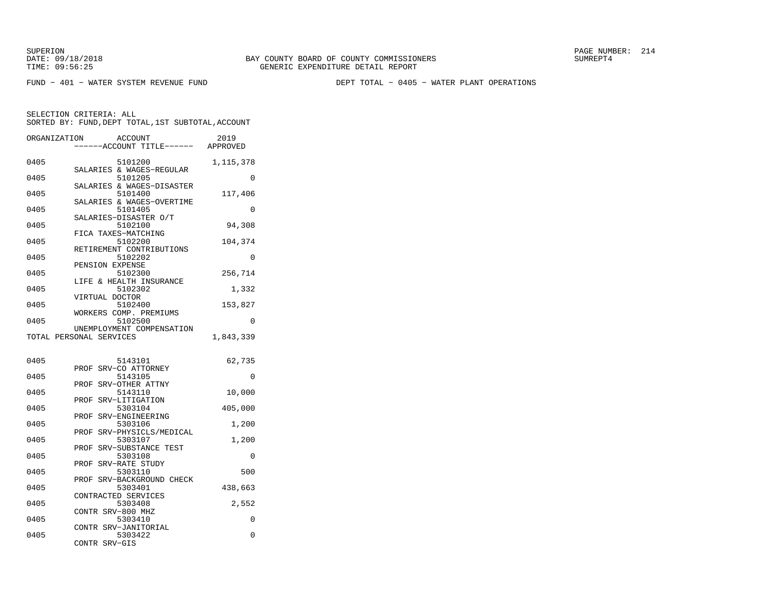SUPERION
DATE: 09/18/2018
TIME: 09:56:25

BAY COUNTY BOARD OF COUNTY COMMISSIONERS
GENERIC EXPENDITURE DETAIL REPORT

SUMREPT4

FUND − 401 − WATER SYSTEM REVENUE FUND

DEPT TOTAL − 0405 − WATER PLANT OPERATIONS

SELECTION CRITERIA: ALL
SORTED BY: FUND,DEPT TOTAL,1ST SUBTOTAL,ACCOUNT

| ORGANIZATION | ACCOUNT / ------ACCOUNT TITLE------ | 2019 APPROVED |
|---|---|---|
| 0405 | 5101200 SALARIES & WAGES−REGULAR | 1,115,378 |
| 0405 | 5101205 SALARIES & WAGES−DISASTER | 0 |
| 0405 | 5101400 SALARIES & WAGES−OVERTIME | 117,406 |
| 0405 | 5101405 SALARIES−DISASTER O/T | 0 |
| 0405 | 5102100 FICA TAXES−MATCHING | 94,308 |
| 0405 | 5102200 RETIREMENT CONTRIBUTIONS | 104,374 |
| 0405 | 5102202 PENSION EXPENSE | 0 |
| 0405 | 5102300 LIFE & HEALTH INSURANCE | 256,714 |
| 0405 | 5102302 VIRTUAL DOCTOR | 1,332 |
| 0405 | 5102400 WORKERS COMP. PREMIUMS | 153,827 |
| 0405 | 5102500 UNEMPLOYMENT COMPENSATION | 0 |
| TOTAL PERSONAL SERVICES | | 1,843,339 |
| | | |
| 0405 | 5143101 PROF SRV−CO ATTORNEY | 62,735 |
| 0405 | 5143105 PROF SRV−OTHER ATTNY | 0 |
| 0405 | 5143110 PROF SRV−LITIGATION | 10,000 |
| 0405 | 5303104 PROF SRV−ENGINEERING | 405,000 |
| 0405 | 5303106 PROF SRV−PHYSICLS/MEDICAL | 1,200 |
| 0405 | 5303107 PROF SRV−SUBSTANCE TEST | 1,200 |
| 0405 | 5303108 PROF SRV−RATE STUDY | 0 |
| 0405 | 5303110 PROF SRV−BACKGROUND CHECK | 500 |
| 0405 | 5303401 CONTRACTED SERVICES | 438,663 |
| 0405 | 5303408 CONTR SRV−800 MHZ | 2,552 |
| 0405 | 5303410 CONTR SRV−JANITORIAL | 0 |
| 0405 | 5303422 CONTR SRV−GIS | 0 |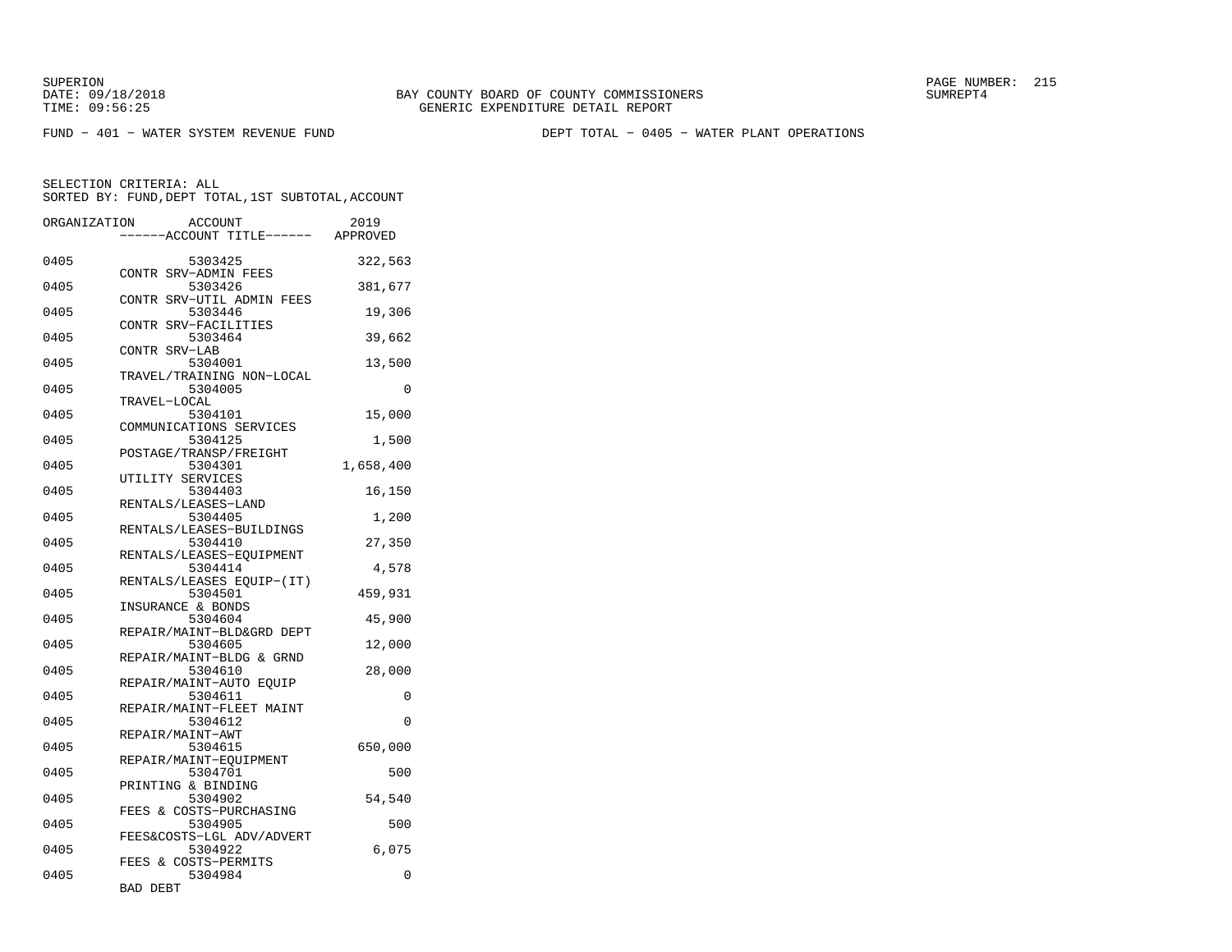SUPERION
DATE: 09/18/2018
TIME: 09:56:25

BAY COUNTY BOARD OF COUNTY COMMISSIONERS
GENERIC EXPENDITURE DETAIL REPORT

SUMREPT4

FUND − 401 − WATER SYSTEM REVENUE FUND

DEPT TOTAL − 0405 − WATER PLANT OPERATIONS

SELECTION CRITERIA: ALL
SORTED BY: FUND,DEPT TOTAL,1ST SUBTOTAL,ACCOUNT

| ORGANIZATION | ACCOUNT<br>------ACCOUNT TITLE------ | 2019<br>APPROVED |
|---|---|---|
| 0405 | 5303425<br>CONTR SRV−ADMIN FEES | 322,563 |
| 0405 | 5303426<br>CONTR SRV−UTIL ADMIN FEES | 381,677 |
| 0405 | 5303446<br>CONTR SRV−FACILITIES | 19,306 |
| 0405 | 5303464<br>CONTR SRV−LAB | 39,662 |
| 0405 | 5304001<br>TRAVEL/TRAINING NON−LOCAL | 13,500 |
| 0405 | 5304005<br>TRAVEL−LOCAL | 0 |
| 0405 | 5304101<br>COMMUNICATIONS SERVICES | 15,000 |
| 0405 | 5304125<br>POSTAGE/TRANSP/FREIGHT | 1,500 |
| 0405 | 5304301<br>UTILITY SERVICES | 1,658,400 |
| 0405 | 5304403<br>RENTALS/LEASES−LAND | 16,150 |
| 0405 | 5304405<br>RENTALS/LEASES−BUILDINGS | 1,200 |
| 0405 | 5304410<br>RENTALS/LEASES−EQUIPMENT | 27,350 |
| 0405 | 5304414<br>RENTALS/LEASES EQUIP−(IT) | 4,578 |
| 0405 | 5304501<br>INSURANCE & BONDS | 459,931 |
| 0405 | 5304604<br>REPAIR/MAINT−BLD&GRD DEPT | 45,900 |
| 0405 | 5304605<br>REPAIR/MAINT−BLDG & GRND | 12,000 |
| 0405 | 5304610<br>REPAIR/MAINT−AUTO EQUIP | 28,000 |
| 0405 | 5304611<br>REPAIR/MAINT−FLEET MAINT | 0 |
| 0405 | 5304612<br>REPAIR/MAINT−AWT | 0 |
| 0405 | 5304615<br>REPAIR/MAINT−EQUIPMENT | 650,000 |
| 0405 | 5304701<br>PRINTING & BINDING | 500 |
| 0405 | 5304902<br>FEES & COSTS−PURCHASING | 54,540 |
| 0405 | 5304905<br>FEES&COSTS−LGL ADV/ADVERT | 500 |
| 0405 | 5304922<br>FEES & COSTS−PERMITS | 6,075 |
| 0405 | 5304984<br>BAD DEBT | 0 |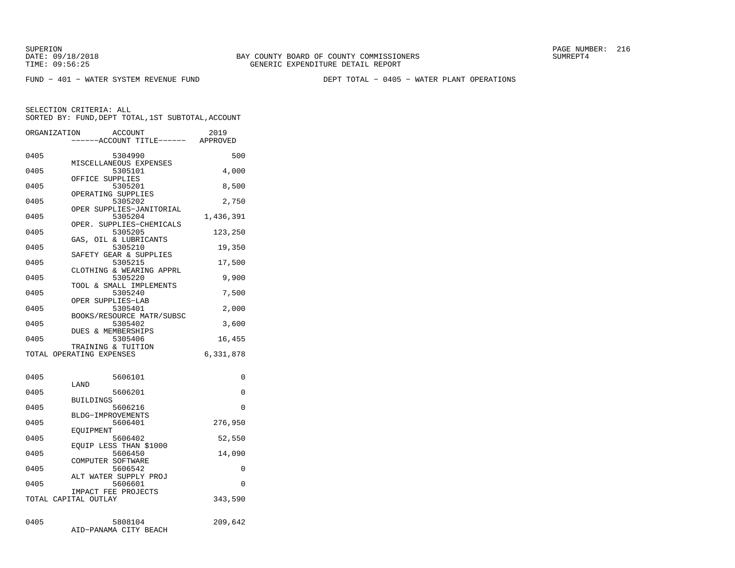BAY COUNTY BOARD OF COUNTY COMMISSIONERS
GENERIC EXPENDITURE DETAIL REPORT

FUND − 401 − WATER SYSTEM REVENUE FUND    DEPT TOTAL − 0405 − WATER PLANT OPERATIONS

SELECTION CRITERIA: ALL
SORTED BY: FUND,DEPT TOTAL,1ST SUBTOTAL,ACCOUNT

| ORGANIZATION | ACCOUNT / ACCOUNT TITLE | 2019 APPROVED |
|---|---|---|
| 0405 | 5304990 MISCELLANEOUS EXPENSES | 500 |
| 0405 | 5305101 OFFICE SUPPLIES | 4,000 |
| 0405 | 5305201 OPERATING SUPPLIES | 8,500 |
| 0405 | 5305202 OPER SUPPLIES−JANITORIAL | 2,750 |
| 0405 | 5305204 OPER. SUPPLIES−CHEMICALS | 1,436,391 |
| 0405 | 5305205 GAS, OIL & LUBRICANTS | 123,250 |
| 0405 | 5305210 SAFETY GEAR & SUPPLIES | 19,350 |
| 0405 | 5305215 CLOTHING & WEARING APPRL | 17,500 |
| 0405 | 5305220 TOOL & SMALL IMPLEMENTS | 9,900 |
| 0405 | 5305240 OPER SUPPLIES−LAB | 7,500 |
| 0405 | 5305401 BOOKS/RESOURCE MATR/SUBSC | 2,000 |
| 0405 | 5305402 DUES & MEMBERSHIPS | 3,600 |
| 0405 | 5305406 TRAINING & TUITION | 16,455 |
| TOTAL OPERATING EXPENSES | | 6,331,878 |
| 0405 | 5606101 LAND | 0 |
| 0405 | 5606201 BUILDINGS | 0 |
| 0405 | 5606216 BLDG−IMPROVEMENTS | 0 |
| 0405 | 5606401 EQUIPMENT | 276,950 |
| 0405 | 5606402 EQUIP LESS THAN $1000 | 52,550 |
| 0405 | 5606450 COMPUTER SOFTWARE | 14,090 |
| 0405 | 5606542 ALT WATER SUPPLY PROJ | 0 |
| 0405 | 5606601 IMPACT FEE PROJECTS | 0 |
| TOTAL CAPITAL OUTLAY | | 343,590 |
| 0405 | 5808104 AID−PANAMA CITY BEACH | 209,642 |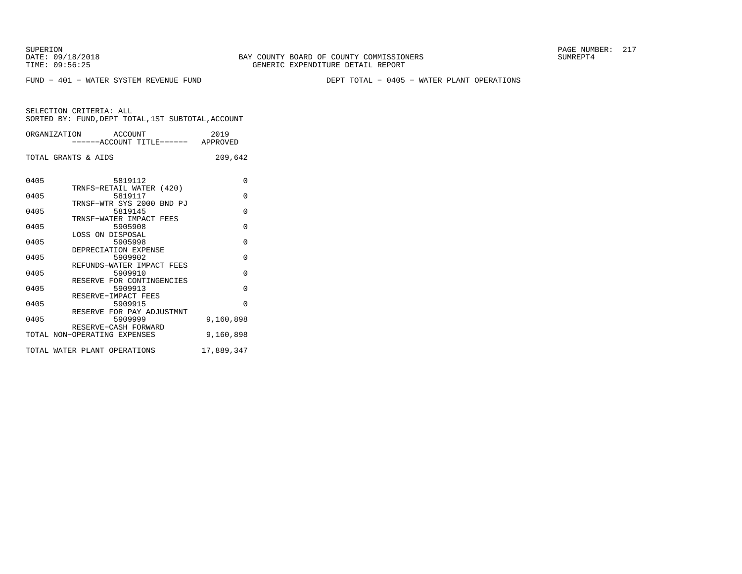FUND − 401 − WATER SYSTEM REVENUE FUND DEPT TOTAL − 0405 − WATER PLANT OPERATIONS

SELECTION CRITERIA: ALL
SORTED BY: FUND,DEPT TOTAL,1ST SUBTOTAL,ACCOUNT

| ORGANIZATION | ACCOUNT / ------ACCOUNT TITLE------ | 2019 APPROVED |
|---|---|---|
| TOTAL GRANTS & AIDS | | 209,642 |
| 0405 | 5819112 TRNFS−RETAIL WATER (420) | 0 |
| 0405 | 5819117 TRNSF−WTR SYS 2000 BND PJ | 0 |
| 0405 | 5819145 TRNSF−WATER IMPACT FEES | 0 |
| 0405 | 5905908 LOSS ON DISPOSAL | 0 |
| 0405 | 5905998 DEPRECIATION EXPENSE | 0 |
| 0405 | 5909902 REFUNDS−WATER IMPACT FEES | 0 |
| 0405 | 5909910 RESERVE FOR CONTINGENCIES | 0 |
| 0405 | 5909913 RESERVE−IMPACT FEES | 0 |
| 0405 | 5909915 RESERVE FOR PAY ADJUSTMNT | 0 |
| 0405 | 5909999 RESERVE−CASH FORWARD | 9,160,898 |
| TOTAL NON−OPERATING EXPENSES | | 9,160,898 |
| TOTAL WATER PLANT OPERATIONS | | 17,889,347 |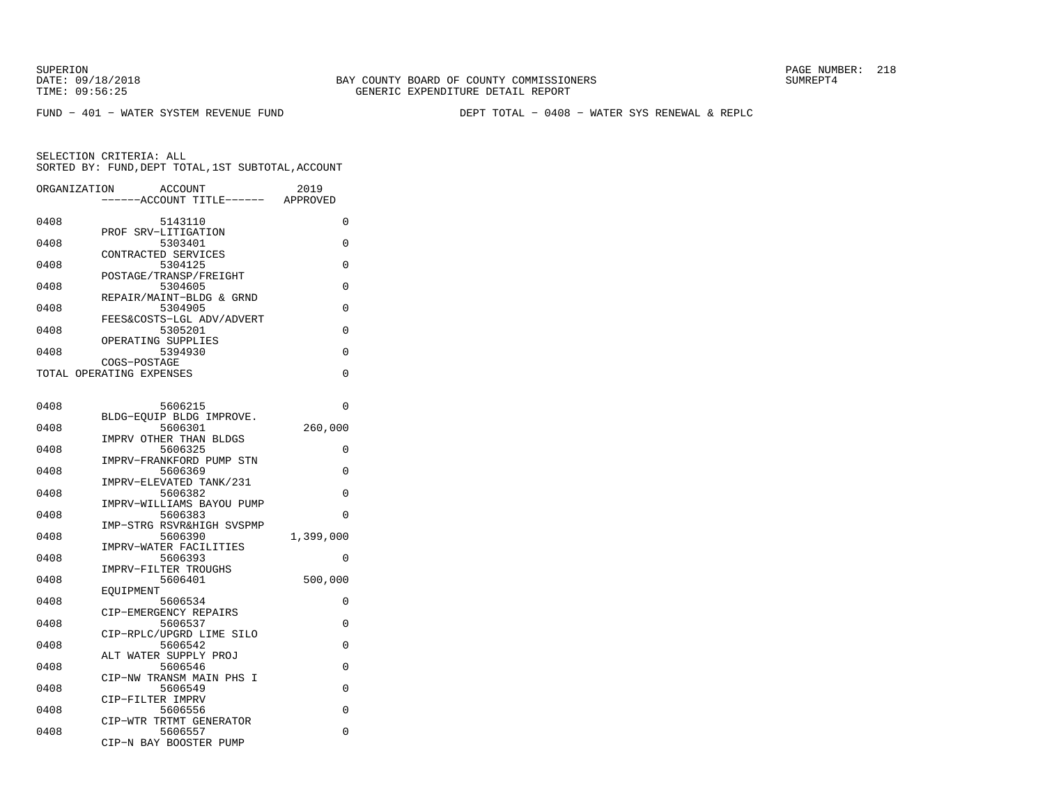SUPERION
DATE: 09/18/2018
TIME: 09:56:25

BAY COUNTY BOARD OF COUNTY COMMISSIONERS
GENERIC EXPENDITURE DETAIL REPORT

SUMREPT4

FUND − 401 − WATER SYSTEM REVENUE FUND

DEPT TOTAL − 0408 − WATER SYS RENEWAL & REPLC

SELECTION CRITERIA: ALL
SORTED BY: FUND,DEPT TOTAL,1ST SUBTOTAL,ACCOUNT

| ORGANIZATION | ACCOUNT ------ACCOUNT TITLE------ | 2019 APPROVED |
|---|---|---|
| 0408 | 5143110 PROF SRV−LITIGATION | 0 |
| 0408 | 5303401 CONTRACTED SERVICES | 0 |
| 0408 | 5304125 POSTAGE/TRANSP/FREIGHT | 0 |
| 0408 | 5304605 REPAIR/MAINT−BLDG & GRND | 0 |
| 0408 | 5304905 FEES&COSTS−LGL ADV/ADVERT | 0 |
| 0408 | 5305201 OPERATING SUPPLIES | 0 |
| 0408 | 5394930 COGS−POSTAGE | 0 |
| TOTAL OPERATING EXPENSES | | 0 |
| 0408 | 5606215 BLDG−EQUIP BLDG IMPROVE. | 0 |
| 0408 | 5606301 IMPRV OTHER THAN BLDGS | 260,000 |
| 0408 | 5606325 IMPRV−FRANKFORD PUMP STN | 0 |
| 0408 | 5606369 IMPRV−ELEVATED TANK/231 | 0 |
| 0408 | 5606382 IMPRV−WILLIAMS BAYOU PUMP | 0 |
| 0408 | 5606383 IMP−STRG RSVR&HIGH SVSPMP | 0 |
| 0408 | 5606390 IMPRV−WATER FACILITIES | 1,399,000 |
| 0408 | 5606393 IMPRV−FILTER TROUGHS | 0 |
| 0408 | 5606401 EQUIPMENT | 500,000 |
| 0408 | 5606534 CIP−EMERGENCY REPAIRS | 0 |
| 0408 | 5606537 CIP−RPLC/UPGRD LIME SILO | 0 |
| 0408 | 5606542 ALT WATER SUPPLY PROJ | 0 |
| 0408 | 5606546 CIP−NW TRANSM MAIN PHS I | 0 |
| 0408 | 5606549 CIP−FILTER IMPRV | 0 |
| 0408 | 5606556 CIP−WTR TRTMT GENERATOR | 0 |
| 0408 | 5606557 CIP−N BAY BOOSTER PUMP | 0 |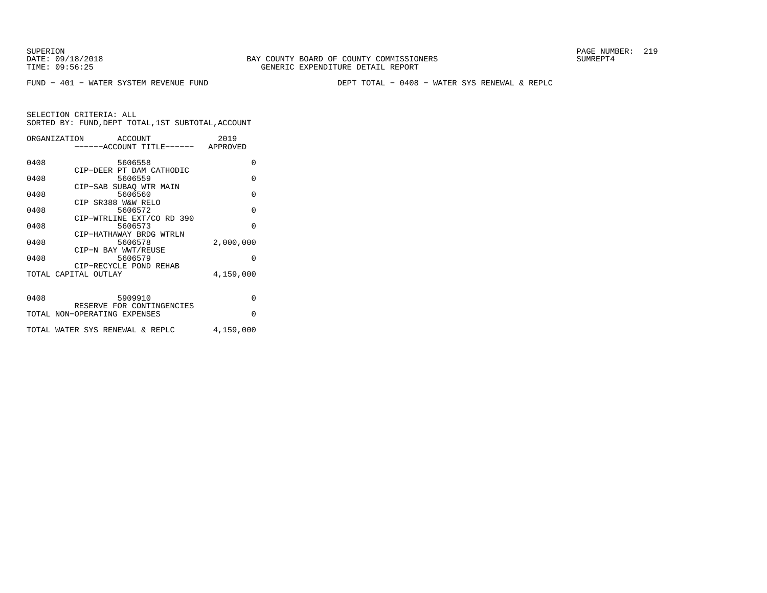BAY COUNTY BOARD OF COUNTY COMMISSIONERS
GENERIC EXPENDITURE DETAIL REPORT

SUPERION
DATE: 09/18/2018
TIME: 09:56:25

SUMREPT4

FUND − 401 − WATER SYSTEM REVENUE FUND

DEPT TOTAL − 0408 − WATER SYS RENEWAL & REPLC

SELECTION CRITERIA: ALL
SORTED BY: FUND,DEPT TOTAL,1ST SUBTOTAL,ACCOUNT

| ORGANIZATION | ACCOUNT ------ACCOUNT TITLE------ | 2019 APPROVED |
|---|---|---|
| 0408 | 5606558 CIP−DEER PT DAM CATHODIC | 0 |
| 0408 | 5606559 CIP−SAB SUBAQ WTR MAIN | 0 |
| 0408 | 5606560 CIP SR388 W&W RELO | 0 |
| 0408 | 5606572 CIP−WTRLINE EXT/CO RD 390 | 0 |
| 0408 | 5606573 CIP−HATHAWAY BRDG WTRLN | 0 |
| 0408 | 5606578 CIP−N BAY WWT/REUSE | 2,000,000 |
| 0408 | 5606579 CIP−RECYCLE POND REHAB | 0 |
| TOTAL CAPITAL OUTLAY | | 4,159,000 |
| | | |
| 0408 | 5909910 RESERVE FOR CONTINGENCIES | 0 |
| TOTAL NON−OPERATING EXPENSES | | 0 |
| | | |
| TOTAL WATER SYS RENEWAL & REPLC | | 4,159,000 |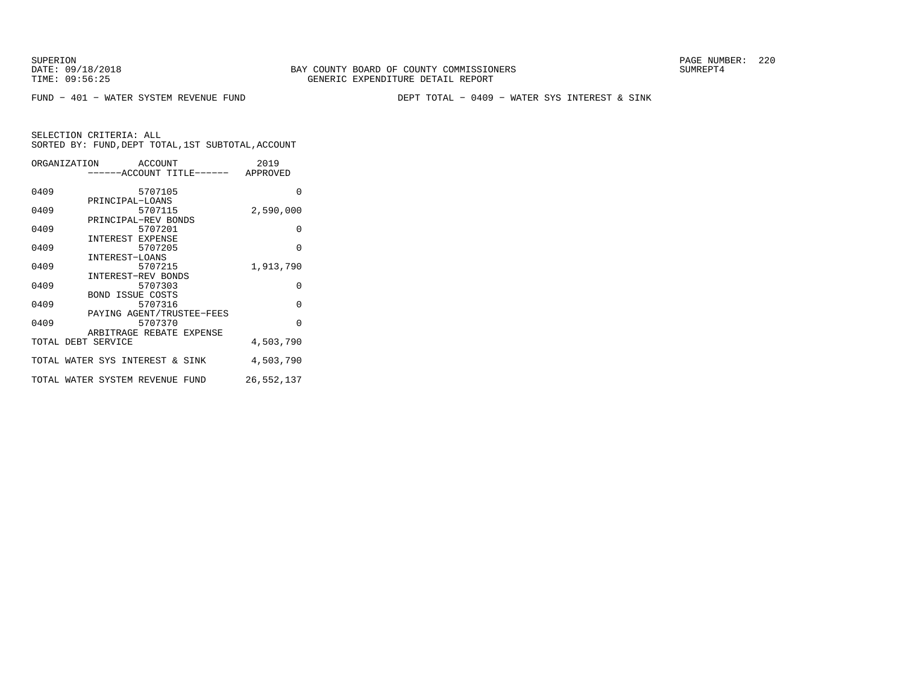SUPERION
DATE: 09/18/2018
TIME: 09:56:25

BAY COUNTY BOARD OF COUNTY COMMISSIONERS
GENERIC EXPENDITURE DETAIL REPORT

SUMREPT4

FUND - 401 - WATER SYSTEM REVENUE FUND

DEPT TOTAL - 0409 - WATER SYS INTEREST & SINK

SELECTION CRITERIA: ALL
SORTED BY: FUND,DEPT TOTAL,1ST SUBTOTAL,ACCOUNT

| ORGANIZATION | ACCOUNT / ------ACCOUNT TITLE------ | 2019 APPROVED |
|---|---|---|
| 0409 | 5707105 PRINCIPAL-LOANS | 0 |
| 0409 | 5707115 PRINCIPAL-REV BONDS | 2,590,000 |
| 0409 | 5707201 INTEREST EXPENSE | 0 |
| 0409 | 5707205 INTEREST-LOANS | 0 |
| 0409 | 5707215 INTEREST-REV BONDS | 1,913,790 |
| 0409 | 5707303 BOND ISSUE COSTS | 0 |
| 0409 | 5707316 PAYING AGENT/TRUSTEE-FEES | 0 |
| 0409 | 5707370 ARBITRAGE REBATE EXPENSE | 0 |
| TOTAL DEBT SERVICE | | 4,503,790 |
| TOTAL WATER SYS INTEREST & SINK | | 4,503,790 |
| TOTAL WATER SYSTEM REVENUE FUND | | 26,552,137 |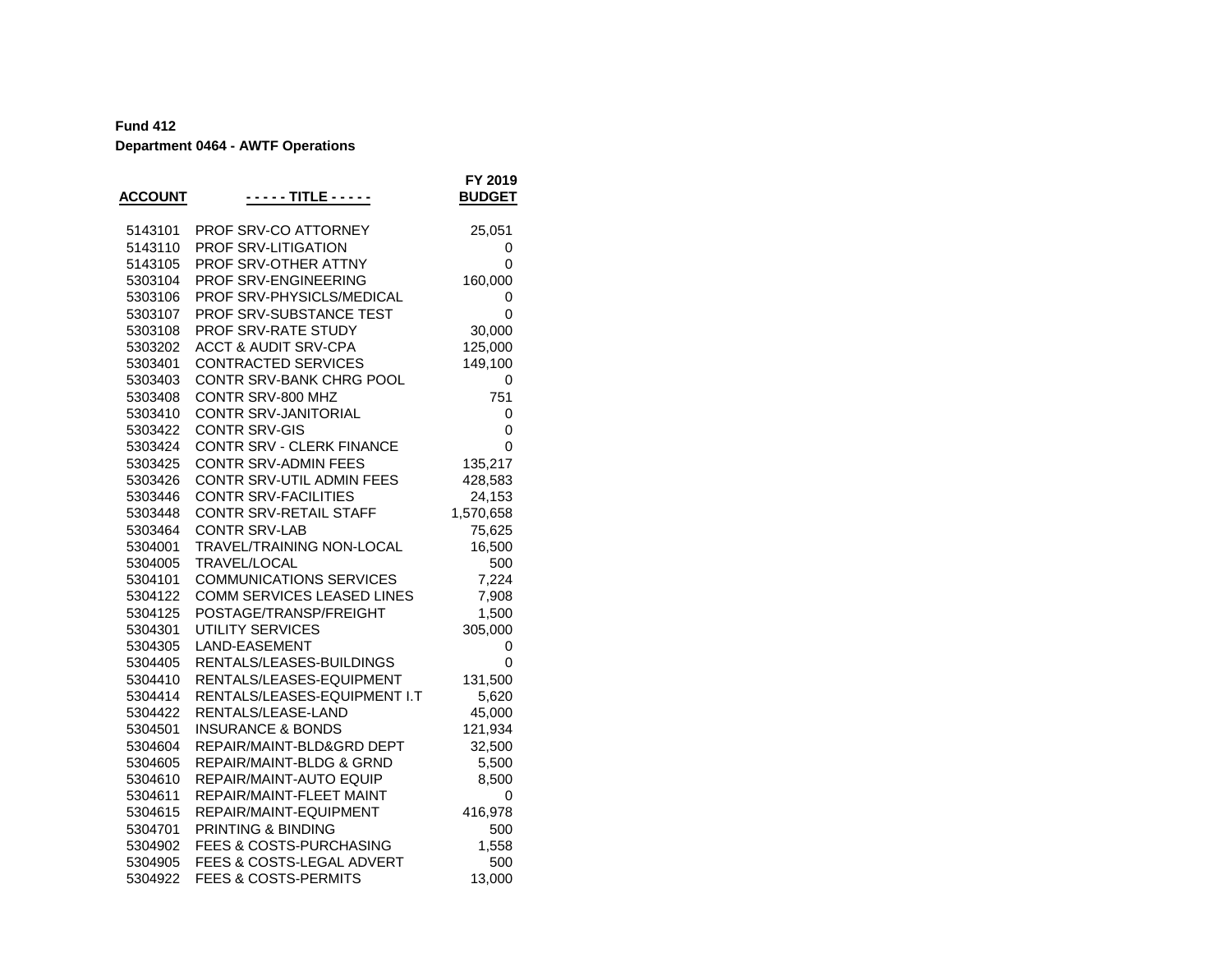**Fund 412**

**Department 0464 - AWTF Operations**

| ACCOUNT | - - - - - TITLE - - - - - | FY 2019 BUDGET |
|---|---|---|
| 5143101 | PROF SRV-CO ATTORNEY | 25,051 |
| 5143110 | PROF SRV-LITIGATION | 0 |
| 5143105 | PROF SRV-OTHER ATTNY | 0 |
| 5303104 | PROF SRV-ENGINEERING | 160,000 |
| 5303106 | PROF SRV-PHYSICLS/MEDICAL | 0 |
| 5303107 | PROF SRV-SUBSTANCE TEST | 0 |
| 5303108 | PROF SRV-RATE STUDY | 30,000 |
| 5303202 | ACCT & AUDIT SRV-CPA | 125,000 |
| 5303401 | CONTRACTED SERVICES | 149,100 |
| 5303403 | CONTR SRV-BANK CHRG POOL | 0 |
| 5303408 | CONTR SRV-800 MHZ | 751 |
| 5303410 | CONTR SRV-JANITORIAL | 0 |
| 5303422 | CONTR SRV-GIS | 0 |
| 5303424 | CONTR SRV - CLERK FINANCE | 0 |
| 5303425 | CONTR SRV-ADMIN FEES | 135,217 |
| 5303426 | CONTR SRV-UTIL ADMIN FEES | 428,583 |
| 5303446 | CONTR SRV-FACILITIES | 24,153 |
| 5303448 | CONTR SRV-RETAIL STAFF | 1,570,658 |
| 5303464 | CONTR SRV-LAB | 75,625 |
| 5304001 | TRAVEL/TRAINING NON-LOCAL | 16,500 |
| 5304005 | TRAVEL/LOCAL | 500 |
| 5304101 | COMMUNICATIONS SERVICES | 7,224 |
| 5304122 | COMM SERVICES LEASED LINES | 7,908 |
| 5304125 | POSTAGE/TRANSP/FREIGHT | 1,500 |
| 5304301 | UTILITY SERVICES | 305,000 |
| 5304305 | LAND-EASEMENT | 0 |
| 5304405 | RENTALS/LEASES-BUILDINGS | 0 |
| 5304410 | RENTALS/LEASES-EQUIPMENT | 131,500 |
| 5304414 | RENTALS/LEASES-EQUIPMENT I.T | 5,620 |
| 5304422 | RENTALS/LEASE-LAND | 45,000 |
| 5304501 | INSURANCE & BONDS | 121,934 |
| 5304604 | REPAIR/MAINT-BLD&GRD DEPT | 32,500 |
| 5304605 | REPAIR/MAINT-BLDG & GRND | 5,500 |
| 5304610 | REPAIR/MAINT-AUTO EQUIP | 8,500 |
| 5304611 | REPAIR/MAINT-FLEET MAINT | 0 |
| 5304615 | REPAIR/MAINT-EQUIPMENT | 416,978 |
| 5304701 | PRINTING & BINDING | 500 |
| 5304902 | FEES & COSTS-PURCHASING | 1,558 |
| 5304905 | FEES & COSTS-LEGAL ADVERT | 500 |
| 5304922 | FEES & COSTS-PERMITS | 13,000 |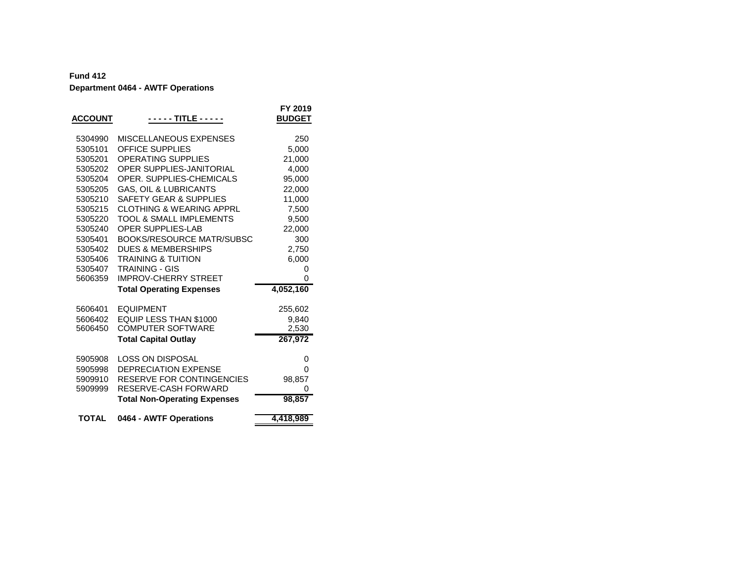**Fund 412**

**Department 0464 - AWTF Operations**

| ACCOUNT | - - - - - TITLE - - - - - | FY 2019 BUDGET |
|---|---|---|
| 5304990 | MISCELLANEOUS EXPENSES | 250 |
| 5305101 | OFFICE SUPPLIES | 5,000 |
| 5305201 | OPERATING SUPPLIES | 21,000 |
| 5305202 | OPER SUPPLIES-JANITORIAL | 4,000 |
| 5305204 | OPER. SUPPLIES-CHEMICALS | 95,000 |
| 5305205 | GAS, OIL & LUBRICANTS | 22,000 |
| 5305210 | SAFETY GEAR & SUPPLIES | 11,000 |
| 5305215 | CLOTHING & WEARING APPRL | 7,500 |
| 5305220 | TOOL & SMALL IMPLEMENTS | 9,500 |
| 5305240 | OPER SUPPLIES-LAB | 22,000 |
| 5305401 | BOOKS/RESOURCE MATR/SUBSC | 300 |
| 5305402 | DUES & MEMBERSHIPS | 2,750 |
| 5305406 | TRAINING & TUITION | 6,000 |
| 5305407 | TRAINING - GIS | 0 |
| 5606359 | IMPROV-CHERRY STREET | 0 |
| | **Total Operating Expenses** | **4,052,160** |
| 5606401 | EQUIPMENT | 255,602 |
| 5606402 | EQUIP LESS THAN $1000 | 9,840 |
| 5606450 | COMPUTER SOFTWARE | 2,530 |
| | **Total Capital Outlay** | **267,972** |
| 5905908 | LOSS ON DISPOSAL | 0 |
| 5905998 | DEPRECIATION EXPENSE | 0 |
| 5909910 | RESERVE FOR CONTINGENCIES | 98,857 |
| 5909999 | RESERVE-CASH FORWARD | 0 |
| | **Total Non-Operating Expenses** | **98,857** |
| **TOTAL** | **0464 - AWTF Operations** | **4,418,989** |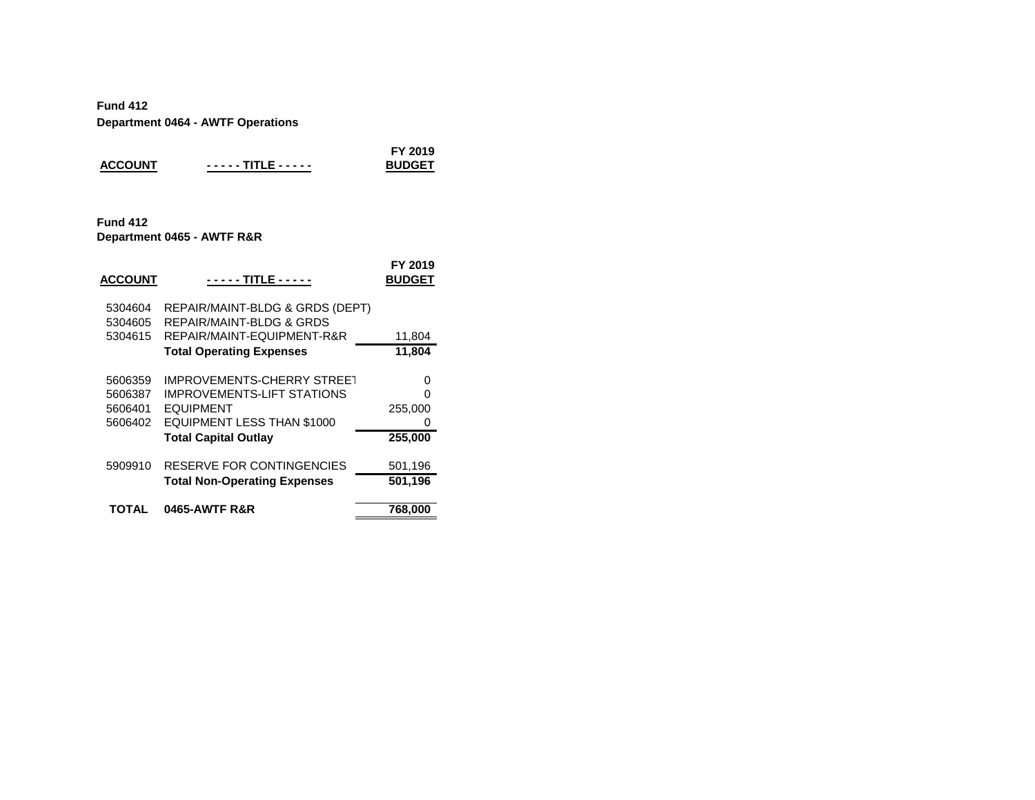**Fund 412**

**Department 0464 - AWTF Operations**

| ACCOUNT | - - - - - TITLE - - - - - | FY 2019 BUDGET |
|---|---|---|

**Fund 412**

**Department 0465 - AWTF R&R**

| ACCOUNT | - - - - - TITLE - - - - - | FY 2019 BUDGET |
|---|---|---|
| 5304604 | REPAIR/MAINT-BLDG & GRDS (DEPT) | |
| 5304605 | REPAIR/MAINT-BLDG & GRDS | |
| 5304615 | REPAIR/MAINT-EQUIPMENT-R&R | 11,804 |
| | **Total Operating Expenses** | **11,804** |
| 5606359 | IMPROVEMENTS-CHERRY STREET | 0 |
| 5606387 | IMPROVEMENTS-LIFT STATIONS | 0 |
| 5606401 | EQUIPMENT | 255,000 |
| 5606402 | EQUIPMENT LESS THAN $1000 | 0 |
| | **Total Capital Outlay** | **255,000** |
| 5909910 | RESERVE FOR CONTINGENCIES | 501,196 |
| | **Total Non-Operating Expenses** | **501,196** |
| **TOTAL** | **0465-AWTF R&R** | **768,000** |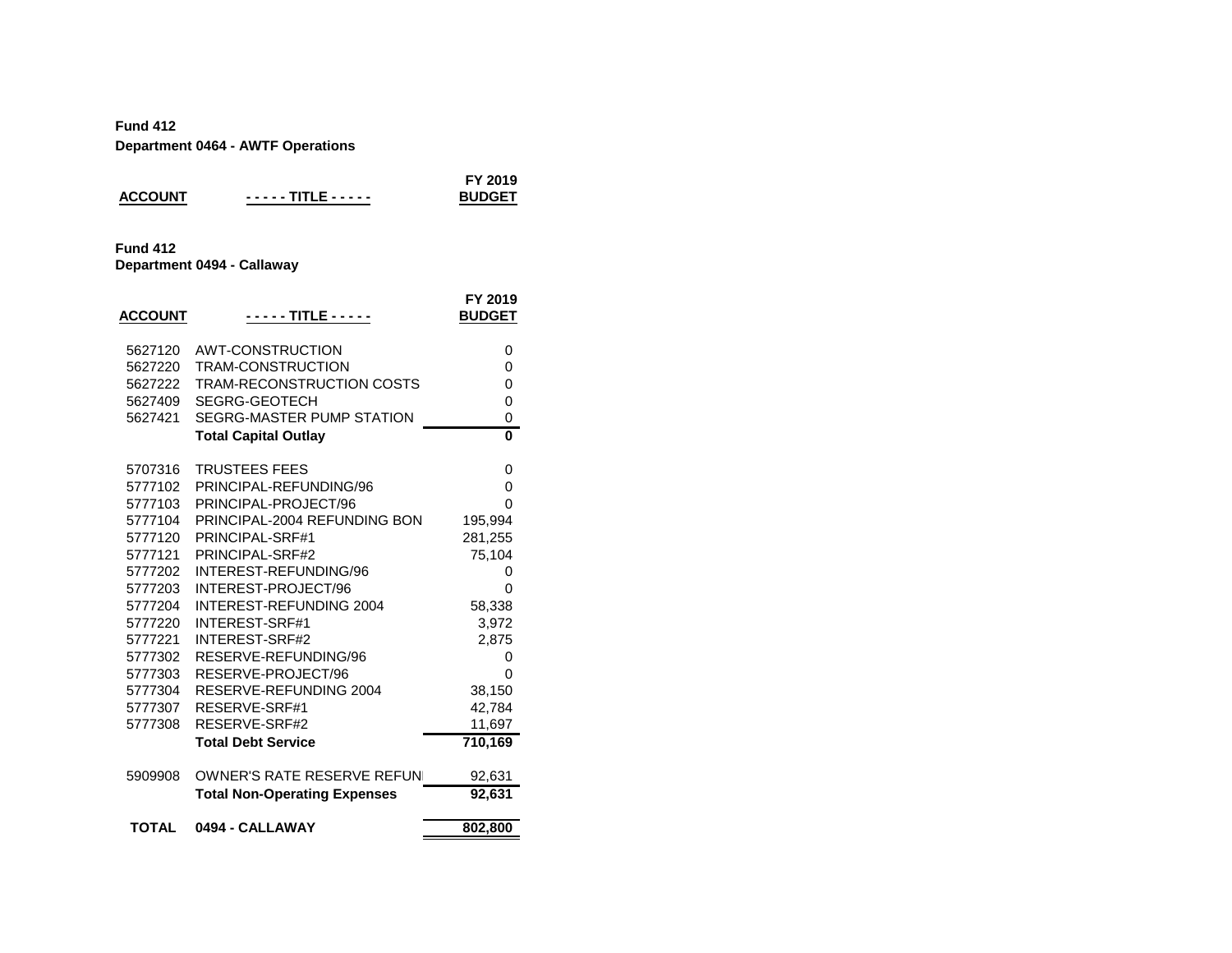**Fund 412**
**Department 0464 - AWTF Operations**

| ACCOUNT | - - - - - TITLE - - - - - | FY 2019 BUDGET |
|---|---|---|

**Fund 412**
**Department 0494 - Callaway**

| ACCOUNT | - - - - - TITLE - - - - - | FY 2019 BUDGET |
|---|---|---|
| 5627120 | AWT-CONSTRUCTION | 0 |
| 5627220 | TRAM-CONSTRUCTION | 0 |
| 5627222 | TRAM-RECONSTRUCTION COSTS | 0 |
| 5627409 | SEGRG-GEOTECH | 0 |
| 5627421 | SEGRG-MASTER PUMP STATION | 0 |
| | **Total Capital Outlay** | **0** |
| 5707316 | TRUSTEES FEES | 0 |
| 5777102 | PRINCIPAL-REFUNDING/96 | 0 |
| 5777103 | PRINCIPAL-PROJECT/96 | 0 |
| 5777104 | PRINCIPAL-2004 REFUNDING BON | 195,994 |
| 5777120 | PRINCIPAL-SRF#1 | 281,255 |
| 5777121 | PRINCIPAL-SRF#2 | 75,104 |
| 5777202 | INTEREST-REFUNDING/96 | 0 |
| 5777203 | INTEREST-PROJECT/96 | 0 |
| 5777204 | INTEREST-REFUNDING 2004 | 58,338 |
| 5777220 | INTEREST-SRF#1 | 3,972 |
| 5777221 | INTEREST-SRF#2 | 2,875 |
| 5777302 | RESERVE-REFUNDING/96 | 0 |
| 5777303 | RESERVE-PROJECT/96 | 0 |
| 5777304 | RESERVE-REFUNDING 2004 | 38,150 |
| 5777307 | RESERVE-SRF#1 | 42,784 |
| 5777308 | RESERVE-SRF#2 | 11,697 |
| | **Total Debt Service** | **710,169** |
| 5909908 | OWNER'S RATE RESERVE REFUNI | 92,631 |
| | **Total Non-Operating Expenses** | **92,631** |
| **TOTAL** | **0494 - CALLAWAY** | **802,800** |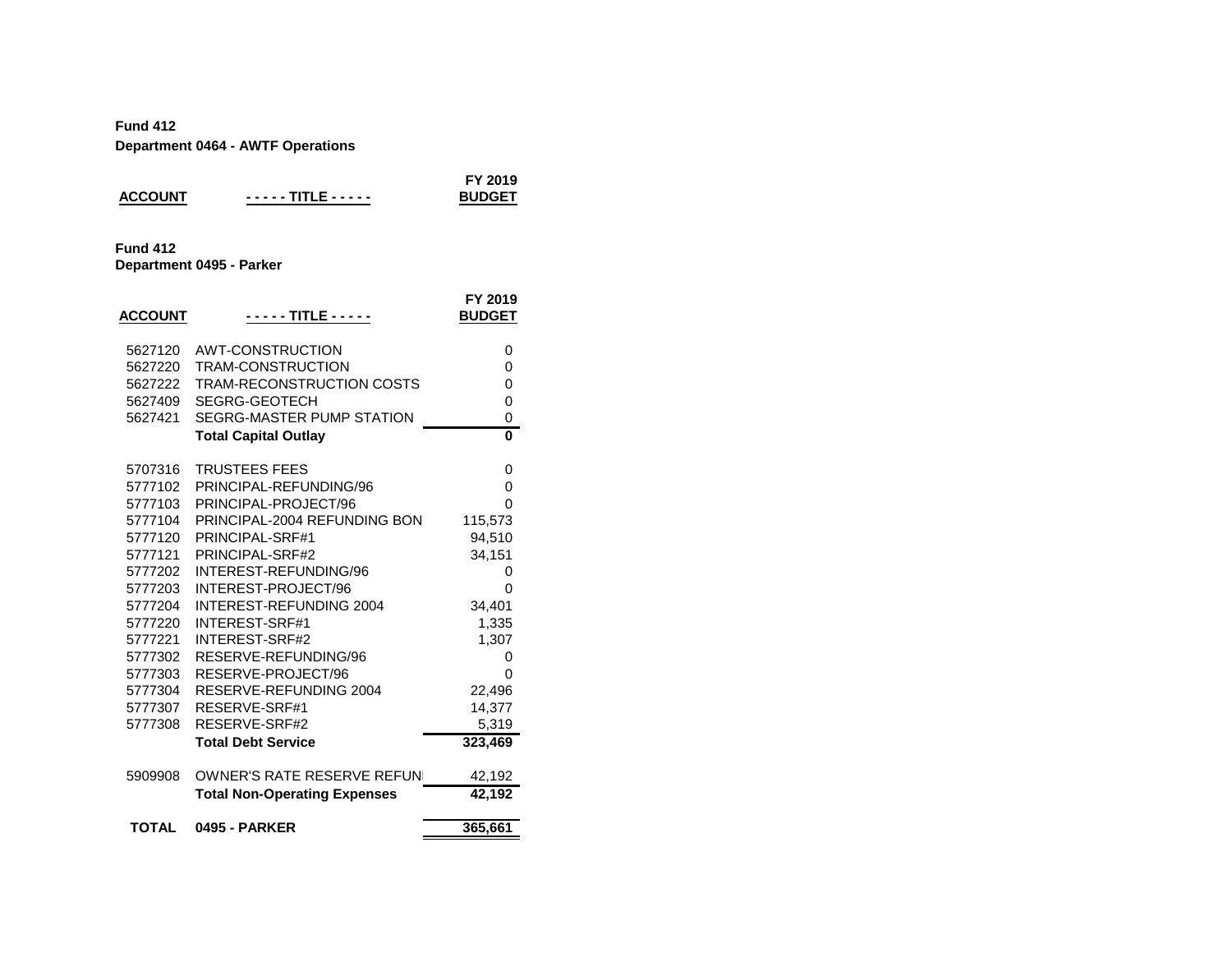**Fund 412**
**Department 0464 - AWTF Operations**

| ACCOUNT | - - - - - TITLE - - - - - | FY 2019 BUDGET |
|---|---|---|

**Fund 412**
**Department 0495 - Parker**

| ACCOUNT | - - - - - TITLE - - - - - | FY 2019 BUDGET |
|---|---|---|
| 5627120 | AWT-CONSTRUCTION | 0 |
| 5627220 | TRAM-CONSTRUCTION | 0 |
| 5627222 | TRAM-RECONSTRUCTION COSTS | 0 |
| 5627409 | SEGRG-GEOTECH | 0 |
| 5627421 | SEGRG-MASTER PUMP STATION | 0 |
| | **Total Capital Outlay** | **0** |
| 5707316 | TRUSTEES FEES | 0 |
| 5777102 | PRINCIPAL-REFUNDING/96 | 0 |
| 5777103 | PRINCIPAL-PROJECT/96 | 0 |
| 5777104 | PRINCIPAL-2004 REFUNDING BON | 115,573 |
| 5777120 | PRINCIPAL-SRF#1 | 94,510 |
| 5777121 | PRINCIPAL-SRF#2 | 34,151 |
| 5777202 | INTEREST-REFUNDING/96 | 0 |
| 5777203 | INTEREST-PROJECT/96 | 0 |
| 5777204 | INTEREST-REFUNDING 2004 | 34,401 |
| 5777220 | INTEREST-SRF#1 | 1,335 |
| 5777221 | INTEREST-SRF#2 | 1,307 |
| 5777302 | RESERVE-REFUNDING/96 | 0 |
| 5777303 | RESERVE-PROJECT/96 | 0 |
| 5777304 | RESERVE-REFUNDING 2004 | 22,496 |
| 5777307 | RESERVE-SRF#1 | 14,377 |
| 5777308 | RESERVE-SRF#2 | 5,319 |
| | **Total Debt Service** | **323,469** |
| 5909908 | OWNER'S RATE RESERVE REFUN | 42,192 |
| | **Total Non-Operating Expenses** | **42,192** |
| **TOTAL** | **0495 - PARKER** | **365,661** |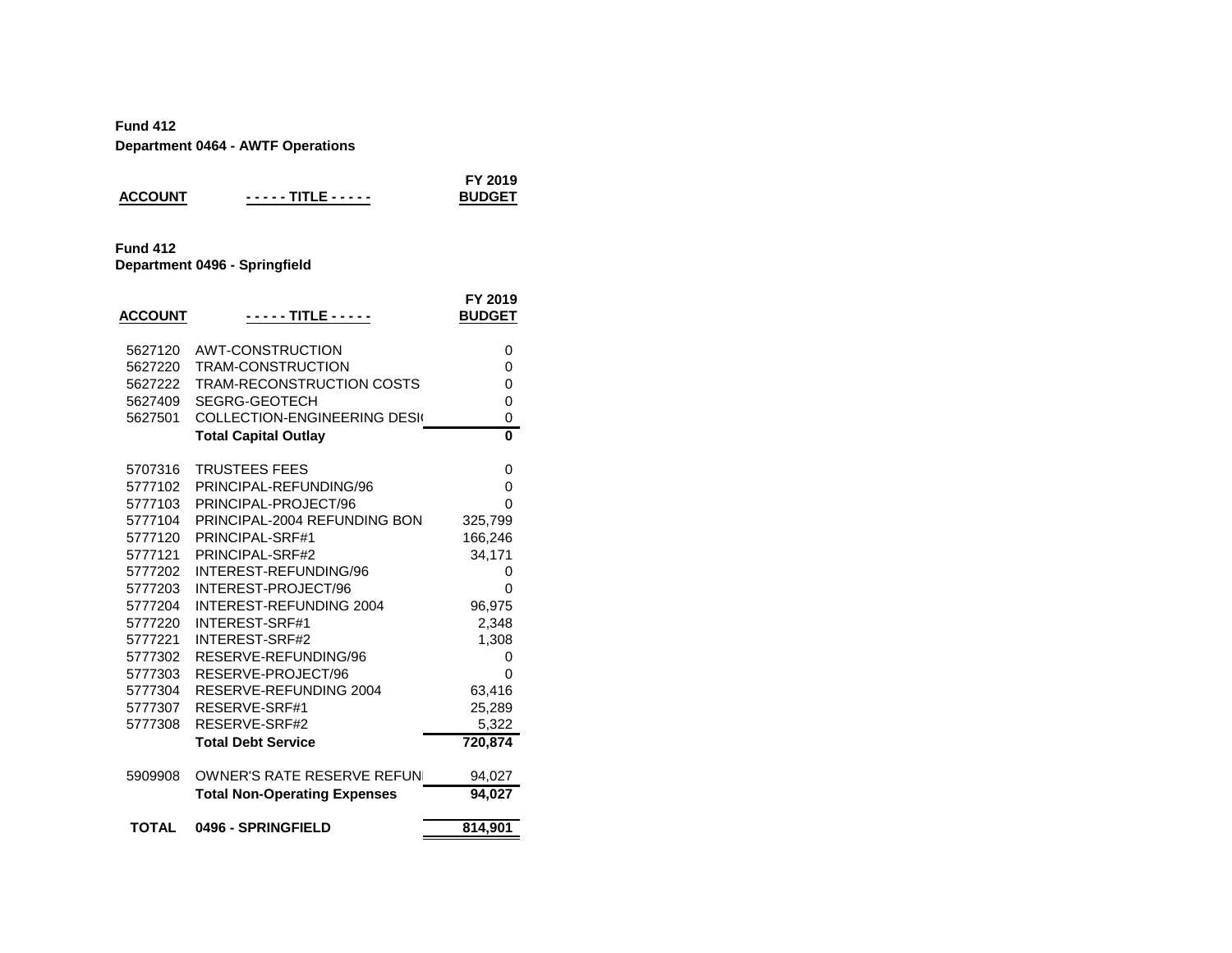**Fund 412**
**Department 0464 - AWTF Operations**

| ACCOUNT | - - - - - TITLE - - - - - | FY 2019 BUDGET |
|---|---|---|

**Fund 412**
**Department 0496 - Springfield**

| ACCOUNT | - - - - - TITLE - - - - - | FY 2019 BUDGET |
|---|---|---|
| 5627120 | AWT-CONSTRUCTION | 0 |
| 5627220 | TRAM-CONSTRUCTION | 0 |
| 5627222 | TRAM-RECONSTRUCTION COSTS | 0 |
| 5627409 | SEGRG-GEOTECH | 0 |
| 5627501 | COLLECTION-ENGINEERING DESI( | 0 |
| | **Total Capital Outlay** | **0** |
| 5707316 | TRUSTEES FEES | 0 |
| 5777102 | PRINCIPAL-REFUNDING/96 | 0 |
| 5777103 | PRINCIPAL-PROJECT/96 | 0 |
| 5777104 | PRINCIPAL-2004 REFUNDING BON | 325,799 |
| 5777120 | PRINCIPAL-SRF#1 | 166,246 |
| 5777121 | PRINCIPAL-SRF#2 | 34,171 |
| 5777202 | INTEREST-REFUNDING/96 | 0 |
| 5777203 | INTEREST-PROJECT/96 | 0 |
| 5777204 | INTEREST-REFUNDING 2004 | 96,975 |
| 5777220 | INTEREST-SRF#1 | 2,348 |
| 5777221 | INTEREST-SRF#2 | 1,308 |
| 5777302 | RESERVE-REFUNDING/96 | 0 |
| 5777303 | RESERVE-PROJECT/96 | 0 |
| 5777304 | RESERVE-REFUNDING 2004 | 63,416 |
| 5777307 | RESERVE-SRF#1 | 25,289 |
| 5777308 | RESERVE-SRF#2 | 5,322 |
| | **Total Debt Service** | **720,874** |
| 5909908 | OWNER'S RATE RESERVE REFUNI | 94,027 |
| | **Total Non-Operating Expenses** | **94,027** |
| **TOTAL** | **0496 - SPRINGFIELD** | **814,901** |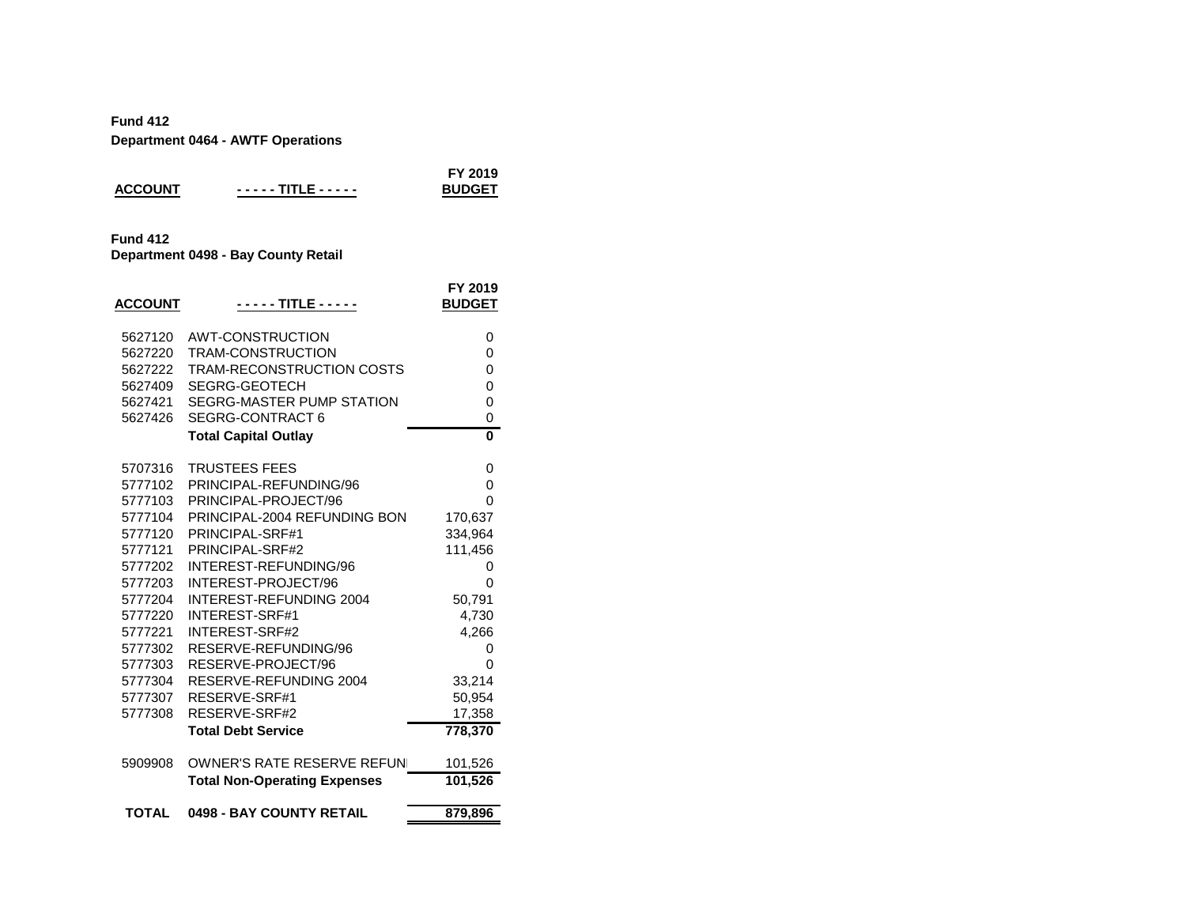**Fund 412**
**Department 0464 - AWTF Operations**

| ACCOUNT | - - - - - TITLE - - - - - | FY 2019 BUDGET |
|---|---|---|

**Fund 412**
**Department 0498 - Bay County Retail**

| ACCOUNT | - - - - - TITLE - - - - - | FY 2019 BUDGET |
|---|---|---|
| 5627120 | AWT-CONSTRUCTION | 0 |
| 5627220 | TRAM-CONSTRUCTION | 0 |
| 5627222 | TRAM-RECONSTRUCTION COSTS | 0 |
| 5627409 | SEGRG-GEOTECH | 0 |
| 5627421 | SEGRG-MASTER PUMP STATION | 0 |
| 5627426 | SEGRG-CONTRACT 6 | 0 |
| | **Total Capital Outlay** | **0** |
| 5707316 | TRUSTEES FEES | 0 |
| 5777102 | PRINCIPAL-REFUNDING/96 | 0 |
| 5777103 | PRINCIPAL-PROJECT/96 | 0 |
| 5777104 | PRINCIPAL-2004 REFUNDING BON | 170,637 |
| 5777120 | PRINCIPAL-SRF#1 | 334,964 |
| 5777121 | PRINCIPAL-SRF#2 | 111,456 |
| 5777202 | INTEREST-REFUNDING/96 | 0 |
| 5777203 | INTEREST-PROJECT/96 | 0 |
| 5777204 | INTEREST-REFUNDING 2004 | 50,791 |
| 5777220 | INTEREST-SRF#1 | 4,730 |
| 5777221 | INTEREST-SRF#2 | 4,266 |
| 5777302 | RESERVE-REFUNDING/96 | 0 |
| 5777303 | RESERVE-PROJECT/96 | 0 |
| 5777304 | RESERVE-REFUNDING 2004 | 33,214 |
| 5777307 | RESERVE-SRF#1 | 50,954 |
| 5777308 | RESERVE-SRF#2 | 17,358 |
| | **Total Debt Service** | **778,370** |
| 5909908 | OWNER'S RATE RESERVE REFUN | 101,526 |
| | **Total Non-Operating Expenses** | **101,526** |
| **TOTAL** | **0498 - BAY COUNTY RETAIL** | **879,896** |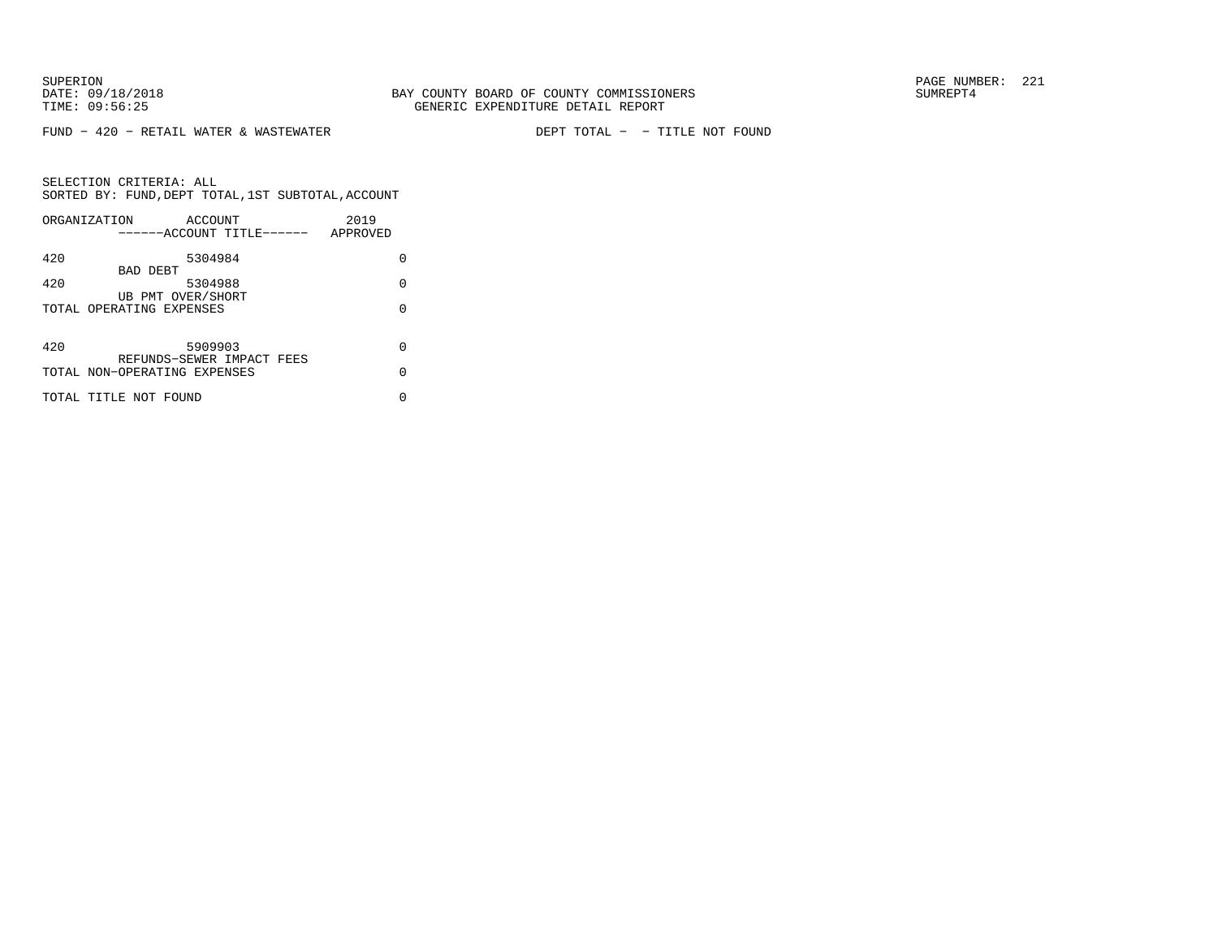FUND – 420 – RETAIL WATER & WASTEWATER                DEPT TOTAL –  – TITLE NOT FOUND

SELECTION CRITERIA: ALL
SORTED BY: FUND,DEPT TOTAL,1ST SUBTOTAL,ACCOUNT

| ORGANIZATION | ACCOUNT ------ACCOUNT TITLE------ | 2019 APPROVED |
|---|---|---|
| 420 | 5304984 BAD DEBT | 0 |
| 420 | 5304988 UB PMT OVER/SHORT | 0 |
| TOTAL OPERATING EXPENSES | | 0 |
| 420 | 5909903 REFUNDS–SEWER IMPACT FEES | 0 |
| TOTAL NON–OPERATING EXPENSES | | 0 |
| TOTAL TITLE NOT FOUND | | 0 |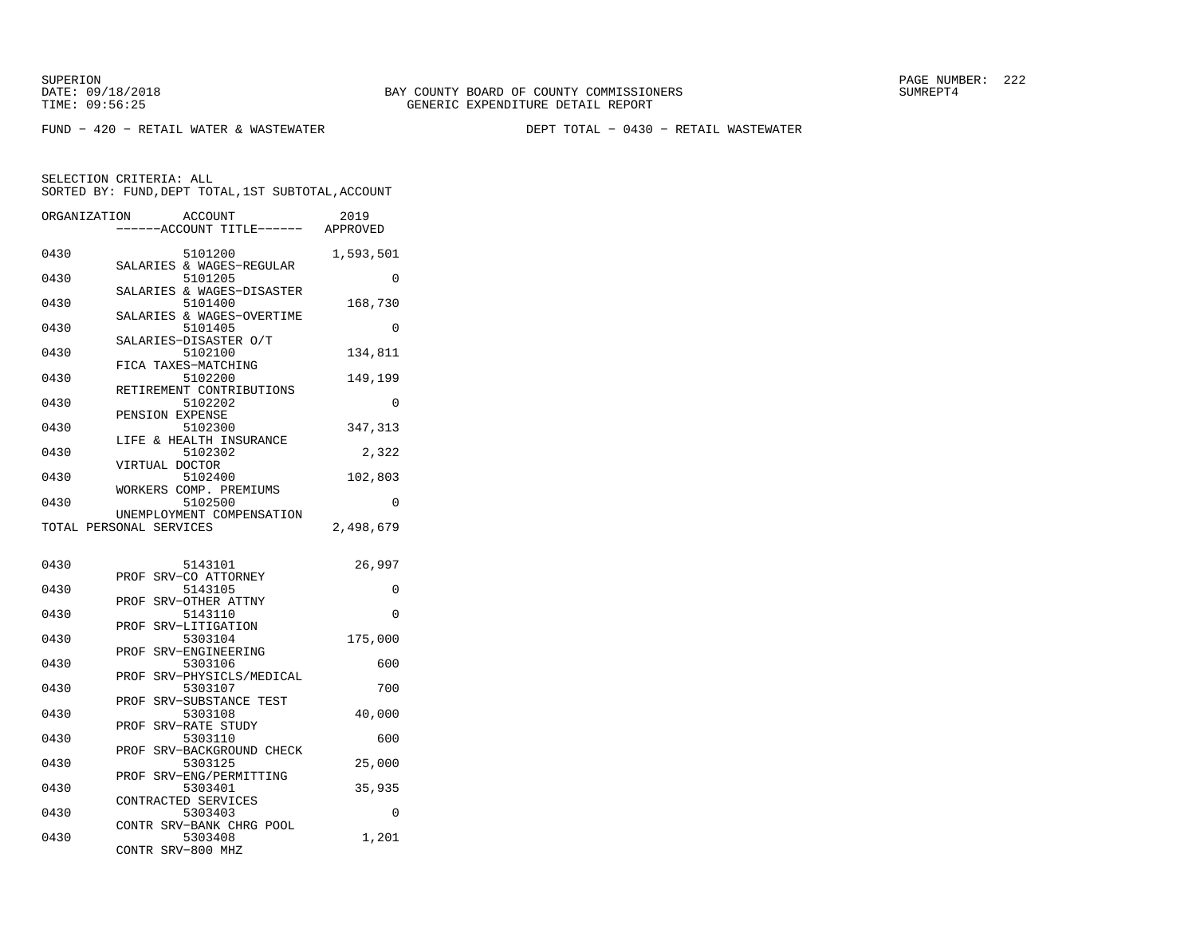SUPERION
DATE: 09/18/2018
TIME: 09:56:25

BAY COUNTY BOARD OF COUNTY COMMISSIONERS
GENERIC EXPENDITURE DETAIL REPORT

SUMREPT4

FUND − 420 − RETAIL WATER & WASTEWATER　　　　DEPT TOTAL − 0430 − RETAIL WASTEWATER

SELECTION CRITERIA: ALL
SORTED BY: FUND,DEPT TOTAL,1ST SUBTOTAL,ACCOUNT

| ORGANIZATION | ACCOUNT / ------ACCOUNT TITLE------ | 2019 APPROVED |
|---|---|---|
| 0430 | 5101200 SALARIES & WAGES−REGULAR | 1,593,501 |
| 0430 | 5101205 SALARIES & WAGES−DISASTER | 0 |
| 0430 | 5101400 SALARIES & WAGES−OVERTIME | 168,730 |
| 0430 | 5101405 SALARIES−DISASTER O/T | 0 |
| 0430 | 5102100 FICA TAXES−MATCHING | 134,811 |
| 0430 | 5102200 RETIREMENT CONTRIBUTIONS | 149,199 |
| 0430 | 5102202 PENSION EXPENSE | 0 |
| 0430 | 5102300 LIFE & HEALTH INSURANCE | 347,313 |
| 0430 | 5102302 VIRTUAL DOCTOR | 2,322 |
| 0430 | 5102400 WORKERS COMP. PREMIUMS | 102,803 |
| 0430 | 5102500 UNEMPLOYMENT COMPENSATION | 0 |
| TOTAL PERSONAL SERVICES | | 2,498,679 |
| 0430 | 5143101 PROF SRV−CO ATTORNEY | 26,997 |
| 0430 | 5143105 PROF SRV−OTHER ATTNY | 0 |
| 0430 | 5143110 PROF SRV−LITIGATION | 0 |
| 0430 | 5303104 PROF SRV−ENGINEERING | 175,000 |
| 0430 | 5303106 PROF SRV−PHYSICLS/MEDICAL | 600 |
| 0430 | 5303107 PROF SRV−SUBSTANCE TEST | 700 |
| 0430 | 5303108 PROF SRV−RATE STUDY | 40,000 |
| 0430 | 5303110 PROF SRV−BACKGROUND CHECK | 600 |
| 0430 | 5303125 PROF SRV−ENG/PERMITTING | 25,000 |
| 0430 | 5303401 CONTRACTED SERVICES | 35,935 |
| 0430 | 5303403 CONTR SRV−BANK CHRG POOL | 0 |
| 0430 | 5303408 CONTR SRV−800 MHZ | 1,201 |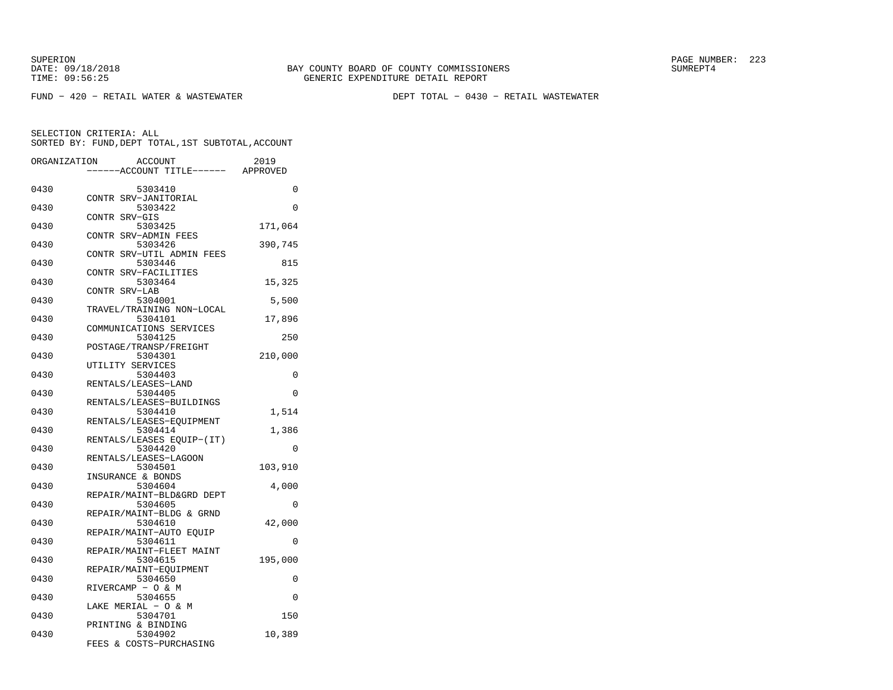SUPERION
DATE: 09/18/2018
TIME: 09:56:25

BAY COUNTY BOARD OF COUNTY COMMISSIONERS
GENERIC EXPENDITURE DETAIL REPORT

SUMREPT4

FUND − 420 − RETAIL WATER & WASTEWATER    DEPT TOTAL − 0430 − RETAIL WASTEWATER

SELECTION CRITERIA: ALL
SORTED BY: FUND,DEPT TOTAL,1ST SUBTOTAL,ACCOUNT

| ORGANIZATION | ACCOUNT / ------ACCOUNT TITLE------ | 2019 APPROVED |
|---|---|---|
| 0430 | 5303410 CONTR SRV−JANITORIAL | 0 |
| 0430 | 5303422 CONTR SRV−GIS | 0 |
| 0430 | 5303425 CONTR SRV−ADMIN FEES | 171,064 |
| 0430 | 5303426 CONTR SRV−UTIL ADMIN FEES | 390,745 |
| 0430 | 5303446 CONTR SRV−FACILITIES | 815 |
| 0430 | 5303464 CONTR SRV−LAB | 15,325 |
| 0430 | 5304001 TRAVEL/TRAINING NON−LOCAL | 5,500 |
| 0430 | 5304101 COMMUNICATIONS SERVICES | 17,896 |
| 0430 | 5304125 POSTAGE/TRANSP/FREIGHT | 250 |
| 0430 | 5304301 UTILITY SERVICES | 210,000 |
| 0430 | 5304403 RENTALS/LEASES−LAND | 0 |
| 0430 | 5304405 RENTALS/LEASES−BUILDINGS | 0 |
| 0430 | 5304410 RENTALS/LEASES−EQUIPMENT | 1,514 |
| 0430 | 5304414 RENTALS/LEASES EQUIP−(IT) | 1,386 |
| 0430 | 5304420 RENTALS/LEASES−LAGOON | 0 |
| 0430 | 5304501 INSURANCE & BONDS | 103,910 |
| 0430 | 5304604 REPAIR/MAINT−BLD&GRD DEPT | 4,000 |
| 0430 | 5304605 REPAIR/MAINT−BLDG & GRND | 0 |
| 0430 | 5304610 REPAIR/MAINT−AUTO EQUIP | 42,000 |
| 0430 | 5304611 REPAIR/MAINT−FLEET MAINT | 0 |
| 0430 | 5304615 REPAIR/MAINT−EQUIPMENT | 195,000 |
| 0430 | 5304650 RIVERCAMP − O & M | 0 |
| 0430 | 5304655 LAKE MERIAL − O & M | 0 |
| 0430 | 5304701 PRINTING & BINDING | 150 |
| 0430 | 5304902 FEES & COSTS−PURCHASING | 10,389 |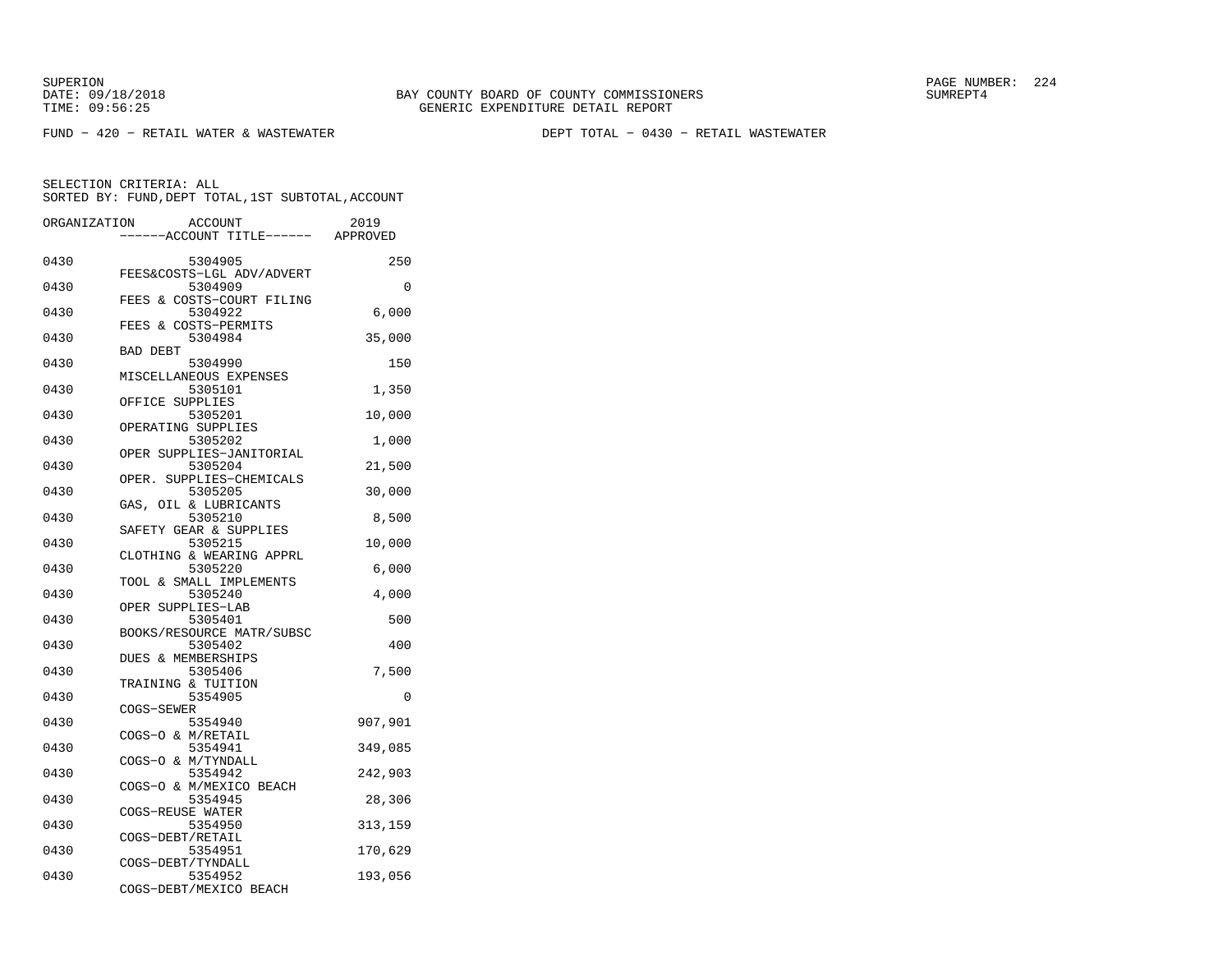SUPERION
DATE: 09/18/2018
TIME: 09:56:25

BAY COUNTY BOARD OF COUNTY COMMISSIONERS
GENERIC EXPENDITURE DETAIL REPORT

SUMREPT4

FUND − 420 − RETAIL WATER & WASTEWATER

DEPT TOTAL − 0430 − RETAIL WASTEWATER

SELECTION CRITERIA: ALL
SORTED BY: FUND,DEPT TOTAL,1ST SUBTOTAL,ACCOUNT

| ORGANIZATION | ACCOUNT / ACCOUNT TITLE | 2019 APPROVED |
|---|---|---|
| 0430 | 5304905 FEES&COSTS−LGL ADV/ADVERT | 250 |
| 0430 | 5304909 FEES & COSTS−COURT FILING | 0 |
| 0430 | 5304922 FEES & COSTS−PERMITS | 6,000 |
| 0430 | 5304984 BAD DEBT | 35,000 |
| 0430 | 5304990 MISCELLANEOUS EXPENSES | 150 |
| 0430 | 5305101 OFFICE SUPPLIES | 1,350 |
| 0430 | 5305201 OPERATING SUPPLIES | 10,000 |
| 0430 | 5305202 OPER SUPPLIES−JANITORIAL | 1,000 |
| 0430 | 5305204 OPER. SUPPLIES−CHEMICALS | 21,500 |
| 0430 | 5305205 GAS, OIL & LUBRICANTS | 30,000 |
| 0430 | 5305210 SAFETY GEAR & SUPPLIES | 8,500 |
| 0430 | 5305215 CLOTHING & WEARING APPRL | 10,000 |
| 0430 | 5305220 TOOL & SMALL IMPLEMENTS | 6,000 |
| 0430 | 5305240 OPER SUPPLIES−LAB | 4,000 |
| 0430 | 5305401 BOOKS/RESOURCE MATR/SUBSC | 500 |
| 0430 | 5305402 DUES & MEMBERSHIPS | 400 |
| 0430 | 5305406 TRAINING & TUITION | 7,500 |
| 0430 | 5354905 COGS−SEWER | 0 |
| 0430 | 5354940 COGS−O & M/RETAIL | 907,901 |
| 0430 | 5354941 COGS−O & M/TYNDALL | 349,085 |
| 0430 | 5354942 COGS−O & M/MEXICO BEACH | 242,903 |
| 0430 | 5354945 COGS−REUSE WATER | 28,306 |
| 0430 | 5354950 COGS−DEBT/RETAIL | 313,159 |
| 0430 | 5354951 COGS−DEBT/TYNDALL | 170,629 |
| 0430 | 5354952 COGS−DEBT/MEXICO BEACH | 193,056 |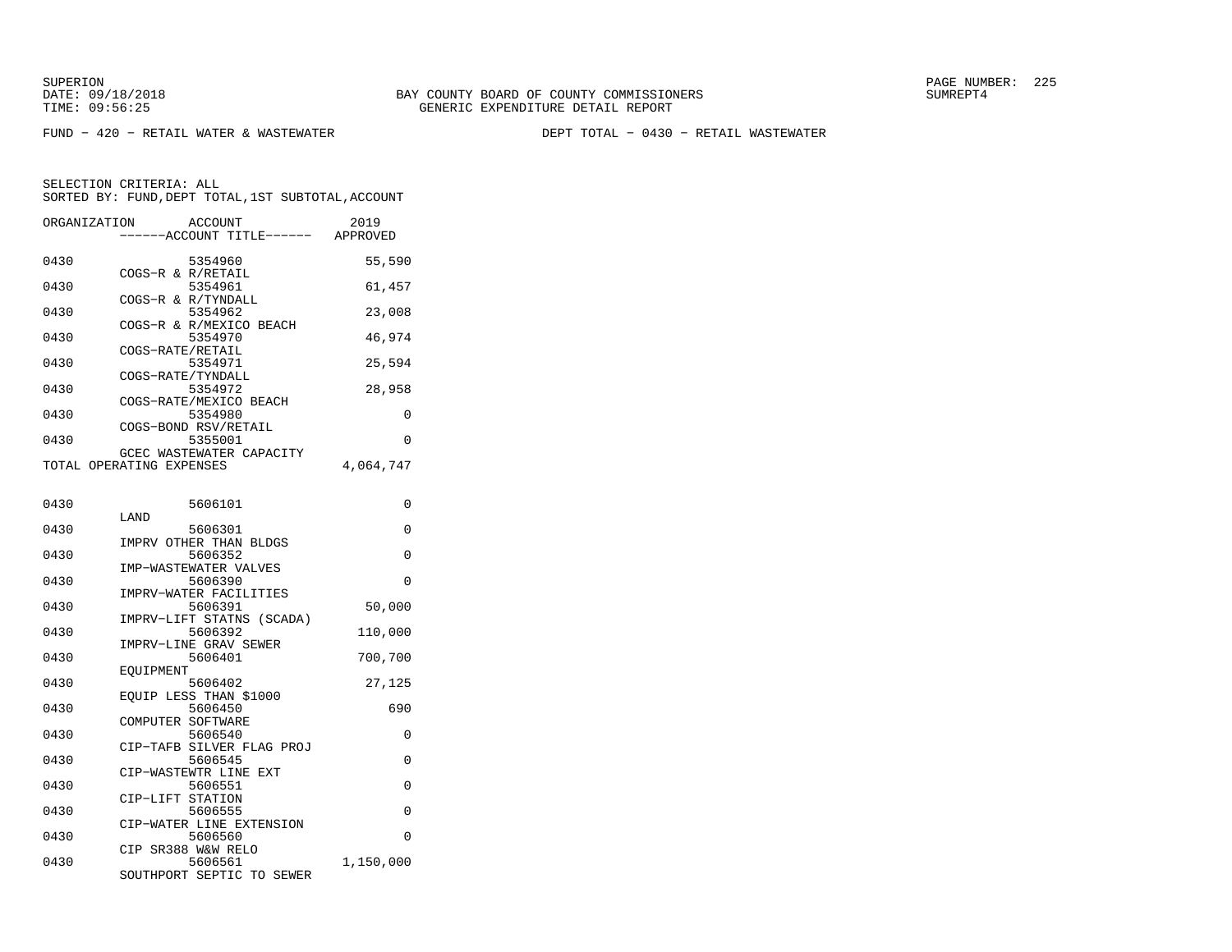BAY COUNTY BOARD OF COUNTY COMMISSIONERS
GENERIC EXPENDITURE DETAIL REPORT

FUND − 420 − RETAIL WATER & WASTEWATER　　　　DEPT TOTAL − 0430 − RETAIL WASTEWATER

SELECTION CRITERIA: ALL
SORTED BY: FUND,DEPT TOTAL,1ST SUBTOTAL,ACCOUNT

| ORGANIZATION | ACCOUNT / ACCOUNT TITLE | 2019 APPROVED |
|---|---|---|
| 0430 | 5354960 COGS−R & R/RETAIL | 55,590 |
| 0430 | 5354961 COGS−R & R/TYNDALL | 61,457 |
| 0430 | 5354962 COGS−R & R/MEXICO BEACH | 23,008 |
| 0430 | 5354970 COGS−RATE/RETAIL | 46,974 |
| 0430 | 5354971 COGS−RATE/TYNDALL | 25,594 |
| 0430 | 5354972 COGS−RATE/MEXICO BEACH | 28,958 |
| 0430 | 5354980 COGS−BOND RSV/RETAIL | 0 |
| 0430 | 5355001 GCEC WASTEWATER CAPACITY | 0 |
| TOTAL OPERATING EXPENSES | | 4,064,747 |
| 0430 | 5606101 LAND | 0 |
| 0430 | 5606301 IMPRV OTHER THAN BLDGS | 0 |
| 0430 | 5606352 IMP−WASTEWATER VALVES | 0 |
| 0430 | 5606390 IMPRV−WATER FACILITIES | 0 |
| 0430 | 5606391 IMPRV−LIFT STATNS (SCADA) | 50,000 |
| 0430 | 5606392 IMPRV−LINE GRAV SEWER | 110,000 |
| 0430 | 5606401 EQUIPMENT | 700,700 |
| 0430 | 5606402 EQUIP LESS THAN $1000 | 27,125 |
| 0430 | 5606450 COMPUTER SOFTWARE | 690 |
| 0430 | 5606540 CIP−TAFB SILVER FLAG PROJ | 0 |
| 0430 | 5606545 CIP−WASTEWTR LINE EXT | 0 |
| 0430 | 5606551 CIP−LIFT STATION | 0 |
| 0430 | 5606555 CIP−WATER LINE EXTENSION | 0 |
| 0430 | 5606560 CIP SR388 W&W RELO | 0 |
| 0430 | 5606561 SOUTHPORT SEPTIC TO SEWER | 1,150,000 |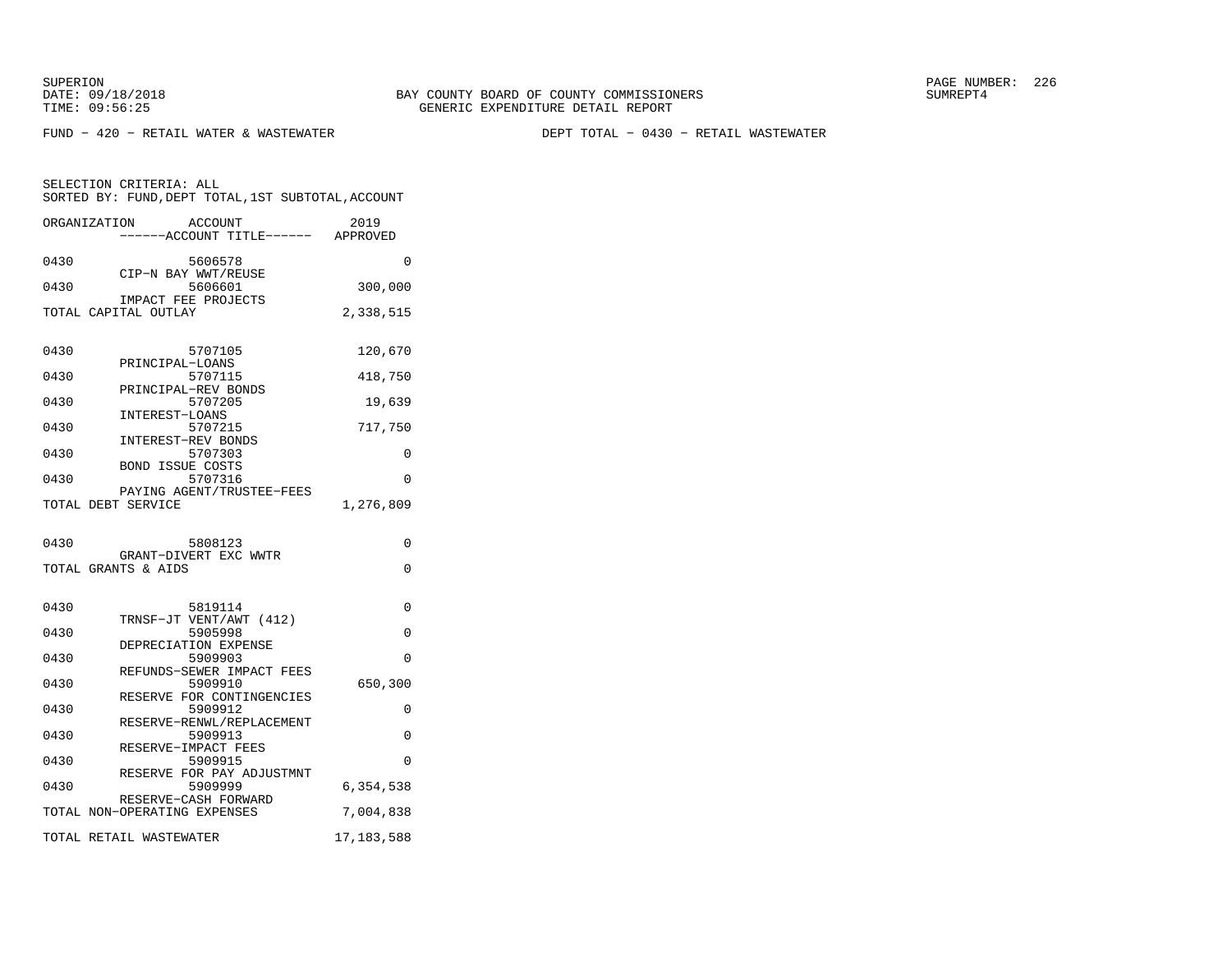SUPERION
DATE: 09/18/2018
TIME: 09:56:25

BAY COUNTY BOARD OF COUNTY COMMISSIONERS
GENERIC EXPENDITURE DETAIL REPORT

SUMREPT4

FUND − 420 − RETAIL WATER & WASTEWATER                    DEPT TOTAL − 0430 − RETAIL WASTEWATER

SELECTION CRITERIA: ALL
SORTED BY: FUND,DEPT TOTAL,1ST SUBTOTAL,ACCOUNT

| ORGANIZATION | ACCOUNT ------ACCOUNT TITLE------ | 2019 APPROVED |
|---|---|---|
| 0430 | 5606578 CIP−N BAY WWT/REUSE | 0 |
| 0430 | 5606601 IMPACT FEE PROJECTS | 300,000 |
| TOTAL CAPITAL OUTLAY | | 2,338,515 |
| 0430 | 5707105 PRINCIPAL−LOANS | 120,670 |
| 0430 | 5707115 PRINCIPAL−REV BONDS | 418,750 |
| 0430 | 5707205 INTEREST−LOANS | 19,639 |
| 0430 | 5707215 INTEREST−REV BONDS | 717,750 |
| 0430 | 5707303 BOND ISSUE COSTS | 0 |
| 0430 | 5707316 PAYING AGENT/TRUSTEE−FEES | 0 |
| TOTAL DEBT SERVICE | | 1,276,809 |
| 0430 | 5808123 GRANT−DIVERT EXC WWTR | 0 |
| TOTAL GRANTS & AIDS | | 0 |
| 0430 | 5819114 TRNSF−JT VENT/AWT (412) | 0 |
| 0430 | 5905998 DEPRECIATION EXPENSE | 0 |
| 0430 | 5909903 REFUNDS−SEWER IMPACT FEES | 0 |
| 0430 | 5909910 RESERVE FOR CONTINGENCIES | 650,300 |
| 0430 | 5909912 RESERVE−RENWL/REPLACEMENT | 0 |
| 0430 | 5909913 RESERVE−IMPACT FEES | 0 |
| 0430 | 5909915 RESERVE FOR PAY ADJUSTMNT | 0 |
| 0430 | 5909999 RESERVE−CASH FORWARD | 6,354,538 |
| TOTAL NON−OPERATING EXPENSES | | 7,004,838 |
| TOTAL RETAIL WASTEWATER | | 17,183,588 |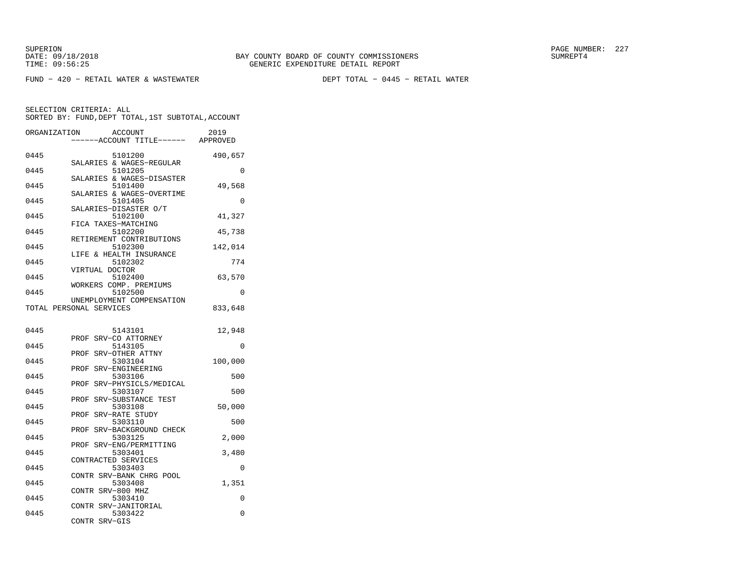SUPERION
DATE: 09/18/2018
TIME: 09:56:25

BAY COUNTY BOARD OF COUNTY COMMISSIONERS
GENERIC EXPENDITURE DETAIL REPORT

SUMREPT4

FUND − 420 − RETAIL WATER & WASTEWATER    DEPT TOTAL − 0445 − RETAIL WATER

SELECTION CRITERIA: ALL
SORTED BY: FUND,DEPT TOTAL,1ST SUBTOTAL,ACCOUNT

| ORGANIZATION | ACCOUNT / ACCOUNT TITLE | 2019 APPROVED |
|---|---|---|
| 0445 | 5101200 SALARIES & WAGES−REGULAR | 490,657 |
| 0445 | 5101205 SALARIES & WAGES−DISASTER | 0 |
| 0445 | 5101400 SALARIES & WAGES−OVERTIME | 49,568 |
| 0445 | 5101405 SALARIES−DISASTER O/T | 0 |
| 0445 | 5102100 FICA TAXES−MATCHING | 41,327 |
| 0445 | 5102200 RETIREMENT CONTRIBUTIONS | 45,738 |
| 0445 | 5102300 LIFE & HEALTH INSURANCE | 142,014 |
| 0445 | 5102302 VIRTUAL DOCTOR | 774 |
| 0445 | 5102400 WORKERS COMP. PREMIUMS | 63,570 |
| 0445 | 5102500 UNEMPLOYMENT COMPENSATION | 0 |
| TOTAL PERSONAL SERVICES | | 833,648 |
| 0445 | 5143101 PROF SRV−CO ATTORNEY | 12,948 |
| 0445 | 5143105 PROF SRV−OTHER ATTNY | 0 |
| 0445 | 5303104 PROF SRV−ENGINEERING | 100,000 |
| 0445 | 5303106 PROF SRV−PHYSICLS/MEDICAL | 500 |
| 0445 | 5303107 PROF SRV−SUBSTANCE TEST | 500 |
| 0445 | 5303108 PROF SRV−RATE STUDY | 50,000 |
| 0445 | 5303110 PROF SRV−BACKGROUND CHECK | 500 |
| 0445 | 5303125 PROF SRV−ENG/PERMITTING | 2,000 |
| 0445 | 5303401 CONTRACTED SERVICES | 3,480 |
| 0445 | 5303403 CONTR SRV−BANK CHRG POOL | 0 |
| 0445 | 5303408 CONTR SRV−800 MHZ | 1,351 |
| 0445 | 5303410 CONTR SRV−JANITORIAL | 0 |
| 0445 | 5303422 CONTR SRV−GIS | 0 |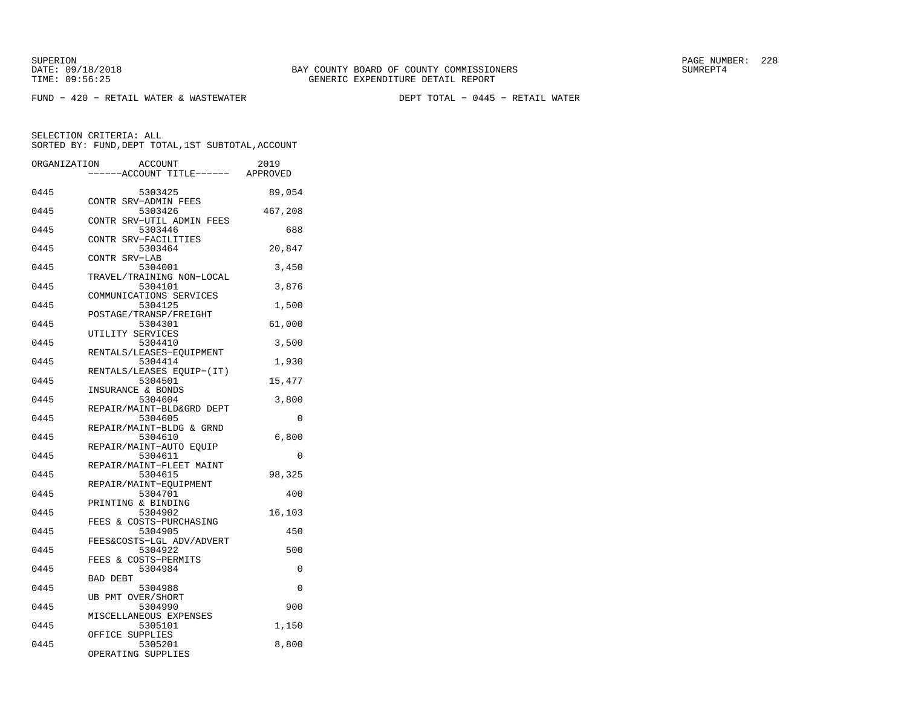SUPERION
DATE: 09/18/2018
TIME: 09:56:25

BAY COUNTY BOARD OF COUNTY COMMISSIONERS
GENERIC EXPENDITURE DETAIL REPORT

SUMREPT4

FUND − 420 − RETAIL WATER & WASTEWATER

DEPT TOTAL − 0445 − RETAIL WATER

SELECTION CRITERIA: ALL
SORTED BY: FUND,DEPT TOTAL,1ST SUBTOTAL,ACCOUNT

| ORGANIZATION | ACCOUNT ------ACCOUNT TITLE------ | 2019 APPROVED |
|---|---|---|
| 0445 | 5303425 CONTR SRV−ADMIN FEES | 89,054 |
| 0445 | 5303426 CONTR SRV−UTIL ADMIN FEES | 467,208 |
| 0445 | 5303446 CONTR SRV−FACILITIES | 688 |
| 0445 | 5303464 CONTR SRV−LAB | 20,847 |
| 0445 | 5304001 TRAVEL/TRAINING NON−LOCAL | 3,450 |
| 0445 | 5304101 COMMUNICATIONS SERVICES | 3,876 |
| 0445 | 5304125 POSTAGE/TRANSP/FREIGHT | 1,500 |
| 0445 | 5304301 UTILITY SERVICES | 61,000 |
| 0445 | 5304410 RENTALS/LEASES−EQUIPMENT | 3,500 |
| 0445 | 5304414 RENTALS/LEASES EQUIP−(IT) | 1,930 |
| 0445 | 5304501 INSURANCE & BONDS | 15,477 |
| 0445 | 5304604 REPAIR/MAINT−BLD&GRD DEPT | 3,800 |
| 0445 | 5304605 REPAIR/MAINT−BLDG & GRND | 0 |
| 0445 | 5304610 REPAIR/MAINT−AUTO EQUIP | 6,800 |
| 0445 | 5304611 REPAIR/MAINT−FLEET MAINT | 0 |
| 0445 | 5304615 REPAIR/MAINT−EQUIPMENT | 98,325 |
| 0445 | 5304701 PRINTING & BINDING | 400 |
| 0445 | 5304902 FEES & COSTS−PURCHASING | 16,103 |
| 0445 | 5304905 FEES&COSTS−LGL ADV/ADVERT | 450 |
| 0445 | 5304922 FEES & COSTS−PERMITS | 500 |
| 0445 | 5304984 BAD DEBT | 0 |
| 0445 | 5304988 UB PMT OVER/SHORT | 0 |
| 0445 | 5304990 MISCELLANEOUS EXPENSES | 900 |
| 0445 | 5305101 OFFICE SUPPLIES | 1,150 |
| 0445 | 5305201 OPERATING SUPPLIES | 8,800 |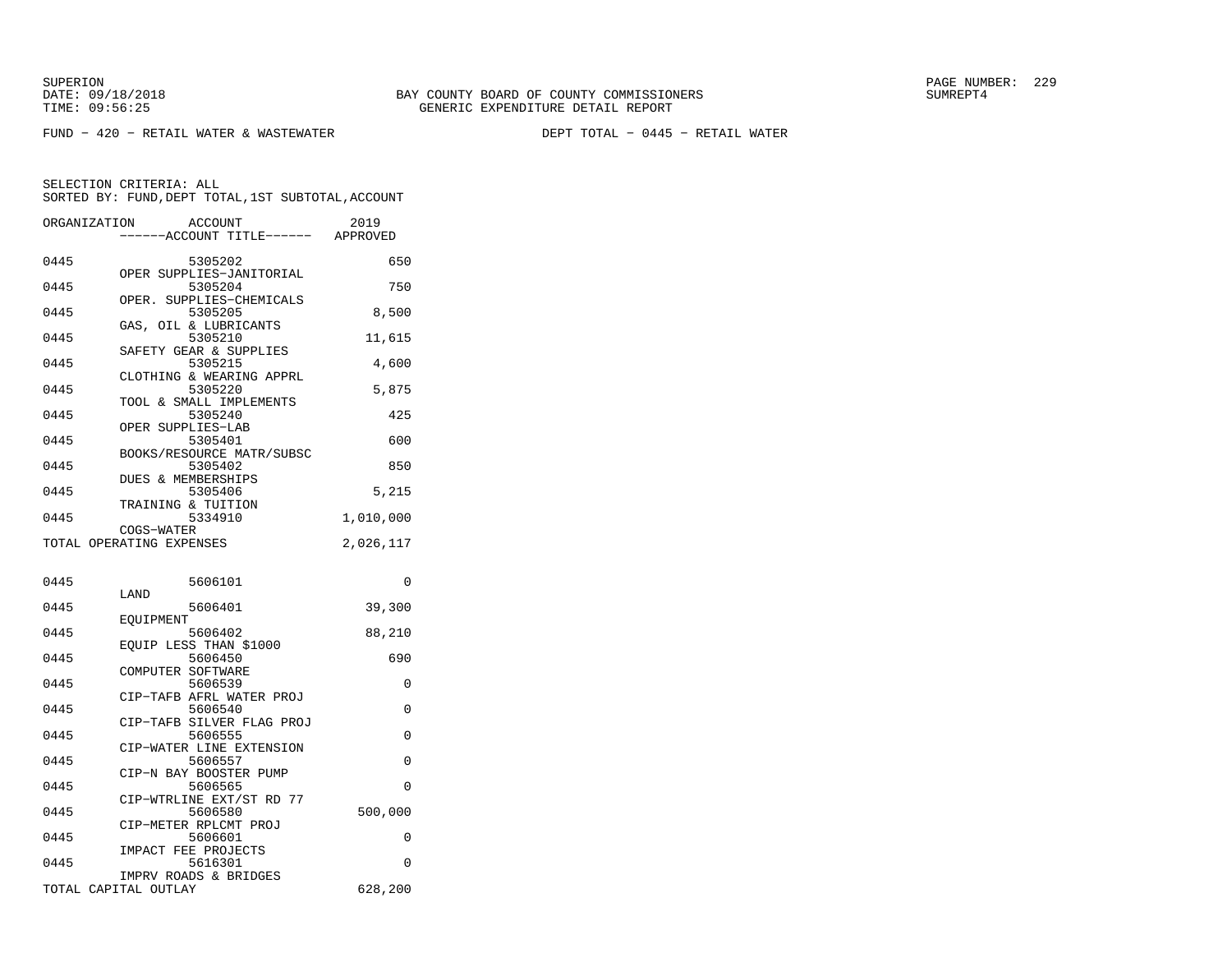SUPERION
DATE: 09/18/2018
TIME: 09:56:25

BAY COUNTY BOARD OF COUNTY COMMISSIONERS
GENERIC EXPENDITURE DETAIL REPORT

SUMREPT4

FUND − 420 − RETAIL WATER & WASTEWATER          DEPT TOTAL − 0445 − RETAIL WATER

SELECTION CRITERIA: ALL
SORTED BY: FUND,DEPT TOTAL,1ST SUBTOTAL,ACCOUNT

| ORGANIZATION | ACCOUNT / ------ACCOUNT TITLE------ | 2019 APPROVED |
|---|---|---|
| 0445 | 5305202 OPER SUPPLIES−JANITORIAL | 650 |
| 0445 | 5305204 OPER. SUPPLIES−CHEMICALS | 750 |
| 0445 | 5305205 GAS, OIL & LUBRICANTS | 8,500 |
| 0445 | 5305210 SAFETY GEAR & SUPPLIES | 11,615 |
| 0445 | 5305215 CLOTHING & WEARING APPRL | 4,600 |
| 0445 | 5305220 TOOL & SMALL IMPLEMENTS | 5,875 |
| 0445 | 5305240 OPER SUPPLIES−LAB | 425 |
| 0445 | 5305401 BOOKS/RESOURCE MATR/SUBSC | 600 |
| 0445 | 5305402 DUES & MEMBERSHIPS | 850 |
| 0445 | 5305406 TRAINING & TUITION | 5,215 |
| 0445 | 5334910 COGS−WATER | 1,010,000 |
| TOTAL OPERATING EXPENSES | | 2,026,117 |
| 0445 | 5606101 LAND | 0 |
| 0445 | 5606401 EQUIPMENT | 39,300 |
| 0445 | 5606402 EQUIP LESS THAN $1000 | 88,210 |
| 0445 | 5606450 COMPUTER SOFTWARE | 690 |
| 0445 | 5606539 CIP−TAFB AFRL WATER PROJ | 0 |
| 0445 | 5606540 CIP−TAFB SILVER FLAG PROJ | 0 |
| 0445 | 5606555 CIP−WATER LINE EXTENSION | 0 |
| 0445 | 5606557 CIP−N BAY BOOSTER PUMP | 0 |
| 0445 | 5606565 CIP−WTRLINE EXT/ST RD 77 | 0 |
| 0445 | 5606580 CIP−METER RPLCMT PROJ | 500,000 |
| 0445 | 5606601 IMPACT FEE PROJECTS | 0 |
| 0445 | 5616301 IMPRV ROADS & BRIDGES | 0 |
| TOTAL CAPITAL OUTLAY | | 628,200 |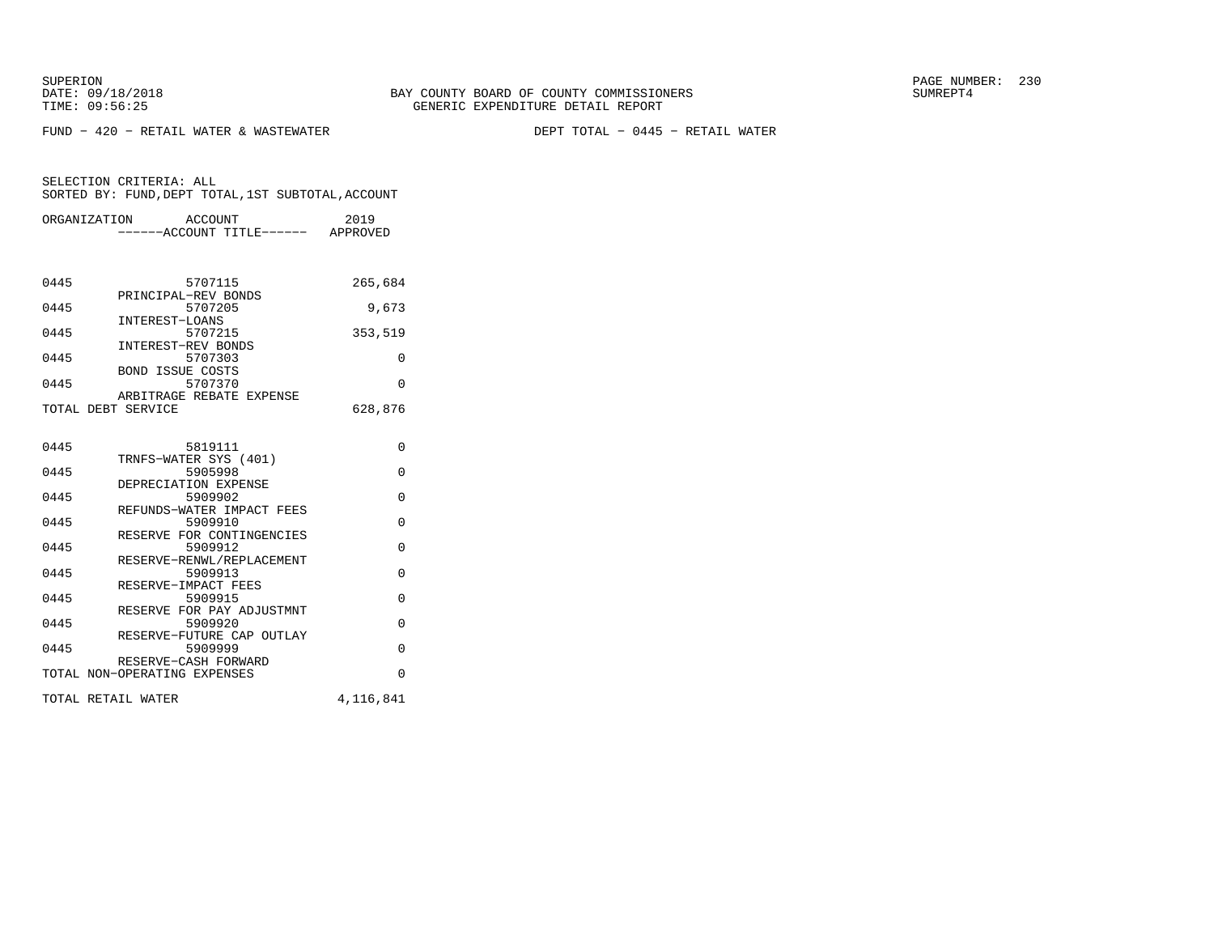BAY COUNTY BOARD OF COUNTY COMMISSIONERS
GENERIC EXPENDITURE DETAIL REPORT

FUND - 420 - RETAIL WATER & WASTEWATER

DEPT TOTAL - 0445 - RETAIL WATER

SELECTION CRITERIA: ALL
SORTED BY: FUND,DEPT TOTAL,1ST SUBTOTAL,ACCOUNT

| ORGANIZATION | ACCOUNT / ACCOUNT TITLE | 2019 APPROVED |
|---|---|---|
| 0445 | 5707115 PRINCIPAL-REV BONDS | 265,684 |
| 0445 | 5707205 INTEREST-LOANS | 9,673 |
| 0445 | 5707215 INTEREST-REV BONDS | 353,519 |
| 0445 | 5707303 BOND ISSUE COSTS | 0 |
| 0445 | 5707370 ARBITRAGE REBATE EXPENSE | 0 |
| TOTAL DEBT SERVICE | | 628,876 |
| 0445 | 5819111 TRNFS-WATER SYS (401) | 0 |
| 0445 | 5905998 DEPRECIATION EXPENSE | 0 |
| 0445 | 5909902 REFUNDS-WATER IMPACT FEES | 0 |
| 0445 | 5909910 RESERVE FOR CONTINGENCIES | 0 |
| 0445 | 5909912 RESERVE-RENWL/REPLACEMENT | 0 |
| 0445 | 5909913 RESERVE-IMPACT FEES | 0 |
| 0445 | 5909915 RESERVE FOR PAY ADJUSTMNT | 0 |
| 0445 | 5909920 RESERVE-FUTURE CAP OUTLAY | 0 |
| 0445 | 5909999 RESERVE-CASH FORWARD | 0 |
| TOTAL NON-OPERATING EXPENSES | | 0 |
| TOTAL RETAIL WATER | | 4,116,841 |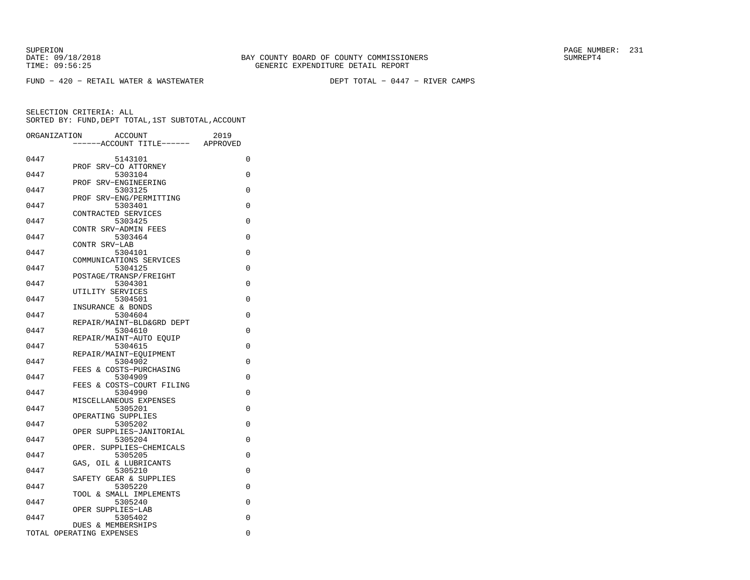SUPERION
DATE: 09/18/2018
TIME: 09:56:25

BAY COUNTY BOARD OF COUNTY COMMISSIONERS
GENERIC EXPENDITURE DETAIL REPORT

PAGE NUMBER: 231
SUMREPT4

FUND - 420 - RETAIL WATER & WASTEWATER

DEPT TOTAL - 0447 - RIVER CAMPS

SELECTION CRITERIA: ALL
SORTED BY: FUND,DEPT TOTAL,1ST SUBTOTAL,ACCOUNT

| ORGANIZATION | ACCOUNT<br>------ACCOUNT TITLE------ | 2019<br>APPROVED |
|---|---|---|
| 0447 | 5143101<br>PROF SRV-CO ATTORNEY | 0 |
| 0447 | 5303104<br>PROF SRV-ENGINEERING | 0 |
| 0447 | 5303125<br>PROF SRV-ENG/PERMITTING | 0 |
| 0447 | 5303401<br>CONTRACTED SERVICES | 0 |
| 0447 | 5303425<br>CONTR SRV-ADMIN FEES | 0 |
| 0447 | 5303464<br>CONTR SRV-LAB | 0 |
| 0447 | 5304101<br>COMMUNICATIONS SERVICES | 0 |
| 0447 | 5304125<br>POSTAGE/TRANSP/FREIGHT | 0 |
| 0447 | 5304301<br>UTILITY SERVICES | 0 |
| 0447 | 5304501<br>INSURANCE & BONDS | 0 |
| 0447 | 5304604<br>REPAIR/MAINT-BLD&GRD DEPT | 0 |
| 0447 | 5304610<br>REPAIR/MAINT-AUTO EQUIP | 0 |
| 0447 | 5304615<br>REPAIR/MAINT-EQUIPMENT | 0 |
| 0447 | 5304902<br>FEES & COSTS-PURCHASING | 0 |
| 0447 | 5304909<br>FEES & COSTS-COURT FILING | 0 |
| 0447 | 5304990<br>MISCELLANEOUS EXPENSES | 0 |
| 0447 | 5305201<br>OPERATING SUPPLIES | 0 |
| 0447 | 5305202<br>OPER SUPPLIES-JANITORIAL | 0 |
| 0447 | 5305204<br>OPER. SUPPLIES-CHEMICALS | 0 |
| 0447 | 5305205<br>GAS, OIL & LUBRICANTS | 0 |
| 0447 | 5305210<br>SAFETY GEAR & SUPPLIES | 0 |
| 0447 | 5305220<br>TOOL & SMALL IMPLEMENTS | 0 |
| 0447 | 5305240<br>OPER SUPPLIES-LAB | 0 |
| 0447 | 5305402<br>DUES & MEMBERSHIPS | 0 |
| TOTAL OPERATING EXPENSES | | 0 |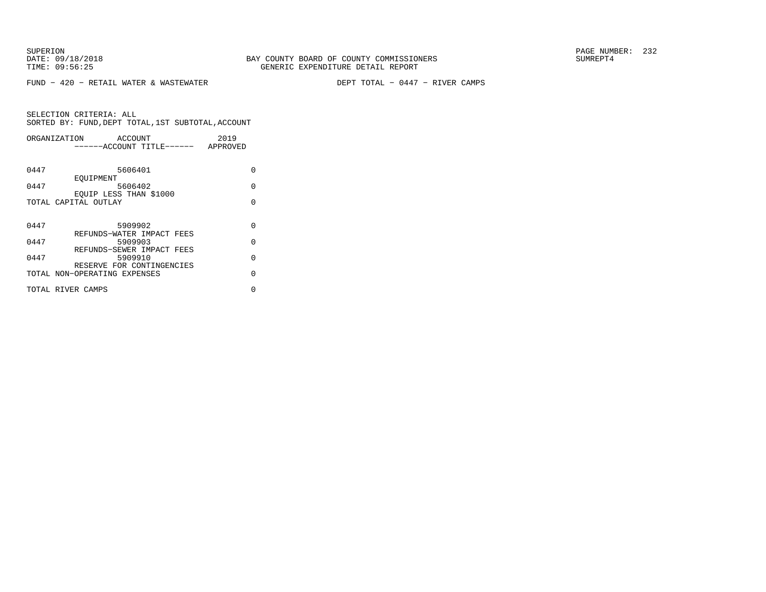FUND - 420 - RETAIL WATER & WASTEWATER    DEPT TOTAL - 0447 - RIVER CAMPS

SELECTION CRITERIA: ALL
SORTED BY: FUND,DEPT TOTAL,1ST SUBTOTAL,ACCOUNT

| ORGANIZATION | ACCOUNT / ------ACCOUNT TITLE------ | 2019 APPROVED |
|---|---|---|
| 0447 | 5606401 EQUIPMENT | 0 |
| 0447 | 5606402 EQUIP LESS THAN $1000 | 0 |
| TOTAL CAPITAL OUTLAY | | 0 |
| 0447 | 5909902 REFUNDS-WATER IMPACT FEES | 0 |
| 0447 | 5909903 REFUNDS-SEWER IMPACT FEES | 0 |
| 0447 | 5909910 RESERVE FOR CONTINGENCIES | 0 |
| TOTAL NON-OPERATING EXPENSES | | 0 |
| TOTAL RIVER CAMPS | | 0 |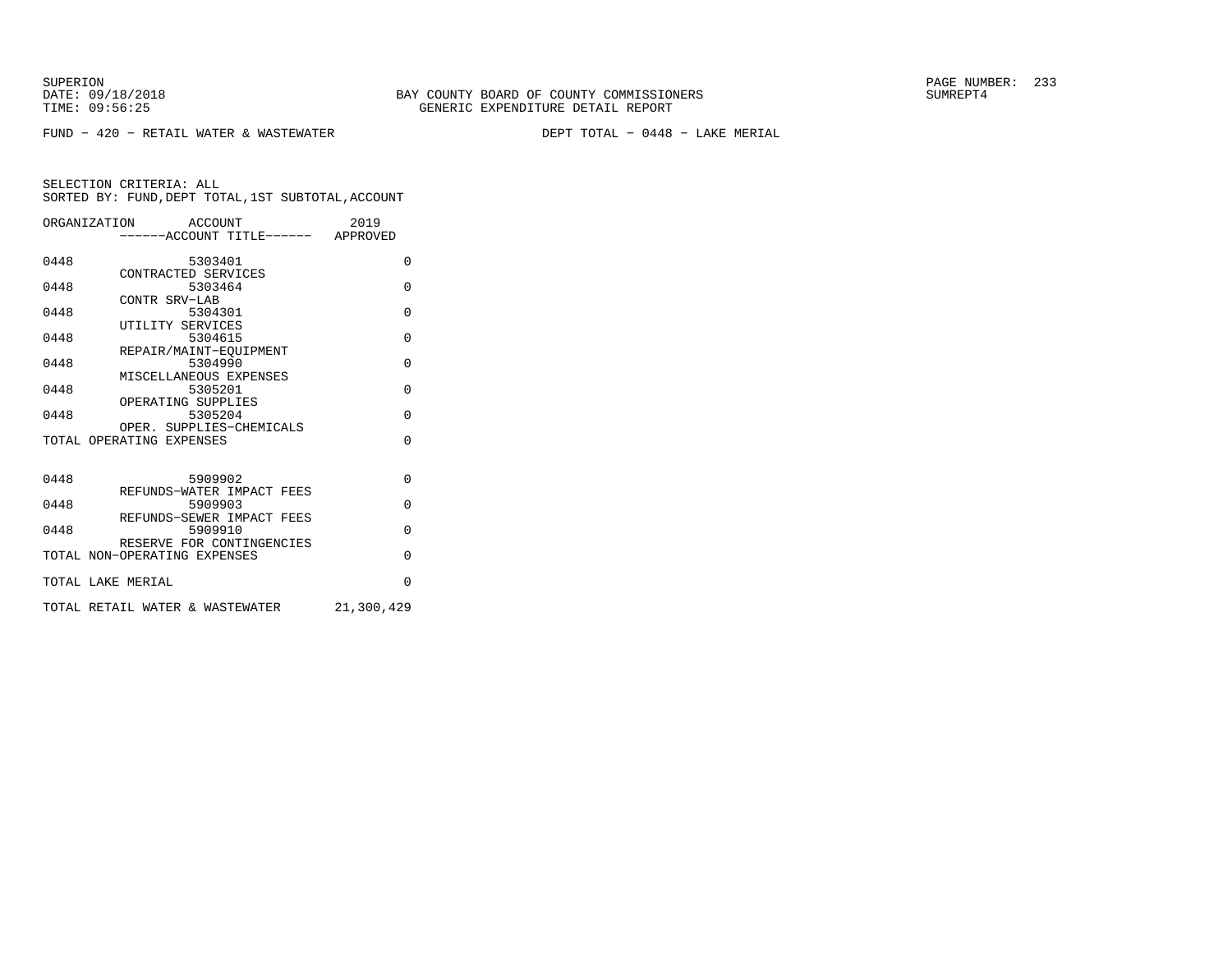BAY COUNTY BOARD OF COUNTY COMMISSIONERS
GENERIC EXPENDITURE DETAIL REPORT

SUPERION
DATE: 09/18/2018
TIME: 09:56:25

SUMREPT4

FUND − 420 − RETAIL WATER & WASTEWATER    DEPT TOTAL − 0448 − LAKE MERIAL

SELECTION CRITERIA: ALL
SORTED BY: FUND,DEPT TOTAL,1ST SUBTOTAL,ACCOUNT

| ORGANIZATION | ACCOUNT / ------ACCOUNT TITLE------ | 2019 APPROVED |
|---|---|---|
| 0448 | 5303401 CONTRACTED SERVICES | 0 |
| 0448 | 5303464 CONTR SRV−LAB | 0 |
| 0448 | 5304301 UTILITY SERVICES | 0 |
| 0448 | 5304615 REPAIR/MAINT−EQUIPMENT | 0 |
| 0448 | 5304990 MISCELLANEOUS EXPENSES | 0 |
| 0448 | 5305201 OPERATING SUPPLIES | 0 |
| 0448 | 5305204 OPER. SUPPLIES−CHEMICALS | 0 |
| TOTAL OPERATING EXPENSES | | 0 |
| 0448 | 5909902 REFUNDS−WATER IMPACT FEES | 0 |
| 0448 | 5909903 REFUNDS−SEWER IMPACT FEES | 0 |
| 0448 | 5909910 RESERVE FOR CONTINGENCIES | 0 |
| TOTAL NON−OPERATING EXPENSES | | 0 |
| TOTAL LAKE MERIAL | | 0 |
| TOTAL RETAIL WATER & WASTEWATER | | 21,300,429 |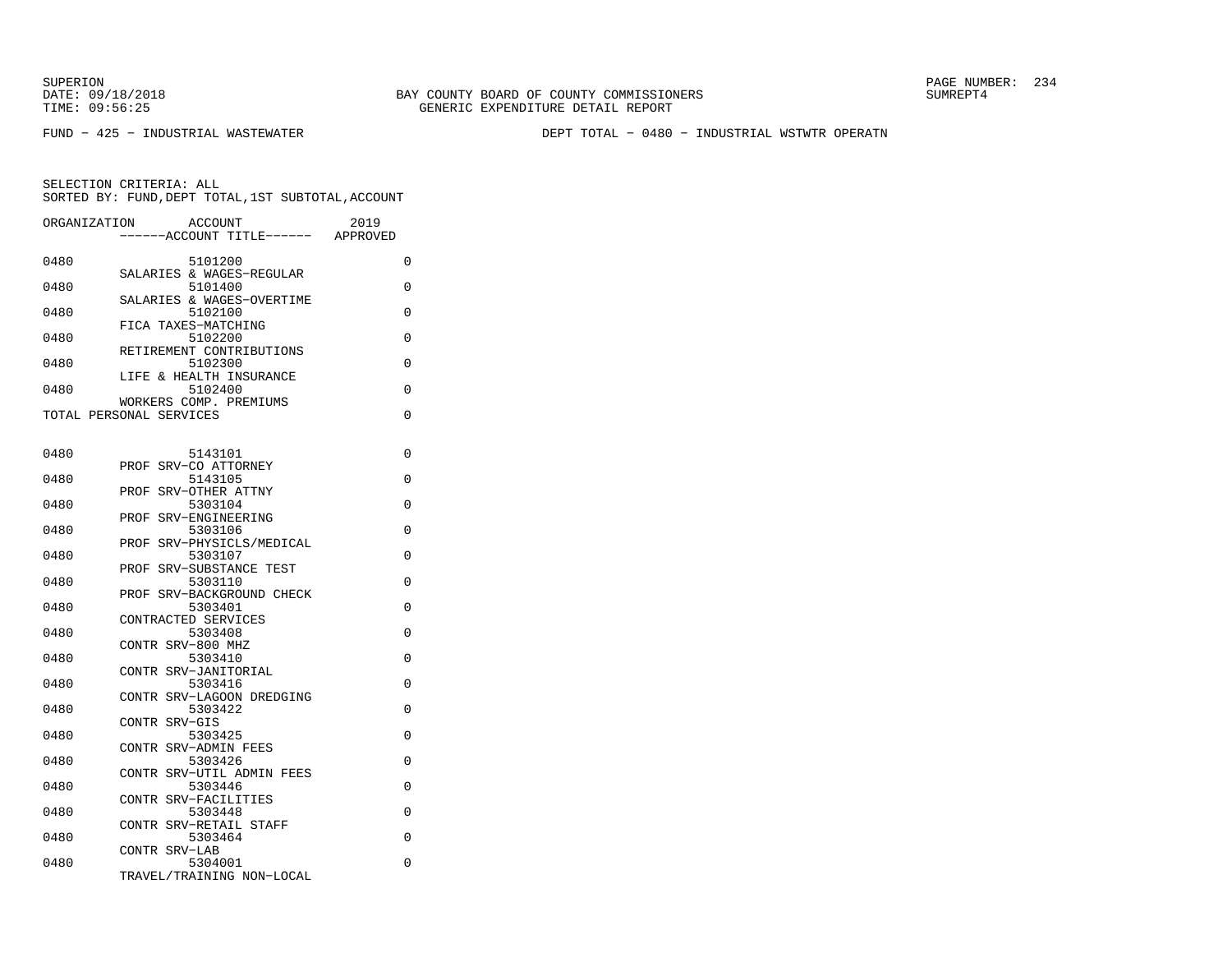SUPERION
DATE: 09/18/2018
TIME: 09:56:25

BAY COUNTY BOARD OF COUNTY COMMISSIONERS
GENERIC EXPENDITURE DETAIL REPORT

PAGE NUMBER: 234
SUMREPT4

FUND - 425 - INDUSTRIAL WASTEWATER

DEPT TOTAL - 0480 - INDUSTRIAL WSTWTR OPERATN

SELECTION CRITERIA: ALL
SORTED BY: FUND,DEPT TOTAL,1ST SUBTOTAL,ACCOUNT

| ORGANIZATION | ACCOUNT ------ACCOUNT TITLE------ | 2019 APPROVED |
|---|---|---|
| 0480 | 5101200 SALARIES & WAGES-REGULAR | 0 |
| 0480 | 5101400 SALARIES & WAGES-OVERTIME | 0 |
| 0480 | 5102100 FICA TAXES-MATCHING | 0 |
| 0480 | 5102200 RETIREMENT CONTRIBUTIONS | 0 |
| 0480 | 5102300 LIFE & HEALTH INSURANCE | 0 |
| 0480 | 5102400 WORKERS COMP. PREMIUMS | 0 |
| TOTAL PERSONAL SERVICES | | 0 |
| 0480 | 5143101 PROF SRV-CO ATTORNEY | 0 |
| 0480 | 5143105 PROF SRV-OTHER ATTNY | 0 |
| 0480 | 5303104 PROF SRV-ENGINEERING | 0 |
| 0480 | 5303106 PROF SRV-PHYSICLS/MEDICAL | 0 |
| 0480 | 5303107 PROF SRV-SUBSTANCE TEST | 0 |
| 0480 | 5303110 PROF SRV-BACKGROUND CHECK | 0 |
| 0480 | 5303401 CONTRACTED SERVICES | 0 |
| 0480 | 5303408 CONTR SRV-800 MHZ | 0 |
| 0480 | 5303410 CONTR SRV-JANITORIAL | 0 |
| 0480 | 5303416 CONTR SRV-LAGOON DREDGING | 0 |
| 0480 | 5303422 CONTR SRV-GIS | 0 |
| 0480 | 5303425 CONTR SRV-ADMIN FEES | 0 |
| 0480 | 5303426 CONTR SRV-UTIL ADMIN FEES | 0 |
| 0480 | 5303446 CONTR SRV-FACILITIES | 0 |
| 0480 | 5303448 CONTR SRV-RETAIL STAFF | 0 |
| 0480 | 5303464 CONTR SRV-LAB | 0 |
| 0480 | 5304001 TRAVEL/TRAINING NON-LOCAL | 0 |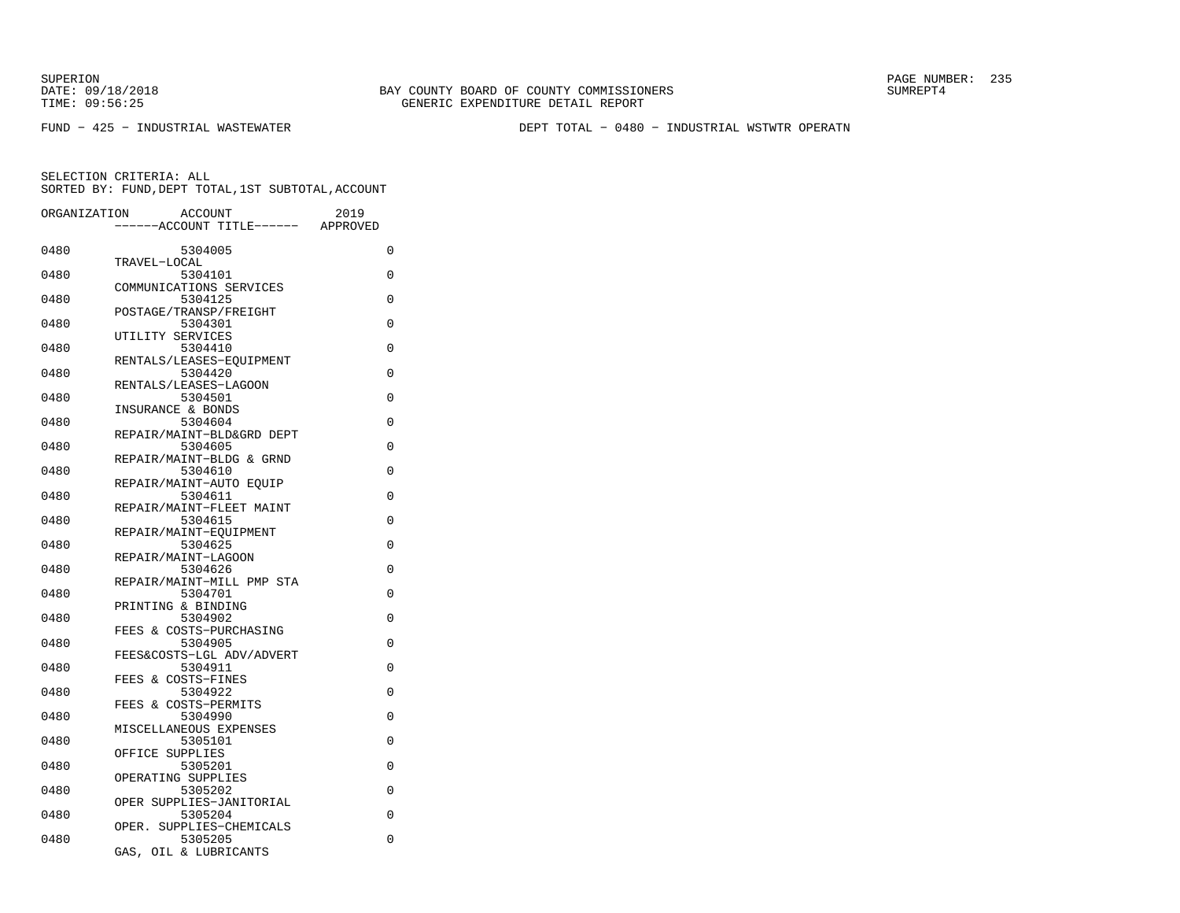SUPERION
DATE: 09/18/2018
TIME: 09:56:25

BAY COUNTY BOARD OF COUNTY COMMISSIONERS
GENERIC EXPENDITURE DETAIL REPORT

SUMREPT4

FUND − 425 − INDUSTRIAL WASTEWATER

DEPT TOTAL − 0480 − INDUSTRIAL WSTWTR OPERATN

SELECTION CRITERIA: ALL
SORTED BY: FUND,DEPT TOTAL,1ST SUBTOTAL,ACCOUNT

| ORGANIZATION | ACCOUNT ------ACCOUNT TITLE------ | 2019 APPROVED |
|---|---|---|
| 0480 | 5304005 TRAVEL−LOCAL | 0 |
| 0480 | 5304101 COMMUNICATIONS SERVICES | 0 |
| 0480 | 5304125 POSTAGE/TRANSP/FREIGHT | 0 |
| 0480 | 5304301 UTILITY SERVICES | 0 |
| 0480 | 5304410 RENTALS/LEASES−EQUIPMENT | 0 |
| 0480 | 5304420 RENTALS/LEASES−LAGOON | 0 |
| 0480 | 5304501 INSURANCE & BONDS | 0 |
| 0480 | 5304604 REPAIR/MAINT−BLD&GRD DEPT | 0 |
| 0480 | 5304605 REPAIR/MAINT−BLDG & GRND | 0 |
| 0480 | 5304610 REPAIR/MAINT−AUTO EQUIP | 0 |
| 0480 | 5304611 REPAIR/MAINT−FLEET MAINT | 0 |
| 0480 | 5304615 REPAIR/MAINT−EQUIPMENT | 0 |
| 0480 | 5304625 REPAIR/MAINT−LAGOON | 0 |
| 0480 | 5304626 REPAIR/MAINT−MILL PMP STA | 0 |
| 0480 | 5304701 PRINTING & BINDING | 0 |
| 0480 | 5304902 FEES & COSTS−PURCHASING | 0 |
| 0480 | 5304905 FEES&COSTS−LGL ADV/ADVERT | 0 |
| 0480 | 5304911 FEES & COSTS−FINES | 0 |
| 0480 | 5304922 FEES & COSTS−PERMITS | 0 |
| 0480 | 5304990 MISCELLANEOUS EXPENSES | 0 |
| 0480 | 5305101 OFFICE SUPPLIES | 0 |
| 0480 | 5305201 OPERATING SUPPLIES | 0 |
| 0480 | 5305202 OPER SUPPLIES−JANITORIAL | 0 |
| 0480 | 5305204 OPER. SUPPLIES−CHEMICALS | 0 |
| 0480 | 5305205 GAS, OIL & LUBRICANTS | 0 |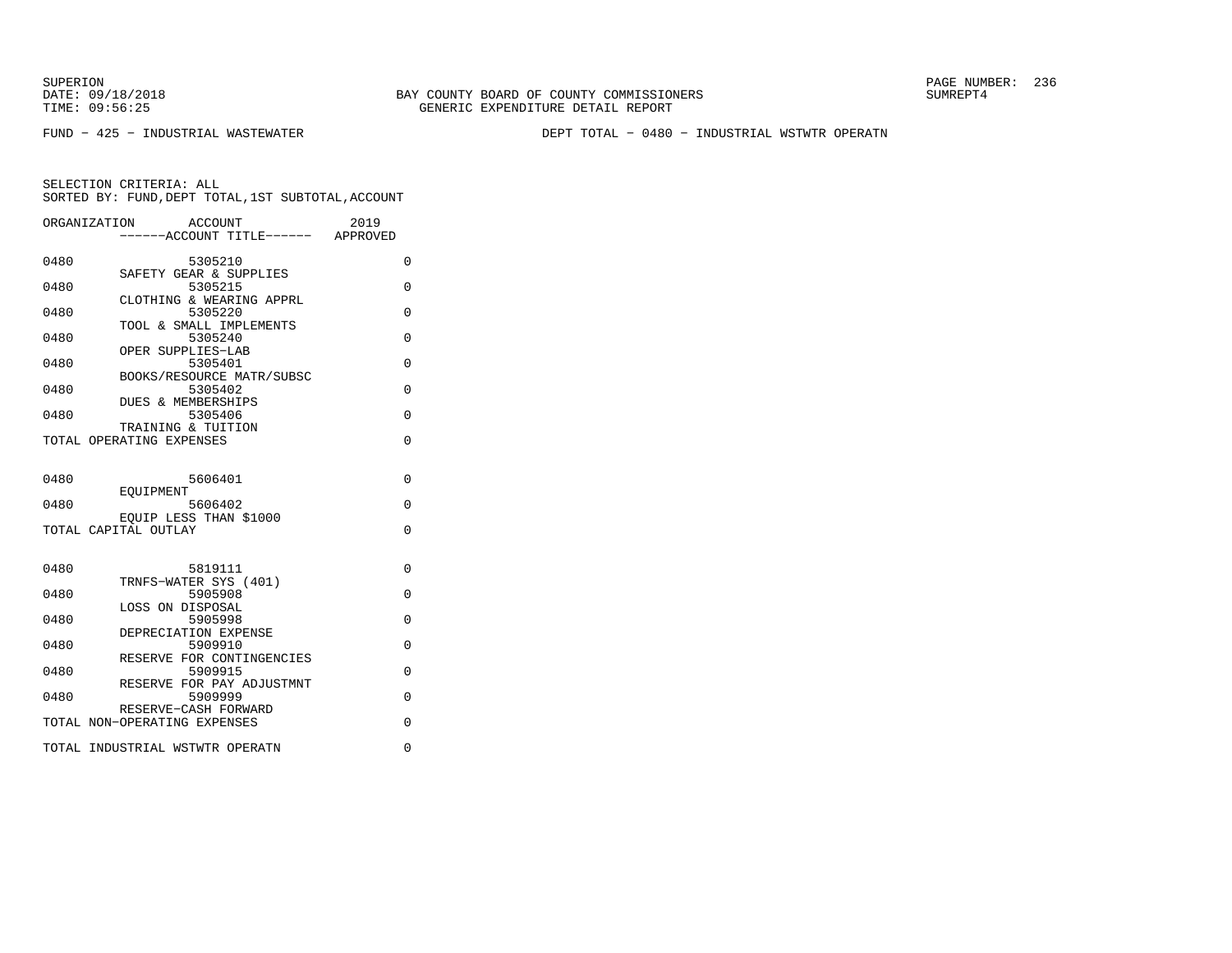SUPERION
DATE: 09/18/2018
TIME: 09:56:25

BAY COUNTY BOARD OF COUNTY COMMISSIONERS
GENERIC EXPENDITURE DETAIL REPORT

SUMREPT4

FUND - 425 - INDUSTRIAL WASTEWATER

DEPT TOTAL - 0480 - INDUSTRIAL WSTWTR OPERATN

SELECTION CRITERIA: ALL
SORTED BY: FUND,DEPT TOTAL,1ST SUBTOTAL,ACCOUNT

| ORGANIZATION | ACCOUNT ------ACCOUNT TITLE------ | 2019 APPROVED |
|---|---|---|
| 0480 | 5305210 SAFETY GEAR & SUPPLIES | 0 |
| 0480 | 5305215 CLOTHING & WEARING APPRL | 0 |
| 0480 | 5305220 TOOL & SMALL IMPLEMENTS | 0 |
| 0480 | 5305240 OPER SUPPLIES-LAB | 0 |
| 0480 | 5305401 BOOKS/RESOURCE MATR/SUBSC | 0 |
| 0480 | 5305402 DUES & MEMBERSHIPS | 0 |
| 0480 | 5305406 TRAINING & TUITION | 0 |
| TOTAL OPERATING EXPENSES | | 0 |
| 0480 | 5606401 EQUIPMENT | 0 |
| 0480 | 5606402 EQUIP LESS THAN $1000 | 0 |
| TOTAL CAPITAL OUTLAY | | 0 |
| 0480 | 5819111 TRNFS-WATER SYS (401) | 0 |
| 0480 | 5905908 LOSS ON DISPOSAL | 0 |
| 0480 | 5905998 DEPRECIATION EXPENSE | 0 |
| 0480 | 5909910 RESERVE FOR CONTINGENCIES | 0 |
| 0480 | 5909915 RESERVE FOR PAY ADJUSTMNT | 0 |
| 0480 | 5909999 RESERVE-CASH FORWARD | 0 |
| TOTAL NON-OPERATING EXPENSES | | 0 |
| TOTAL INDUSTRIAL WSTWTR OPERATN | | 0 |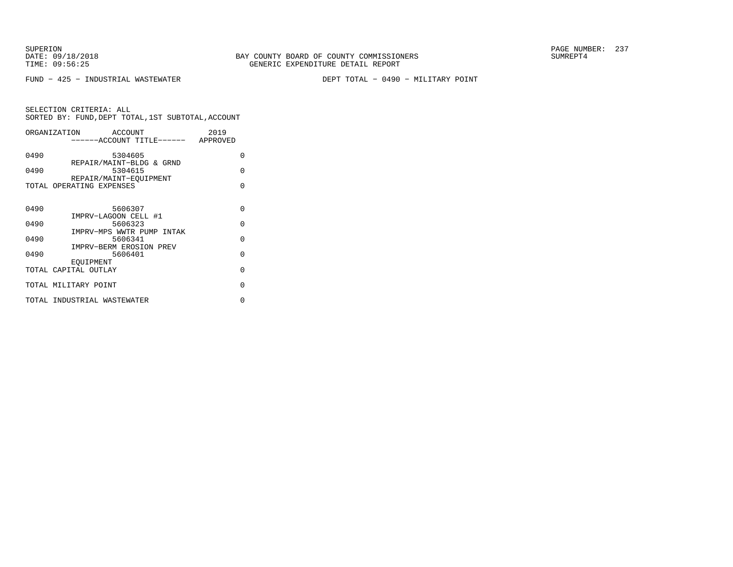BAY COUNTY BOARD OF COUNTY COMMISSIONERS
GENERIC EXPENDITURE DETAIL REPORT

SUPERION
DATE: 09/18/2018
TIME: 09:56:25

SUMREPT4

FUND − 425 − INDUSTRIAL WASTEWATER

DEPT TOTAL − 0490 − MILITARY POINT

SELECTION CRITERIA: ALL
SORTED BY: FUND,DEPT TOTAL,1ST SUBTOTAL,ACCOUNT

| ORGANIZATION | ACCOUNT<br>------ACCOUNT TITLE------ | 2019<br>APPROVED |
|---|---|---|
| 0490 | 5304605<br>REPAIR/MAINT−BLDG & GRND | 0 |
| 0490 | 5304615<br>REPAIR/MAINT−EQUIPMENT | 0 |
| TOTAL OPERATING EXPENSES | | 0 |
| 0490 | 5606307<br>IMPRV−LAGOON CELL #1 | 0 |
| 0490 | 5606323<br>IMPRV−MPS WWTR PUMP INTAK | 0 |
| 0490 | 5606341<br>IMPRV−BERM EROSION PREV | 0 |
| 0490 | 5606401<br>EQUIPMENT | 0 |
| TOTAL CAPITAL OUTLAY | | 0 |
| TOTAL MILITARY POINT | | 0 |
| TOTAL INDUSTRIAL WASTEWATER | | 0 |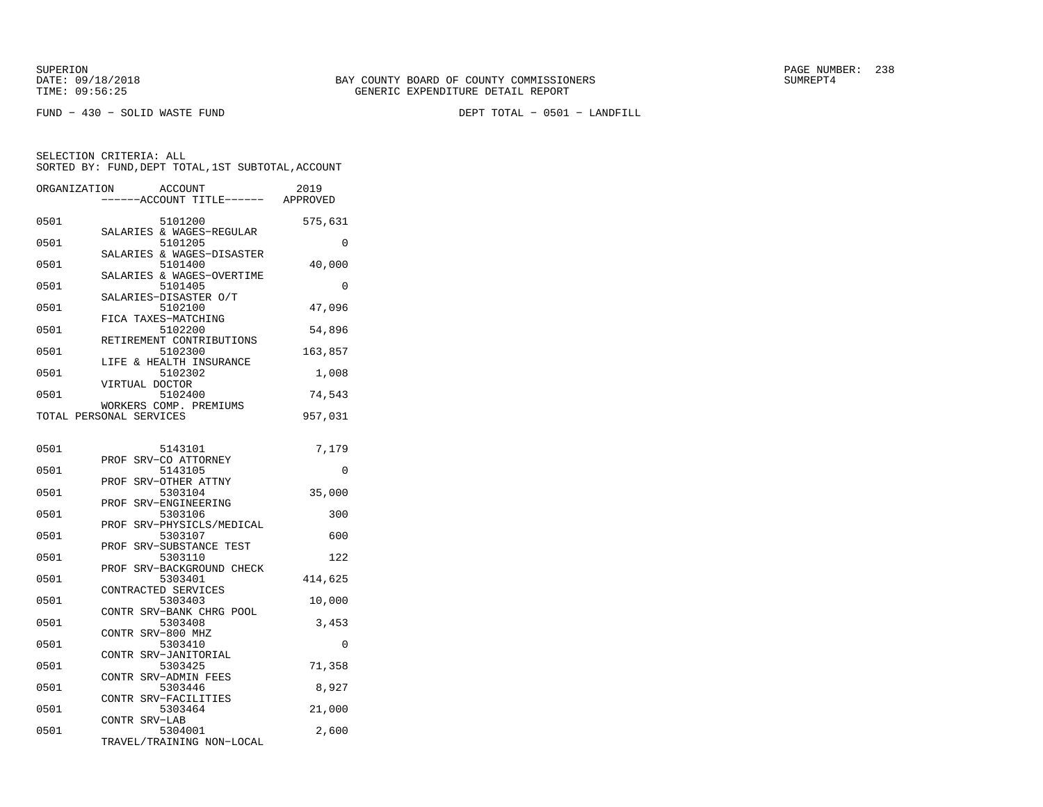SUPERION
DATE: 09/18/2018
TIME: 09:56:25

BAY COUNTY BOARD OF COUNTY COMMISSIONERS
GENERIC EXPENDITURE DETAIL REPORT

SUMREPT4

FUND − 430 − SOLID WASTE FUND

DEPT TOTAL − 0501 − LANDFILL

SELECTION CRITERIA: ALL
SORTED BY: FUND,DEPT TOTAL,1ST SUBTOTAL,ACCOUNT

| ORGANIZATION | ACCOUNT / ------ACCOUNT TITLE------ | 2019 APPROVED |
|---|---|---|
| 0501 | 5101200 SALARIES & WAGES−REGULAR | 575,631 |
| 0501 | 5101205 SALARIES & WAGES−DISASTER | 0 |
| 0501 | 5101400 SALARIES & WAGES−OVERTIME | 40,000 |
| 0501 | 5101405 SALARIES−DISASTER O/T | 0 |
| 0501 | 5102100 FICA TAXES−MATCHING | 47,096 |
| 0501 | 5102200 RETIREMENT CONTRIBUTIONS | 54,896 |
| 0501 | 5102300 LIFE & HEALTH INSURANCE | 163,857 |
| 0501 | 5102302 VIRTUAL DOCTOR | 1,008 |
| 0501 | 5102400 WORKERS COMP. PREMIUMS | 74,543 |
| TOTAL PERSONAL SERVICES | | 957,031 |
| 0501 | 5143101 PROF SRV−CO ATTORNEY | 7,179 |
| 0501 | 5143105 PROF SRV−OTHER ATTNY | 0 |
| 0501 | 5303104 PROF SRV−ENGINEERING | 35,000 |
| 0501 | 5303106 PROF SRV−PHYSICLS/MEDICAL | 300 |
| 0501 | 5303107 PROF SRV−SUBSTANCE TEST | 600 |
| 0501 | 5303110 PROF SRV−BACKGROUND CHECK | 122 |
| 0501 | 5303401 CONTRACTED SERVICES | 414,625 |
| 0501 | 5303403 CONTR SRV−BANK CHRG POOL | 10,000 |
| 0501 | 5303408 CONTR SRV−800 MHZ | 3,453 |
| 0501 | 5303410 CONTR SRV−JANITORIAL | 0 |
| 0501 | 5303425 CONTR SRV−ADMIN FEES | 71,358 |
| 0501 | 5303446 CONTR SRV−FACILITIES | 8,927 |
| 0501 | 5303464 CONTR SRV−LAB | 21,000 |
| 0501 | 5304001 TRAVEL/TRAINING NON−LOCAL | 2,600 |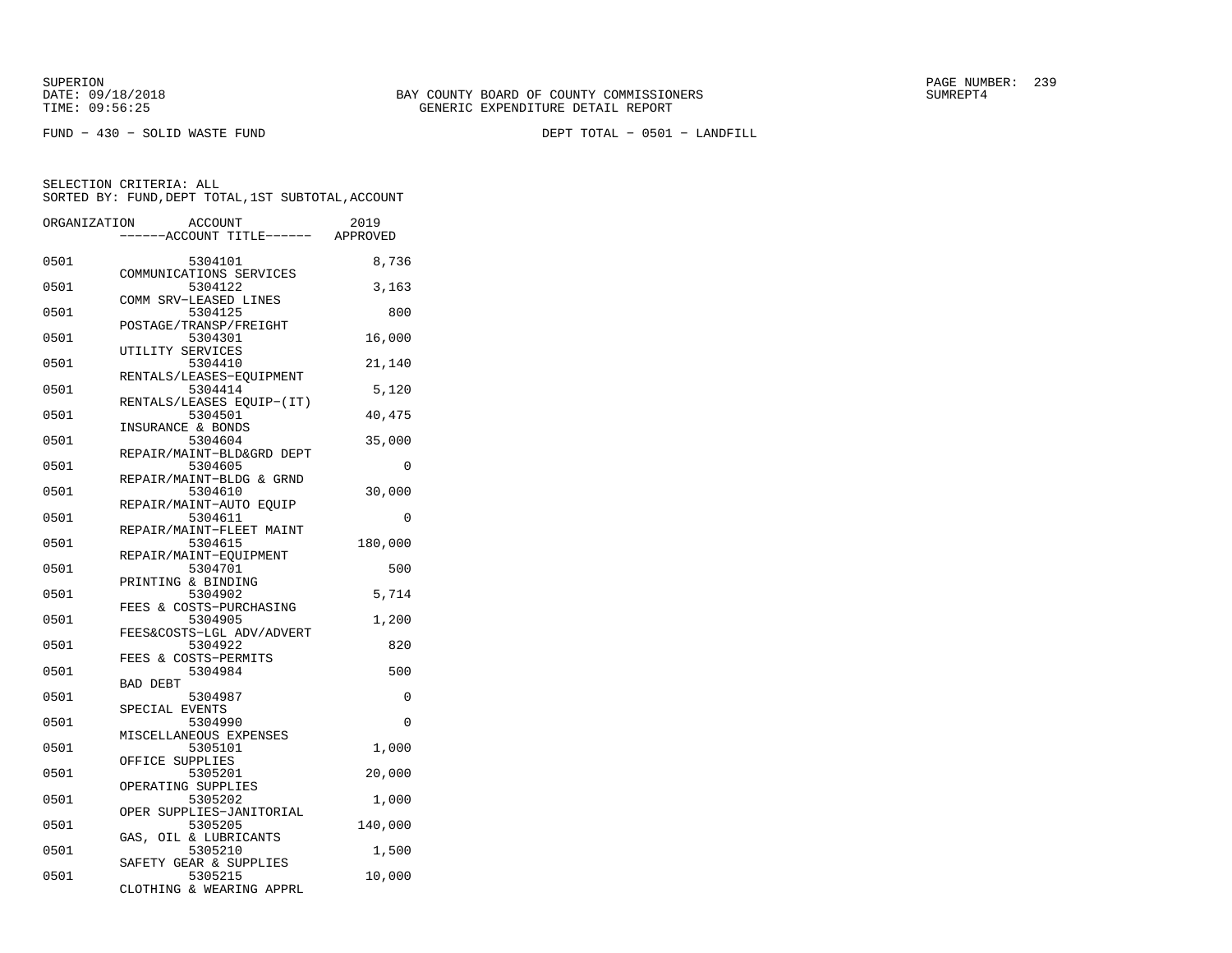SUPERION
DATE: 09/18/2018 BAY COUNTY BOARD OF COUNTY COMMISSIONERS SUMREPT4
TIME: 09:56:25 GENERIC EXPENDITURE DETAIL REPORT

FUND − 430 − SOLID WASTE FUND DEPT TOTAL − 0501 − LANDFILL

SELECTION CRITERIA: ALL
SORTED BY: FUND,DEPT TOTAL,1ST SUBTOTAL,ACCOUNT

| ORGANIZATION | ACCOUNT / ------ACCOUNT TITLE------ | 2019 APPROVED |
|---|---|---|
| 0501 | 5304101 COMMUNICATIONS SERVICES | 8,736 |
| 0501 | 5304122 COMM SRV−LEASED LINES | 3,163 |
| 0501 | 5304125 POSTAGE/TRANSP/FREIGHT | 800 |
| 0501 | 5304301 UTILITY SERVICES | 16,000 |
| 0501 | 5304410 RENTALS/LEASES−EQUIPMENT | 21,140 |
| 0501 | 5304414 RENTALS/LEASES EQUIP−(IT) | 5,120 |
| 0501 | 5304501 INSURANCE & BONDS | 40,475 |
| 0501 | 5304604 REPAIR/MAINT−BLD&GRD DEPT | 35,000 |
| 0501 | 5304605 REPAIR/MAINT−BLDG & GRND | 0 |
| 0501 | 5304610 REPAIR/MAINT−AUTO EQUIP | 30,000 |
| 0501 | 5304611 REPAIR/MAINT−FLEET MAINT | 0 |
| 0501 | 5304615 REPAIR/MAINT−EQUIPMENT | 180,000 |
| 0501 | 5304701 PRINTING & BINDING | 500 |
| 0501 | 5304902 FEES & COSTS−PURCHASING | 5,714 |
| 0501 | 5304905 FEES&COSTS−LGL ADV/ADVERT | 1,200 |
| 0501 | 5304922 FEES & COSTS−PERMITS | 820 |
| 0501 | 5304984 BAD DEBT | 500 |
| 0501 | 5304987 SPECIAL EVENTS | 0 |
| 0501 | 5304990 MISCELLANEOUS EXPENSES | 0 |
| 0501 | 5305101 OFFICE SUPPLIES | 1,000 |
| 0501 | 5305201 OPERATING SUPPLIES | 20,000 |
| 0501 | 5305202 OPER SUPPLIES−JANITORIAL | 1,000 |
| 0501 | 5305205 GAS, OIL & LUBRICANTS | 140,000 |
| 0501 | 5305210 SAFETY GEAR & SUPPLIES | 1,500 |
| 0501 | 5305215 CLOTHING & WEARING APPRL | 10,000 |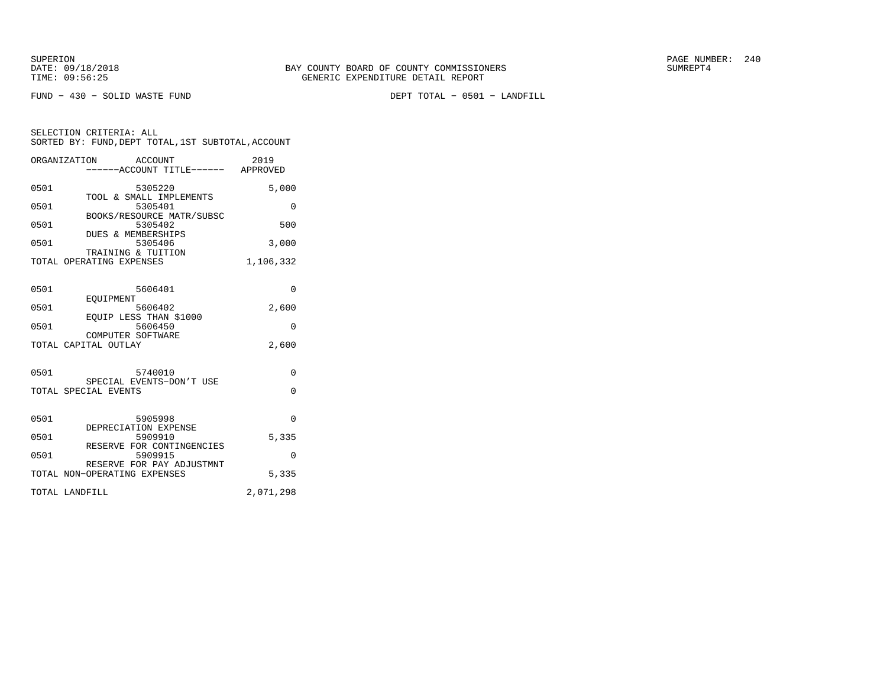FUND − 430 − SOLID WASTE FUND

DEPT TOTAL − 0501 − LANDFILL

SELECTION CRITERIA: ALL
SORTED BY: FUND,DEPT TOTAL,1ST SUBTOTAL,ACCOUNT

| ORGANIZATION | ACCOUNT / ACCOUNT TITLE | 2019 APPROVED |
|---|---|---|
| 0501 | 5305220 TOOL & SMALL IMPLEMENTS | 5,000 |
| 0501 | 5305401 BOOKS/RESOURCE MATR/SUBSC | 0 |
| 0501 | 5305402 DUES & MEMBERSHIPS | 500 |
| 0501 | 5305406 TRAINING & TUITION | 3,000 |
| TOTAL OPERATING EXPENSES | | 1,106,332 |
| 0501 | 5606401 EQUIPMENT | 0 |
| 0501 | 5606402 EQUIP LESS THAN $1000 | 2,600 |
| 0501 | 5606450 COMPUTER SOFTWARE | 0 |
| TOTAL CAPITAL OUTLAY | | 2,600 |
| 0501 | 5740010 SPECIAL EVENTS−DON'T USE | 0 |
| TOTAL SPECIAL EVENTS | | 0 |
| 0501 | 5905998 DEPRECIATION EXPENSE | 0 |
| 0501 | 5909910 RESERVE FOR CONTINGENCIES | 5,335 |
| 0501 | 5909915 RESERVE FOR PAY ADJUSTMNT | 0 |
| TOTAL NON−OPERATING EXPENSES | | 5,335 |
| TOTAL LANDFILL | | 2,071,298 |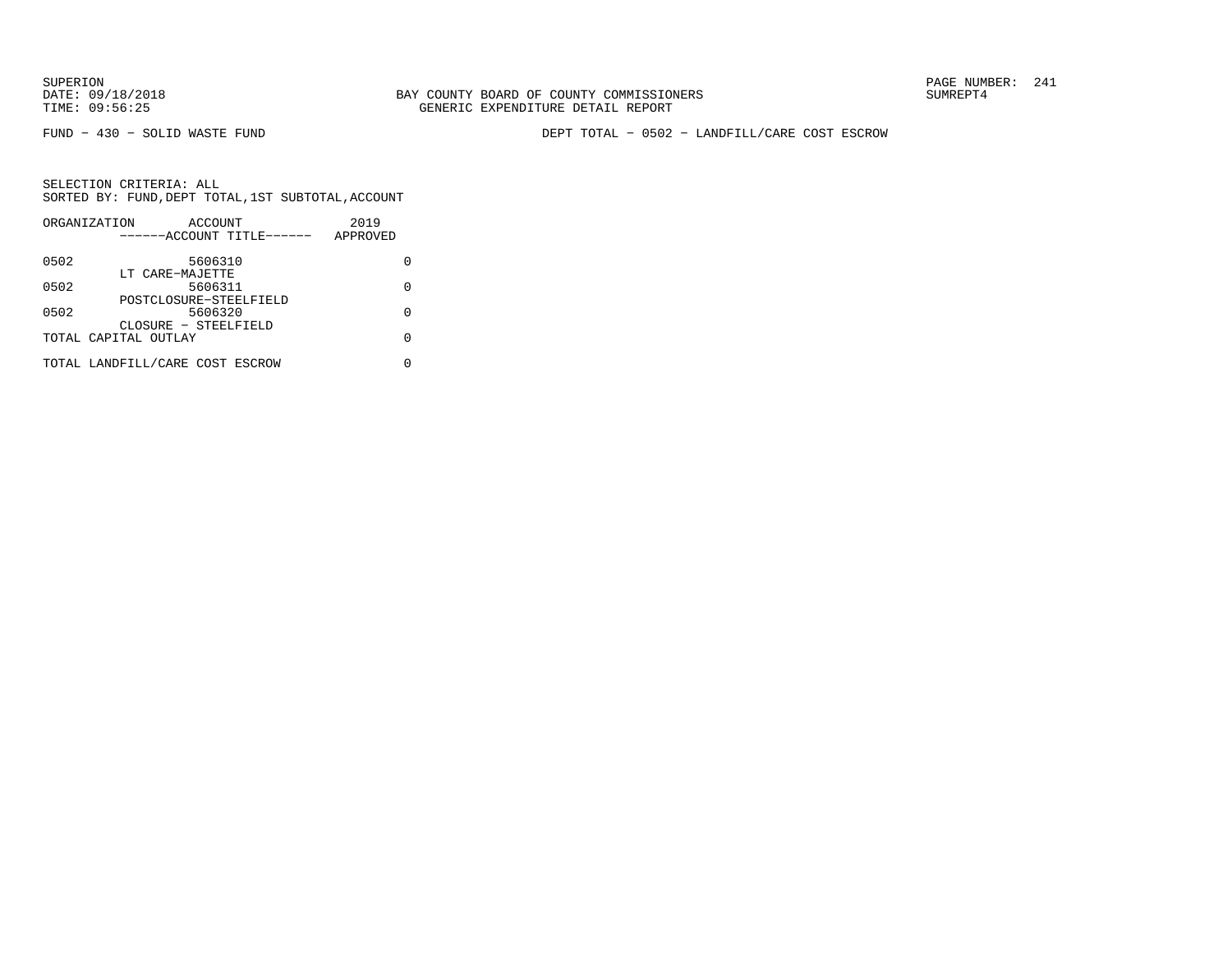FUND − 430 − SOLID WASTE FUND

DEPT TOTAL − 0502 − LANDFILL/CARE COST ESCROW

SELECTION CRITERIA: ALL
SORTED BY: FUND, DEPT TOTAL, 1ST SUBTOTAL, ACCOUNT

| ORGANIZATION | ACCOUNT<br>------ACCOUNT TITLE------ | 2019<br>APPROVED |
|---|---|---|
| 0502 | 5606310<br>LT CARE−MAJETTE | 0 |
| 0502 | 5606311<br>POSTCLOSURE−STEELFIELD | 0 |
| 0502 | 5606320<br>CLOSURE − STEELFIELD | 0 |
| TOTAL CAPITAL OUTLAY | | 0 |
| TOTAL LANDFILL/CARE COST ESCROW | | 0 |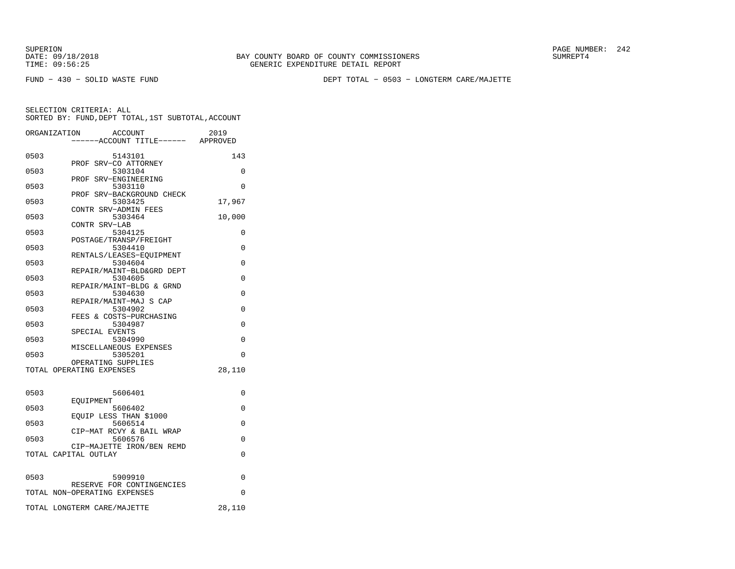BAY COUNTY BOARD OF COUNTY COMMISSIONERS
GENERIC EXPENDITURE DETAIL REPORT

SUPERION
DATE: 09/18/2018
TIME: 09:56:25

SUMREPT4

FUND − 430 − SOLID WASTE FUND

DEPT TOTAL − 0503 − LONGTERM CARE/MAJETTE

SELECTION CRITERIA: ALL
SORTED BY: FUND,DEPT TOTAL,1ST SUBTOTAL,ACCOUNT

| ORGANIZATION | ACCOUNT / ------ACCOUNT TITLE------ | 2019 APPROVED |
|---|---|---|
| 0503 | 5143101 PROF SRV−CO ATTORNEY | 143 |
| 0503 | 5303104 PROF SRV−ENGINEERING | 0 |
| 0503 | 5303110 PROF SRV−BACKGROUND CHECK | 0 |
| 0503 | 5303425 CONTR SRV−ADMIN FEES | 17,967 |
| 0503 | 5303464 CONTR SRV−LAB | 10,000 |
| 0503 | 5304125 POSTAGE/TRANSP/FREIGHT | 0 |
| 0503 | 5304410 RENTALS/LEASES−EQUIPMENT | 0 |
| 0503 | 5304604 REPAIR/MAINT−BLD&GRD DEPT | 0 |
| 0503 | 5304605 REPAIR/MAINT−BLDG & GRND | 0 |
| 0503 | 5304630 REPAIR/MAINT−MAJ S CAP | 0 |
| 0503 | 5304902 FEES & COSTS−PURCHASING | 0 |
| 0503 | 5304987 SPECIAL EVENTS | 0 |
| 0503 | 5304990 MISCELLANEOUS EXPENSES | 0 |
| 0503 | 5305201 OPERATING SUPPLIES | 0 |
| TOTAL OPERATING EXPENSES | | 28,110 |
| 0503 | 5606401 EQUIPMENT | 0 |
| 0503 | 5606402 EQUIP LESS THAN $1000 | 0 |
| 0503 | 5606514 CIP−MAT RCVY & BAIL WRAP | 0 |
| 0503 | 5606576 CIP−MAJETTE IRON/BEN REMD | 0 |
| TOTAL CAPITAL OUTLAY | | 0 |
| 0503 | 5909910 RESERVE FOR CONTINGENCIES | 0 |
| TOTAL NON−OPERATING EXPENSES | | 0 |
| TOTAL LONGTERM CARE/MAJETTE | | 28,110 |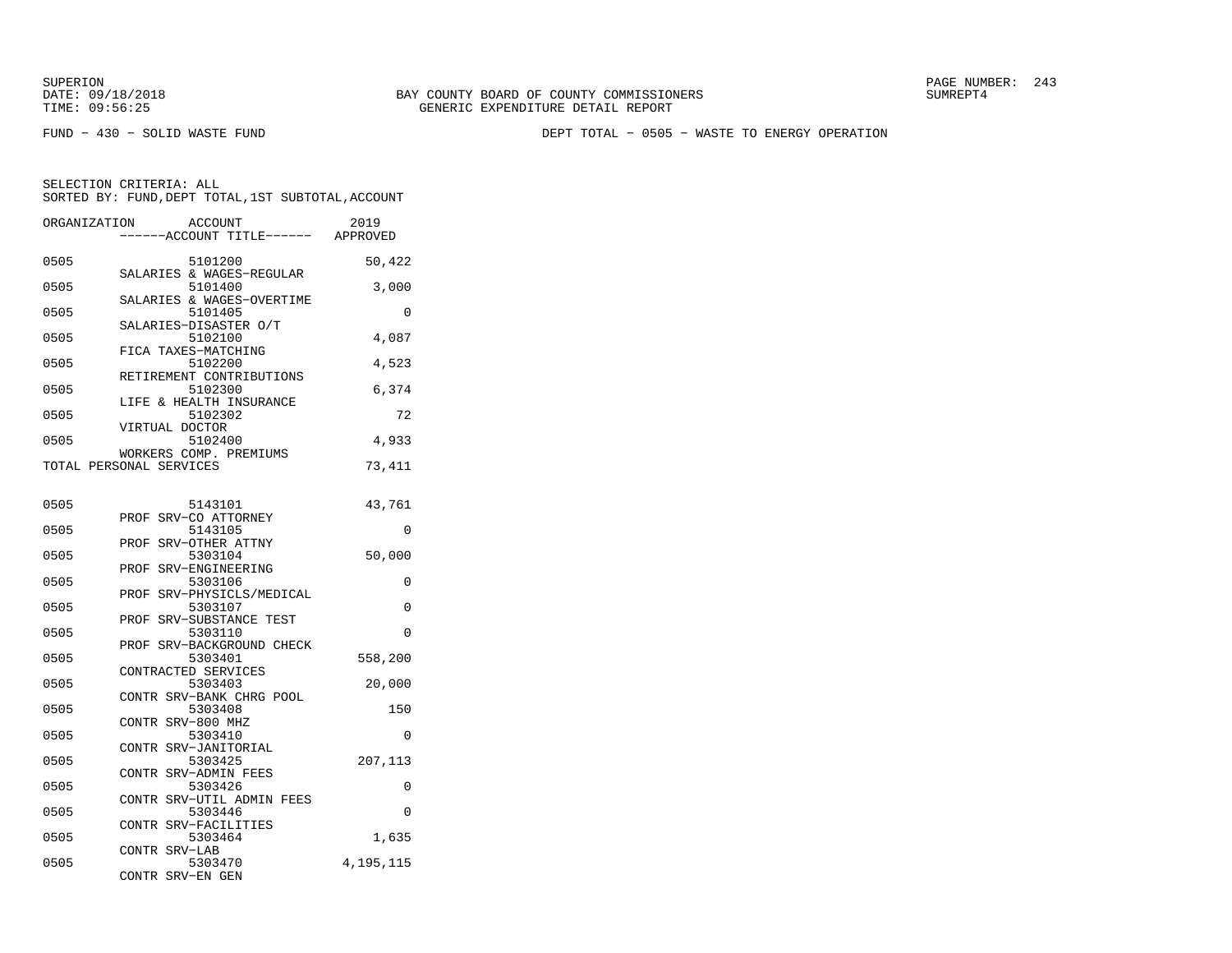SUPERION
DATE: 09/18/2018
TIME: 09:56:25

BAY COUNTY BOARD OF COUNTY COMMISSIONERS
GENERIC EXPENDITURE DETAIL REPORT

SUMREPT4

FUND - 430 - SOLID WASTE FUND

DEPT TOTAL - 0505 - WASTE TO ENERGY OPERATION

SELECTION CRITERIA: ALL
SORTED BY: FUND,DEPT TOTAL,1ST SUBTOTAL,ACCOUNT

| ORGANIZATION | ACCOUNT<br>------ACCOUNT TITLE------ | 2019<br>APPROVED |
|---|---|---|
| 0505 | 5101200<br>SALARIES & WAGES-REGULAR | 50,422 |
| 0505 | 5101400<br>SALARIES & WAGES-OVERTIME | 3,000 |
| 0505 | 5101405<br>SALARIES-DISASTER O/T | 0 |
| 0505 | 5102100<br>FICA TAXES-MATCHING | 4,087 |
| 0505 | 5102200<br>RETIREMENT CONTRIBUTIONS | 4,523 |
| 0505 | 5102300<br>LIFE & HEALTH INSURANCE | 6,374 |
| 0505 | 5102302<br>VIRTUAL DOCTOR | 72 |
| 0505 | 5102400<br>WORKERS COMP. PREMIUMS | 4,933 |
| TOTAL PERSONAL SERVICES | | 73,411 |
| | | |
| 0505 | 5143101<br>PROF SRV-CO ATTORNEY | 43,761 |
| 0505 | 5143105<br>PROF SRV-OTHER ATTNY | 0 |
| 0505 | 5303104<br>PROF SRV-ENGINEERING | 50,000 |
| 0505 | 5303106<br>PROF SRV-PHYSICLS/MEDICAL | 0 |
| 0505 | 5303107<br>PROF SRV-SUBSTANCE TEST | 0 |
| 0505 | 5303110<br>PROF SRV-BACKGROUND CHECK | 0 |
| 0505 | 5303401<br>CONTRACTED SERVICES | 558,200 |
| 0505 | 5303403<br>CONTR SRV-BANK CHRG POOL | 20,000 |
| 0505 | 5303408<br>CONTR SRV-800 MHZ | 150 |
| 0505 | 5303410<br>CONTR SRV-JANITORIAL | 0 |
| 0505 | 5303425<br>CONTR SRV-ADMIN FEES | 207,113 |
| 0505 | 5303426<br>CONTR SRV-UTIL ADMIN FEES | 0 |
| 0505 | 5303446<br>CONTR SRV-FACILITIES | 0 |
| 0505 | 5303464<br>CONTR SRV-LAB | 1,635 |
| 0505 | 5303470<br>CONTR SRV-EN GEN | 4,195,115 |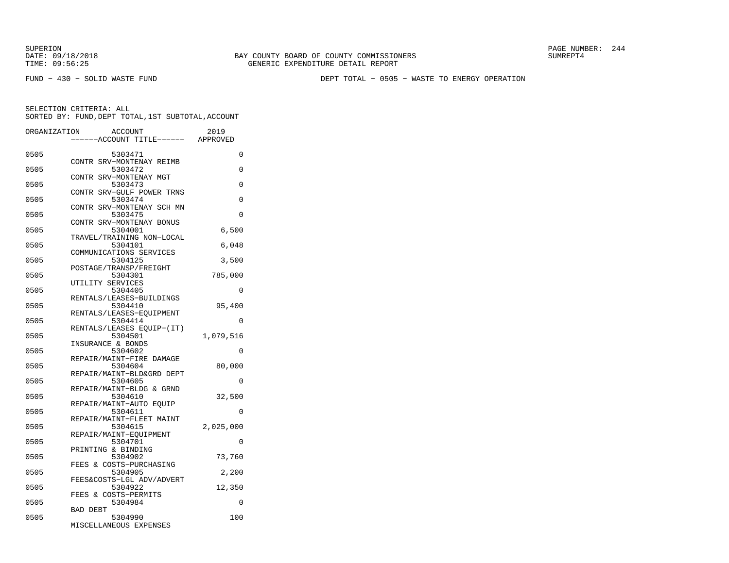SUPERION
DATE: 09/18/2018
TIME: 09:56:25

BAY COUNTY BOARD OF COUNTY COMMISSIONERS
GENERIC EXPENDITURE DETAIL REPORT

SUMREPT4

FUND − 430 − SOLID WASTE FUND

DEPT TOTAL − 0505 − WASTE TO ENERGY OPERATION

SELECTION CRITERIA: ALL
SORTED BY: FUND,DEPT TOTAL,1ST SUBTOTAL,ACCOUNT

| ORGANIZATION | ACCOUNT | ------ACCOUNT TITLE------ | 2019 APPROVED |
|---|---|---|---|
| 0505 | 5303471 | CONTR SRV−MONTENAY REIMB | 0 |
| 0505 | 5303472 | CONTR SRV−MONTENAY MGT | 0 |
| 0505 | 5303473 | CONTR SRV−GULF POWER TRNS | 0 |
| 0505 | 5303474 | CONTR SRV−MONTENAY SCH MN | 0 |
| 0505 | 5303475 | CONTR SRV−MONTENAY BONUS | 0 |
| 0505 | 5304001 | TRAVEL/TRAINING NON−LOCAL | 6,500 |
| 0505 | 5304101 | COMMUNICATIONS SERVICES | 6,048 |
| 0505 | 5304125 | POSTAGE/TRANSP/FREIGHT | 3,500 |
| 0505 | 5304301 | UTILITY SERVICES | 785,000 |
| 0505 | 5304405 | RENTALS/LEASES−BUILDINGS | 0 |
| 0505 | 5304410 | RENTALS/LEASES−EQUIPMENT | 95,400 |
| 0505 | 5304414 | RENTALS/LEASES EQUIP−(IT) | 0 |
| 0505 | 5304501 | INSURANCE & BONDS | 1,079,516 |
| 0505 | 5304602 | REPAIR/MAINT−FIRE DAMAGE | 0 |
| 0505 | 5304604 | REPAIR/MAINT−BLD&GRD DEPT | 80,000 |
| 0505 | 5304605 | REPAIR/MAINT−BLDG & GRND | 0 |
| 0505 | 5304610 | REPAIR/MAINT−AUTO EQUIP | 32,500 |
| 0505 | 5304611 | REPAIR/MAINT−FLEET MAINT | 0 |
| 0505 | 5304615 | REPAIR/MAINT−EQUIPMENT | 2,025,000 |
| 0505 | 5304701 | PRINTING & BINDING | 0 |
| 0505 | 5304902 | FEES & COSTS−PURCHASING | 73,760 |
| 0505 | 5304905 | FEES&COSTS−LGL ADV/ADVERT | 2,200 |
| 0505 | 5304922 | FEES & COSTS−PERMITS | 12,350 |
| 0505 | 5304984 | BAD DEBT | 0 |
| 0505 | 5304990 | MISCELLANEOUS EXPENSES | 100 |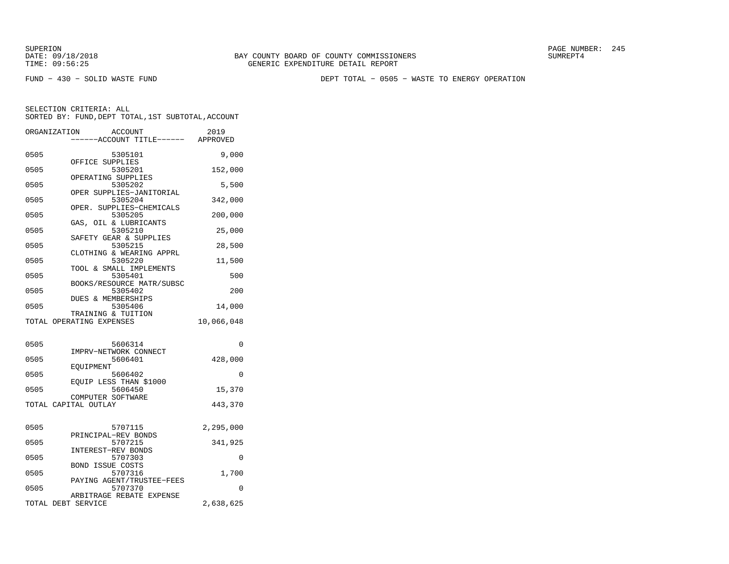BAY COUNTY BOARD OF COUNTY COMMISSIONERS
GENERIC EXPENDITURE DETAIL REPORT

SUPERION
DATE: 09/18/2018
TIME: 09:56:25

SUMREPT4

FUND - 430 - SOLID WASTE FUND

DEPT TOTAL - 0505 - WASTE TO ENERGY OPERATION

SELECTION CRITERIA: ALL
SORTED BY: FUND,DEPT TOTAL,1ST SUBTOTAL,ACCOUNT

| ORGANIZATION | ACCOUNT ------ACCOUNT TITLE------ | 2019 APPROVED |
|---|---|---|
| 0505 | 5305101 OFFICE SUPPLIES | 9,000 |
| 0505 | 5305201 OPERATING SUPPLIES | 152,000 |
| 0505 | 5305202 OPER SUPPLIES-JANITORIAL | 5,500 |
| 0505 | 5305204 OPER. SUPPLIES-CHEMICALS | 342,000 |
| 0505 | 5305205 GAS, OIL & LUBRICANTS | 200,000 |
| 0505 | 5305210 SAFETY GEAR & SUPPLIES | 25,000 |
| 0505 | 5305215 CLOTHING & WEARING APPRL | 28,500 |
| 0505 | 5305220 TOOL & SMALL IMPLEMENTS | 11,500 |
| 0505 | 5305401 BOOKS/RESOURCE MATR/SUBSC | 500 |
| 0505 | 5305402 DUES & MEMBERSHIPS | 200 |
| 0505 | 5305406 TRAINING & TUITION | 14,000 |
| TOTAL OPERATING EXPENSES | | 10,066,048 |
| | | |
| 0505 | 5606314 IMPRV-NETWORK CONNECT | 0 |
| 0505 | 5606401 EQUIPMENT | 428,000 |
| 0505 | 5606402 EQUIP LESS THAN $1000 | 0 |
| 0505 | 5606450 COMPUTER SOFTWARE | 15,370 |
| TOTAL CAPITAL OUTLAY | | 443,370 |
| | | |
| 0505 | 5707115 PRINCIPAL-REV BONDS | 2,295,000 |
| 0505 | 5707215 INTEREST-REV BONDS | 341,925 |
| 0505 | 5707303 BOND ISSUE COSTS | 0 |
| 0505 | 5707316 PAYING AGENT/TRUSTEE-FEES | 1,700 |
| 0505 | 5707370 ARBITRAGE REBATE EXPENSE | 0 |
| TOTAL DEBT SERVICE | | 2,638,625 |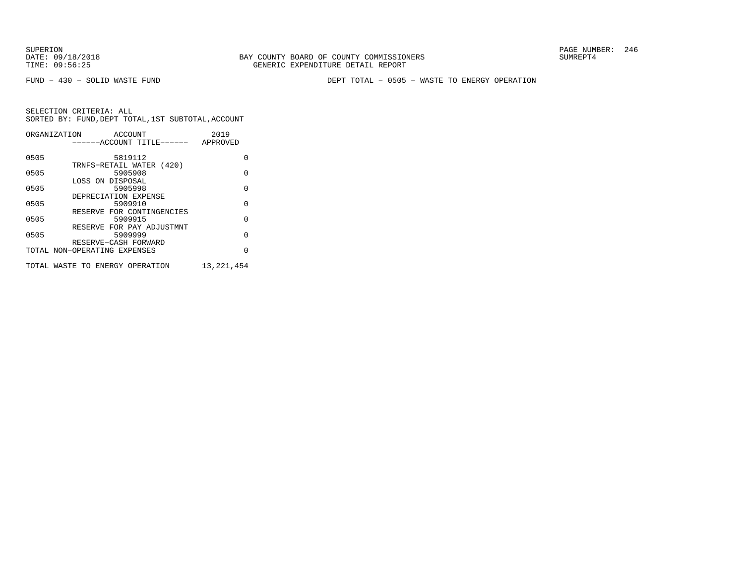SUPERION
DATE: 09/18/2018
TIME: 09:56:25

BAY COUNTY BOARD OF COUNTY COMMISSIONERS
GENERIC EXPENDITURE DETAIL REPORT

SUMREPT4

FUND − 430 − SOLID WASTE FUND

DEPT TOTAL − 0505 − WASTE TO ENERGY OPERATION

SELECTION CRITERIA: ALL
SORTED BY: FUND,DEPT TOTAL,1ST SUBTOTAL,ACCOUNT

| ORGANIZATION | ACCOUNT / ------ACCOUNT TITLE------ | 2019 APPROVED |
|---|---|---|
| 0505 | 5819112 TRNFS−RETAIL WATER (420) | 0 |
| 0505 | 5905908 LOSS ON DISPOSAL | 0 |
| 0505 | 5905998 DEPRECIATION EXPENSE | 0 |
| 0505 | 5909910 RESERVE FOR CONTINGENCIES | 0 |
| 0505 | 5909915 RESERVE FOR PAY ADJUSTMNT | 0 |
| 0505 | 5909999 RESERVE−CASH FORWARD | 0 |
| TOTAL NON−OPERATING EXPENSES | | 0 |
| TOTAL WASTE TO ENERGY OPERATION | | 13,221,454 |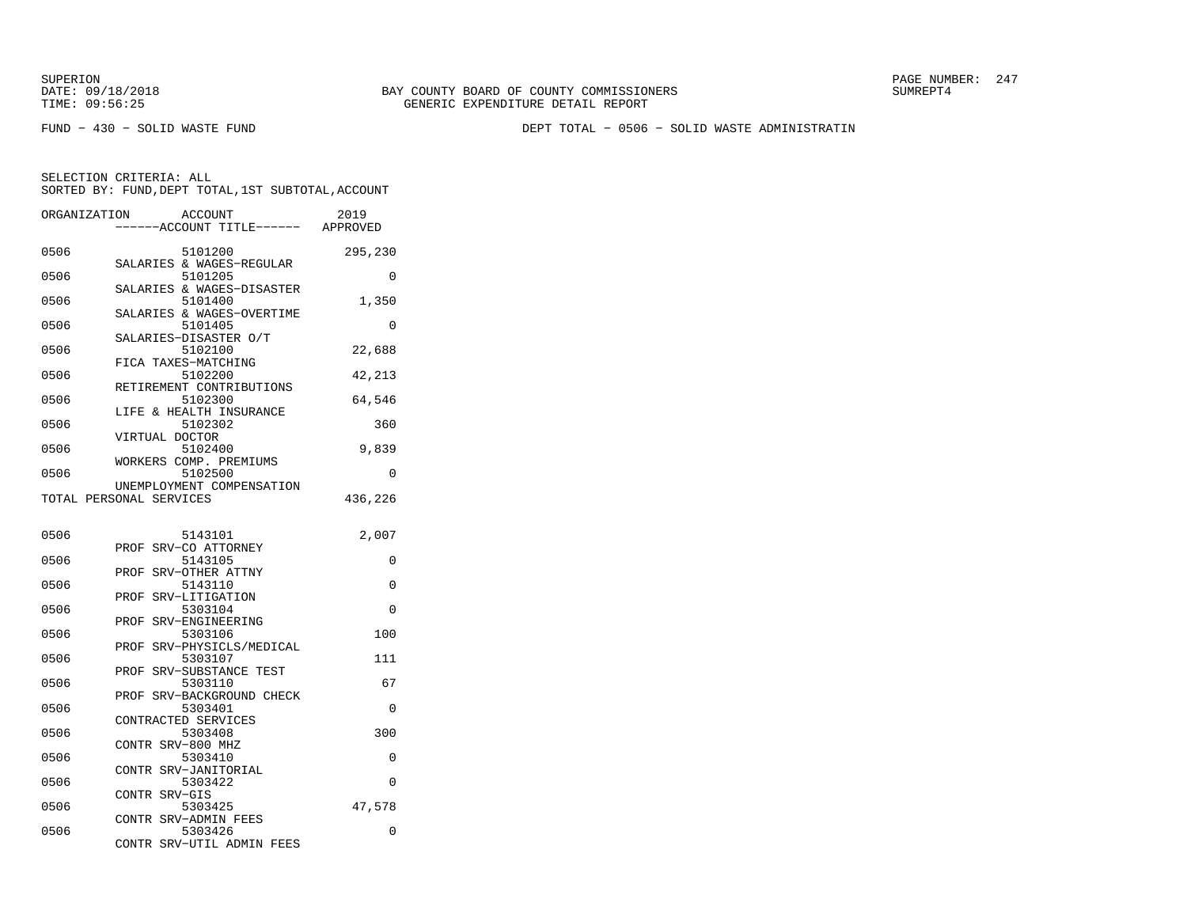SUPERION
DATE: 09/18/2018
TIME: 09:56:25

BAY COUNTY BOARD OF COUNTY COMMISSIONERS
GENERIC EXPENDITURE DETAIL REPORT

SUMREPT4

FUND − 430 − SOLID WASTE FUND

DEPT TOTAL − 0506 − SOLID WASTE ADMINISTRATIN

SELECTION CRITERIA: ALL
SORTED BY: FUND,DEPT TOTAL,1ST SUBTOTAL,ACCOUNT

| ORGANIZATION | ACCOUNT / ------ACCOUNT TITLE------ | 2019 APPROVED |
|---|---|---|
| 0506 | 5101200 SALARIES & WAGES−REGULAR | 295,230 |
| 0506 | 5101205 SALARIES & WAGES−DISASTER | 0 |
| 0506 | 5101400 SALARIES & WAGES−OVERTIME | 1,350 |
| 0506 | 5101405 SALARIES−DISASTER O/T | 0 |
| 0506 | 5102100 FICA TAXES−MATCHING | 22,688 |
| 0506 | 5102200 RETIREMENT CONTRIBUTIONS | 42,213 |
| 0506 | 5102300 LIFE & HEALTH INSURANCE | 64,546 |
| 0506 | 5102302 VIRTUAL DOCTOR | 360 |
| 0506 | 5102400 WORKERS COMP. PREMIUMS | 9,839 |
| 0506 | 5102500 UNEMPLOYMENT COMPENSATION | 0 |
| TOTAL PERSONAL SERVICES | | 436,226 |
| 0506 | 5143101 PROF SRV−CO ATTORNEY | 2,007 |
| 0506 | 5143105 PROF SRV−OTHER ATTNY | 0 |
| 0506 | 5143110 PROF SRV−LITIGATION | 0 |
| 0506 | 5303104 PROF SRV−ENGINEERING | 0 |
| 0506 | 5303106 PROF SRV−PHYSICLS/MEDICAL | 100 |
| 0506 | 5303107 PROF SRV−SUBSTANCE TEST | 111 |
| 0506 | 5303110 PROF SRV−BACKGROUND CHECK | 67 |
| 0506 | 5303401 CONTRACTED SERVICES | 0 |
| 0506 | 5303408 CONTR SRV−800 MHZ | 300 |
| 0506 | 5303410 CONTR SRV−JANITORIAL | 0 |
| 0506 | 5303422 CONTR SRV−GIS | 0 |
| 0506 | 5303425 CONTR SRV−ADMIN FEES | 47,578 |
| 0506 | 5303426 CONTR SRV−UTIL ADMIN FEES | 0 |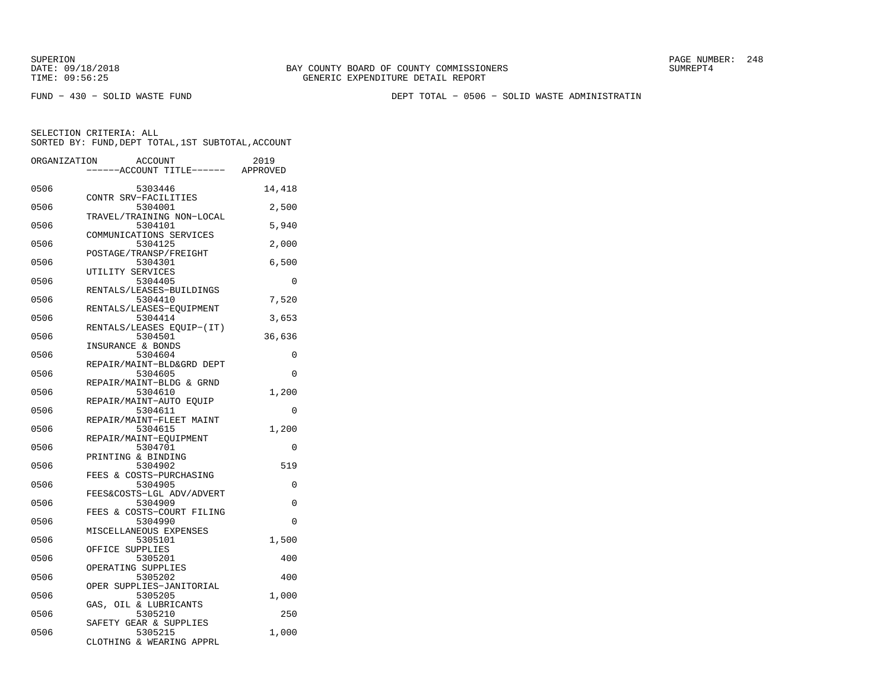FUND − 430 − SOLID WASTE FUND

DEPT TOTAL − 0506 − SOLID WASTE ADMINISTRATIN

SELECTION CRITERIA: ALL
SORTED BY: FUND,DEPT TOTAL,1ST SUBTOTAL,ACCOUNT

| ORGANIZATION | ACCOUNT / ACCOUNT TITLE | 2019 APPROVED |
|---|---|---|
| 0506 | 5303446 CONTR SRV−FACILITIES | 14,418 |
| 0506 | 5304001 TRAVEL/TRAINING NON−LOCAL | 2,500 |
| 0506 | 5304101 COMMUNICATIONS SERVICES | 5,940 |
| 0506 | 5304125 POSTAGE/TRANSP/FREIGHT | 2,000 |
| 0506 | 5304301 UTILITY SERVICES | 6,500 |
| 0506 | 5304405 RENTALS/LEASES−BUILDINGS | 0 |
| 0506 | 5304410 RENTALS/LEASES−EQUIPMENT | 7,520 |
| 0506 | 5304414 RENTALS/LEASES EQUIP−(IT) | 3,653 |
| 0506 | 5304501 INSURANCE & BONDS | 36,636 |
| 0506 | 5304604 REPAIR/MAINT−BLD&GRD DEPT | 0 |
| 0506 | 5304605 REPAIR/MAINT−BLDG & GRND | 0 |
| 0506 | 5304610 REPAIR/MAINT−AUTO EQUIP | 1,200 |
| 0506 | 5304611 REPAIR/MAINT−FLEET MAINT | 0 |
| 0506 | 5304615 REPAIR/MAINT−EQUIPMENT | 1,200 |
| 0506 | 5304701 PRINTING & BINDING | 0 |
| 0506 | 5304902 FEES & COSTS−PURCHASING | 519 |
| 0506 | 5304905 FEES&COSTS−LGL ADV/ADVERT | 0 |
| 0506 | 5304909 FEES & COSTS−COURT FILING | 0 |
| 0506 | 5304990 MISCELLANEOUS EXPENSES | 0 |
| 0506 | 5305101 OFFICE SUPPLIES | 1,500 |
| 0506 | 5305201 OPERATING SUPPLIES | 400 |
| 0506 | 5305202 OPER SUPPLIES−JANITORIAL | 400 |
| 0506 | 5305205 GAS, OIL & LUBRICANTS | 1,000 |
| 0506 | 5305210 SAFETY GEAR & SUPPLIES | 250 |
| 0506 | 5305215 CLOTHING & WEARING APPRL | 1,000 |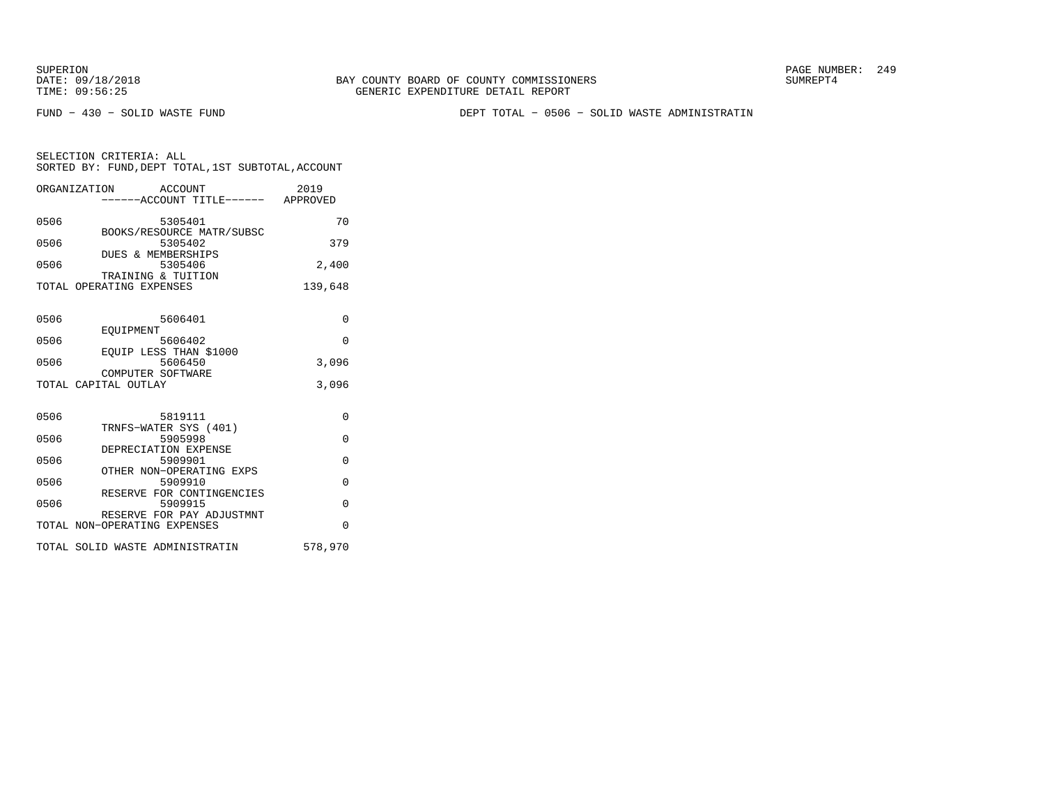FUND − 430 − SOLID WASTE FUND

DEPT TOTAL − 0506 − SOLID WASTE ADMINISTRATIN

SELECTION CRITERIA: ALL
SORTED BY: FUND,DEPT TOTAL,1ST SUBTOTAL,ACCOUNT

| ORGANIZATION | ACCOUNT / ------ACCOUNT TITLE------ | 2019 APPROVED |
|---|---|---|
| 0506 | 5305401 BOOKS/RESOURCE MATR/SUBSC | 70 |
| 0506 | 5305402 DUES & MEMBERSHIPS | 379 |
| 0506 | 5305406 TRAINING & TUITION | 2,400 |
| TOTAL OPERATING EXPENSES | | 139,648 |
| 0506 | 5606401 EQUIPMENT | 0 |
| 0506 | 5606402 EQUIP LESS THAN $1000 | 0 |
| 0506 | 5606450 COMPUTER SOFTWARE | 3,096 |
| TOTAL CAPITAL OUTLAY | | 3,096 |
| 0506 | 5819111 TRNFS−WATER SYS (401) | 0 |
| 0506 | 5905998 DEPRECIATION EXPENSE | 0 |
| 0506 | 5909901 OTHER NON−OPERATING EXPS | 0 |
| 0506 | 5909910 RESERVE FOR CONTINGENCIES | 0 |
| 0506 | 5909915 RESERVE FOR PAY ADJUSTMNT | 0 |
| TOTAL NON−OPERATING EXPENSES | | 0 |
| TOTAL SOLID WASTE ADMINISTRATIN | | 578,970 |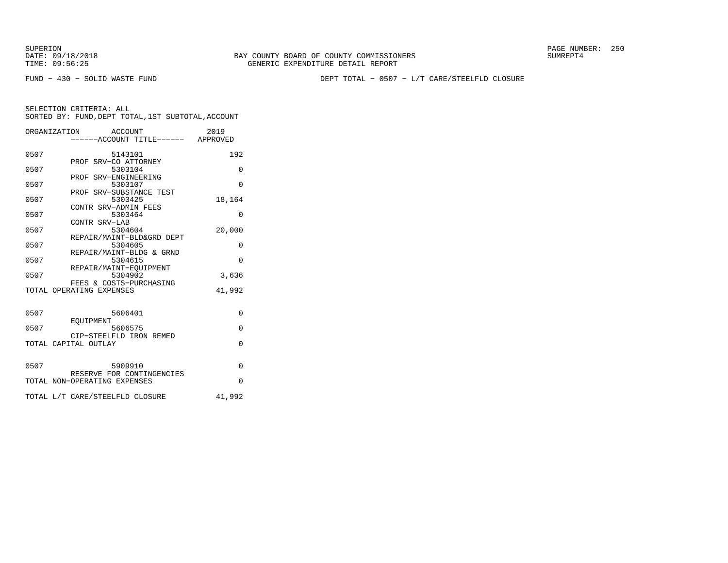BAY COUNTY BOARD OF COUNTY COMMISSIONERS
GENERIC EXPENDITURE DETAIL REPORT

SUPERION
DATE: 09/18/2018
TIME: 09:56:25
SUMREPT4

FUND − 430 − SOLID WASTE FUND

DEPT TOTAL − 0507 − L/T CARE/STEELFLD CLOSURE

SELECTION CRITERIA: ALL
SORTED BY: FUND,DEPT TOTAL,1ST SUBTOTAL,ACCOUNT

| ORGANIZATION | ACCOUNT / ------ACCOUNT TITLE------ | 2019 APPROVED |
|---|---|---|
| 0507 | 5143101 PROF SRV−CO ATTORNEY | 192 |
| 0507 | 5303104 PROF SRV−ENGINEERING | 0 |
| 0507 | 5303107 PROF SRV−SUBSTANCE TEST | 0 |
| 0507 | 5303425 CONTR SRV−ADMIN FEES | 18,164 |
| 0507 | 5303464 CONTR SRV−LAB | 0 |
| 0507 | 5304604 REPAIR/MAINT−BLD&GRD DEPT | 20,000 |
| 0507 | 5304605 REPAIR/MAINT−BLDG & GRND | 0 |
| 0507 | 5304615 REPAIR/MAINT−EQUIPMENT | 0 |
| 0507 | 5304902 FEES & COSTS−PURCHASING | 3,636 |
| TOTAL OPERATING EXPENSES | | 41,992 |
| 0507 | 5606401 EQUIPMENT | 0 |
| 0507 | 5606575 CIP−STEELFLD IRON REMED | 0 |
| TOTAL CAPITAL OUTLAY | | 0 |
| 0507 | 5909910 RESERVE FOR CONTINGENCIES | 0 |
| TOTAL NON−OPERATING EXPENSES | | 0 |
| TOTAL L/T CARE/STEELFLD CLOSURE | | 41,992 |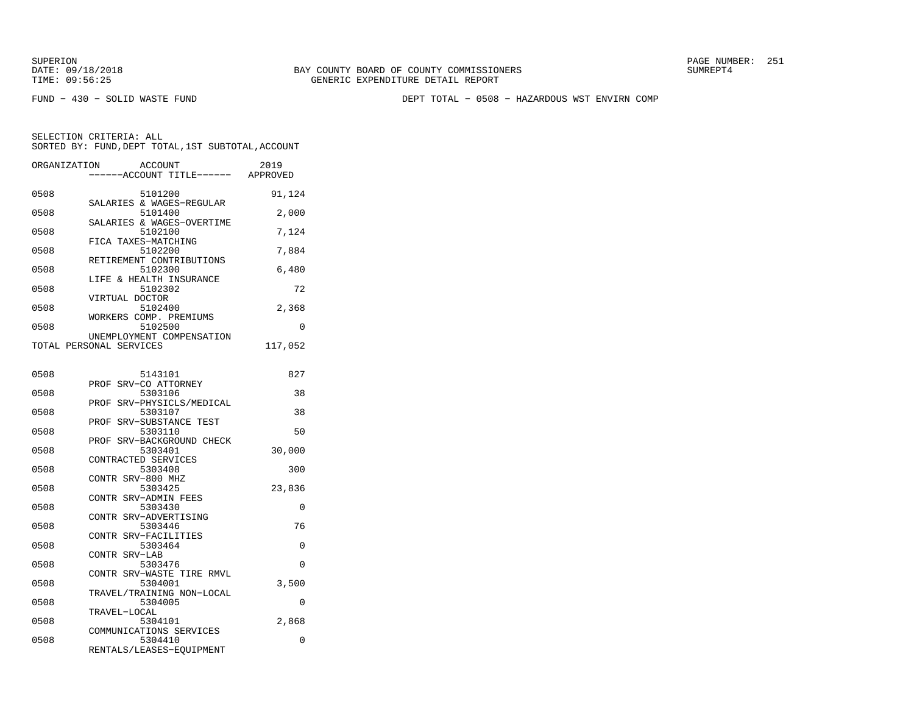BAY COUNTY BOARD OF COUNTY COMMISSIONERS
GENERIC EXPENDITURE DETAIL REPORT

SUPERION
DATE: 09/18/2018
TIME: 09:56:25

FUND − 430 − SOLID WASTE FUND

DEPT TOTAL − 0508 − HAZARDOUS WST ENVIRN COMP

SELECTION CRITERIA: ALL
SORTED BY: FUND,DEPT TOTAL,1ST SUBTOTAL,ACCOUNT

| ORGANIZATION | ACCOUNT / ------ACCOUNT TITLE------ | 2019 APPROVED |
|---|---|---|
| 0508 | 5101200 SALARIES & WAGES−REGULAR | 91,124 |
| 0508 | 5101400 SALARIES & WAGES−OVERTIME | 2,000 |
| 0508 | 5102100 FICA TAXES−MATCHING | 7,124 |
| 0508 | 5102200 RETIREMENT CONTRIBUTIONS | 7,884 |
| 0508 | 5102300 LIFE & HEALTH INSURANCE | 6,480 |
| 0508 | 5102302 VIRTUAL DOCTOR | 72 |
| 0508 | 5102400 WORKERS COMP. PREMIUMS | 2,368 |
| 0508 | 5102500 UNEMPLOYMENT COMPENSATION | 0 |
| TOTAL PERSONAL SERVICES | | 117,052 |
| 0508 | 5143101 PROF SRV−CO ATTORNEY | 827 |
| 0508 | 5303106 PROF SRV−PHYSICLS/MEDICAL | 38 |
| 0508 | 5303107 PROF SRV−SUBSTANCE TEST | 38 |
| 0508 | 5303110 PROF SRV−BACKGROUND CHECK | 50 |
| 0508 | 5303401 CONTRACTED SERVICES | 30,000 |
| 0508 | 5303408 CONTR SRV−800 MHZ | 300 |
| 0508 | 5303425 CONTR SRV−ADMIN FEES | 23,836 |
| 0508 | 5303430 CONTR SRV−ADVERTISING | 0 |
| 0508 | 5303446 CONTR SRV−FACILITIES | 76 |
| 0508 | 5303464 CONTR SRV−LAB | 0 |
| 0508 | 5303476 CONTR SRV−WASTE TIRE RMVL | 0 |
| 0508 | 5304001 TRAVEL/TRAINING NON−LOCAL | 3,500 |
| 0508 | 5304005 TRAVEL−LOCAL | 0 |
| 0508 | 5304101 COMMUNICATIONS SERVICES | 2,868 |
| 0508 | 5304410 RENTALS/LEASES−EQUIPMENT | 0 |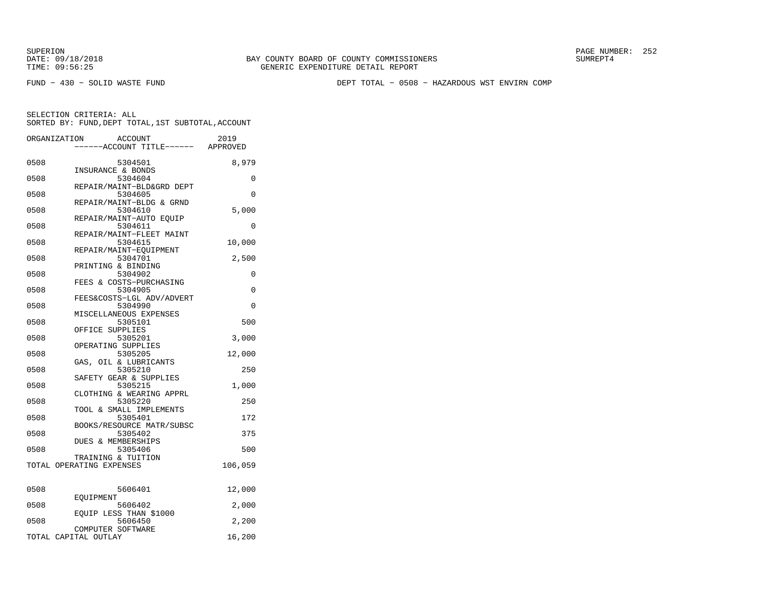BAY COUNTY BOARD OF COUNTY COMMISSIONERS
GENERIC EXPENDITURE DETAIL REPORT

FUND - 430 - SOLID WASTE FUND

DEPT TOTAL - 0508 - HAZARDOUS WST ENVIRN COMP

SELECTION CRITERIA: ALL
SORTED BY: FUND,DEPT TOTAL,1ST SUBTOTAL,ACCOUNT

| ORGANIZATION | ACCOUNT / ------ACCOUNT TITLE------ | 2019 APPROVED |
|---|---|---|
| 0508 | 5304501 INSURANCE & BONDS | 8,979 |
| 0508 | 5304604 REPAIR/MAINT-BLD&GRD DEPT | 0 |
| 0508 | 5304605 REPAIR/MAINT-BLDG & GRND | 0 |
| 0508 | 5304610 REPAIR/MAINT-AUTO EQUIP | 5,000 |
| 0508 | 5304611 REPAIR/MAINT-FLEET MAINT | 0 |
| 0508 | 5304615 REPAIR/MAINT-EQUIPMENT | 10,000 |
| 0508 | 5304701 PRINTING & BINDING | 2,500 |
| 0508 | 5304902 FEES & COSTS-PURCHASING | 0 |
| 0508 | 5304905 FEES&COSTS-LGL ADV/ADVERT | 0 |
| 0508 | 5304990 MISCELLANEOUS EXPENSES | 0 |
| 0508 | 5305101 OFFICE SUPPLIES | 500 |
| 0508 | 5305201 OPERATING SUPPLIES | 3,000 |
| 0508 | 5305205 GAS, OIL & LUBRICANTS | 12,000 |
| 0508 | 5305210 SAFETY GEAR & SUPPLIES | 250 |
| 0508 | 5305215 CLOTHING & WEARING APPRL | 1,000 |
| 0508 | 5305220 TOOL & SMALL IMPLEMENTS | 250 |
| 0508 | 5305401 BOOKS/RESOURCE MATR/SUBSC | 172 |
| 0508 | 5305402 DUES & MEMBERSHIPS | 375 |
| 0508 | 5305406 TRAINING & TUITION | 500 |
| TOTAL OPERATING EXPENSES | | 106,059 |
| 0508 | 5606401 EQUIPMENT | 12,000 |
| 0508 | 5606402 EQUIP LESS THAN $1000 | 2,000 |
| 0508 | 5606450 COMPUTER SOFTWARE | 2,200 |
| TOTAL CAPITAL OUTLAY | | 16,200 |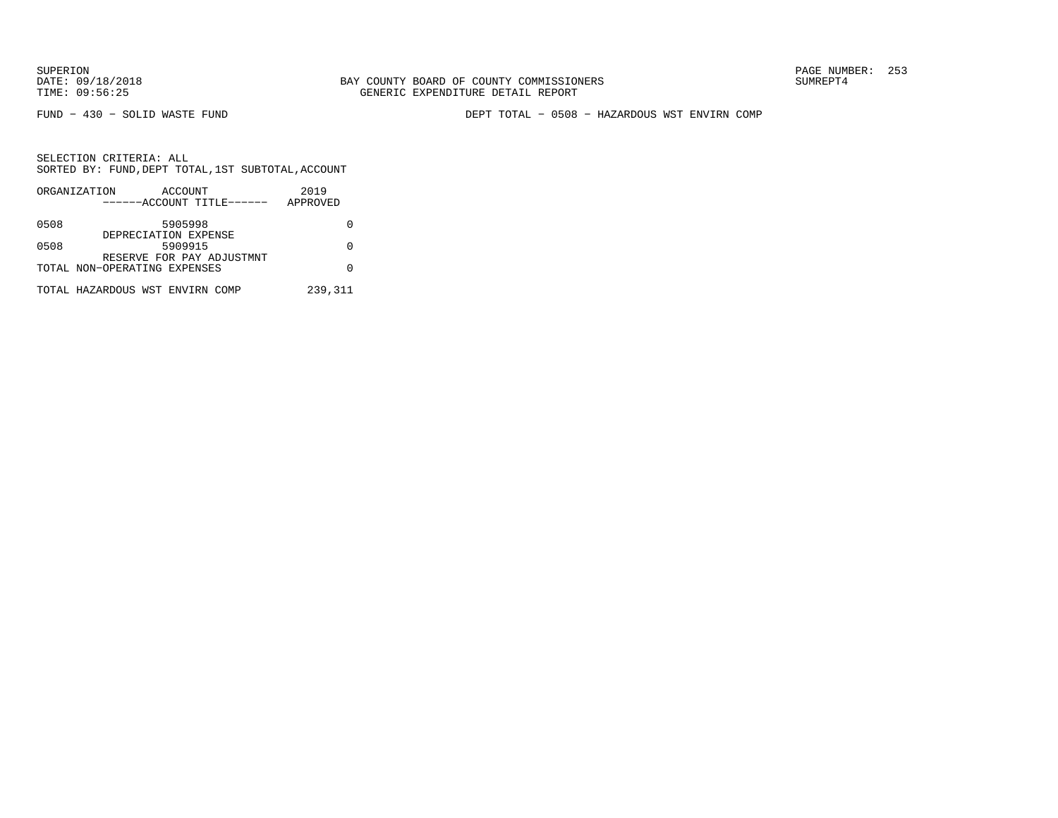FUND − 430 − SOLID WASTE FUND

DEPT TOTAL − 0508 − HAZARDOUS WST ENVIRN COMP

SELECTION CRITERIA: ALL
SORTED BY: FUND, DEPT TOTAL, 1ST SUBTOTAL, ACCOUNT

| ORGANIZATION | ACCOUNT<br>------ACCOUNT TITLE------ | 2019<br>APPROVED |
|---|---|---|
| 0508 | 5905998<br>DEPRECIATION EXPENSE | 0 |
| 0508 | 5909915<br>RESERVE FOR PAY ADJUSTMNT | 0 |
| TOTAL NON−OPERATING EXPENSES | | 0 |
| TOTAL HAZARDOUS WST ENVIRN COMP | | 239,311 |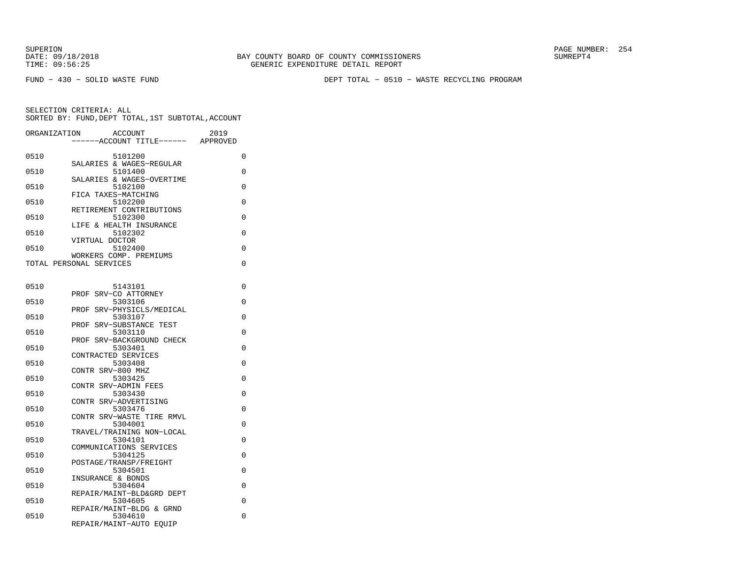SUPERION
DATE: 09/18/2018
TIME: 09:56:25

BAY COUNTY BOARD OF COUNTY COMMISSIONERS
GENERIC EXPENDITURE DETAIL REPORT

SUMREPT4

FUND − 430 − SOLID WASTE FUND

DEPT TOTAL − 0510 − WASTE RECYCLING PROGRAM

SELECTION CRITERIA: ALL
SORTED BY: FUND,DEPT TOTAL,1ST SUBTOTAL,ACCOUNT

| ORGANIZATION | ACCOUNT ------ACCOUNT TITLE------ | 2019 APPROVED |
|---|---|---|
| 0510 | 5101200 SALARIES & WAGES−REGULAR | 0 |
| 0510 | 5101400 SALARIES & WAGES−OVERTIME | 0 |
| 0510 | 5102100 FICA TAXES−MATCHING | 0 |
| 0510 | 5102200 RETIREMENT CONTRIBUTIONS | 0 |
| 0510 | 5102300 LIFE & HEALTH INSURANCE | 0 |
| 0510 | 5102302 VIRTUAL DOCTOR | 0 |
| 0510 | 5102400 WORKERS COMP. PREMIUMS | 0 |
| TOTAL PERSONAL SERVICES | | 0 |
| 0510 | 5143101 PROF SRV−CO ATTORNEY | 0 |
| 0510 | 5303106 PROF SRV−PHYSICLS/MEDICAL | 0 |
| 0510 | 5303107 PROF SRV−SUBSTANCE TEST | 0 |
| 0510 | 5303110 PROF SRV−BACKGROUND CHECK | 0 |
| 0510 | 5303401 CONTRACTED SERVICES | 0 |
| 0510 | 5303408 CONTR SRV−800 MHZ | 0 |
| 0510 | 5303425 CONTR SRV−ADMIN FEES | 0 |
| 0510 | 5303430 CONTR SRV−ADVERTISING | 0 |
| 0510 | 5303476 CONTR SRV−WASTE TIRE RMVL | 0 |
| 0510 | 5304001 TRAVEL/TRAINING NON−LOCAL | 0 |
| 0510 | 5304101 COMMUNICATIONS SERVICES | 0 |
| 0510 | 5304125 POSTAGE/TRANSP/FREIGHT | 0 |
| 0510 | 5304501 INSURANCE & BONDS | 0 |
| 0510 | 5304604 REPAIR/MAINT−BLD&GRD DEPT | 0 |
| 0510 | 5304605 REPAIR/MAINT−BLDG & GRND | 0 |
| 0510 | 5304610 REPAIR/MAINT−AUTO EQUIP | 0 |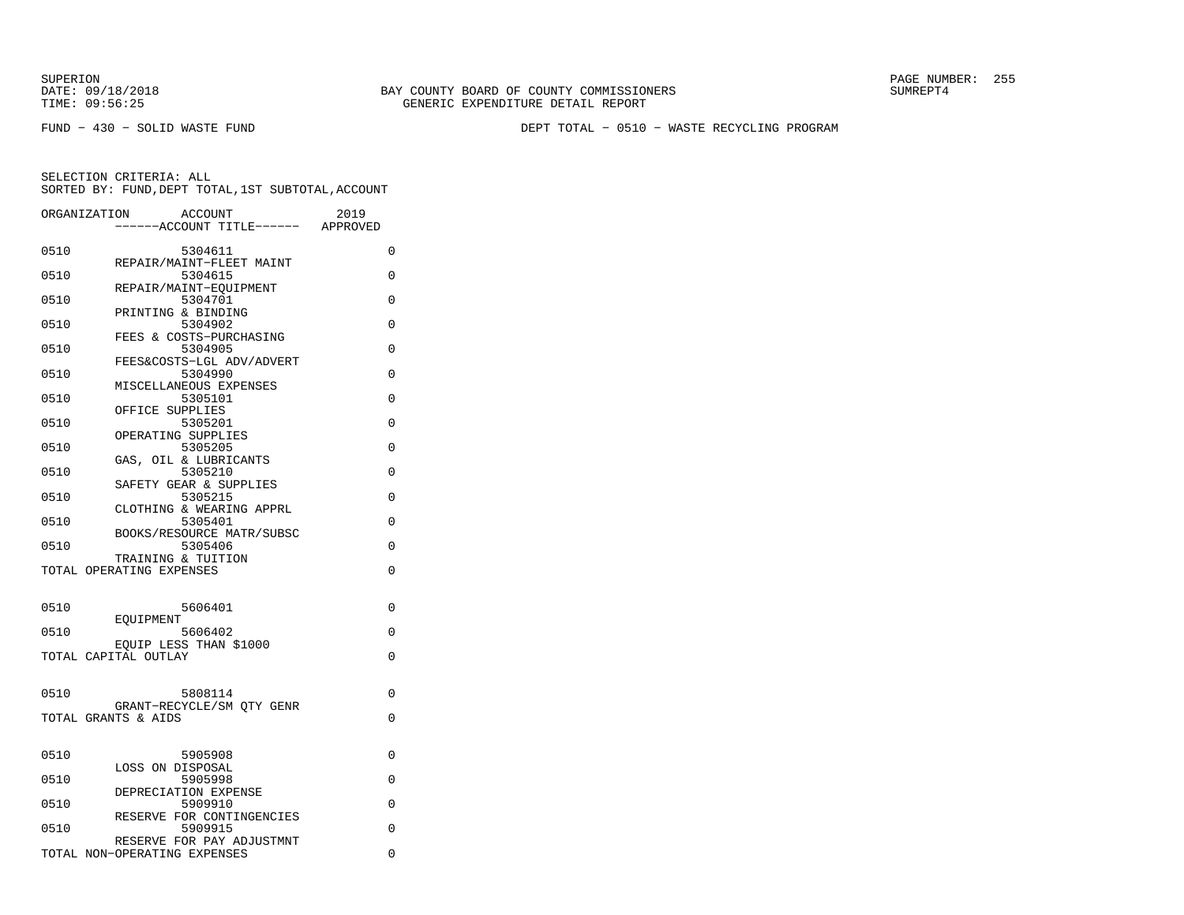FUND − 430 − SOLID WASTE FUND DEPT TOTAL − 0510 − WASTE RECYCLING PROGRAM

SELECTION CRITERIA: ALL
SORTED BY: FUND,DEPT TOTAL,1ST SUBTOTAL,ACCOUNT

| ORGANIZATION | ACCOUNT / ACCOUNT TITLE | 2019 APPROVED |
|---|---|---|
| 0510 | 5304611 REPAIR/MAINT−FLEET MAINT | 0 |
| 0510 | 5304615 REPAIR/MAINT−EQUIPMENT | 0 |
| 0510 | 5304701 PRINTING & BINDING | 0 |
| 0510 | 5304902 FEES & COSTS−PURCHASING | 0 |
| 0510 | 5304905 FEES&COSTS−LGL ADV/ADVERT | 0 |
| 0510 | 5304990 MISCELLANEOUS EXPENSES | 0 |
| 0510 | 5305101 OFFICE SUPPLIES | 0 |
| 0510 | 5305201 OPERATING SUPPLIES | 0 |
| 0510 | 5305205 GAS, OIL & LUBRICANTS | 0 |
| 0510 | 5305210 SAFETY GEAR & SUPPLIES | 0 |
| 0510 | 5305215 CLOTHING & WEARING APPRL | 0 |
| 0510 | 5305401 BOOKS/RESOURCE MATR/SUBSC | 0 |
| 0510 | 5305406 TRAINING & TUITION | 0 |
| TOTAL OPERATING EXPENSES | | 0 |
| 0510 | 5606401 EQUIPMENT | 0 |
| 0510 | 5606402 EQUIP LESS THAN $1000 | 0 |
| TOTAL CAPITAL OUTLAY | | 0 |
| 0510 | 5808114 GRANT−RECYCLE/SM QTY GENR | 0 |
| TOTAL GRANTS & AIDS | | 0 |
| 0510 | 5905908 LOSS ON DISPOSAL | 0 |
| 0510 | 5905998 DEPRECIATION EXPENSE | 0 |
| 0510 | 5909910 RESERVE FOR CONTINGENCIES | 0 |
| 0510 | 5909915 RESERVE FOR PAY ADJUSTMNT | 0 |
| TOTAL NON−OPERATING EXPENSES | | 0 |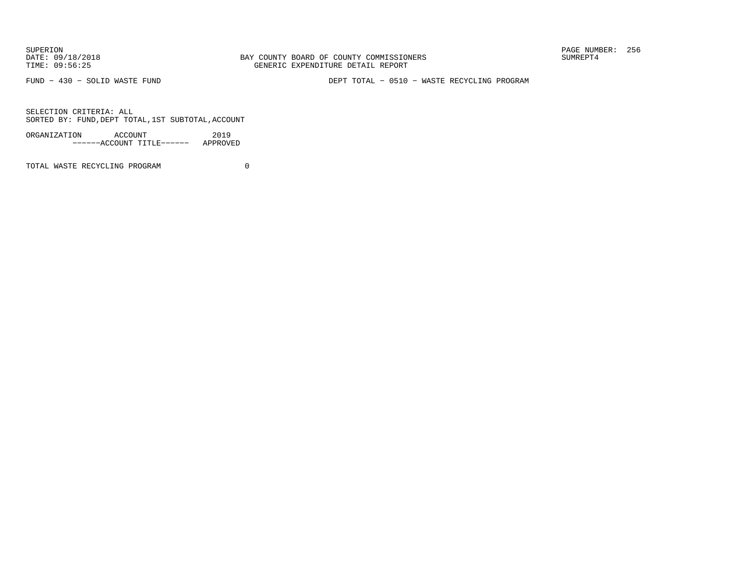SUPERION
DATE: 09/18/2018
TIME: 09:56:25

BAY COUNTY BOARD OF COUNTY COMMISSIONERS
GENERIC EXPENDITURE DETAIL REPORT

SUMREPT4

FUND − 430 − SOLID WASTE FUND

DEPT TOTAL − 0510 − WASTE RECYCLING PROGRAM

SELECTION CRITERIA: ALL
SORTED BY: FUND,DEPT TOTAL,1ST SUBTOTAL,ACCOUNT

| ORGANIZATION | ACCOUNT ------ACCOUNT TITLE------ | 2019 APPROVED |
|---|---|---|
| TOTAL WASTE RECYCLING PROGRAM | | 0 |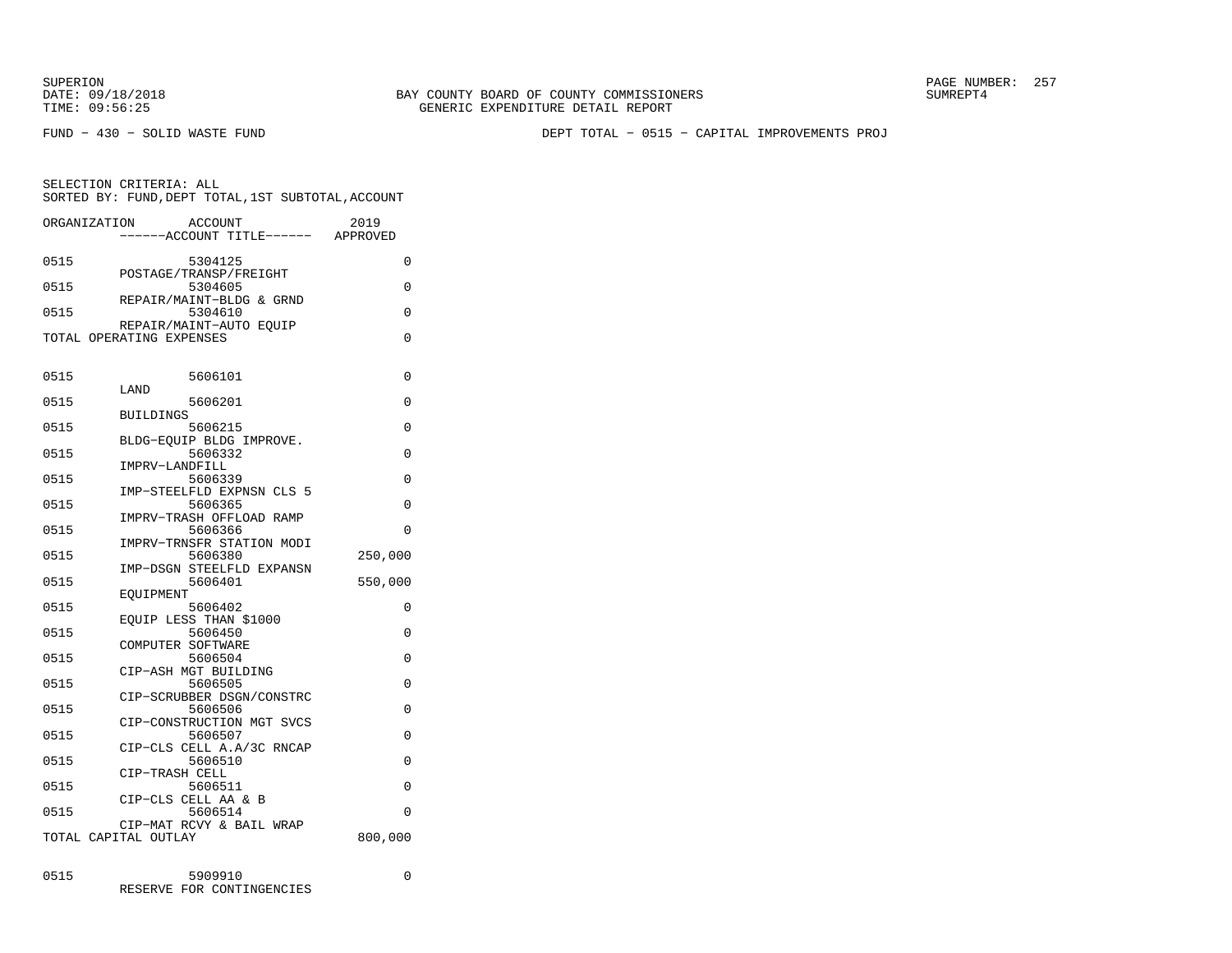FUND − 430 − SOLID WASTE FUND

DEPT TOTAL − 0515 − CAPITAL IMPROVEMENTS PROJ

SELECTION CRITERIA: ALL
SORTED BY: FUND,DEPT TOTAL,1ST SUBTOTAL,ACCOUNT

| ORGANIZATION | ACCOUNT ------ACCOUNT TITLE------ | 2019 APPROVED |
|---|---|---|
| 0515 | 5304125 POSTAGE/TRANSP/FREIGHT | 0 |
| 0515 | 5304605 REPAIR/MAINT−BLDG & GRND | 0 |
| 0515 | 5304610 REPAIR/MAINT−AUTO EQUIP | 0 |
| TOTAL OPERATING EXPENSES | | 0 |
| 0515 | 5606101 LAND | 0 |
| 0515 | 5606201 BUILDINGS | 0 |
| 0515 | 5606215 BLDG−EQUIP BLDG IMPROVE. | 0 |
| 0515 | 5606332 IMPRV−LANDFILL | 0 |
| 0515 | 5606339 IMP−STEELFLD EXPNSN CLS 5 | 0 |
| 0515 | 5606365 IMPRV−TRASH OFFLOAD RAMP | 0 |
| 0515 | 5606366 IMPRV−TRNSFR STATION MODI | 0 |
| 0515 | 5606380 IMP−DSGN STEELFLD EXPANSN | 250,000 |
| 0515 | 5606401 EQUIPMENT | 550,000 |
| 0515 | 5606402 EQUIP LESS THAN $1000 | 0 |
| 0515 | 5606450 COMPUTER SOFTWARE | 0 |
| 0515 | 5606504 CIP−ASH MGT BUILDING | 0 |
| 0515 | 5606505 CIP−SCRUBBER DSGN/CONSTRC | 0 |
| 0515 | 5606506 CIP−CONSTRUCTION MGT SVCS | 0 |
| 0515 | 5606507 CIP−CLS CELL A.A/3C RNCAP | 0 |
| 0515 | 5606510 CIP−TRASH CELL | 0 |
| 0515 | 5606511 CIP−CLS CELL AA & B | 0 |
| 0515 | 5606514 CIP−MAT RCVY & BAIL WRAP | 0 |
| TOTAL CAPITAL OUTLAY | | 800,000 |
| 0515 | 5909910 RESERVE FOR CONTINGENCIES | 0 |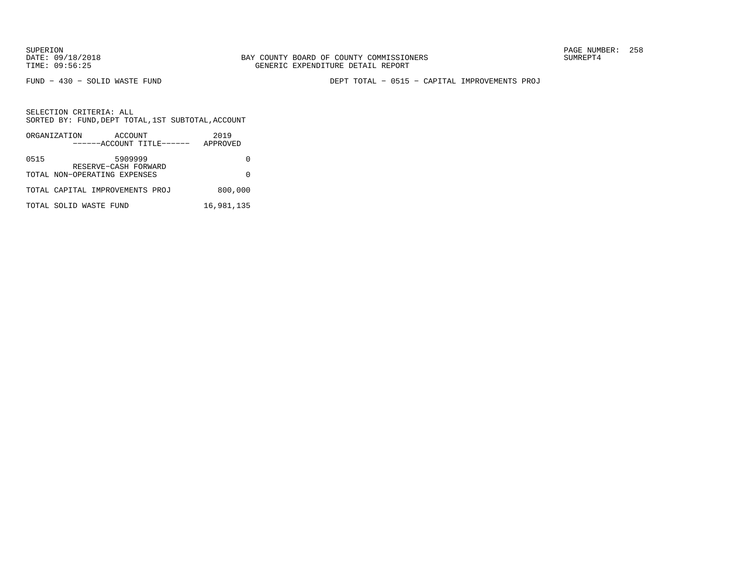FUND − 430 − SOLID WASTE FUND

DEPT TOTAL − 0515 − CAPITAL IMPROVEMENTS PROJ

SELECTION CRITERIA: ALL
SORTED BY: FUND,DEPT TOTAL,1ST SUBTOTAL,ACCOUNT

| ORGANIZATION | ACCOUNT / ------ACCOUNT TITLE------ | 2019 APPROVED |
|---|---|---|
| 0515 | 5909999 RESERVE−CASH FORWARD | 0 |
| TOTAL NON−OPERATING EXPENSES | | 0 |
| TOTAL CAPITAL IMPROVEMENTS PROJ | | 800,000 |
| TOTAL SOLID WASTE FUND | | 16,981,135 |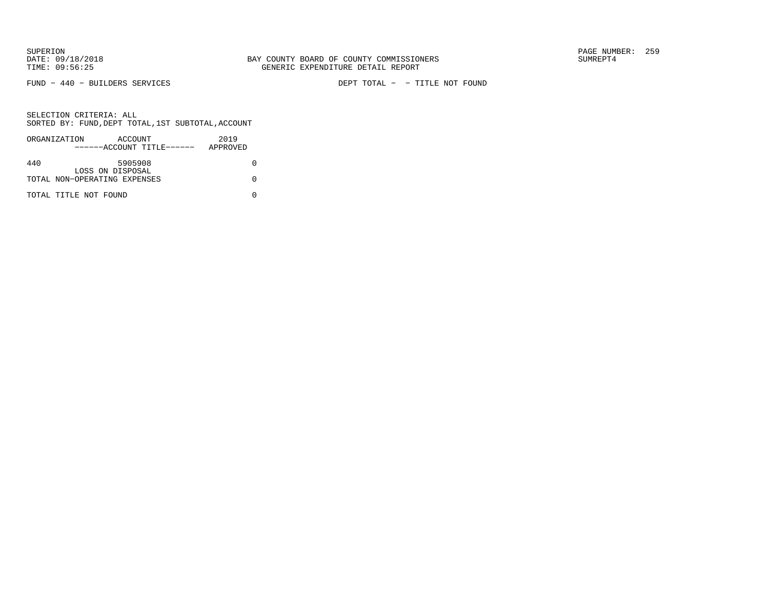SUPERION
DATE: 09/18/2018
TIME: 09:56:25

BAY COUNTY BOARD OF COUNTY COMMISSIONERS
GENERIC EXPENDITURE DETAIL REPORT

PAGE NUMBER: 259
SUMREPT4

FUND − 440 − BUILDERS SERVICES

DEPT TOTAL − − TITLE NOT FOUND

SELECTION CRITERIA: ALL
SORTED BY: FUND,DEPT TOTAL,1ST SUBTOTAL,ACCOUNT

| ORGANIZATION | ACCOUNT ------ACCOUNT TITLE------ | 2019 APPROVED |
|---|---|---|
| 440 | 5905908 LOSS ON DISPOSAL | 0 |
| TOTAL NON−OPERATING EXPENSES | | 0 |
| TOTAL TITLE NOT FOUND | | 0 |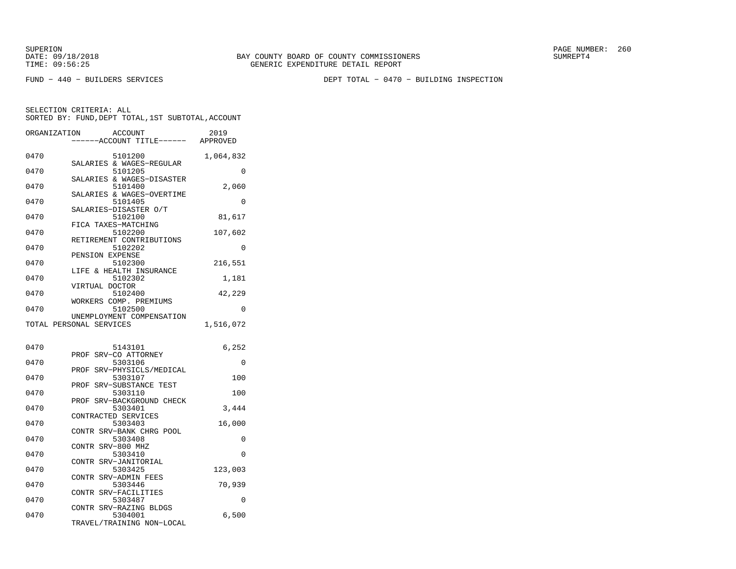BAY COUNTY BOARD OF COUNTY COMMISSIONERS
GENERIC EXPENDITURE DETAIL REPORT

FUND − 440 − BUILDERS SERVICES

DEPT TOTAL − 0470 − BUILDING INSPECTION

SELECTION CRITERIA: ALL
SORTED BY: FUND,DEPT TOTAL,1ST SUBTOTAL,ACCOUNT

| ORGANIZATION | ACCOUNT / ------ACCOUNT TITLE------ | 2019 APPROVED |
|---|---|---|
| 0470 | 5101200 SALARIES & WAGES−REGULAR | 1,064,832 |
| 0470 | 5101205 SALARIES & WAGES−DISASTER | 0 |
| 0470 | 5101400 SALARIES & WAGES−OVERTIME | 2,060 |
| 0470 | 5101405 SALARIES−DISASTER O/T | 0 |
| 0470 | 5102100 FICA TAXES−MATCHING | 81,617 |
| 0470 | 5102200 RETIREMENT CONTRIBUTIONS | 107,602 |
| 0470 | 5102202 PENSION EXPENSE | 0 |
| 0470 | 5102300 LIFE & HEALTH INSURANCE | 216,551 |
| 0470 | 5102302 VIRTUAL DOCTOR | 1,181 |
| 0470 | 5102400 WORKERS COMP. PREMIUMS | 42,229 |
| 0470 | 5102500 UNEMPLOYMENT COMPENSATION | 0 |
| TOTAL PERSONAL SERVICES | | 1,516,072 |
| 0470 | 5143101 PROF SRV−CO ATTORNEY | 6,252 |
| 0470 | 5303106 PROF SRV−PHYSICLS/MEDICAL | 0 |
| 0470 | 5303107 PROF SRV−SUBSTANCE TEST | 100 |
| 0470 | 5303110 PROF SRV−BACKGROUND CHECK | 100 |
| 0470 | 5303401 CONTRACTED SERVICES | 3,444 |
| 0470 | 5303403 CONTR SRV−BANK CHRG POOL | 16,000 |
| 0470 | 5303408 CONTR SRV−800 MHZ | 0 |
| 0470 | 5303410 CONTR SRV−JANITORIAL | 0 |
| 0470 | 5303425 CONTR SRV−ADMIN FEES | 123,003 |
| 0470 | 5303446 CONTR SRV−FACILITIES | 70,939 |
| 0470 | 5303487 CONTR SRV−RAZING BLDGS | 0 |
| 0470 | 5304001 TRAVEL/TRAINING NON−LOCAL | 6,500 |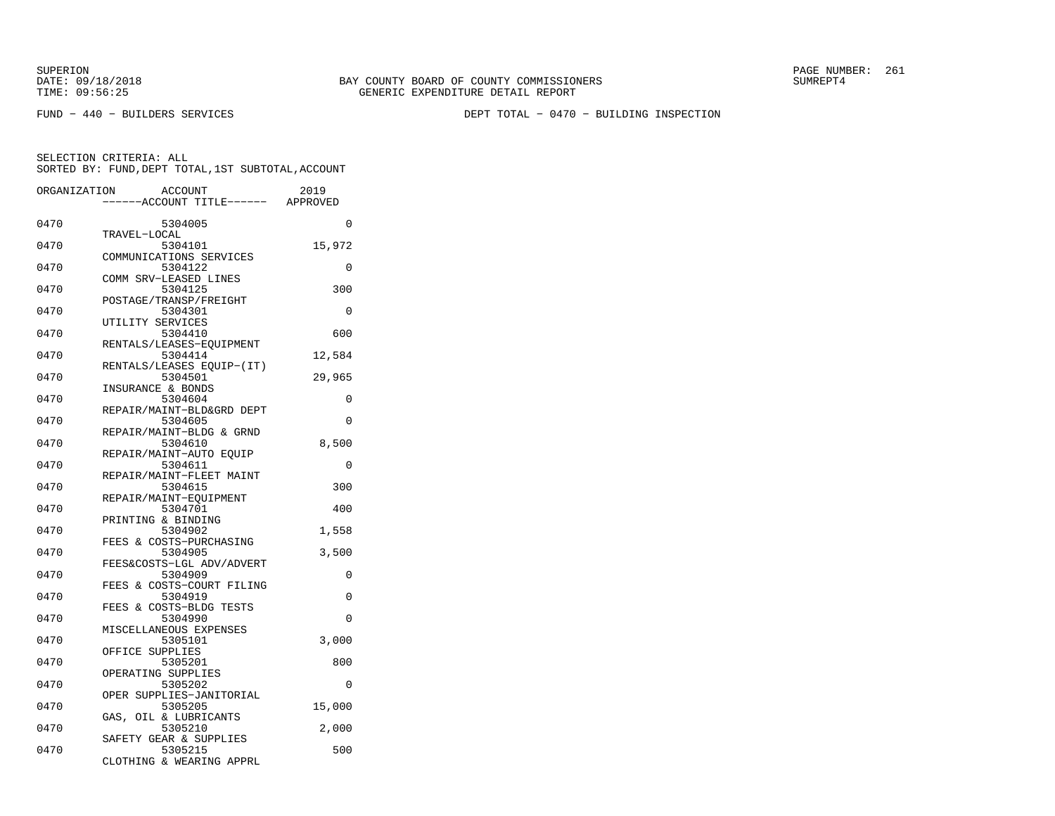SUPERION
DATE: 09/18/2018
TIME: 09:56:25

BAY COUNTY BOARD OF COUNTY COMMISSIONERS
GENERIC EXPENDITURE DETAIL REPORT

SUMREPT4

FUND − 440 − BUILDERS SERVICES

DEPT TOTAL − 0470 − BUILDING INSPECTION

SELECTION CRITERIA: ALL
SORTED BY: FUND,DEPT TOTAL,1ST SUBTOTAL,ACCOUNT

| ORGANIZATION | ACCOUNT / ------ACCOUNT TITLE------ | 2019 APPROVED |
|---|---|---|
| 0470 | 5304005 TRAVEL−LOCAL | 0 |
| 0470 | 5304101 COMMUNICATIONS SERVICES | 15,972 |
| 0470 | 5304122 COMM SRV−LEASED LINES | 0 |
| 0470 | 5304125 POSTAGE/TRANSP/FREIGHT | 300 |
| 0470 | 5304301 UTILITY SERVICES | 0 |
| 0470 | 5304410 RENTALS/LEASES−EQUIPMENT | 600 |
| 0470 | 5304414 RENTALS/LEASES EQUIP−(IT) | 12,584 |
| 0470 | 5304501 INSURANCE & BONDS | 29,965 |
| 0470 | 5304604 REPAIR/MAINT−BLD&GRD DEPT | 0 |
| 0470 | 5304605 REPAIR/MAINT−BLDG & GRND | 0 |
| 0470 | 5304610 REPAIR/MAINT−AUTO EQUIP | 8,500 |
| 0470 | 5304611 REPAIR/MAINT−FLEET MAINT | 0 |
| 0470 | 5304615 REPAIR/MAINT−EQUIPMENT | 300 |
| 0470 | 5304701 PRINTING & BINDING | 400 |
| 0470 | 5304902 FEES & COSTS−PURCHASING | 1,558 |
| 0470 | 5304905 FEES&COSTS−LGL ADV/ADVERT | 3,500 |
| 0470 | 5304909 FEES & COSTS−COURT FILING | 0 |
| 0470 | 5304919 FEES & COSTS−BLDG TESTS | 0 |
| 0470 | 5304990 MISCELLANEOUS EXPENSES | 0 |
| 0470 | 5305101 OFFICE SUPPLIES | 3,000 |
| 0470 | 5305201 OPERATING SUPPLIES | 800 |
| 0470 | 5305202 OPER SUPPLIES−JANITORIAL | 0 |
| 0470 | 5305205 GAS, OIL & LUBRICANTS | 15,000 |
| 0470 | 5305210 SAFETY GEAR & SUPPLIES | 2,000 |
| 0470 | 5305215 CLOTHING & WEARING APPRL | 500 |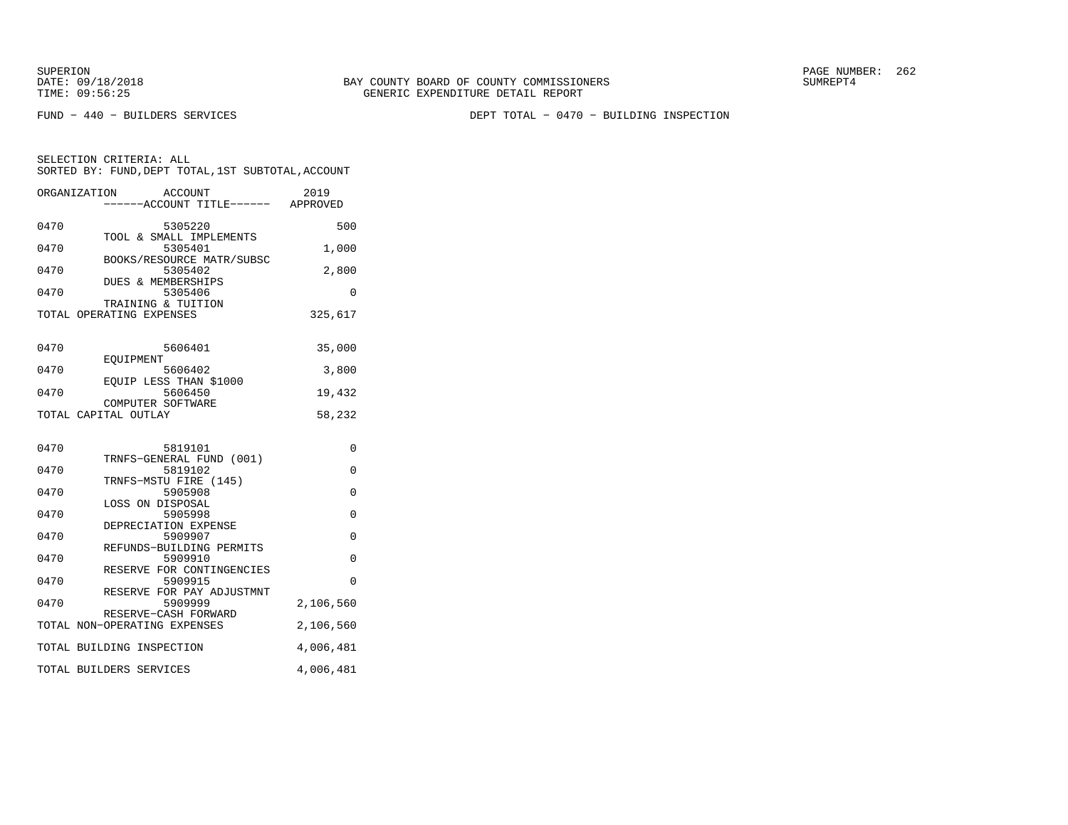BAY COUNTY BOARD OF COUNTY COMMISSIONERS
GENERIC EXPENDITURE DETAIL REPORT

SUPERION
DATE: 09/18/2018
TIME: 09:56:25

SUMREPT4

FUND − 440 − BUILDERS SERVICES

DEPT TOTAL − 0470 − BUILDING INSPECTION

SELECTION CRITERIA: ALL
SORTED BY: FUND,DEPT TOTAL,1ST SUBTOTAL,ACCOUNT

| ORGANIZATION | ACCOUNT<br>------ACCOUNT TITLE------ | 2019<br>APPROVED |
|---|---|---|
| 0470 | 5305220<br>TOOL & SMALL IMPLEMENTS | 500 |
| 0470 | 5305401<br>BOOKS/RESOURCE MATR/SUBSC | 1,000 |
| 0470 | 5305402<br>DUES & MEMBERSHIPS | 2,800 |
| 0470 | 5305406<br>TRAINING & TUITION | 0 |
| TOTAL OPERATING EXPENSES | | 325,617 |
| 0470 | 5606401<br>EQUIPMENT | 35,000 |
| 0470 | 5606402<br>EQUIP LESS THAN $1000 | 3,800 |
| 0470 | 5606450<br>COMPUTER SOFTWARE | 19,432 |
| TOTAL CAPITAL OUTLAY | | 58,232 |
| 0470 | 5819101<br>TRNFS−GENERAL FUND (001) | 0 |
| 0470 | 5819102<br>TRNFS−MSTU FIRE (145) | 0 |
| 0470 | 5905908<br>LOSS ON DISPOSAL | 0 |
| 0470 | 5905998<br>DEPRECIATION EXPENSE | 0 |
| 0470 | 5909907<br>REFUNDS−BUILDING PERMITS | 0 |
| 0470 | 5909910<br>RESERVE FOR CONTINGENCIES | 0 |
| 0470 | 5909915<br>RESERVE FOR PAY ADJUSTMNT | 0 |
| 0470 | 5909999<br>RESERVE−CASH FORWARD | 2,106,560 |
| TOTAL NON−OPERATING EXPENSES | | 2,106,560 |
| TOTAL BUILDING INSPECTION | | 4,006,481 |
| TOTAL BUILDERS SERVICES | | 4,006,481 |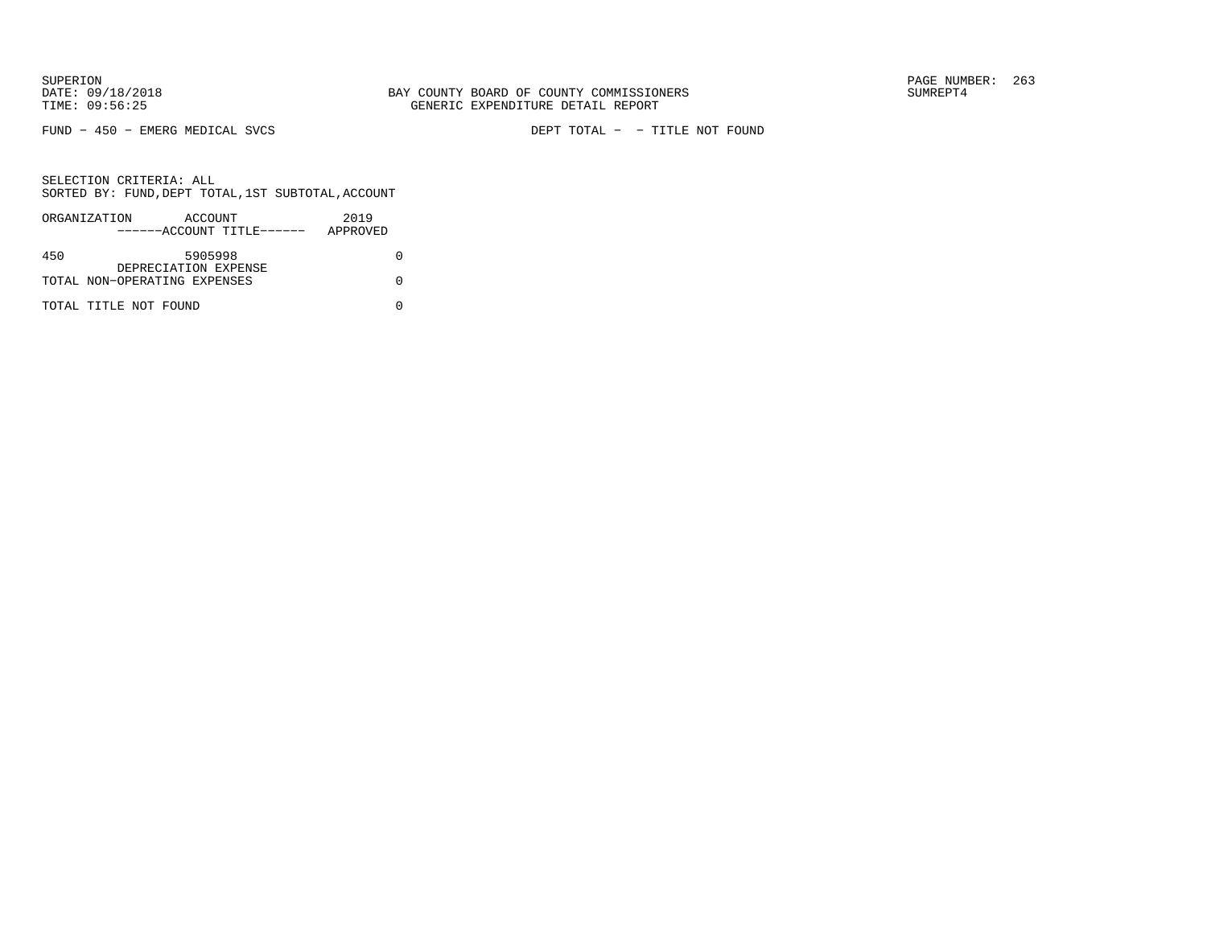FUND − 450 − EMERG MEDICAL SVCS DEPT TOTAL − − TITLE NOT FOUND

SELECTION CRITERIA: ALL
SORTED BY: FUND,DEPT TOTAL,1ST SUBTOTAL,ACCOUNT

| ORGANIZATION | ACCOUNT ------ACCOUNT TITLE------ | 2019 APPROVED |
|---|---|---|
| 450 | 5905998 DEPRECIATION EXPENSE | 0 |
| TOTAL NON−OPERATING EXPENSES | | 0 |
| TOTAL TITLE NOT FOUND | | 0 |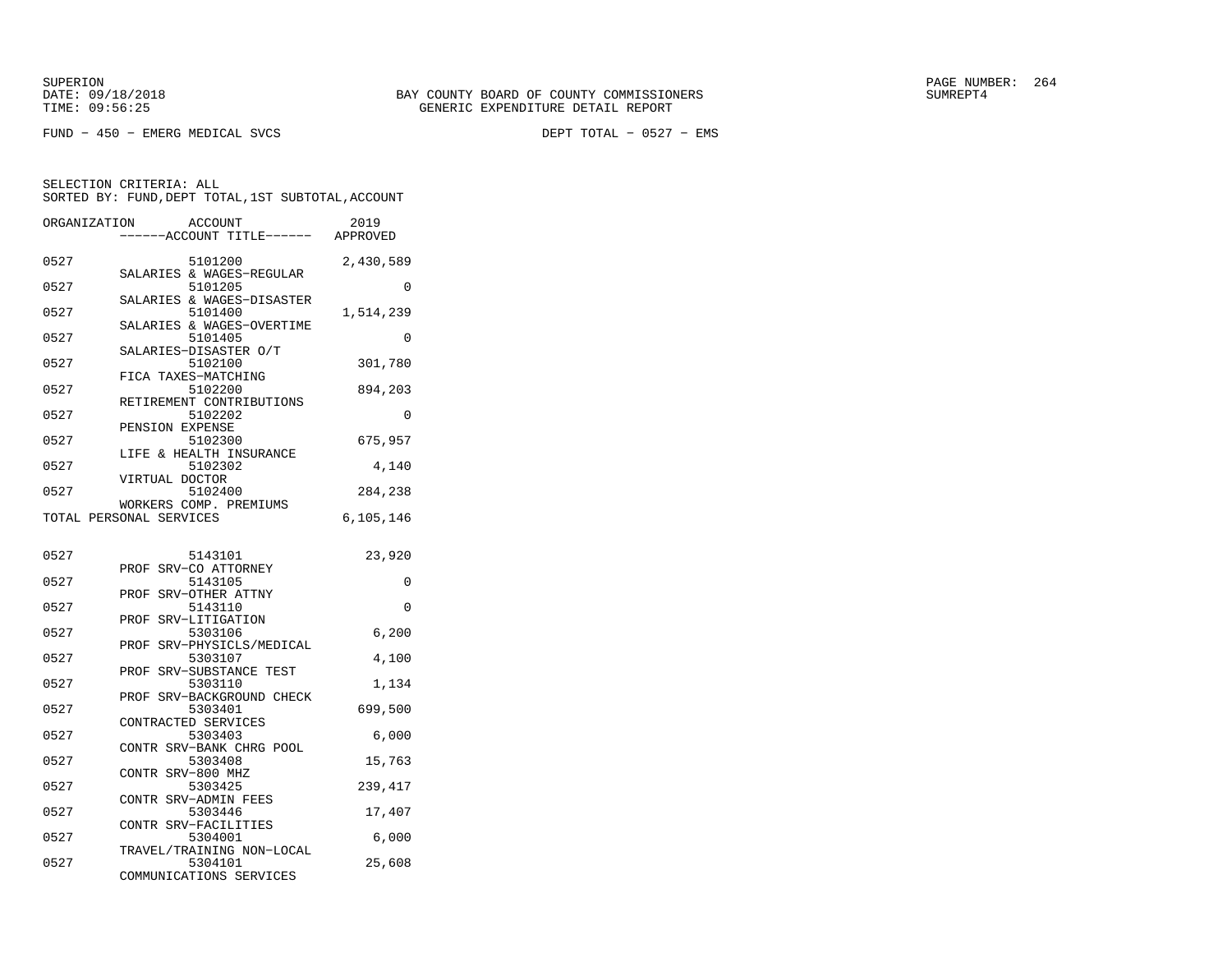SUPERION
DATE: 09/18/2018
TIME: 09:56:25

BAY COUNTY BOARD OF COUNTY COMMISSIONERS
GENERIC EXPENDITURE DETAIL REPORT

SUMREPT4

FUND − 450 − EMERG MEDICAL SVCS DEPT TOTAL − 0527 − EMS

SELECTION CRITERIA: ALL
SORTED BY: FUND,DEPT TOTAL,1ST SUBTOTAL,ACCOUNT

| ORGANIZATION | ACCOUNT / ------ACCOUNT TITLE------ | 2019 APPROVED |
|---|---|---|
| 0527 | 5101200 SALARIES & WAGES−REGULAR | 2,430,589 |
| 0527 | 5101205 SALARIES & WAGES−DISASTER | 0 |
| 0527 | 5101400 SALARIES & WAGES−OVERTIME | 1,514,239 |
| 0527 | 5101405 SALARIES−DISASTER O/T | 0 |
| 0527 | 5102100 FICA TAXES−MATCHING | 301,780 |
| 0527 | 5102200 RETIREMENT CONTRIBUTIONS | 894,203 |
| 0527 | 5102202 PENSION EXPENSE | 0 |
| 0527 | 5102300 LIFE & HEALTH INSURANCE | 675,957 |
| 0527 | 5102302 VIRTUAL DOCTOR | 4,140 |
| 0527 | 5102400 WORKERS COMP. PREMIUMS | 284,238 |
| TOTAL PERSONAL SERVICES | | 6,105,146 |
| 0527 | 5143101 PROF SRV−CO ATTORNEY | 23,920 |
| 0527 | 5143105 PROF SRV−OTHER ATTNY | 0 |
| 0527 | 5143110 PROF SRV−LITIGATION | 0 |
| 0527 | 5303106 PROF SRV−PHYSICLS/MEDICAL | 6,200 |
| 0527 | 5303107 PROF SRV−SUBSTANCE TEST | 4,100 |
| 0527 | 5303110 PROF SRV−BACKGROUND CHECK | 1,134 |
| 0527 | 5303401 CONTRACTED SERVICES | 699,500 |
| 0527 | 5303403 CONTR SRV−BANK CHRG POOL | 6,000 |
| 0527 | 5303408 CONTR SRV−800 MHZ | 15,763 |
| 0527 | 5303425 CONTR SRV−ADMIN FEES | 239,417 |
| 0527 | 5303446 CONTR SRV−FACILITIES | 17,407 |
| 0527 | 5304001 TRAVEL/TRAINING NON−LOCAL | 6,000 |
| 0527 | 5304101 COMMUNICATIONS SERVICES | 25,608 |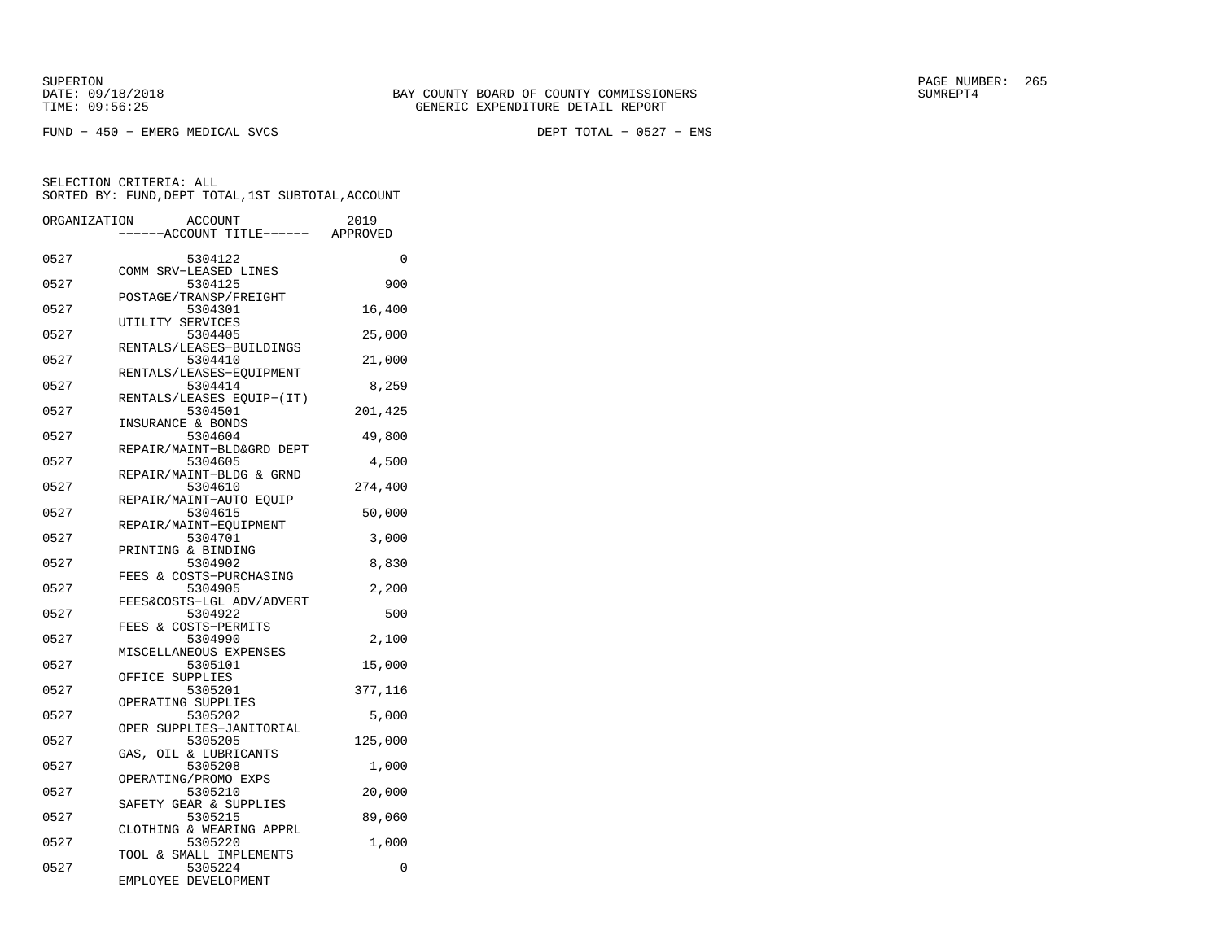SUPERION
DATE: 09/18/2018
TIME: 09:56:25

BAY COUNTY BOARD OF COUNTY COMMISSIONERS
GENERIC EXPENDITURE DETAIL REPORT

SUMREPT4

FUND − 450 − EMERG MEDICAL SVCS

DEPT TOTAL − 0527 − EMS

SELECTION CRITERIA: ALL
SORTED BY: FUND,DEPT TOTAL,1ST SUBTOTAL,ACCOUNT

| ORGANIZATION | ACCOUNT / ------ACCOUNT TITLE------ | 2019 APPROVED |
|---|---|---|
| 0527 | 5304122 COMM SRV−LEASED LINES | 0 |
| 0527 | 5304125 POSTAGE/TRANSP/FREIGHT | 900 |
| 0527 | 5304301 UTILITY SERVICES | 16,400 |
| 0527 | 5304405 RENTALS/LEASES−BUILDINGS | 25,000 |
| 0527 | 5304410 RENTALS/LEASES−EQUIPMENT | 21,000 |
| 0527 | 5304414 RENTALS/LEASES EQUIP−(IT) | 8,259 |
| 0527 | 5304501 INSURANCE & BONDS | 201,425 |
| 0527 | 5304604 REPAIR/MAINT−BLD&GRD DEPT | 49,800 |
| 0527 | 5304605 REPAIR/MAINT−BLDG & GRND | 4,500 |
| 0527 | 5304610 REPAIR/MAINT−AUTO EQUIP | 274,400 |
| 0527 | 5304615 REPAIR/MAINT−EQUIPMENT | 50,000 |
| 0527 | 5304701 PRINTING & BINDING | 3,000 |
| 0527 | 5304902 FEES & COSTS−PURCHASING | 8,830 |
| 0527 | 5304905 FEES&COSTS−LGL ADV/ADVERT | 2,200 |
| 0527 | 5304922 FEES & COSTS−PERMITS | 500 |
| 0527 | 5304990 MISCELLANEOUS EXPENSES | 2,100 |
| 0527 | 5305101 OFFICE SUPPLIES | 15,000 |
| 0527 | 5305201 OPERATING SUPPLIES | 377,116 |
| 0527 | 5305202 OPER SUPPLIES−JANITORIAL | 5,000 |
| 0527 | 5305205 GAS, OIL & LUBRICANTS | 125,000 |
| 0527 | 5305208 OPERATING/PROMO EXPS | 1,000 |
| 0527 | 5305210 SAFETY GEAR & SUPPLIES | 20,000 |
| 0527 | 5305215 CLOTHING & WEARING APPRL | 89,060 |
| 0527 | 5305220 TOOL & SMALL IMPLEMENTS | 1,000 |
| 0527 | 5305224 EMPLOYEE DEVELOPMENT | 0 |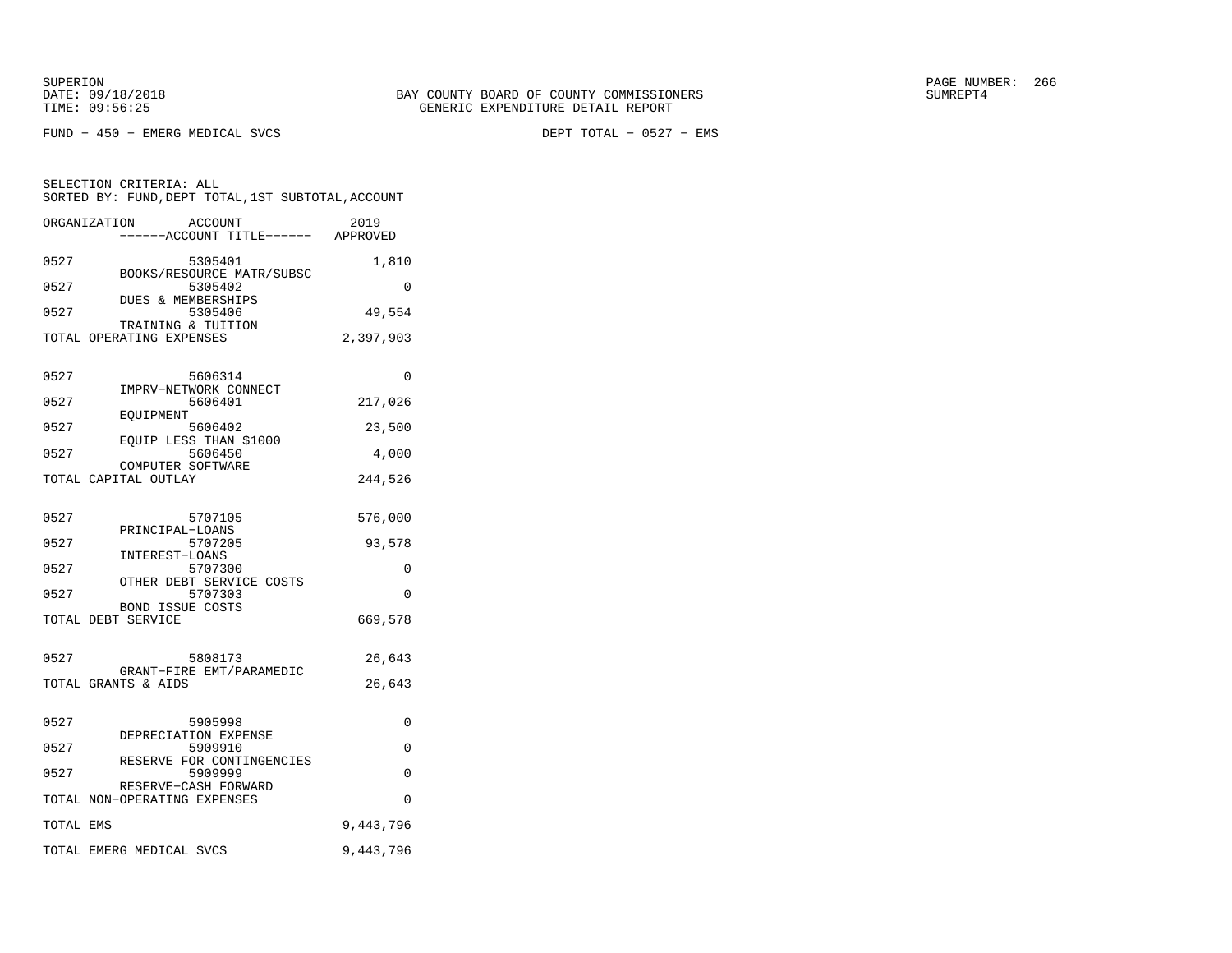BAY COUNTY BOARD OF COUNTY COMMISSIONERS
GENERIC EXPENDITURE DETAIL REPORT

SUPERION
DATE: 09/18/2018
TIME: 09:56:25

SUMREPT4

FUND - 450 - EMERG MEDICAL SVCS

DEPT TOTAL - 0527 - EMS

SELECTION CRITERIA: ALL
SORTED BY: FUND,DEPT TOTAL,1ST SUBTOTAL,ACCOUNT

| ORGANIZATION | ACCOUNT ------ACCOUNT TITLE------ | 2019 APPROVED |
|---|---|---|
| 0527 | 5305401 BOOKS/RESOURCE MATR/SUBSC | 1,810 |
| 0527 | 5305402 DUES & MEMBERSHIPS | 0 |
| 0527 | 5305406 TRAINING & TUITION | 49,554 |
| TOTAL OPERATING EXPENSES | | 2,397,903 |
| 0527 | 5606314 IMPRV-NETWORK CONNECT | 0 |
| 0527 | 5606401 EQUIPMENT | 217,026 |
| 0527 | 5606402 EQUIP LESS THAN $1000 | 23,500 |
| 0527 | 5606450 COMPUTER SOFTWARE | 4,000 |
| TOTAL CAPITAL OUTLAY | | 244,526 |
| 0527 | 5707105 PRINCIPAL-LOANS | 576,000 |
| 0527 | 5707205 INTEREST-LOANS | 93,578 |
| 0527 | 5707300 OTHER DEBT SERVICE COSTS | 0 |
| 0527 | 5707303 BOND ISSUE COSTS | 0 |
| TOTAL DEBT SERVICE | | 669,578 |
| 0527 | 5808173 GRANT-FIRE EMT/PARAMEDIC | 26,643 |
| TOTAL GRANTS & AIDS | | 26,643 |
| 0527 | 5905998 DEPRECIATION EXPENSE | 0 |
| 0527 | 5909910 RESERVE FOR CONTINGENCIES | 0 |
| 0527 | 5909999 RESERVE-CASH FORWARD | 0 |
| TOTAL NON-OPERATING EXPENSES | | 0 |
| TOTAL EMS | | 9,443,796 |
| TOTAL EMERG MEDICAL SVCS | | 9,443,796 |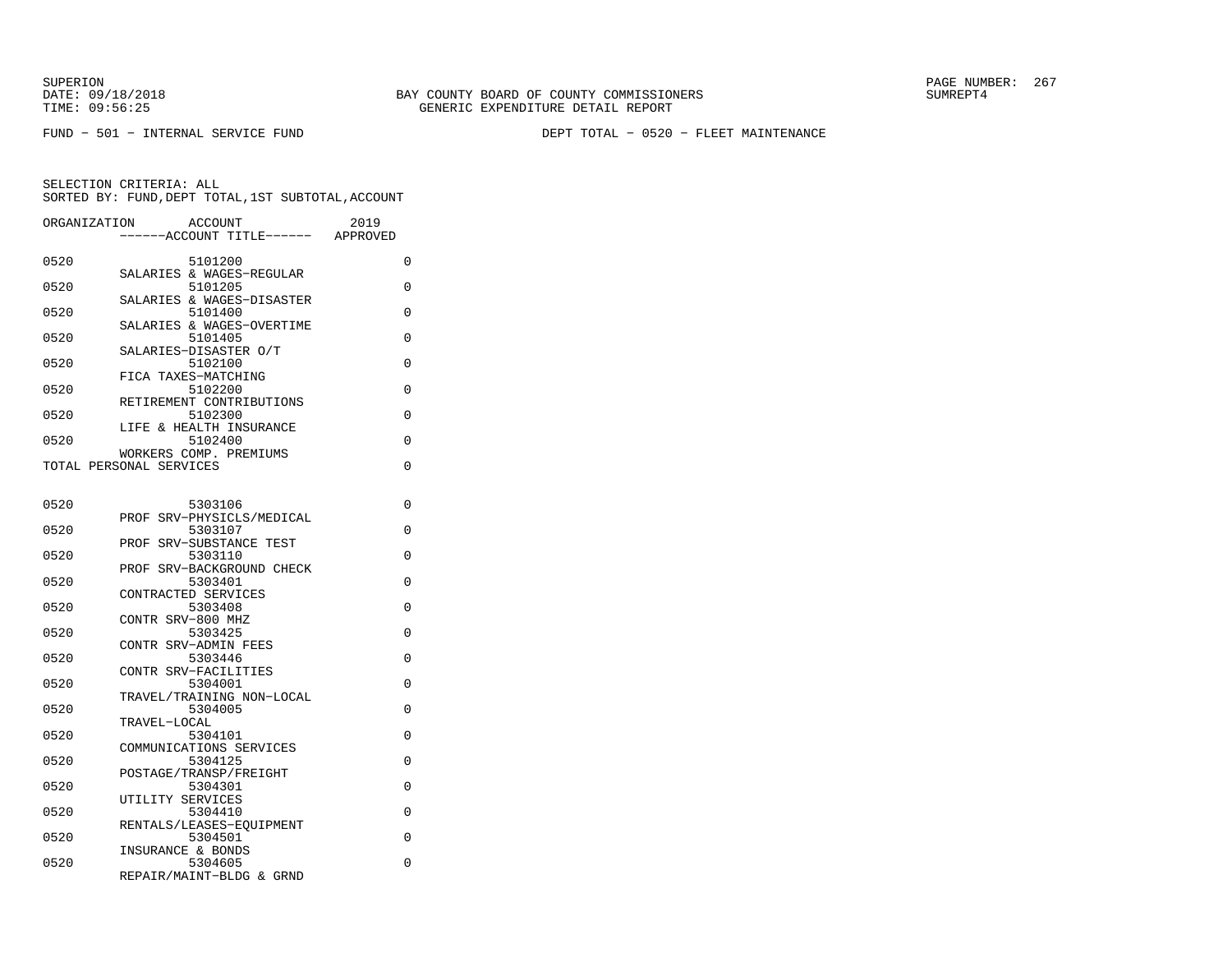BAY COUNTY BOARD OF COUNTY COMMISSIONERS
GENERIC EXPENDITURE DETAIL REPORT

SUPERION
DATE: 09/18/2018
TIME: 09:56:25

SUMREPT4

FUND − 501 − INTERNAL SERVICE FUND

DEPT TOTAL − 0520 − FLEET MAINTENANCE

SELECTION CRITERIA: ALL
SORTED BY: FUND,DEPT TOTAL,1ST SUBTOTAL,ACCOUNT

| ORGANIZATION | ACCOUNT / ------ACCOUNT TITLE------ | 2019 APPROVED |
|---|---|---|
| 0520 | 5101200 SALARIES & WAGES−REGULAR | 0 |
| 0520 | 5101205 SALARIES & WAGES−DISASTER | 0 |
| 0520 | 5101400 SALARIES & WAGES−OVERTIME | 0 |
| 0520 | 5101405 SALARIES−DISASTER O/T | 0 |
| 0520 | 5102100 FICA TAXES−MATCHING | 0 |
| 0520 | 5102200 RETIREMENT CONTRIBUTIONS | 0 |
| 0520 | 5102300 LIFE & HEALTH INSURANCE | 0 |
| 0520 | 5102400 WORKERS COMP. PREMIUMS | 0 |
| TOTAL PERSONAL SERVICES | | 0 |
| 0520 | 5303106 PROF SRV−PHYSICLS/MEDICAL | 0 |
| 0520 | 5303107 PROF SRV−SUBSTANCE TEST | 0 |
| 0520 | 5303110 PROF SRV−BACKGROUND CHECK | 0 |
| 0520 | 5303401 CONTRACTED SERVICES | 0 |
| 0520 | 5303408 CONTR SRV−800 MHZ | 0 |
| 0520 | 5303425 CONTR SRV−ADMIN FEES | 0 |
| 0520 | 5303446 CONTR SRV−FACILITIES | 0 |
| 0520 | 5304001 TRAVEL/TRAINING NON−LOCAL | 0 |
| 0520 | 5304005 TRAVEL−LOCAL | 0 |
| 0520 | 5304101 COMMUNICATIONS SERVICES | 0 |
| 0520 | 5304125 POSTAGE/TRANSP/FREIGHT | 0 |
| 0520 | 5304301 UTILITY SERVICES | 0 |
| 0520 | 5304410 RENTALS/LEASES−EQUIPMENT | 0 |
| 0520 | 5304501 INSURANCE & BONDS | 0 |
| 0520 | 5304605 REPAIR/MAINT−BLDG & GRND | 0 |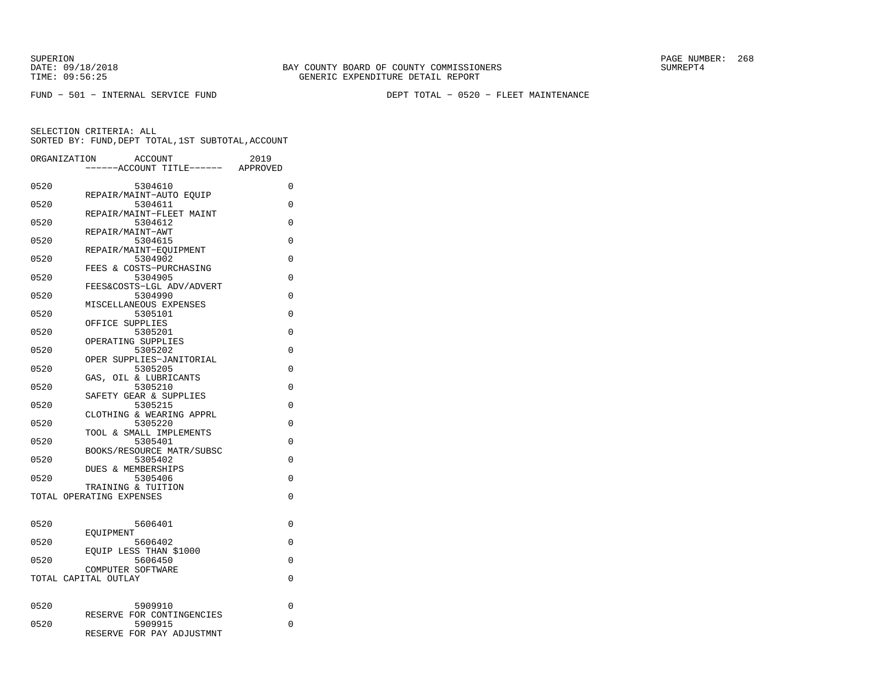SUPERION
DATE: 09/18/2018
TIME: 09:56:25

BAY COUNTY BOARD OF COUNTY COMMISSIONERS
GENERIC EXPENDITURE DETAIL REPORT

SUMREPT4

FUND − 501 − INTERNAL SERVICE FUND

DEPT TOTAL − 0520 − FLEET MAINTENANCE

SELECTION CRITERIA: ALL
SORTED BY: FUND,DEPT TOTAL,1ST SUBTOTAL,ACCOUNT

| ORGANIZATION | ACCOUNT ------ACCOUNT TITLE------ | 2019 APPROVED |
|---|---|---|
| 0520 | 5304610 REPAIR/MAINT−AUTO EQUIP | 0 |
| 0520 | 5304611 REPAIR/MAINT−FLEET MAINT | 0 |
| 0520 | 5304612 REPAIR/MAINT−AWT | 0 |
| 0520 | 5304615 REPAIR/MAINT−EQUIPMENT | 0 |
| 0520 | 5304902 FEES & COSTS−PURCHASING | 0 |
| 0520 | 5304905 FEES&COSTS−LGL ADV/ADVERT | 0 |
| 0520 | 5304990 MISCELLANEOUS EXPENSES | 0 |
| 0520 | 5305101 OFFICE SUPPLIES | 0 |
| 0520 | 5305201 OPERATING SUPPLIES | 0 |
| 0520 | 5305202 OPER SUPPLIES−JANITORIAL | 0 |
| 0520 | 5305205 GAS, OIL & LUBRICANTS | 0 |
| 0520 | 5305210 SAFETY GEAR & SUPPLIES | 0 |
| 0520 | 5305215 CLOTHING & WEARING APPRL | 0 |
| 0520 | 5305220 TOOL & SMALL IMPLEMENTS | 0 |
| 0520 | 5305401 BOOKS/RESOURCE MATR/SUBSC | 0 |
| 0520 | 5305402 DUES & MEMBERSHIPS | 0 |
| 0520 | 5305406 TRAINING & TUITION | 0 |
| TOTAL OPERATING EXPENSES | | 0 |
| 0520 | 5606401 EQUIPMENT | 0 |
| 0520 | 5606402 EQUIP LESS THAN $1000 | 0 |
| 0520 | 5606450 COMPUTER SOFTWARE | 0 |
| TOTAL CAPITAL OUTLAY | | 0 |
| 0520 | 5909910 RESERVE FOR CONTINGENCIES | 0 |
| 0520 | 5909915 RESERVE FOR PAY ADJUSTMNT | 0 |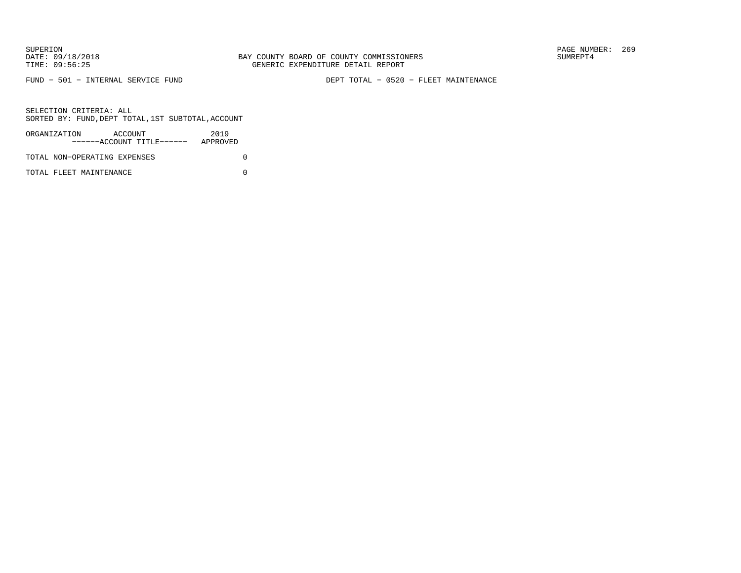FUND - 501 - INTERNAL SERVICE FUND　　　　DEPT TOTAL - 0520 - FLEET MAINTENANCE

SELECTION CRITERIA: ALL
SORTED BY: FUND,DEPT TOTAL,1ST SUBTOTAL,ACCOUNT

| ORGANIZATION ACCOUNT ------ACCOUNT TITLE------ | 2019 APPROVED |
|---|---|
| TOTAL NON-OPERATING EXPENSES | 0 |
| TOTAL FLEET MAINTENANCE | 0 |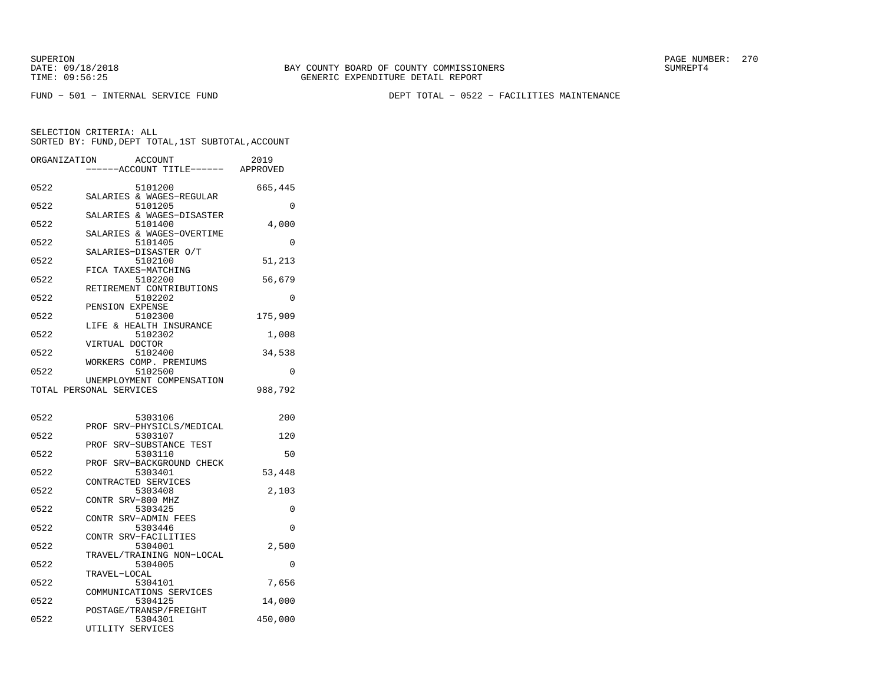SUPERION
DATE: 09/18/2018
TIME: 09:56:25

BAY COUNTY BOARD OF COUNTY COMMISSIONERS
GENERIC EXPENDITURE DETAIL REPORT

SUMREPT4

FUND − 501 − INTERNAL SERVICE FUND

DEPT TOTAL − 0522 − FACILITIES MAINTENANCE

SELECTION CRITERIA: ALL
SORTED BY: FUND,DEPT TOTAL,1ST SUBTOTAL,ACCOUNT

| ORGANIZATION | ACCOUNT ------ACCOUNT TITLE------ | 2019 APPROVED |
|---|---|---|
| 0522 | 5101200 SALARIES & WAGES−REGULAR | 665,445 |
| 0522 | 5101205 SALARIES & WAGES−DISASTER | 0 |
| 0522 | 5101400 SALARIES & WAGES−OVERTIME | 4,000 |
| 0522 | 5101405 SALARIES−DISASTER O/T | 0 |
| 0522 | 5102100 FICA TAXES−MATCHING | 51,213 |
| 0522 | 5102200 RETIREMENT CONTRIBUTIONS | 56,679 |
| 0522 | 5102202 PENSION EXPENSE | 0 |
| 0522 | 5102300 LIFE & HEALTH INSURANCE | 175,909 |
| 0522 | 5102302 VIRTUAL DOCTOR | 1,008 |
| 0522 | 5102400 WORKERS COMP. PREMIUMS | 34,538 |
| 0522 | 5102500 UNEMPLOYMENT COMPENSATION | 0 |
| TOTAL PERSONAL SERVICES | | 988,792 |
| 0522 | 5303106 PROF SRV−PHYSICLS/MEDICAL | 200 |
| 0522 | 5303107 PROF SRV−SUBSTANCE TEST | 120 |
| 0522 | 5303110 PROF SRV−BACKGROUND CHECK | 50 |
| 0522 | 5303401 CONTRACTED SERVICES | 53,448 |
| 0522 | 5303408 CONTR SRV−800 MHZ | 2,103 |
| 0522 | 5303425 CONTR SRV−ADMIN FEES | 0 |
| 0522 | 5303446 CONTR SRV−FACILITIES | 0 |
| 0522 | 5304001 TRAVEL/TRAINING NON−LOCAL | 2,500 |
| 0522 | 5304005 TRAVEL−LOCAL | 0 |
| 0522 | 5304101 COMMUNICATIONS SERVICES | 7,656 |
| 0522 | 5304125 POSTAGE/TRANSP/FREIGHT | 14,000 |
| 0522 | 5304301 UTILITY SERVICES | 450,000 |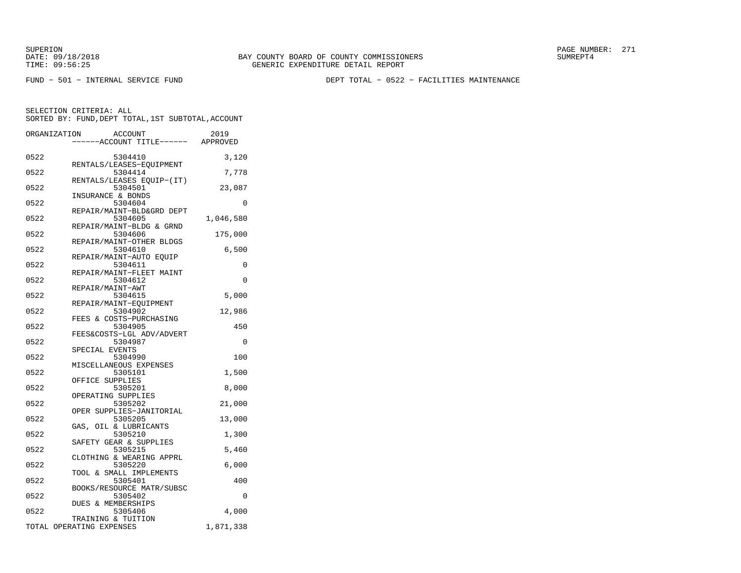SUPERION
DATE: 09/18/2018
TIME: 09:56:25

BAY COUNTY BOARD OF COUNTY COMMISSIONERS
GENERIC EXPENDITURE DETAIL REPORT

SUMREPT4

FUND - 501 - INTERNAL SERVICE FUND

DEPT TOTAL - 0522 - FACILITIES MAINTENANCE

SELECTION CRITERIA: ALL
SORTED BY: FUND,DEPT TOTAL,1ST SUBTOTAL,ACCOUNT

| ORGANIZATION | ACCOUNT / ------ACCOUNT TITLE------ | 2019 APPROVED |
|---|---|---|
| 0522 | 5304410 RENTALS/LEASES-EQUIPMENT | 3,120 |
| 0522 | 5304414 RENTALS/LEASES EQUIP-(IT) | 7,778 |
| 0522 | 5304501 INSURANCE & BONDS | 23,087 |
| 0522 | 5304604 REPAIR/MAINT-BLD&GRD DEPT | 0 |
| 0522 | 5304605 REPAIR/MAINT-BLDG & GRND | 1,046,580 |
| 0522 | 5304606 REPAIR/MAINT-OTHER BLDGS | 175,000 |
| 0522 | 5304610 REPAIR/MAINT-AUTO EQUIP | 6,500 |
| 0522 | 5304611 REPAIR/MAINT-FLEET MAINT | 0 |
| 0522 | 5304612 REPAIR/MAINT-AWT | 0 |
| 0522 | 5304615 REPAIR/MAINT-EQUIPMENT | 5,000 |
| 0522 | 5304902 FEES & COSTS-PURCHASING | 12,986 |
| 0522 | 5304905 FEES&COSTS-LGL ADV/ADVERT | 450 |
| 0522 | 5304987 SPECIAL EVENTS | 0 |
| 0522 | 5304990 MISCELLANEOUS EXPENSES | 100 |
| 0522 | 5305101 OFFICE SUPPLIES | 1,500 |
| 0522 | 5305201 OPERATING SUPPLIES | 8,000 |
| 0522 | 5305202 OPER SUPPLIES-JANITORIAL | 21,000 |
| 0522 | 5305205 GAS, OIL & LUBRICANTS | 13,000 |
| 0522 | 5305210 SAFETY GEAR & SUPPLIES | 1,300 |
| 0522 | 5305215 CLOTHING & WEARING APPRL | 5,460 |
| 0522 | 5305220 TOOL & SMALL IMPLEMENTS | 6,000 |
| 0522 | 5305401 BOOKS/RESOURCE MATR/SUBSC | 400 |
| 0522 | 5305402 DUES & MEMBERSHIPS | 0 |
| 0522 | 5305406 TRAINING & TUITION | 4,000 |
| TOTAL OPERATING EXPENSES | | 1,871,338 |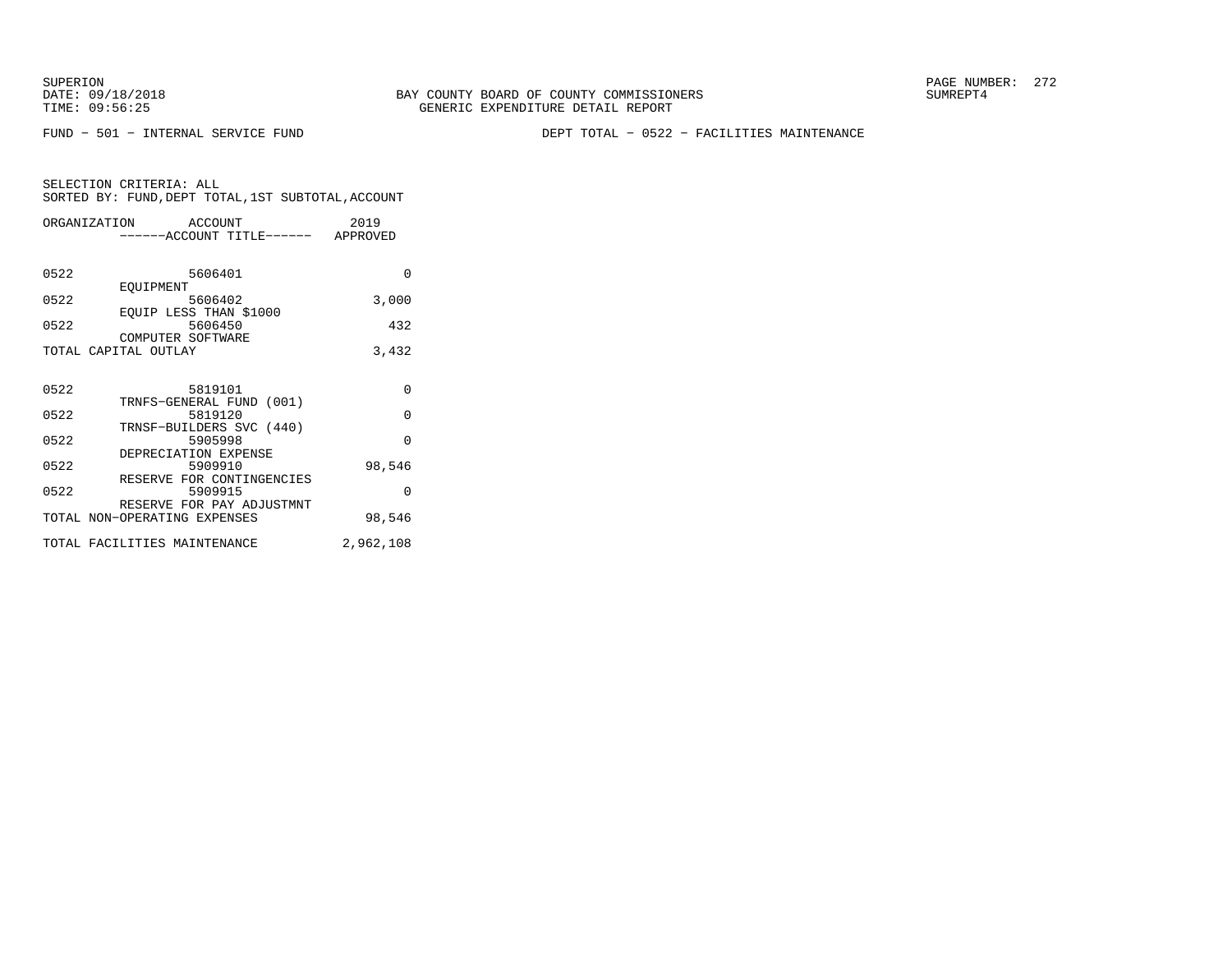BAY COUNTY BOARD OF COUNTY COMMISSIONERS
GENERIC EXPENDITURE DETAIL REPORT

FUND − 501 − INTERNAL SERVICE FUND

DEPT TOTAL − 0522 − FACILITIES MAINTENANCE

SELECTION CRITERIA: ALL
SORTED BY: FUND,DEPT TOTAL,1ST SUBTOTAL,ACCOUNT

| ORGANIZATION | ACCOUNT / ------ACCOUNT TITLE------ | 2019 APPROVED |
|---|---|---|
| 0522 | 5606401 EQUIPMENT | 0 |
| 0522 | 5606402 EQUIP LESS THAN $1000 | 3,000 |
| 0522 | 5606450 COMPUTER SOFTWARE | 432 |
| TOTAL CAPITAL OUTLAY | | 3,432 |
| 0522 | 5819101 TRNFS−GENERAL FUND (001) | 0 |
| 0522 | 5819120 TRNSF−BUILDERS SVC (440) | 0 |
| 0522 | 5905998 DEPRECIATION EXPENSE | 0 |
| 0522 | 5909910 RESERVE FOR CONTINGENCIES | 98,546 |
| 0522 | 5909915 RESERVE FOR PAY ADJUSTMNT | 0 |
| TOTAL NON−OPERATING EXPENSES | | 98,546 |
| TOTAL FACILITIES MAINTENANCE | | 2,962,108 |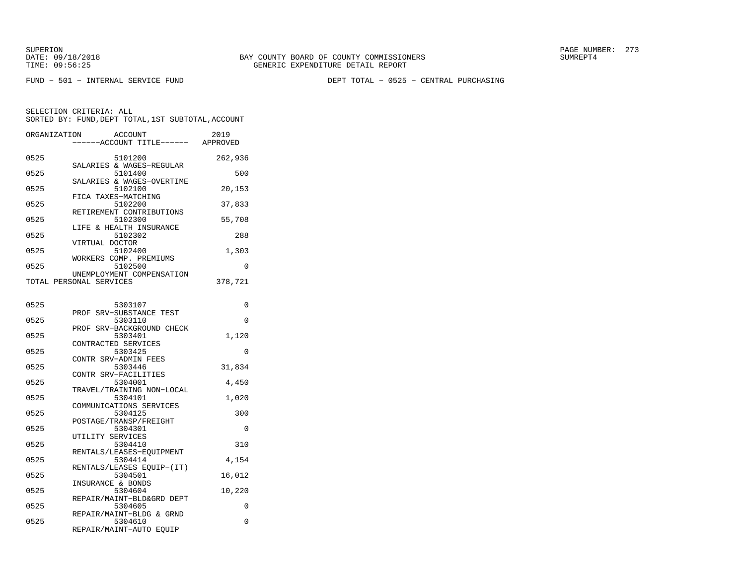SUPERION
DATE: 09/18/2018
TIME: 09:56:25

BAY COUNTY BOARD OF COUNTY COMMISSIONERS
GENERIC EXPENDITURE DETAIL REPORT

SUMREPT4

FUND − 501 − INTERNAL SERVICE FUND

DEPT TOTAL − 0525 − CENTRAL PURCHASING

SELECTION CRITERIA: ALL
SORTED BY: FUND,DEPT TOTAL,1ST SUBTOTAL,ACCOUNT

| ORGANIZATION | ACCOUNT<br>------ACCOUNT TITLE------ | 2019<br>APPROVED |
|---|---|---|
| 0525 | 5101200<br>SALARIES & WAGES−REGULAR | 262,936 |
| 0525 | 5101400<br>SALARIES & WAGES−OVERTIME | 500 |
| 0525 | 5102100<br>FICA TAXES−MATCHING | 20,153 |
| 0525 | 5102200<br>RETIREMENT CONTRIBUTIONS | 37,833 |
| 0525 | 5102300<br>LIFE & HEALTH INSURANCE | 55,708 |
| 0525 | 5102302<br>VIRTUAL DOCTOR | 288 |
| 0525 | 5102400<br>WORKERS COMP. PREMIUMS | 1,303 |
| 0525 | 5102500<br>UNEMPLOYMENT COMPENSATION | 0 |
| TOTAL PERSONAL SERVICES | | 378,721 |
| 0525 | 5303107<br>PROF SRV−SUBSTANCE TEST | 0 |
| 0525 | 5303110<br>PROF SRV−BACKGROUND CHECK | 0 |
| 0525 | 5303401<br>CONTRACTED SERVICES | 1,120 |
| 0525 | 5303425<br>CONTR SRV−ADMIN FEES | 0 |
| 0525 | 5303446<br>CONTR SRV−FACILITIES | 31,834 |
| 0525 | 5304001<br>TRAVEL/TRAINING NON−LOCAL | 4,450 |
| 0525 | 5304101<br>COMMUNICATIONS SERVICES | 1,020 |
| 0525 | 5304125<br>POSTAGE/TRANSP/FREIGHT | 300 |
| 0525 | 5304301<br>UTILITY SERVICES | 0 |
| 0525 | 5304410<br>RENTALS/LEASES−EQUIPMENT | 310 |
| 0525 | 5304414<br>RENTALS/LEASES EQUIP−(IT) | 4,154 |
| 0525 | 5304501<br>INSURANCE & BONDS | 16,012 |
| 0525 | 5304604<br>REPAIR/MAINT−BLD&GRD DEPT | 10,220 |
| 0525 | 5304605<br>REPAIR/MAINT−BLDG & GRND | 0 |
| 0525 | 5304610<br>REPAIR/MAINT−AUTO EQUIP | 0 |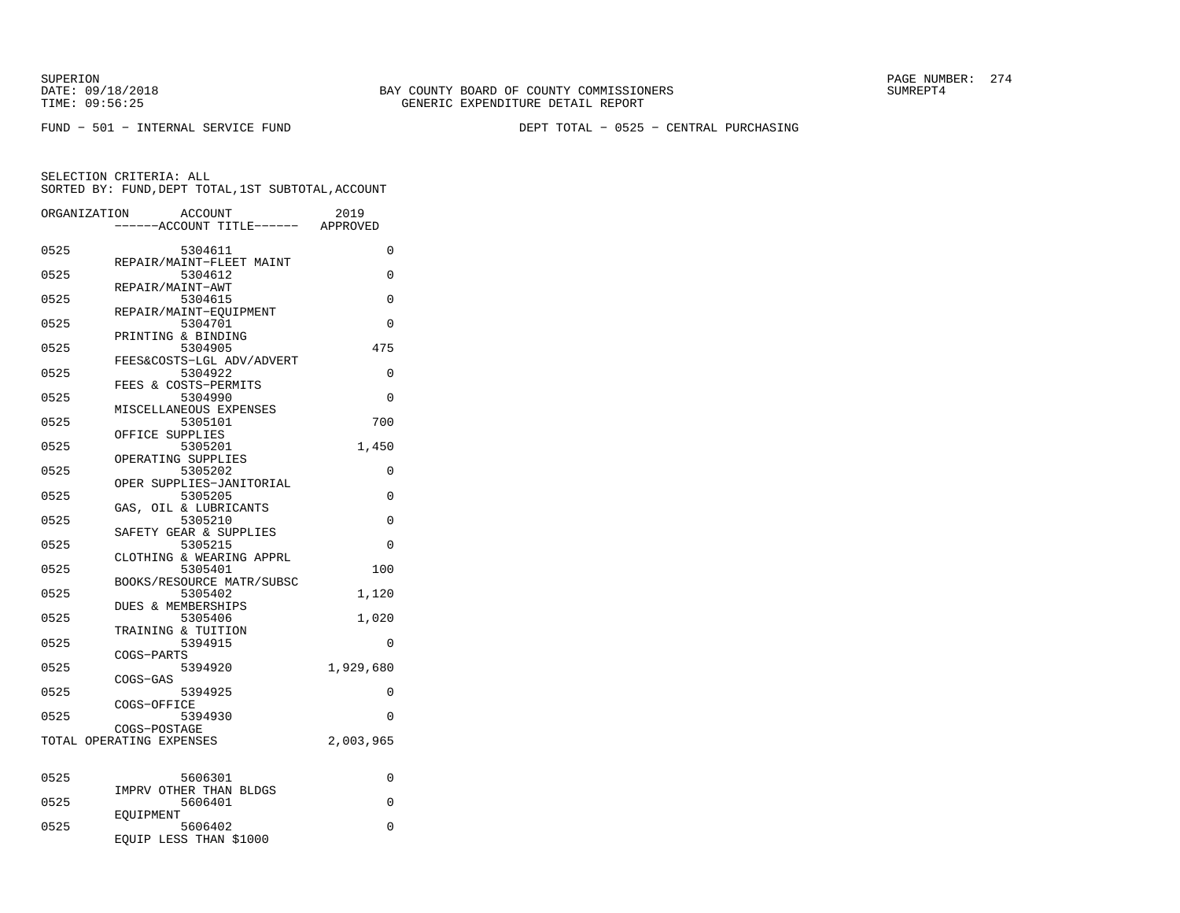SUPERION
DATE: 09/18/2018
TIME: 09:56:25

BAY COUNTY BOARD OF COUNTY COMMISSIONERS
GENERIC EXPENDITURE DETAIL REPORT

SUMREPT4

FUND − 501 − INTERNAL SERVICE FUND

DEPT TOTAL − 0525 − CENTRAL PURCHASING

SELECTION CRITERIA: ALL
SORTED BY: FUND,DEPT TOTAL,1ST SUBTOTAL,ACCOUNT

| ORGANIZATION | ACCOUNT ------ACCOUNT TITLE------ | 2019 APPROVED |
|---|---|---|
| 0525 | 5304611 REPAIR/MAINT−FLEET MAINT | 0 |
| 0525 | 5304612 REPAIR/MAINT−AWT | 0 |
| 0525 | 5304615 REPAIR/MAINT−EQUIPMENT | 0 |
| 0525 | 5304701 PRINTING & BINDING | 0 |
| 0525 | 5304905 FEES&COSTS−LGL ADV/ADVERT | 475 |
| 0525 | 5304922 FEES & COSTS−PERMITS | 0 |
| 0525 | 5304990 MISCELLANEOUS EXPENSES | 0 |
| 0525 | 5305101 OFFICE SUPPLIES | 700 |
| 0525 | 5305201 OPERATING SUPPLIES | 1,450 |
| 0525 | 5305202 OPER SUPPLIES−JANITORIAL | 0 |
| 0525 | 5305205 GAS, OIL & LUBRICANTS | 0 |
| 0525 | 5305210 SAFETY GEAR & SUPPLIES | 0 |
| 0525 | 5305215 CLOTHING & WEARING APPRL | 0 |
| 0525 | 5305401 BOOKS/RESOURCE MATR/SUBSC | 100 |
| 0525 | 5305402 DUES & MEMBERSHIPS | 1,120 |
| 0525 | 5305406 TRAINING & TUITION | 1,020 |
| 0525 | 5394915 COGS−PARTS | 0 |
| 0525 | 5394920 COGS−GAS | 1,929,680 |
| 0525 | 5394925 COGS−OFFICE | 0 |
| 0525 | 5394930 COGS−POSTAGE | 0 |
| TOTAL OPERATING EXPENSES | | 2,003,965 |
| 0525 | 5606301 IMPRV OTHER THAN BLDGS | 0 |
| 0525 | 5606401 EQUIPMENT | 0 |
| 0525 | 5606402 EQUIP LESS THAN $1000 | 0 |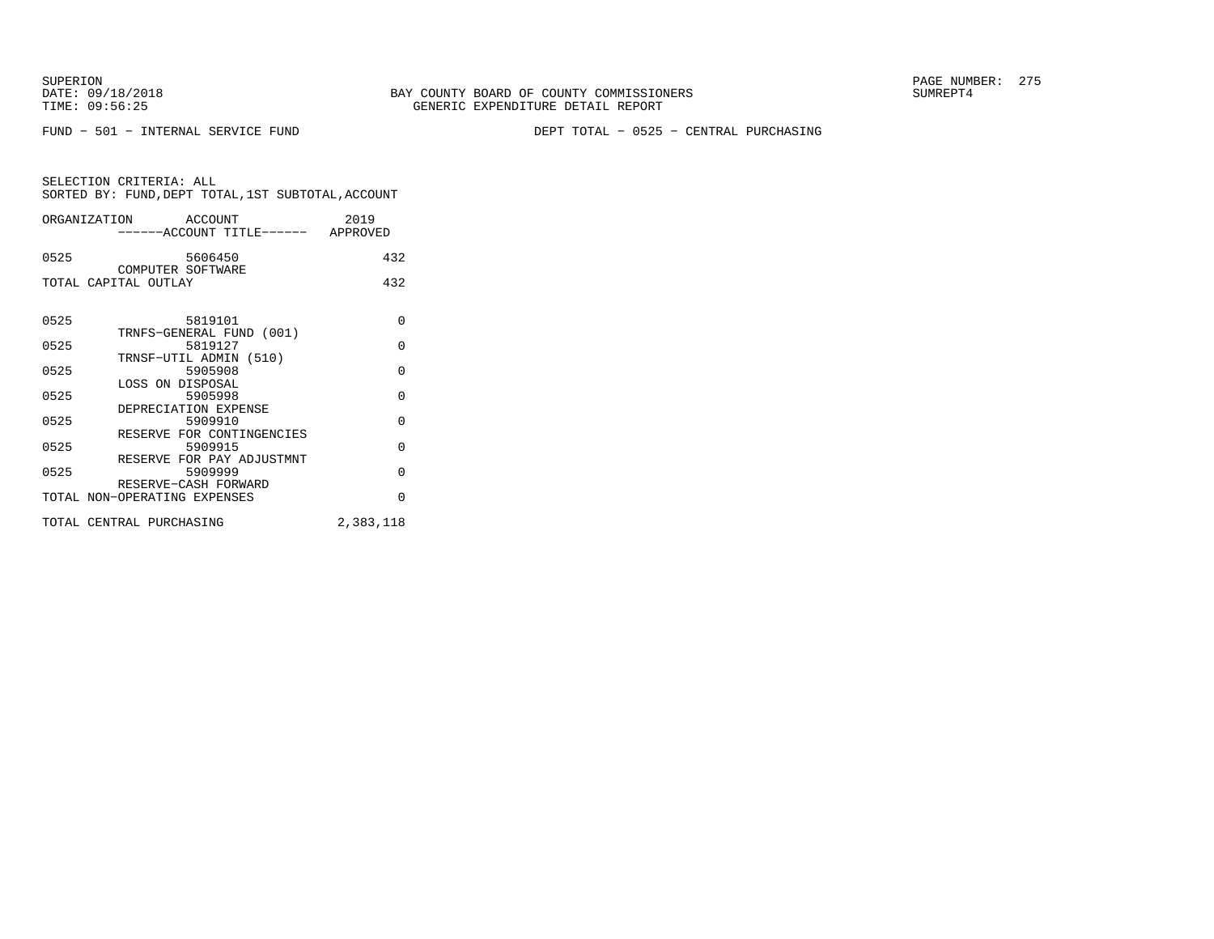BAY COUNTY BOARD OF COUNTY COMMISSIONERS
GENERIC EXPENDITURE DETAIL REPORT

FUND − 501 − INTERNAL SERVICE FUND DEPT TOTAL − 0525 − CENTRAL PURCHASING

SELECTION CRITERIA: ALL
SORTED BY: FUND,DEPT TOTAL,1ST SUBTOTAL,ACCOUNT

| ORGANIZATION | ACCOUNT / ACCOUNT TITLE | 2019 APPROVED |
|---|---|---|
| 0525 | 5606450 COMPUTER SOFTWARE | 432 |
| TOTAL CAPITAL OUTLAY | | 432 |
| 0525 | 5819101 TRNFS−GENERAL FUND (001) | 0 |
| 0525 | 5819127 TRNSF−UTIL ADMIN (510) | 0 |
| 0525 | 5905908 LOSS ON DISPOSAL | 0 |
| 0525 | 5905998 DEPRECIATION EXPENSE | 0 |
| 0525 | 5909910 RESERVE FOR CONTINGENCIES | 0 |
| 0525 | 5909915 RESERVE FOR PAY ADJUSTMNT | 0 |
| 0525 | 5909999 RESERVE−CASH FORWARD | 0 |
| TOTAL NON−OPERATING EXPENSES | | 0 |
| TOTAL CENTRAL PURCHASING | | 2,383,118 |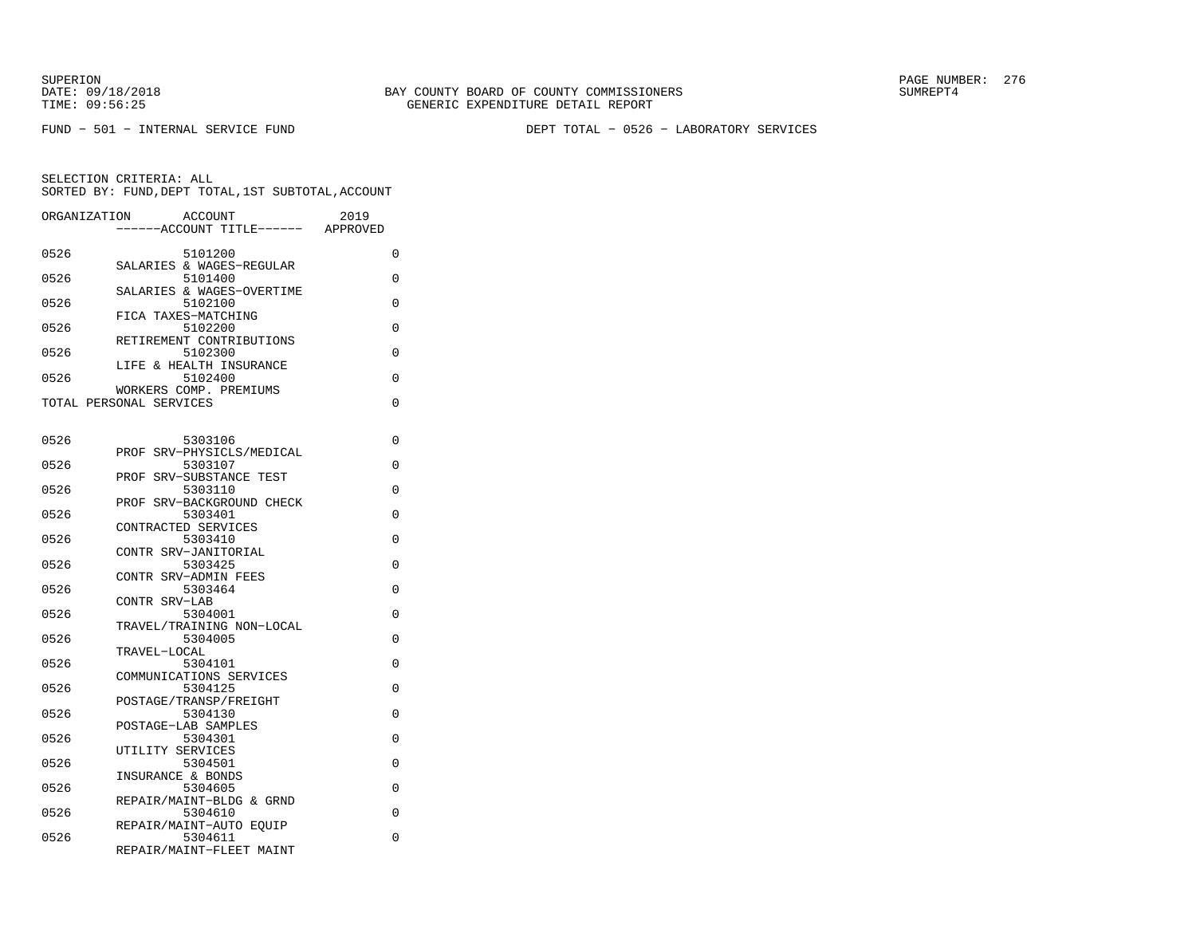SUPERION
DATE: 09/18/2018
TIME: 09:56:25

BAY COUNTY BOARD OF COUNTY COMMISSIONERS
GENERIC EXPENDITURE DETAIL REPORT

SUMREPT4

FUND − 501 − INTERNAL SERVICE FUND

DEPT TOTAL − 0526 − LABORATORY SERVICES

SELECTION CRITERIA: ALL
SORTED BY: FUND,DEPT TOTAL,1ST SUBTOTAL,ACCOUNT

| ORGANIZATION | ACCOUNT ------ACCOUNT TITLE------ | 2019 APPROVED |
|---|---|---|
| 0526 | 5101200 SALARIES & WAGES−REGULAR | 0 |
| 0526 | 5101400 SALARIES & WAGES−OVERTIME | 0 |
| 0526 | 5102100 FICA TAXES−MATCHING | 0 |
| 0526 | 5102200 RETIREMENT CONTRIBUTIONS | 0 |
| 0526 | 5102300 LIFE & HEALTH INSURANCE | 0 |
| 0526 | 5102400 WORKERS COMP. PREMIUMS | 0 |
| TOTAL PERSONAL SERVICES | | 0 |
| 0526 | 5303106 PROF SRV−PHYSICLS/MEDICAL | 0 |
| 0526 | 5303107 PROF SRV−SUBSTANCE TEST | 0 |
| 0526 | 5303110 PROF SRV−BACKGROUND CHECK | 0 |
| 0526 | 5303401 CONTRACTED SERVICES | 0 |
| 0526 | 5303410 CONTR SRV−JANITORIAL | 0 |
| 0526 | 5303425 CONTR SRV−ADMIN FEES | 0 |
| 0526 | 5303464 CONTR SRV−LAB | 0 |
| 0526 | 5304001 TRAVEL/TRAINING NON−LOCAL | 0 |
| 0526 | 5304005 TRAVEL−LOCAL | 0 |
| 0526 | 5304101 COMMUNICATIONS SERVICES | 0 |
| 0526 | 5304125 POSTAGE/TRANSP/FREIGHT | 0 |
| 0526 | 5304130 POSTAGE−LAB SAMPLES | 0 |
| 0526 | 5304301 UTILITY SERVICES | 0 |
| 0526 | 5304501 INSURANCE & BONDS | 0 |
| 0526 | 5304605 REPAIR/MAINT−BLDG & GRND | 0 |
| 0526 | 5304610 REPAIR/MAINT−AUTO EQUIP | 0 |
| 0526 | 5304611 REPAIR/MAINT−FLEET MAINT | 0 |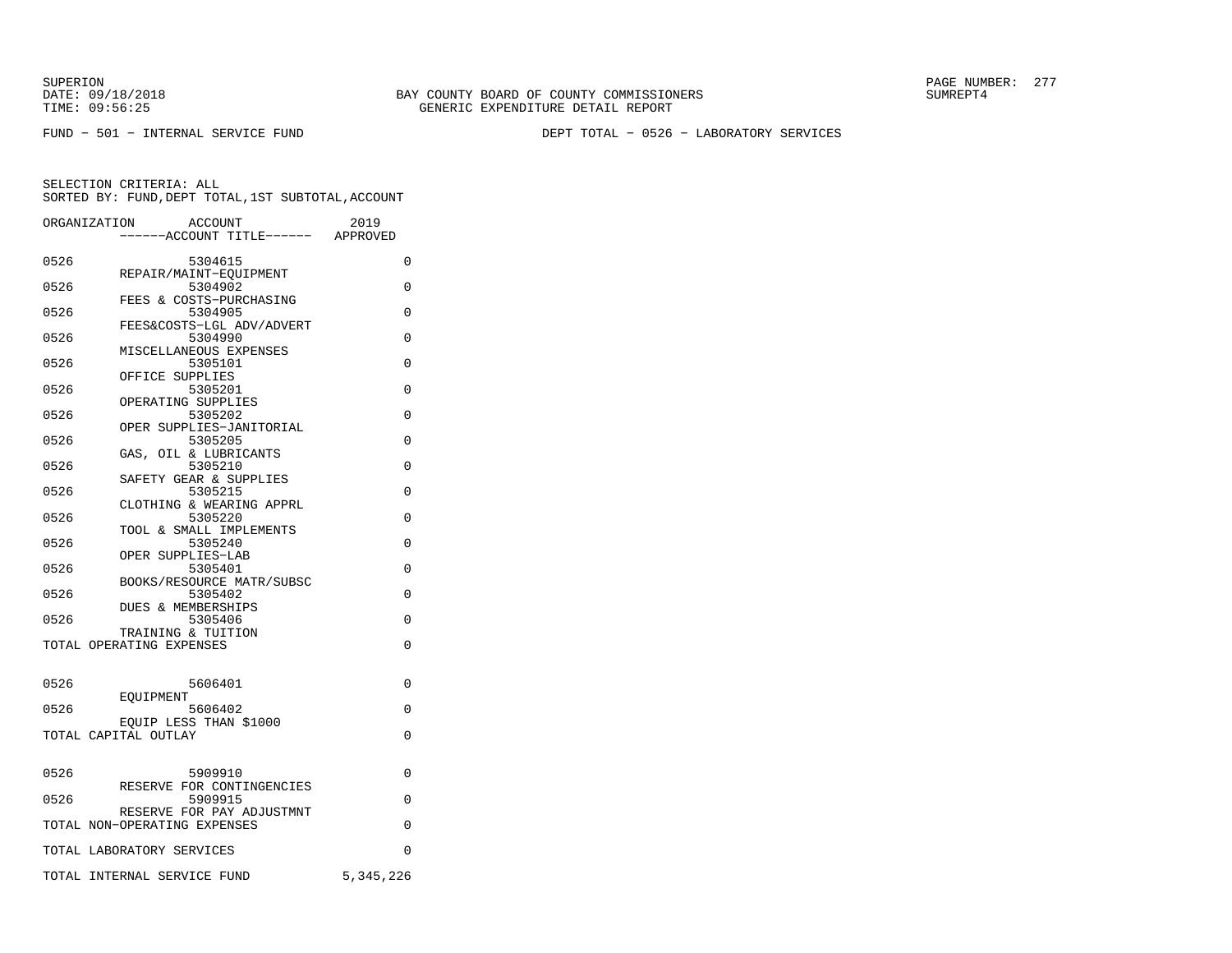SUPERION
DATE: 09/18/2018
TIME: 09:56:25

BAY COUNTY BOARD OF COUNTY COMMISSIONERS
GENERIC EXPENDITURE DETAIL REPORT

SUMREPT4

FUND − 501 − INTERNAL SERVICE FUND

DEPT TOTAL − 0526 − LABORATORY SERVICES

SELECTION CRITERIA: ALL
SORTED BY: FUND,DEPT TOTAL,1ST SUBTOTAL,ACCOUNT

| ORGANIZATION | ACCOUNT ------ACCOUNT TITLE------ | 2019 APPROVED |
|---|---|---|
| 0526 | 5304615 REPAIR/MAINT−EQUIPMENT | 0 |
| 0526 | 5304902 FEES & COSTS−PURCHASING | 0 |
| 0526 | 5304905 FEES&COSTS−LGL ADV/ADVERT | 0 |
| 0526 | 5304990 MISCELLANEOUS EXPENSES | 0 |
| 0526 | 5305101 OFFICE SUPPLIES | 0 |
| 0526 | 5305201 OPERATING SUPPLIES | 0 |
| 0526 | 5305202 OPER SUPPLIES−JANITORIAL | 0 |
| 0526 | 5305205 GAS, OIL & LUBRICANTS | 0 |
| 0526 | 5305210 SAFETY GEAR & SUPPLIES | 0 |
| 0526 | 5305215 CLOTHING & WEARING APPRL | 0 |
| 0526 | 5305220 TOOL & SMALL IMPLEMENTS | 0 |
| 0526 | 5305240 OPER SUPPLIES−LAB | 0 |
| 0526 | 5305401 BOOKS/RESOURCE MATR/SUBSC | 0 |
| 0526 | 5305402 DUES & MEMBERSHIPS | 0 |
| 0526 | 5305406 TRAINING & TUITION | 0 |
| TOTAL OPERATING EXPENSES | | 0 |
| 0526 | 5606401 EQUIPMENT | 0 |
| 0526 | 5606402 EQUIP LESS THAN $1000 | 0 |
| TOTAL CAPITAL OUTLAY | | 0 |
| 0526 | 5909910 RESERVE FOR CONTINGENCIES | 0 |
| 0526 | 5909915 RESERVE FOR PAY ADJUSTMNT | 0 |
| TOTAL NON−OPERATING EXPENSES | | 0 |
| TOTAL LABORATORY SERVICES | | 0 |
| TOTAL INTERNAL SERVICE FUND | | 5,345,226 |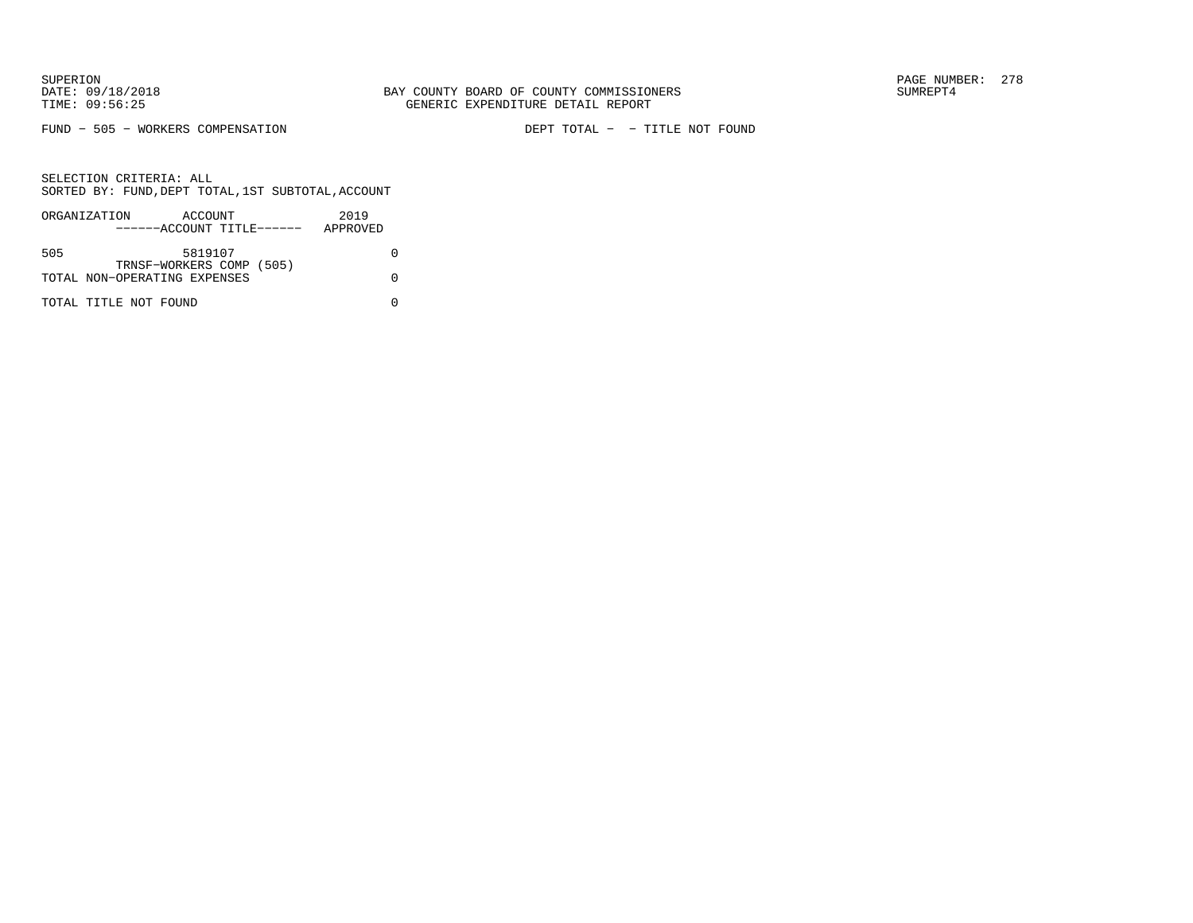FUND − 505 − WORKERS COMPENSATION DEPT TOTAL − − TITLE NOT FOUND

SELECTION CRITERIA: ALL
SORTED BY: FUND,DEPT TOTAL,1ST SUBTOTAL,ACCOUNT

| ORGANIZATION | ACCOUNT<br>------ACCOUNT TITLE------ | 2019<br>APPROVED |
|---|---|---|
| 505 | 5819107<br>TRNSF−WORKERS COMP (505) | 0 |
| TOTAL NON−OPERATING EXPENSES | | 0 |
| TOTAL TITLE NOT FOUND | | 0 |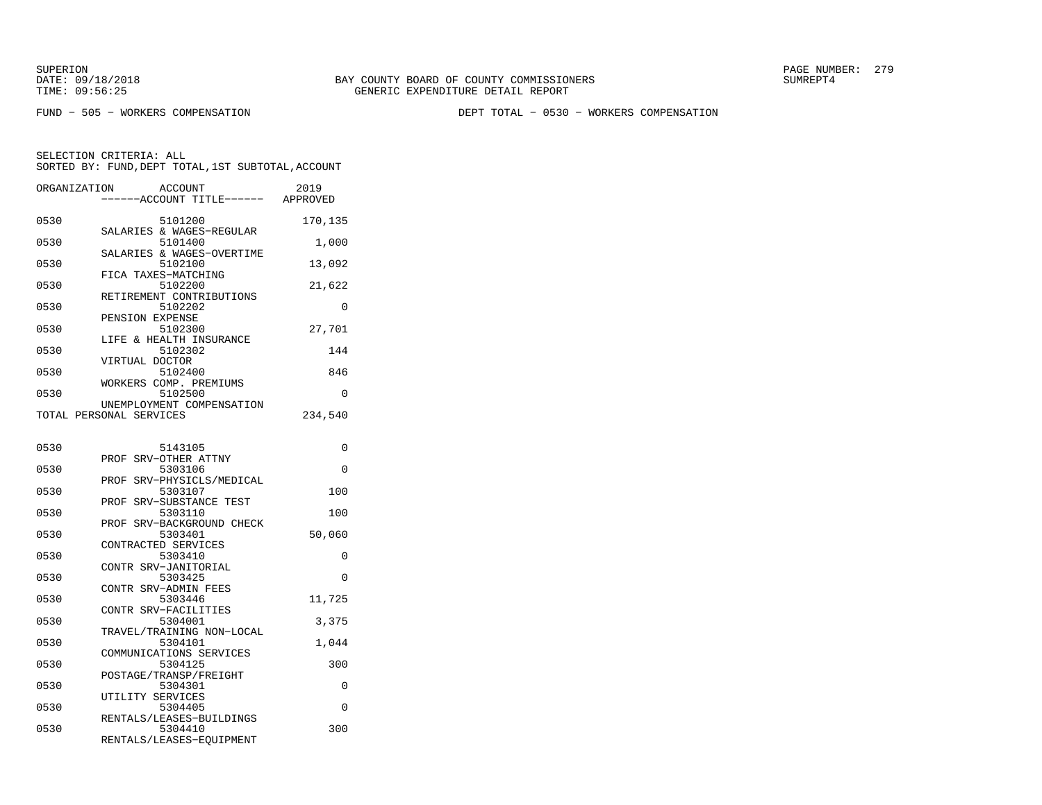SUPERION
DATE: 09/18/2018 BAY COUNTY BOARD OF COUNTY COMMISSIONERS SUMREPT4
TIME: 09:56:25 GENERIC EXPENDITURE DETAIL REPORT

FUND − 505 − WORKERS COMPENSATION DEPT TOTAL − 0530 − WORKERS COMPENSATION

SELECTION CRITERIA: ALL
SORTED BY: FUND,DEPT TOTAL,1ST SUBTOTAL,ACCOUNT

| ORGANIZATION | ACCOUNT / ------ACCOUNT TITLE------ | 2019 APPROVED |
|---|---|---|
| 0530 | 5101200 SALARIES & WAGES−REGULAR | 170,135 |
| 0530 | 5101400 SALARIES & WAGES−OVERTIME | 1,000 |
| 0530 | 5102100 FICA TAXES−MATCHING | 13,092 |
| 0530 | 5102200 RETIREMENT CONTRIBUTIONS | 21,622 |
| 0530 | 5102202 PENSION EXPENSE | 0 |
| 0530 | 5102300 LIFE & HEALTH INSURANCE | 27,701 |
| 0530 | 5102302 VIRTUAL DOCTOR | 144 |
| 0530 | 5102400 WORKERS COMP. PREMIUMS | 846 |
| 0530 | 5102500 UNEMPLOYMENT COMPENSATION | 0 |
| TOTAL PERSONAL SERVICES | | 234,540 |
| | | |
| 0530 | 5143105 PROF SRV−OTHER ATTNY | 0 |
| 0530 | 5303106 PROF SRV−PHYSICLS/MEDICAL | 0 |
| 0530 | 5303107 PROF SRV−SUBSTANCE TEST | 100 |
| 0530 | 5303110 PROF SRV−BACKGROUND CHECK | 100 |
| 0530 | 5303401 CONTRACTED SERVICES | 50,060 |
| 0530 | 5303410 CONTR SRV−JANITORIAL | 0 |
| 0530 | 5303425 CONTR SRV−ADMIN FEES | 0 |
| 0530 | 5303446 CONTR SRV−FACILITIES | 11,725 |
| 0530 | 5304001 TRAVEL/TRAINING NON−LOCAL | 3,375 |
| 0530 | 5304101 COMMUNICATIONS SERVICES | 1,044 |
| 0530 | 5304125 POSTAGE/TRANSP/FREIGHT | 300 |
| 0530 | 5304301 UTILITY SERVICES | 0 |
| 0530 | 5304405 RENTALS/LEASES−BUILDINGS | 0 |
| 0530 | 5304410 RENTALS/LEASES−EQUIPMENT | 300 |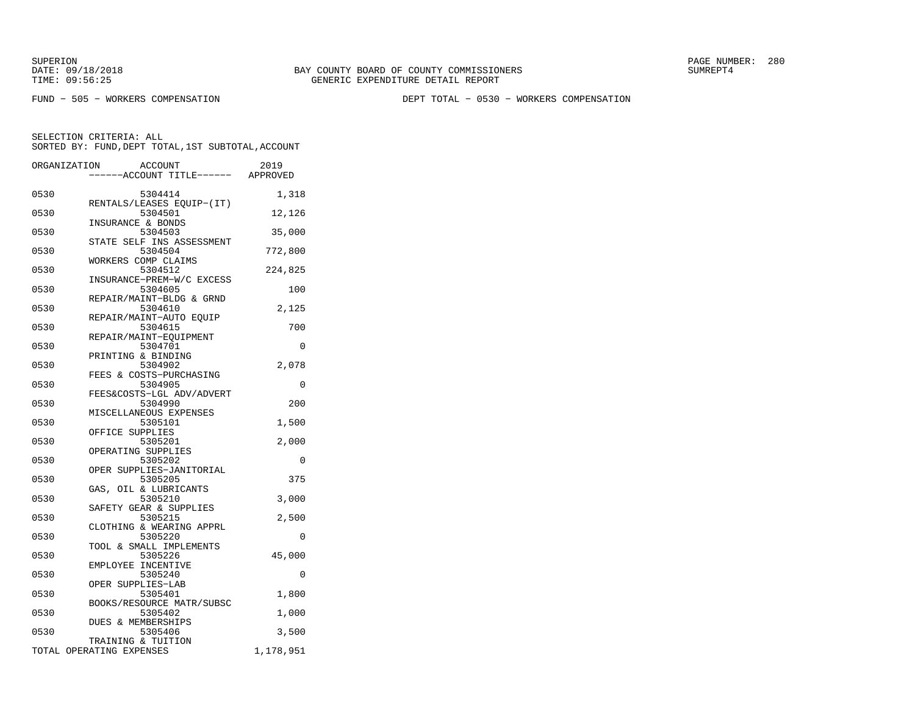SUPERION
DATE: 09/18/2018
TIME: 09:56:25

BAY COUNTY BOARD OF COUNTY COMMISSIONERS
GENERIC EXPENDITURE DETAIL REPORT

SUMREPT4

FUND − 505 − WORKERS COMPENSATION

DEPT TOTAL − 0530 − WORKERS COMPENSATION

SELECTION CRITERIA: ALL
SORTED BY: FUND,DEPT TOTAL,1ST SUBTOTAL,ACCOUNT

| ORGANIZATION | ACCOUNT ------ACCOUNT TITLE------ | 2019 APPROVED |
|---|---|---|
| 0530 | 5304414 RENTALS/LEASES EQUIP−(IT) | 1,318 |
| 0530 | 5304501 INSURANCE & BONDS | 12,126 |
| 0530 | 5304503 STATE SELF INS ASSESSMENT | 35,000 |
| 0530 | 5304504 WORKERS COMP CLAIMS | 772,800 |
| 0530 | 5304512 INSURANCE−PREM−W/C EXCESS | 224,825 |
| 0530 | 5304605 REPAIR/MAINT−BLDG & GRND | 100 |
| 0530 | 5304610 REPAIR/MAINT−AUTO EQUIP | 2,125 |
| 0530 | 5304615 REPAIR/MAINT−EQUIPMENT | 700 |
| 0530 | 5304701 PRINTING & BINDING | 0 |
| 0530 | 5304902 FEES & COSTS−PURCHASING | 2,078 |
| 0530 | 5304905 FEES&COSTS−LGL ADV/ADVERT | 0 |
| 0530 | 5304990 MISCELLANEOUS EXPENSES | 200 |
| 0530 | 5305101 OFFICE SUPPLIES | 1,500 |
| 0530 | 5305201 OPERATING SUPPLIES | 2,000 |
| 0530 | 5305202 OPER SUPPLIES−JANITORIAL | 0 |
| 0530 | 5305205 GAS, OIL & LUBRICANTS | 375 |
| 0530 | 5305210 SAFETY GEAR & SUPPLIES | 3,000 |
| 0530 | 5305215 CLOTHING & WEARING APPRL | 2,500 |
| 0530 | 5305220 TOOL & SMALL IMPLEMENTS | 0 |
| 0530 | 5305226 EMPLOYEE INCENTIVE | 45,000 |
| 0530 | 5305240 OPER SUPPLIES−LAB | 0 |
| 0530 | 5305401 BOOKS/RESOURCE MATR/SUBSC | 1,800 |
| 0530 | 5305402 DUES & MEMBERSHIPS | 1,000 |
| 0530 | 5305406 TRAINING & TUITION | 3,500 |
| TOTAL OPERATING EXPENSES | | 1,178,951 |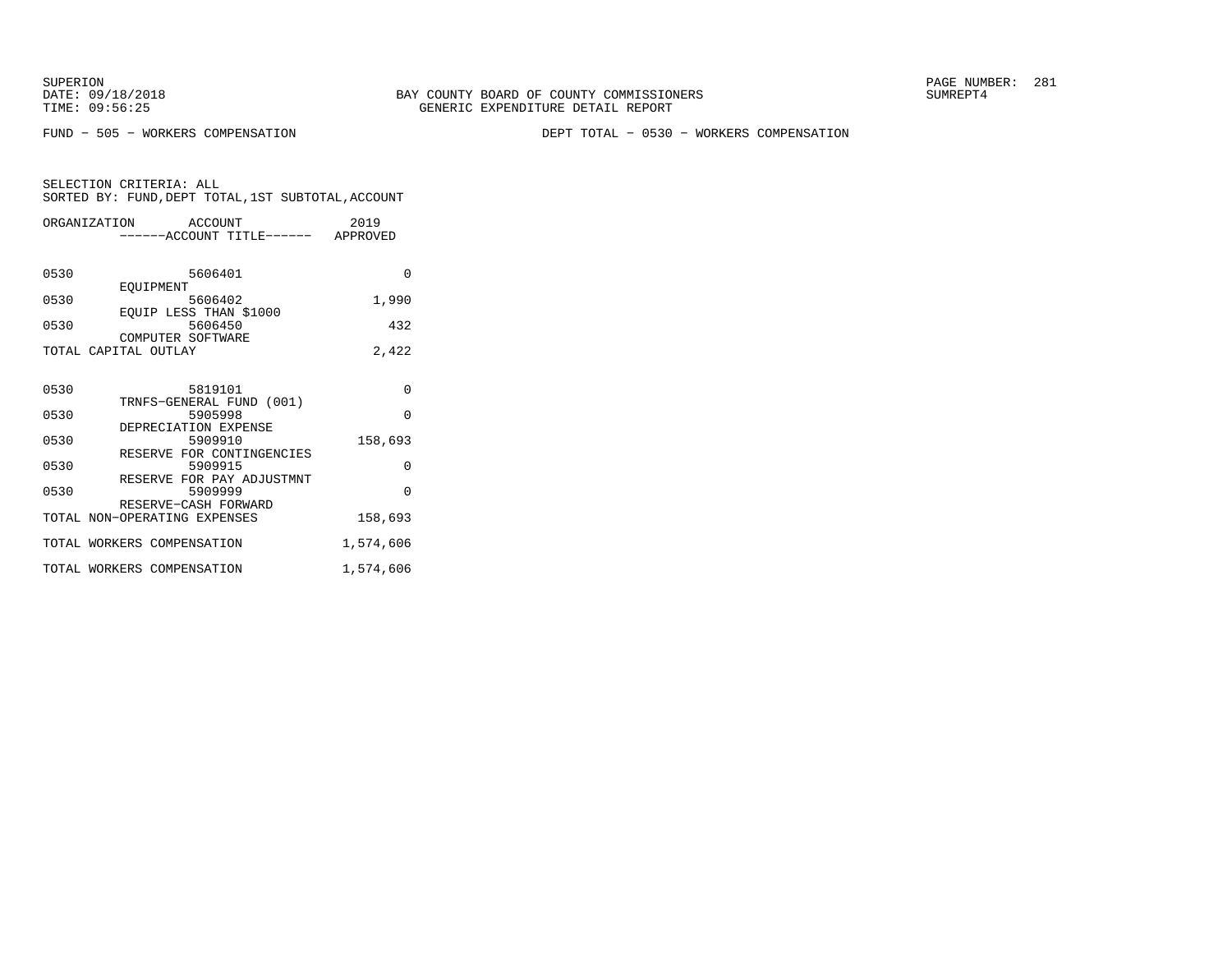BAY COUNTY BOARD OF COUNTY COMMISSIONERS
GENERIC EXPENDITURE DETAIL REPORT

FUND − 505 − WORKERS COMPENSATION

DEPT TOTAL − 0530 − WORKERS COMPENSATION

SELECTION CRITERIA: ALL
SORTED BY: FUND,DEPT TOTAL,1ST SUBTOTAL,ACCOUNT

| ORGANIZATION | ACCOUNT / ------ACCOUNT TITLE------ | 2019 APPROVED |
|---|---|---|
| 0530 | 5606401 EQUIPMENT | 0 |
| 0530 | 5606402 EQUIP LESS THAN $1000 | 1,990 |
| 0530 | 5606450 COMPUTER SOFTWARE | 432 |
| TOTAL CAPITAL OUTLAY | | 2,422 |
| 0530 | 5819101 TRNFS−GENERAL FUND (001) | 0 |
| 0530 | 5905998 DEPRECIATION EXPENSE | 0 |
| 0530 | 5909910 RESERVE FOR CONTINGENCIES | 158,693 |
| 0530 | 5909915 RESERVE FOR PAY ADJUSTMNT | 0 |
| 0530 | 5909999 RESERVE−CASH FORWARD | 0 |
| TOTAL NON−OPERATING EXPENSES | | 158,693 |
| TOTAL WORKERS COMPENSATION | | 1,574,606 |
| TOTAL WORKERS COMPENSATION | | 1,574,606 |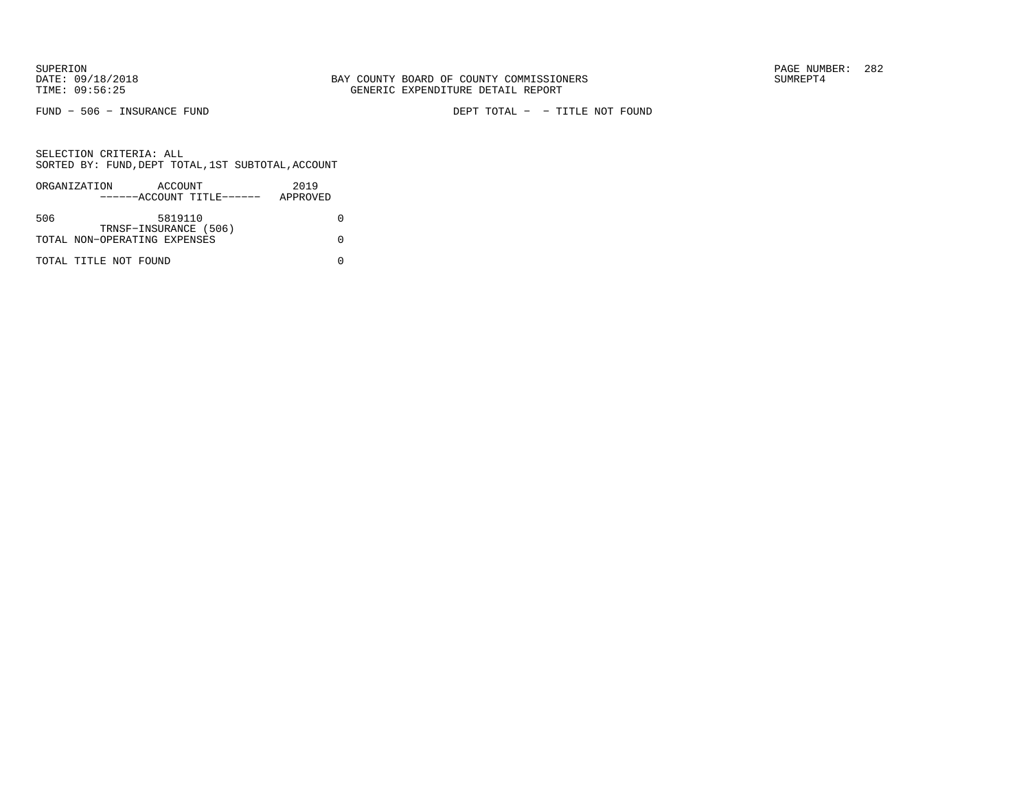FUND − 506 − INSURANCE FUND

DEPT TOTAL − − TITLE NOT FOUND

SELECTION CRITERIA: ALL
SORTED BY: FUND,DEPT TOTAL,1ST SUBTOTAL,ACCOUNT

| ORGANIZATION | ACCOUNT<br>------ACCOUNT TITLE------ | 2019<br>APPROVED |
|---|---|---|
| 506 | 5819110<br>TRNSF−INSURANCE (506) | 0 |
| TOTAL NON−OPERATING EXPENSES | | 0 |
| TOTAL TITLE NOT FOUND | | 0 |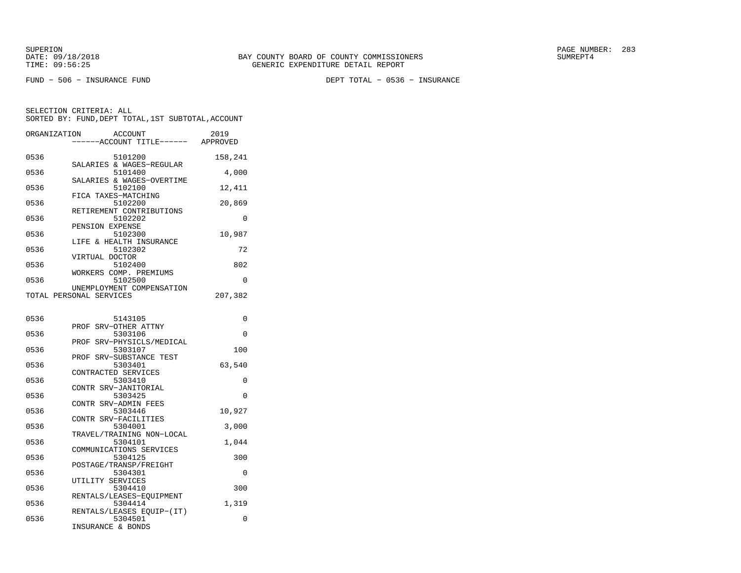SUPERION
DATE: 09/18/2018
TIME: 09:56:25

BAY COUNTY BOARD OF COUNTY COMMISSIONERS
GENERIC EXPENDITURE DETAIL REPORT

SUMREPT4

FUND − 506 − INSURANCE FUND

DEPT TOTAL − 0536 − INSURANCE

SELECTION CRITERIA: ALL
SORTED BY: FUND,DEPT TOTAL,1ST SUBTOTAL,ACCOUNT

| ORGANIZATION | ACCOUNT / ------ACCOUNT TITLE------ | 2019 APPROVED |
|---|---|---|
| 0536 | 5101200 SALARIES & WAGES−REGULAR | 158,241 |
| 0536 | 5101400 SALARIES & WAGES−OVERTIME | 4,000 |
| 0536 | 5102100 FICA TAXES−MATCHING | 12,411 |
| 0536 | 5102200 RETIREMENT CONTRIBUTIONS | 20,869 |
| 0536 | 5102202 PENSION EXPENSE | 0 |
| 0536 | 5102300 LIFE & HEALTH INSURANCE | 10,987 |
| 0536 | 5102302 VIRTUAL DOCTOR | 72 |
| 0536 | 5102400 WORKERS COMP. PREMIUMS | 802 |
| 0536 | 5102500 UNEMPLOYMENT COMPENSATION | 0 |
| TOTAL PERSONAL SERVICES | | 207,382 |
| 0536 | 5143105 PROF SRV−OTHER ATTNY | 0 |
| 0536 | 5303106 PROF SRV−PHYSICLS/MEDICAL | 0 |
| 0536 | 5303107 PROF SRV−SUBSTANCE TEST | 100 |
| 0536 | 5303401 CONTRACTED SERVICES | 63,540 |
| 0536 | 5303410 CONTR SRV−JANITORIAL | 0 |
| 0536 | 5303425 CONTR SRV−ADMIN FEES | 0 |
| 0536 | 5303446 CONTR SRV−FACILITIES | 10,927 |
| 0536 | 5304001 TRAVEL/TRAINING NON−LOCAL | 3,000 |
| 0536 | 5304101 COMMUNICATIONS SERVICES | 1,044 |
| 0536 | 5304125 POSTAGE/TRANSP/FREIGHT | 300 |
| 0536 | 5304301 UTILITY SERVICES | 0 |
| 0536 | 5304410 RENTALS/LEASES−EQUIPMENT | 300 |
| 0536 | 5304414 RENTALS/LEASES EQUIP−(IT) | 1,319 |
| 0536 | 5304501 INSURANCE & BONDS | 0 |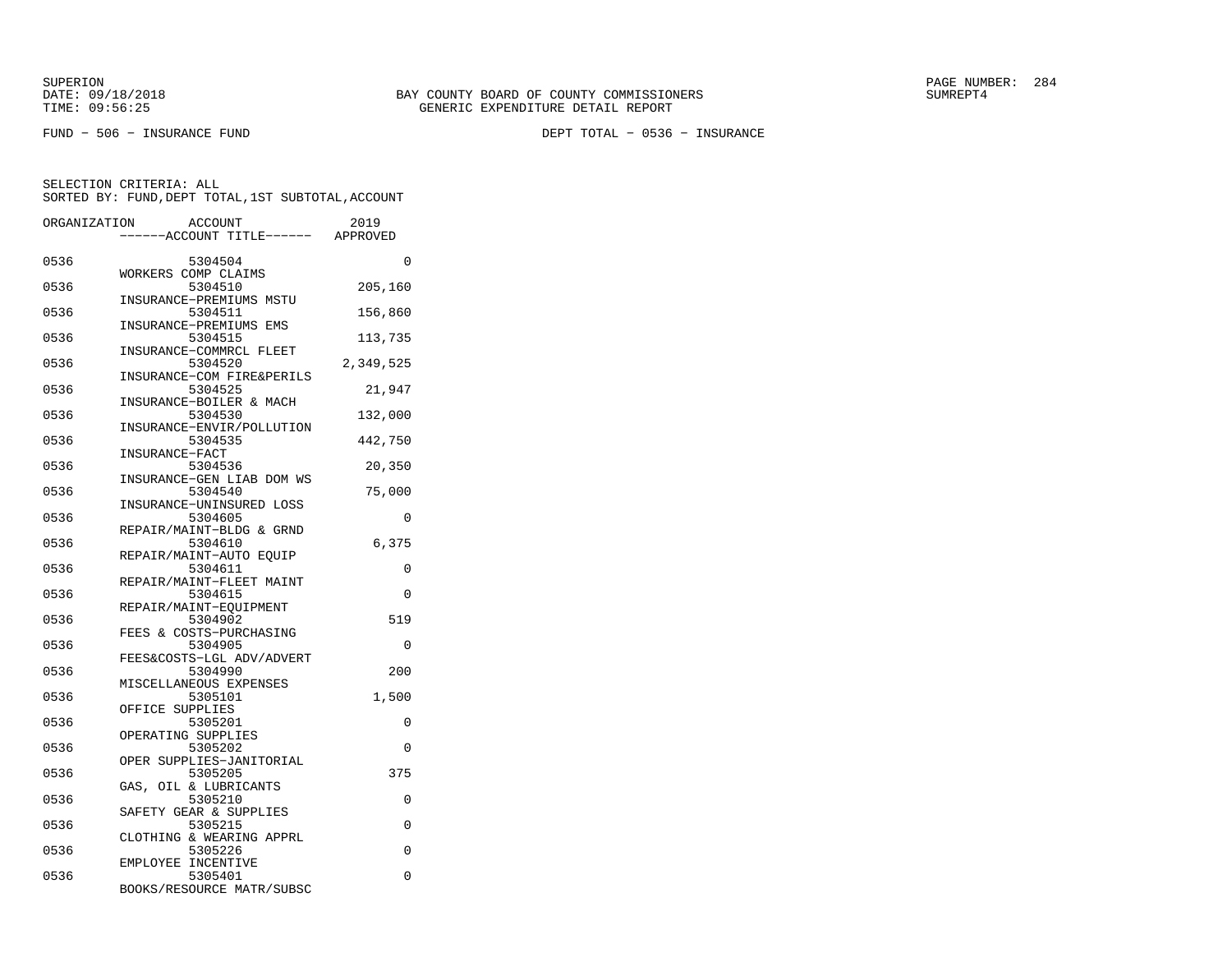BAY COUNTY BOARD OF COUNTY COMMISSIONERS
GENERIC EXPENDITURE DETAIL REPORT

SUPERION
DATE: 09/18/2018
TIME: 09:56:25

FUND − 506 − INSURANCE FUND

DEPT TOTAL − 0536 − INSURANCE

SELECTION CRITERIA: ALL
SORTED BY: FUND,DEPT TOTAL,1ST SUBTOTAL,ACCOUNT

| ORGANIZATION | ACCOUNT / ------ACCOUNT TITLE------ | 2019 APPROVED |
|---|---|---|
| 0536 | 5304504 WORKERS COMP CLAIMS | 0 |
| 0536 | 5304510 INSURANCE−PREMIUMS MSTU | 205,160 |
| 0536 | 5304511 INSURANCE−PREMIUMS EMS | 156,860 |
| 0536 | 5304515 INSURANCE−COMMRCL FLEET | 113,735 |
| 0536 | 5304520 INSURANCE−COM FIRE&PERILS | 2,349,525 |
| 0536 | 5304525 INSURANCE−BOILER & MACH | 21,947 |
| 0536 | 5304530 INSURANCE−ENVIR/POLLUTION | 132,000 |
| 0536 | 5304535 INSURANCE−FACT | 442,750 |
| 0536 | 5304536 INSURANCE−GEN LIAB DOM WS | 20,350 |
| 0536 | 5304540 INSURANCE−UNINSURED LOSS | 75,000 |
| 0536 | 5304605 REPAIR/MAINT−BLDG & GRND | 0 |
| 0536 | 5304610 REPAIR/MAINT−AUTO EQUIP | 6,375 |
| 0536 | 5304611 REPAIR/MAINT−FLEET MAINT | 0 |
| 0536 | 5304615 REPAIR/MAINT−EQUIPMENT | 0 |
| 0536 | 5304902 FEES & COSTS−PURCHASING | 519 |
| 0536 | 5304905 FEES&COSTS−LGL ADV/ADVERT | 0 |
| 0536 | 5304990 MISCELLANEOUS EXPENSES | 200 |
| 0536 | 5305101 OFFICE SUPPLIES | 1,500 |
| 0536 | 5305201 OPERATING SUPPLIES | 0 |
| 0536 | 5305202 OPER SUPPLIES−JANITORIAL | 0 |
| 0536 | 5305205 GAS, OIL & LUBRICANTS | 375 |
| 0536 | 5305210 SAFETY GEAR & SUPPLIES | 0 |
| 0536 | 5305215 CLOTHING & WEARING APPRL | 0 |
| 0536 | 5305226 EMPLOYEE INCENTIVE | 0 |
| 0536 | 5305401 BOOKS/RESOURCE MATR/SUBSC | 0 |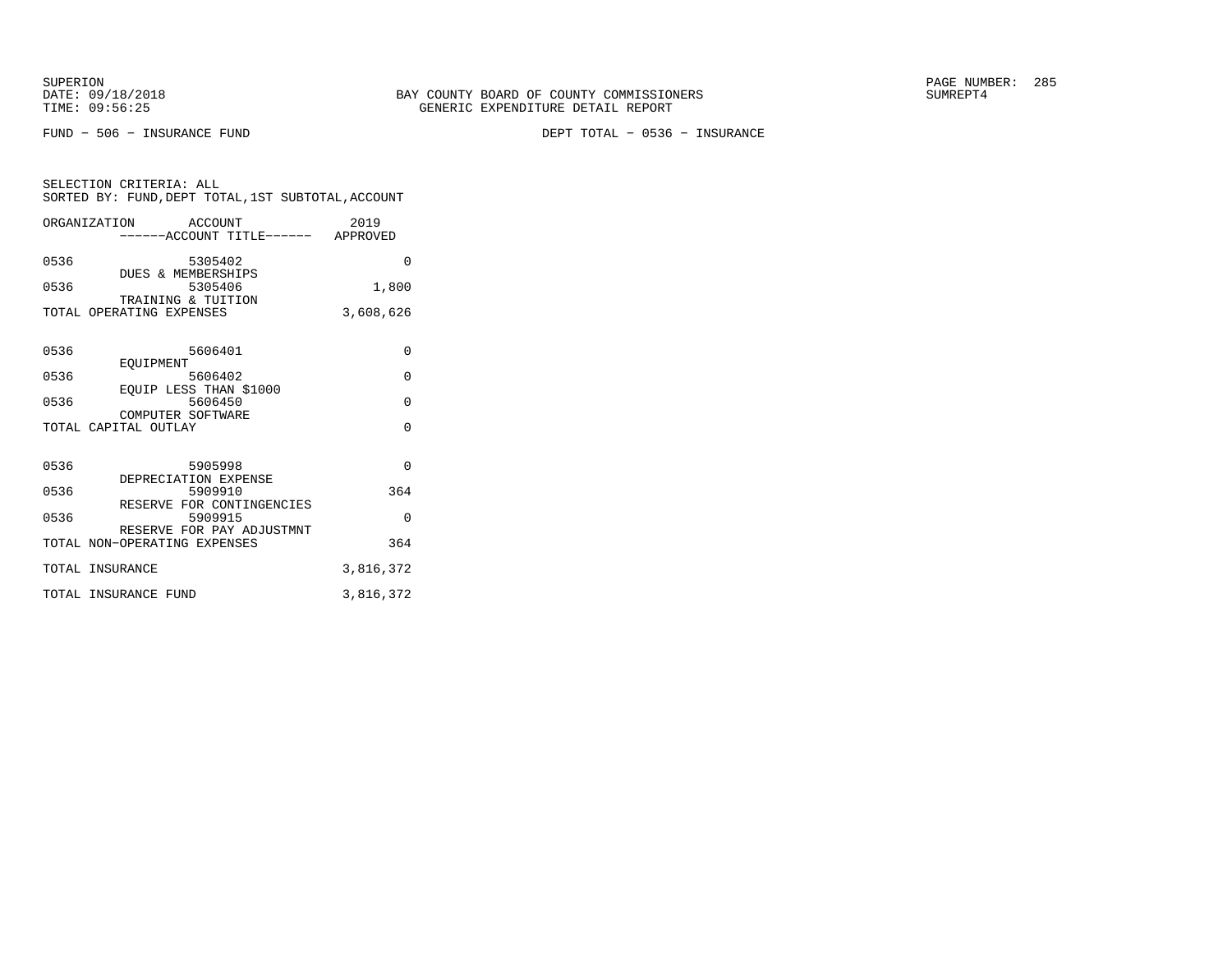BAY COUNTY BOARD OF COUNTY COMMISSIONERS
GENERIC EXPENDITURE DETAIL REPORT

SUPERION
DATE: 09/18/2018
TIME: 09:56:25

PAGE NUMBER: 285
SUMREPT4

FUND − 506 − INSURANCE FUND

DEPT TOTAL − 0536 − INSURANCE

SELECTION CRITERIA: ALL
SORTED BY: FUND,DEPT TOTAL,1ST SUBTOTAL,ACCOUNT

| ORGANIZATION | ACCOUNT ------ACCOUNT TITLE------ | 2019 APPROVED |
|---|---|---|
| 0536 | 5305402 DUES & MEMBERSHIPS | 0 |
| 0536 | 5305406 TRAINING & TUITION | 1,800 |
| TOTAL OPERATING EXPENSES | | 3,608,626 |
| 0536 | 5606401 EQUIPMENT | 0 |
| 0536 | 5606402 EQUIP LESS THAN $1000 | 0 |
| 0536 | 5606450 COMPUTER SOFTWARE | 0 |
| TOTAL CAPITAL OUTLAY | | 0 |
| 0536 | 5905998 DEPRECIATION EXPENSE | 0 |
| 0536 | 5909910 RESERVE FOR CONTINGENCIES | 364 |
| 0536 | 5909915 RESERVE FOR PAY ADJUSTMNT | 0 |
| TOTAL NON−OPERATING EXPENSES | | 364 |
| TOTAL INSURANCE | | 3,816,372 |
| TOTAL INSURANCE FUND | | 3,816,372 |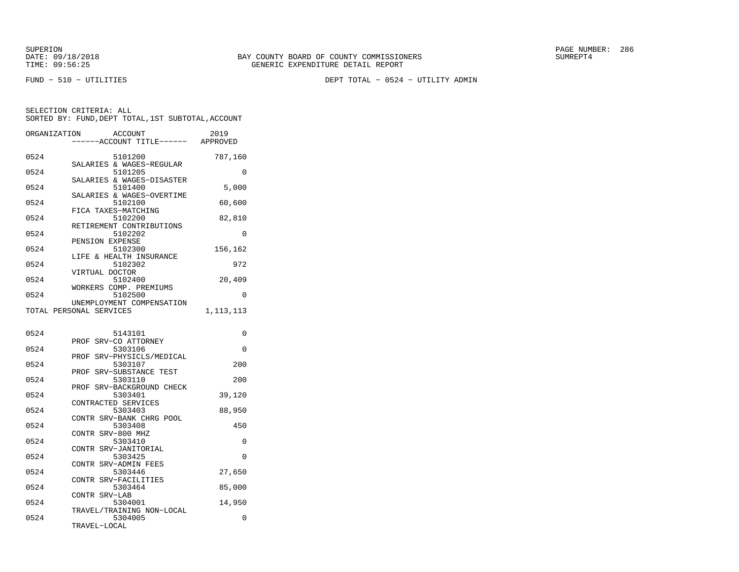SUPERION
DATE: 09/18/2018
TIME: 09:56:25

BAY COUNTY BOARD OF COUNTY COMMISSIONERS
GENERIC EXPENDITURE DETAIL REPORT

PAGE NUMBER: 286
SUMREPT4

FUND − 510 − UTILITIES

DEPT TOTAL − 0524 − UTILITY ADMIN

SELECTION CRITERIA: ALL
SORTED BY: FUND,DEPT TOTAL,1ST SUBTOTAL,ACCOUNT

| ORGANIZATION | ACCOUNT ------ACCOUNT TITLE------ | 2019 APPROVED |
|---|---|---|
| 0524 | 5101200 SALARIES & WAGES−REGULAR | 787,160 |
| 0524 | 5101205 SALARIES & WAGES−DISASTER | 0 |
| 0524 | 5101400 SALARIES & WAGES−OVERTIME | 5,000 |
| 0524 | 5102100 FICA TAXES−MATCHING | 60,600 |
| 0524 | 5102200 RETIREMENT CONTRIBUTIONS | 82,810 |
| 0524 | 5102202 PENSION EXPENSE | 0 |
| 0524 | 5102300 LIFE & HEALTH INSURANCE | 156,162 |
| 0524 | 5102302 VIRTUAL DOCTOR | 972 |
| 0524 | 5102400 WORKERS COMP. PREMIUMS | 20,409 |
| 0524 | 5102500 UNEMPLOYMENT COMPENSATION | 0 |
| TOTAL PERSONAL SERVICES | | 1,113,113 |
| 0524 | 5143101 PROF SRV−CO ATTORNEY | 0 |
| 0524 | 5303106 PROF SRV−PHYSICLS/MEDICAL | 0 |
| 0524 | 5303107 PROF SRV−SUBSTANCE TEST | 200 |
| 0524 | 5303110 PROF SRV−BACKGROUND CHECK | 200 |
| 0524 | 5303401 CONTRACTED SERVICES | 39,120 |
| 0524 | 5303403 CONTR SRV−BANK CHRG POOL | 88,950 |
| 0524 | 5303408 CONTR SRV−800 MHZ | 450 |
| 0524 | 5303410 CONTR SRV−JANITORIAL | 0 |
| 0524 | 5303425 CONTR SRV−ADMIN FEES | 0 |
| 0524 | 5303446 CONTR SRV−FACILITIES | 27,650 |
| 0524 | 5303464 CONTR SRV−LAB | 85,000 |
| 0524 | 5304001 TRAVEL/TRAINING NON−LOCAL | 14,950 |
| 0524 | 5304005 TRAVEL−LOCAL | 0 |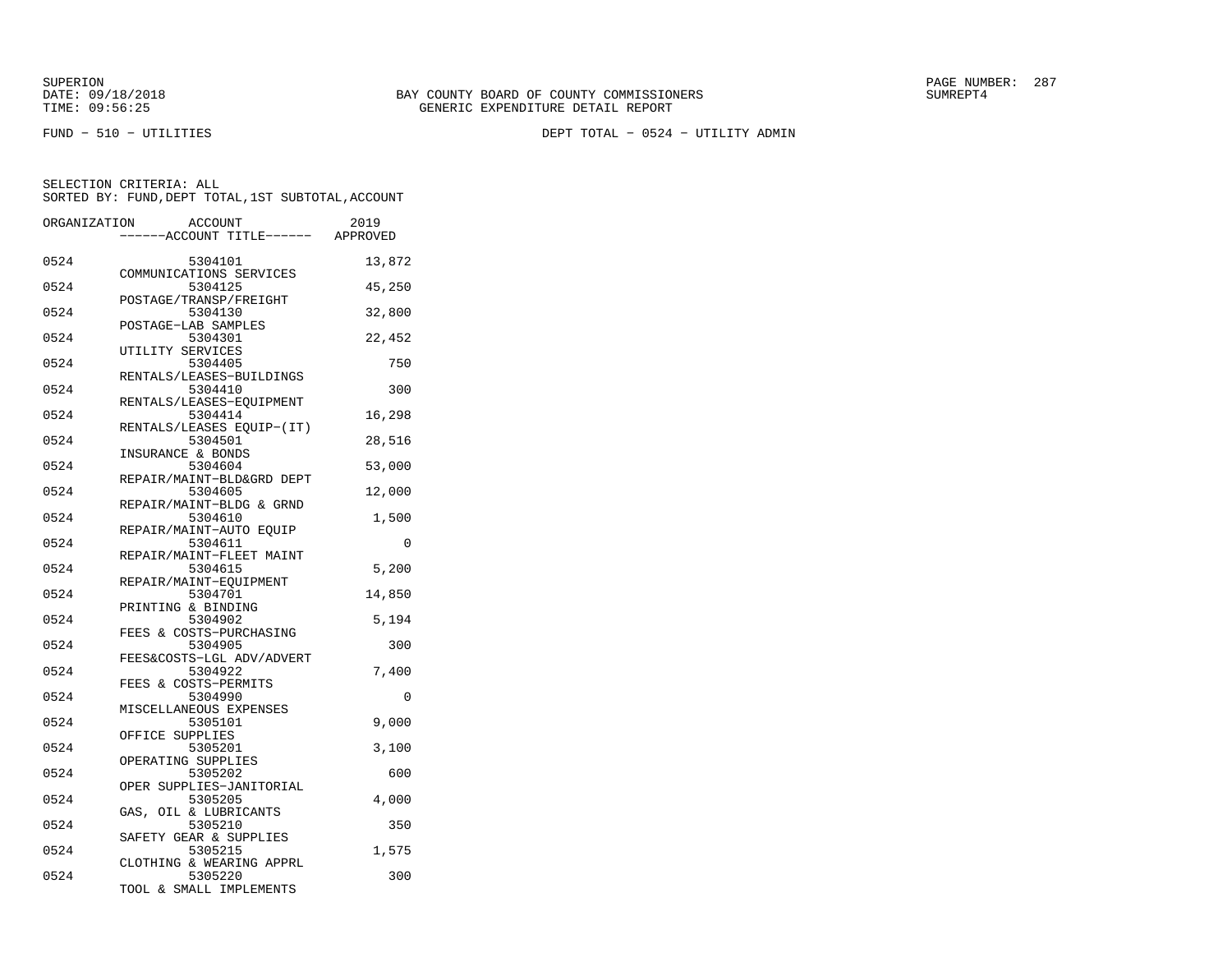SUPERION
DATE: 09/18/2018
TIME: 09:56:25

BAY COUNTY BOARD OF COUNTY COMMISSIONERS
GENERIC EXPENDITURE DETAIL REPORT

SUMREPT4

FUND − 510 − UTILITIES

DEPT TOTAL − 0524 − UTILITY ADMIN

SELECTION CRITERIA: ALL
SORTED BY: FUND,DEPT TOTAL,1ST SUBTOTAL,ACCOUNT

| ORGANIZATION | ACCOUNT ------ACCOUNT TITLE------ | 2019 APPROVED |
|---|---|---|
| 0524 | 5304101 COMMUNICATIONS SERVICES | 13,872 |
| 0524 | 5304125 POSTAGE/TRANSP/FREIGHT | 45,250 |
| 0524 | 5304130 POSTAGE−LAB SAMPLES | 32,800 |
| 0524 | 5304301 UTILITY SERVICES | 22,452 |
| 0524 | 5304405 RENTALS/LEASES−BUILDINGS | 750 |
| 0524 | 5304410 RENTALS/LEASES−EQUIPMENT | 300 |
| 0524 | 5304414 RENTALS/LEASES EQUIP−(IT) | 16,298 |
| 0524 | 5304501 INSURANCE & BONDS | 28,516 |
| 0524 | 5304604 REPAIR/MAINT−BLD&GRD DEPT | 53,000 |
| 0524 | 5304605 REPAIR/MAINT−BLDG & GRND | 12,000 |
| 0524 | 5304610 REPAIR/MAINT−AUTO EQUIP | 1,500 |
| 0524 | 5304611 REPAIR/MAINT−FLEET MAINT | 0 |
| 0524 | 5304615 REPAIR/MAINT−EQUIPMENT | 5,200 |
| 0524 | 5304701 PRINTING & BINDING | 14,850 |
| 0524 | 5304902 FEES & COSTS−PURCHASING | 5,194 |
| 0524 | 5304905 FEES&COSTS−LGL ADV/ADVERT | 300 |
| 0524 | 5304922 FEES & COSTS−PERMITS | 7,400 |
| 0524 | 5304990 MISCELLANEOUS EXPENSES | 0 |
| 0524 | 5305101 OFFICE SUPPLIES | 9,000 |
| 0524 | 5305201 OPERATING SUPPLIES | 3,100 |
| 0524 | 5305202 OPER SUPPLIES−JANITORIAL | 600 |
| 0524 | 5305205 GAS, OIL & LUBRICANTS | 4,000 |
| 0524 | 5305210 SAFETY GEAR & SUPPLIES | 350 |
| 0524 | 5305215 CLOTHING & WEARING APPRL | 1,575 |
| 0524 | 5305220 TOOL & SMALL IMPLEMENTS | 300 |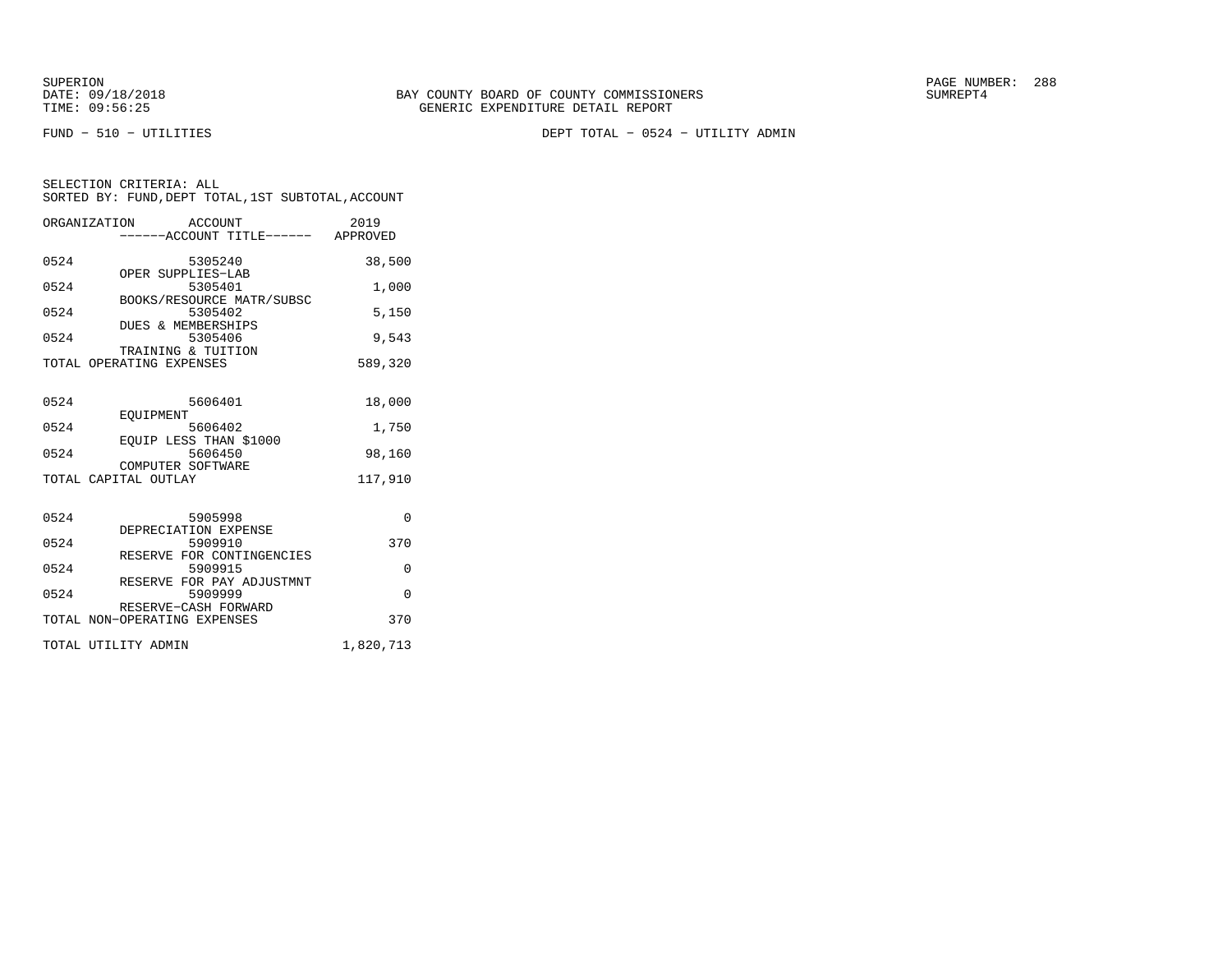SUPERION
DATE: 09/18/2018
TIME: 09:56:25

BAY COUNTY BOARD OF COUNTY COMMISSIONERS
GENERIC EXPENDITURE DETAIL REPORT

SUMREPT4

FUND − 510 − UTILITIES

DEPT TOTAL − 0524 − UTILITY ADMIN

SELECTION CRITERIA: ALL
SORTED BY: FUND,DEPT TOTAL,1ST SUBTOTAL,ACCOUNT

| ORGANIZATION | ACCOUNT ------ACCOUNT TITLE------ | 2019 APPROVED |
|---|---|---|
| 0524 | 5305240 OPER SUPPLIES−LAB | 38,500 |
| 0524 | 5305401 BOOKS/RESOURCE MATR/SUBSC | 1,000 |
| 0524 | 5305402 DUES & MEMBERSHIPS | 5,150 |
| 0524 | 5305406 TRAINING & TUITION | 9,543 |
| TOTAL OPERATING EXPENSES | | 589,320 |
| 0524 | 5606401 EQUIPMENT | 18,000 |
| 0524 | 5606402 EQUIP LESS THAN $1000 | 1,750 |
| 0524 | 5606450 COMPUTER SOFTWARE | 98,160 |
| TOTAL CAPITAL OUTLAY | | 117,910 |
| 0524 | 5905998 DEPRECIATION EXPENSE | 0 |
| 0524 | 5909910 RESERVE FOR CONTINGENCIES | 370 |
| 0524 | 5909915 RESERVE FOR PAY ADJUSTMNT | 0 |
| 0524 | 5909999 RESERVE−CASH FORWARD | 0 |
| TOTAL NON−OPERATING EXPENSES | | 370 |
| TOTAL UTILITY ADMIN | | 1,820,713 |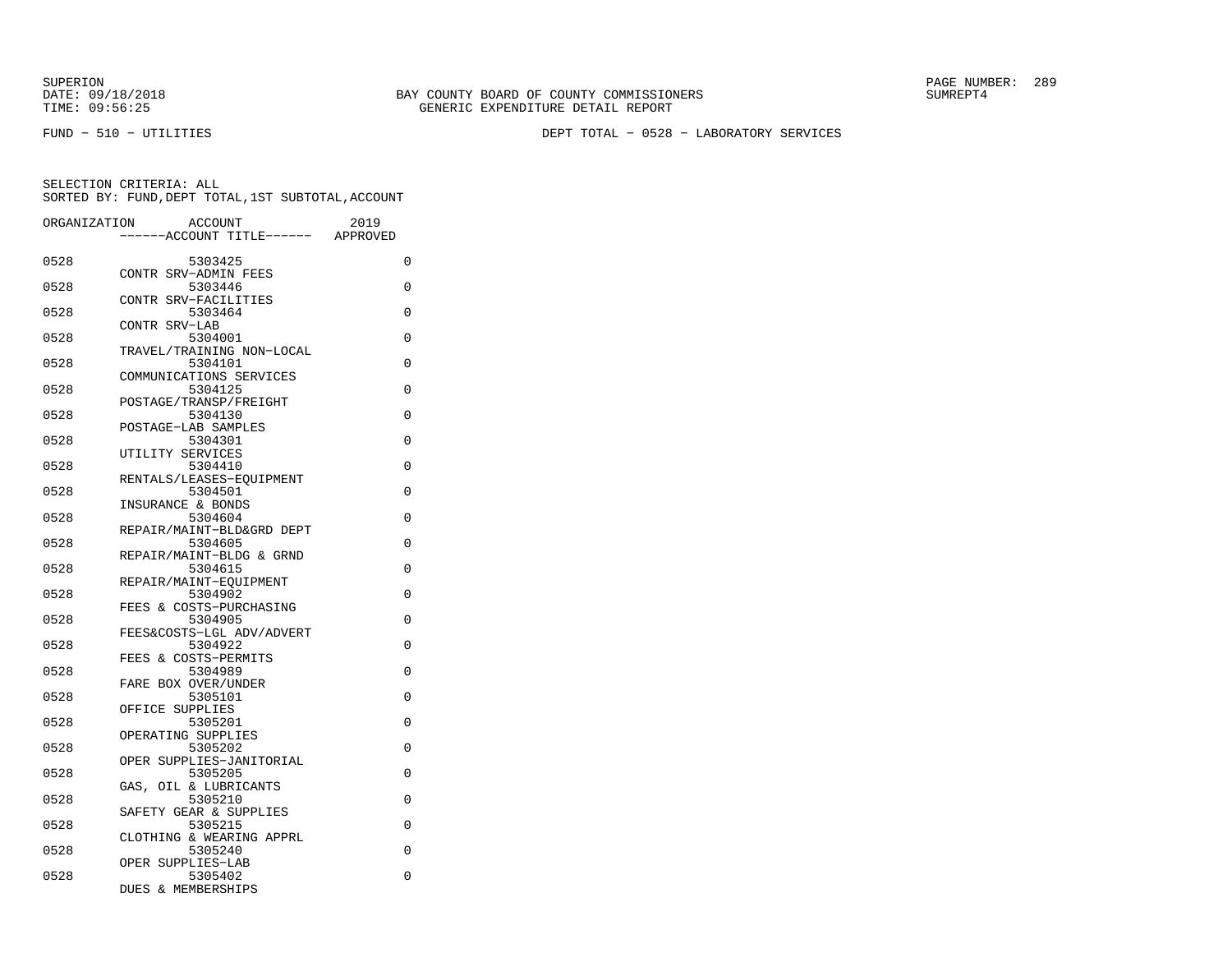FUND − 510 − UTILITIES DEPT TOTAL − 0528 − LABORATORY SERVICES

SELECTION CRITERIA: ALL
SORTED BY: FUND,DEPT TOTAL,1ST SUBTOTAL,ACCOUNT

| ORGANIZATION | ACCOUNT ------ACCOUNT TITLE------ | 2019 APPROVED |
|---|---|---|
| 0528 | 5303425 CONTR SRV−ADMIN FEES | 0 |
| 0528 | 5303446 CONTR SRV−FACILITIES | 0 |
| 0528 | 5303464 CONTR SRV−LAB | 0 |
| 0528 | 5304001 TRAVEL/TRAINING NON−LOCAL | 0 |
| 0528 | 5304101 COMMUNICATIONS SERVICES | 0 |
| 0528 | 5304125 POSTAGE/TRANSP/FREIGHT | 0 |
| 0528 | 5304130 POSTAGE−LAB SAMPLES | 0 |
| 0528 | 5304301 UTILITY SERVICES | 0 |
| 0528 | 5304410 RENTALS/LEASES−EQUIPMENT | 0 |
| 0528 | 5304501 INSURANCE & BONDS | 0 |
| 0528 | 5304604 REPAIR/MAINT−BLD&GRD DEPT | 0 |
| 0528 | 5304605 REPAIR/MAINT−BLDG & GRND | 0 |
| 0528 | 5304615 REPAIR/MAINT−EQUIPMENT | 0 |
| 0528 | 5304902 FEES & COSTS−PURCHASING | 0 |
| 0528 | 5304905 FEES&COSTS−LGL ADV/ADVERT | 0 |
| 0528 | 5304922 FEES & COSTS−PERMITS | 0 |
| 0528 | 5304989 FARE BOX OVER/UNDER | 0 |
| 0528 | 5305101 OFFICE SUPPLIES | 0 |
| 0528 | 5305201 OPERATING SUPPLIES | 0 |
| 0528 | 5305202 OPER SUPPLIES−JANITORIAL | 0 |
| 0528 | 5305205 GAS, OIL & LUBRICANTS | 0 |
| 0528 | 5305210 SAFETY GEAR & SUPPLIES | 0 |
| 0528 | 5305215 CLOTHING & WEARING APPRL | 0 |
| 0528 | 5305240 OPER SUPPLIES−LAB | 0 |
| 0528 | 5305402 DUES & MEMBERSHIPS | 0 |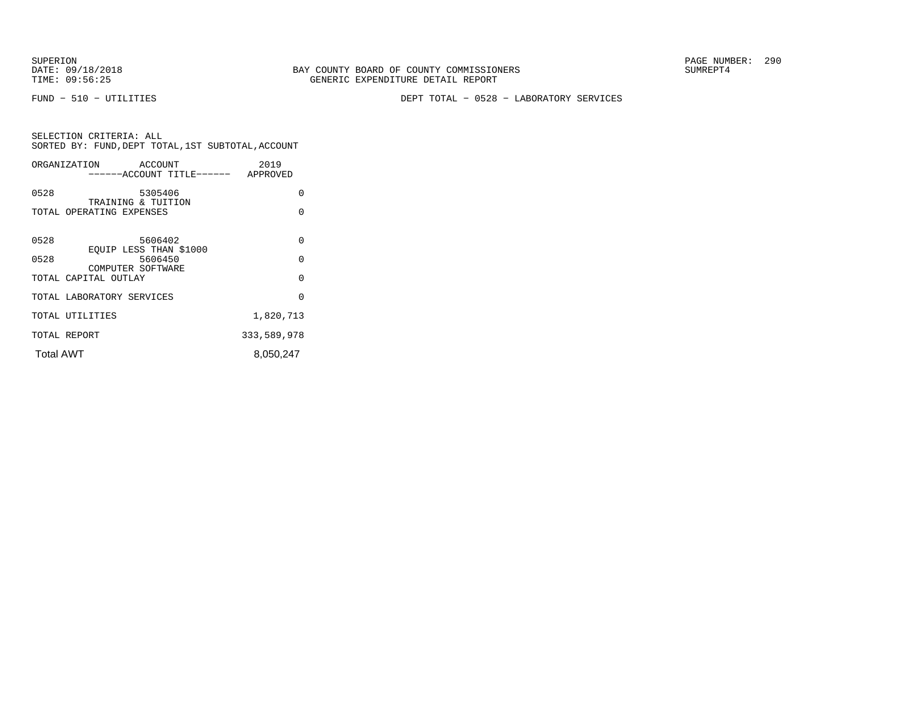SUPERION
DATE: 09/18/2018
TIME: 09:56:25

BAY COUNTY BOARD OF COUNTY COMMISSIONERS
GENERIC EXPENDITURE DETAIL REPORT

SUMREPT4

FUND − 510 − UTILITIES

DEPT TOTAL − 0528 − LABORATORY SERVICES

SELECTION CRITERIA: ALL
SORTED BY: FUND,DEPT TOTAL,1ST SUBTOTAL,ACCOUNT

| ORGANIZATION | ACCOUNT / ------ACCOUNT TITLE------ | 2019 APPROVED |
|---|---|---|
| 0528 | 5305406 TRAINING & TUITION | 0 |
| TOTAL OPERATING EXPENSES | | 0 |
| 0528 | 5606402 EQUIP LESS THAN $1000 | 0 |
| 0528 | 5606450 COMPUTER SOFTWARE | 0 |
| TOTAL CAPITAL OUTLAY | | 0 |
| TOTAL LABORATORY SERVICES | | 0 |
| TOTAL UTILITIES | | 1,820,713 |
| TOTAL REPORT | | 333,589,978 |
| Total AWT | | 8,050,247 |